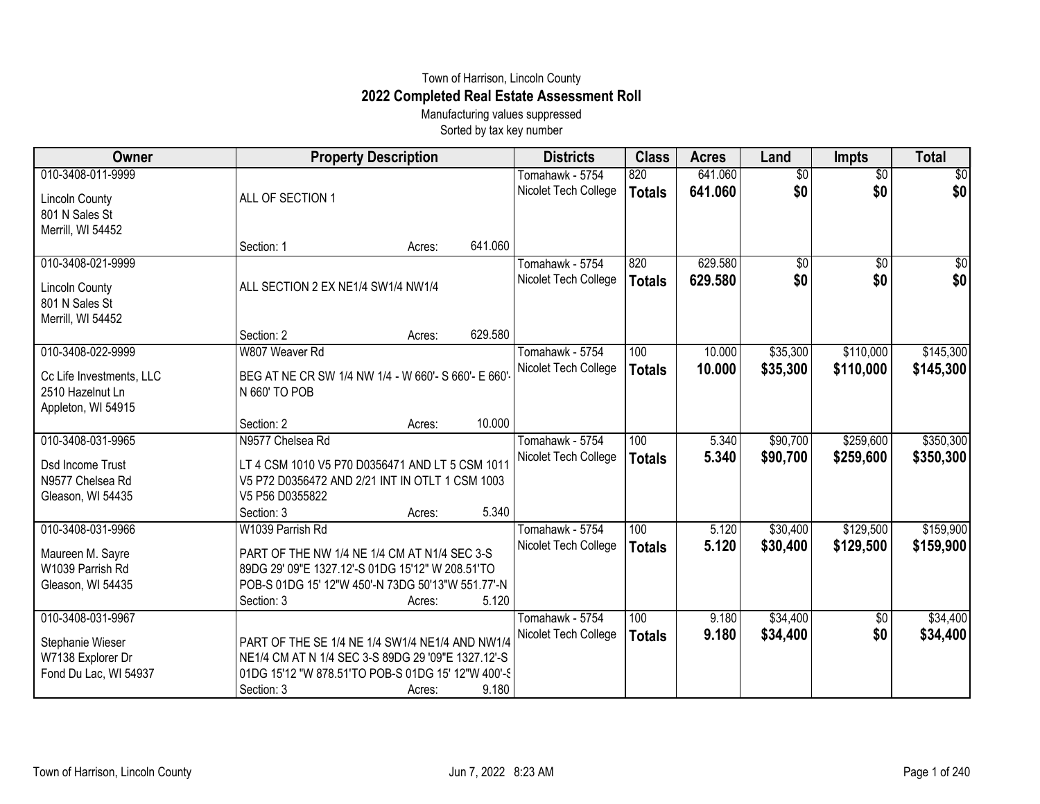Town of Harrison, Lincoln County

# 2022 Completed Real Estate Assessment Roll

Manufacturing values suppressed

Sorted by tax key number

| Owner | Property Description | Districts | Class | Acres | Land | Impts | Total |
|---|---|---|---|---|---|---|---|
| 010-3408-011-9999<br>Lincoln County<br>801 N Sales St<br>Merrill, WI 54452 | ALL OF SECTION 1<br>Section: 1 Acres: 641.060 | Tomahawk - 5754<br>Nicolet Tech College | 820<br>**Totals** | 641.060<br>**641.060** | $0<br>**$0** | $0<br>**$0** | $0<br>**$0** |
| 010-3408-021-9999<br>Lincoln County<br>801 N Sales St<br>Merrill, WI 54452 | ALL SECTION 2 EX NE1/4 SW1/4 NW1/4<br>Section: 2 Acres: 629.580 | Tomahawk - 5754<br>Nicolet Tech College | 820<br>**Totals** | 629.580<br>**629.580** | $0<br>**$0** | $0<br>**$0** | $0<br>**$0** |
| 010-3408-022-9999<br>Cc Life Investments, LLC<br>2510 Hazelnut Ln<br>Appleton, WI 54915 | W807 Weaver Rd<br>BEG AT NE CR SW 1/4 NW 1/4 - W 660'- S 660'- E 660'- N 660' TO POB<br>Section: 2 Acres: 10.000 | Tomahawk - 5754<br>Nicolet Tech College | 100<br>**Totals** | 10.000<br>**10.000** | $35,300<br>**$35,300** | $110,000<br>**$110,000** | $145,300<br>**$145,300** |
| 010-3408-031-9965<br>Dsd Income Trust<br>N9577 Chelsea Rd<br>Gleason, WI 54435 | N9577 Chelsea Rd<br>LT 4 CSM 1010 V5 P70 D0356471 AND LT 5 CSM 1011 V5 P72 D0356472 AND 2/21 INT IN OTLT 1 CSM 1003 V5 P56 D0355822<br>Section: 3 Acres: 5.340 | Tomahawk - 5754<br>Nicolet Tech College | 100<br>**Totals** | 5.340<br>**5.340** | $90,700<br>**$90,700** | $259,600<br>**$259,600** | $350,300<br>**$350,300** |
| 010-3408-031-9966<br>Maureen M. Sayre<br>W1039 Parrish Rd<br>Gleason, WI 54435 | W1039 Parrish Rd<br>PART OF THE NW 1/4 NE 1/4 CM AT N1/4 SEC 3-S 89DG 29' 09"E 1327.12'-S 01DG 15'12" W 208.51'TO POB-S 01DG 15' 12"W 450'-N 73DG 50'13"W 551.77'-N<br>Section: 3 Acres: 5.120 | Tomahawk - 5754<br>Nicolet Tech College | 100<br>**Totals** | 5.120<br>**5.120** | $30,400<br>**$30,400** | $129,500<br>**$129,500** | $159,900<br>**$159,900** |
| 010-3408-031-9967<br>Stephanie Wieser<br>W7138 Explorer Dr<br>Fond Du Lac, WI 54937 | PART OF THE SE 1/4 NE 1/4 SW1/4 NE1/4 AND NW1/4 NE1/4 CM AT N 1/4 SEC 3-S 89DG 29 '09"E 1327.12'-S 01DG 15'12 "W 878.51'TO POB-S 01DG 15' 12"W 400'-S<br>Section: 3 Acres: 9.180 | Tomahawk - 5754<br>Nicolet Tech College | 100<br>**Totals** | 9.180<br>**9.180** | $34,400<br>**$34,400** | $0<br>**$0** | $34,400<br>**$34,400** |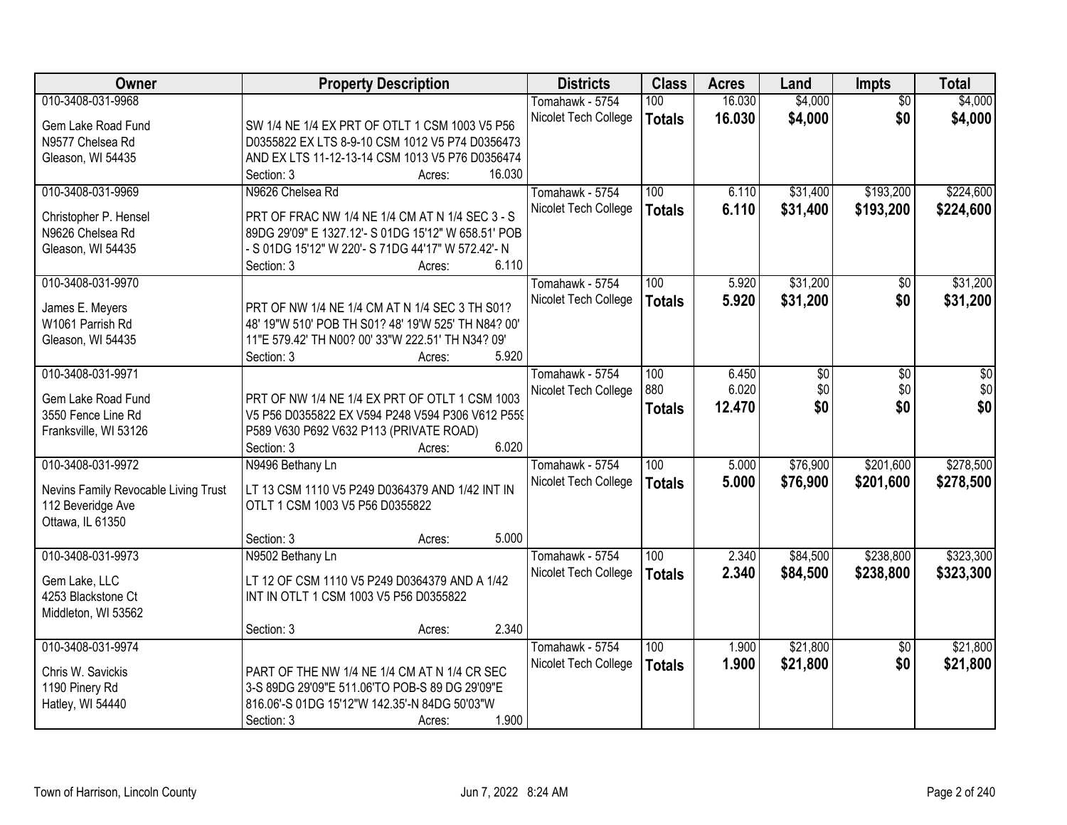| Owner | Property Description | Districts | Class | Acres | Land | Impts | Total |
|---|---|---|---|---|---|---|---|
| 010-3408-031-9968<br>Gem Lake Road Fund<br>N9577 Chelsea Rd<br>Gleason, WI 54435 | SW 1/4 NE 1/4 EX PRT OF OTLT 1 CSM 1003 V5 P56 D0355822 EX LTS 8-9-10 CSM 1012 V5 P74 D0356473 AND EX LTS 11-12-13-14 CSM 1013 V5 P76 D0356474<br>Section: 3 Acres: 16.030 | Tomahawk - 5754<br>Nicolet Tech College | 100<br>**Totals** | 16.030<br>**16.030** | $4,000<br>**$4,000** | $0<br>**$0** | $4,000<br>**$4,000** |
| 010-3408-031-9969<br>Christopher P. Hensel<br>N9626 Chelsea Rd<br>Gleason, WI 54435 | N9626 Chelsea Rd<br>PRT OF FRAC NW 1/4 NE 1/4 CM AT N 1/4 SEC 3 - S 89DG 29'09" E 1327.12'- S 01DG 15'12" W 658.51' POB - S 01DG 15'12" W 220'- S 71DG 44'17" W 572.42'- N<br>Section: 3 Acres: 6.110 | Tomahawk - 5754<br>Nicolet Tech College | 100<br>**Totals** | 6.110<br>**6.110** | $31,400<br>**$31,400** | $193,200<br>**$193,200** | $224,600<br>**$224,600** |
| 010-3408-031-9970<br>James E. Meyers<br>W1061 Parrish Rd<br>Gleason, WI 54435 | PRT OF NW 1/4 NE 1/4 CM AT N 1/4 SEC 3 TH S01? 48' 19"W 510' POB TH S01? 48' 19'W 525' TH N84? 00' 11"E 579.42' TH N00? 00' 33"W 222.51' TH N34? 09'<br>Section: 3 Acres: 5.920 | Tomahawk - 5754<br>Nicolet Tech College | 100<br>**Totals** | 5.920<br>**5.920** | $31,200<br>**$31,200** | $0<br>**$0** | $31,200<br>**$31,200** |
| 010-3408-031-9971<br>Gem Lake Road Fund<br>3550 Fence Line Rd<br>Franksville, WI 53126 | PRT OF NW 1/4 NE 1/4 EX PRT OF OTLT 1 CSM 1003 V5 P56 D0355822 EX V594 P248 V594 P306 V612 P559 P589 V630 P692 V632 P113 (PRIVATE ROAD)<br>Section: 3 Acres: 6.020 | Tomahawk - 5754<br>Nicolet Tech College | 100<br>880<br>**Totals** | 6.450<br>6.020<br>**12.470** | $0<br>$0<br>**$0** | $0<br>$0<br>**$0** | $0<br>$0<br>**$0** |
| 010-3408-031-9972<br>Nevins Family Revocable Living Trust<br>112 Beveridge Ave<br>Ottawa, IL 61350 | N9496 Bethany Ln<br>LT 13 CSM 1110 V5 P249 D0364379 AND 1/42 INT IN OTLT 1 CSM 1003 V5 P56 D0355822<br>Section: 3 Acres: 5.000 | Tomahawk - 5754<br>Nicolet Tech College | 100<br>**Totals** | 5.000<br>**5.000** | $76,900<br>**$76,900** | $201,600<br>**$201,600** | $278,500<br>**$278,500** |
| 010-3408-031-9973<br>Gem Lake, LLC<br>4253 Blackstone Ct<br>Middleton, WI 53562 | N9502 Bethany Ln<br>LT 12 OF CSM 1110 V5 P249 D0364379 AND A 1/42 INT IN OTLT 1 CSM 1003 V5 P56 D0355822<br>Section: 3 Acres: 2.340 | Tomahawk - 5754<br>Nicolet Tech College | 100<br>**Totals** | 2.340<br>**2.340** | $84,500<br>**$84,500** | $238,800<br>**$238,800** | $323,300<br>**$323,300** |
| 010-3408-031-9974<br>Chris W. Savickis<br>1190 Pinery Rd<br>Hatley, WI 54440 | PART OF THE NW 1/4 NE 1/4 CM AT N 1/4 CR SEC 3-S 89DG 29'09"E 511.06'TO POB-S 89 DG 29'09"E 816.06'-S 01DG 15'12"W 142.35'-N 84DG 50'03"W<br>Section: 3 Acres: 1.900 | Tomahawk - 5754<br>Nicolet Tech College | 100<br>**Totals** | 1.900<br>**1.900** | $21,800<br>**$21,800** | $0<br>**$0** | $21,800<br>**$21,800** |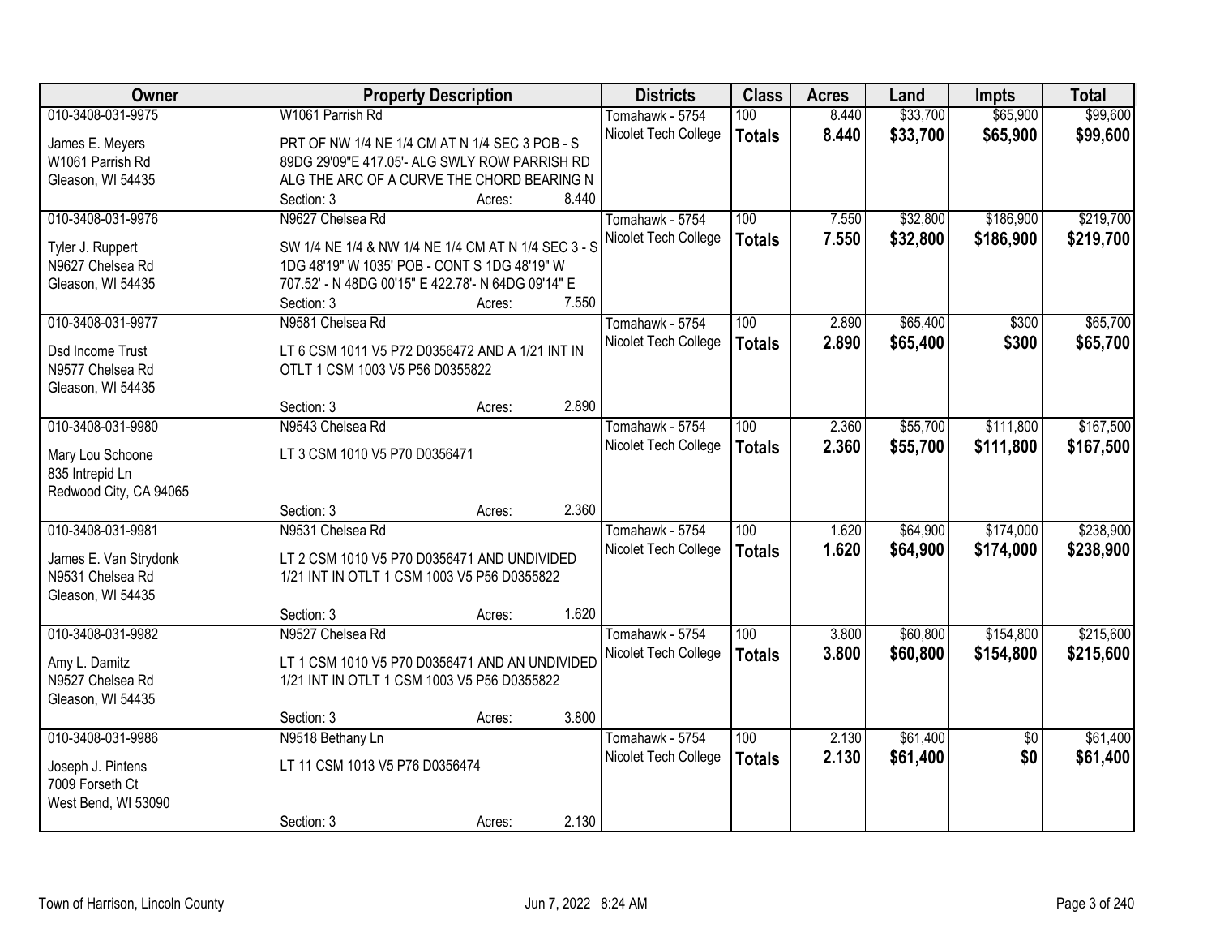| Owner | Property Description | Districts | Class | Acres | Land | Impts | Total |
|---|---|---|---|---|---|---|---|
| 010-3408-031-9975<br>James E. Meyers<br>W1061 Parrish Rd<br>Gleason, WI 54435 | W1061 Parrish Rd<br>PRT OF NW 1/4 NE 1/4 CM AT N 1/4 SEC 3 POB - S 89DG 29'09"E 417.05'- ALG SWLY ROW PARRISH RD ALG THE ARC OF A CURVE THE CHORD BEARING N<br>Section: 3 Acres: 8.440 | Tomahawk - 5754<br>Nicolet Tech College | 100<br>**Totals** | 8.440<br>**8.440** | $33,700<br>**$33,700** | $65,900<br>**$65,900** | $99,600<br>**$99,600** |
| 010-3408-031-9976<br>Tyler J. Ruppert<br>N9627 Chelsea Rd<br>Gleason, WI 54435 | N9627 Chelsea Rd<br>SW 1/4 NE 1/4 & NW 1/4 NE 1/4 CM AT N 1/4 SEC 3 - S 1DG 48'19" W 1035' POB - CONT S 1DG 48'19" W 707.52' - N 48DG 00'15" E 422.78'- N 64DG 09'14" E<br>Section: 3 Acres: 7.550 | Tomahawk - 5754<br>Nicolet Tech College | 100<br>**Totals** | 7.550<br>**7.550** | $32,800<br>**$32,800** | $186,900<br>**$186,900** | $219,700<br>**$219,700** |
| 010-3408-031-9977<br>Dsd Income Trust<br>N9577 Chelsea Rd<br>Gleason, WI 54435 | N9581 Chelsea Rd<br>LT 6 CSM 1011 V5 P72 D0356472 AND A 1/21 INT IN OTLT 1 CSM 1003 V5 P56 D0355822<br>Section: 3 Acres: 2.890 | Tomahawk - 5754<br>Nicolet Tech College | 100<br>**Totals** | 2.890<br>**2.890** | $65,400<br>**$65,400** | $300<br>**$300** | $65,700<br>**$65,700** |
| 010-3408-031-9980<br>Mary Lou Schoone<br>835 Intrepid Ln<br>Redwood City, CA 94065 | N9543 Chelsea Rd<br>LT 3 CSM 1010 V5 P70 D0356471<br>Section: 3 Acres: 2.360 | Tomahawk - 5754<br>Nicolet Tech College | 100<br>**Totals** | 2.360<br>**2.360** | $55,700<br>**$55,700** | $111,800<br>**$111,800** | $167,500<br>**$167,500** |
| 010-3408-031-9981<br>James E. Van Strydonk<br>N9531 Chelsea Rd<br>Gleason, WI 54435 | N9531 Chelsea Rd<br>LT 2 CSM 1010 V5 P70 D0356471 AND UNDIVIDED 1/21 INT IN OTLT 1 CSM 1003 V5 P56 D0355822<br>Section: 3 Acres: 1.620 | Tomahawk - 5754<br>Nicolet Tech College | 100<br>**Totals** | 1.620<br>**1.620** | $64,900<br>**$64,900** | $174,000<br>**$174,000** | $238,900<br>**$238,900** |
| 010-3408-031-9982<br>Amy L. Damitz<br>N9527 Chelsea Rd<br>Gleason, WI 54435 | N9527 Chelsea Rd<br>LT 1 CSM 1010 V5 P70 D0356471 AND AN UNDIVIDED 1/21 INT IN OTLT 1 CSM 1003 V5 P56 D0355822<br>Section: 3 Acres: 3.800 | Tomahawk - 5754<br>Nicolet Tech College | 100<br>**Totals** | 3.800<br>**3.800** | $60,800<br>**$60,800** | $154,800<br>**$154,800** | $215,600<br>**$215,600** |
| 010-3408-031-9986<br>Joseph J. Pintens<br>7009 Forseth Ct<br>West Bend, WI 53090 | N9518 Bethany Ln<br>LT 11 CSM 1013 V5 P76 D0356474<br>Section: 3 Acres: 2.130 | Tomahawk - 5754<br>Nicolet Tech College | 100<br>**Totals** | 2.130<br>**2.130** | $61,400<br>**$61,400** | $0<br>**$0** | $61,400<br>**$61,400** |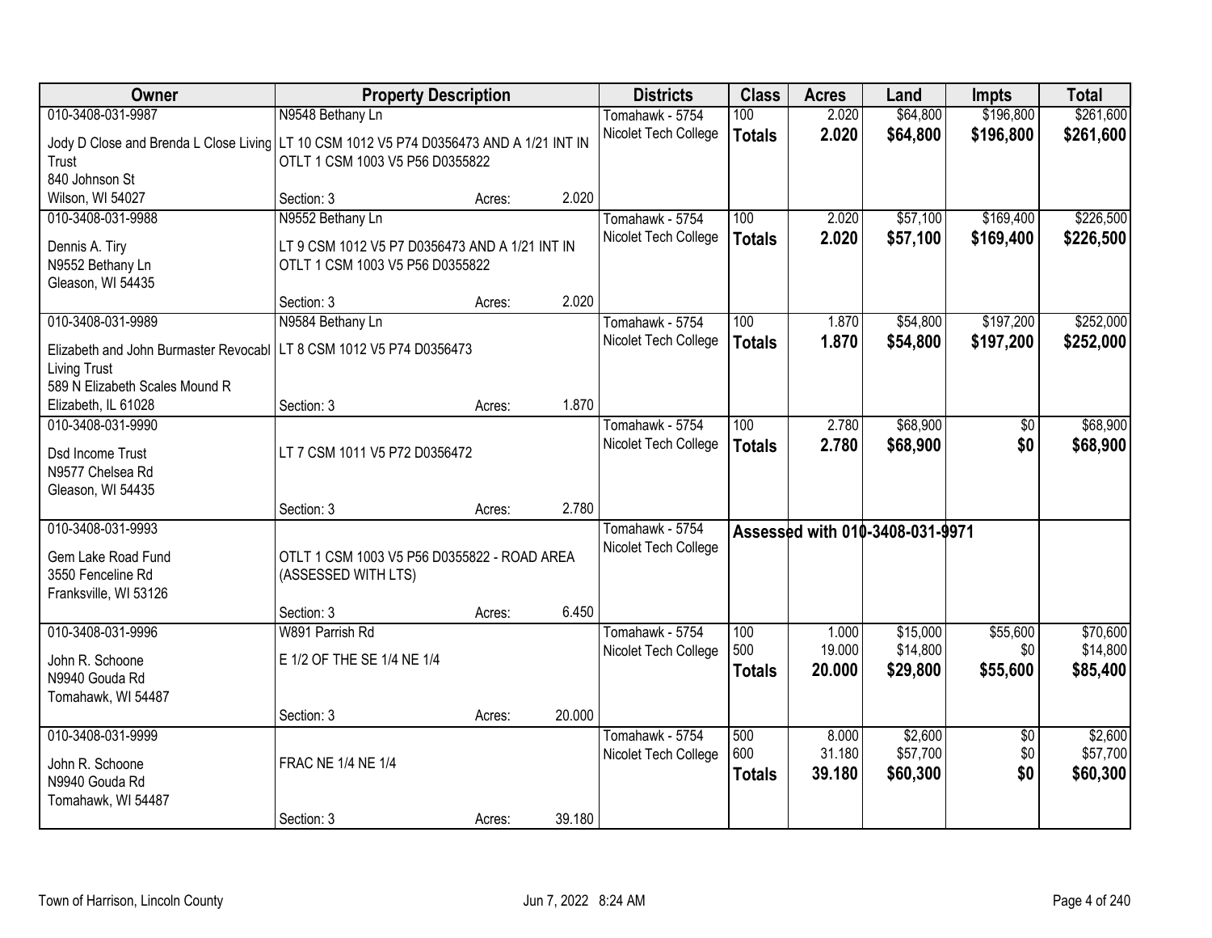| Owner | Property Description | Districts | Class | Acres | Land | Impts | Total |
|---|---|---|---|---|---|---|---|
| 010-3408-031-9987 | N9548 Bethany Ln | Tomahawk - 5754 | 100 | 2.020 | $64,800 | $196,800 | $261,600 |
| Jody D Close and Brenda L Close Living Trust<br>840 Johnson St<br>Wilson, WI 54027 | LT 10 CSM 1012 V5 P74 D0356473 AND A 1/21 INT IN OTLT 1 CSM 1003 V5 P56 D0355822<br>Section: 3 Acres: 2.020 | Nicolet Tech College | **Totals** | **2.020** | **$64,800** | **$196,800** | **$261,600** |
| 010-3408-031-9988 | N9552 Bethany Ln | Tomahawk - 5754 | 100 | 2.020 | $57,100 | $169,400 | $226,500 |
| Dennis A. Tiry<br>N9552 Bethany Ln<br>Gleason, WI 54435 | LT 9 CSM 1012 V5 P7 D0356473 AND A 1/21 INT IN OTLT 1 CSM 1003 V5 P56 D0355822<br>Section: 3 Acres: 2.020 | Nicolet Tech College | **Totals** | **2.020** | **$57,100** | **$169,400** | **$226,500** |
| 010-3408-031-9989 | N9584 Bethany Ln | Tomahawk - 5754 | 100 | 1.870 | $54,800 | $197,200 | $252,000 |
| Elizabeth and John Burmaster Revocabl Living Trust<br>589 N Elizabeth Scales Mound R<br>Elizabeth, IL 61028 | LT 8 CSM 1012 V5 P74 D0356473<br>Section: 3 Acres: 1.870 | Nicolet Tech College | **Totals** | **1.870** | **$54,800** | **$197,200** | **$252,000** |
| 010-3408-031-9990 | | Tomahawk - 5754 | 100 | 2.780 | $68,900 | $0 | $68,900 |
| Dsd Income Trust<br>N9577 Chelsea Rd<br>Gleason, WI 54435 | LT 7 CSM 1011 V5 P72 D0356472<br>Section: 3 Acres: 2.780 | Nicolet Tech College | **Totals** | **2.780** | **$68,900** | **$0** | **$68,900** |
| 010-3408-031-9993 | | Tomahawk - 5754 | Assessed with 010-3408-031-9971 | | | | |
| Gem Lake Road Fund<br>3550 Fenceline Rd<br>Franksville, WI 53126 | OTLT 1 CSM 1003 V5 P56 D0355822 - ROAD AREA (ASSESSED WITH LTS)<br>Section: 3 Acres: 6.450 | Nicolet Tech College | | | | | |
| 010-3408-031-9996 | W891 Parrish Rd | Tomahawk - 5754 | 100 | 1.000 | $15,000 | $55,600 | $70,600 |
| John R. Schoone<br>N9940 Gouda Rd<br>Tomahawk, WI 54487 | E 1/2 OF THE SE 1/4 NE 1/4<br>Section: 3 Acres: 20.000 | Nicolet Tech College | 500 | 19.000 | $14,800 | $0 | $14,800 |
| | | | **Totals** | **20.000** | **$29,800** | **$55,600** | **$85,400** |
| 010-3408-031-9999 | | Tomahawk - 5754 | 500 | 8.000 | $2,600 | $0 | $2,600 |
| John R. Schoone<br>N9940 Gouda Rd<br>Tomahawk, WI 54487 | FRAC NE 1/4 NE 1/4<br>Section: 3 Acres: 39.180 | Nicolet Tech College | 600 | 31.180 | $57,700 | $0 | $57,700 |
| | | | **Totals** | **39.180** | **$60,300** | **$0** | **$60,300** |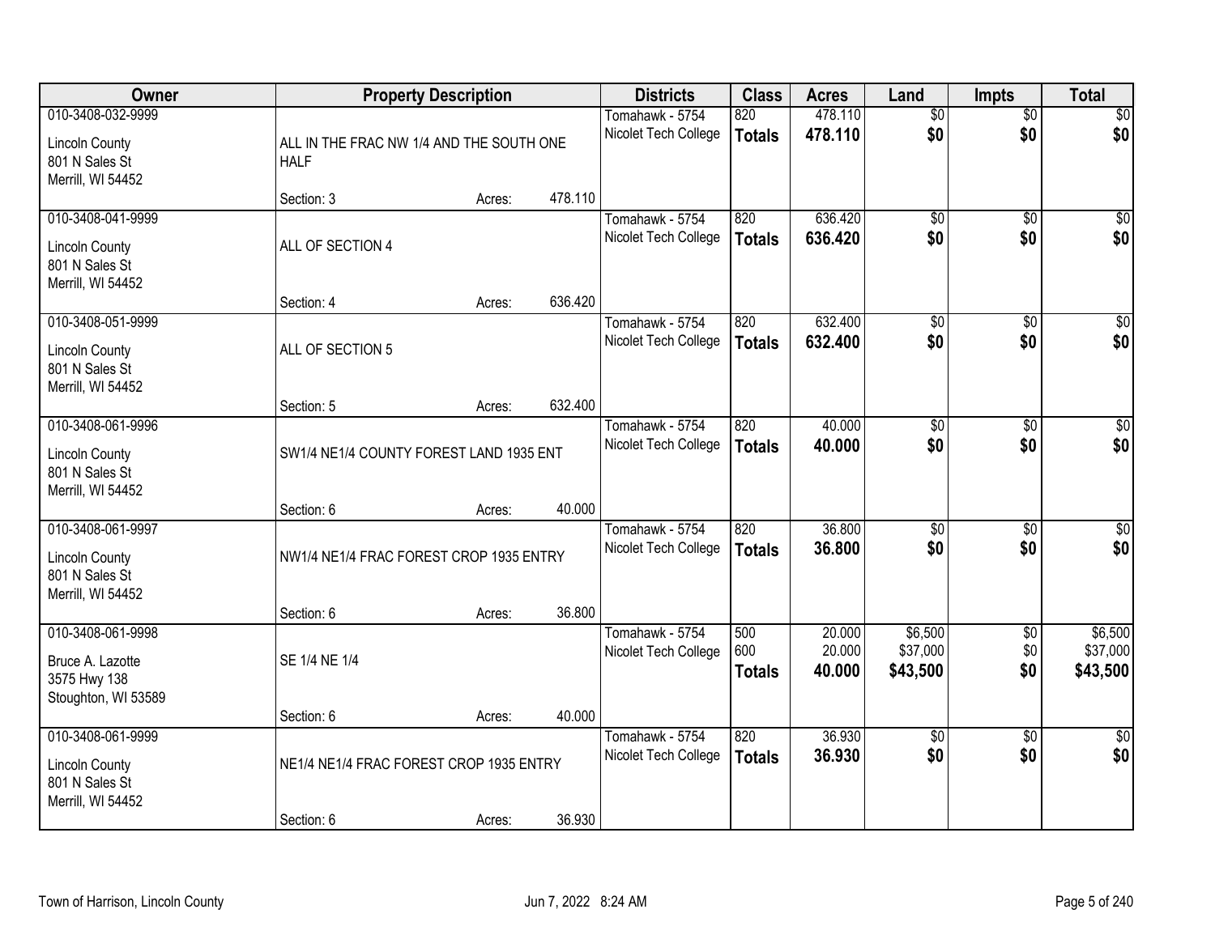| Owner | Property Description | Districts | Class | Acres | Land | Impts | Total |
|---|---|---|---|---|---|---|---|
| 010-3408-032-9999<br>Lincoln County<br>801 N Sales St<br>Merrill, WI 54452 | ALL IN THE FRAC NW 1/4 AND THE SOUTH ONE HALF<br>Section: 3 Acres: 478.110 | Tomahawk - 5754<br>Nicolet Tech College | 820<br>**Totals** | 478.110<br>**478.110** | $0<br>**$0** | $0<br>**$0** | $0<br>**$0** |
| 010-3408-041-9999<br>Lincoln County<br>801 N Sales St<br>Merrill, WI 54452 | ALL OF SECTION 4<br>Section: 4 Acres: 636.420 | Tomahawk - 5754<br>Nicolet Tech College | 820<br>**Totals** | 636.420<br>**636.420** | $0<br>**$0** | $0<br>**$0** | $0<br>**$0** |
| 010-3408-051-9999<br>Lincoln County<br>801 N Sales St<br>Merrill, WI 54452 | ALL OF SECTION 5<br>Section: 5 Acres: 632.400 | Tomahawk - 5754<br>Nicolet Tech College | 820<br>**Totals** | 632.400<br>**632.400** | $0<br>**$0** | $0<br>**$0** | $0<br>**$0** |
| 010-3408-061-9996<br>Lincoln County<br>801 N Sales St<br>Merrill, WI 54452 | SW1/4 NE1/4 COUNTY FOREST LAND 1935 ENT<br>Section: 6 Acres: 40.000 | Tomahawk - 5754<br>Nicolet Tech College | 820<br>**Totals** | 40.000<br>**40.000** | $0<br>**$0** | $0<br>**$0** | $0<br>**$0** |
| 010-3408-061-9997<br>Lincoln County<br>801 N Sales St<br>Merrill, WI 54452 | NW1/4 NE1/4 FRAC FOREST CROP 1935 ENTRY<br>Section: 6 Acres: 36.800 | Tomahawk - 5754<br>Nicolet Tech College | 820<br>**Totals** | 36.800<br>**36.800** | $0<br>**$0** | $0<br>**$0** | $0<br>**$0** |
| 010-3408-061-9998<br>Bruce A. Lazotte<br>3575 Hwy 138<br>Stoughton, WI 53589 | SE 1/4 NE 1/4<br>Section: 6 Acres: 40.000 | Tomahawk - 5754<br>Nicolet Tech College | 500<br>600<br>**Totals** | 20.000<br>20.000<br>**40.000** | $6,500<br>$37,000<br>**$43,500** | $0<br>$0<br>**$0** | $6,500<br>$37,000<br>**$43,500** |
| 010-3408-061-9999<br>Lincoln County<br>801 N Sales St<br>Merrill, WI 54452 | NE1/4 NE1/4 FRAC FOREST CROP 1935 ENTRY<br>Section: 6 Acres: 36.930 | Tomahawk - 5754<br>Nicolet Tech College | 820<br>**Totals** | 36.930<br>**36.930** | $0<br>**$0** | $0<br>**$0** | $0<br>**$0** |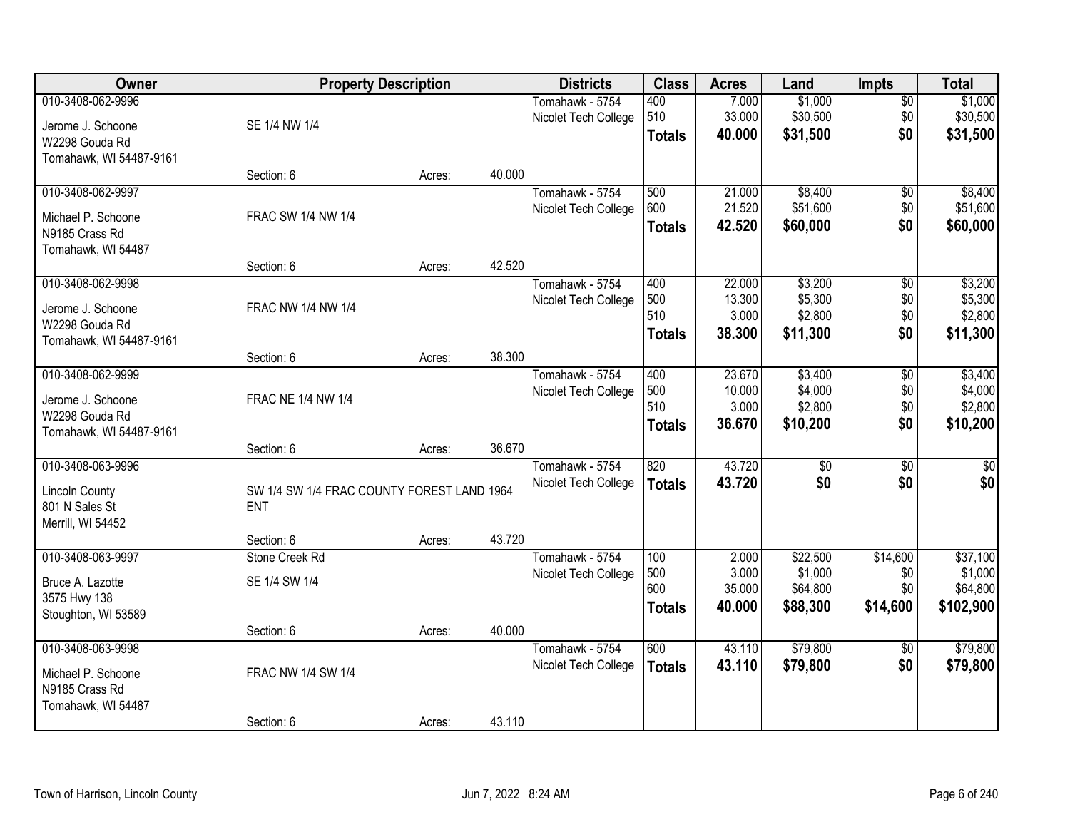| Owner | Property Description | | | Districts | Class | Acres | Land | Impts | Total |
|---|---|---|---|---|---|---|---|---|---|
| 010-3408-062-9996 | | | | Tomahawk - 5754 | 400 | 7.000 | $1,000 | $0 | $1,000 |
| Jerome J. Schoone | SE 1/4 NW 1/4 | | | Nicolet Tech College | 510 | 33.000 | $30,500 | $0 | $30,500 |
| W2298 Gouda Rd | | | | | **Totals** | **40.000** | **$31,500** | **$0** | **$31,500** |
| Tomahawk, WI 54487-9161 | | | | | | | | | |
| | Section: 6 | Acres: | 40.000 | | | | | | |
| 010-3408-062-9997 | | | | Tomahawk - 5754 | 500 | 21.000 | $8,400 | $0 | $8,400 |
| Michael P. Schoone | FRAC SW 1/4 NW 1/4 | | | Nicolet Tech College | 600 | 21.520 | $51,600 | $0 | $51,600 |
| N9185 Crass Rd | | | | | **Totals** | **42.520** | **$60,000** | **$0** | **$60,000** |
| Tomahawk, WI 54487 | | | | | | | | | |
| | Section: 6 | Acres: | 42.520 | | | | | | |
| 010-3408-062-9998 | | | | Tomahawk - 5754 | 400 | 22.000 | $3,200 | $0 | $3,200 |
| Jerome J. Schoone | FRAC NW 1/4 NW 1/4 | | | Nicolet Tech College | 500 | 13.300 | $5,300 | $0 | $5,300 |
| W2298 Gouda Rd | | | | | 510 | 3.000 | $2,800 | $0 | $2,800 |
| Tomahawk, WI 54487-9161 | | | | | **Totals** | **38.300** | **$11,300** | **$0** | **$11,300** |
| | Section: 6 | Acres: | 38.300 | | | | | | |
| 010-3408-062-9999 | | | | Tomahawk - 5754 | 400 | 23.670 | $3,400 | $0 | $3,400 |
| Jerome J. Schoone | FRAC NE 1/4 NW 1/4 | | | Nicolet Tech College | 500 | 10.000 | $4,000 | $0 | $4,000 |
| W2298 Gouda Rd | | | | | 510 | 3.000 | $2,800 | $0 | $2,800 |
| Tomahawk, WI 54487-9161 | | | | | **Totals** | **36.670** | **$10,200** | **$0** | **$10,200** |
| | Section: 6 | Acres: | 36.670 | | | | | | |
| 010-3408-063-9996 | | | | Tomahawk - 5754 | 820 | 43.720 | $0 | $0 | $0 |
| Lincoln County | SW 1/4 SW 1/4 FRAC COUNTY FOREST LAND 1964 ENT | | | Nicolet Tech College | **Totals** | **43.720** | **$0** | **$0** | **$0** |
| 801 N Sales St | | | | | | | | | |
| Merrill, WI 54452 | | | | | | | | | |
| | Section: 6 | Acres: | 43.720 | | | | | | |
| 010-3408-063-9997 | Stone Creek Rd | | | Tomahawk - 5754 | 100 | 2.000 | $22,500 | $14,600 | $37,100 |
| Bruce A. Lazotte | SE 1/4 SW 1/4 | | | Nicolet Tech College | 500 | 3.000 | $1,000 | $0 | $1,000 |
| 3575 Hwy 138 | | | | | 600 | 35.000 | $64,800 | $0 | $64,800 |
| Stoughton, WI 53589 | | | | | **Totals** | **40.000** | **$88,300** | **$14,600** | **$102,900** |
| | Section: 6 | Acres: | 40.000 | | | | | | |
| 010-3408-063-9998 | | | | Tomahawk - 5754 | 600 | 43.110 | $79,800 | $0 | $79,800 |
| Michael P. Schoone | FRAC NW 1/4 SW 1/4 | | | Nicolet Tech College | **Totals** | **43.110** | **$79,800** | **$0** | **$79,800** |
| N9185 Crass Rd | | | | | | | | | |
| Tomahawk, WI 54487 | | | | | | | | | |
| | Section: 6 | Acres: | 43.110 | | | | | | |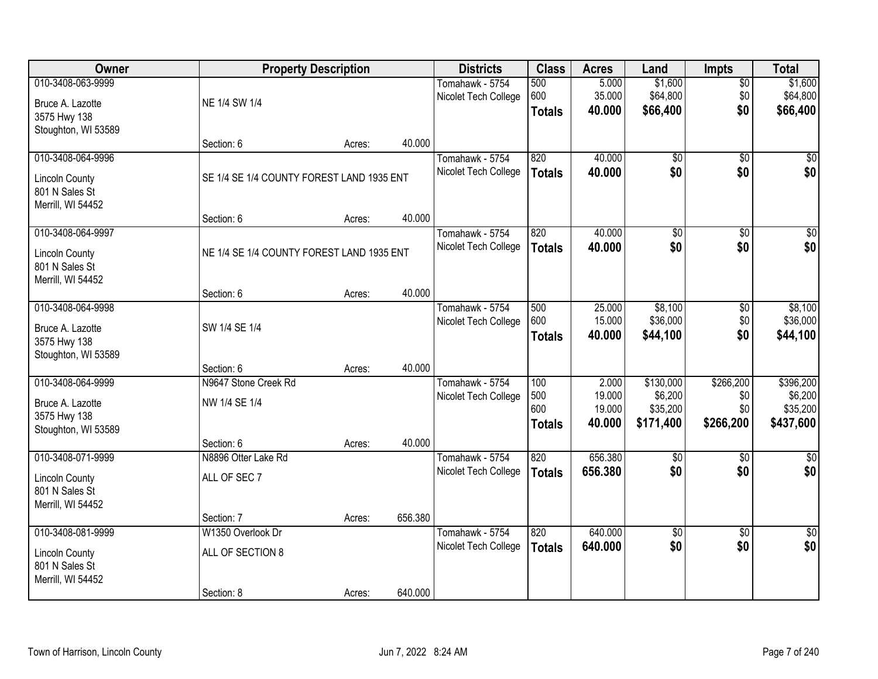| Owner | Property Description | | | Districts | Class | Acres | Land | Impts | Total |
|---|---|---|---|---|---|---|---|---|---|
| 010-3408-063-9999<br>Bruce A. Lazotte<br>3575 Hwy 138<br>Stoughton, WI 53589 | NE 1/4 SW 1/4 | | | Tomahawk - 5754<br>Nicolet Tech College | 500<br>600<br>**Totals** | 5.000<br>35.000<br>**40.000** | $1,600<br>$64,800<br>**$66,400** | $0<br>$0<br>**$0** | $1,600<br>$64,800<br>**$66,400** |
| | Section: 6 | Acres: | 40.000 | | | | | | |
| 010-3408-064-9996<br>Lincoln County<br>801 N Sales St<br>Merrill, WI 54452 | SE 1/4 SE 1/4 COUNTY FOREST LAND 1935 ENT | | | Tomahawk - 5754<br>Nicolet Tech College | 820<br>**Totals** | 40.000<br>**40.000** | $0<br>**$0** | $0<br>**$0** | $0<br>**$0** |
| | Section: 6 | Acres: | 40.000 | | | | | | |
| 010-3408-064-9997<br>Lincoln County<br>801 N Sales St<br>Merrill, WI 54452 | NE 1/4 SE 1/4 COUNTY FOREST LAND 1935 ENT | | | Tomahawk - 5754<br>Nicolet Tech College | 820<br>**Totals** | 40.000<br>**40.000** | $0<br>**$0** | $0<br>**$0** | $0<br>**$0** |
| | Section: 6 | Acres: | 40.000 | | | | | | |
| 010-3408-064-9998<br>Bruce A. Lazotte<br>3575 Hwy 138<br>Stoughton, WI 53589 | SW 1/4 SE 1/4 | | | Tomahawk - 5754<br>Nicolet Tech College | 500<br>600<br>**Totals** | 25.000<br>15.000<br>**40.000** | $8,100<br>$36,000<br>**$44,100** | $0<br>$0<br>**$0** | $8,100<br>$36,000<br>**$44,100** |
| | Section: 6 | Acres: | 40.000 | | | | | | |
| 010-3408-064-9999<br>Bruce A. Lazotte<br>3575 Hwy 138<br>Stoughton, WI 53589 | N9647 Stone Creek Rd<br>NW 1/4 SE 1/4 | | | Tomahawk - 5754<br>Nicolet Tech College | 100<br>500<br>600<br>**Totals** | 2.000<br>19.000<br>19.000<br>**40.000** | $130,000<br>$6,200<br>$35,200<br>**$171,400** | $266,200<br>$0<br>$0<br>**$266,200** | $396,200<br>$6,200<br>$35,200<br>**$437,600** |
| | Section: 6 | Acres: | 40.000 | | | | | | |
| 010-3408-071-9999<br>Lincoln County<br>801 N Sales St<br>Merrill, WI 54452 | N8896 Otter Lake Rd<br>ALL OF SEC 7 | | | Tomahawk - 5754<br>Nicolet Tech College | 820<br>**Totals** | 656.380<br>**656.380** | $0<br>**$0** | $0<br>**$0** | $0<br>**$0** |
| | Section: 7 | Acres: | 656.380 | | | | | | |
| 010-3408-081-9999<br>Lincoln County<br>801 N Sales St<br>Merrill, WI 54452 | W1350 Overlook Dr<br>ALL OF SECTION 8 | | | Tomahawk - 5754<br>Nicolet Tech College | 820<br>**Totals** | 640.000<br>**640.000** | $0<br>**$0** | $0<br>**$0** | $0<br>**$0** |
| | Section: 8 | Acres: | 640.000 | | | | | | |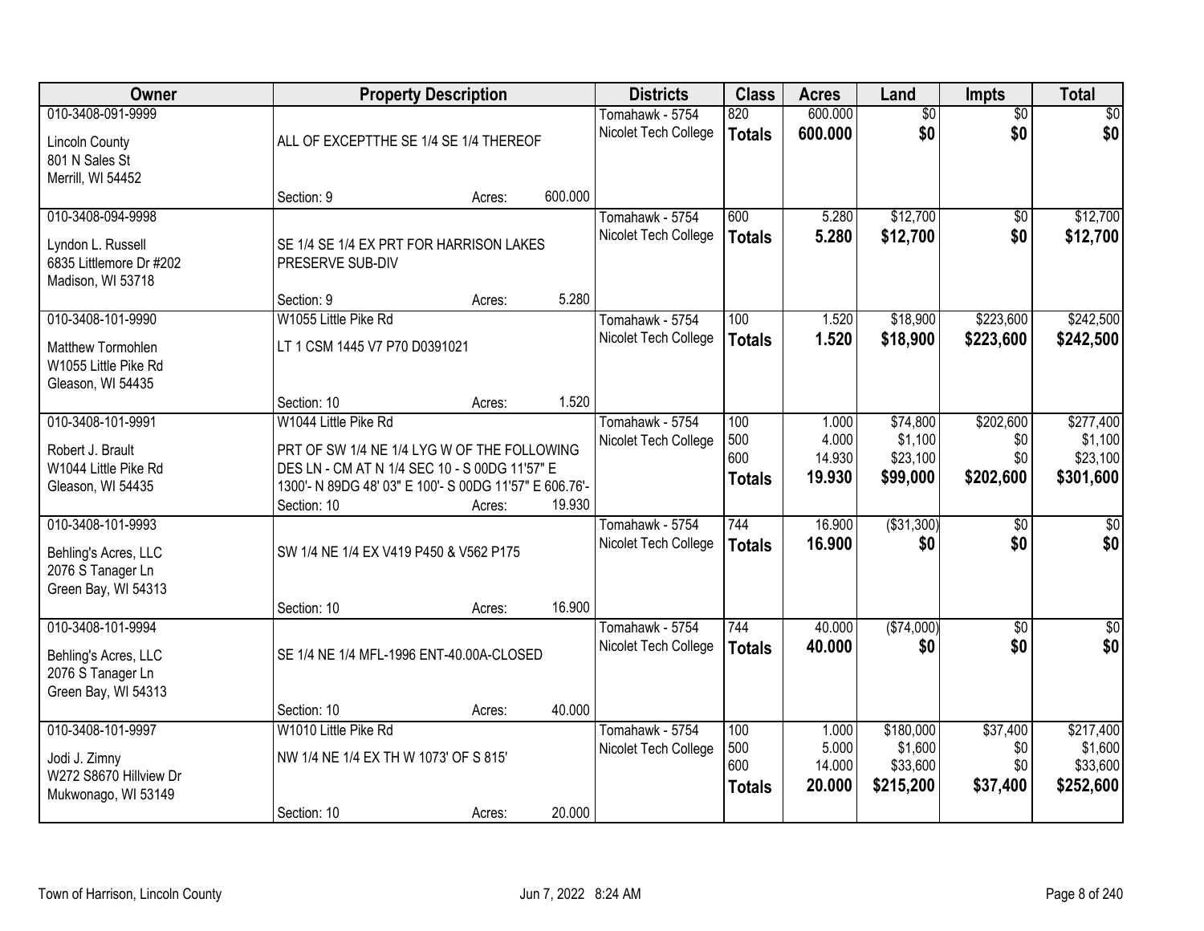| Owner | Property Description | | | Districts | Class | Acres | Land | Impts | Total |
|---|---|---|---|---|---|---|---|---|---|
| 010-3408-091-9999<br>Lincoln County<br>801 N Sales St<br>Merrill, WI 54452 | ALL OF EXCEPTTHE SE 1/4 SE 1/4 THEREOF<br>Section: 9 | Acres: | 600.000 | Tomahawk - 5754<br>Nicolet Tech College | 820<br>**Totals** | 600.000<br>**600.000** | $0<br>**$0** | $0<br>**$0** | $0<br>**$0** |
| 010-3408-094-9998<br>Lyndon L. Russell<br>6835 Littlemore Dr #202<br>Madison, WI 53718 | SE 1/4 SE 1/4 EX PRT FOR HARRISON LAKES PRESERVE SUB-DIV<br>Section: 9 | Acres: | 5.280 | Tomahawk - 5754<br>Nicolet Tech College | 600<br>**Totals** | 5.280<br>**5.280** | $12,700<br>**$12,700** | $0<br>**$0** | $12,700<br>**$12,700** |
| 010-3408-101-9990<br>Matthew Tormohlen<br>W1055 Little Pike Rd<br>Gleason, WI 54435 | W1055 Little Pike Rd<br>LT 1 CSM 1445 V7 P70 D0391021<br>Section: 10 | Acres: | 1.520 | Tomahawk - 5754<br>Nicolet Tech College | 100<br>**Totals** | 1.520<br>**1.520** | $18,900<br>**$18,900** | $223,600<br>**$223,600** | $242,500<br>**$242,500** |
| 010-3408-101-9991<br>Robert J. Brault<br>W1044 Little Pike Rd<br>Gleason, WI 54435 | W1044 Little Pike Rd<br>PRT OF SW 1/4 NE 1/4 LYG W OF THE FOLLOWING DES LN - CM AT N 1/4 SEC 10 - S 00DG 11'57" E 1300'- N 89DG 48' 03" E 100'- S 00DG 11'57" E 606.76'-<br>Section: 10 | Acres: | 19.930 | Tomahawk - 5754<br>Nicolet Tech College | 100<br>500<br>600<br>**Totals** | 1.000<br>4.000<br>14.930<br>**19.930** | $74,800<br>$1,100<br>$23,100<br>**$99,000** | $202,600<br>$0<br>$0<br>**$202,600** | $277,400<br>$1,100<br>$23,100<br>**$301,600** |
| 010-3408-101-9993<br>Behling's Acres, LLC<br>2076 S Tanager Ln<br>Green Bay, WI 54313 | SW 1/4 NE 1/4 EX V419 P450 & V562 P175<br>Section: 10 | Acres: | 16.900 | Tomahawk - 5754<br>Nicolet Tech College | 744<br>**Totals** | 16.900<br>**16.900** | ($31,300)<br>**$0** | $0<br>**$0** | $0<br>**$0** |
| 010-3408-101-9994<br>Behling's Acres, LLC<br>2076 S Tanager Ln<br>Green Bay, WI 54313 | SE 1/4 NE 1/4 MFL-1996 ENT-40.00A-CLOSED<br>Section: 10 | Acres: | 40.000 | Tomahawk - 5754<br>Nicolet Tech College | 744<br>**Totals** | 40.000<br>**40.000** | ($74,000)<br>**$0** | $0<br>**$0** | $0<br>**$0** |
| 010-3408-101-9997<br>Jodi J. Zimny<br>W272 S8670 Hillview Dr<br>Mukwonago, WI 53149 | W1010 Little Pike Rd<br>NW 1/4 NE 1/4 EX TH W 1073' OF S 815'<br>Section: 10 | Acres: | 20.000 | Tomahawk - 5754<br>Nicolet Tech College | 100<br>500<br>600<br>**Totals** | 1.000<br>5.000<br>14.000<br>**20.000** | $180,000<br>$1,600<br>$33,600<br>**$215,200** | $37,400<br>$0<br>$0<br>**$37,400** | $217,400<br>$1,600<br>$33,600<br>**$252,600** |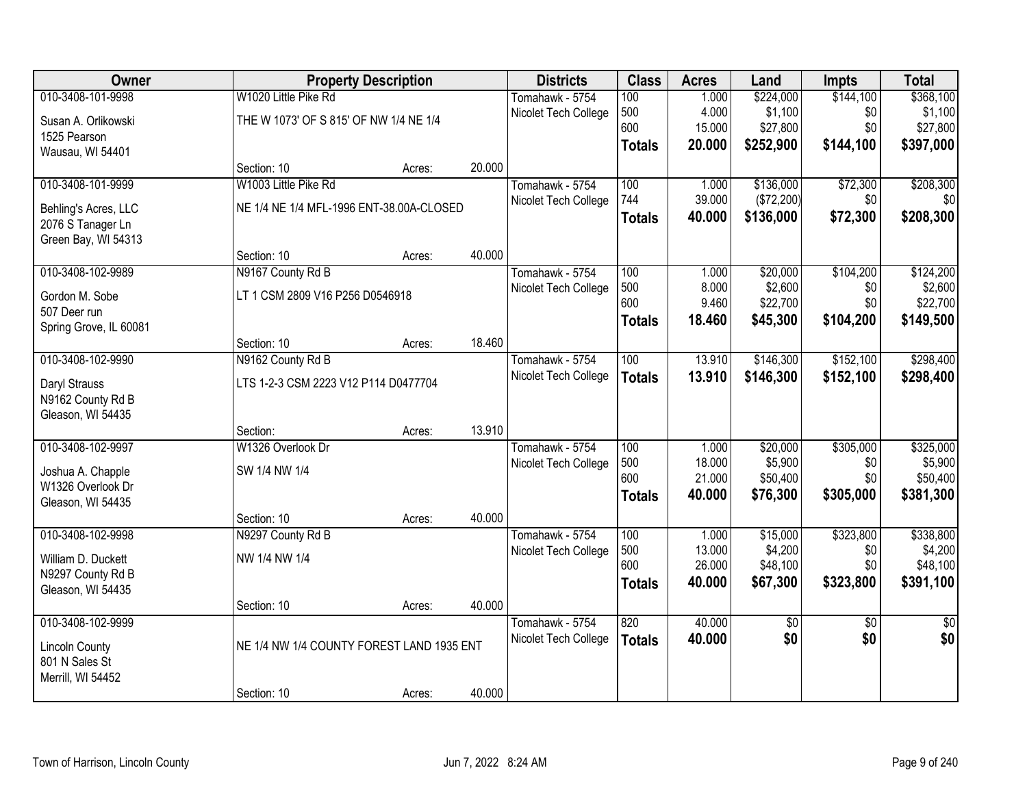| Owner | Property Description | | | Districts | Class | Acres | Land | Impts | Total |
|---|---|---|---|---|---|---|---|---|---|
| 010-3408-101-9998 | W1020 Little Pike Rd | | | Tomahawk - 5754 | 100 | 1.000 | $224,000 | $144,100 | $368,100 |
| Susan A. Orlikowski | THE W 1073' OF S 815' OF NW 1/4 NE 1/4 | | | Nicolet Tech College | 500 | 4.000 | $1,100 | $0 | $1,100 |
| 1525 Pearson | | | | | 600 | 15.000 | $27,800 | $0 | $27,800 |
| Wausau, WI 54401 | | | | | **Totals** | **20.000** | **$252,900** | **$144,100** | **$397,000** |
| | Section: 10 | Acres: | 20.000 | | | | | | |
| 010-3408-101-9999 | W1003 Little Pike Rd | | | Tomahawk - 5754 | 100 | 1.000 | $136,000 | $72,300 | $208,300 |
| Behling's Acres, LLC | NE 1/4 NE 1/4 MFL-1996 ENT-38.00A-CLOSED | | | Nicolet Tech College | 744 | 39.000 | ($72,200) | $0 | $0 |
| 2076 S Tanager Ln | | | | | **Totals** | **40.000** | **$136,000** | **$72,300** | **$208,300** |
| Green Bay, WI 54313 | | | | | | | | | |
| | Section: 10 | Acres: | 40.000 | | | | | | |
| 010-3408-102-9989 | N9167 County Rd B | | | Tomahawk - 5754 | 100 | 1.000 | $20,000 | $104,200 | $124,200 |
| Gordon M. Sobe | LT 1 CSM 2809 V16 P256 D0546918 | | | Nicolet Tech College | 500 | 8.000 | $2,600 | $0 | $2,600 |
| 507 Deer run | | | | | 600 | 9.460 | $22,700 | $0 | $22,700 |
| Spring Grove, IL 60081 | | | | | **Totals** | **18.460** | **$45,300** | **$104,200** | **$149,500** |
| | Section: 10 | Acres: | 18.460 | | | | | | |
| 010-3408-102-9990 | N9162 County Rd B | | | Tomahawk - 5754 | 100 | 13.910 | $146,300 | $152,100 | $298,400 |
| Daryl Strauss | LTS 1-2-3 CSM 2223 V12 P114 D0477704 | | | Nicolet Tech College | **Totals** | **13.910** | **$146,300** | **$152,100** | **$298,400** |
| N9162 County Rd B | | | | | | | | | |
| Gleason, WI 54435 | | | | | | | | | |
| | Section: | Acres: | 13.910 | | | | | | |
| 010-3408-102-9997 | W1326 Overlook Dr | | | Tomahawk - 5754 | 100 | 1.000 | $20,000 | $305,000 | $325,000 |
| Joshua A. Chapple | SW 1/4 NW 1/4 | | | Nicolet Tech College | 500 | 18.000 | $5,900 | $0 | $5,900 |
| W1326 Overlook Dr | | | | | 600 | 21.000 | $50,400 | $0 | $50,400 |
| Gleason, WI 54435 | | | | | **Totals** | **40.000** | **$76,300** | **$305,000** | **$381,300** |
| | Section: 10 | Acres: | 40.000 | | | | | | |
| 010-3408-102-9998 | N9297 County Rd B | | | Tomahawk - 5754 | 100 | 1.000 | $15,000 | $323,800 | $338,800 |
| William D. Duckett | NW 1/4 NW 1/4 | | | Nicolet Tech College | 500 | 13.000 | $4,200 | $0 | $4,200 |
| N9297 County Rd B | | | | | 600 | 26.000 | $48,100 | $0 | $48,100 |
| Gleason, WI 54435 | | | | | **Totals** | **40.000** | **$67,300** | **$323,800** | **$391,100** |
| | Section: 10 | Acres: | 40.000 | | | | | | |
| 010-3408-102-9999 | | | | Tomahawk - 5754 | 820 | 40.000 | $0 | $0 | $0 |
| Lincoln County | NE 1/4 NW 1/4 COUNTY FOREST LAND 1935 ENT | | | Nicolet Tech College | **Totals** | **40.000** | **$0** | **$0** | **$0** |
| 801 N Sales St | | | | | | | | | |
| Merrill, WI 54452 | | | | | | | | | |
| | Section: 10 | Acres: | 40.000 | | | | | | |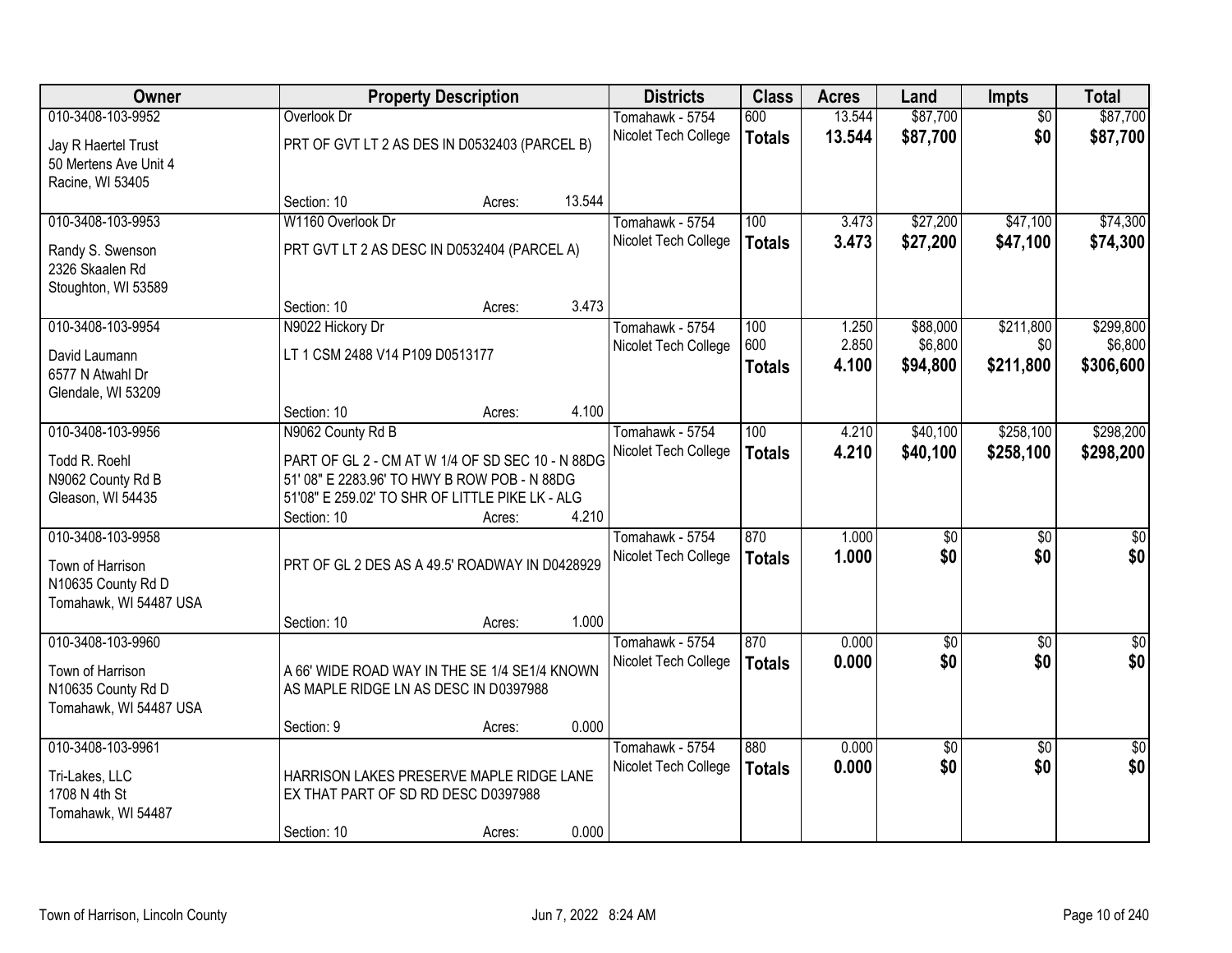| Owner | Property Description | Districts | Class | Acres | Land | Impts | Total |
|---|---|---|---|---|---|---|---|
| 010-3408-103-9952<br>Jay R Haertel Trust<br>50 Mertens Ave Unit 4<br>Racine, WI 53405 | Overlook Dr<br>PRT OF GVT LT 2 AS DES IN D0532403 (PARCEL B)<br>Section: 10 Acres: 13.544 | Tomahawk - 5754<br>Nicolet Tech College | 600<br>**Totals** | 13.544<br>**13.544** | $87,700<br>**$87,700** | $0<br>**$0** | $87,700<br>**$87,700** |
| 010-3408-103-9953<br>Randy S. Swenson<br>2326 Skaalen Rd<br>Stoughton, WI 53589 | W1160 Overlook Dr<br>PRT GVT LT 2 AS DESC IN D0532404 (PARCEL A)<br>Section: 10 Acres: 3.473 | Tomahawk - 5754<br>Nicolet Tech College | 100<br>**Totals** | 3.473<br>**3.473** | $27,200<br>**$27,200** | $47,100<br>**$47,100** | $74,300<br>**$74,300** |
| 010-3408-103-9954<br>David Laumann<br>6577 N Atwahl Dr<br>Glendale, WI 53209 | N9022 Hickory Dr<br>LT 1 CSM 2488 V14 P109 D0513177<br>Section: 10 Acres: 4.100 | Tomahawk - 5754<br>Nicolet Tech College | 100<br>600<br>**Totals** | 1.250<br>2.850<br>**4.100** | $88,000<br>$6,800<br>**$94,800** | $211,800<br>$0<br>**$211,800** | $299,800<br>$6,800<br>**$306,600** |
| 010-3408-103-9956<br>Todd R. Roehl<br>N9062 County Rd B<br>Gleason, WI 54435 | N9062 County Rd B<br>PART OF GL 2 - CM AT W 1/4 OF SD SEC 10 - N 88DG 51' 08" E 2283.96' TO HWY B ROW POB - N 88DG 51'08" E 259.02' TO SHR OF LITTLE PIKE LK - ALG<br>Section: 10 Acres: 4.210 | Tomahawk - 5754<br>Nicolet Tech College | 100<br>**Totals** | 4.210<br>**4.210** | $40,100<br>**$40,100** | $258,100<br>**$258,100** | $298,200<br>**$298,200** |
| 010-3408-103-9958<br>Town of Harrison<br>N10635 County Rd D<br>Tomahawk, WI 54487 USA | PRT OF GL 2 DES AS A 49.5' ROADWAY IN D0428929<br>Section: 10 Acres: 1.000 | Tomahawk - 5754<br>Nicolet Tech College | 870<br>**Totals** | 1.000<br>**1.000** | $0<br>**$0** | $0<br>**$0** | $0<br>**$0** |
| 010-3408-103-9960<br>Town of Harrison<br>N10635 County Rd D<br>Tomahawk, WI 54487 USA | A 66' WIDE ROAD WAY IN THE SE 1/4 SE1/4 KNOWN AS MAPLE RIDGE LN AS DESC IN D0397988<br>Section: 9 Acres: 0.000 | Tomahawk - 5754<br>Nicolet Tech College | 870<br>**Totals** | 0.000<br>**0.000** | $0<br>**$0** | $0<br>**$0** | $0<br>**$0** |
| 010-3408-103-9961<br>Tri-Lakes, LLC<br>1708 N 4th St<br>Tomahawk, WI 54487 | HARRISON LAKES PRESERVE MAPLE RIDGE LANE EX THAT PART OF SD RD DESC D0397988<br>Section: 10 Acres: 0.000 | Tomahawk - 5754<br>Nicolet Tech College | 880<br>**Totals** | 0.000<br>**0.000** | $0<br>**$0** | $0<br>**$0** | $0<br>**$0** |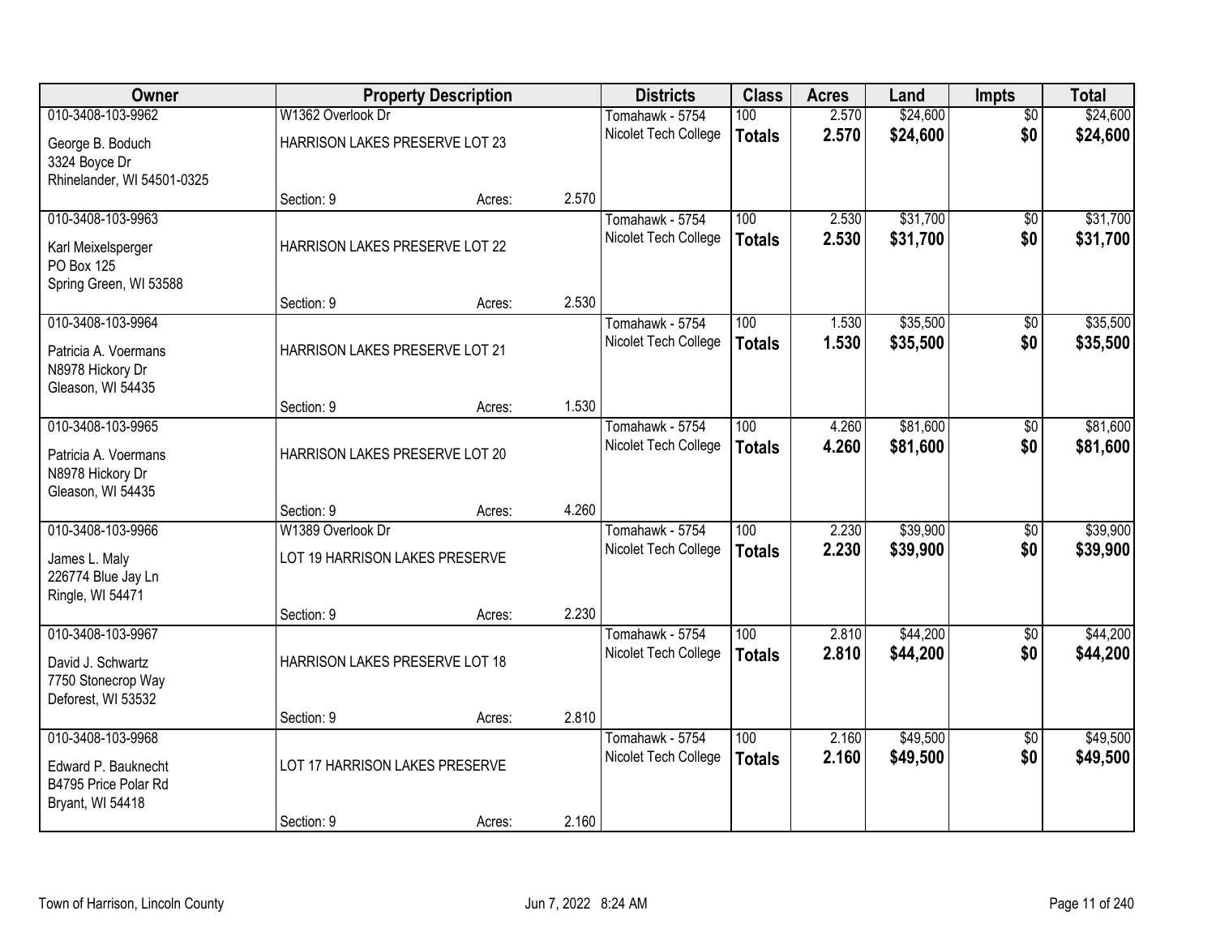| Owner | Property Description | | | Districts | Class | Acres | Land | Impts | Total |
|---|---|---|---|---|---|---|---|---|---|
| 010-3408-103-9962 | W1362 Overlook Dr | | | Tomahawk - 5754 | 100 | 2.570 | $24,600 | $0 | $24,600 |
| George B. Boduch<br>3324 Boyce Dr<br>Rhinelander, WI 54501-0325 | HARRISON LAKES PRESERVE LOT 23 | | | Nicolet Tech College | **Totals** | **2.570** | **$24,600** | **$0** | **$24,600** |
| | Section: 9 | Acres: | 2.570 | | | | | | |
| 010-3408-103-9963 | | | | Tomahawk - 5754 | 100 | 2.530 | $31,700 | $0 | $31,700 |
| Karl Meixelsperger<br>PO Box 125<br>Spring Green, WI 53588 | HARRISON LAKES PRESERVE LOT 22 | | | Nicolet Tech College | **Totals** | **2.530** | **$31,700** | **$0** | **$31,700** |
| | Section: 9 | Acres: | 2.530 | | | | | | |
| 010-3408-103-9964 | | | | Tomahawk - 5754 | 100 | 1.530 | $35,500 | $0 | $35,500 |
| Patricia A. Voermans<br>N8978 Hickory Dr<br>Gleason, WI 54435 | HARRISON LAKES PRESERVE LOT 21 | | | Nicolet Tech College | **Totals** | **1.530** | **$35,500** | **$0** | **$35,500** |
| | Section: 9 | Acres: | 1.530 | | | | | | |
| 010-3408-103-9965 | | | | Tomahawk - 5754 | 100 | 4.260 | $81,600 | $0 | $81,600 |
| Patricia A. Voermans<br>N8978 Hickory Dr<br>Gleason, WI 54435 | HARRISON LAKES PRESERVE LOT 20 | | | Nicolet Tech College | **Totals** | **4.260** | **$81,600** | **$0** | **$81,600** |
| | Section: 9 | Acres: | 4.260 | | | | | | |
| 010-3408-103-9966 | W1389 Overlook Dr | | | Tomahawk - 5754 | 100 | 2.230 | $39,900 | $0 | $39,900 |
| James L. Maly<br>226774 Blue Jay Ln<br>Ringle, WI 54471 | LOT 19 HARRISON LAKES PRESERVE | | | Nicolet Tech College | **Totals** | **2.230** | **$39,900** | **$0** | **$39,900** |
| | Section: 9 | Acres: | 2.230 | | | | | | |
| 010-3408-103-9967 | | | | Tomahawk - 5754 | 100 | 2.810 | $44,200 | $0 | $44,200 |
| David J. Schwartz<br>7750 Stonecrop Way<br>Deforest, WI 53532 | HARRISON LAKES PRESERVE LOT 18 | | | Nicolet Tech College | **Totals** | **2.810** | **$44,200** | **$0** | **$44,200** |
| | Section: 9 | Acres: | 2.810 | | | | | | |
| 010-3408-103-9968 | | | | Tomahawk - 5754 | 100 | 2.160 | $49,500 | $0 | $49,500 |
| Edward P. Bauknecht<br>B4795 Price Polar Rd<br>Bryant, WI 54418 | LOT 17 HARRISON LAKES PRESERVE | | | Nicolet Tech College | **Totals** | **2.160** | **$49,500** | **$0** | **$49,500** |
| | Section: 9 | Acres: | 2.160 | | | | | | |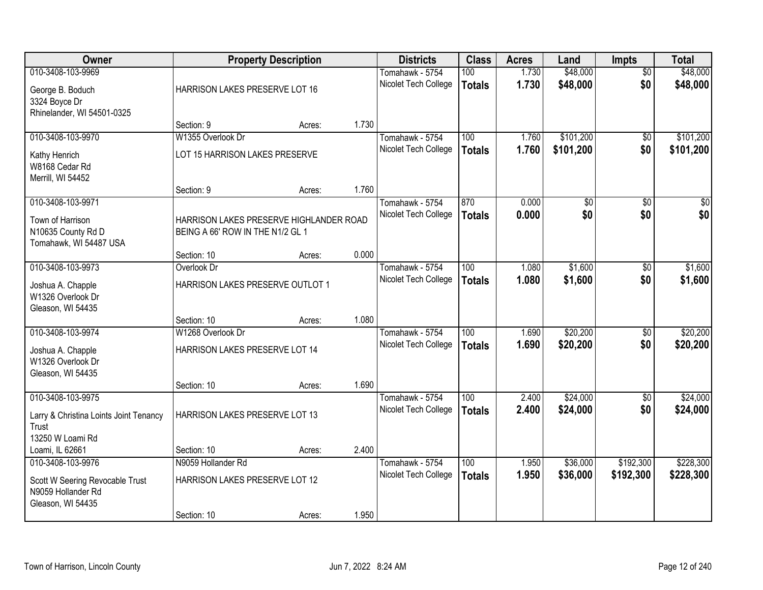| Owner | Property Description | | | Districts | Class | Acres | Land | Impts | Total |
|---|---|---|---|---|---|---|---|---|---|
| 010-3408-103-9969<br>George B. Boduch<br>3324 Boyce Dr<br>Rhinelander, WI 54501-0325 | HARRISON LAKES PRESERVE LOT 16<br>Section: 9 | Acres: | 1.730 | Tomahawk - 5754<br>Nicolet Tech College | 100<br>**Totals** | 1.730<br>**1.730** | $48,000<br>**$48,000** | $0<br>**$0** | $48,000<br>**$48,000** |
| 010-3408-103-9970<br>Kathy Henrich<br>W8168 Cedar Rd<br>Merrill, WI 54452 | W1355 Overlook Dr<br>LOT 15 HARRISON LAKES PRESERVE<br>Section: 9 | Acres: | 1.760 | Tomahawk - 5754<br>Nicolet Tech College | 100<br>**Totals** | 1.760<br>**1.760** | $101,200<br>**$101,200** | $0<br>**$0** | $101,200<br>**$101,200** |
| 010-3408-103-9971<br>Town of Harrison<br>N10635 County Rd D<br>Tomahawk, WI 54487 USA | HARRISON LAKES PRESERVE HIGHLANDER ROAD BEING A 66' ROW IN THE N1/2 GL 1<br>Section: 10 | Acres: | 0.000 | Tomahawk - 5754<br>Nicolet Tech College | 870<br>**Totals** | 0.000<br>**0.000** | $0<br>**$0** | $0<br>**$0** | $0<br>**$0** |
| 010-3408-103-9973<br>Joshua A. Chapple<br>W1326 Overlook Dr<br>Gleason, WI 54435 | Overlook Dr<br>HARRISON LAKES PRESERVE OUTLOT 1<br>Section: 10 | Acres: | 1.080 | Tomahawk - 5754<br>Nicolet Tech College | 100<br>**Totals** | 1.080<br>**1.080** | $1,600<br>**$1,600** | $0<br>**$0** | $1,600<br>**$1,600** |
| 010-3408-103-9974<br>Joshua A. Chapple<br>W1326 Overlook Dr<br>Gleason, WI 54435 | W1268 Overlook Dr<br>HARRISON LAKES PRESERVE LOT 14<br>Section: 10 | Acres: | 1.690 | Tomahawk - 5754<br>Nicolet Tech College | 100<br>**Totals** | 1.690<br>**1.690** | $20,200<br>**$20,200** | $0<br>**$0** | $20,200<br>**$20,200** |
| 010-3408-103-9975<br>Larry & Christina Loints Joint Tenancy Trust<br>13250 W Loami Rd<br>Loami, IL 62661 | HARRISON LAKES PRESERVE LOT 13<br>Section: 10 | Acres: | 2.400 | Tomahawk - 5754<br>Nicolet Tech College | 100<br>**Totals** | 2.400<br>**2.400** | $24,000<br>**$24,000** | $0<br>**$0** | $24,000<br>**$24,000** |
| 010-3408-103-9976<br>Scott W Seering Revocable Trust<br>N9059 Hollander Rd<br>Gleason, WI 54435 | N9059 Hollander Rd<br>HARRISON LAKES PRESERVE LOT 12<br>Section: 10 | Acres: | 1.950 | Tomahawk - 5754<br>Nicolet Tech College | 100<br>**Totals** | 1.950<br>**1.950** | $36,000<br>**$36,000** | $192,300<br>**$192,300** | $228,300<br>**$228,300** |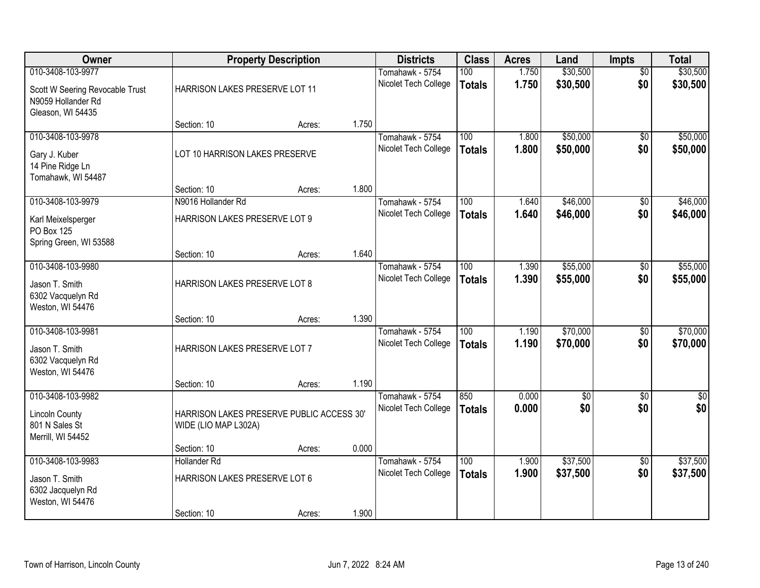| Owner | Property Description | | | Districts | Class | Acres | Land | Impts | Total |
|---|---|---|---|---|---|---|---|---|---|
| 010-3408-103-9977 | | | | Tomahawk - 5754 | 100 | 1.750 | $30,500 | $0 | $30,500 |
| Scott W Seering Revocable Trust<br>N9059 Hollander Rd<br>Gleason, WI 54435 | HARRISON LAKES PRESERVE LOT 11 | | | Nicolet Tech College | **Totals** | **1.750** | **$30,500** | **$0** | **$30,500** |
| | Section: 10 | Acres: | 1.750 | | | | | | |
| 010-3408-103-9978 | | | | Tomahawk - 5754 | 100 | 1.800 | $50,000 | $0 | $50,000 |
| Gary J. Kuber<br>14 Pine Ridge Ln<br>Tomahawk, WI 54487 | LOT 10 HARRISON LAKES PRESERVE | | | Nicolet Tech College | **Totals** | **1.800** | **$50,000** | **$0** | **$50,000** |
| | Section: 10 | Acres: | 1.800 | | | | | | |
| 010-3408-103-9979 | N9016 Hollander Rd | | | Tomahawk - 5754 | 100 | 1.640 | $46,000 | $0 | $46,000 |
| Karl Meixelsperger<br>PO Box 125<br>Spring Green, WI 53588 | HARRISON LAKES PRESERVE LOT 9 | | | Nicolet Tech College | **Totals** | **1.640** | **$46,000** | **$0** | **$46,000** |
| | Section: 10 | Acres: | 1.640 | | | | | | |
| 010-3408-103-9980 | | | | Tomahawk - 5754 | 100 | 1.390 | $55,000 | $0 | $55,000 |
| Jason T. Smith<br>6302 Vacquelyn Rd<br>Weston, WI 54476 | HARRISON LAKES PRESERVE LOT 8 | | | Nicolet Tech College | **Totals** | **1.390** | **$55,000** | **$0** | **$55,000** |
| | Section: 10 | Acres: | 1.390 | | | | | | |
| 010-3408-103-9981 | | | | Tomahawk - 5754 | 100 | 1.190 | $70,000 | $0 | $70,000 |
| Jason T. Smith<br>6302 Vacquelyn Rd<br>Weston, WI 54476 | HARRISON LAKES PRESERVE LOT 7 | | | Nicolet Tech College | **Totals** | **1.190** | **$70,000** | **$0** | **$70,000** |
| | Section: 10 | Acres: | 1.190 | | | | | | |
| 010-3408-103-9982 | | | | Tomahawk - 5754 | 850 | 0.000 | $0 | $0 | $0 |
| Lincoln County<br>801 N Sales St<br>Merrill, WI 54452 | HARRISON LAKES PRESERVE PUBLIC ACCESS 30' WIDE (LIO MAP L302A) | | | Nicolet Tech College | **Totals** | **0.000** | **$0** | **$0** | **$0** |
| | Section: 10 | Acres: | 0.000 | | | | | | |
| 010-3408-103-9983 | Hollander Rd | | | Tomahawk - 5754 | 100 | 1.900 | $37,500 | $0 | $37,500 |
| Jason T. Smith<br>6302 Jacquelyn Rd<br>Weston, WI 54476 | HARRISON LAKES PRESERVE LOT 6 | | | Nicolet Tech College | **Totals** | **1.900** | **$37,500** | **$0** | **$37,500** |
| | Section: 10 | Acres: | 1.900 | | | | | | |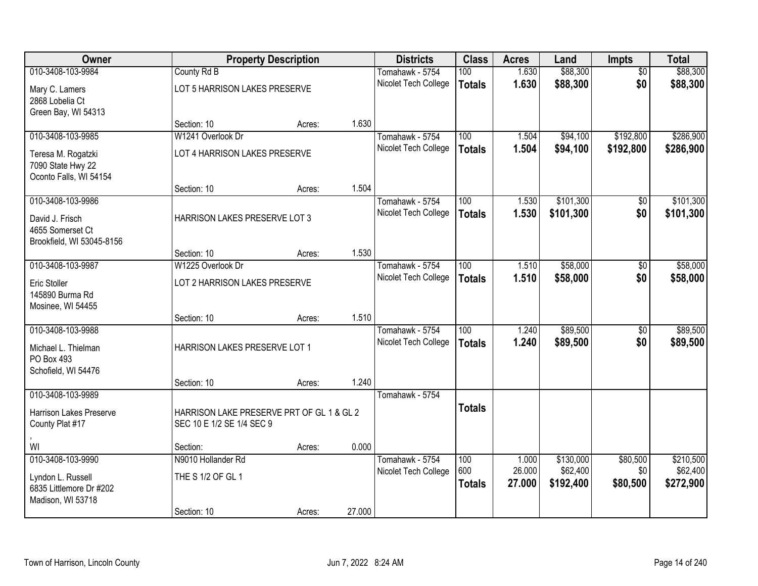| Owner | Property Description | Districts | Class | Acres | Land | Impts | Total |
|---|---|---|---|---|---|---|---|
| 010-3408-103-9984 | County Rd B | Tomahawk - 5754 | 100 | 1.630 | $88,300 | $0 | $88,300 |
| Mary C. Lamers<br>2868 Lobelia Ct<br>Green Bay, WI 54313 | LOT 5 HARRISON LAKES PRESERVE | Nicolet Tech College | **Totals** | **1.630** | **$88,300** | **$0** | **$88,300** |
| | Section: 10 Acres: 1.630 | | | | | | |
| 010-3408-103-9985 | W1241 Overlook Dr | Tomahawk - 5754 | 100 | 1.504 | $94,100 | $192,800 | $286,900 |
| Teresa M. Rogatzki<br>7090 State Hwy 22<br>Oconto Falls, WI 54154 | LOT 4 HARRISON LAKES PRESERVE | Nicolet Tech College | **Totals** | **1.504** | **$94,100** | **$192,800** | **$286,900** |
| | Section: 10 Acres: 1.504 | | | | | | |
| 010-3408-103-9986 | | Tomahawk - 5754 | 100 | 1.530 | $101,300 | $0 | $101,300 |
| David J. Frisch<br>4655 Somerset Ct<br>Brookfield, WI 53045-8156 | HARRISON LAKES PRESERVE LOT 3 | Nicolet Tech College | **Totals** | **1.530** | **$101,300** | **$0** | **$101,300** |
| | Section: 10 Acres: 1.530 | | | | | | |
| 010-3408-103-9987 | W1225 Overlook Dr | Tomahawk - 5754 | 100 | 1.510 | $58,000 | $0 | $58,000 |
| Eric Stoller<br>145890 Burma Rd<br>Mosinee, WI 54455 | LOT 2 HARRISON LAKES PRESERVE | Nicolet Tech College | **Totals** | **1.510** | **$58,000** | **$0** | **$58,000** |
| | Section: 10 Acres: 1.510 | | | | | | |
| 010-3408-103-9988 | | Tomahawk - 5754 | 100 | 1.240 | $89,500 | $0 | $89,500 |
| Michael L. Thielman<br>PO Box 493<br>Schofield, WI 54476 | HARRISON LAKES PRESERVE LOT 1 | Nicolet Tech College | **Totals** | **1.240** | **$89,500** | **$0** | **$89,500** |
| | Section: 10 Acres: 1.240 | | | | | | |
| 010-3408-103-9989 | | Tomahawk - 5754 | | | | | |
| Harrison Lakes Preserve<br>County Plat #17<br>,<br>WI | HARRISON LAKE PRESERVE PRT OF GL 1 & GL 2 SEC 10 E 1/2 SE 1/4 SEC 9 | | **Totals** | | | | |
| | Section: Acres: 0.000 | | | | | | |
| 010-3408-103-9990 | N9010 Hollander Rd | Tomahawk - 5754 | 100 | 1.000 | $130,000 | $80,500 | $210,500 |
| Lyndon L. Russell<br>6835 Littlemore Dr #202<br>Madison, WI 53718 | THE S 1/2 OF GL 1 | Nicolet Tech College | 600 | 26.000 | $62,400 | $0 | $62,400 |
| | | | **Totals** | **27.000** | **$192,400** | **$80,500** | **$272,900** |
| | Section: 10 Acres: 27.000 | | | | | | |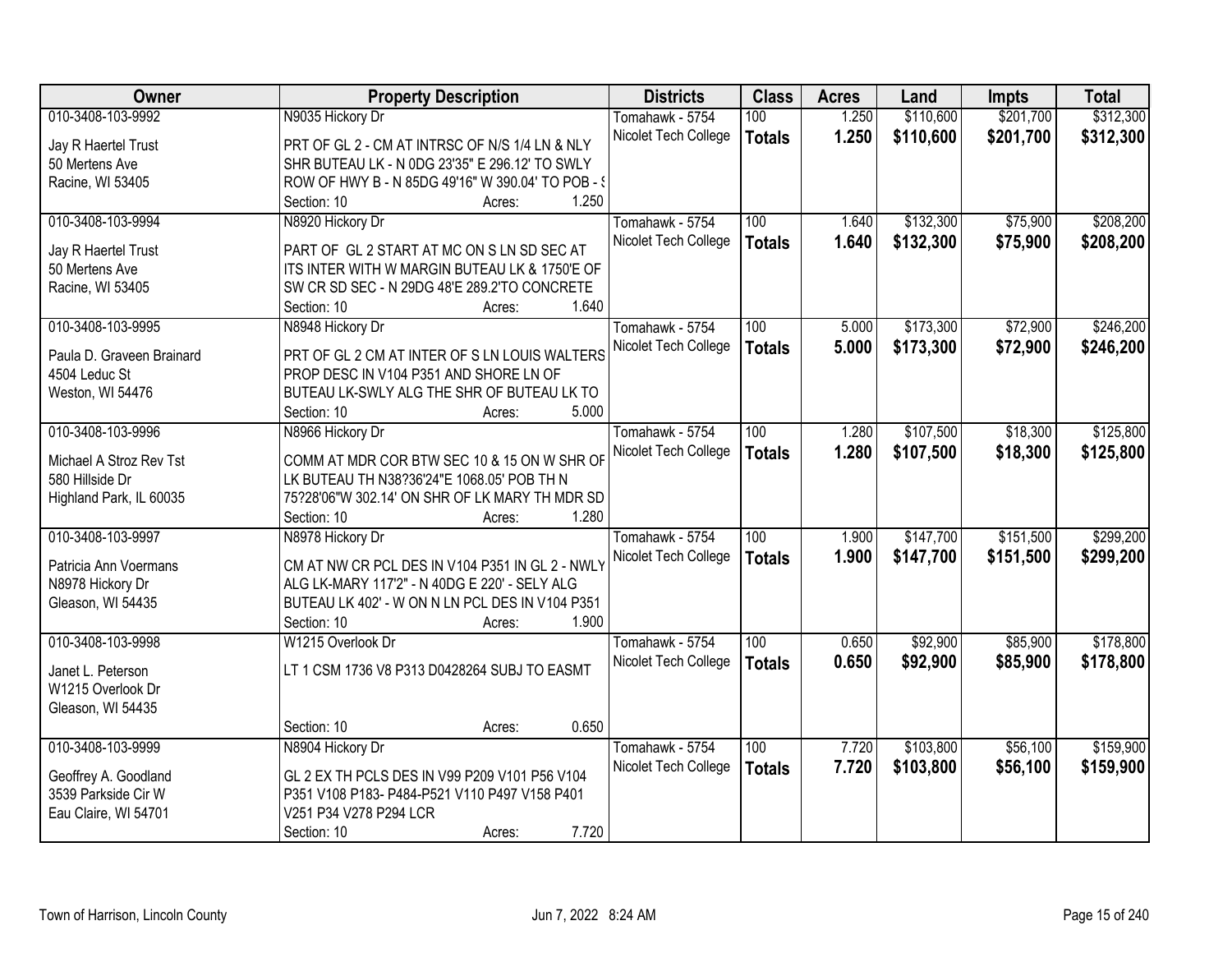| Owner | Property Description | Districts | Class | Acres | Land | Impts | Total |
|---|---|---|---|---|---|---|---|
| 010-3408-103-9992<br>Jay R Haertel Trust<br>50 Mertens Ave<br>Racine, WI 53405 | N9035 Hickory Dr<br>PRT OF GL 2 - CM AT INTRSC OF N/S 1/4 LN & NLY SHR BUTEAU LK - N 0DG 23'35" E 296.12' TO SWLY ROW OF HWY B - N 85DG 49'16" W 390.04' TO POB - S<br>Section: 10 Acres: 1.250 | Tomahawk - 5754<br>Nicolet Tech College | 100<br>**Totals** | 1.250<br>**1.250** | $110,600<br>**$110,600** | $201,700<br>**$201,700** | $312,300<br>**$312,300** |
| 010-3408-103-9994<br>Jay R Haertel Trust<br>50 Mertens Ave<br>Racine, WI 53405 | N8920 Hickory Dr<br>PART OF GL 2 START AT MC ON S LN SD SEC AT ITS INTER WITH W MARGIN BUTEAU LK & 1750'E OF SW CR SD SEC - N 29DG 48'E 289.2'TO CONCRETE<br>Section: 10 Acres: 1.640 | Tomahawk - 5754<br>Nicolet Tech College | 100<br>**Totals** | 1.640<br>**1.640** | $132,300<br>**$132,300** | $75,900<br>**$75,900** | $208,200<br>**$208,200** |
| 010-3408-103-9995<br>Paula D. Graveen Brainard<br>4504 Leduc St<br>Weston, WI 54476 | N8948 Hickory Dr<br>PRT OF GL 2 CM AT INTER OF S LN LOUIS WALTERS PROP DESC IN V104 P351 AND SHORE LN OF BUTEAU LK-SWLY ALG THE SHR OF BUTEAU LK TO<br>Section: 10 Acres: 5.000 | Tomahawk - 5754<br>Nicolet Tech College | 100<br>**Totals** | 5.000<br>**5.000** | $173,300<br>**$173,300** | $72,900<br>**$72,900** | $246,200<br>**$246,200** |
| 010-3408-103-9996<br>Michael A Stroz Rev Tst<br>580 Hillside Dr<br>Highland Park, IL 60035 | N8966 Hickory Dr<br>COMM AT MDR COR BTW SEC 10 & 15 ON W SHR OF LK BUTEAU TH N38?36'24"E 1068.05' POB TH N 75?28'06"W 302.14' ON SHR OF LK MARY TH MDR SD<br>Section: 10 Acres: 1.280 | Tomahawk - 5754<br>Nicolet Tech College | 100<br>**Totals** | 1.280<br>**1.280** | $107,500<br>**$107,500** | $18,300<br>**$18,300** | $125,800<br>**$125,800** |
| 010-3408-103-9997<br>Patricia Ann Voermans<br>N8978 Hickory Dr<br>Gleason, WI 54435 | N8978 Hickory Dr<br>CM AT NW CR PCL DES IN V104 P351 IN GL 2 - NWLY ALG LK-MARY 117'2" - N 40DG E 220' - SELY ALG BUTEAU LK 402' - W ON N LN PCL DES IN V104 P351<br>Section: 10 Acres: 1.900 | Tomahawk - 5754<br>Nicolet Tech College | 100<br>**Totals** | 1.900<br>**1.900** | $147,700<br>**$147,700** | $151,500<br>**$151,500** | $299,200<br>**$299,200** |
| 010-3408-103-9998<br>Janet L. Peterson<br>W1215 Overlook Dr<br>Gleason, WI 54435 | W1215 Overlook Dr<br>LT 1 CSM 1736 V8 P313 D0428264 SUBJ TO EASMT<br>Section: 10 Acres: 0.650 | Tomahawk - 5754<br>Nicolet Tech College | 100<br>**Totals** | 0.650<br>**0.650** | $92,900<br>**$92,900** | $85,900<br>**$85,900** | $178,800<br>**$178,800** |
| 010-3408-103-9999<br>Geoffrey A. Goodland<br>3539 Parkside Cir W<br>Eau Claire, WI 54701 | N8904 Hickory Dr<br>GL 2 EX TH PCLS DES IN V99 P209 V101 P56 V104 P351 V108 P183- P484-P521 V110 P497 V158 P401 V251 P34 V278 P294 LCR<br>Section: 10 Acres: 7.720 | Tomahawk - 5754<br>Nicolet Tech College | 100<br>**Totals** | 7.720<br>**7.720** | $103,800<br>**$103,800** | $56,100<br>**$56,100** | $159,900<br>**$159,900** |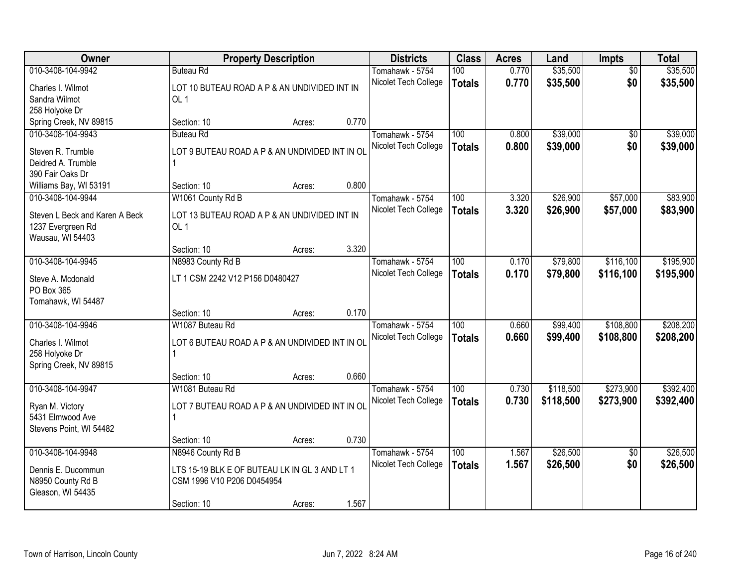| Owner | Property Description | | | Districts | Class | Acres | Land | Impts | Total |
|---|---|---|---|---|---|---|---|---|---|
| 010-3408-104-9942 | Buteau Rd | | | Tomahawk - 5754 | 100 | 0.770 | $35,500 | $0 | $35,500 |
| Charles I. Wilmot<br>Sandra Wilmot<br>258 Holyoke Dr<br>Spring Creek, NV 89815 | LOT 10 BUTEAU ROAD A P & AN UNDIVIDED INT IN OL 1 | | | Nicolet Tech College | **Totals** | **0.770** | **$35,500** | **$0** | **$35,500** |
| | Section: 10 | Acres: | 0.770 | | | | | | |
| 010-3408-104-9943 | Buteau Rd | | | Tomahawk - 5754 | 100 | 0.800 | $39,000 | $0 | $39,000 |
| Steven R. Trumble<br>Deidred A. Trumble<br>390 Fair Oaks Dr<br>Williams Bay, WI 53191 | LOT 9 BUTEAU ROAD A P & AN UNDIVIDED INT IN OL 1 | | | Nicolet Tech College | **Totals** | **0.800** | **$39,000** | **$0** | **$39,000** |
| | Section: 10 | Acres: | 0.800 | | | | | | |
| 010-3408-104-9944 | W1061 County Rd B | | | Tomahawk - 5754 | 100 | 3.320 | $26,900 | $57,000 | $83,900 |
| Steven L Beck and Karen A Beck<br>1237 Evergreen Rd<br>Wausau, WI 54403 | LOT 13 BUTEAU ROAD A P & AN UNDIVIDED INT IN OL 1 | | | Nicolet Tech College | **Totals** | **3.320** | **$26,900** | **$57,000** | **$83,900** |
| | Section: 10 | Acres: | 3.320 | | | | | | |
| 010-3408-104-9945 | N8983 County Rd B | | | Tomahawk - 5754 | 100 | 0.170 | $79,800 | $116,100 | $195,900 |
| Steve A. Mcdonald<br>PO Box 365<br>Tomahawk, WI 54487 | LT 1 CSM 2242 V12 P156 D0480427 | | | Nicolet Tech College | **Totals** | **0.170** | **$79,800** | **$116,100** | **$195,900** |
| | Section: 10 | Acres: | 0.170 | | | | | | |
| 010-3408-104-9946 | W1087 Buteau Rd | | | Tomahawk - 5754 | 100 | 0.660 | $99,400 | $108,800 | $208,200 |
| Charles I. Wilmot<br>258 Holyoke Dr<br>Spring Creek, NV 89815 | LOT 6 BUTEAU ROAD A P & AN UNDIVIDED INT IN OL 1 | | | Nicolet Tech College | **Totals** | **0.660** | **$99,400** | **$108,800** | **$208,200** |
| | Section: 10 | Acres: | 0.660 | | | | | | |
| 010-3408-104-9947 | W1081 Buteau Rd | | | Tomahawk - 5754 | 100 | 0.730 | $118,500 | $273,900 | $392,400 |
| Ryan M. Victory<br>5431 Elmwood Ave<br>Stevens Point, WI 54482 | LOT 7 BUTEAU ROAD A P & AN UNDIVIDED INT IN OL 1 | | | Nicolet Tech College | **Totals** | **0.730** | **$118,500** | **$273,900** | **$392,400** |
| | Section: 10 | Acres: | 0.730 | | | | | | |
| 010-3408-104-9948 | N8946 County Rd B | | | Tomahawk - 5754 | 100 | 1.567 | $26,500 | $0 | $26,500 |
| Dennis E. Ducommun<br>N8950 County Rd B<br>Gleason, WI 54435 | LTS 15-19 BLK E OF BUTEAU LK IN GL 3 AND LT 1 CSM 1996 V10 P206 D0454954 | | | Nicolet Tech College | **Totals** | **1.567** | **$26,500** | **$0** | **$26,500** |
| | Section: 10 | Acres: | 1.567 | | | | | | |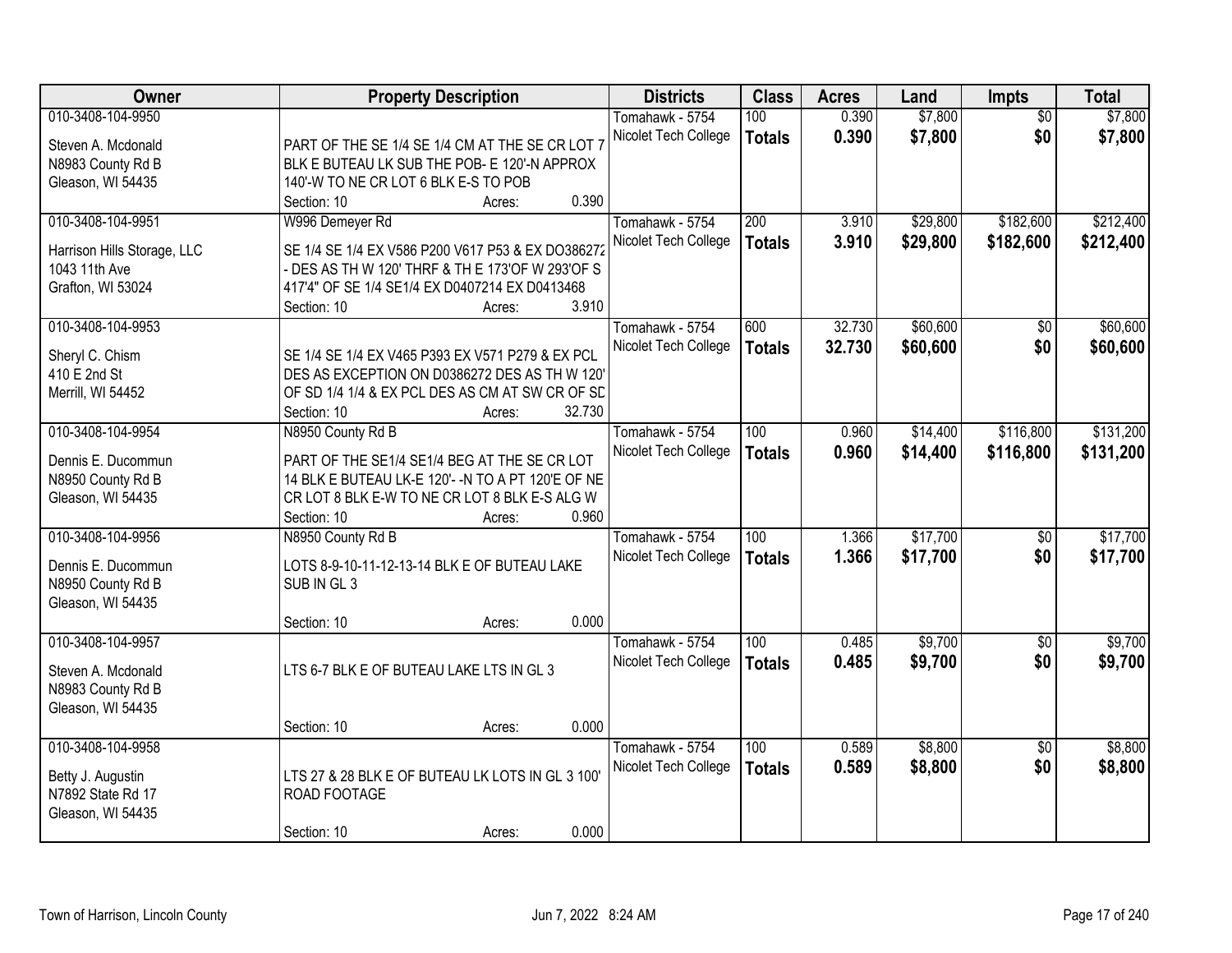| Owner | Property Description | Districts | Class | Acres | Land | Impts | Total |
|---|---|---|---|---|---|---|---|
| 010-3408-104-9950<br>Steven A. Mcdonald<br>N8983 County Rd B<br>Gleason, WI 54435 | PART OF THE SE 1/4 SE 1/4 CM AT THE SE CR LOT 7 BLK E BUTEAU LK SUB THE POB- E 120'-N APPROX 140'-W TO NE CR LOT 6 BLK E-S TO POB<br>Section: 10 Acres: 0.390 | Tomahawk - 5754<br>Nicolet Tech College | 100<br>**Totals** | 0.390<br>**0.390** | $7,800<br>**$7,800** | $0<br>**$0** | $7,800<br>**$7,800** |
| 010-3408-104-9951<br>Harrison Hills Storage, LLC<br>1043 11th Ave<br>Grafton, WI 53024 | W996 Demeyer Rd<br>SE 1/4 SE 1/4 EX V586 P200 V617 P53 & EX DO386272 - DES AS TH W 120' THRF & TH E 173'OF W 293'OF S 417'4" OF SE 1/4 SE1/4 EX D0407214 EX D0413468<br>Section: 10 Acres: 3.910 | Tomahawk - 5754<br>Nicolet Tech College | 200<br>**Totals** | 3.910<br>**3.910** | $29,800<br>**$29,800** | $182,600<br>**$182,600** | $212,400<br>**$212,400** |
| 010-3408-104-9953<br>Sheryl C. Chism<br>410 E 2nd St<br>Merrill, WI 54452 | SE 1/4 SE 1/4 EX V465 P393 EX V571 P279 & EX PCL DES AS EXCEPTION ON D0386272 DES AS TH W 120' OF SD 1/4 1/4 & EX PCL DES AS CM AT SW CR OF SD<br>Section: 10 Acres: 32.730 | Tomahawk - 5754<br>Nicolet Tech College | 600<br>**Totals** | 32.730<br>**32.730** | $60,600<br>**$60,600** | $0<br>**$0** | $60,600<br>**$60,600** |
| 010-3408-104-9954<br>Dennis E. Ducommun<br>N8950 County Rd B<br>Gleason, WI 54435 | N8950 County Rd B<br>PART OF THE SE1/4 SE1/4 BEG AT THE SE CR LOT 14 BLK E BUTEAU LK-E 120'- -N TO A PT 120'E OF NE CR LOT 8 BLK E-W TO NE CR LOT 8 BLK E-S ALG W<br>Section: 10 Acres: 0.960 | Tomahawk - 5754<br>Nicolet Tech College | 100<br>**Totals** | 0.960<br>**0.960** | $14,400<br>**$14,400** | $116,800<br>**$116,800** | $131,200<br>**$131,200** |
| 010-3408-104-9956<br>Dennis E. Ducommun<br>N8950 County Rd B<br>Gleason, WI 54435 | N8950 County Rd B<br>LOTS 8-9-10-11-12-13-14 BLK E OF BUTEAU LAKE SUB IN GL 3<br>Section: 10 Acres: 0.000 | Tomahawk - 5754<br>Nicolet Tech College | 100<br>**Totals** | 1.366<br>**1.366** | $17,700<br>**$17,700** | $0<br>**$0** | $17,700<br>**$17,700** |
| 010-3408-104-9957<br>Steven A. Mcdonald<br>N8983 County Rd B<br>Gleason, WI 54435 | LTS 6-7 BLK E OF BUTEAU LAKE LTS IN GL 3<br>Section: 10 Acres: 0.000 | Tomahawk - 5754<br>Nicolet Tech College | 100<br>**Totals** | 0.485<br>**0.485** | $9,700<br>**$9,700** | $0<br>**$0** | $9,700<br>**$9,700** |
| 010-3408-104-9958<br>Betty J. Augustin<br>N7892 State Rd 17<br>Gleason, WI 54435 | LTS 27 & 28 BLK E OF BUTEAU LK LOTS IN GL 3 100' ROAD FOOTAGE<br>Section: 10 Acres: 0.000 | Tomahawk - 5754<br>Nicolet Tech College | 100<br>**Totals** | 0.589<br>**0.589** | $8,800<br>**$8,800** | $0<br>**$0** | $8,800<br>**$8,800** |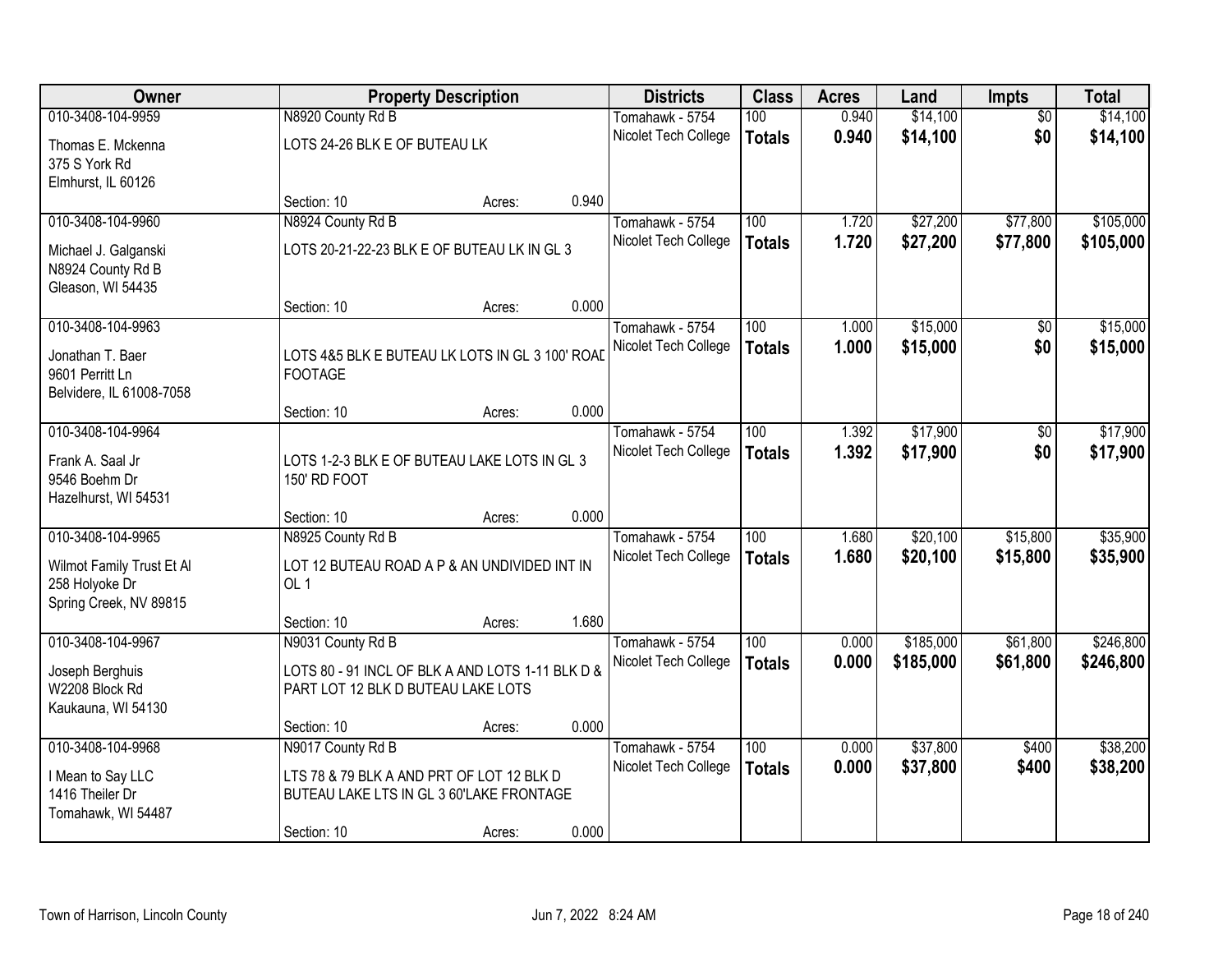| Owner | Property Description | | | Districts | Class | Acres | Land | Impts | Total |
|---|---|---|---|---|---|---|---|---|---|
| 010-3408-104-9959 | N8920 County Rd B | | | Tomahawk - 5754 | 100 | 0.940 | $14,100 | $0 | $14,100 |
| Thomas E. Mckenna<br>375 S York Rd<br>Elmhurst, IL 60126 | LOTS 24-26 BLK E OF BUTEAU LK | | | Nicolet Tech College | **Totals** | **0.940** | **$14,100** | **$0** | **$14,100** |
| | Section: 10 | Acres: | 0.940 | | | | | | |
| 010-3408-104-9960 | N8924 County Rd B | | | Tomahawk - 5754 | 100 | 1.720 | $27,200 | $77,800 | $105,000 |
| Michael J. Galganski<br>N8924 County Rd B<br>Gleason, WI 54435 | LOTS 20-21-22-23 BLK E OF BUTEAU LK IN GL 3 | | | Nicolet Tech College | **Totals** | **1.720** | **$27,200** | **$77,800** | **$105,000** |
| | Section: 10 | Acres: | 0.000 | | | | | | |
| 010-3408-104-9963 | | | | Tomahawk - 5754 | 100 | 1.000 | $15,000 | $0 | $15,000 |
| Jonathan T. Baer<br>9601 Perritt Ln<br>Belvidere, IL 61008-7058 | LOTS 4&5 BLK E BUTEAU LK LOTS IN GL 3 100' ROAD FOOTAGE | | | Nicolet Tech College | **Totals** | **1.000** | **$15,000** | **$0** | **$15,000** |
| | Section: 10 | Acres: | 0.000 | | | | | | |
| 010-3408-104-9964 | | | | Tomahawk - 5754 | 100 | 1.392 | $17,900 | $0 | $17,900 |
| Frank A. Saal Jr<br>9546 Boehm Dr<br>Hazelhurst, WI 54531 | LOTS 1-2-3 BLK E OF BUTEAU LAKE LOTS IN GL 3 150' RD FOOT | | | Nicolet Tech College | **Totals** | **1.392** | **$17,900** | **$0** | **$17,900** |
| | Section: 10 | Acres: | 0.000 | | | | | | |
| 010-3408-104-9965 | N8925 County Rd B | | | Tomahawk - 5754 | 100 | 1.680 | $20,100 | $15,800 | $35,900 |
| Wilmot Family Trust Et Al<br>258 Holyoke Dr<br>Spring Creek, NV 89815 | LOT 12 BUTEAU ROAD A P & AN UNDIVIDED INT IN OL 1 | | | Nicolet Tech College | **Totals** | **1.680** | **$20,100** | **$15,800** | **$35,900** |
| | Section: 10 | Acres: | 1.680 | | | | | | |
| 010-3408-104-9967 | N9031 County Rd B | | | Tomahawk - 5754 | 100 | 0.000 | $185,000 | $61,800 | $246,800 |
| Joseph Berghuis<br>W2208 Block Rd<br>Kaukauna, WI 54130 | LOTS 80 - 91 INCL OF BLK A AND LOTS 1-11 BLK D & PART LOT 12 BLK D BUTEAU LAKE LOTS | | | Nicolet Tech College | **Totals** | **0.000** | **$185,000** | **$61,800** | **$246,800** |
| | Section: 10 | Acres: | 0.000 | | | | | | |
| 010-3408-104-9968 | N9017 County Rd B | | | Tomahawk - 5754 | 100 | 0.000 | $37,800 | $400 | $38,200 |
| I Mean to Say LLC<br>1416 Theiler Dr<br>Tomahawk, WI 54487 | LTS 78 & 79 BLK A AND PRT OF LOT 12 BLK D BUTEAU LAKE LTS IN GL 3 60'LAKE FRONTAGE | | | Nicolet Tech College | **Totals** | **0.000** | **$37,800** | **$400** | **$38,200** |
| | Section: 10 | Acres: | 0.000 | | | | | | |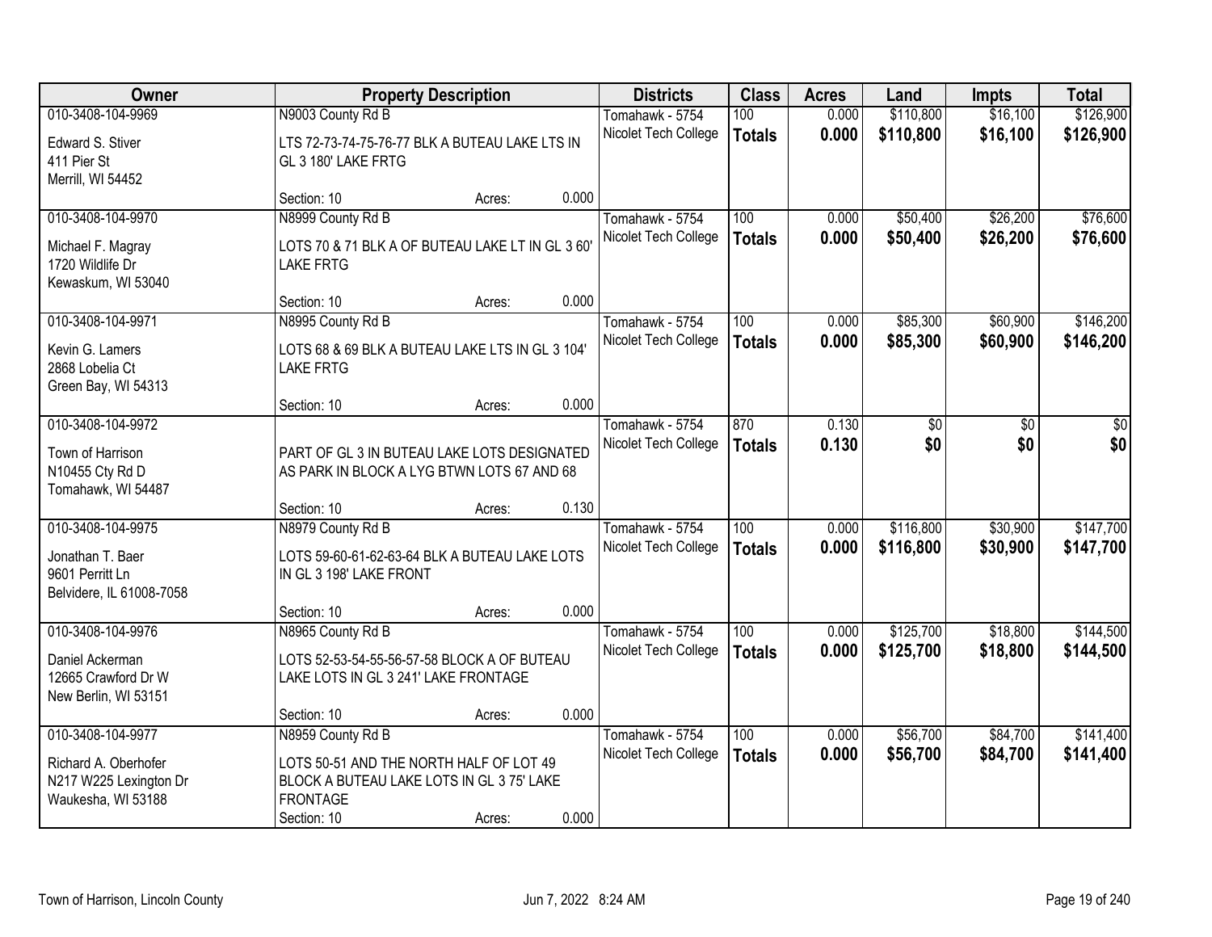| Owner | Property Description | Districts | Class | Acres | Land | Impts | Total |
|---|---|---|---|---|---|---|---|
| 010-3408-104-9969<br>Edward S. Stiver<br>411 Pier St<br>Merrill, WI 54452 | N9003 County Rd B<br>LTS 72-73-74-75-76-77 BLK A BUTEAU LAKE LTS IN GL 3 180' LAKE FRTG<br>Section: 10 Acres: 0.000 | Tomahawk - 5754<br>Nicolet Tech College | 100<br>**Totals** | 0.000<br>**0.000** | \$110,800<br>**\$110,800** | \$16,100<br>**\$16,100** | \$126,900<br>**\$126,900** |
| 010-3408-104-9970<br>Michael F. Magray<br>1720 Wildlife Dr<br>Kewaskum, WI 53040 | N8999 County Rd B<br>LOTS 70 & 71 BLK A OF BUTEAU LAKE LT IN GL 3 60' LAKE FRTG<br>Section: 10 Acres: 0.000 | Tomahawk - 5754<br>Nicolet Tech College | 100<br>**Totals** | 0.000<br>**0.000** | \$50,400<br>**\$50,400** | \$26,200<br>**\$26,200** | \$76,600<br>**\$76,600** |
| 010-3408-104-9971<br>Kevin G. Lamers<br>2868 Lobelia Ct<br>Green Bay, WI 54313 | N8995 County Rd B<br>LOTS 68 & 69 BLK A BUTEAU LAKE LTS IN GL 3 104' LAKE FRTG<br>Section: 10 Acres: 0.000 | Tomahawk - 5754<br>Nicolet Tech College | 100<br>**Totals** | 0.000<br>**0.000** | \$85,300<br>**\$85,300** | \$60,900<br>**\$60,900** | \$146,200<br>**\$146,200** |
| 010-3408-104-9972<br>Town of Harrison<br>N10455 Cty Rd D<br>Tomahawk, WI 54487 | PART OF GL 3 IN BUTEAU LAKE LOTS DESIGNATED AS PARK IN BLOCK A LYG BTWN LOTS 67 AND 68<br>Section: 10 Acres: 0.130 | Tomahawk - 5754<br>Nicolet Tech College | 870<br>**Totals** | 0.130<br>**0.130** | \$0<br>**\$0** | \$0<br>**\$0** | \$0<br>**\$0** |
| 010-3408-104-9975<br>Jonathan T. Baer<br>9601 Perritt Ln<br>Belvidere, IL 61008-7058 | N8979 County Rd B<br>LOTS 59-60-61-62-63-64 BLK A BUTEAU LAKE LOTS IN GL 3 198' LAKE FRONT<br>Section: 10 Acres: 0.000 | Tomahawk - 5754<br>Nicolet Tech College | 100<br>**Totals** | 0.000<br>**0.000** | \$116,800<br>**\$116,800** | \$30,900<br>**\$30,900** | \$147,700<br>**\$147,700** |
| 010-3408-104-9976<br>Daniel Ackerman<br>12665 Crawford Dr W<br>New Berlin, WI 53151 | N8965 County Rd B<br>LOTS 52-53-54-55-56-57-58 BLOCK A OF BUTEAU LAKE LOTS IN GL 3 241' LAKE FRONTAGE<br>Section: 10 Acres: 0.000 | Tomahawk - 5754<br>Nicolet Tech College | 100<br>**Totals** | 0.000<br>**0.000** | \$125,700<br>**\$125,700** | \$18,800<br>**\$18,800** | \$144,500<br>**\$144,500** |
| 010-3408-104-9977<br>Richard A. Oberhofer<br>N217 W225 Lexington Dr<br>Waukesha, WI 53188 | N8959 County Rd B<br>LOTS 50-51 AND THE NORTH HALF OF LOT 49 BLOCK A BUTEAU LAKE LOTS IN GL 3 75' LAKE FRONTAGE<br>Section: 10 Acres: 0.000 | Tomahawk - 5754<br>Nicolet Tech College | 100<br>**Totals** | 0.000<br>**0.000** | \$56,700<br>**\$56,700** | \$84,700<br>**\$84,700** | \$141,400<br>**\$141,400** |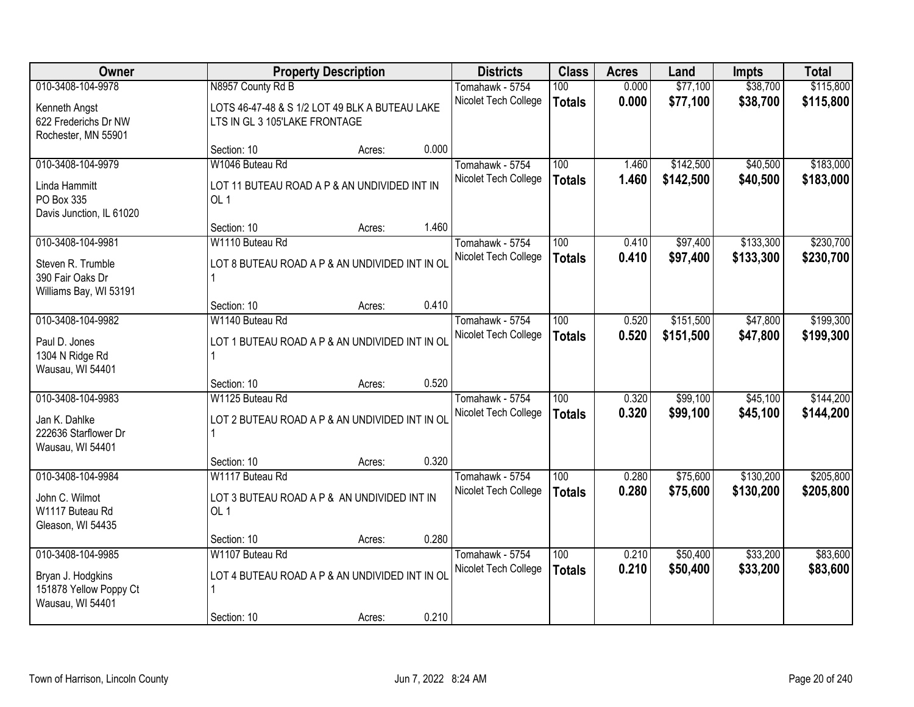| Owner | Property Description | Districts | Class | Acres | Land | Impts | Total |
|---|---|---|---|---|---|---|---|
| 010-3408-104-9978<br>Kenneth Angst<br>622 Frederichs Dr NW<br>Rochester, MN 55901 | N8957 County Rd B<br>LOTS 46-47-48 & S 1/2 LOT 49 BLK A BUTEAU LAKE LTS IN GL 3 105'LAKE FRONTAGE<br>Section: 10 Acres: 0.000 | Tomahawk - 5754<br>Nicolet Tech College | 100<br>**Totals** | 0.000<br>**0.000** | $77,100<br>**$77,100** | $38,700<br>**$38,700** | $115,800<br>**$115,800** |
| 010-3408-104-9979<br>Linda Hammitt<br>PO Box 335<br>Davis Junction, IL 61020 | W1046 Buteau Rd<br>LOT 11 BUTEAU ROAD A P & AN UNDIVIDED INT IN OL 1<br>Section: 10 Acres: 1.460 | Tomahawk - 5754<br>Nicolet Tech College | 100<br>**Totals** | 1.460<br>**1.460** | $142,500<br>**$142,500** | $40,500<br>**$40,500** | $183,000<br>**$183,000** |
| 010-3408-104-9981<br>Steven R. Trumble<br>390 Fair Oaks Dr<br>Williams Bay, WI 53191 | W1110 Buteau Rd<br>LOT 8 BUTEAU ROAD A P & AN UNDIVIDED INT IN OL 1<br>Section: 10 Acres: 0.410 | Tomahawk - 5754<br>Nicolet Tech College | 100<br>**Totals** | 0.410<br>**0.410** | $97,400<br>**$97,400** | $133,300<br>**$133,300** | $230,700<br>**$230,700** |
| 010-3408-104-9982<br>Paul D. Jones<br>1304 N Ridge Rd<br>Wausau, WI 54401 | W1140 Buteau Rd<br>LOT 1 BUTEAU ROAD A P & AN UNDIVIDED INT IN OL 1<br>Section: 10 Acres: 0.520 | Tomahawk - 5754<br>Nicolet Tech College | 100<br>**Totals** | 0.520<br>**0.520** | $151,500<br>**$151,500** | $47,800<br>**$47,800** | $199,300<br>**$199,300** |
| 010-3408-104-9983<br>Jan K. Dahlke<br>222636 Starflower Dr<br>Wausau, WI 54401 | W1125 Buteau Rd<br>LOT 2 BUTEAU ROAD A P & AN UNDIVIDED INT IN OL 1<br>Section: 10 Acres: 0.320 | Tomahawk - 5754<br>Nicolet Tech College | 100<br>**Totals** | 0.320<br>**0.320** | $99,100<br>**$99,100** | $45,100<br>**$45,100** | $144,200<br>**$144,200** |
| 010-3408-104-9984<br>John C. Wilmot<br>W1117 Buteau Rd<br>Gleason, WI 54435 | W1117 Buteau Rd<br>LOT 3 BUTEAU ROAD A P & AN UNDIVIDED INT IN OL 1<br>Section: 10 Acres: 0.280 | Tomahawk - 5754<br>Nicolet Tech College | 100<br>**Totals** | 0.280<br>**0.280** | $75,600<br>**$75,600** | $130,200<br>**$130,200** | $205,800<br>**$205,800** |
| 010-3408-104-9985<br>Bryan J. Hodgkins<br>151878 Yellow Poppy Ct<br>Wausau, WI 54401 | W1107 Buteau Rd<br>LOT 4 BUTEAU ROAD A P & AN UNDIVIDED INT IN OL 1<br>Section: 10 Acres: 0.210 | Tomahawk - 5754<br>Nicolet Tech College | 100<br>**Totals** | 0.210<br>**0.210** | $50,400<br>**$50,400** | $33,200<br>**$33,200** | $83,600<br>**$83,600** |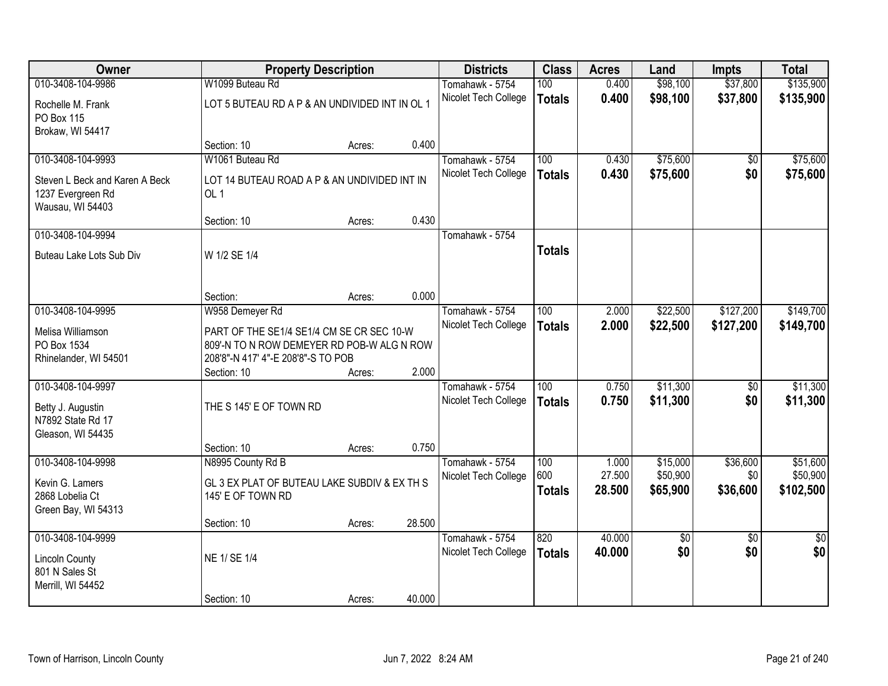| Owner | Property Description | | | Districts | Class | Acres | Land | Impts | Total |
|---|---|---|---|---|---|---|---|---|---|
| 010-3408-104-9986 | W1099 Buteau Rd | | | Tomahawk - 5754 | 100 | 0.400 | $98,100 | $37,800 | $135,900 |
| Rochelle M. Frank<br>PO Box 115<br>Brokaw, WI 54417 | LOT 5 BUTEAU RD A P & AN UNDIVIDED INT IN OL 1 | | | Nicolet Tech College | **Totals** | **0.400** | **$98,100** | **$37,800** | **$135,900** |
| | Section: 10 | Acres: | 0.400 | | | | | | |
| 010-3408-104-9993 | W1061 Buteau Rd | | | Tomahawk - 5754 | 100 | 0.430 | $75,600 | $0 | $75,600 |
| Steven L Beck and Karen A Beck<br>1237 Evergreen Rd<br>Wausau, WI 54403 | LOT 14 BUTEAU ROAD A P & AN UNDIVIDED INT IN OL 1 | | | Nicolet Tech College | **Totals** | **0.430** | **$75,600** | **$0** | **$75,600** |
| | Section: 10 | Acres: | 0.430 | | | | | | |
| 010-3408-104-9994 | | | | Tomahawk - 5754 | | | | | |
| Buteau Lake Lots Sub Div | W 1/2 SE 1/4 | | | | **Totals** | | | | |
| | Section: | Acres: | 0.000 | | | | | | |
| 010-3408-104-9995 | W958 Demeyer Rd | | | Tomahawk - 5754 | 100 | 2.000 | $22,500 | $127,200 | $149,700 |
| Melisa Williamson<br>PO Box 1534<br>Rhinelander, WI 54501 | PART OF THE SE1/4 SE1/4 CM SE CR SEC 10-W 809'-N TO N ROW DEMEYER RD POB-W ALG N ROW 208'8"-N 417' 4"-E 208'8"-S TO POB | | | Nicolet Tech College | **Totals** | **2.000** | **$22,500** | **$127,200** | **$149,700** |
| | Section: 10 | Acres: | 2.000 | | | | | | |
| 010-3408-104-9997 | | | | Tomahawk - 5754 | 100 | 0.750 | $11,300 | $0 | $11,300 |
| Betty J. Augustin<br>N7892 State Rd 17<br>Gleason, WI 54435 | THE S 145' E OF TOWN RD | | | Nicolet Tech College | **Totals** | **0.750** | **$11,300** | **$0** | **$11,300** |
| | Section: 10 | Acres: | 0.750 | | | | | | |
| 010-3408-104-9998 | N8995 County Rd B | | | Tomahawk - 5754 | 100 | 1.000 | $15,000 | $36,600 | $51,600 |
| Kevin G. Lamers<br>2868 Lobelia Ct<br>Green Bay, WI 54313 | GL 3 EX PLAT OF BUTEAU LAKE SUBDIV & EX TH S 145' E OF TOWN RD | | | Nicolet Tech College | 600 | 27.500 | $50,900 | $0 | $50,900 |
| | | | | | **Totals** | **28.500** | **$65,900** | **$36,600** | **$102,500** |
| | Section: 10 | Acres: | 28.500 | | | | | | |
| 010-3408-104-9999 | | | | Tomahawk - 5754 | 820 | 40.000 | $0 | $0 | $0 |
| Lincoln County<br>801 N Sales St<br>Merrill, WI 54452 | NE 1/ SE 1/4 | | | Nicolet Tech College | **Totals** | **40.000** | **$0** | **$0** | **$0** |
| | Section: 10 | Acres: | 40.000 | | | | | | |

Town of Harrison, Lincoln County — Jun 7, 2022 8:24 AM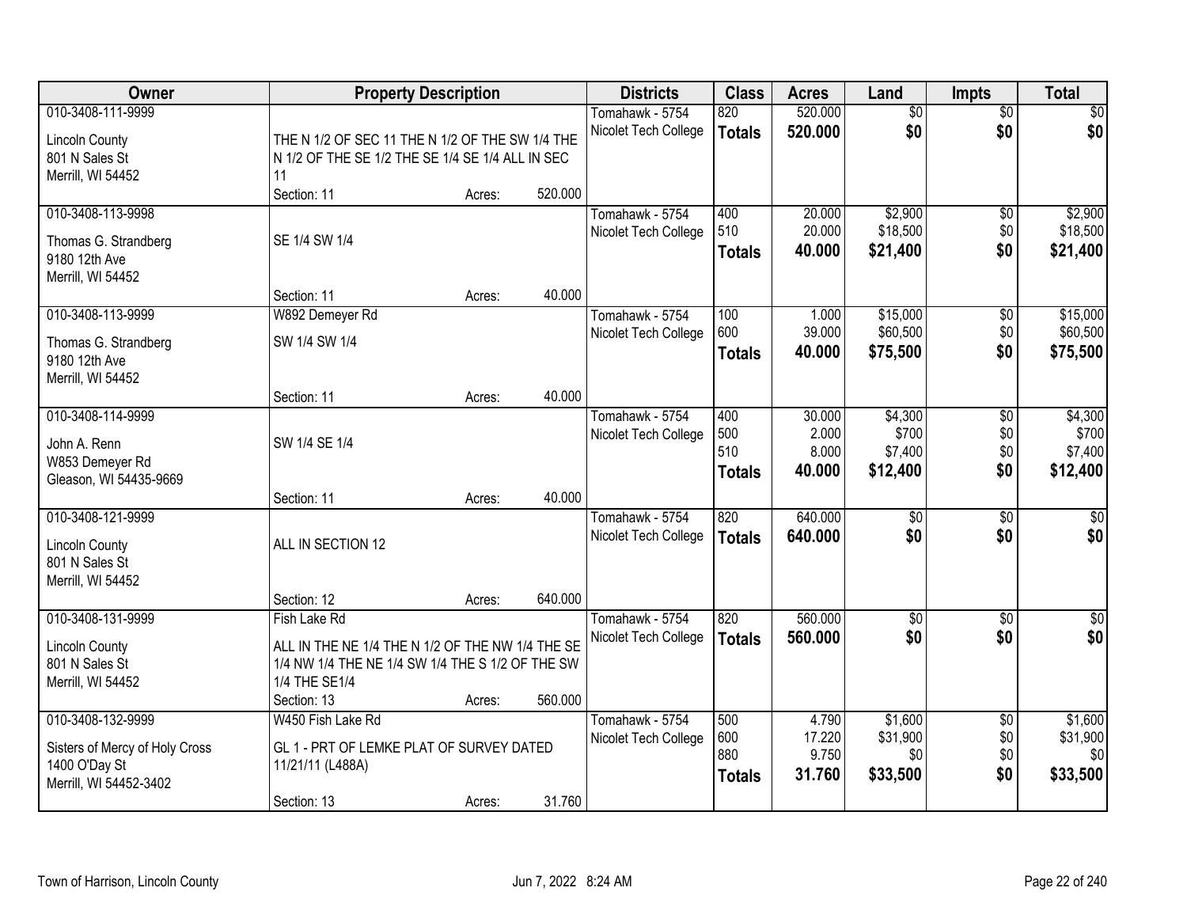| Owner | Property Description | Districts | Class | Acres | Land | Impts | Total |
|---|---|---|---|---|---|---|---|
| 010-3408-111-9999<br>Lincoln County<br>801 N Sales St<br>Merrill, WI 54452 | THE N 1/2 OF SEC 11 THE N 1/2 OF THE SW 1/4 THE N 1/2 OF THE SE 1/2 THE SE 1/4 SE 1/4 ALL IN SEC 11<br>Section: 11 Acres: 520.000 | Tomahawk - 5754<br>Nicolet Tech College | 820<br>**Totals** | 520.000<br>**520.000** | $0<br>**$0** | $0<br>**$0** | $0<br>**$0** |
| 010-3408-113-9998<br>Thomas G. Strandberg<br>9180 12th Ave<br>Merrill, WI 54452 | SE 1/4 SW 1/4<br>Section: 11 Acres: 40.000 | Tomahawk - 5754<br>Nicolet Tech College | 400<br>510<br>**Totals** | 20.000<br>20.000<br>**40.000** | $2,900<br>$18,500<br>**$21,400** | $0<br>$0<br>**$0** | $2,900<br>$18,500<br>**$21,400** |
| 010-3408-113-9999<br>Thomas G. Strandberg<br>9180 12th Ave<br>Merrill, WI 54452 | W892 Demeyer Rd<br>SW 1/4 SW 1/4<br>Section: 11 Acres: 40.000 | Tomahawk - 5754<br>Nicolet Tech College | 100<br>600<br>**Totals** | 1.000<br>39.000<br>**40.000** | $15,000<br>$60,500<br>**$75,500** | $0<br>$0<br>**$0** | $15,000<br>$60,500<br>**$75,500** |
| 010-3408-114-9999<br>John A. Renn<br>W853 Demeyer Rd<br>Gleason, WI 54435-9669 | SW 1/4 SE 1/4<br>Section: 11 Acres: 40.000 | Tomahawk - 5754<br>Nicolet Tech College | 400<br>500<br>510<br>**Totals** | 30.000<br>2.000<br>8.000<br>**40.000** | $4,300<br>$700<br>$7,400<br>**$12,400** | $0<br>$0<br>$0<br>**$0** | $4,300<br>$700<br>$7,400<br>**$12,400** |
| 010-3408-121-9999<br>Lincoln County<br>801 N Sales St<br>Merrill, WI 54452 | ALL IN SECTION 12<br>Section: 12 Acres: 640.000 | Tomahawk - 5754<br>Nicolet Tech College | 820<br>**Totals** | 640.000<br>**640.000** | $0<br>**$0** | $0<br>**$0** | $0<br>**$0** |
| 010-3408-131-9999<br>Lincoln County<br>801 N Sales St<br>Merrill, WI 54452 | Fish Lake Rd<br>ALL IN THE NE 1/4 THE N 1/2 OF THE NW 1/4 THE SE 1/4 NW 1/4 THE NE 1/4 SW 1/4 THE S 1/2 OF THE SW 1/4 THE SE1/4<br>Section: 13 Acres: 560.000 | Tomahawk - 5754<br>Nicolet Tech College | 820<br>**Totals** | 560.000<br>**560.000** | $0<br>**$0** | $0<br>**$0** | $0<br>**$0** |
| 010-3408-132-9999<br>Sisters of Mercy of Holy Cross<br>1400 O'Day St<br>Merrill, WI 54452-3402 | W450 Fish Lake Rd<br>GL 1 - PRT OF LEMKE PLAT OF SURVEY DATED 11/21/11 (L488A)<br>Section: 13 Acres: 31.760 | Tomahawk - 5754<br>Nicolet Tech College | 500<br>600<br>880<br>**Totals** | 4.790<br>17.220<br>9.750<br>**31.760** | $1,600<br>$31,900<br>$0<br>**$33,500** | $0<br>$0<br>$0<br>**$0** | $1,600<br>$31,900<br>$0<br>**$33,500** |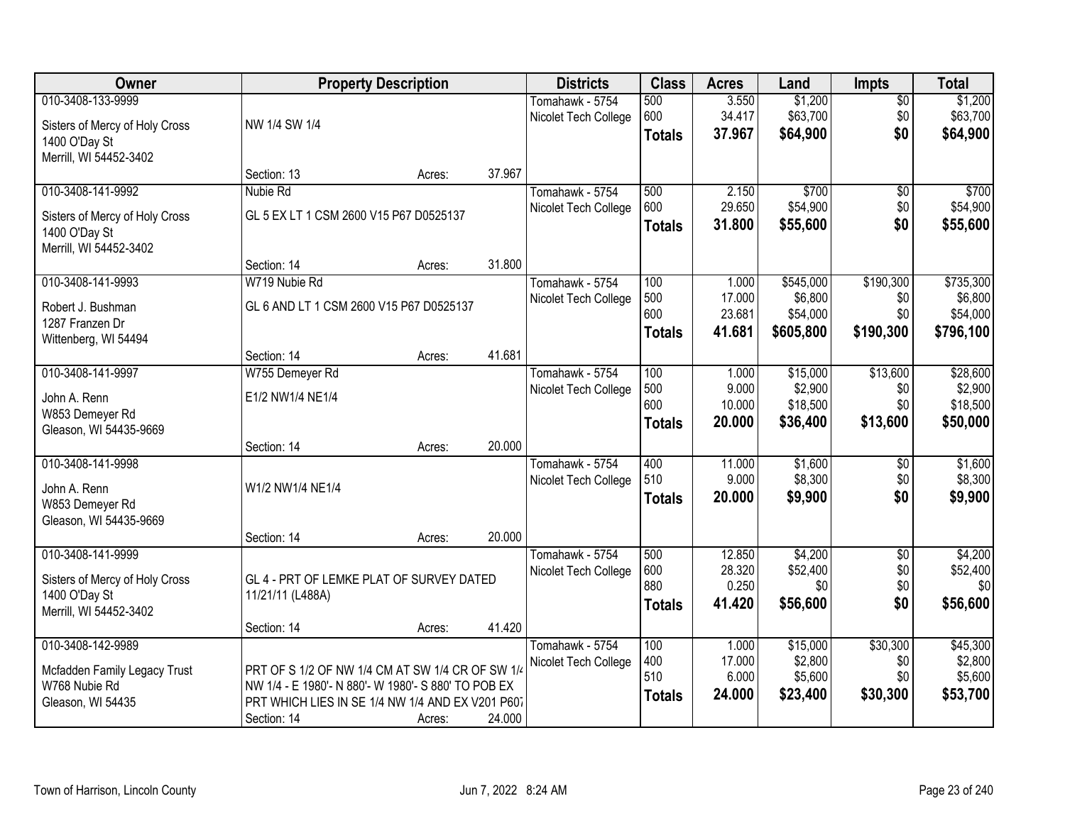| Owner | Property Description | Districts | Class | Acres | Land | Impts | Total |
|---|---|---|---|---|---|---|---|
| 010-3408-133-9999<br>Sisters of Mercy of Holy Cross<br>1400 O'Day St<br>Merrill, WI 54452-3402 | NW 1/4 SW 1/4<br>Section: 13 Acres: 37.967 | Tomahawk - 5754<br>Nicolet Tech College | 500<br>600<br>**Totals** | 3.550<br>34.417<br>**37.967** | $1,200<br>$63,700<br>**$64,900** | $0<br>$0<br>**$0** | $1,200<br>$63,700<br>**$64,900** |
| 010-3408-141-9992<br>Sisters of Mercy of Holy Cross<br>1400 O'Day St<br>Merrill, WI 54452-3402 | Nubie Rd<br>GL 5 EX LT 1 CSM 2600 V15 P67 D0525137<br>Section: 14 Acres: 31.800 | Tomahawk - 5754<br>Nicolet Tech College | 500<br>600<br>**Totals** | 2.150<br>29.650<br>**31.800** | $700<br>$54,900<br>**$55,600** | $0<br>$0<br>**$0** | $700<br>$54,900<br>**$55,600** |
| 010-3408-141-9993<br>Robert J. Bushman<br>1287 Franzen Dr<br>Wittenberg, WI 54494 | W719 Nubie Rd<br>GL 6 AND LT 1 CSM 2600 V15 P67 D0525137<br>Section: 14 Acres: 41.681 | Tomahawk - 5754<br>Nicolet Tech College | 100<br>500<br>600<br>**Totals** | 1.000<br>17.000<br>23.681<br>**41.681** | $545,000<br>$6,800<br>$54,000<br>**$605,800** | $190,300<br>$0<br>$0<br>**$190,300** | $735,300<br>$6,800<br>$54,000<br>**$796,100** |
| 010-3408-141-9997<br>John A. Renn<br>W853 Demeyer Rd<br>Gleason, WI 54435-9669 | W755 Demeyer Rd<br>E1/2 NW1/4 NE1/4<br>Section: 14 Acres: 20.000 | Tomahawk - 5754<br>Nicolet Tech College | 100<br>500<br>600<br>**Totals** | 1.000<br>9.000<br>10.000<br>**20.000** | $15,000<br>$2,900<br>$18,500<br>**$36,400** | $13,600<br>$0<br>$0<br>**$13,600** | $28,600<br>$2,900<br>$18,500<br>**$50,000** |
| 010-3408-141-9998<br>John A. Renn<br>W853 Demeyer Rd<br>Gleason, WI 54435-9669 | W1/2 NW1/4 NE1/4<br>Section: 14 Acres: 20.000 | Tomahawk - 5754<br>Nicolet Tech College | 400<br>510<br>**Totals** | 11.000<br>9.000<br>**20.000** | $1,600<br>$8,300<br>**$9,900** | $0<br>$0<br>**$0** | $1,600<br>$8,300<br>**$9,900** |
| 010-3408-141-9999<br>Sisters of Mercy of Holy Cross<br>1400 O'Day St<br>Merrill, WI 54452-3402 | GL 4 - PRT OF LEMKE PLAT OF SURVEY DATED 11/21/11 (L488A)<br>Section: 14 Acres: 41.420 | Tomahawk - 5754<br>Nicolet Tech College | 500<br>600<br>880<br>**Totals** | 12.850<br>28.320<br>0.250<br>**41.420** | $4,200<br>$52,400<br>$0<br>**$56,600** | $0<br>$0<br>$0<br>**$0** | $4,200<br>$52,400<br>$0<br>**$56,600** |
| 010-3408-142-9989<br>Mcfadden Family Legacy Trust<br>W768 Nubie Rd<br>Gleason, WI 54435 | PRT OF S 1/2 OF NW 1/4 CM AT SW 1/4 CR OF SW 1/4 NW 1/4 - E 1980'- N 880'- W 1980'- S 880' TO POB EX PRT WHICH LIES IN SE 1/4 NW 1/4 AND EX V201 P607<br>Section: 14 Acres: 24.000 | Tomahawk - 5754<br>Nicolet Tech College | 100<br>400<br>510<br>**Totals** | 1.000<br>17.000<br>6.000<br>**24.000** | $15,000<br>$2,800<br>$5,600<br>**$23,400** | $30,300<br>$0<br>$0<br>**$30,300** | $45,300<br>$2,800<br>$5,600<br>**$53,700** |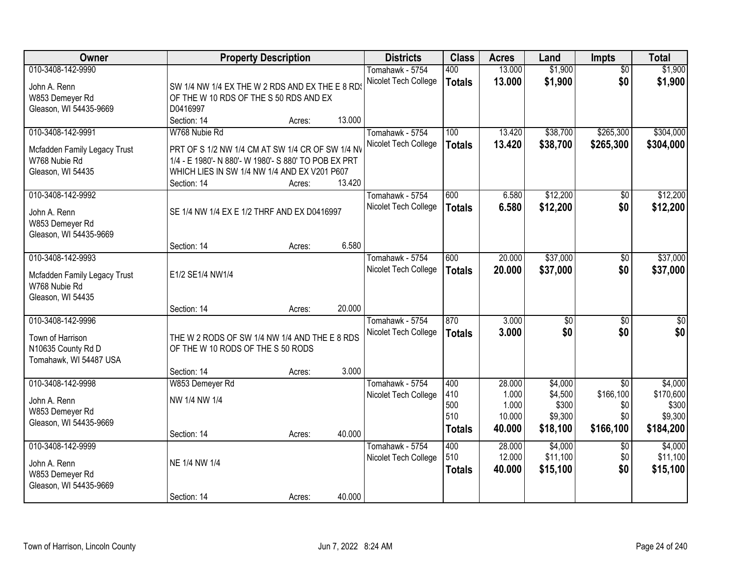| Owner | Property Description | Districts | Class | Acres | Land | Impts | Total |
|---|---|---|---|---|---|---|---|
| 010-3408-142-9990<br>John A. Renn<br>W853 Demeyer Rd<br>Gleason, WI 54435-9669 | SW 1/4 NW 1/4 EX THE W 2 RDS AND EX THE E 8 RDS OF THE W 10 RDS OF THE S 50 RDS AND EX D0416997<br>Section: 14 Acres: 13.000 | Tomahawk - 5754<br>Nicolet Tech College | 400<br>**Totals** | 13.000<br>**13.000** | $1,900<br>**$1,900** | $0<br>**$0** | $1,900<br>**$1,900** |
| 010-3408-142-9991<br>Mcfadden Family Legacy Trust<br>W768 Nubie Rd<br>Gleason, WI 54435 | W768 Nubie Rd<br>PRT OF S 1/2 NW 1/4 CM AT SW 1/4 CR OF SW 1/4 NW 1/4 - E 1980'- N 880'- W 1980'- S 880' TO POB EX PRT WHICH LIES IN SW 1/4 NW 1/4 AND EX V201 P607<br>Section: 14 Acres: 13.420 | Tomahawk - 5754<br>Nicolet Tech College | 100<br>**Totals** | 13.420<br>**13.420** | $38,700<br>**$38,700** | $265,300<br>**$265,300** | $304,000<br>**$304,000** |
| 010-3408-142-9992<br>John A. Renn<br>W853 Demeyer Rd<br>Gleason, WI 54435-9669 | SE 1/4 NW 1/4 EX E 1/2 THRF AND EX D0416997<br>Section: 14 Acres: 6.580 | Tomahawk - 5754<br>Nicolet Tech College | 600<br>**Totals** | 6.580<br>**6.580** | $12,200<br>**$12,200** | $0<br>**$0** | $12,200<br>**$12,200** |
| 010-3408-142-9993<br>Mcfadden Family Legacy Trust<br>W768 Nubie Rd<br>Gleason, WI 54435 | E1/2 SE1/4 NW1/4<br>Section: 14 Acres: 20.000 | Tomahawk - 5754<br>Nicolet Tech College | 600<br>**Totals** | 20.000<br>**20.000** | $37,000<br>**$37,000** | $0<br>**$0** | $37,000<br>**$37,000** |
| 010-3408-142-9996<br>Town of Harrison<br>N10635 County Rd D<br>Tomahawk, WI 54487 USA | THE W 2 RODS OF SW 1/4 NW 1/4 AND THE E 8 RDS OF THE W 10 RODS OF THE S 50 RODS<br>Section: 14 Acres: 3.000 | Tomahawk - 5754<br>Nicolet Tech College | 870<br>**Totals** | 3.000<br>**3.000** | $0<br>**$0** | $0<br>**$0** | $0<br>**$0** |
| 010-3408-142-9998<br>John A. Renn<br>W853 Demeyer Rd<br>Gleason, WI 54435-9669 | W853 Demeyer Rd<br>NW 1/4 NW 1/4<br>Section: 14 Acres: 40.000 | Tomahawk - 5754<br>Nicolet Tech College | 400<br>410<br>500<br>510<br>**Totals** | 28.000<br>1.000<br>1.000<br>10.000<br>**40.000** | $4,000<br>$4,500<br>$300<br>$9,300<br>**$18,100** | $0<br>$166,100<br>$0<br>$0<br>**$166,100** | $4,000<br>$170,600<br>$300<br>$9,300<br>**$184,200** |
| 010-3408-142-9999<br>John A. Renn<br>W853 Demeyer Rd<br>Gleason, WI 54435-9669 | NE 1/4 NW 1/4<br>Section: 14 Acres: 40.000 | Tomahawk - 5754<br>Nicolet Tech College | 400<br>510<br>**Totals** | 28.000<br>12.000<br>**40.000** | $4,000<br>$11,100<br>**$15,100** | $0<br>$0<br>**$0** | $4,000<br>$11,100<br>**$15,100** |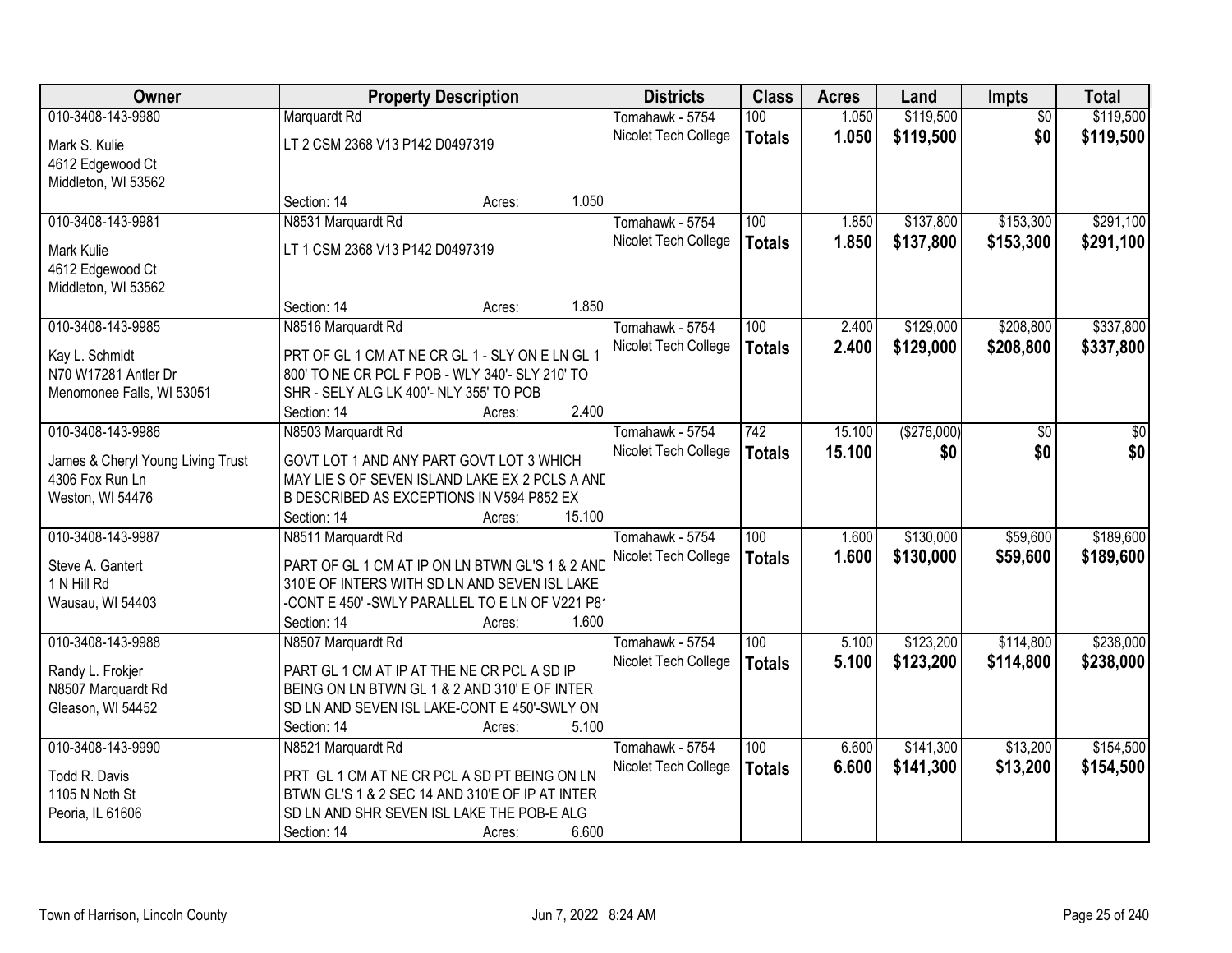| Owner | Property Description | | | Districts | Class | Acres | Land | Impts | Total |
|---|---|---|---|---|---|---|---|---|---|
| 010-3408-143-9980 | Marquardt Rd | | | Tomahawk - 5754 | 100 | 1.050 | $119,500 | $0 | $119,500 |
| Mark S. Kulie<br>4612 Edgewood Ct<br>Middleton, WI 53562 | LT 2 CSM 2368 V13 P142 D0497319 | | | Nicolet Tech College | **Totals** | **1.050** | **$119,500** | **$0** | **$119,500** |
| | Section: 14 | Acres: | 1.050 | | | | | | |
| 010-3408-143-9981 | N8531 Marquardt Rd | | | Tomahawk - 5754 | 100 | 1.850 | $137,800 | $153,300 | $291,100 |
| Mark Kulie<br>4612 Edgewood Ct<br>Middleton, WI 53562 | LT 1 CSM 2368 V13 P142 D0497319 | | | Nicolet Tech College | **Totals** | **1.850** | **$137,800** | **$153,300** | **$291,100** |
| | Section: 14 | Acres: | 1.850 | | | | | | |
| 010-3408-143-9985 | N8516 Marquardt Rd | | | Tomahawk - 5754 | 100 | 2.400 | $129,000 | $208,800 | $337,800 |
| Kay L. Schmidt<br>N70 W17281 Antler Dr<br>Menomonee Falls, WI 53051 | PRT OF GL 1 CM AT NE CR GL 1 - SLY ON E LN GL 1 800' TO NE CR PCL F POB - WLY 340'- SLY 210' TO SHR - SELY ALG LK 400'- NLY 355' TO POB | | | Nicolet Tech College | **Totals** | **2.400** | **$129,000** | **$208,800** | **$337,800** |
| | Section: 14 | Acres: | 2.400 | | | | | | |
| 010-3408-143-9986 | N8503 Marquardt Rd | | | Tomahawk - 5754 | 742 | 15.100 | ($276,000) | $0 | $0 |
| James & Cheryl Young Living Trust<br>4306 Fox Run Ln<br>Weston, WI 54476 | GOVT LOT 1 AND ANY PART GOVT LOT 3 WHICH MAY LIE S OF SEVEN ISLAND LAKE EX 2 PCLS A AND B DESCRIBED AS EXCEPTIONS IN V594 P852 EX | | | Nicolet Tech College | **Totals** | **15.100** | **$0** | **$0** | **$0** |
| | Section: 14 | Acres: | 15.100 | | | | | | |
| 010-3408-143-9987 | N8511 Marquardt Rd | | | Tomahawk - 5754 | 100 | 1.600 | $130,000 | $59,600 | $189,600 |
| Steve A. Gantert<br>1 N Hill Rd<br>Wausau, WI 54403 | PART OF GL 1 CM AT IP ON LN BTWN GL'S 1 & 2 AND 310'E OF INTERS WITH SD LN AND SEVEN ISL LAKE -CONT E 450' -SWLY PARALLEL TO E LN OF V221 P81 | | | Nicolet Tech College | **Totals** | **1.600** | **$130,000** | **$59,600** | **$189,600** |
| | Section: 14 | Acres: | 1.600 | | | | | | |
| 010-3408-143-9988 | N8507 Marquardt Rd | | | Tomahawk - 5754 | 100 | 5.100 | $123,200 | $114,800 | $238,000 |
| Randy L. Frokjer<br>N8507 Marquardt Rd<br>Gleason, WI 54452 | PART GL 1 CM AT IP AT THE NE CR PCL A SD IP BEING ON LN BTWN GL 1 & 2 AND 310' E OF INTER SD LN AND SEVEN ISL LAKE-CONT E 450'-SWLY ON | | | Nicolet Tech College | **Totals** | **5.100** | **$123,200** | **$114,800** | **$238,000** |
| | Section: 14 | Acres: | 5.100 | | | | | | |
| 010-3408-143-9990 | N8521 Marquardt Rd | | | Tomahawk - 5754 | 100 | 6.600 | $141,300 | $13,200 | $154,500 |
| Todd R. Davis<br>1105 N Noth St<br>Peoria, IL 61606 | PRT GL 1 CM AT NE CR PCL A SD PT BEING ON LN BTWN GL'S 1 & 2 SEC 14 AND 310'E OF IP AT INTER SD LN AND SHR SEVEN ISL LAKE THE POB-E ALG | | | Nicolet Tech College | **Totals** | **6.600** | **$141,300** | **$13,200** | **$154,500** |
| | Section: 14 | Acres: | 6.600 | | | | | | |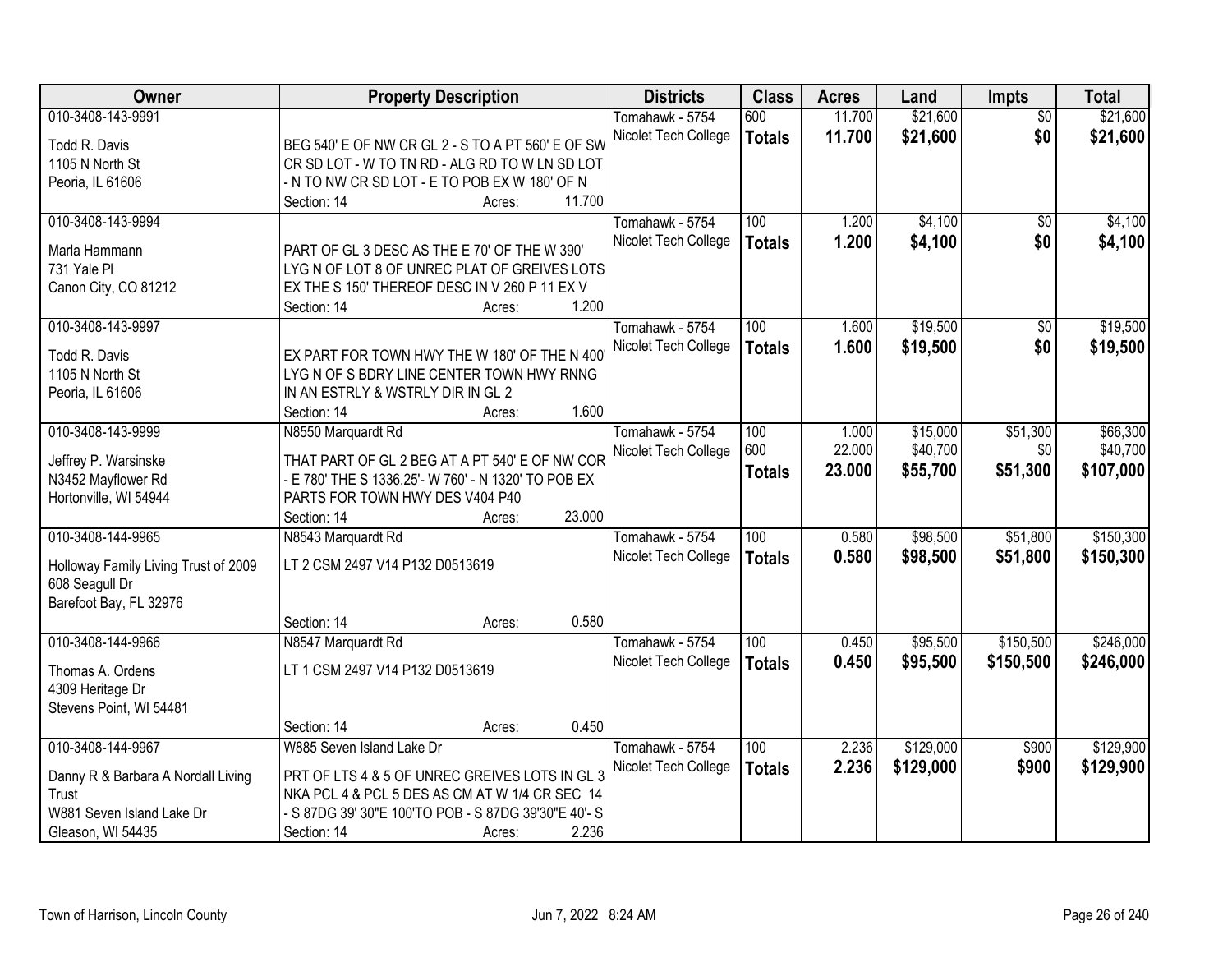| Owner | Property Description | Districts | Class | Acres | Land | Impts | Total |
|---|---|---|---|---|---|---|---|
| 010-3408-143-9991<br>Todd R. Davis<br>1105 N North St<br>Peoria, IL 61606 | BEG 540' E OF NW CR GL 2 - S TO A PT 560' E OF SW CR SD LOT - W TO TN RD - ALG RD TO W LN SD LOT - N TO NW CR SD LOT - E TO POB EX W 180' OF N<br>Section: 14 Acres: 11.700 | Tomahawk - 5754<br>Nicolet Tech College | 600<br>**Totals** | 11.700<br>**11.700** | $21,600<br>**$21,600** | $0<br>**$0** | $21,600<br>**$21,600** |
| 010-3408-143-9994<br>Marla Hammann<br>731 Yale Pl<br>Canon City, CO 81212 | PART OF GL 3 DESC AS THE E 70' OF THE W 390' LYG N OF LOT 8 OF UNREC PLAT OF GREIVES LOTS EX THE S 150' THEREOF DESC IN V 260 P 11 EX V<br>Section: 14 Acres: 1.200 | Tomahawk - 5754<br>Nicolet Tech College | 100<br>**Totals** | 1.200<br>**1.200** | $4,100<br>**$4,100** | $0<br>**$0** | $4,100<br>**$4,100** |
| 010-3408-143-9997<br>Todd R. Davis<br>1105 N North St<br>Peoria, IL 61606 | EX PART FOR TOWN HWY THE W 180' OF THE N 400' LYG N OF S BDRY LINE CENTER TOWN HWY RNNG IN AN ESTRLY & WSTRLY DIR IN GL 2<br>Section: 14 Acres: 1.600 | Tomahawk - 5754<br>Nicolet Tech College | 100<br>**Totals** | 1.600<br>**1.600** | $19,500<br>**$19,500** | $0<br>**$0** | $19,500<br>**$19,500** |
| 010-3408-143-9999<br>Jeffrey P. Warsinske<br>N3452 Mayflower Rd<br>Hortonville, WI 54944 | N8550 Marquardt Rd<br>THAT PART OF GL 2 BEG AT A PT 540' E OF NW COR - E 780' THE S 1336.25'- W 760' - N 1320' TO POB EX PARTS FOR TOWN HWY DES V404 P40<br>Section: 14 Acres: 23.000 | Tomahawk - 5754<br>Nicolet Tech College | 100<br>600<br>**Totals** | 1.000<br>22.000<br>**23.000** | $15,000<br>$40,700<br>**$55,700** | $51,300<br>$0<br>**$51,300** | $66,300<br>$40,700<br>**$107,000** |
| 010-3408-144-9965<br>Holloway Family Living Trust of 2009<br>608 Seagull Dr<br>Barefoot Bay, FL 32976 | N8543 Marquardt Rd<br>LT 2 CSM 2497 V14 P132 D0513619<br>Section: 14 Acres: 0.580 | Tomahawk - 5754<br>Nicolet Tech College | 100<br>**Totals** | 0.580<br>**0.580** | $98,500<br>**$98,500** | $51,800<br>**$51,800** | $150,300<br>**$150,300** |
| 010-3408-144-9966<br>Thomas A. Ordens<br>4309 Heritage Dr<br>Stevens Point, WI 54481 | N8547 Marquardt Rd<br>LT 1 CSM 2497 V14 P132 D0513619<br>Section: 14 Acres: 0.450 | Tomahawk - 5754<br>Nicolet Tech College | 100<br>**Totals** | 0.450<br>**0.450** | $95,500<br>**$95,500** | $150,500<br>**$150,500** | $246,000<br>**$246,000** |
| 010-3408-144-9967<br>Danny R & Barbara A Nordall Living Trust<br>W881 Seven Island Lake Dr<br>Gleason, WI 54435 | W885 Seven Island Lake Dr<br>PRT OF LTS 4 & 5 OF UNREC GREIVES LOTS IN GL 3 NKA PCL 4 & PCL 5 DES AS CM AT W 1/4 CR SEC 14 - S 87DG 39' 30"E 100'TO POB - S 87DG 39'30"E 40'- S<br>Section: 14 Acres: 2.236 | Tomahawk - 5754<br>Nicolet Tech College | 100<br>**Totals** | 2.236<br>**2.236** | $129,000<br>**$129,000** | $900<br>**$900** | $129,900<br>**$129,900** |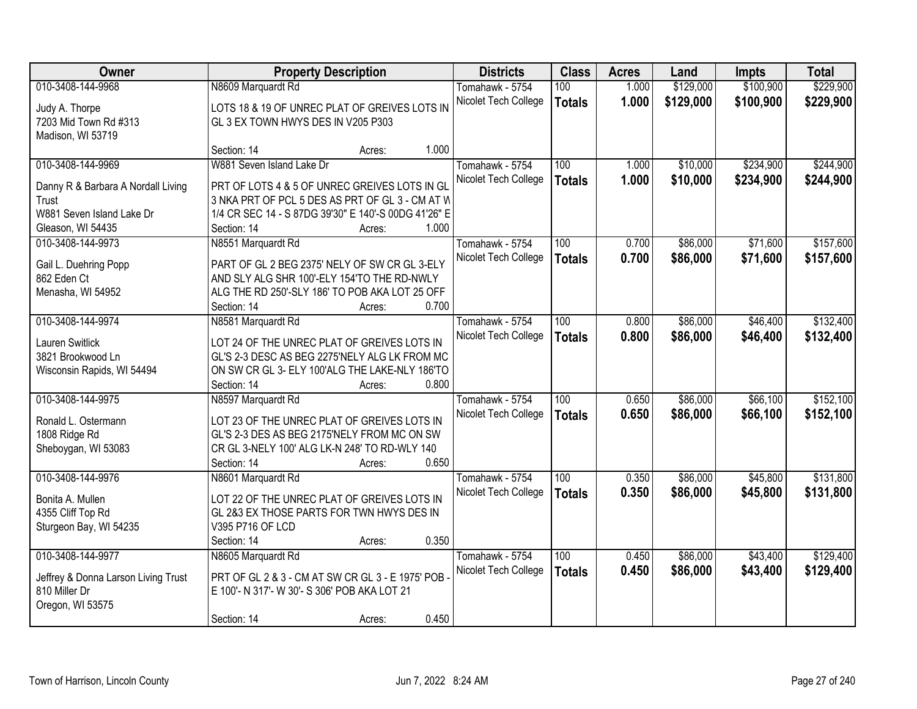| Owner | Property Description | Districts | Class | Acres | Land | Impts | Total |
|---|---|---|---|---|---|---|---|
| 010-3408-144-9968<br>Judy A. Thorpe<br>7203 Mid Town Rd #313<br>Madison, WI 53719 | N8609 Marquardt Rd<br>LOTS 18 & 19 OF UNREC PLAT OF GREIVES LOTS IN GL 3 EX TOWN HWYS DES IN V205 P303<br>Section: 14 Acres: 1.000 | Tomahawk - 5754<br>Nicolet Tech College | 100<br>**Totals** | 1.000<br>**1.000** | $129,000<br>**$129,000** | $100,900<br>**$100,900** | $229,900<br>**$229,900** |
| 010-3408-144-9969<br>Danny R & Barbara A Nordall Living Trust<br>W881 Seven Island Lake Dr<br>Gleason, WI 54435 | W881 Seven Island Lake Dr<br>PRT OF LOTS 4 & 5 OF UNREC GREIVES LOTS IN GL 3 NKA PRT OF PCL 5 DES AS PRT OF GL 3 - CM AT W 1/4 CR SEC 14 - S 87DG 39'30" E 140'-S 00DG 41'26" E<br>Section: 14 Acres: 1.000 | Tomahawk - 5754<br>Nicolet Tech College | 100<br>**Totals** | 1.000<br>**1.000** | $10,000<br>**$10,000** | $234,900<br>**$234,900** | $244,900<br>**$244,900** |
| 010-3408-144-9973<br>Gail L. Duehring Popp<br>862 Eden Ct<br>Menasha, WI 54952 | N8551 Marquardt Rd<br>PART OF GL 2 BEG 2375' NELY OF SW CR GL 3-ELY AND SLY ALG SHR 100'-ELY 154'TO THE RD-NWLY ALG THE RD 250'-SLY 186' TO POB AKA LOT 25 OFF<br>Section: 14 Acres: 0.700 | Tomahawk - 5754<br>Nicolet Tech College | 100<br>**Totals** | 0.700<br>**0.700** | $86,000<br>**$86,000** | $71,600<br>**$71,600** | $157,600<br>**$157,600** |
| 010-3408-144-9974<br>Lauren Switlick<br>3821 Brookwood Ln<br>Wisconsin Rapids, WI 54494 | N8581 Marquardt Rd<br>LOT 24 OF THE UNREC PLAT OF GREIVES LOTS IN GL'S 2-3 DESC AS BEG 2275'NELY ALG LK FROM MC ON SW CR GL 3- ELY 100'ALG THE LAKE-NLY 186'TO<br>Section: 14 Acres: 0.800 | Tomahawk - 5754<br>Nicolet Tech College | 100<br>**Totals** | 0.800<br>**0.800** | $86,000<br>**$86,000** | $46,400<br>**$46,400** | $132,400<br>**$132,400** |
| 010-3408-144-9975<br>Ronald L. Ostermann<br>1808 Ridge Rd<br>Sheboygan, WI 53083 | N8597 Marquardt Rd<br>LOT 23 OF THE UNREC PLAT OF GREIVES LOTS IN GL'S 2-3 DES AS BEG 2175'NELY FROM MC ON SW CR GL 3-NELY 100' ALG LK-N 248' TO RD-WLY 140<br>Section: 14 Acres: 0.650 | Tomahawk - 5754<br>Nicolet Tech College | 100<br>**Totals** | 0.650<br>**0.650** | $86,000<br>**$86,000** | $66,100<br>**$66,100** | $152,100<br>**$152,100** |
| 010-3408-144-9976<br>Bonita A. Mullen<br>4355 Cliff Top Rd<br>Sturgeon Bay, WI 54235 | N8601 Marquardt Rd<br>LOT 22 OF THE UNREC PLAT OF GREIVES LOTS IN GL 2&3 EX THOSE PARTS FOR TWN HWYS DES IN V395 P716 OF LCD<br>Section: 14 Acres: 0.350 | Tomahawk - 5754<br>Nicolet Tech College | 100<br>**Totals** | 0.350<br>**0.350** | $86,000<br>**$86,000** | $45,800<br>**$45,800** | $131,800<br>**$131,800** |
| 010-3408-144-9977<br>Jeffrey & Donna Larson Living Trust<br>810 Miller Dr<br>Oregon, WI 53575 | N8605 Marquardt Rd<br>PRT OF GL 2 & 3 - CM AT SW CR GL 3 - E 1975' POB - E 100'- N 317'- W 30'- S 306' POB AKA LOT 21<br>Section: 14 Acres: 0.450 | Tomahawk - 5754<br>Nicolet Tech College | 100<br>**Totals** | 0.450<br>**0.450** | $86,000<br>**$86,000** | $43,400<br>**$43,400** | $129,400<br>**$129,400** |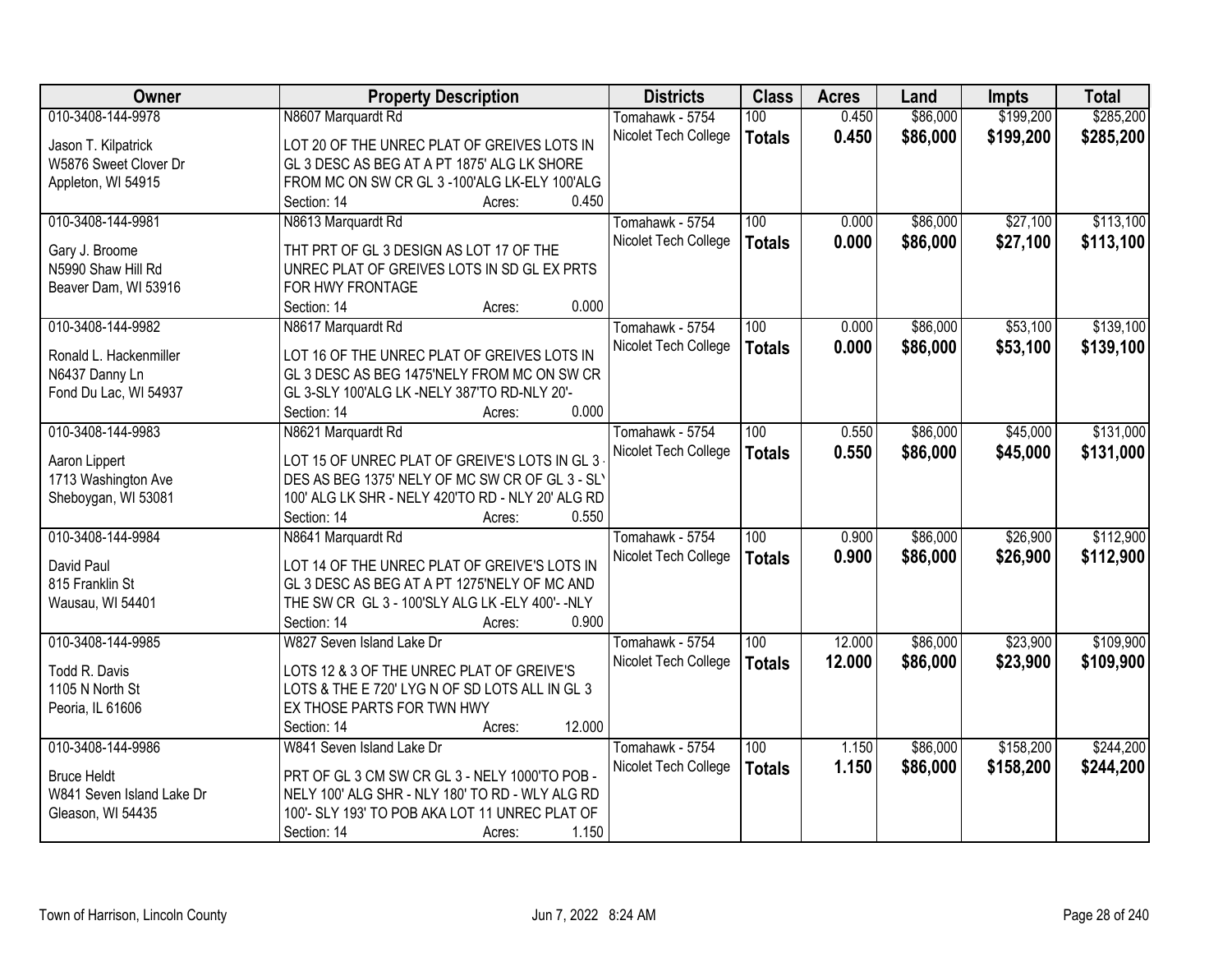| Owner | Property Description | Districts | Class | Acres | Land | Impts | Total |
|---|---|---|---|---|---|---|---|
| 010-3408-144-9978<br>Jason T. Kilpatrick<br>W5876 Sweet Clover Dr<br>Appleton, WI 54915 | N8607 Marquardt Rd<br>LOT 20 OF THE UNREC PLAT OF GREIVES LOTS IN GL 3 DESC AS BEG AT A PT 1875' ALG LK SHORE FROM MC ON SW CR GL 3 -100'ALG LK-ELY 100'ALG<br>Section: 14 Acres: 0.450 | Tomahawk - 5754<br>Nicolet Tech College | 100<br>**Totals** | 0.450<br>**0.450** | $86,000<br>**$86,000** | $199,200<br>**$199,200** | $285,200<br>**$285,200** |
| 010-3408-144-9981<br>Gary J. Broome<br>N5990 Shaw Hill Rd<br>Beaver Dam, WI 53916 | N8613 Marquardt Rd<br>THT PRT OF GL 3 DESIGN AS LOT 17 OF THE UNREC PLAT OF GREIVES LOTS IN SD GL EX PRTS FOR HWY FRONTAGE<br>Section: 14 Acres: 0.000 | Tomahawk - 5754<br>Nicolet Tech College | 100<br>**Totals** | 0.000<br>**0.000** | $86,000<br>**$86,000** | $27,100<br>**$27,100** | $113,100<br>**$113,100** |
| 010-3408-144-9982<br>Ronald L. Hackenmiller<br>N6437 Danny Ln<br>Fond Du Lac, WI 54937 | N8617 Marquardt Rd<br>LOT 16 OF THE UNREC PLAT OF GREIVES LOTS IN GL 3 DESC AS BEG 1475'NELY FROM MC ON SW CR GL 3-SLY 100'ALG LK -NELY 387'TO RD-NLY 20'-<br>Section: 14 Acres: 0.000 | Tomahawk - 5754<br>Nicolet Tech College | 100<br>**Totals** | 0.000<br>**0.000** | $86,000<br>**$86,000** | $53,100<br>**$53,100** | $139,100<br>**$139,100** |
| 010-3408-144-9983<br>Aaron Lippert<br>1713 Washington Ave<br>Sheboygan, WI 53081 | N8621 Marquardt Rd<br>LOT 15 OF UNREC PLAT OF GREIVE'S LOTS IN GL 3 - DES AS BEG 1375' NELY OF MC SW CR OF GL 3 - SLY 100' ALG LK SHR - NELY 420'TO RD - NLY 20' ALG RD<br>Section: 14 Acres: 0.550 | Tomahawk - 5754<br>Nicolet Tech College | 100<br>**Totals** | 0.550<br>**0.550** | $86,000<br>**$86,000** | $45,000<br>**$45,000** | $131,000<br>**$131,000** |
| 010-3408-144-9984<br>David Paul<br>815 Franklin St<br>Wausau, WI 54401 | N8641 Marquardt Rd<br>LOT 14 OF THE UNREC PLAT OF GREIVE'S LOTS IN GL 3 DESC AS BEG AT A PT 1275'NELY OF MC AND THE SW CR GL 3 - 100'SLY ALG LK -ELY 400'- -NLY<br>Section: 14 Acres: 0.900 | Tomahawk - 5754<br>Nicolet Tech College | 100<br>**Totals** | 0.900<br>**0.900** | $86,000<br>**$86,000** | $26,900<br>**$26,900** | $112,900<br>**$112,900** |
| 010-3408-144-9985<br>Todd R. Davis<br>1105 N North St<br>Peoria, IL 61606 | W827 Seven Island Lake Dr<br>LOTS 12 & 3 OF THE UNREC PLAT OF GREIVE'S LOTS & THE E 720' LYG N OF SD LOTS ALL IN GL 3 EX THOSE PARTS FOR TWN HWY<br>Section: 14 Acres: 12.000 | Tomahawk - 5754<br>Nicolet Tech College | 100<br>**Totals** | 12.000<br>**12.000** | $86,000<br>**$86,000** | $23,900<br>**$23,900** | $109,900<br>**$109,900** |
| 010-3408-144-9986<br>Bruce Heldt<br>W841 Seven Island Lake Dr<br>Gleason, WI 54435 | W841 Seven Island Lake Dr<br>PRT OF GL 3 CM SW CR GL 3 - NELY 1000'TO POB - NELY 100' ALG SHR - NLY 180' TO RD - WLY ALG RD 100'- SLY 193' TO POB AKA LOT 11 UNREC PLAT OF<br>Section: 14 Acres: 1.150 | Tomahawk - 5754<br>Nicolet Tech College | 100<br>**Totals** | 1.150<br>**1.150** | $86,000<br>**$86,000** | $158,200<br>**$158,200** | $244,200<br>**$244,200** |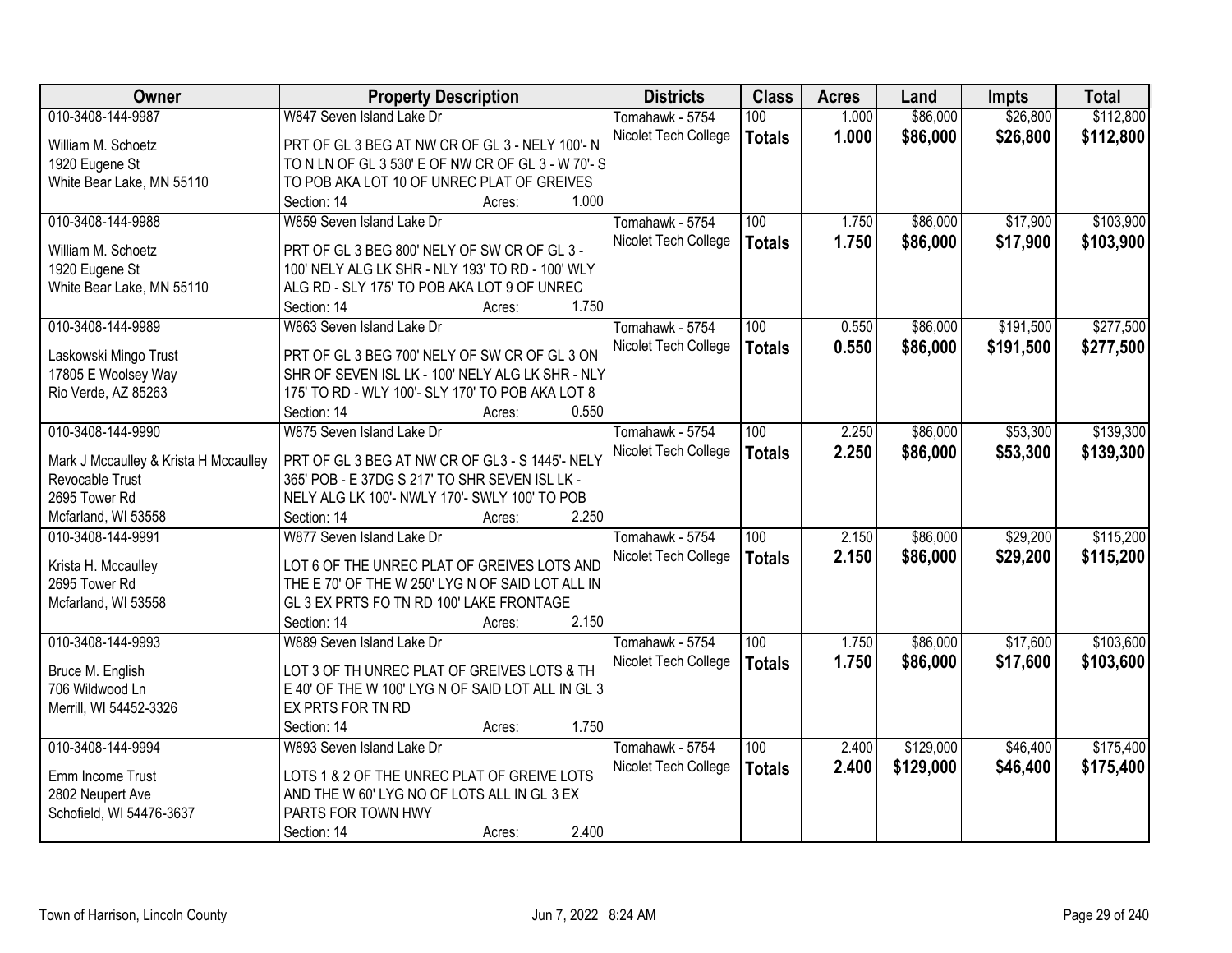| Owner | Property Description | Districts | Class | Acres | Land | Impts | Total |
|---|---|---|---|---|---|---|---|
| 010-3408-144-9987<br>William M. Schoetz<br>1920 Eugene St<br>White Bear Lake, MN 55110 | W847 Seven Island Lake Dr<br>PRT OF GL 3 BEG AT NW CR OF GL 3 - NELY 100'- N TO N LN OF GL 3 530' E OF NW CR OF GL 3 - W 70'- S TO POB AKA LOT 10 OF UNREC PLAT OF GREIVES<br>Section: 14 Acres: 1.000 | Tomahawk - 5754<br>Nicolet Tech College | 100<br>**Totals** | 1.000<br>**1.000** | $86,000<br>**$86,000** | $26,800<br>**$26,800** | $112,800<br>**$112,800** |
| 010-3408-144-9988<br>William M. Schoetz<br>1920 Eugene St<br>White Bear Lake, MN 55110 | W859 Seven Island Lake Dr<br>PRT OF GL 3 BEG 800' NELY OF SW CR OF GL 3 - 100' NELY ALG LK SHR - NLY 193' TO RD - 100' WLY ALG RD - SLY 175' TO POB AKA LOT 9 OF UNREC<br>Section: 14 Acres: 1.750 | Tomahawk - 5754<br>Nicolet Tech College | 100<br>**Totals** | 1.750<br>**1.750** | $86,000<br>**$86,000** | $17,900<br>**$17,900** | $103,900<br>**$103,900** |
| 010-3408-144-9989<br>Laskowski Mingo Trust<br>17805 E Woolsey Way<br>Rio Verde, AZ 85263 | W863 Seven Island Lake Dr<br>PRT OF GL 3 BEG 700' NELY OF SW CR OF GL 3 ON SHR OF SEVEN ISL LK - 100' NELY ALG LK SHR - NLY 175' TO RD - WLY 100'- SLY 170' TO POB AKA LOT 8<br>Section: 14 Acres: 0.550 | Tomahawk - 5754<br>Nicolet Tech College | 100<br>**Totals** | 0.550<br>**0.550** | $86,000<br>**$86,000** | $191,500<br>**$191,500** | $277,500<br>**$277,500** |
| 010-3408-144-9990<br>Mark J Mccaulley & Krista H Mccaulley Revocable Trust<br>2695 Tower Rd<br>Mcfarland, WI 53558 | W875 Seven Island Lake Dr<br>PRT OF GL 3 BEG AT NW CR OF GL3 - S 1445'- NELY 365' POB - E 37DG S 217' TO SHR SEVEN ISL LK - NELY ALG LK 100'- NWLY 170'- SWLY 100' TO POB<br>Section: 14 Acres: 2.250 | Tomahawk - 5754<br>Nicolet Tech College | 100<br>**Totals** | 2.250<br>**2.250** | $86,000<br>**$86,000** | $53,300<br>**$53,300** | $139,300<br>**$139,300** |
| 010-3408-144-9991<br>Krista H. Mccaulley<br>2695 Tower Rd<br>Mcfarland, WI 53558 | W877 Seven Island Lake Dr<br>LOT 6 OF THE UNREC PLAT OF GREIVES LOTS AND THE E 70' OF THE W 250' LYG N OF SAID LOT ALL IN GL 3 EX PRTS FO TN RD 100' LAKE FRONTAGE<br>Section: 14 Acres: 2.150 | Tomahawk - 5754<br>Nicolet Tech College | 100<br>**Totals** | 2.150<br>**2.150** | $86,000<br>**$86,000** | $29,200<br>**$29,200** | $115,200<br>**$115,200** |
| 010-3408-144-9993<br>Bruce M. English<br>706 Wildwood Ln<br>Merrill, WI 54452-3326 | W889 Seven Island Lake Dr<br>LOT 3 OF TH UNREC PLAT OF GREIVES LOTS & TH E 40' OF THE W 100' LYG N OF SAID LOT ALL IN GL 3 EX PRTS FOR TN RD<br>Section: 14 Acres: 1.750 | Tomahawk - 5754<br>Nicolet Tech College | 100<br>**Totals** | 1.750<br>**1.750** | $86,000<br>**$86,000** | $17,600<br>**$17,600** | $103,600<br>**$103,600** |
| 010-3408-144-9994<br>Emm Income Trust<br>2802 Neupert Ave<br>Schofield, WI 54476-3637 | W893 Seven Island Lake Dr<br>LOTS 1 & 2 OF THE UNREC PLAT OF GREIVE LOTS AND THE W 60' LYG NO OF LOTS ALL IN GL 3 EX PARTS FOR TOWN HWY<br>Section: 14 Acres: 2.400 | Tomahawk - 5754<br>Nicolet Tech College | 100<br>**Totals** | 2.400<br>**2.400** | $129,000<br>**$129,000** | $46,400<br>**$46,400** | $175,400<br>**$175,400** |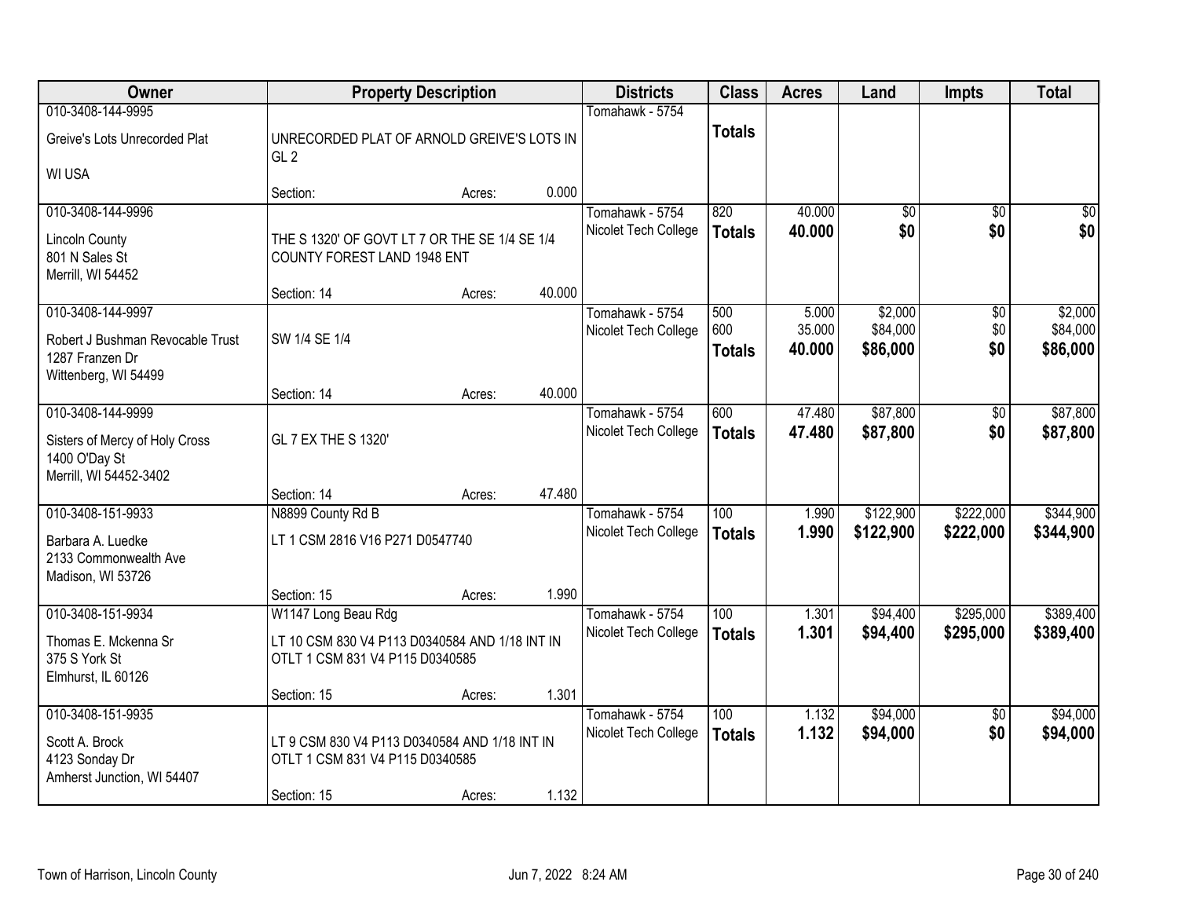| Owner | Property Description | Districts | Class | Acres | Land | Impts | Total |
|---|---|---|---|---|---|---|---|
| 010-3408-144-9995<br>Greive's Lots Unrecorded Plat<br>WI USA | UNRECORDED PLAT OF ARNOLD GREIVE'S LOTS IN GL 2<br>Section: Acres: 0.000 | Tomahawk - 5754 | **Totals** | | | | |
| 010-3408-144-9996<br>Lincoln County<br>801 N Sales St<br>Merrill, WI 54452 | THE S 1320' OF GOVT LT 7 OR THE SE 1/4 SE 1/4 COUNTY FOREST LAND 1948 ENT<br>Section: 14 Acres: 40.000 | Tomahawk - 5754<br>Nicolet Tech College | 820<br>**Totals** | 40.000<br>**40.000** | $0<br>**$0** | $0<br>**$0** | $0<br>**$0** |
| 010-3408-144-9997<br>Robert J Bushman Revocable Trust<br>1287 Franzen Dr<br>Wittenberg, WI 54499 | SW 1/4 SE 1/4<br>Section: 14 Acres: 40.000 | Tomahawk - 5754<br>Nicolet Tech College | 500<br>600<br>**Totals** | 5.000<br>35.000<br>**40.000** | $2,000<br>$84,000<br>**$86,000** | $0<br>$0<br>**$0** | $2,000<br>$84,000<br>**$86,000** |
| 010-3408-144-9999<br>Sisters of Mercy of Holy Cross<br>1400 O'Day St<br>Merrill, WI 54452-3402 | GL 7 EX THE S 1320'<br>Section: 14 Acres: 47.480 | Tomahawk - 5754<br>Nicolet Tech College | 600<br>**Totals** | 47.480<br>**47.480** | $87,800<br>**$87,800** | $0<br>**$0** | $87,800<br>**$87,800** |
| 010-3408-151-9933<br>Barbara A. Luedke<br>2133 Commonwealth Ave<br>Madison, WI 53726 | N8899 County Rd B<br>LT 1 CSM 2816 V16 P271 D0547740<br>Section: 15 Acres: 1.990 | Tomahawk - 5754<br>Nicolet Tech College | 100<br>**Totals** | 1.990<br>**1.990** | $122,900<br>**$122,900** | $222,000<br>**$222,000** | $344,900<br>**$344,900** |
| 010-3408-151-9934<br>Thomas E. Mckenna Sr<br>375 S York St<br>Elmhurst, IL 60126 | W1147 Long Beau Rdg<br>LT 10 CSM 830 V4 P113 D0340584 AND 1/18 INT IN OTLT 1 CSM 831 V4 P115 D0340585<br>Section: 15 Acres: 1.301 | Tomahawk - 5754<br>Nicolet Tech College | 100<br>**Totals** | 1.301<br>**1.301** | $94,400<br>**$94,400** | $295,000<br>**$295,000** | $389,400<br>**$389,400** |
| 010-3408-151-9935<br>Scott A. Brock<br>4123 Sonday Dr<br>Amherst Junction, WI 54407 | LT 9 CSM 830 V4 P113 D0340584 AND 1/18 INT IN OTLT 1 CSM 831 V4 P115 D0340585<br>Section: 15 Acres: 1.132 | Tomahawk - 5754<br>Nicolet Tech College | 100<br>**Totals** | 1.132<br>**1.132** | $94,000<br>**$94,000** | $0<br>**$0** | $94,000<br>**$94,000** |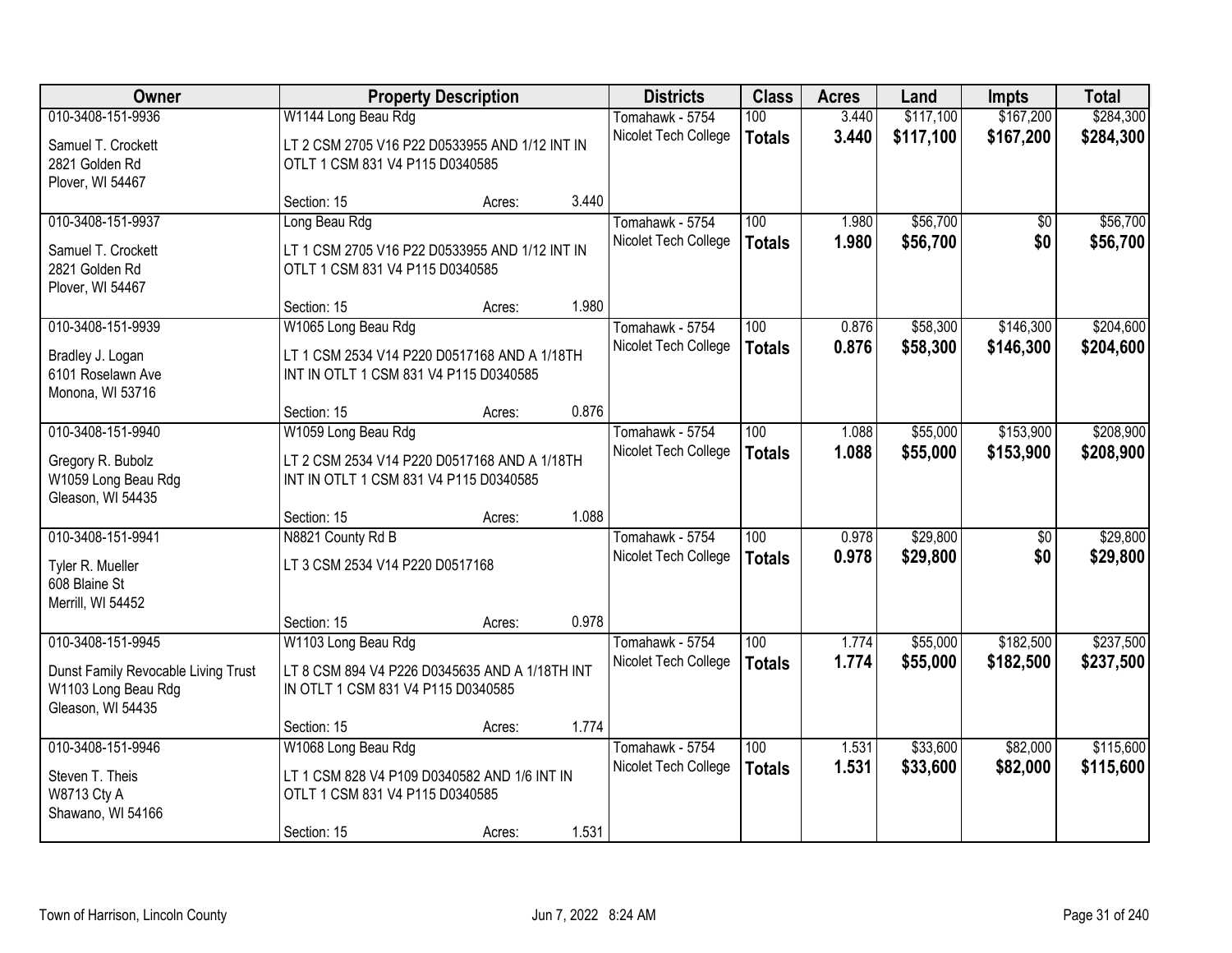| Owner | Property Description | | | Districts | Class | Acres | Land | Impts | Total |
|---|---|---|---|---|---|---|---|---|---|
| 010-3408-151-9936 | W1144 Long Beau Rdg | | | Tomahawk - 5754 | 100 | 3.440 | $117,100 | $167,200 | $284,300 |
| Samuel T. Crockett<br>2821 Golden Rd<br>Plover, WI 54467 | LT 2 CSM 2705 V16 P22 D0533955 AND 1/12 INT IN OTLT 1 CSM 831 V4 P115 D0340585 | | | Nicolet Tech College | **Totals** | **3.440** | **$117,100** | **$167,200** | **$284,300** |
| | Section: 15 | Acres: | 3.440 | | | | | | |
| 010-3408-151-9937 | Long Beau Rdg | | | Tomahawk - 5754 | 100 | 1.980 | $56,700 | $0 | $56,700 |
| Samuel T. Crockett<br>2821 Golden Rd<br>Plover, WI 54467 | LT 1 CSM 2705 V16 P22 D0533955 AND 1/12 INT IN OTLT 1 CSM 831 V4 P115 D0340585 | | | Nicolet Tech College | **Totals** | **1.980** | **$56,700** | **$0** | **$56,700** |
| | Section: 15 | Acres: | 1.980 | | | | | | |
| 010-3408-151-9939 | W1065 Long Beau Rdg | | | Tomahawk - 5754 | 100 | 0.876 | $58,300 | $146,300 | $204,600 |
| Bradley J. Logan<br>6101 Roselawn Ave<br>Monona, WI 53716 | LT 1 CSM 2534 V14 P220 D0517168 AND A 1/18TH INT IN OTLT 1 CSM 831 V4 P115 D0340585 | | | Nicolet Tech College | **Totals** | **0.876** | **$58,300** | **$146,300** | **$204,600** |
| | Section: 15 | Acres: | 0.876 | | | | | | |
| 010-3408-151-9940 | W1059 Long Beau Rdg | | | Tomahawk - 5754 | 100 | 1.088 | $55,000 | $153,900 | $208,900 |
| Gregory R. Bubolz<br>W1059 Long Beau Rdg<br>Gleason, WI 54435 | LT 2 CSM 2534 V14 P220 D0517168 AND A 1/18TH INT IN OTLT 1 CSM 831 V4 P115 D0340585 | | | Nicolet Tech College | **Totals** | **1.088** | **$55,000** | **$153,900** | **$208,900** |
| | Section: 15 | Acres: | 1.088 | | | | | | |
| 010-3408-151-9941 | N8821 County Rd B | | | Tomahawk - 5754 | 100 | 0.978 | $29,800 | $0 | $29,800 |
| Tyler R. Mueller<br>608 Blaine St<br>Merrill, WI 54452 | LT 3 CSM 2534 V14 P220 D0517168 | | | Nicolet Tech College | **Totals** | **0.978** | **$29,800** | **$0** | **$29,800** |
| | Section: 15 | Acres: | 0.978 | | | | | | |
| 010-3408-151-9945 | W1103 Long Beau Rdg | | | Tomahawk - 5754 | 100 | 1.774 | $55,000 | $182,500 | $237,500 |
| Dunst Family Revocable Living Trust<br>W1103 Long Beau Rdg<br>Gleason, WI 54435 | LT 8 CSM 894 V4 P226 D0345635 AND A 1/18TH INT IN OTLT 1 CSM 831 V4 P115 D0340585 | | | Nicolet Tech College | **Totals** | **1.774** | **$55,000** | **$182,500** | **$237,500** |
| | Section: 15 | Acres: | 1.774 | | | | | | |
| 010-3408-151-9946 | W1068 Long Beau Rdg | | | Tomahawk - 5754 | 100 | 1.531 | $33,600 | $82,000 | $115,600 |
| Steven T. Theis<br>W8713 Cty A<br>Shawano, WI 54166 | LT 1 CSM 828 V4 P109 D0340582 AND 1/6 INT IN OTLT 1 CSM 831 V4 P115 D0340585 | | | Nicolet Tech College | **Totals** | **1.531** | **$33,600** | **$82,000** | **$115,600** |
| | Section: 15 | Acres: | 1.531 | | | | | | |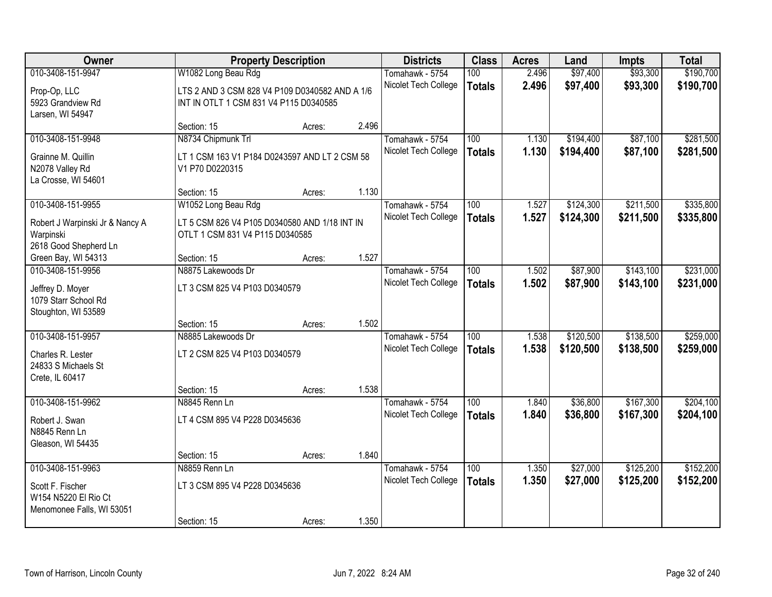| Owner | Property Description | | | Districts | Class | Acres | Land | Impts | Total |
|---|---|---|---|---|---|---|---|---|---|
| 010-3408-151-9947 | W1082 Long Beau Rdg | | | Tomahawk - 5754 | 100 | 2.496 | $97,400 | $93,300 | $190,700 |
| Prop-Op, LLC<br>5923 Grandview Rd<br>Larsen, WI 54947 | LTS 2 AND 3 CSM 828 V4 P109 D0340582 AND A 1/6 INT IN OTLT 1 CSM 831 V4 P115 D0340585 | | | Nicolet Tech College | **Totals** | **2.496** | **$97,400** | **$93,300** | **$190,700** |
| | Section: 15 | Acres: | 2.496 | | | | | | |
| 010-3408-151-9948 | N8734 Chipmunk Trl | | | Tomahawk - 5754 | 100 | 1.130 | $194,400 | $87,100 | $281,500 |
| Grainne M. Quillin<br>N2078 Valley Rd<br>La Crosse, WI 54601 | LT 1 CSM 163 V1 P184 D0243597 AND LT 2 CSM 58 V1 P70 D0220315 | | | Nicolet Tech College | **Totals** | **1.130** | **$194,400** | **$87,100** | **$281,500** |
| | Section: 15 | Acres: | 1.130 | | | | | | |
| 010-3408-151-9955 | W1052 Long Beau Rdg | | | Tomahawk - 5754 | 100 | 1.527 | $124,300 | $211,500 | $335,800 |
| Robert J Warpinski Jr & Nancy A Warpinski<br>2618 Good Shepherd Ln<br>Green Bay, WI 54313 | LT 5 CSM 826 V4 P105 D0340580 AND 1/18 INT IN OTLT 1 CSM 831 V4 P115 D0340585 | | | Nicolet Tech College | **Totals** | **1.527** | **$124,300** | **$211,500** | **$335,800** |
| | Section: 15 | Acres: | 1.527 | | | | | | |
| 010-3408-151-9956 | N8875 Lakewoods Dr | | | Tomahawk - 5754 | 100 | 1.502 | $87,900 | $143,100 | $231,000 |
| Jeffrey D. Moyer<br>1079 Starr School Rd<br>Stoughton, WI 53589 | LT 3 CSM 825 V4 P103 D0340579 | | | Nicolet Tech College | **Totals** | **1.502** | **$87,900** | **$143,100** | **$231,000** |
| | Section: 15 | Acres: | 1.502 | | | | | | |
| 010-3408-151-9957 | N8885 Lakewoods Dr | | | Tomahawk - 5754 | 100 | 1.538 | $120,500 | $138,500 | $259,000 |
| Charles R. Lester<br>24833 S Michaels St<br>Crete, IL 60417 | LT 2 CSM 825 V4 P103 D0340579 | | | Nicolet Tech College | **Totals** | **1.538** | **$120,500** | **$138,500** | **$259,000** |
| | Section: 15 | Acres: | 1.538 | | | | | | |
| 010-3408-151-9962 | N8845 Renn Ln | | | Tomahawk - 5754 | 100 | 1.840 | $36,800 | $167,300 | $204,100 |
| Robert J. Swan<br>N8845 Renn Ln<br>Gleason, WI 54435 | LT 4 CSM 895 V4 P228 D0345636 | | | Nicolet Tech College | **Totals** | **1.840** | **$36,800** | **$167,300** | **$204,100** |
| | Section: 15 | Acres: | 1.840 | | | | | | |
| 010-3408-151-9963 | N8859 Renn Ln | | | Tomahawk - 5754 | 100 | 1.350 | $27,000 | $125,200 | $152,200 |
| Scott F. Fischer<br>W154 N5220 El Rio Ct<br>Menomonee Falls, WI 53051 | LT 3 CSM 895 V4 P228 D0345636 | | | Nicolet Tech College | **Totals** | **1.350** | **$27,000** | **$125,200** | **$152,200** |
| | Section: 15 | Acres: | 1.350 | | | | | | |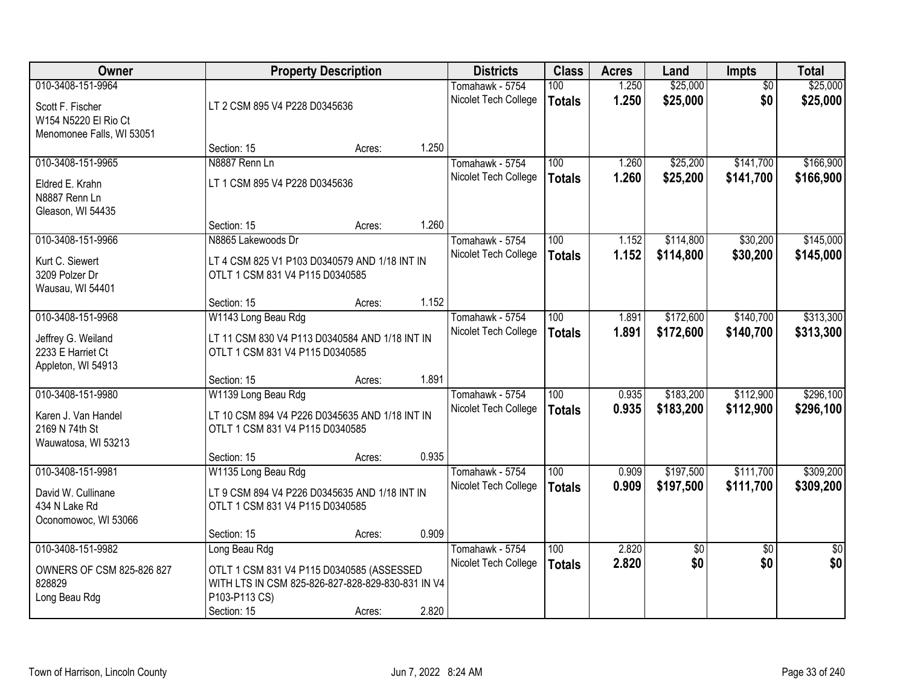| Owner | Property Description | Districts | Class | Acres | Land | Impts | Total |
|---|---|---|---|---|---|---|---|
| 010-3408-151-9964<br>Scott F. Fischer<br>W154 N5220 El Rio Ct<br>Menomonee Falls, WI 53051 | LT 2 CSM 895 V4 P228 D0345636<br>Section: 15 Acres: 1.250 | Tomahawk - 5754<br>Nicolet Tech College | 100<br>**Totals** | 1.250<br>**1.250** | $25,000<br>**$25,000** | $0<br>**$0** | $25,000<br>**$25,000** |
| 010-3408-151-9965<br>Eldred E. Krahn<br>N8887 Renn Ln<br>Gleason, WI 54435 | N8887 Renn Ln<br>LT 1 CSM 895 V4 P228 D0345636<br>Section: 15 Acres: 1.260 | Tomahawk - 5754<br>Nicolet Tech College | 100<br>**Totals** | 1.260<br>**1.260** | $25,200<br>**$25,200** | $141,700<br>**$141,700** | $166,900<br>**$166,900** |
| 010-3408-151-9966<br>Kurt C. Siewert<br>3209 Polzer Dr<br>Wausau, WI 54401 | N8865 Lakewoods Dr<br>LT 4 CSM 825 V1 P103 D0340579 AND 1/18 INT IN OTLT 1 CSM 831 V4 P115 D0340585<br>Section: 15 Acres: 1.152 | Tomahawk - 5754<br>Nicolet Tech College | 100<br>**Totals** | 1.152<br>**1.152** | $114,800<br>**$114,800** | $30,200<br>**$30,200** | $145,000<br>**$145,000** |
| 010-3408-151-9968<br>Jeffrey G. Weiland<br>2233 E Harriet Ct<br>Appleton, WI 54913 | W1143 Long Beau Rdg<br>LT 11 CSM 830 V4 P113 D0340584 AND 1/18 INT IN OTLT 1 CSM 831 V4 P115 D0340585<br>Section: 15 Acres: 1.891 | Tomahawk - 5754<br>Nicolet Tech College | 100<br>**Totals** | 1.891<br>**1.891** | $172,600<br>**$172,600** | $140,700<br>**$140,700** | $313,300<br>**$313,300** |
| 010-3408-151-9980<br>Karen J. Van Handel<br>2169 N 74th St<br>Wauwatosa, WI 53213 | W1139 Long Beau Rdg<br>LT 10 CSM 894 V4 P226 D0345635 AND 1/18 INT IN OTLT 1 CSM 831 V4 P115 D0340585<br>Section: 15 Acres: 0.935 | Tomahawk - 5754<br>Nicolet Tech College | 100<br>**Totals** | 0.935<br>**0.935** | $183,200<br>**$183,200** | $112,900<br>**$112,900** | $296,100<br>**$296,100** |
| 010-3408-151-9981<br>David W. Cullinane<br>434 N Lake Rd<br>Oconomowoc, WI 53066 | W1135 Long Beau Rdg<br>LT 9 CSM 894 V4 P226 D0345635 AND 1/18 INT IN OTLT 1 CSM 831 V4 P115 D0340585<br>Section: 15 Acres: 0.909 | Tomahawk - 5754<br>Nicolet Tech College | 100<br>**Totals** | 0.909<br>**0.909** | $197,500<br>**$197,500** | $111,700<br>**$111,700** | $309,200<br>**$309,200** |
| 010-3408-151-9982<br>OWNERS OF CSM 825-826 827 828829<br>Long Beau Rdg | Long Beau Rdg<br>OTLT 1 CSM 831 V4 P115 D0340585 (ASSESSED WITH LTS IN CSM 825-826-827-828-829-830-831 IN V4 P103-P113 CS)<br>Section: 15 Acres: 2.820 | Tomahawk - 5754<br>Nicolet Tech College | 100<br>**Totals** | 2.820<br>**2.820** | $0<br>**$0** | $0<br>**$0** | $0<br>**$0** |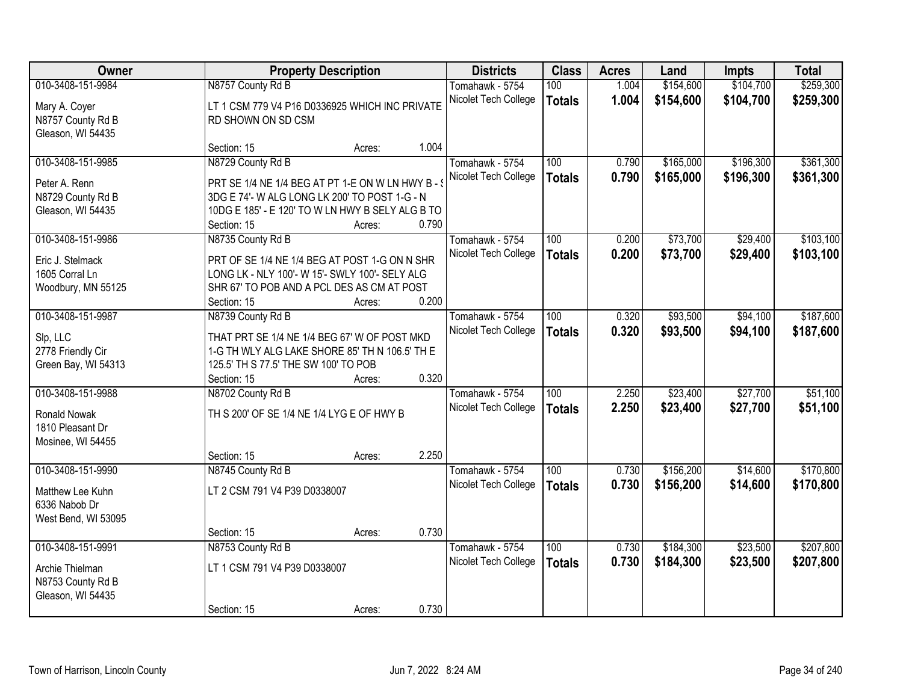| Owner | Property Description | Districts | Class | Acres | Land | Impts | Total |
|---|---|---|---|---|---|---|---|
| 010-3408-151-9984<br>Mary A. Coyer<br>N8757 County Rd B<br>Gleason, WI 54435 | N8757 County Rd B<br>LT 1 CSM 779 V4 P16 D0336925 WHICH INC PRIVATE RD SHOWN ON SD CSM<br>Section: 15 Acres: 1.004 | Tomahawk - 5754<br>Nicolet Tech College | 100<br>**Totals** | 1.004<br>**1.004** | $154,600<br>**$154,600** | $104,700<br>**$104,700** | $259,300<br>**$259,300** |
| 010-3408-151-9985<br>Peter A. Renn<br>N8729 County Rd B<br>Gleason, WI 54435 | N8729 County Rd B<br>PRT SE 1/4 NE 1/4 BEG AT PT 1-E ON W LN HWY B - S 3DG E 74'- W ALG LONG LK 200' TO POST 1-G - N 10DG E 185' - E 120' TO W LN HWY B SELY ALG B TO<br>Section: 15 Acres: 0.790 | Tomahawk - 5754<br>Nicolet Tech College | 100<br>**Totals** | 0.790<br>**0.790** | $165,000<br>**$165,000** | $196,300<br>**$196,300** | $361,300<br>**$361,300** |
| 010-3408-151-9986<br>Eric J. Stelmack<br>1605 Corral Ln<br>Woodbury, MN 55125 | N8735 County Rd B<br>PRT OF SE 1/4 NE 1/4 BEG AT POST 1-G ON N SHR LONG LK - NLY 100'- W 15'- SWLY 100'- SELY ALG SHR 67' TO POB AND A PCL DES AS CM AT POST<br>Section: 15 Acres: 0.200 | Tomahawk - 5754<br>Nicolet Tech College | 100<br>**Totals** | 0.200<br>**0.200** | $73,700<br>**$73,700** | $29,400<br>**$29,400** | $103,100<br>**$103,100** |
| 010-3408-151-9987<br>Slp, LLC<br>2778 Friendly Cir<br>Green Bay, WI 54313 | N8739 County Rd B<br>THAT PRT SE 1/4 NE 1/4 BEG 67' W OF POST MKD 1-G TH WLY ALG LAKE SHORE 85' TH N 106.5' TH E 125.5' TH S 77.5' THE SW 100' TO POB<br>Section: 15 Acres: 0.320 | Tomahawk - 5754<br>Nicolet Tech College | 100<br>**Totals** | 0.320<br>**0.320** | $93,500<br>**$93,500** | $94,100<br>**$94,100** | $187,600<br>**$187,600** |
| 010-3408-151-9988<br>Ronald Nowak<br>1810 Pleasant Dr<br>Mosinee, WI 54455 | N8702 County Rd B<br>TH S 200' OF SE 1/4 NE 1/4 LYG E OF HWY B<br>Section: 15 Acres: 2.250 | Tomahawk - 5754<br>Nicolet Tech College | 100<br>**Totals** | 2.250<br>**2.250** | $23,400<br>**$23,400** | $27,700<br>**$27,700** | $51,100<br>**$51,100** |
| 010-3408-151-9990<br>Matthew Lee Kuhn<br>6336 Nabob Dr<br>West Bend, WI 53095 | N8745 County Rd B<br>LT 2 CSM 791 V4 P39 D0338007<br>Section: 15 Acres: 0.730 | Tomahawk - 5754<br>Nicolet Tech College | 100<br>**Totals** | 0.730<br>**0.730** | $156,200<br>**$156,200** | $14,600<br>**$14,600** | $170,800<br>**$170,800** |
| 010-3408-151-9991<br>Archie Thielman<br>N8753 County Rd B<br>Gleason, WI 54435 | N8753 County Rd B<br>LT 1 CSM 791 V4 P39 D0338007<br>Section: 15 Acres: 0.730 | Tomahawk - 5754<br>Nicolet Tech College | 100<br>**Totals** | 0.730<br>**0.730** | $184,300<br>**$184,300** | $23,500<br>**$23,500** | $207,800<br>**$207,800** |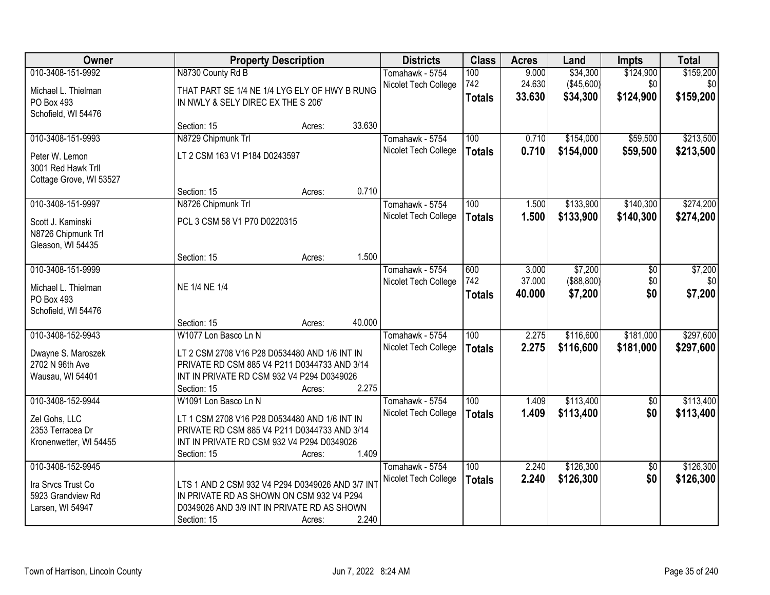| Owner | Property Description | Districts | Class | Acres | Land | Impts | Total |
|---|---|---|---|---|---|---|---|
| 010-3408-151-9992<br>Michael L. Thielman<br>PO Box 493<br>Schofield, WI 54476 | N8730 County Rd B<br>THAT PART SE 1/4 NE 1/4 LYG ELY OF HWY B RUNG IN NWLY & SELY DIREC EX THE S 206'<br>Section: 15 Acres: 33.630 | Tomahawk - 5754<br>Nicolet Tech College | 100<br>742<br>**Totals** | 9.000<br>24.630<br>**33.630** | $34,300<br>($45,600)<br>**$34,300** | $124,900<br>$0<br>**$124,900** | $159,200<br>$0<br>**$159,200** |
| 010-3408-151-9993<br>Peter W. Lemon<br>3001 Red Hawk Trll<br>Cottage Grove, WI 53527 | N8729 Chipmunk Trl<br>LT 2 CSM 163 V1 P184 D0243597<br>Section: 15 Acres: 0.710 | Tomahawk - 5754<br>Nicolet Tech College | 100<br>**Totals** | 0.710<br>**0.710** | $154,000<br>**$154,000** | $59,500<br>**$59,500** | $213,500<br>**$213,500** |
| 010-3408-151-9997<br>Scott J. Kaminski<br>N8726 Chipmunk Trl<br>Gleason, WI 54435 | N8726 Chipmunk Trl<br>PCL 3 CSM 58 V1 P70 D0220315<br>Section: 15 Acres: 1.500 | Tomahawk - 5754<br>Nicolet Tech College | 100<br>**Totals** | 1.500<br>**1.500** | $133,900<br>**$133,900** | $140,300<br>**$140,300** | $274,200<br>**$274,200** |
| 010-3408-151-9999<br>Michael L. Thielman<br>PO Box 493<br>Schofield, WI 54476 | NE 1/4 NE 1/4<br>Section: 15 Acres: 40.000 | Tomahawk - 5754<br>Nicolet Tech College | 600<br>742<br>**Totals** | 3.000<br>37.000<br>**40.000** | $7,200<br>($88,800)<br>**$7,200** | $0<br>$0<br>**$0** | $7,200<br>$0<br>**$7,200** |
| 010-3408-152-9943<br>Dwayne S. Maroszek<br>2702 N 96th Ave<br>Wausau, WI 54401 | W1077 Lon Basco Ln N<br>LT 2 CSM 2708 V16 P28 D0534480 AND 1/6 INT IN PRIVATE RD CSM 885 V4 P211 D0344733 AND 3/14 INT IN PRIVATE RD CSM 932 V4 P294 D0349026<br>Section: 15 Acres: 2.275 | Tomahawk - 5754<br>Nicolet Tech College | 100<br>**Totals** | 2.275<br>**2.275** | $116,600<br>**$116,600** | $181,000<br>**$181,000** | $297,600<br>**$297,600** |
| 010-3408-152-9944<br>Zel Gohs, LLC<br>2353 Terracea Dr<br>Kronenwetter, WI 54455 | W1091 Lon Basco Ln N<br>LT 1 CSM 2708 V16 P28 D0534480 AND 1/6 INT IN PRIVATE RD CSM 885 V4 P211 D0344733 AND 3/14 INT IN PRIVATE RD CSM 932 V4 P294 D0349026<br>Section: 15 Acres: 1.409 | Tomahawk - 5754<br>Nicolet Tech College | 100<br>**Totals** | 1.409<br>**1.409** | $113,400<br>**$113,400** | $0<br>**$0** | $113,400<br>**$113,400** |
| 010-3408-152-9945<br>Ira Srvcs Trust Co<br>5923 Grandview Rd<br>Larsen, WI 54947 | LTS 1 AND 2 CSM 932 V4 P294 D0349026 AND 3/7 INT IN PRIVATE RD AS SHOWN ON CSM 932 V4 P294 D0349026 AND 3/9 INT IN PRIVATE RD AS SHOWN<br>Section: 15 Acres: 2.240 | Tomahawk - 5754<br>Nicolet Tech College | 100<br>**Totals** | 2.240<br>**2.240** | $126,300<br>**$126,300** | $0<br>**$0** | $126,300<br>**$126,300** |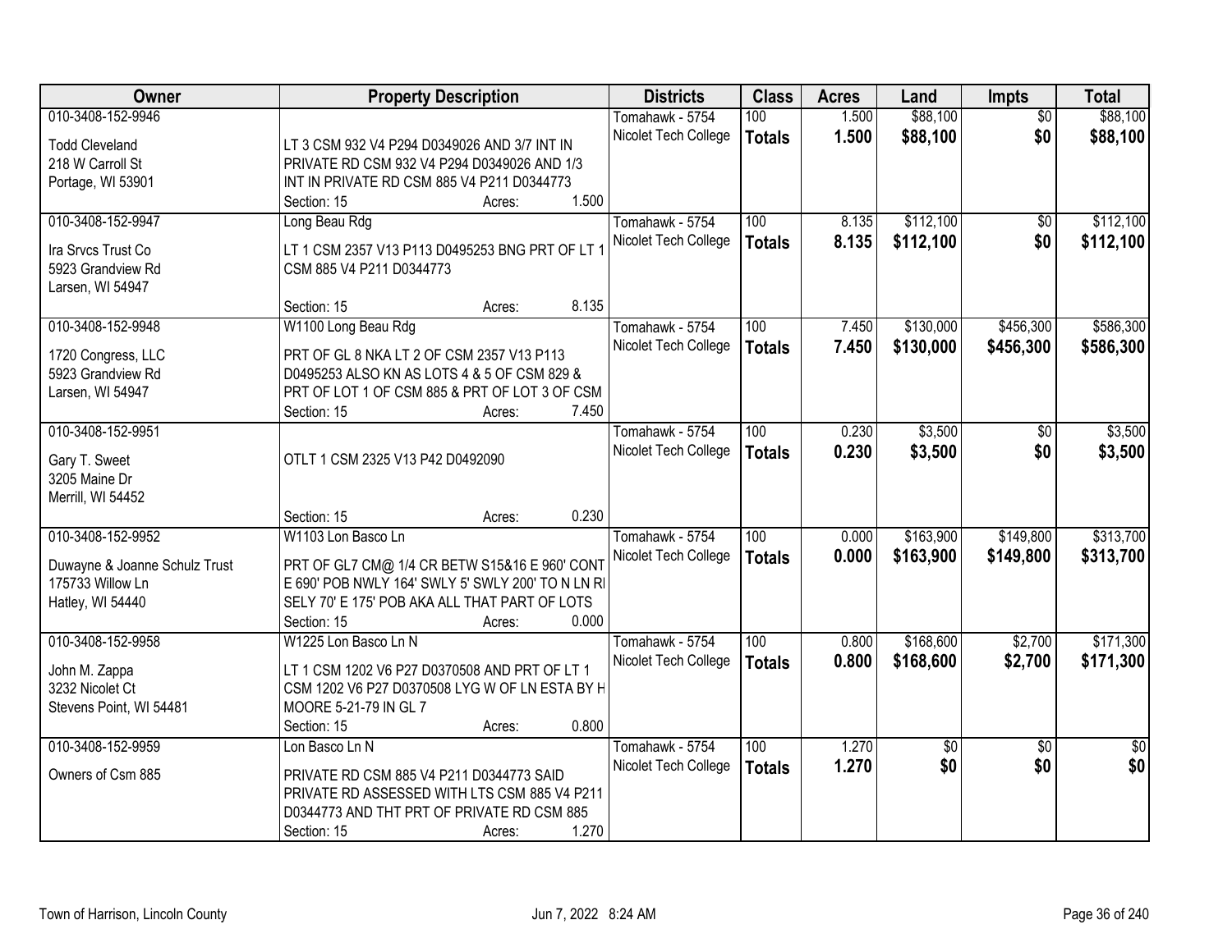| Owner | Property Description | Districts | Class | Acres | Land | Impts | Total |
|---|---|---|---|---|---|---|---|
| 010-3408-152-9946<br>Todd Cleveland<br>218 W Carroll St<br>Portage, WI 53901 | LT 3 CSM 932 V4 P294 D0349026 AND 3/7 INT IN PRIVATE RD CSM 932 V4 P294 D0349026 AND 1/3 INT IN PRIVATE RD CSM 885 V4 P211 D0344773<br>Section: 15 Acres: 1.500 | Tomahawk - 5754<br>Nicolet Tech College | 100<br>**Totals** | 1.500<br>**1.500** | $88,100<br>**$88,100** | $0<br>**$0** | $88,100<br>**$88,100** |
| 010-3408-152-9947<br>Ira Srvcs Trust Co<br>5923 Grandview Rd<br>Larsen, WI 54947 | Long Beau Rdg<br>LT 1 CSM 2357 V13 P113 D0495253 BNG PRT OF LT 1 CSM 885 V4 P211 D0344773<br>Section: 15 Acres: 8.135 | Tomahawk - 5754<br>Nicolet Tech College | 100<br>**Totals** | 8.135<br>**8.135** | $112,100<br>**$112,100** | $0<br>**$0** | $112,100<br>**$112,100** |
| 010-3408-152-9948<br>1720 Congress, LLC<br>5923 Grandview Rd<br>Larsen, WI 54947 | W1100 Long Beau Rdg<br>PRT OF GL 8 NKA LT 2 OF CSM 2357 V13 P113 D0495253 ALSO KN AS LOTS 4 & 5 OF CSM 829 & PRT OF LOT 1 OF CSM 885 & PRT OF LOT 3 OF CSM<br>Section: 15 Acres: 7.450 | Tomahawk - 5754<br>Nicolet Tech College | 100<br>**Totals** | 7.450<br>**7.450** | $130,000<br>**$130,000** | $456,300<br>**$456,300** | $586,300<br>**$586,300** |
| 010-3408-152-9951<br>Gary T. Sweet<br>3205 Maine Dr<br>Merrill, WI 54452 | OTLT 1 CSM 2325 V13 P42 D0492090<br>Section: 15 Acres: 0.230 | Tomahawk - 5754<br>Nicolet Tech College | 100<br>**Totals** | 0.230<br>**0.230** | $3,500<br>**$3,500** | $0<br>**$0** | $3,500<br>**$3,500** |
| 010-3408-152-9952<br>Duwayne & Joanne Schulz Trust<br>175733 Willow Ln<br>Hatley, WI 54440 | W1103 Lon Basco Ln<br>PRT OF GL7 CM@ 1/4 CR BETW S15&16 E 960' CONT E 690' POB NWLY 164' SWLY 5' SWLY 200' TO N LN RI SELY 70' E 175' POB AKA ALL THAT PART OF LOTS<br>Section: 15 Acres: 0.000 | Tomahawk - 5754<br>Nicolet Tech College | 100<br>**Totals** | 0.000<br>**0.000** | $163,900<br>**$163,900** | $149,800<br>**$149,800** | $313,700<br>**$313,700** |
| 010-3408-152-9958<br>John M. Zappa<br>3232 Nicolet Ct<br>Stevens Point, WI 54481 | W1225 Lon Basco Ln N<br>LT 1 CSM 1202 V6 P27 D0370508 AND PRT OF LT 1 CSM 1202 V6 P27 D0370508 LYG W OF LN ESTA BY H MOORE 5-21-79 IN GL 7<br>Section: 15 Acres: 0.800 | Tomahawk - 5754<br>Nicolet Tech College | 100<br>**Totals** | 0.800<br>**0.800** | $168,600<br>**$168,600** | $2,700<br>**$2,700** | $171,300<br>**$171,300** |
| 010-3408-152-9959<br>Owners of Csm 885 | Lon Basco Ln N<br>PRIVATE RD CSM 885 V4 P211 D0344773 SAID PRIVATE RD ASSESSED WITH LTS CSM 885 V4 P211 D0344773 AND THT PRT OF PRIVATE RD CSM 885<br>Section: 15 Acres: 1.270 | Tomahawk - 5754<br>Nicolet Tech College | 100<br>**Totals** | 1.270<br>**1.270** | $0<br>**$0** | $0<br>**$0** | $0<br>**$0** |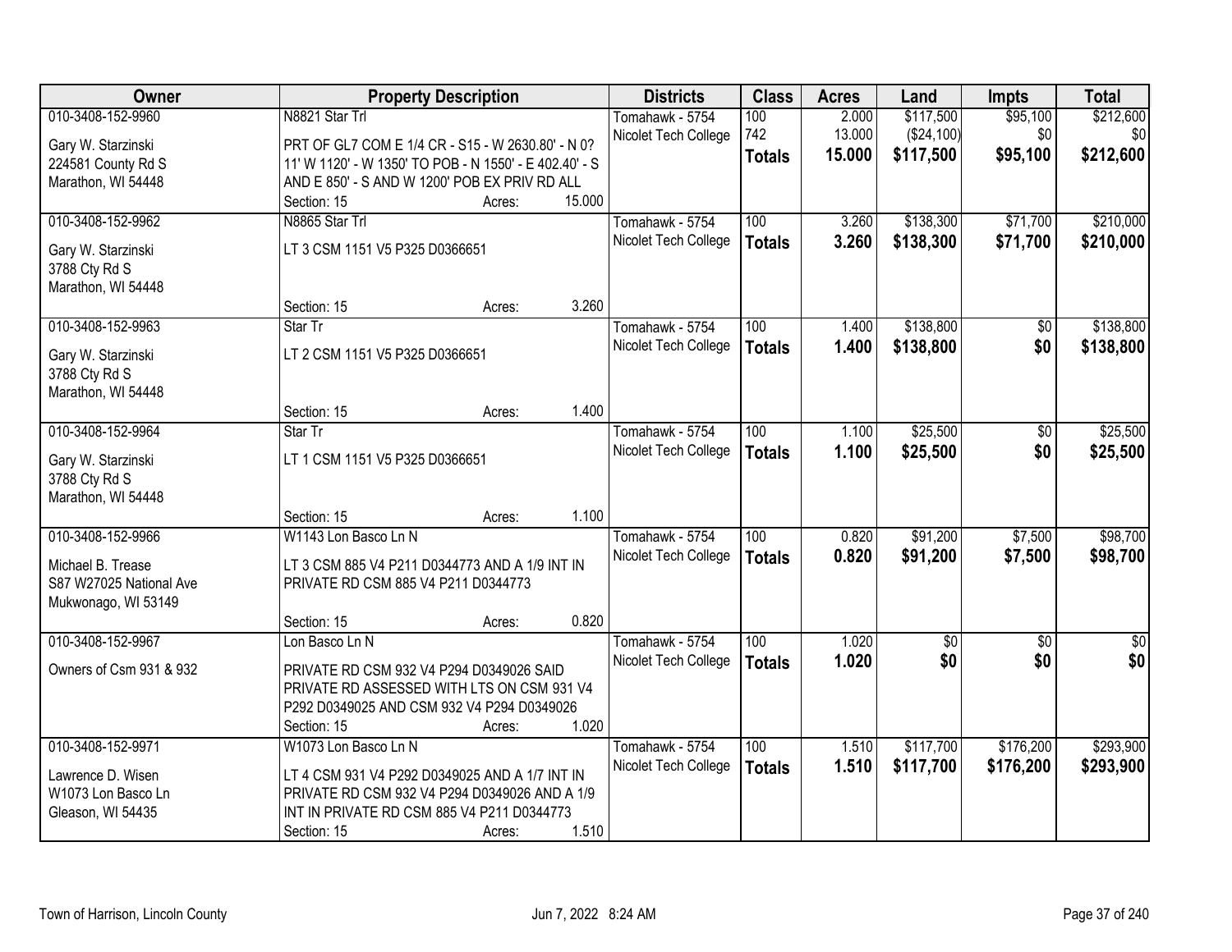| Owner | Property Description | Districts | Class | Acres | Land | Impts | Total |
|---|---|---|---|---|---|---|---|
| 010-3408-152-9960<br>Gary W. Starzinski<br>224581 County Rd S<br>Marathon, WI 54448 | N8821 Star Trl<br>PRT OF GL7 COM E 1/4 CR - S15 - W 2630.80' - N 0? 11' W 1120' - W 1350' TO POB - N 1550' - E 402.40' - S AND E 850' - S AND W 1200' POB EX PRIV RD ALL<br>Section: 15 Acres: 15.000 | Tomahawk - 5754<br>Nicolet Tech College | 100<br>742<br>**Totals** | 2.000<br>13.000<br>**15.000** | $117,500<br>($24,100)<br>**$117,500** | $95,100<br>$0<br>**$95,100** | $212,600<br>$0<br>**$212,600** |
| 010-3408-152-9962<br>Gary W. Starzinski<br>3788 Cty Rd S<br>Marathon, WI 54448 | N8865 Star Trl<br>LT 3 CSM 1151 V5 P325 D0366651<br>Section: 15 Acres: 3.260 | Tomahawk - 5754<br>Nicolet Tech College | 100<br>**Totals** | 3.260<br>**3.260** | $138,300<br>**$138,300** | $71,700<br>**$71,700** | $210,000<br>**$210,000** |
| 010-3408-152-9963<br>Gary W. Starzinski<br>3788 Cty Rd S<br>Marathon, WI 54448 | Star Tr<br>LT 2 CSM 1151 V5 P325 D0366651<br>Section: 15 Acres: 1.400 | Tomahawk - 5754<br>Nicolet Tech College | 100<br>**Totals** | 1.400<br>**1.400** | $138,800<br>**$138,800** | $0<br>**$0** | $138,800<br>**$138,800** |
| 010-3408-152-9964<br>Gary W. Starzinski<br>3788 Cty Rd S<br>Marathon, WI 54448 | Star Tr<br>LT 1 CSM 1151 V5 P325 D0366651<br>Section: 15 Acres: 1.100 | Tomahawk - 5754<br>Nicolet Tech College | 100<br>**Totals** | 1.100<br>**1.100** | $25,500<br>**$25,500** | $0<br>**$0** | $25,500<br>**$25,500** |
| 010-3408-152-9966<br>Michael B. Trease<br>S87 W27025 National Ave<br>Mukwonago, WI 53149 | W1143 Lon Basco Ln N<br>LT 3 CSM 885 V4 P211 D0344773 AND A 1/9 INT IN PRIVATE RD CSM 885 V4 P211 D0344773<br>Section: 15 Acres: 0.820 | Tomahawk - 5754<br>Nicolet Tech College | 100<br>**Totals** | 0.820<br>**0.820** | $91,200<br>**$91,200** | $7,500<br>**$7,500** | $98,700<br>**$98,700** |
| 010-3408-152-9967<br>Owners of Csm 931 & 932 | Lon Basco Ln N<br>PRIVATE RD CSM 932 V4 P294 D0349026 SAID PRIVATE RD ASSESSED WITH LTS ON CSM 931 V4 P292 D0349025 AND CSM 932 V4 P294 D0349026<br>Section: 15 Acres: 1.020 | Tomahawk - 5754<br>Nicolet Tech College | 100<br>**Totals** | 1.020<br>**1.020** | $0<br>**$0** | $0<br>**$0** | $0<br>**$0** |
| 010-3408-152-9971<br>Lawrence D. Wisen<br>W1073 Lon Basco Ln<br>Gleason, WI 54435 | W1073 Lon Basco Ln N<br>LT 4 CSM 931 V4 P292 D0349025 AND A 1/7 INT IN PRIVATE RD CSM 932 V4 P294 D0349026 AND A 1/9 INT IN PRIVATE RD CSM 885 V4 P211 D0344773<br>Section: 15 Acres: 1.510 | Tomahawk - 5754<br>Nicolet Tech College | 100<br>**Totals** | 1.510<br>**1.510** | $117,700<br>**$117,700** | $176,200<br>**$176,200** | $293,900<br>**$293,900** |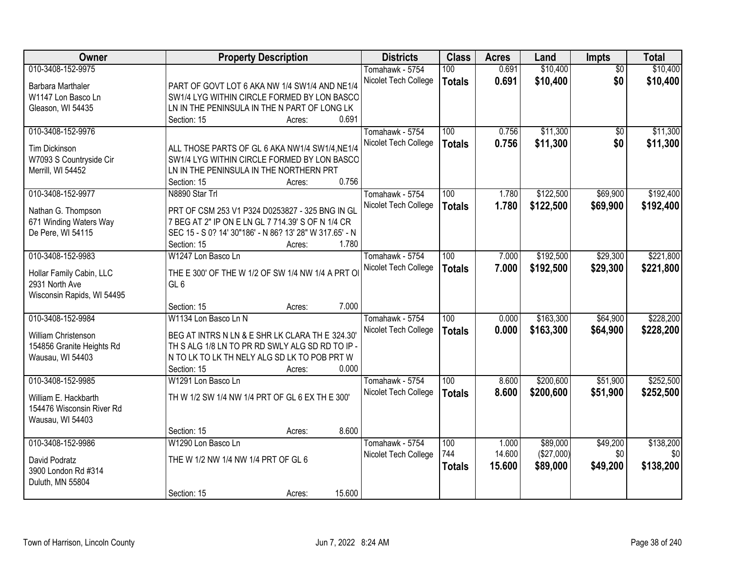| Owner | Property Description | Districts | Class | Acres | Land | Impts | Total |
|---|---|---|---|---|---|---|---|
| 010-3408-152-9975<br>Barbara Marthaler<br>W1147 Lon Basco Ln<br>Gleason, WI 54435 | PART OF GOVT LOT 6 AKA NW 1/4 SW1/4 AND NE1/4 SW1/4 LYG WITHIN CIRCLE FORMED BY LON BASCO LN IN THE PENINSULA IN THE N PART OF LONG LK<br>Section: 15 Acres: 0.691 | Tomahawk - 5754<br>Nicolet Tech College | 100<br>**Totals** | 0.691<br>**0.691** | $10,400<br>**$10,400** | $0<br>**$0** | $10,400<br>**$10,400** |
| 010-3408-152-9976<br>Tim Dickinson<br>W7093 S Countryside Cir<br>Merrill, WI 54452 | ALL THOSE PARTS OF GL 6 AKA NW1/4 SW1/4,NE1/4 SW1/4 LYG WITHIN CIRCLE FORMED BY LON BASCO LN IN THE PENINSULA IN THE NORTHERN PRT<br>Section: 15 Acres: 0.756 | Tomahawk - 5754<br>Nicolet Tech College | 100<br>**Totals** | 0.756<br>**0.756** | $11,300<br>**$11,300** | $0<br>**$0** | $11,300<br>**$11,300** |
| 010-3408-152-9977<br>Nathan G. Thompson<br>671 Winding Waters Way<br>De Pere, WI 54115 | N8890 Star Trl<br>PRT OF CSM 253 V1 P324 D0253827 - 325 BNG IN GL 7 BEG AT 2" IP ON E LN GL 7 714.39' S OF N 1/4 CR SEC 15 - S 0? 14' 30"186' - N 86? 13' 28" W 317.65' - N<br>Section: 15 Acres: 1.780 | Tomahawk - 5754<br>Nicolet Tech College | 100<br>**Totals** | 1.780<br>**1.780** | $122,500<br>**$122,500** | $69,900<br>**$69,900** | $192,400<br>**$192,400** |
| 010-3408-152-9983<br>Hollar Family Cabin, LLC<br>2931 North Ave<br>Wisconsin Rapids, WI 54495 | W1247 Lon Basco Ln<br>THE E 300' OF THE W 1/2 OF SW 1/4 NW 1/4 A PRT OI GL 6<br>Section: 15 Acres: 7.000 | Tomahawk - 5754<br>Nicolet Tech College | 100<br>**Totals** | 7.000<br>**7.000** | $192,500<br>**$192,500** | $29,300<br>**$29,300** | $221,800<br>**$221,800** |
| 010-3408-152-9984<br>William Christenson<br>154856 Granite Heights Rd<br>Wausau, WI 54403 | W1134 Lon Basco Ln N<br>BEG AT INTRS N LN & E SHR LK CLARA TH E 324.30' TH S ALG 1/8 LN TO PR RD SWLY ALG SD RD TO IP - N TO LK TO LK TH NELY ALG SD LK TO POB PRT W<br>Section: 15 Acres: 0.000 | Tomahawk - 5754<br>Nicolet Tech College | 100<br>**Totals** | 0.000<br>**0.000** | $163,300<br>**$163,300** | $64,900<br>**$64,900** | $228,200<br>**$228,200** |
| 010-3408-152-9985<br>William E. Hackbarth<br>154476 Wisconsin River Rd<br>Wausau, WI 54403 | W1291 Lon Basco Ln<br>TH W 1/2 SW 1/4 NW 1/4 PRT OF GL 6 EX TH E 300'<br>Section: 15 Acres: 8.600 | Tomahawk - 5754<br>Nicolet Tech College | 100<br>**Totals** | 8.600<br>**8.600** | $200,600<br>**$200,600** | $51,900<br>**$51,900** | $252,500<br>**$252,500** |
| 010-3408-152-9986<br>David Podratz<br>3900 London Rd #314<br>Duluth, MN 55804 | W1290 Lon Basco Ln<br>THE W 1/2 NW 1/4 NW 1/4 PRT OF GL 6<br>Section: 15 Acres: 15.600 | Tomahawk - 5754<br>Nicolet Tech College | 100<br>744<br>**Totals** | 1.000<br>14.600<br>**15.600** | $89,000<br>($27,000)<br>**$89,000** | $49,200<br>$0<br>**$49,200** | $138,200<br>$0<br>**$138,200** |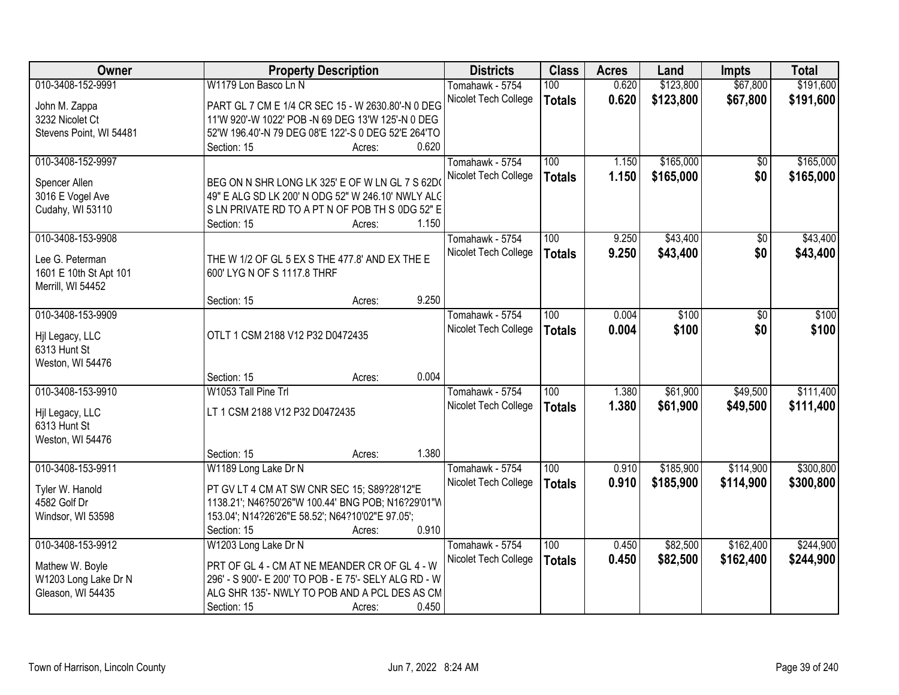| Owner | Property Description | Districts | Class | Acres | Land | Impts | Total |
|---|---|---|---|---|---|---|---|
| 010-3408-152-9991<br>John M. Zappa<br>3232 Nicolet Ct<br>Stevens Point, WI 54481 | W1179 Lon Basco Ln N<br>PART GL 7 CM E 1/4 CR SEC 15 - W 2630.80'-N 0 DEG 11'W 920'-W 1022' POB -N 69 DEG 13'W 125'-N 0 DEG 52'W 196.40'-N 79 DEG 08'E 122'-S 0 DEG 52'E 264'TO<br>Section: 15 Acres: 0.620 | Tomahawk - 5754<br>Nicolet Tech College | 100<br>**Totals** | 0.620<br>**0.620** | $123,800<br>**$123,800** | $67,800<br>**$67,800** | $191,600<br>**$191,600** |
| 010-3408-152-9997<br>Spencer Allen<br>3016 E Vogel Ave<br>Cudahy, WI 53110 | BEG ON N SHR LONG LK 325' E OF W LN GL 7 S 62D( 49" E ALG SD LK 200' N ODG 52" W 246.10' NWLY ALG S LN PRIVATE RD TO A PT N OF POB TH S 0DG 52" E<br>Section: 15 Acres: 1.150 | Tomahawk - 5754<br>Nicolet Tech College | 100<br>**Totals** | 1.150<br>**1.150** | $165,000<br>**$165,000** | $0<br>**$0** | $165,000<br>**$165,000** |
| 010-3408-153-9908<br>Lee G. Peterman<br>1601 E 10th St Apt 101<br>Merrill, WI 54452 | THE W 1/2 OF GL 5 EX S THE 477.8' AND EX THE E 600' LYG N OF S 1117.8 THRF<br>Section: 15 Acres: 9.250 | Tomahawk - 5754<br>Nicolet Tech College | 100<br>**Totals** | 9.250<br>**9.250** | $43,400<br>**$43,400** | $0<br>**$0** | $43,400<br>**$43,400** |
| 010-3408-153-9909<br>Hjl Legacy, LLC<br>6313 Hunt St<br>Weston, WI 54476 | OTLT 1 CSM 2188 V12 P32 D0472435<br>Section: 15 Acres: 0.004 | Tomahawk - 5754<br>Nicolet Tech College | 100<br>**Totals** | 0.004<br>**0.004** | $100<br>**$100** | $0<br>**$0** | $100<br>**$100** |
| 010-3408-153-9910<br>Hjl Legacy, LLC<br>6313 Hunt St<br>Weston, WI 54476 | W1053 Tall Pine Trl<br>LT 1 CSM 2188 V12 P32 D0472435<br>Section: 15 Acres: 1.380 | Tomahawk - 5754<br>Nicolet Tech College | 100<br>**Totals** | 1.380<br>**1.380** | $61,900<br>**$61,900** | $49,500<br>**$49,500** | $111,400<br>**$111,400** |
| 010-3408-153-9911<br>Tyler W. Hanold<br>4582 Golf Dr<br>Windsor, WI 53598 | W1189 Long Lake Dr N<br>PT GV LT 4 CM AT SW CNR SEC 15; S89?28'12"E 1138.21'; N46?50'26"W 100.44' BNG POB; N16?29'01"W 153.04'; N14?26'26"E 58.52'; N64?10'02"E 97.05';<br>Section: 15 Acres: 0.910 | Tomahawk - 5754<br>Nicolet Tech College | 100<br>**Totals** | 0.910<br>**0.910** | $185,900<br>**$185,900** | $114,900<br>**$114,900** | $300,800<br>**$300,800** |
| 010-3408-153-9912<br>Mathew W. Boyle<br>W1203 Long Lake Dr N<br>Gleason, WI 54435 | W1203 Long Lake Dr N<br>PRT OF GL 4 - CM AT NE MEANDER CR OF GL 4 - W 296' - S 900'- E 200' TO POB - E 75'- SELY ALG RD - W ALG SHR 135'- NWLY TO POB AND A PCL DES AS CM<br>Section: 15 Acres: 0.450 | Tomahawk - 5754<br>Nicolet Tech College | 100<br>**Totals** | 0.450<br>**0.450** | $82,500<br>**$82,500** | $162,400<br>**$162,400** | $244,900<br>**$244,900** |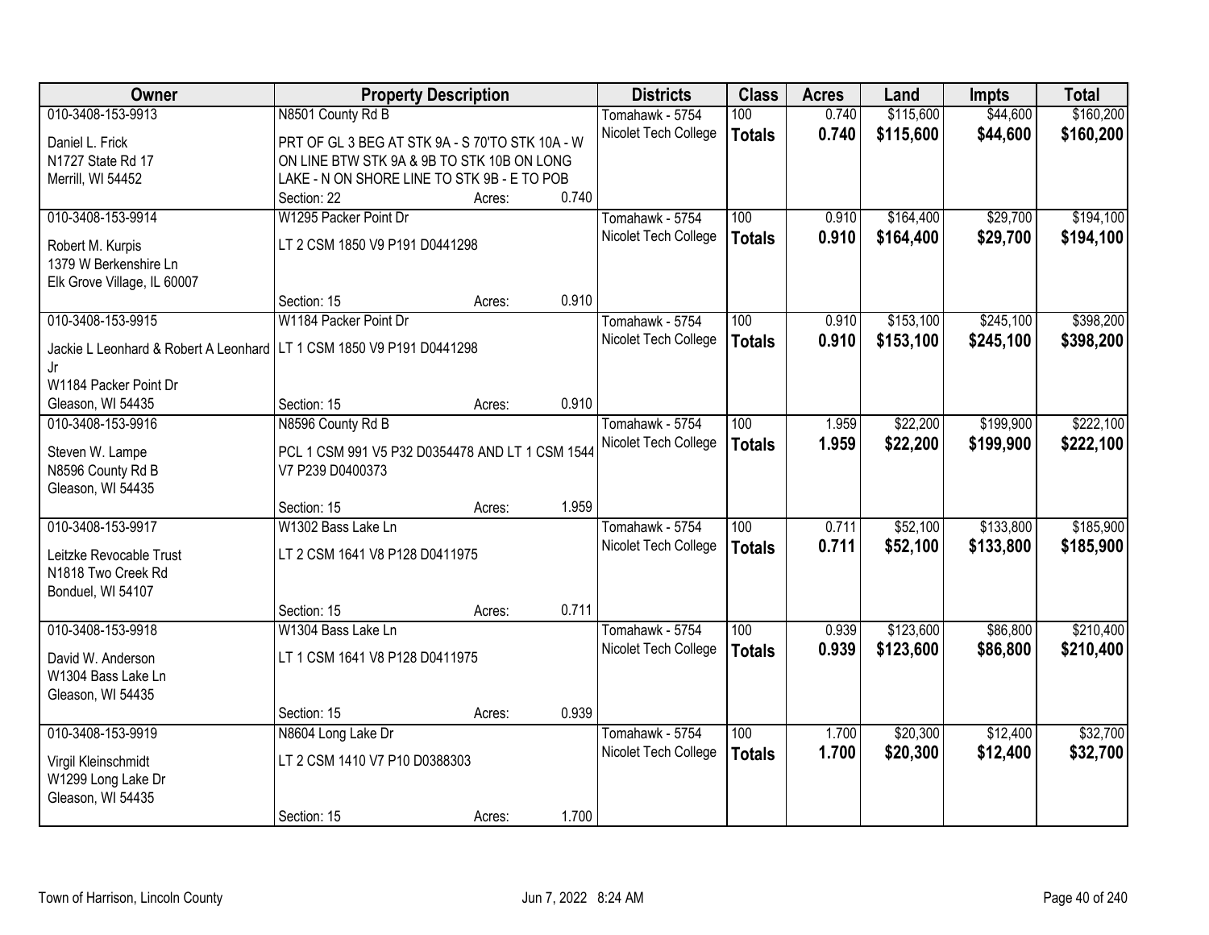| Owner | Property Description | | | Districts | Class | Acres | Land | Impts | Total |
|---|---|---|---|---|---|---|---|---|---|
| 010-3408-153-9913 | N8501 County Rd B | | | Tomahawk - 5754 | 100 | 0.740 | $115,600 | $44,600 | $160,200 |
| Daniel L. Frick<br>N1727 State Rd 17<br>Merrill, WI 54452 | PRT OF GL 3 BEG AT STK 9A - S 70'TO STK 10A - W ON LINE BTW STK 9A & 9B TO STK 10B ON LONG LAKE - N ON SHORE LINE TO STK 9B - E TO POB | | | Nicolet Tech College | **Totals** | **0.740** | **$115,600** | **$44,600** | **$160,200** |
| | Section: 22 | Acres: | 0.740 | | | | | | |
| 010-3408-153-9914 | W1295 Packer Point Dr | | | Tomahawk - 5754 | 100 | 0.910 | $164,400 | $29,700 | $194,100 |
| Robert M. Kurpis<br>1379 W Berkenshire Ln<br>Elk Grove Village, IL 60007 | LT 2 CSM 1850 V9 P191 D0441298 | | | Nicolet Tech College | **Totals** | **0.910** | **$164,400** | **$29,700** | **$194,100** |
| | Section: 15 | Acres: | 0.910 | | | | | | |
| 010-3408-153-9915 | W1184 Packer Point Dr | | | Tomahawk - 5754 | 100 | 0.910 | $153,100 | $245,100 | $398,200 |
| Jackie L Leonhard & Robert A Leonhard Jr<br>W1184 Packer Point Dr<br>Gleason, WI 54435 | LT 1 CSM 1850 V9 P191 D0441298 | | | Nicolet Tech College | **Totals** | **0.910** | **$153,100** | **$245,100** | **$398,200** |
| | Section: 15 | Acres: | 0.910 | | | | | | |
| 010-3408-153-9916 | N8596 County Rd B | | | Tomahawk - 5754 | 100 | 1.959 | $22,200 | $199,900 | $222,100 |
| Steven W. Lampe<br>N8596 County Rd B<br>Gleason, WI 54435 | PCL 1 CSM 991 V5 P32 D0354478 AND LT 1 CSM 1544 V7 P239 D0400373 | | | Nicolet Tech College | **Totals** | **1.959** | **$22,200** | **$199,900** | **$222,100** |
| | Section: 15 | Acres: | 1.959 | | | | | | |
| 010-3408-153-9917 | W1302 Bass Lake Ln | | | Tomahawk - 5754 | 100 | 0.711 | $52,100 | $133,800 | $185,900 |
| Leitzke Revocable Trust<br>N1818 Two Creek Rd<br>Bonduel, WI 54107 | LT 2 CSM 1641 V8 P128 D0411975 | | | Nicolet Tech College | **Totals** | **0.711** | **$52,100** | **$133,800** | **$185,900** |
| | Section: 15 | Acres: | 0.711 | | | | | | |
| 010-3408-153-9918 | W1304 Bass Lake Ln | | | Tomahawk - 5754 | 100 | 0.939 | $123,600 | $86,800 | $210,400 |
| David W. Anderson<br>W1304 Bass Lake Ln<br>Gleason, WI 54435 | LT 1 CSM 1641 V8 P128 D0411975 | | | Nicolet Tech College | **Totals** | **0.939** | **$123,600** | **$86,800** | **$210,400** |
| | Section: 15 | Acres: | 0.939 | | | | | | |
| 010-3408-153-9919 | N8604 Long Lake Dr | | | Tomahawk - 5754 | 100 | 1.700 | $20,300 | $12,400 | $32,700 |
| Virgil Kleinschmidt<br>W1299 Long Lake Dr<br>Gleason, WI 54435 | LT 2 CSM 1410 V7 P10 D0388303 | | | Nicolet Tech College | **Totals** | **1.700** | **$20,300** | **$12,400** | **$32,700** |
| | Section: 15 | Acres: | 1.700 | | | | | | |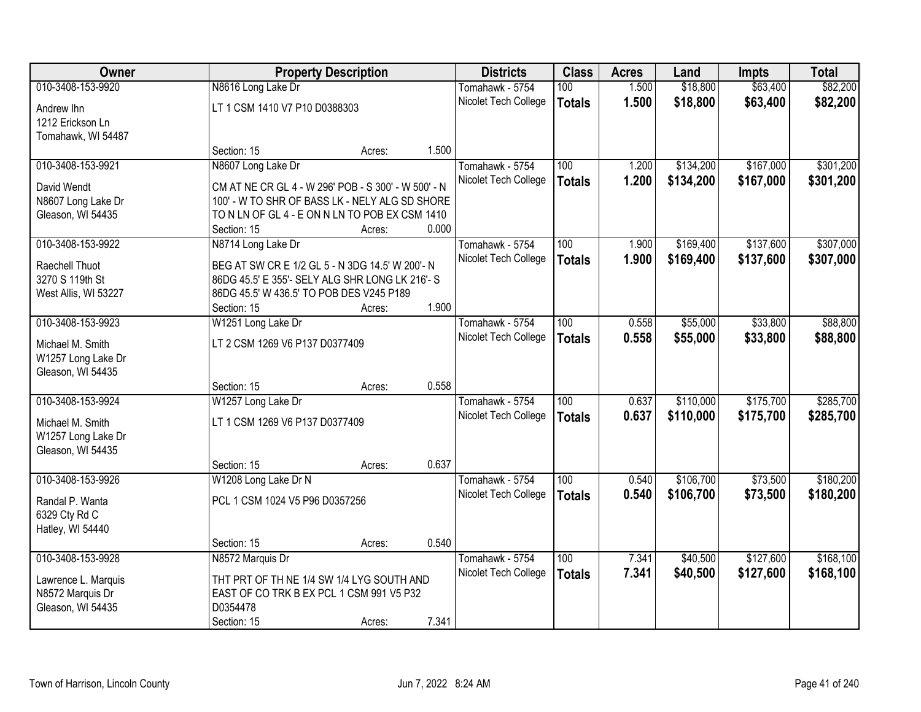| Owner | Property Description | Districts | Class | Acres | Land | Impts | Total |
|---|---|---|---|---|---|---|---|
| 010-3408-153-9920<br>Andrew Ihn<br>1212 Erickson Ln<br>Tomahawk, WI 54487 | N8616 Long Lake Dr<br>LT 1 CSM 1410 V7 P10 D0388303<br>Section: 15 Acres: 1.500 | Tomahawk - 5754<br>Nicolet Tech College | 100<br>**Totals** | 1.500<br>**1.500** | $18,800<br>**$18,800** | $63,400<br>**$63,400** | $82,200<br>**$82,200** |
| 010-3408-153-9921<br>David Wendt<br>N8607 Long Lake Dr<br>Gleason, WI 54435 | N8607 Long Lake Dr<br>CM AT NE CR GL 4 - W 296' POB - S 300' - W 500' - N 100' - W TO SHR OF BASS LK - NELY ALG SD SHORE TO N LN OF GL 4 - E ON N LN TO POB EX CSM 1410<br>Section: 15 Acres: 0.000 | Tomahawk - 5754<br>Nicolet Tech College | 100<br>**Totals** | 1.200<br>**1.200** | $134,200<br>**$134,200** | $167,000<br>**$167,000** | $301,200<br>**$301,200** |
| 010-3408-153-9922<br>Raechell Thuot<br>3270 S 119th St<br>West Allis, WI 53227 | N8714 Long Lake Dr<br>BEG AT SW CR E 1/2 GL 5 - N 3DG 14.5' W 200'- N 86DG 45.5' E 355'- SELY ALG SHR LONG LK 216'- S 86DG 45.5' W 436.5' TO POB DES V245 P189<br>Section: 15 Acres: 1.900 | Tomahawk - 5754<br>Nicolet Tech College | 100<br>**Totals** | 1.900<br>**1.900** | $169,400<br>**$169,400** | $137,600<br>**$137,600** | $307,000<br>**$307,000** |
| 010-3408-153-9923<br>Michael M. Smith<br>W1257 Long Lake Dr<br>Gleason, WI 54435 | W1251 Long Lake Dr<br>LT 2 CSM 1269 V6 P137 D0377409<br>Section: 15 Acres: 0.558 | Tomahawk - 5754<br>Nicolet Tech College | 100<br>**Totals** | 0.558<br>**0.558** | $55,000<br>**$55,000** | $33,800<br>**$33,800** | $88,800<br>**$88,800** |
| 010-3408-153-9924<br>Michael M. Smith<br>W1257 Long Lake Dr<br>Gleason, WI 54435 | W1257 Long Lake Dr<br>LT 1 CSM 1269 V6 P137 D0377409<br>Section: 15 Acres: 0.637 | Tomahawk - 5754<br>Nicolet Tech College | 100<br>**Totals** | 0.637<br>**0.637** | $110,000<br>**$110,000** | $175,700<br>**$175,700** | $285,700<br>**$285,700** |
| 010-3408-153-9926<br>Randal P. Wanta<br>6329 Cty Rd C<br>Hatley, WI 54440 | W1208 Long Lake Dr N<br>PCL 1 CSM 1024 V5 P96 D0357256<br>Section: 15 Acres: 0.540 | Tomahawk - 5754<br>Nicolet Tech College | 100<br>**Totals** | 0.540<br>**0.540** | $106,700<br>**$106,700** | $73,500<br>**$73,500** | $180,200<br>**$180,200** |
| 010-3408-153-9928<br>Lawrence L. Marquis<br>N8572 Marquis Dr<br>Gleason, WI 54435 | N8572 Marquis Dr<br>THT PRT OF TH NE 1/4 SW 1/4 LYG SOUTH AND EAST OF CO TRK B EX PCL 1 CSM 991 V5 P32 D0354478<br>Section: 15 Acres: 7.341 | Tomahawk - 5754<br>Nicolet Tech College | 100<br>**Totals** | 7.341<br>**7.341** | $40,500<br>**$40,500** | $127,600<br>**$127,600** | $168,100<br>**$168,100** |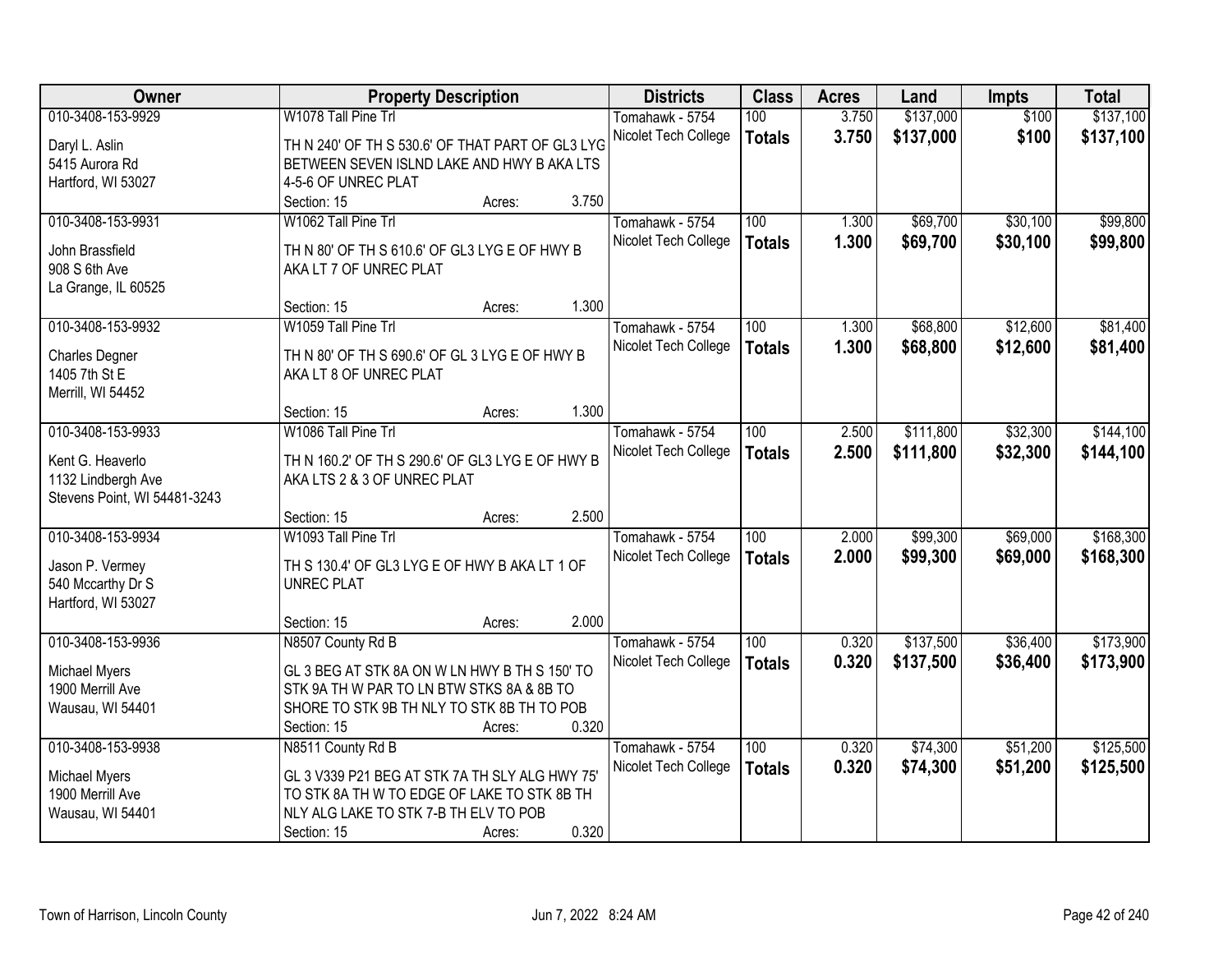| Owner | Property Description | Districts | Class | Acres | Land | Impts | Total |
|---|---|---|---|---|---|---|---|
| 010-3408-153-9929<br>Daryl L. Aslin<br>5415 Aurora Rd<br>Hartford, WI 53027 | W1078 Tall Pine Trl<br>TH N 240' OF TH S 530.6' OF THAT PART OF GL3 LYG BETWEEN SEVEN ISLND LAKE AND HWY B AKA LTS 4-5-6 OF UNREC PLAT<br>Section: 15 Acres: 3.750 | Tomahawk - 5754<br>Nicolet Tech College | 100<br>**Totals** | 3.750<br>**3.750** | $137,000<br>**$137,000** | $100<br>**$100** | $137,100<br>**$137,100** |
| 010-3408-153-9931<br>John Brassfield<br>908 S 6th Ave<br>La Grange, IL 60525 | W1062 Tall Pine Trl<br>TH N 80' OF TH S 610.6' OF GL3 LYG E OF HWY B AKA LT 7 OF UNREC PLAT<br>Section: 15 Acres: 1.300 | Tomahawk - 5754<br>Nicolet Tech College | 100<br>**Totals** | 1.300<br>**1.300** | $69,700<br>**$69,700** | $30,100<br>**$30,100** | $99,800<br>**$99,800** |
| 010-3408-153-9932<br>Charles Degner<br>1405 7th St E<br>Merrill, WI 54452 | W1059 Tall Pine Trl<br>TH N 80' OF TH S 690.6' OF GL 3 LYG E OF HWY B AKA LT 8 OF UNREC PLAT<br>Section: 15 Acres: 1.300 | Tomahawk - 5754<br>Nicolet Tech College | 100<br>**Totals** | 1.300<br>**1.300** | $68,800<br>**$68,800** | $12,600<br>**$12,600** | $81,400<br>**$81,400** |
| 010-3408-153-9933<br>Kent G. Heaverlo<br>1132 Lindbergh Ave<br>Stevens Point, WI 54481-3243 | W1086 Tall Pine Trl<br>TH N 160.2' OF TH S 290.6' OF GL3 LYG E OF HWY B AKA LTS 2 & 3 OF UNREC PLAT<br>Section: 15 Acres: 2.500 | Tomahawk - 5754<br>Nicolet Tech College | 100<br>**Totals** | 2.500<br>**2.500** | $111,800<br>**$111,800** | $32,300<br>**$32,300** | $144,100<br>**$144,100** |
| 010-3408-153-9934<br>Jason P. Vermey<br>540 Mccarthy Dr S<br>Hartford, WI 53027 | W1093 Tall Pine Trl<br>TH S 130.4' OF GL3 LYG E OF HWY B AKA LT 1 OF UNREC PLAT<br>Section: 15 Acres: 2.000 | Tomahawk - 5754<br>Nicolet Tech College | 100<br>**Totals** | 2.000<br>**2.000** | $99,300<br>**$99,300** | $69,000<br>**$69,000** | $168,300<br>**$168,300** |
| 010-3408-153-9936<br>Michael Myers<br>1900 Merrill Ave<br>Wausau, WI 54401 | N8507 County Rd B<br>GL 3 BEG AT STK 8A ON W LN HWY B TH S 150' TO STK 9A TH W PAR TO LN BTW STKS 8A & 8B TO SHORE TO STK 9B TH NLY TO STK 8B TH TO POB<br>Section: 15 Acres: 0.320 | Tomahawk - 5754<br>Nicolet Tech College | 100<br>**Totals** | 0.320<br>**0.320** | $137,500<br>**$137,500** | $36,400<br>**$36,400** | $173,900<br>**$173,900** |
| 010-3408-153-9938<br>Michael Myers<br>1900 Merrill Ave<br>Wausau, WI 54401 | N8511 County Rd B<br>GL 3 V339 P21 BEG AT STK 7A TH SLY ALG HWY 75' TO STK 8A TH W TO EDGE OF LAKE TO STK 8B TH NLY ALG LAKE TO STK 7-B TH ELV TO POB<br>Section: 15 Acres: 0.320 | Tomahawk - 5754<br>Nicolet Tech College | 100<br>**Totals** | 0.320<br>**0.320** | $74,300<br>**$74,300** | $51,200<br>**$51,200** | $125,500<br>**$125,500** |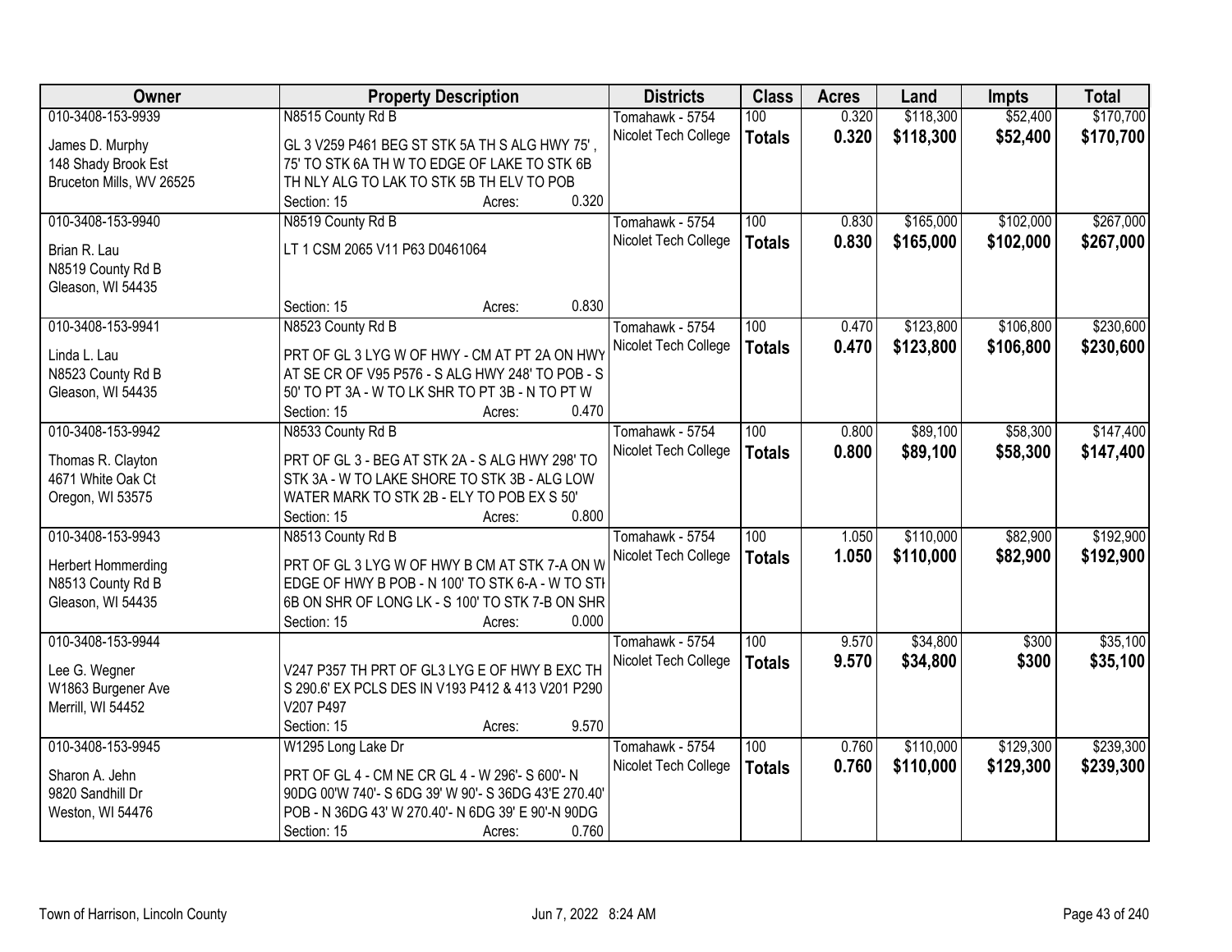| Owner | Property Description | Districts | Class | Acres | Land | Impts | Total |
|---|---|---|---|---|---|---|---|
| 010-3408-153-9939<br>James D. Murphy<br>148 Shady Brook Est<br>Bruceton Mills, WV 26525 | N8515 County Rd B<br>GL 3 V259 P461 BEG ST STK 5A TH S ALG HWY 75' , 75' TO STK 6A TH W TO EDGE OF LAKE TO STK 6B TH NLY ALG TO LAK TO STK 5B TH ELV TO POB<br>Section: 15 Acres: 0.320 | Tomahawk - 5754<br>Nicolet Tech College | 100<br>**Totals** | 0.320<br>**0.320** | $118,300<br>**$118,300** | $52,400<br>**$52,400** | $170,700<br>**$170,700** |
| 010-3408-153-9940<br>Brian R. Lau<br>N8519 County Rd B<br>Gleason, WI 54435 | N8519 County Rd B<br>LT 1 CSM 2065 V11 P63 D0461064<br>Section: 15 Acres: 0.830 | Tomahawk - 5754<br>Nicolet Tech College | 100<br>**Totals** | 0.830<br>**0.830** | $165,000<br>**$165,000** | $102,000<br>**$102,000** | $267,000<br>**$267,000** |
| 010-3408-153-9941<br>Linda L. Lau<br>N8523 County Rd B<br>Gleason, WI 54435 | N8523 County Rd B<br>PRT OF GL 3 LYG W OF HWY - CM AT PT 2A ON HWY AT SE CR OF V95 P576 - S ALG HWY 248' TO POB - S 50' TO PT 3A - W TO LK SHR TO PT 3B - N TO PT W<br>Section: 15 Acres: 0.470 | Tomahawk - 5754<br>Nicolet Tech College | 100<br>**Totals** | 0.470<br>**0.470** | $123,800<br>**$123,800** | $106,800<br>**$106,800** | $230,600<br>**$230,600** |
| 010-3408-153-9942<br>Thomas R. Clayton<br>4671 White Oak Ct<br>Oregon, WI 53575 | N8533 County Rd B<br>PRT OF GL 3 - BEG AT STK 2A - S ALG HWY 298' TO STK 3A - W TO LAKE SHORE TO STK 3B - ALG LOW WATER MARK TO STK 2B - ELY TO POB EX S 50'<br>Section: 15 Acres: 0.800 | Tomahawk - 5754<br>Nicolet Tech College | 100<br>**Totals** | 0.800<br>**0.800** | $89,100<br>**$89,100** | $58,300<br>**$58,300** | $147,400<br>**$147,400** |
| 010-3408-153-9943<br>Herbert Hommerding<br>N8513 County Rd B<br>Gleason, WI 54435 | N8513 County Rd B<br>PRT OF GL 3 LYG W OF HWY B CM AT STK 7-A ON W EDGE OF HWY B POB - N 100' TO STK 6-A - W TO STI 6B ON SHR OF LONG LK - S 100' TO STK 7-B ON SHR<br>Section: 15 Acres: 0.000 | Tomahawk - 5754<br>Nicolet Tech College | 100<br>**Totals** | 1.050<br>**1.050** | $110,000<br>**$110,000** | $82,900<br>**$82,900** | $192,900<br>**$192,900** |
| 010-3408-153-9944<br>Lee G. Wegner<br>W1863 Burgener Ave<br>Merrill, WI 54452 | V247 P357 TH PRT OF GL3 LYG E OF HWY B EXC TH S 290.6' EX PCLS DES IN V193 P412 & 413 V201 P290 V207 P497<br>Section: 15 Acres: 9.570 | Tomahawk - 5754<br>Nicolet Tech College | 100<br>**Totals** | 9.570<br>**9.570** | $34,800<br>**$34,800** | $300<br>**$300** | $35,100<br>**$35,100** |
| 010-3408-153-9945<br>Sharon A. Jehn<br>9820 Sandhill Dr<br>Weston, WI 54476 | W1295 Long Lake Dr<br>PRT OF GL 4 - CM NE CR GL 4 - W 296'- S 600'- N 90DG 00'W 740'- S 6DG 39' W 90'- S 36DG 43'E 270.40' POB - N 36DG 43' W 270.40'- N 6DG 39' E 90'-N 90DG<br>Section: 15 Acres: 0.760 | Tomahawk - 5754<br>Nicolet Tech College | 100<br>**Totals** | 0.760<br>**0.760** | $110,000<br>**$110,000** | $129,300<br>**$129,300** | $239,300<br>**$239,300** |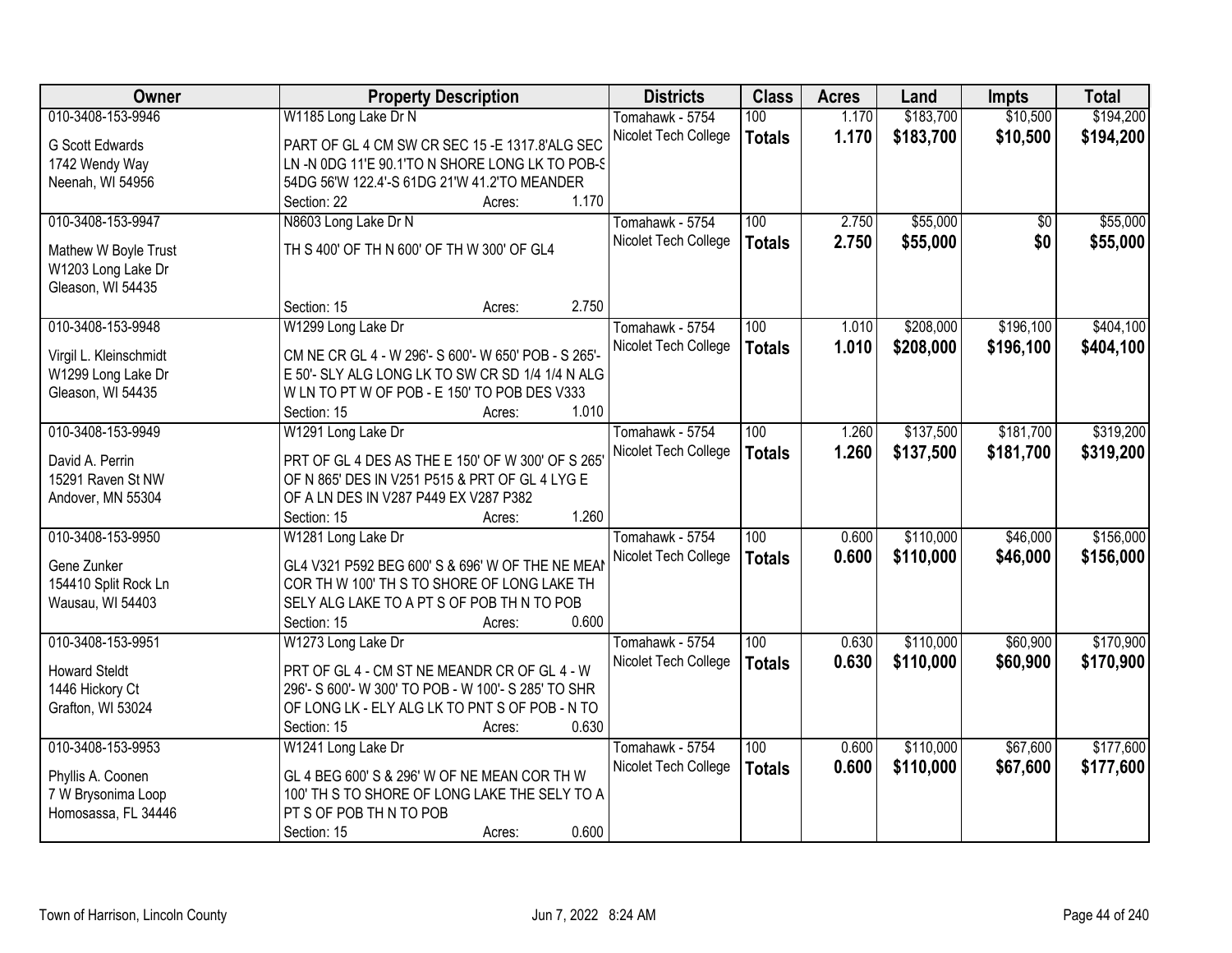| Owner | Property Description | Districts | Class | Acres | Land | Impts | Total |
|---|---|---|---|---|---|---|---|
| 010-3408-153-9946<br>G Scott Edwards<br>1742 Wendy Way<br>Neenah, WI 54956 | W1185 Long Lake Dr N<br>PART OF GL 4 CM SW CR SEC 15 -E 1317.8'ALG SEC LN -N 0DG 11'E 90.1'TO N SHORE LONG LK TO POB-S 54DG 56'W 122.4'-S 61DG 21'W 41.2'TO MEANDER<br>Section: 22 Acres: 1.170 | Tomahawk - 5754<br>Nicolet Tech College | 100<br>**Totals** | 1.170<br>**1.170** | $183,700<br>**$183,700** | $10,500<br>**$10,500** | $194,200<br>**$194,200** |
| 010-3408-153-9947<br>Mathew W Boyle Trust<br>W1203 Long Lake Dr<br>Gleason, WI 54435 | N8603 Long Lake Dr N<br>TH S 400' OF TH N 600' OF TH W 300' OF GL4<br>Section: 15 Acres: 2.750 | Tomahawk - 5754<br>Nicolet Tech College | 100<br>**Totals** | 2.750<br>**2.750** | $55,000<br>**$55,000** | $0<br>**$0** | $55,000<br>**$55,000** |
| 010-3408-153-9948<br>Virgil L. Kleinschmidt<br>W1299 Long Lake Dr<br>Gleason, WI 54435 | W1299 Long Lake Dr<br>CM NE CR GL 4 - W 296'- S 600'- W 650' POB - S 265'- E 50'- SLY ALG LONG LK TO SW CR SD 1/4 1/4 N ALG W LN TO PT W OF POB - E 150' TO POB DES V333<br>Section: 15 Acres: 1.010 | Tomahawk - 5754<br>Nicolet Tech College | 100<br>**Totals** | 1.010<br>**1.010** | $208,000<br>**$208,000** | $196,100<br>**$196,100** | $404,100<br>**$404,100** |
| 010-3408-153-9949<br>David A. Perrin<br>15291 Raven St NW<br>Andover, MN 55304 | W1291 Long Lake Dr<br>PRT OF GL 4 DES AS THE E 150' OF W 300' OF S 265' OF N 865' DES IN V251 P515 & PRT OF GL 4 LYG E OF A LN DES IN V287 P449 EX V287 P382<br>Section: 15 Acres: 1.260 | Tomahawk - 5754<br>Nicolet Tech College | 100<br>**Totals** | 1.260<br>**1.260** | $137,500<br>**$137,500** | $181,700<br>**$181,700** | $319,200<br>**$319,200** |
| 010-3408-153-9950<br>Gene Zunker<br>154410 Split Rock Ln<br>Wausau, WI 54403 | W1281 Long Lake Dr<br>GL4 V321 P592 BEG 600' S & 696' W OF THE NE MEAN COR TH W 100' TH S TO SHORE OF LONG LAKE TH SELY ALG LAKE TO A PT S OF POB TH N TO POB<br>Section: 15 Acres: 0.600 | Tomahawk - 5754<br>Nicolet Tech College | 100<br>**Totals** | 0.600<br>**0.600** | $110,000<br>**$110,000** | $46,000<br>**$46,000** | $156,000<br>**$156,000** |
| 010-3408-153-9951<br>Howard Steldt<br>1446 Hickory Ct<br>Grafton, WI 53024 | W1273 Long Lake Dr<br>PRT OF GL 4 - CM ST NE MEANDR CR OF GL 4 - W 296'- S 600'- W 300' TO POB - W 100'- S 285' TO SHR OF LONG LK - ELY ALG LK TO PNT S OF POB - N TO<br>Section: 15 Acres: 0.630 | Tomahawk - 5754<br>Nicolet Tech College | 100<br>**Totals** | 0.630<br>**0.630** | $110,000<br>**$110,000** | $60,900<br>**$60,900** | $170,900<br>**$170,900** |
| 010-3408-153-9953<br>Phyllis A. Coonen<br>7 W Brysonima Loop<br>Homosassa, FL 34446 | W1241 Long Lake Dr<br>GL 4 BEG 600' S & 296' W OF NE MEAN COR TH W 100' TH S TO SHORE OF LONG LAKE THE SELY TO A PT S OF POB TH N TO POB<br>Section: 15 Acres: 0.600 | Tomahawk - 5754<br>Nicolet Tech College | 100<br>**Totals** | 0.600<br>**0.600** | $110,000<br>**$110,000** | $67,600<br>**$67,600** | $177,600<br>**$177,600** |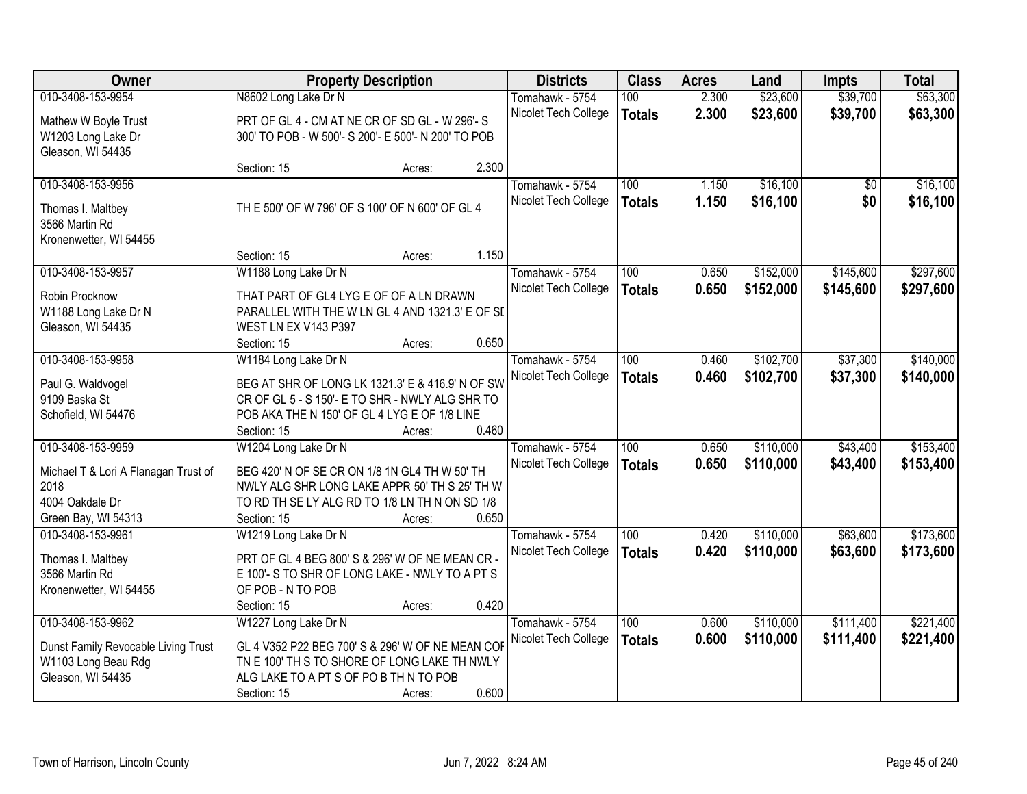| Owner | Property Description | Districts | Class | Acres | Land | Impts | Total |
|---|---|---|---|---|---|---|---|
| 010-3408-153-9954<br>Mathew W Boyle Trust<br>W1203 Long Lake Dr<br>Gleason, WI 54435 | N8602 Long Lake Dr N<br>PRT OF GL 4 - CM AT NE CR OF SD GL - W 296'- S 300' TO POB - W 500'- S 200'- E 500'- N 200' TO POB<br>Section: 15 Acres: 2.300 | Tomahawk - 5754<br>Nicolet Tech College | 100<br>**Totals** | 2.300<br>**2.300** | $23,600<br>**$23,600** | $39,700<br>**$39,700** | $63,300<br>**$63,300** |
| 010-3408-153-9956<br>Thomas I. Maltbey<br>3566 Martin Rd<br>Kronenwetter, WI 54455 | TH E 500' OF W 796' OF S 100' OF N 600' OF GL 4<br>Section: 15 Acres: 1.150 | Tomahawk - 5754<br>Nicolet Tech College | 100<br>**Totals** | 1.150<br>**1.150** | $16,100<br>**$16,100** | $0<br>**$0** | $16,100<br>**$16,100** |
| 010-3408-153-9957<br>Robin Procknow<br>W1188 Long Lake Dr N<br>Gleason, WI 54435 | W1188 Long Lake Dr N<br>THAT PART OF GL4 LYG E OF OF A LN DRAWN PARALLEL WITH THE W LN GL 4 AND 1321.3' E OF SD WEST LN EX V143 P397<br>Section: 15 Acres: 0.650 | Tomahawk - 5754<br>Nicolet Tech College | 100<br>**Totals** | 0.650<br>**0.650** | $152,000<br>**$152,000** | $145,600<br>**$145,600** | $297,600<br>**$297,600** |
| 010-3408-153-9958<br>Paul G. Waldvogel<br>9109 Baska St<br>Schofield, WI 54476 | W1184 Long Lake Dr N<br>BEG AT SHR OF LONG LK 1321.3' E & 416.9' N OF SW CR OF GL 5 - S 150'- E TO SHR - NWLY ALG SHR TO POB AKA THE N 150' OF GL 4 LYG E OF 1/8 LINE<br>Section: 15 Acres: 0.460 | Tomahawk - 5754<br>Nicolet Tech College | 100<br>**Totals** | 0.460<br>**0.460** | $102,700<br>**$102,700** | $37,300<br>**$37,300** | $140,000<br>**$140,000** |
| 010-3408-153-9959<br>Michael T & Lori A Flanagan Trust of 2018<br>4004 Oakdale Dr<br>Green Bay, WI 54313 | W1204 Long Lake Dr N<br>BEG 420' N OF SE CR ON 1/8 1N GL4 TH W 50' TH NWLY ALG SHR LONG LAKE APPR 50' TH S 25' TH W TO RD TH SE LY ALG RD TO 1/8 LN TH N ON SD 1/8<br>Section: 15 Acres: 0.650 | Tomahawk - 5754<br>Nicolet Tech College | 100<br>**Totals** | 0.650<br>**0.650** | $110,000<br>**$110,000** | $43,400<br>**$43,400** | $153,400<br>**$153,400** |
| 010-3408-153-9961<br>Thomas I. Maltbey<br>3566 Martin Rd<br>Kronenwetter, WI 54455 | W1219 Long Lake Dr N<br>PRT OF GL 4 BEG 800' S & 296' W OF NE MEAN CR - E 100'- S TO SHR OF LONG LAKE - NWLY TO A PT S OF POB - N TO POB<br>Section: 15 Acres: 0.420 | Tomahawk - 5754<br>Nicolet Tech College | 100<br>**Totals** | 0.420<br>**0.420** | $110,000<br>**$110,000** | $63,600<br>**$63,600** | $173,600<br>**$173,600** |
| 010-3408-153-9962<br>Dunst Family Revocable Living Trust<br>W1103 Long Beau Rdg<br>Gleason, WI 54435 | W1227 Long Lake Dr N<br>GL 4 V352 P22 BEG 700' S & 296' W OF NE MEAN COR TN E 100' TH S TO SHORE OF LONG LAKE TH NWLY ALG LAKE TO A PT S OF PO B TH N TO POB<br>Section: 15 Acres: 0.600 | Tomahawk - 5754<br>Nicolet Tech College | 100<br>**Totals** | 0.600<br>**0.600** | $110,000<br>**$110,000** | $111,400<br>**$111,400** | $221,400<br>**$221,400** |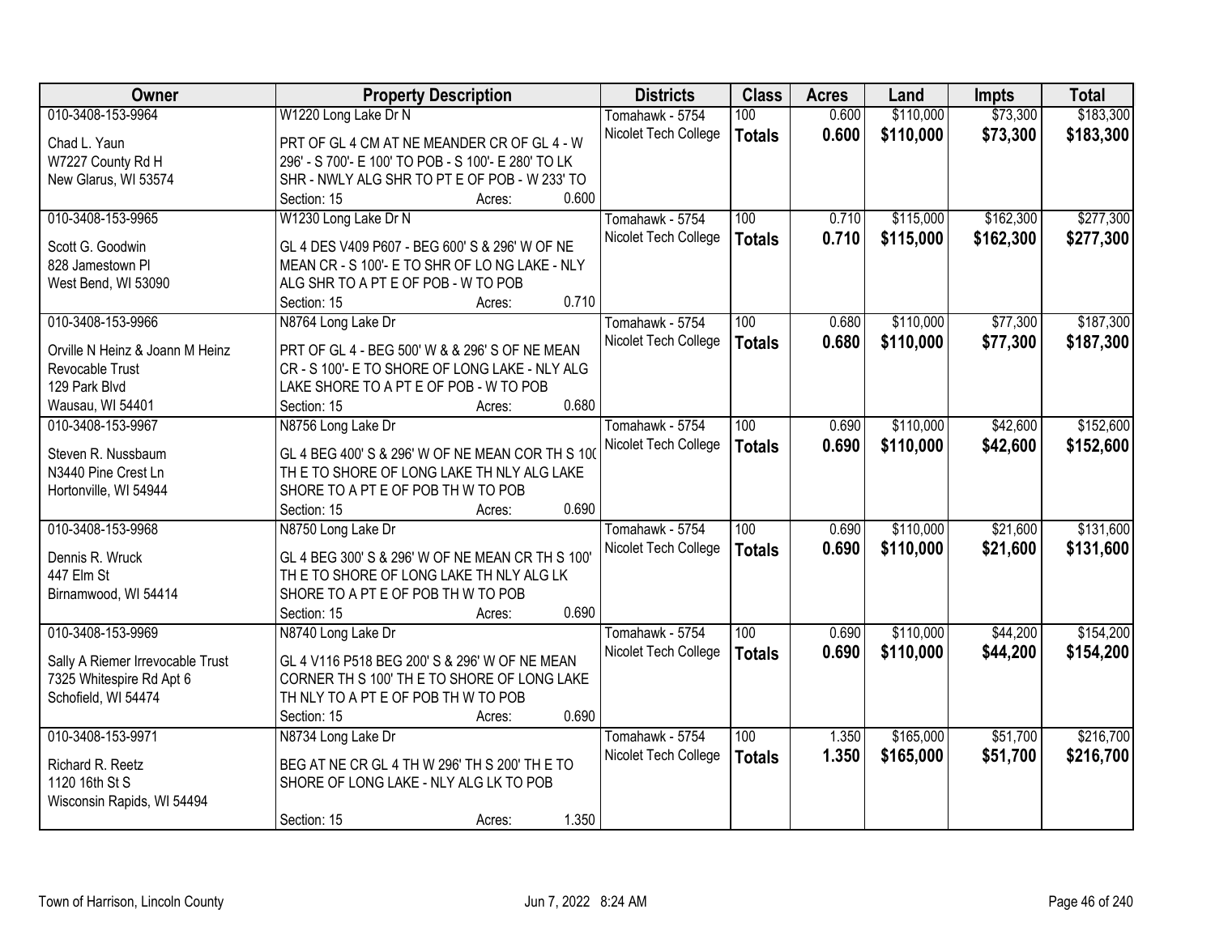| Owner | Property Description | Districts | Class | Acres | Land | Impts | Total |
|---|---|---|---|---|---|---|---|
| 010-3408-153-9964<br>Chad L. Yaun<br>W7227 County Rd H<br>New Glarus, WI 53574 | W1220 Long Lake Dr N<br>PRT OF GL 4 CM AT NE MEANDER CR OF GL 4 - W 296' - S 700'- E 100' TO POB - S 100'- E 280' TO LK SHR - NWLY ALG SHR TO PT E OF POB - W 233' TO<br>Section: 15 Acres: 0.600 | Tomahawk - 5754<br>Nicolet Tech College | 100<br>**Totals** | 0.600<br>**0.600** | $110,000<br>**$110,000** | $73,300<br>**$73,300** | $183,300<br>**$183,300** |
| 010-3408-153-9965<br>Scott G. Goodwin<br>828 Jamestown Pl<br>West Bend, WI 53090 | W1230 Long Lake Dr N<br>GL 4 DES V409 P607 - BEG 600' S & 296' W OF NE MEAN CR - S 100'- E TO SHR OF LO NG LAKE - NLY ALG SHR TO A PT E OF POB - W TO POB<br>Section: 15 Acres: 0.710 | Tomahawk - 5754<br>Nicolet Tech College | 100<br>**Totals** | 0.710<br>**0.710** | $115,000<br>**$115,000** | $162,300<br>**$162,300** | $277,300<br>**$277,300** |
| 010-3408-153-9966<br>Orville N Heinz & Joann M Heinz<br>Revocable Trust<br>129 Park Blvd<br>Wausau, WI 54401 | N8764 Long Lake Dr<br>PRT OF GL 4 - BEG 500' W & & 296' S OF NE MEAN CR - S 100'- E TO SHORE OF LONG LAKE - NLY ALG LAKE SHORE TO A PT E OF POB - W TO POB<br>Section: 15 Acres: 0.680 | Tomahawk - 5754<br>Nicolet Tech College | 100<br>**Totals** | 0.680<br>**0.680** | $110,000<br>**$110,000** | $77,300<br>**$77,300** | $187,300<br>**$187,300** |
| 010-3408-153-9967<br>Steven R. Nussbaum<br>N3440 Pine Crest Ln<br>Hortonville, WI 54944 | N8756 Long Lake Dr<br>GL 4 BEG 400' S & 296' W OF NE MEAN COR TH S 100 TH E TO SHORE OF LONG LAKE TH NLY ALG LAKE SHORE TO A PT E OF POB TH W TO POB<br>Section: 15 Acres: 0.690 | Tomahawk - 5754<br>Nicolet Tech College | 100<br>**Totals** | 0.690<br>**0.690** | $110,000<br>**$110,000** | $42,600<br>**$42,600** | $152,600<br>**$152,600** |
| 010-3408-153-9968<br>Dennis R. Wruck<br>447 Elm St<br>Birnamwood, WI 54414 | N8750 Long Lake Dr<br>GL 4 BEG 300' S & 296' W OF NE MEAN CR TH S 100' TH E TO SHORE OF LONG LAKE TH NLY ALG LK SHORE TO A PT E OF POB TH W TO POB<br>Section: 15 Acres: 0.690 | Tomahawk - 5754<br>Nicolet Tech College | 100<br>**Totals** | 0.690<br>**0.690** | $110,000<br>**$110,000** | $21,600<br>**$21,600** | $131,600<br>**$131,600** |
| 010-3408-153-9969<br>Sally A Riemer Irrevocable Trust<br>7325 Whitespire Rd Apt 6<br>Schofield, WI 54474 | N8740 Long Lake Dr<br>GL 4 V116 P518 BEG 200' S & 296' W OF NE MEAN CORNER TH S 100' TH E TO SHORE OF LONG LAKE TH NLY TO A PT E OF POB TH W TO POB<br>Section: 15 Acres: 0.690 | Tomahawk - 5754<br>Nicolet Tech College | 100<br>**Totals** | 0.690<br>**0.690** | $110,000<br>**$110,000** | $44,200<br>**$44,200** | $154,200<br>**$154,200** |
| 010-3408-153-9971<br>Richard R. Reetz<br>1120 16th St S<br>Wisconsin Rapids, WI 54494 | N8734 Long Lake Dr<br>BEG AT NE CR GL 4 TH W 296' TH S 200' TH E TO SHORE OF LONG LAKE - NLY ALG LK TO POB<br>Section: 15 Acres: 1.350 | Tomahawk - 5754<br>Nicolet Tech College | 100<br>**Totals** | 1.350<br>**1.350** | $165,000<br>**$165,000** | $51,700<br>**$51,700** | $216,700<br>**$216,700** |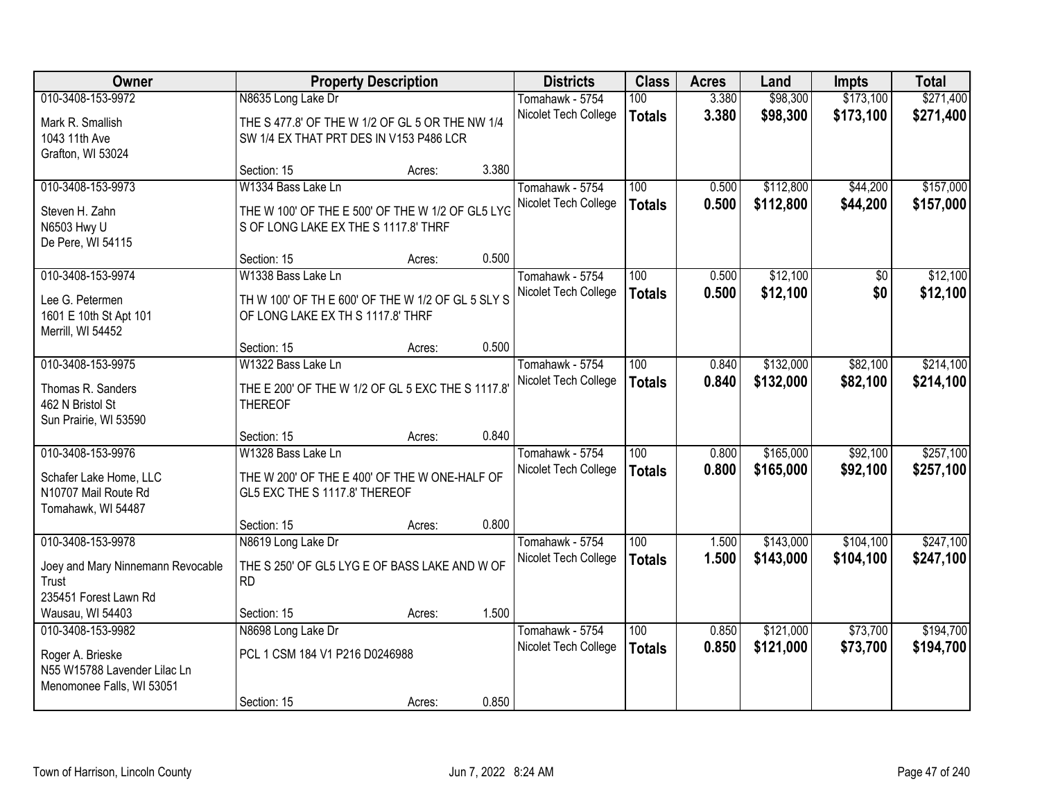| Owner | Property Description | Districts | Class | Acres | Land | Impts | Total |
|---|---|---|---|---|---|---|---|
| 010-3408-153-9972<br>Mark R. Smallish<br>1043 11th Ave<br>Grafton, WI 53024 | N8635 Long Lake Dr<br>THE S 477.8' OF THE W 1/2 OF GL 5 OR THE NW 1/4 SW 1/4 EX THAT PRT DES IN V153 P486 LCR<br>Section: 15 Acres: 3.380 | Tomahawk - 5754<br>Nicolet Tech College | 100<br>**Totals** | 3.380<br>**3.380** | $98,300<br>**$98,300** | $173,100<br>**$173,100** | $271,400<br>**$271,400** |
| 010-3408-153-9973<br>Steven H. Zahn<br>N6503 Hwy U<br>De Pere, WI 54115 | W1334 Bass Lake Ln<br>THE W 100' OF THE E 500' OF THE W 1/2 OF GL5 LYG S OF LONG LAKE EX THE S 1117.8' THRF<br>Section: 15 Acres: 0.500 | Tomahawk - 5754<br>Nicolet Tech College | 100<br>**Totals** | 0.500<br>**0.500** | $112,800<br>**$112,800** | $44,200<br>**$44,200** | $157,000<br>**$157,000** |
| 010-3408-153-9974<br>Lee G. Petermen<br>1601 E 10th St Apt 101<br>Merrill, WI 54452 | W1338 Bass Lake Ln<br>TH W 100' OF TH E 600' OF THE W 1/2 OF GL 5 SLY S OF LONG LAKE EX TH S 1117.8' THRF<br>Section: 15 Acres: 0.500 | Tomahawk - 5754<br>Nicolet Tech College | 100<br>**Totals** | 0.500<br>**0.500** | $12,100<br>**$12,100** | $0<br>**$0** | $12,100<br>**$12,100** |
| 010-3408-153-9975<br>Thomas R. Sanders<br>462 N Bristol St<br>Sun Prairie, WI 53590 | W1322 Bass Lake Ln<br>THE E 200' OF THE W 1/2 OF GL 5 EXC THE S 1117.8' THEREOF<br>Section: 15 Acres: 0.840 | Tomahawk - 5754<br>Nicolet Tech College | 100<br>**Totals** | 0.840<br>**0.840** | $132,000<br>**$132,000** | $82,100<br>**$82,100** | $214,100<br>**$214,100** |
| 010-3408-153-9976<br>Schafer Lake Home, LLC<br>N10707 Mail Route Rd<br>Tomahawk, WI 54487 | W1328 Bass Lake Ln<br>THE W 200' OF THE E 400' OF THE W ONE-HALF OF GL5 EXC THE S 1117.8' THEREOF<br>Section: 15 Acres: 0.800 | Tomahawk - 5754<br>Nicolet Tech College | 100<br>**Totals** | 0.800<br>**0.800** | $165,000<br>**$165,000** | $92,100<br>**$92,100** | $257,100<br>**$257,100** |
| 010-3408-153-9978<br>Joey and Mary Ninnemann Revocable Trust<br>235451 Forest Lawn Rd<br>Wausau, WI 54403 | N8619 Long Lake Dr<br>THE S 250' OF GL5 LYG E OF BASS LAKE AND W OF RD<br>Section: 15 Acres: 1.500 | Tomahawk - 5754<br>Nicolet Tech College | 100<br>**Totals** | 1.500<br>**1.500** | $143,000<br>**$143,000** | $104,100<br>**$104,100** | $247,100<br>**$247,100** |
| 010-3408-153-9982<br>Roger A. Brieske<br>N55 W15788 Lavender Lilac Ln<br>Menomonee Falls, WI 53051 | N8698 Long Lake Dr<br>PCL 1 CSM 184 V1 P216 D0246988<br>Section: 15 Acres: 0.850 | Tomahawk - 5754<br>Nicolet Tech College | 100<br>**Totals** | 0.850<br>**0.850** | $121,000<br>**$121,000** | $73,700<br>**$73,700** | $194,700<br>**$194,700** |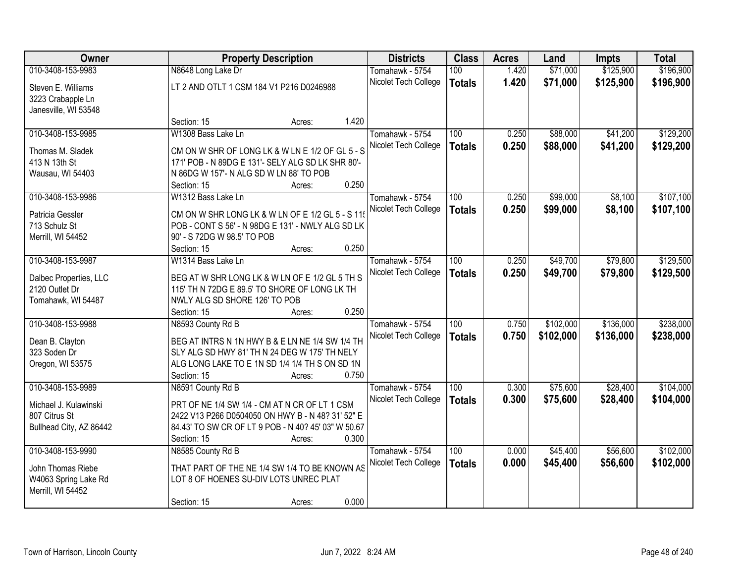| Owner | Property Description | Districts | Class | Acres | Land | Impts | Total |
|---|---|---|---|---|---|---|---|
| 010-3408-153-9983<br>Steven E. Williams<br>3223 Crabapple Ln<br>Janesville, WI 53548 | N8648 Long Lake Dr<br>LT 2 AND OTLT 1 CSM 184 V1 P216 D0246988<br>Section: 15 Acres: 1.420 | Tomahawk - 5754<br>Nicolet Tech College | 100<br>**Totals** | 1.420<br>**1.420** | $71,000<br>**$71,000** | $125,900<br>**$125,900** | $196,900<br>**$196,900** |
| 010-3408-153-9985<br>Thomas M. Sladek<br>413 N 13th St<br>Wausau, WI 54403 | W1308 Bass Lake Ln<br>CM ON W SHR OF LONG LK & W LN E 1/2 OF GL 5 - S 171' POB - N 89DG E 131'- SELY ALG SD LK SHR 80'- N 86DG W 157'- N ALG SD W LN 88' TO POB<br>Section: 15 Acres: 0.250 | Tomahawk - 5754<br>Nicolet Tech College | 100<br>**Totals** | 0.250<br>**0.250** | $88,000<br>**$88,000** | $41,200<br>**$41,200** | $129,200<br>**$129,200** |
| 010-3408-153-9986<br>Patricia Gessler<br>713 Schulz St<br>Merrill, WI 54452 | W1312 Bass Lake Ln<br>CM ON W SHR LONG LK & W LN OF E 1/2 GL 5 - S 115 POB - CONT S 56' - N 98DG E 131' - NWLY ALG SD LK 90' - S 72DG W 98.5' TO POB<br>Section: 15 Acres: 0.250 | Tomahawk - 5754<br>Nicolet Tech College | 100<br>**Totals** | 0.250<br>**0.250** | $99,000<br>**$99,000** | $8,100<br>**$8,100** | $107,100<br>**$107,100** |
| 010-3408-153-9987<br>Dalbec Properties, LLC<br>2120 Outlet Dr<br>Tomahawk, WI 54487 | W1314 Bass Lake Ln<br>BEG AT W SHR LONG LK & W LN OF E 1/2 GL 5 TH S 115' TH N 72DG E 89.5' TO SHORE OF LONG LK TH NWLY ALG SD SHORE 126' TO POB<br>Section: 15 Acres: 0.250 | Tomahawk - 5754<br>Nicolet Tech College | 100<br>**Totals** | 0.250<br>**0.250** | $49,700<br>**$49,700** | $79,800<br>**$79,800** | $129,500<br>**$129,500** |
| 010-3408-153-9988<br>Dean B. Clayton<br>323 Soden Dr<br>Oregon, WI 53575 | N8593 County Rd B<br>BEG AT INTRS N 1N HWY B & E LN NE 1/4 SW 1/4 TH SLY ALG SD HWY 81' TH N 24 DEG W 175' TH NELY ALG LONG LAKE TO E 1N SD 1/4 1/4 TH S ON SD 1N<br>Section: 15 Acres: 0.750 | Tomahawk - 5754<br>Nicolet Tech College | 100<br>**Totals** | 0.750<br>**0.750** | $102,000<br>**$102,000** | $136,000<br>**$136,000** | $238,000<br>**$238,000** |
| 010-3408-153-9989<br>Michael J. Kulawinski<br>807 Citrus St<br>Bullhead City, AZ 86442 | N8591 County Rd B<br>PRT OF NE 1/4 SW 1/4 - CM AT N CR OF LT 1 CSM 2422 V13 P266 D0504050 ON HWY B - N 48? 31' 52" E 84.43' TO SW CR OF LT 9 POB - N 40? 45' 03" W 50.67<br>Section: 15 Acres: 0.300 | Tomahawk - 5754<br>Nicolet Tech College | 100<br>**Totals** | 0.300<br>**0.300** | $75,600<br>**$75,600** | $28,400<br>**$28,400** | $104,000<br>**$104,000** |
| 010-3408-153-9990<br>John Thomas Riebe<br>W4063 Spring Lake Rd<br>Merrill, WI 54452 | N8585 County Rd B<br>THAT PART OF THE NE 1/4 SW 1/4 TO BE KNOWN AS LOT 8 OF HOENES SU-DIV LOTS UNREC PLAT<br>Section: 15 Acres: 0.000 | Tomahawk - 5754<br>Nicolet Tech College | 100<br>**Totals** | 0.000<br>**0.000** | $45,400<br>**$45,400** | $56,600<br>**$56,600** | $102,000<br>**$102,000** |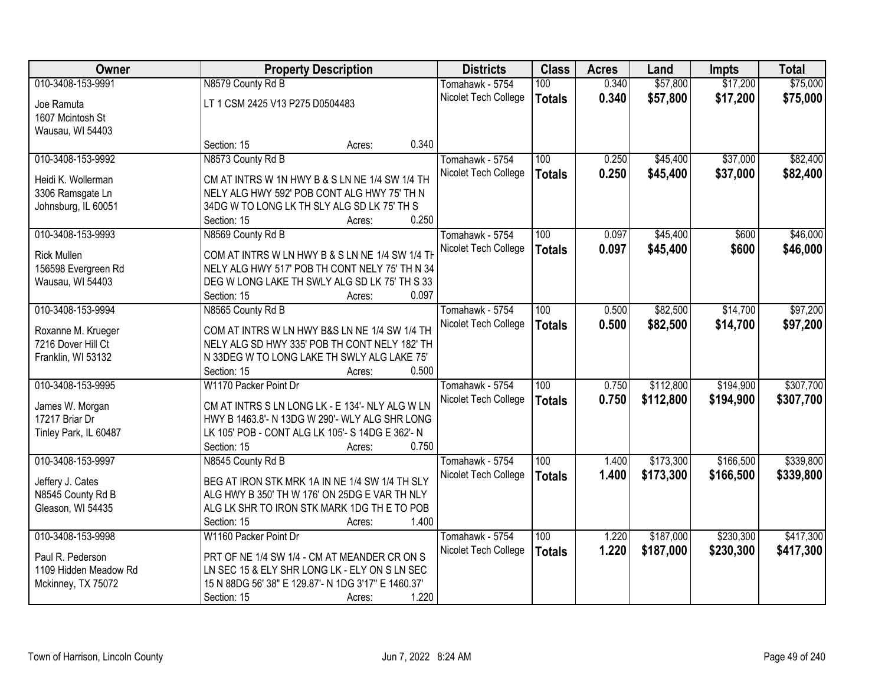| Owner | Property Description | Districts | Class | Acres | Land | Impts | Total |
|---|---|---|---|---|---|---|---|
| 010-3408-153-9991<br>Joe Ramuta<br>1607 Mcintosh St<br>Wausau, WI 54403 | N8579 County Rd B<br>LT 1 CSM 2425 V13 P275 D0504483<br>Section: 15 Acres: 0.340 | Tomahawk - 5754<br>Nicolet Tech College | 100<br>**Totals** | 0.340<br>**0.340** | $57,800<br>**$57,800** | $17,200<br>**$17,200** | $75,000<br>**$75,000** |
| 010-3408-153-9992<br>Heidi K. Wollerman<br>3306 Ramsgate Ln<br>Johnsburg, IL 60051 | N8573 County Rd B<br>CM AT INTRS W 1N HWY B & S LN NE 1/4 SW 1/4 TH NELY ALG HWY 592' POB CONT ALG HWY 75' TH N 34DG W TO LONG LK TH SLY ALG SD LK 75' TH S<br>Section: 15 Acres: 0.250 | Tomahawk - 5754<br>Nicolet Tech College | 100<br>**Totals** | 0.250<br>**0.250** | $45,400<br>**$45,400** | $37,000<br>**$37,000** | $82,400<br>**$82,400** |
| 010-3408-153-9993<br>Rick Mullen<br>156598 Evergreen Rd<br>Wausau, WI 54403 | N8569 County Rd B<br>COM AT INTRS W LN HWY B & S LN NE 1/4 SW 1/4 TH NELY ALG HWY 517' POB TH CONT NELY 75' TH N 34 DEG W LONG LAKE TH SWLY ALG SD LK 75' TH S 33<br>Section: 15 Acres: 0.097 | Tomahawk - 5754<br>Nicolet Tech College | 100<br>**Totals** | 0.097<br>**0.097** | $45,400<br>**$45,400** | $600<br>**$600** | $46,000<br>**$46,000** |
| 010-3408-153-9994<br>Roxanne M. Krueger<br>7216 Dover Hill Ct<br>Franklin, WI 53132 | N8565 County Rd B<br>COM AT INTRS W LN HWY B&S LN NE 1/4 SW 1/4 TH NELY ALG SD HWY 335' POB TH CONT NELY 182' TH N 33DEG W TO LONG LAKE TH SWLY ALG LAKE 75'<br>Section: 15 Acres: 0.500 | Tomahawk - 5754<br>Nicolet Tech College | 100<br>**Totals** | 0.500<br>**0.500** | $82,500<br>**$82,500** | $14,700<br>**$14,700** | $97,200<br>**$97,200** |
| 010-3408-153-9995<br>James W. Morgan<br>17217 Briar Dr<br>Tinley Park, IL 60487 | W1170 Packer Point Dr<br>CM AT INTRS S LN LONG LK - E 134'- NLY ALG W LN HWY B 1463.8'- N 13DG W 290'- WLY ALG SHR LONG LK 105' POB - CONT ALG LK 105'- S 14DG E 362'- N<br>Section: 15 Acres: 0.750 | Tomahawk - 5754<br>Nicolet Tech College | 100<br>**Totals** | 0.750<br>**0.750** | $112,800<br>**$112,800** | $194,900<br>**$194,900** | $307,700<br>**$307,700** |
| 010-3408-153-9997<br>Jeffery J. Cates<br>N8545 County Rd B<br>Gleason, WI 54435 | N8545 County Rd B<br>BEG AT IRON STK MRK 1A IN NE 1/4 SW 1/4 TH SLY ALG HWY B 350' TH W 176' ON 25DG E VAR TH NLY ALG LK SHR TO IRON STK MARK 1DG TH E TO POB<br>Section: 15 Acres: 1.400 | Tomahawk - 5754<br>Nicolet Tech College | 100<br>**Totals** | 1.400<br>**1.400** | $173,300<br>**$173,300** | $166,500<br>**$166,500** | $339,800<br>**$339,800** |
| 010-3408-153-9998<br>Paul R. Pederson<br>1109 Hidden Meadow Rd<br>Mckinney, TX 75072 | W1160 Packer Point Dr<br>PRT OF NE 1/4 SW 1/4 - CM AT MEANDER CR ON S LN SEC 15 & ELY SHR LONG LK - ELY ON S LN SEC 15 N 88DG 56' 38" E 129.87'- N 1DG 3'17" E 1460.37'<br>Section: 15 Acres: 1.220 | Tomahawk - 5754<br>Nicolet Tech College | 100<br>**Totals** | 1.220<br>**1.220** | $187,000<br>**$187,000** | $230,300<br>**$230,300** | $417,300<br>**$417,300** |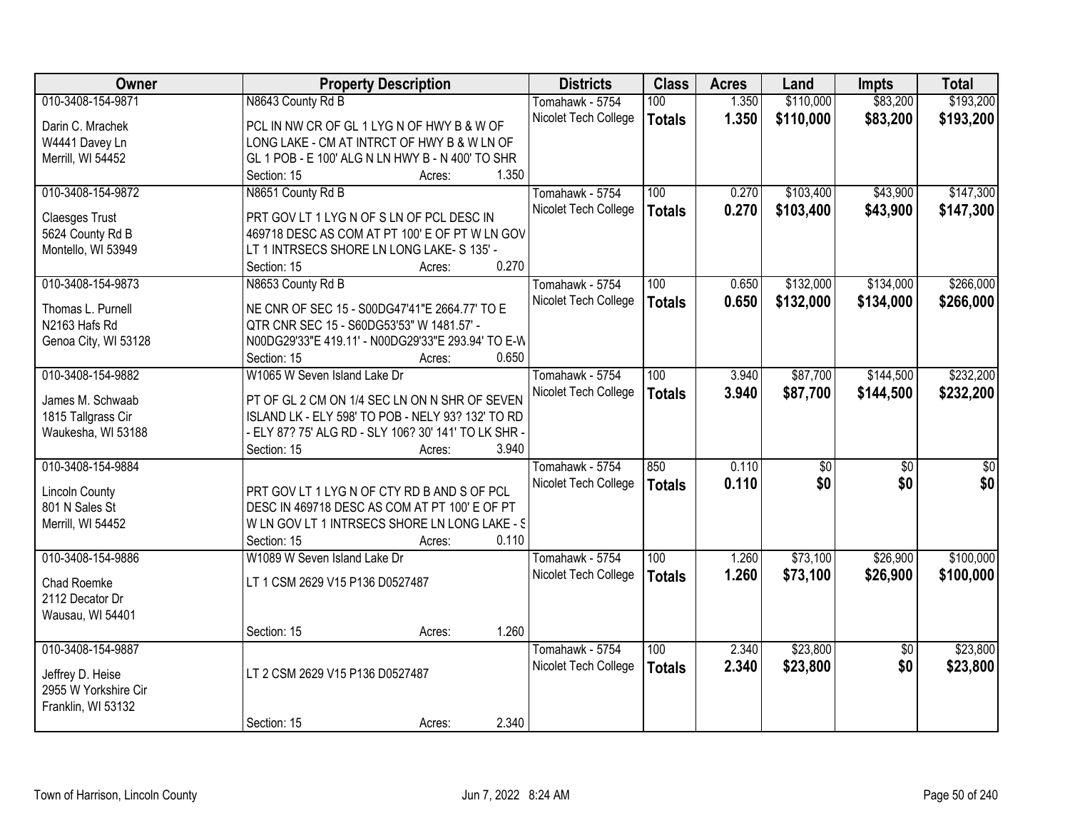| Owner | Property Description | Districts | Class | Acres | Land | Impts | Total |
|---|---|---|---|---|---|---|---|
| 010-3408-154-9871<br>Darin C. Mrachek<br>W4441 Davey Ln<br>Merrill, WI 54452 | N8643 County Rd B<br>PCL IN NW CR OF GL 1 LYG N OF HWY B & W OF LONG LAKE - CM AT INTRCT OF HWY B & W LN OF GL 1 POB - E 100' ALG N LN HWY B - N 400' TO SHR<br>Section: 15 Acres: 1.350 | Tomahawk - 5754<br>Nicolet Tech College | 100<br>**Totals** | 1.350<br>**1.350** | $110,000<br>**$110,000** | $83,200<br>**$83,200** | $193,200<br>**$193,200** |
| 010-3408-154-9872<br>Claesges Trust<br>5624 County Rd B<br>Montello, WI 53949 | N8651 County Rd B<br>PRT GOV LT 1 LYG N OF S LN OF PCL DESC IN 469718 DESC AS COM AT PT 100' E OF PT W LN GOV LT 1 INTRSECS SHORE LN LONG LAKE- S 135' -<br>Section: 15 Acres: 0.270 | Tomahawk - 5754<br>Nicolet Tech College | 100<br>**Totals** | 0.270<br>**0.270** | $103,400<br>**$103,400** | $43,900<br>**$43,900** | $147,300<br>**$147,300** |
| 010-3408-154-9873<br>Thomas L. Purnell<br>N2163 Hafs Rd<br>Genoa City, WI 53128 | N8653 County Rd B<br>NE CNR OF SEC 15 - S00DG47'41"E 2664.77' TO E QTR CNR SEC 15 - S60DG53'53" W 1481.57' - N00DG29'33"E 419.11' - N00DG29'33"E 293.94' TO E-W<br>Section: 15 Acres: 0.650 | Tomahawk - 5754<br>Nicolet Tech College | 100<br>**Totals** | 0.650<br>**0.650** | $132,000<br>**$132,000** | $134,000<br>**$134,000** | $266,000<br>**$266,000** |
| 010-3408-154-9882<br>James M. Schwaab<br>1815 Tallgrass Cir<br>Waukesha, WI 53188 | W1065 W Seven Island Lake Dr<br>PT OF GL 2 CM ON 1/4 SEC LN ON N SHR OF SEVEN ISLAND LK - ELY 598' TO POB - NELY 93? 132' TO RD - ELY 87? 75' ALG RD - SLY 106? 30' 141' TO LK SHR -<br>Section: 15 Acres: 3.940 | Tomahawk - 5754<br>Nicolet Tech College | 100<br>**Totals** | 3.940<br>**3.940** | $87,700<br>**$87,700** | $144,500<br>**$144,500** | $232,200<br>**$232,200** |
| 010-3408-154-9884<br>Lincoln County<br>801 N Sales St<br>Merrill, WI 54452 | PRT GOV LT 1 LYG N OF CTY RD B AND S OF PCL DESC IN 469718 DESC AS COM AT PT 100' E OF PT W LN GOV LT 1 INTRSECS SHORE LN LONG LAKE - S<br>Section: 15 Acres: 0.110 | Tomahawk - 5754<br>Nicolet Tech College | 850<br>**Totals** | 0.110<br>**0.110** | $0<br>**$0** | $0<br>**$0** | $0<br>**$0** |
| 010-3408-154-9886<br>Chad Roemke<br>2112 Decator Dr<br>Wausau, WI 54401 | W1089 W Seven Island Lake Dr<br>LT 1 CSM 2629 V15 P136 D0527487<br>Section: 15 Acres: 1.260 | Tomahawk - 5754<br>Nicolet Tech College | 100<br>**Totals** | 1.260<br>**1.260** | $73,100<br>**$73,100** | $26,900<br>**$26,900** | $100,000<br>**$100,000** |
| 010-3408-154-9887<br>Jeffrey D. Heise<br>2955 W Yorkshire Cir<br>Franklin, WI 53132 | LT 2 CSM 2629 V15 P136 D0527487<br>Section: 15 Acres: 2.340 | Tomahawk - 5754<br>Nicolet Tech College | 100<br>**Totals** | 2.340<br>**2.340** | $23,800<br>**$23,800** | $0<br>**$0** | $23,800<br>**$23,800** |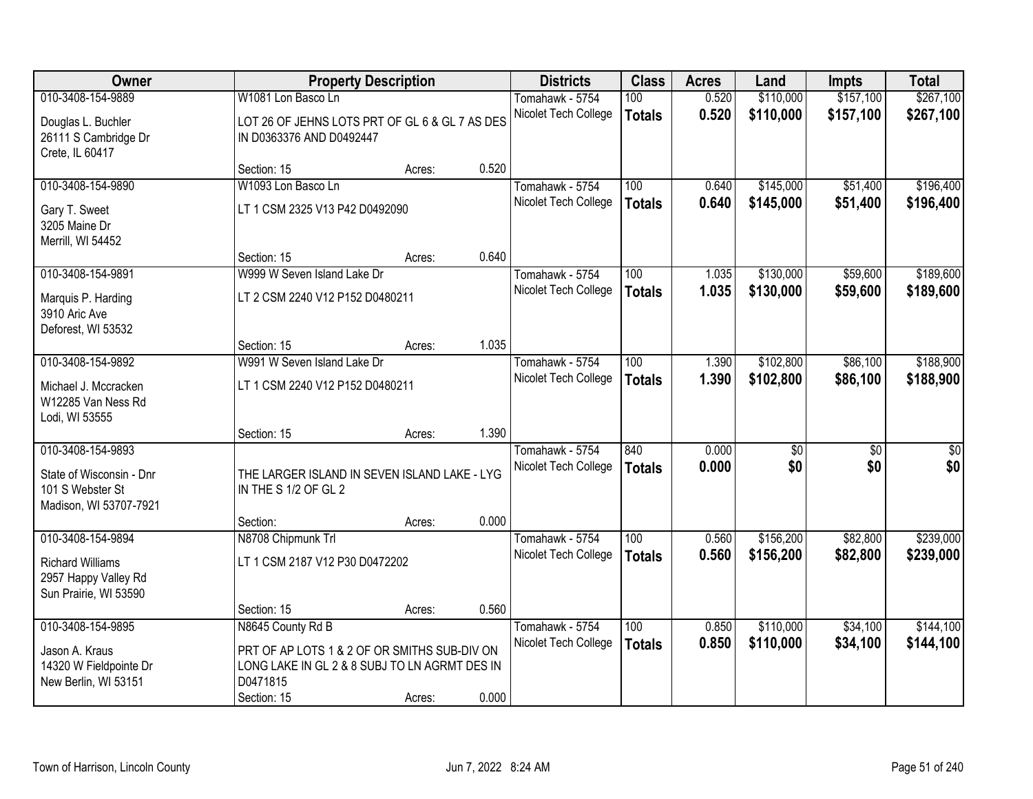| Owner | Property Description | | | Districts | Class | Acres | Land | Impts | Total |
|---|---|---|---|---|---|---|---|---|---|
| 010-3408-154-9889 | W1081 Lon Basco Ln | | | Tomahawk - 5754 | 100 | 0.520 | $110,000 | $157,100 | $267,100 |
| Douglas L. Buchler<br>26111 S Cambridge Dr<br>Crete, IL 60417 | LOT 26 OF JEHNS LOTS PRT OF GL 6 & GL 7 AS DES IN D0363376 AND D0492447 | | | Nicolet Tech College | **Totals** | **0.520** | **$110,000** | **$157,100** | **$267,100** |
| | Section: 15 | Acres: | 0.520 | | | | | | |
| 010-3408-154-9890 | W1093 Lon Basco Ln | | | Tomahawk - 5754 | 100 | 0.640 | $145,000 | $51,400 | $196,400 |
| Gary T. Sweet<br>3205 Maine Dr<br>Merrill, WI 54452 | LT 1 CSM 2325 V13 P42 D0492090 | | | Nicolet Tech College | **Totals** | **0.640** | **$145,000** | **$51,400** | **$196,400** |
| | Section: 15 | Acres: | 0.640 | | | | | | |
| 010-3408-154-9891 | W999 W Seven Island Lake Dr | | | Tomahawk - 5754 | 100 | 1.035 | $130,000 | $59,600 | $189,600 |
| Marquis P. Harding<br>3910 Aric Ave<br>Deforest, WI 53532 | LT 2 CSM 2240 V12 P152 D0480211 | | | Nicolet Tech College | **Totals** | **1.035** | **$130,000** | **$59,600** | **$189,600** |
| | Section: 15 | Acres: | 1.035 | | | | | | |
| 010-3408-154-9892 | W991 W Seven Island Lake Dr | | | Tomahawk - 5754 | 100 | 1.390 | $102,800 | $86,100 | $188,900 |
| Michael J. Mccracken<br>W12285 Van Ness Rd<br>Lodi, WI 53555 | LT 1 CSM 2240 V12 P152 D0480211 | | | Nicolet Tech College | **Totals** | **1.390** | **$102,800** | **$86,100** | **$188,900** |
| | Section: 15 | Acres: | 1.390 | | | | | | |
| 010-3408-154-9893 | | | | Tomahawk - 5754 | 840 | 0.000 | $0 | $0 | $0 |
| State of Wisconsin - Dnr<br>101 S Webster St<br>Madison, WI 53707-7921 | THE LARGER ISLAND IN SEVEN ISLAND LAKE - LYG IN THE S 1/2 OF GL 2 | | | Nicolet Tech College | **Totals** | **0.000** | **$0** | **$0** | **$0** |
| | Section: | Acres: | 0.000 | | | | | | |
| 010-3408-154-9894 | N8708 Chipmunk Trl | | | Tomahawk - 5754 | 100 | 0.560 | $156,200 | $82,800 | $239,000 |
| Richard Williams<br>2957 Happy Valley Rd<br>Sun Prairie, WI 53590 | LT 1 CSM 2187 V12 P30 D0472202 | | | Nicolet Tech College | **Totals** | **0.560** | **$156,200** | **$82,800** | **$239,000** |
| | Section: 15 | Acres: | 0.560 | | | | | | |
| 010-3408-154-9895 | N8645 County Rd B | | | Tomahawk - 5754 | 100 | 0.850 | $110,000 | $34,100 | $144,100 |
| Jason A. Kraus<br>14320 W Fieldpointe Dr<br>New Berlin, WI 53151 | PRT OF AP LOTS 1 & 2 OF OR SMITHS SUB-DIV ON LONG LAKE IN GL 2 & 8 SUBJ TO LN AGRMT DES IN D0471815 | | | Nicolet Tech College | **Totals** | **0.850** | **$110,000** | **$34,100** | **$144,100** |
| | Section: 15 | Acres: | 0.000 | | | | | | |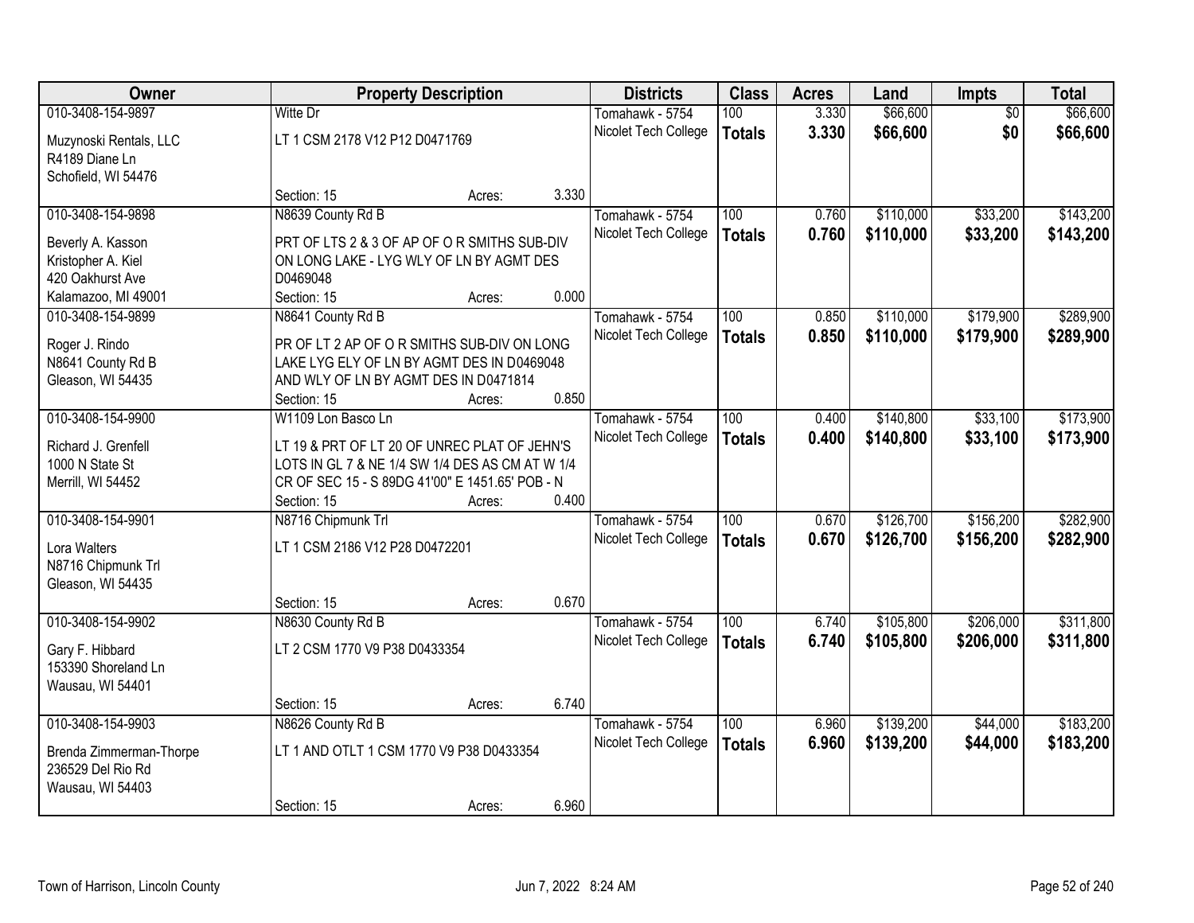| Owner | Property Description | Districts | Class | Acres | Land | Impts | Total |
|---|---|---|---|---|---|---|---|
| 010-3408-154-9897<br>Muzynoski Rentals, LLC<br>R4189 Diane Ln<br>Schofield, WI 54476 | Witte Dr<br>LT 1 CSM 2178 V12 P12 D0471769<br>Section: 15 Acres: 3.330 | Tomahawk - 5754<br>Nicolet Tech College | 100<br>**Totals** | 3.330<br>**3.330** | $66,600<br>**$66,600** | $0<br>**$0** | $66,600<br>**$66,600** |
| 010-3408-154-9898<br>Beverly A. Kasson<br>Kristopher A. Kiel<br>420 Oakhurst Ave<br>Kalamazoo, MI 49001 | N8639 County Rd B<br>PRT OF LTS 2 & 3 OF AP OF O R SMITHS SUB-DIV ON LONG LAKE - LYG WLY OF LN BY AGMT DES D0469048<br>Section: 15 Acres: 0.000 | Tomahawk - 5754<br>Nicolet Tech College | 100<br>**Totals** | 0.760<br>**0.760** | $110,000<br>**$110,000** | $33,200<br>**$33,200** | $143,200<br>**$143,200** |
| 010-3408-154-9899<br>Roger J. Rindo<br>N8641 County Rd B<br>Gleason, WI 54435 | N8641 County Rd B<br>PR OF LT 2 AP OF O R SMITHS SUB-DIV ON LONG LAKE LYG ELY OF LN BY AGMT DES IN D0469048 AND WLY OF LN BY AGMT DES IN D0471814<br>Section: 15 Acres: 0.850 | Tomahawk - 5754<br>Nicolet Tech College | 100<br>**Totals** | 0.850<br>**0.850** | $110,000<br>**$110,000** | $179,900<br>**$179,900** | $289,900<br>**$289,900** |
| 010-3408-154-9900<br>Richard J. Grenfell<br>1000 N State St<br>Merrill, WI 54452 | W1109 Lon Basco Ln<br>LT 19 & PRT OF LT 20 OF UNREC PLAT OF JEHN'S LOTS IN GL 7 & NE 1/4 SW 1/4 DES AS CM AT W 1/4 CR OF SEC 15 - S 89DG 41'00" E 1451.65' POB - N<br>Section: 15 Acres: 0.400 | Tomahawk - 5754<br>Nicolet Tech College | 100<br>**Totals** | 0.400<br>**0.400** | $140,800<br>**$140,800** | $33,100<br>**$33,100** | $173,900<br>**$173,900** |
| 010-3408-154-9901<br>Lora Walters<br>N8716 Chipmunk Trl<br>Gleason, WI 54435 | N8716 Chipmunk Trl<br>LT 1 CSM 2186 V12 P28 D0472201<br>Section: 15 Acres: 0.670 | Tomahawk - 5754<br>Nicolet Tech College | 100<br>**Totals** | 0.670<br>**0.670** | $126,700<br>**$126,700** | $156,200<br>**$156,200** | $282,900<br>**$282,900** |
| 010-3408-154-9902<br>Gary F. Hibbard<br>153390 Shoreland Ln<br>Wausau, WI 54401 | N8630 County Rd B<br>LT 2 CSM 1770 V9 P38 D0433354<br>Section: 15 Acres: 6.740 | Tomahawk - 5754<br>Nicolet Tech College | 100<br>**Totals** | 6.740<br>**6.740** | $105,800<br>**$105,800** | $206,000<br>**$206,000** | $311,800<br>**$311,800** |
| 010-3408-154-9903<br>Brenda Zimmerman-Thorpe<br>236529 Del Rio Rd<br>Wausau, WI 54403 | N8626 County Rd B<br>LT 1 AND OTLT 1 CSM 1770 V9 P38 D0433354<br>Section: 15 Acres: 6.960 | Tomahawk - 5754<br>Nicolet Tech College | 100<br>**Totals** | 6.960<br>**6.960** | $139,200<br>**$139,200** | $44,000<br>**$44,000** | $183,200<br>**$183,200** |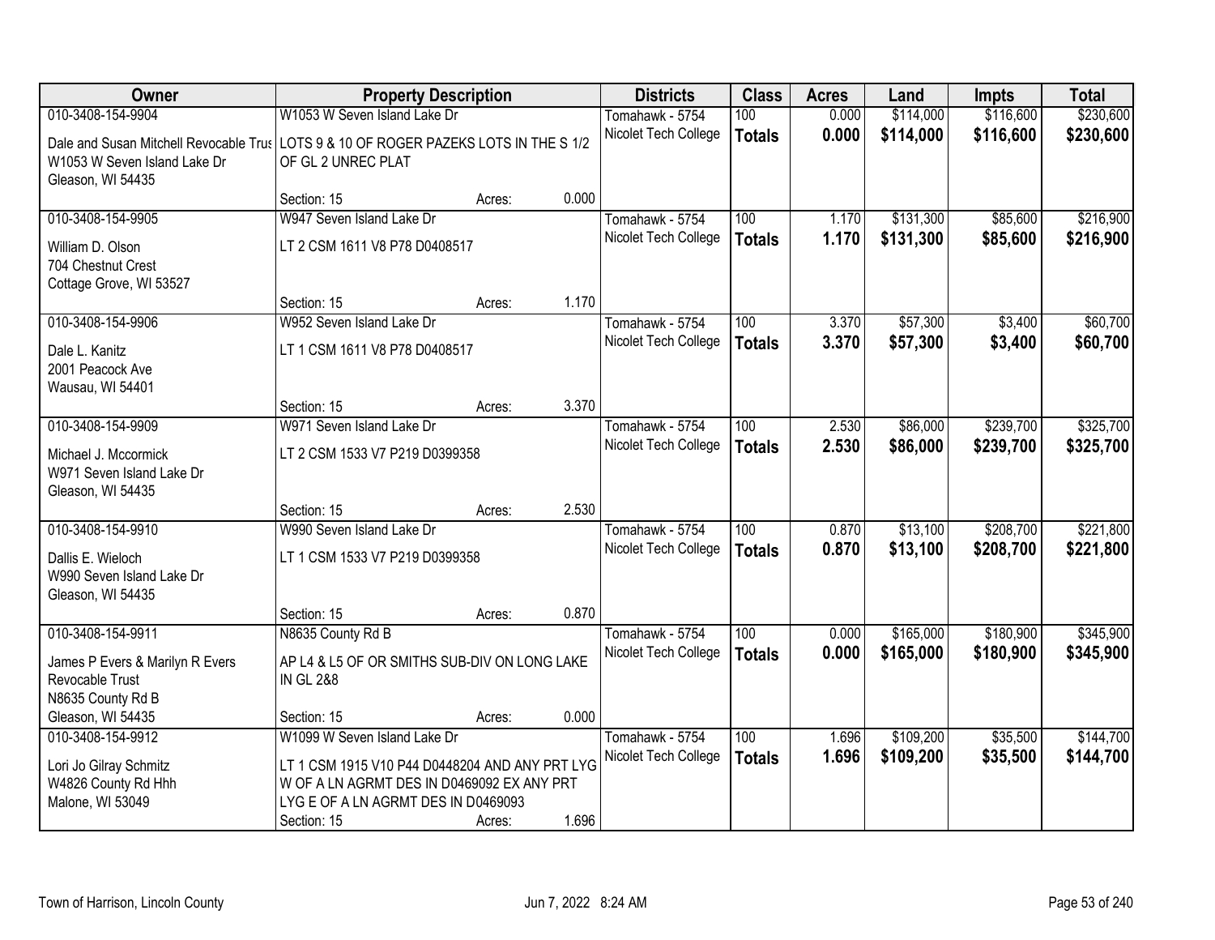| Owner | Property Description | | | Districts | Class | Acres | Land | Impts | Total |
|---|---|---|---|---|---|---|---|---|---|
| 010-3408-154-9904 | W1053 W Seven Island Lake Dr | | | Tomahawk - 5754 | 100 | 0.000 | $114,000 | $116,600 | $230,600 |
| Dale and Susan Mitchell Revocable Trus<br>W1053 W Seven Island Lake Dr<br>Gleason, WI 54435 | LOTS 9 & 10 OF ROGER PAZEKS LOTS IN THE S 1/2 OF GL 2 UNREC PLAT | | | Nicolet Tech College | **Totals** | **0.000** | **$114,000** | **$116,600** | **$230,600** |
| | Section: 15 | Acres: | 0.000 | | | | | | |
| 010-3408-154-9905 | W947 Seven Island Lake Dr | | | Tomahawk - 5754 | 100 | 1.170 | $131,300 | $85,600 | $216,900 |
| William D. Olson<br>704 Chestnut Crest<br>Cottage Grove, WI 53527 | LT 2 CSM 1611 V8 P78 D0408517 | | | Nicolet Tech College | **Totals** | **1.170** | **$131,300** | **$85,600** | **$216,900** |
| | Section: 15 | Acres: | 1.170 | | | | | | |
| 010-3408-154-9906 | W952 Seven Island Lake Dr | | | Tomahawk - 5754 | 100 | 3.370 | $57,300 | $3,400 | $60,700 |
| Dale L. Kanitz<br>2001 Peacock Ave<br>Wausau, WI 54401 | LT 1 CSM 1611 V8 P78 D0408517 | | | Nicolet Tech College | **Totals** | **3.370** | **$57,300** | **$3,400** | **$60,700** |
| | Section: 15 | Acres: | 3.370 | | | | | | |
| 010-3408-154-9909 | W971 Seven Island Lake Dr | | | Tomahawk - 5754 | 100 | 2.530 | $86,000 | $239,700 | $325,700 |
| Michael J. Mccormick<br>W971 Seven Island Lake Dr<br>Gleason, WI 54435 | LT 2 CSM 1533 V7 P219 D0399358 | | | Nicolet Tech College | **Totals** | **2.530** | **$86,000** | **$239,700** | **$325,700** |
| | Section: 15 | Acres: | 2.530 | | | | | | |
| 010-3408-154-9910 | W990 Seven Island Lake Dr | | | Tomahawk - 5754 | 100 | 0.870 | $13,100 | $208,700 | $221,800 |
| Dallis E. Wieloch<br>W990 Seven Island Lake Dr<br>Gleason, WI 54435 | LT 1 CSM 1533 V7 P219 D0399358 | | | Nicolet Tech College | **Totals** | **0.870** | **$13,100** | **$208,700** | **$221,800** |
| | Section: 15 | Acres: | 0.870 | | | | | | |
| 010-3408-154-9911 | N8635 County Rd B | | | Tomahawk - 5754 | 100 | 0.000 | $165,000 | $180,900 | $345,900 |
| James P Evers & Marilyn R Evers Revocable Trust<br>N8635 County Rd B<br>Gleason, WI 54435 | AP L4 & L5 OF OR SMITHS SUB-DIV ON LONG LAKE IN GL 2&8 | | | Nicolet Tech College | **Totals** | **0.000** | **$165,000** | **$180,900** | **$345,900** |
| | Section: 15 | Acres: | 0.000 | | | | | | |
| 010-3408-154-9912 | W1099 W Seven Island Lake Dr | | | Tomahawk - 5754 | 100 | 1.696 | $109,200 | $35,500 | $144,700 |
| Lori Jo Gilray Schmitz<br>W4826 County Rd Hhh<br>Malone, WI 53049 | LT 1 CSM 1915 V10 P44 D0448204 AND ANY PRT LYG W OF A LN AGRMT DES IN D0469092 EX ANY PRT LYG E OF A LN AGRMT DES IN D0469093 | | | Nicolet Tech College | **Totals** | **1.696** | **$109,200** | **$35,500** | **$144,700** |
| | Section: 15 | Acres: | 1.696 | | | | | | |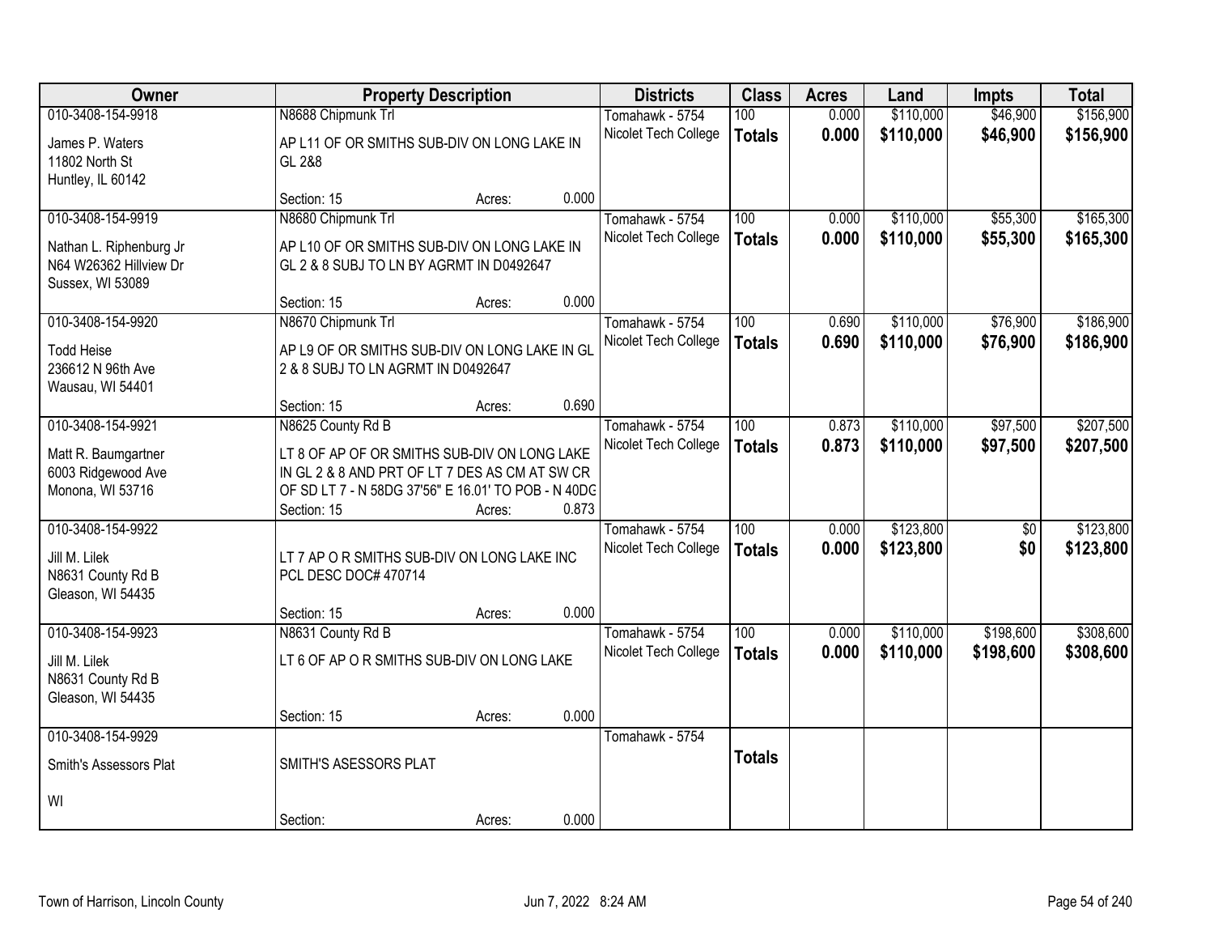| Owner | Property Description | Districts | Class | Acres | Land | Impts | Total |
|---|---|---|---|---|---|---|---|
| 010-3408-154-9918<br>James P. Waters<br>11802 North St<br>Huntley, IL 60142 | N8688 Chipmunk Trl<br>AP L11 OF OR SMITHS SUB-DIV ON LONG LAKE IN GL 2&8<br>Section: 15 Acres: 0.000 | Tomahawk - 5754<br>Nicolet Tech College | 100<br>**Totals** | 0.000<br>**0.000** | $110,000<br>**$110,000** | $46,900<br>**$46,900** | $156,900<br>**$156,900** |
| 010-3408-154-9919<br>Nathan L. Riphenburg Jr<br>N64 W26362 Hillview Dr<br>Sussex, WI 53089 | N8680 Chipmunk Trl<br>AP L10 OF OR SMITHS SUB-DIV ON LONG LAKE IN GL 2 & 8 SUBJ TO LN BY AGRMT IN D0492647<br>Section: 15 Acres: 0.000 | Tomahawk - 5754<br>Nicolet Tech College | 100<br>**Totals** | 0.000<br>**0.000** | $110,000<br>**$110,000** | $55,300<br>**$55,300** | $165,300<br>**$165,300** |
| 010-3408-154-9920<br>Todd Heise<br>236612 N 96th Ave<br>Wausau, WI 54401 | N8670 Chipmunk Trl<br>AP L9 OF OR SMITHS SUB-DIV ON LONG LAKE IN GL 2 & 8 SUBJ TO LN AGRMT IN D0492647<br>Section: 15 Acres: 0.690 | Tomahawk - 5754<br>Nicolet Tech College | 100<br>**Totals** | 0.690<br>**0.690** | $110,000<br>**$110,000** | $76,900<br>**$76,900** | $186,900<br>**$186,900** |
| 010-3408-154-9921<br>Matt R. Baumgartner<br>6003 Ridgewood Ave<br>Monona, WI 53716 | N8625 County Rd B<br>LT 8 OF AP OF OR SMITHS SUB-DIV ON LONG LAKE IN GL 2 & 8 AND PRT OF LT 7 DES AS CM AT SW CR OF SD LT 7 - N 58DG 37'56" E 16.01' TO POB - N 40DG<br>Section: 15 Acres: 0.873 | Tomahawk - 5754<br>Nicolet Tech College | 100<br>**Totals** | 0.873<br>**0.873** | $110,000<br>**$110,000** | $97,500<br>**$97,500** | $207,500<br>**$207,500** |
| 010-3408-154-9922<br>Jill M. Lilek<br>N8631 County Rd B<br>Gleason, WI 54435 | LT 7 AP O R SMITHS SUB-DIV ON LONG LAKE INC PCL DESC DOC# 470714<br>Section: 15 Acres: 0.000 | Tomahawk - 5754<br>Nicolet Tech College | 100<br>**Totals** | 0.000<br>**0.000** | $123,800<br>**$123,800** | $0<br>**$0** | $123,800<br>**$123,800** |
| 010-3408-154-9923<br>Jill M. Lilek<br>N8631 County Rd B<br>Gleason, WI 54435 | N8631 County Rd B<br>LT 6 OF AP O R SMITHS SUB-DIV ON LONG LAKE<br>Section: 15 Acres: 0.000 | Tomahawk - 5754<br>Nicolet Tech College | 100<br>**Totals** | 0.000<br>**0.000** | $110,000<br>**$110,000** | $198,600<br>**$198,600** | $308,600<br>**$308,600** |
| 010-3408-154-9929<br>Smith's Assessors Plat<br><br>WI | SMITH'S ASESSORS PLAT<br>Section: Acres: 0.000 | Tomahawk - 5754 | **Totals** | | | | |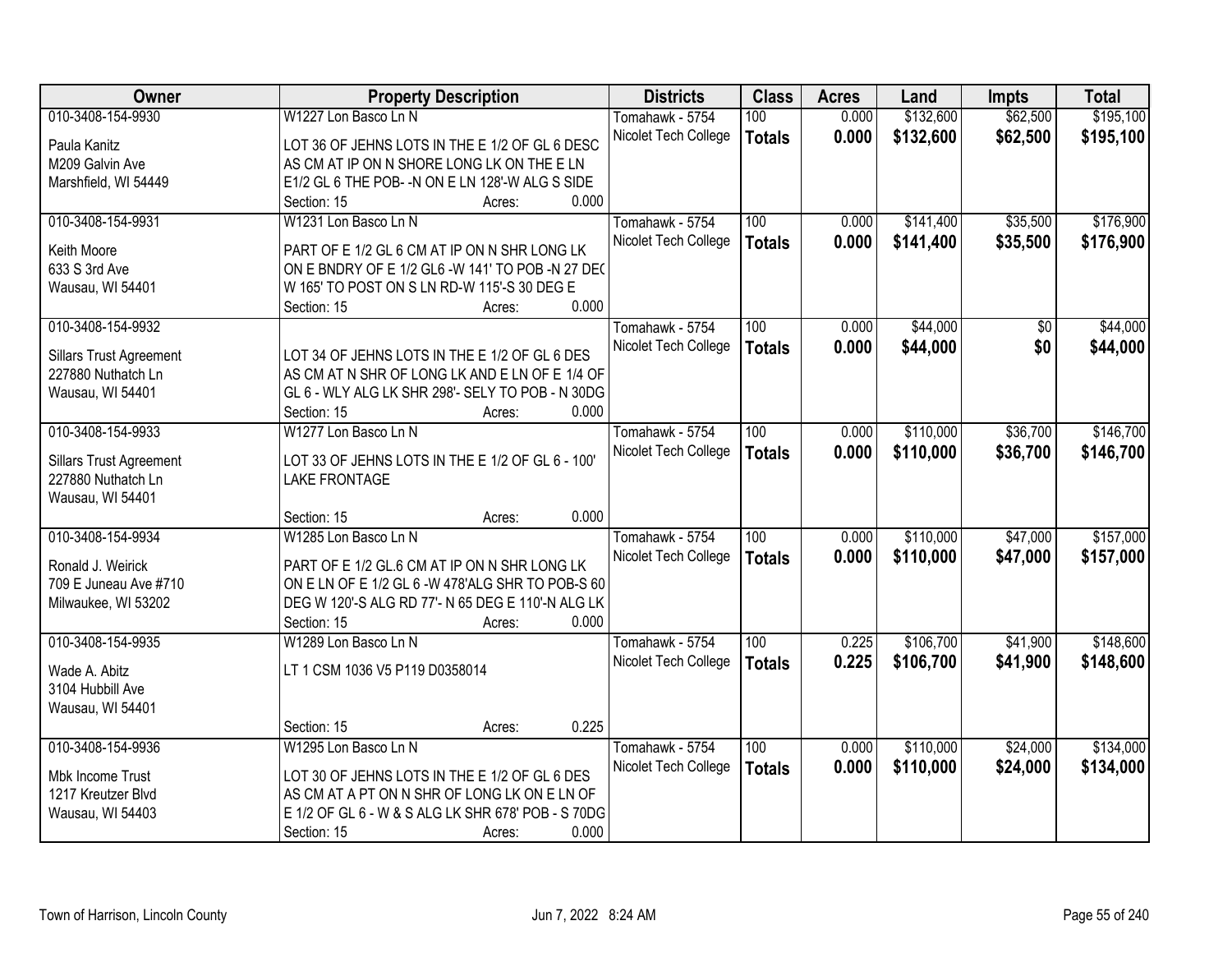| Owner | Property Description | Districts | Class | Acres | Land | Impts | Total |
|---|---|---|---|---|---|---|---|
| 010-3408-154-9930<br>Paula Kanitz<br>M209 Galvin Ave<br>Marshfield, WI 54449 | W1227 Lon Basco Ln N<br>LOT 36 OF JEHNS LOTS IN THE E 1/2 OF GL 6 DESC AS CM AT IP ON N SHORE LONG LK ON THE E LN E1/2 GL 6 THE POB- -N ON E LN 128'-W ALG S SIDE<br>Section: 15 Acres: 0.000 | Tomahawk - 5754<br>Nicolet Tech College | 100<br>**Totals** | 0.000<br>**0.000** | $132,600<br>**$132,600** | $62,500<br>**$62,500** | $195,100<br>**$195,100** |
| 010-3408-154-9931<br>Keith Moore<br>633 S 3rd Ave<br>Wausau, WI 54401 | W1231 Lon Basco Ln N<br>PART OF E 1/2 GL 6 CM AT IP ON N SHR LONG LK ON E BNDRY OF E 1/2 GL6 -W 141' TO POB -N 27 DEG W 165' TO POST ON S LN RD-W 115'-S 30 DEG E<br>Section: 15 Acres: 0.000 | Tomahawk - 5754<br>Nicolet Tech College | 100<br>**Totals** | 0.000<br>**0.000** | $141,400<br>**$141,400** | $35,500<br>**$35,500** | $176,900<br>**$176,900** |
| 010-3408-154-9932<br>Sillars Trust Agreement<br>227880 Nuthatch Ln<br>Wausau, WI 54401 | LOT 34 OF JEHNS LOTS IN THE E 1/2 OF GL 6 DES AS CM AT N SHR OF LONG LK AND E LN OF E 1/4 OF GL 6 - WLY ALG LK SHR 298'- SELY TO POB - N 30DG<br>Section: 15 Acres: 0.000 | Tomahawk - 5754<br>Nicolet Tech College | 100<br>**Totals** | 0.000<br>**0.000** | $44,000<br>**$44,000** | $0<br>**$0** | $44,000<br>**$44,000** |
| 010-3408-154-9933<br>Sillars Trust Agreement<br>227880 Nuthatch Ln<br>Wausau, WI 54401 | W1277 Lon Basco Ln N<br>LOT 33 OF JEHNS LOTS IN THE E 1/2 OF GL 6 - 100' LAKE FRONTAGE<br>Section: 15 Acres: 0.000 | Tomahawk - 5754<br>Nicolet Tech College | 100<br>**Totals** | 0.000<br>**0.000** | $110,000<br>**$110,000** | $36,700<br>**$36,700** | $146,700<br>**$146,700** |
| 010-3408-154-9934<br>Ronald J. Weirick<br>709 E Juneau Ave #710<br>Milwaukee, WI 53202 | W1285 Lon Basco Ln N<br>PART OF E 1/2 GL.6 CM AT IP ON N SHR LONG LK ON E LN OF E 1/2 GL 6 -W 478'ALG SHR TO POB-S 60 DEG W 120'-S ALG RD 77'- N 65 DEG E 110'-N ALG LK<br>Section: 15 Acres: 0.000 | Tomahawk - 5754<br>Nicolet Tech College | 100<br>**Totals** | 0.000<br>**0.000** | $110,000<br>**$110,000** | $47,000<br>**$47,000** | $157,000<br>**$157,000** |
| 010-3408-154-9935<br>Wade A. Abitz<br>3104 Hubbill Ave<br>Wausau, WI 54401 | W1289 Lon Basco Ln N<br>LT 1 CSM 1036 V5 P119 D0358014<br>Section: 15 Acres: 0.225 | Tomahawk - 5754<br>Nicolet Tech College | 100<br>**Totals** | 0.225<br>**0.225** | $106,700<br>**$106,700** | $41,900<br>**$41,900** | $148,600<br>**$148,600** |
| 010-3408-154-9936<br>Mbk Income Trust<br>1217 Kreutzer Blvd<br>Wausau, WI 54403 | W1295 Lon Basco Ln N<br>LOT 30 OF JEHNS LOTS IN THE E 1/2 OF GL 6 DES AS CM AT A PT ON N SHR OF LONG LK ON E LN OF E 1/2 OF GL 6 - W & S ALG LK SHR 678' POB - S 70DG<br>Section: 15 Acres: 0.000 | Tomahawk - 5754<br>Nicolet Tech College | 100<br>**Totals** | 0.000<br>**0.000** | $110,000<br>**$110,000** | $24,000<br>**$24,000** | $134,000<br>**$134,000** |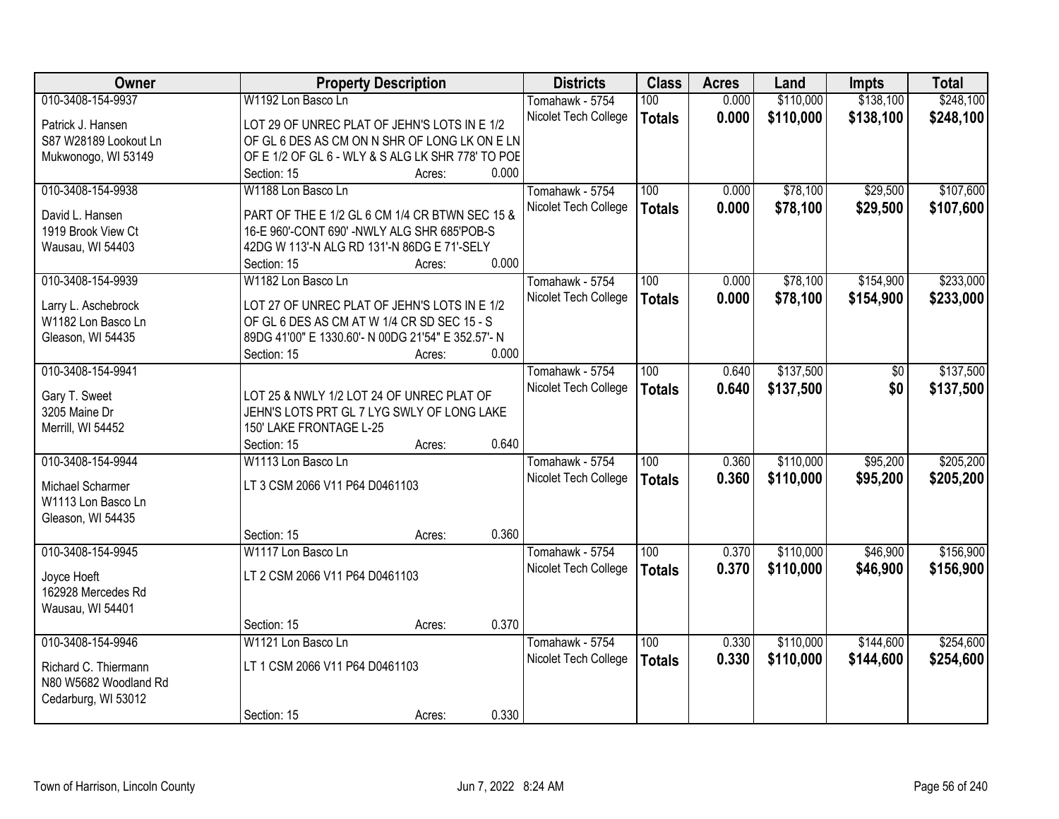| Owner | Property Description | Districts | Class | Acres | Land | Impts | Total |
|---|---|---|---|---|---|---|---|
| 010-3408-154-9937<br>Patrick J. Hansen<br>S87 W28189 Lookout Ln<br>Mukwonogo, WI 53149 | W1192 Lon Basco Ln<br>LOT 29 OF UNREC PLAT OF JEHN'S LOTS IN E 1/2 OF GL 6 DES AS CM ON N SHR OF LONG LK ON E LN OF E 1/2 OF GL 6 - WLY & S ALG LK SHR 778' TO POE<br>Section: 15 Acres: 0.000 | Tomahawk - 5754<br>Nicolet Tech College | 100<br>**Totals** | 0.000<br>**0.000** | $110,000<br>**$110,000** | $138,100<br>**$138,100** | $248,100<br>**$248,100** |
| 010-3408-154-9938<br>David L. Hansen<br>1919 Brook View Ct<br>Wausau, WI 54403 | W1188 Lon Basco Ln<br>PART OF THE E 1/2 GL 6 CM 1/4 CR BTWN SEC 15 & 16-E 960'-CONT 690' -NWLY ALG SHR 685'POB-S 42DG W 113'-N ALG RD 131'-N 86DG E 71'-SELY<br>Section: 15 Acres: 0.000 | Tomahawk - 5754<br>Nicolet Tech College | 100<br>**Totals** | 0.000<br>**0.000** | $78,100<br>**$78,100** | $29,500<br>**$29,500** | $107,600<br>**$107,600** |
| 010-3408-154-9939<br>Larry L. Aschebrock<br>W1182 Lon Basco Ln<br>Gleason, WI 54435 | W1182 Lon Basco Ln<br>LOT 27 OF UNREC PLAT OF JEHN'S LOTS IN E 1/2 OF GL 6 DES AS CM AT W 1/4 CR SD SEC 15 - S 89DG 41'00" E 1330.60'- N 00DG 21'54" E 352.57'- N<br>Section: 15 Acres: 0.000 | Tomahawk - 5754<br>Nicolet Tech College | 100<br>**Totals** | 0.000<br>**0.000** | $78,100<br>**$78,100** | $154,900<br>**$154,900** | $233,000<br>**$233,000** |
| 010-3408-154-9941<br>Gary T. Sweet<br>3205 Maine Dr<br>Merrill, WI 54452 | LOT 25 & NWLY 1/2 LOT 24 OF UNREC PLAT OF JEHN'S LOTS PRT GL 7 LYG SWLY OF LONG LAKE 150' LAKE FRONTAGE L-25<br>Section: 15 Acres: 0.640 | Tomahawk - 5754<br>Nicolet Tech College | 100<br>**Totals** | 0.640<br>**0.640** | $137,500<br>**$137,500** | $0<br>**$0** | $137,500<br>**$137,500** |
| 010-3408-154-9944<br>Michael Scharmer<br>W1113 Lon Basco Ln<br>Gleason, WI 54435 | W1113 Lon Basco Ln<br>LT 3 CSM 2066 V11 P64 D0461103<br>Section: 15 Acres: 0.360 | Tomahawk - 5754<br>Nicolet Tech College | 100<br>**Totals** | 0.360<br>**0.360** | $110,000<br>**$110,000** | $95,200<br>**$95,200** | $205,200<br>**$205,200** |
| 010-3408-154-9945<br>Joyce Hoeft<br>162928 Mercedes Rd<br>Wausau, WI 54401 | W1117 Lon Basco Ln<br>LT 2 CSM 2066 V11 P64 D0461103<br>Section: 15 Acres: 0.370 | Tomahawk - 5754<br>Nicolet Tech College | 100<br>**Totals** | 0.370<br>**0.370** | $110,000<br>**$110,000** | $46,900<br>**$46,900** | $156,900<br>**$156,900** |
| 010-3408-154-9946<br>Richard C. Thiermann<br>N80 W5682 Woodland Rd<br>Cedarburg, WI 53012 | W1121 Lon Basco Ln<br>LT 1 CSM 2066 V11 P64 D0461103<br>Section: 15 Acres: 0.330 | Tomahawk - 5754<br>Nicolet Tech College | 100<br>**Totals** | 0.330<br>**0.330** | $110,000<br>**$110,000** | $144,600<br>**$144,600** | $254,600<br>**$254,600** |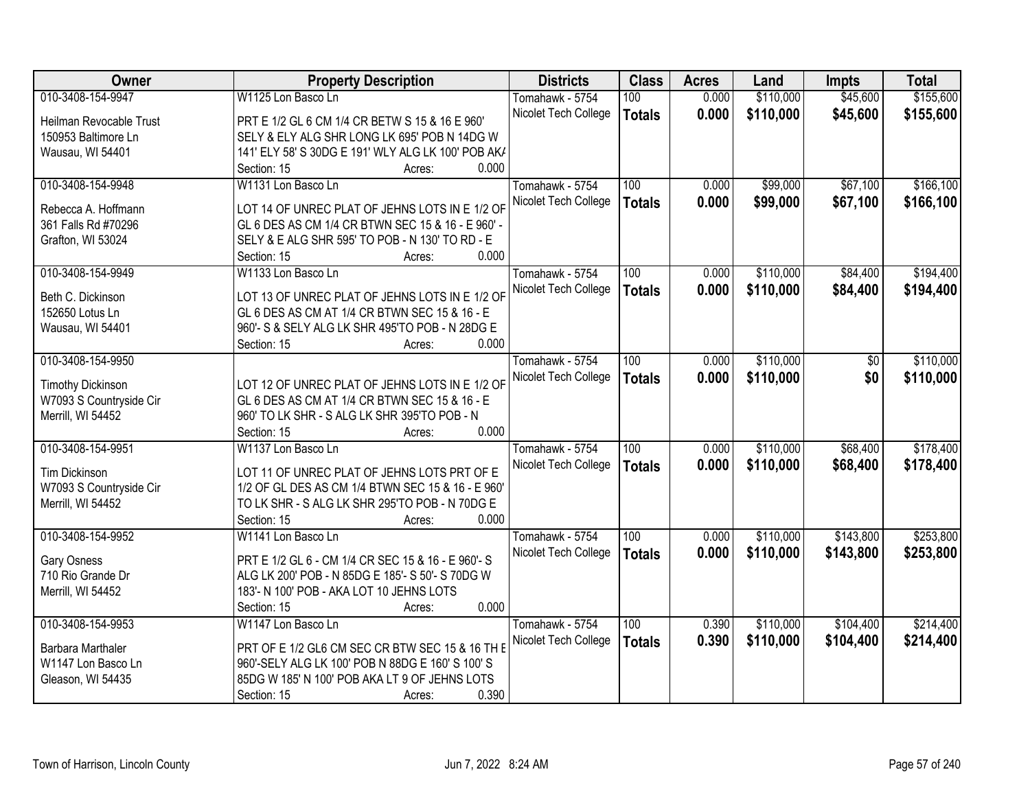| Owner | Property Description | Districts | Class | Acres | Land | Impts | Total |
|---|---|---|---|---|---|---|---|
| 010-3408-154-9947<br>Heilman Revocable Trust<br>150953 Baltimore Ln<br>Wausau, WI 54401 | W1125 Lon Basco Ln<br>PRT E 1/2 GL 6 CM 1/4 CR BETW S 15 & 16 E 960' SELY & ELY ALG SHR LONG LK 695' POB N 14DG W 141' ELY 58' S 30DG E 191' WLY ALG LK 100' POB AKA<br>Section: 15 Acres: 0.000 | Tomahawk - 5754<br>Nicolet Tech College | 100<br>**Totals** | 0.000<br>**0.000** | $110,000<br>**$110,000** | $45,600<br>**$45,600** | $155,600<br>**$155,600** |
| 010-3408-154-9948<br>Rebecca A. Hoffmann<br>361 Falls Rd #70296<br>Grafton, WI 53024 | W1131 Lon Basco Ln<br>LOT 14 OF UNREC PLAT OF JEHNS LOTS IN E 1/2 OF GL 6 DES AS CM 1/4 CR BTWN SEC 15 & 16 - E 960' - SELY & E ALG SHR 595' TO POB - N 130' TO RD - E<br>Section: 15 Acres: 0.000 | Tomahawk - 5754<br>Nicolet Tech College | 100<br>**Totals** | 0.000<br>**0.000** | $99,000<br>**$99,000** | $67,100<br>**$67,100** | $166,100<br>**$166,100** |
| 010-3408-154-9949<br>Beth C. Dickinson<br>152650 Lotus Ln<br>Wausau, WI 54401 | W1133 Lon Basco Ln<br>LOT 13 OF UNREC PLAT OF JEHNS LOTS IN E 1/2 OF GL 6 DES AS CM AT 1/4 CR BTWN SEC 15 & 16 - E 960'- S & SELY ALG LK SHR 495'TO POB - N 28DG E<br>Section: 15 Acres: 0.000 | Tomahawk - 5754<br>Nicolet Tech College | 100<br>**Totals** | 0.000<br>**0.000** | $110,000<br>**$110,000** | $84,400<br>**$84,400** | $194,400<br>**$194,400** |
| 010-3408-154-9950<br>Timothy Dickinson<br>W7093 S Countryside Cir<br>Merrill, WI 54452 | LOT 12 OF UNREC PLAT OF JEHNS LOTS IN E 1/2 OF GL 6 DES AS CM AT 1/4 CR BTWN SEC 15 & 16 - E 960' TO LK SHR - S ALG LK SHR 395'TO POB - N<br>Section: 15 Acres: 0.000 | Tomahawk - 5754<br>Nicolet Tech College | 100<br>**Totals** | 0.000<br>**0.000** | $110,000<br>**$110,000** | $0<br>**$0** | $110,000<br>**$110,000** |
| 010-3408-154-9951<br>Tim Dickinson<br>W7093 S Countryside Cir<br>Merrill, WI 54452 | W1137 Lon Basco Ln<br>LOT 11 OF UNREC PLAT OF JEHNS LOTS PRT OF E 1/2 OF GL DES AS CM 1/4 BTWN SEC 15 & 16 - E 960' TO LK SHR - S ALG LK SHR 295'TO POB - N 70DG E<br>Section: 15 Acres: 0.000 | Tomahawk - 5754<br>Nicolet Tech College | 100<br>**Totals** | 0.000<br>**0.000** | $110,000<br>**$110,000** | $68,400<br>**$68,400** | $178,400<br>**$178,400** |
| 010-3408-154-9952<br>Gary Osness<br>710 Rio Grande Dr<br>Merrill, WI 54452 | W1141 Lon Basco Ln<br>PRT E 1/2 GL 6 - CM 1/4 CR SEC 15 & 16 - E 960'- S ALG LK 200' POB - N 85DG E 185'- S 50'- S 70DG W 183'- N 100' POB - AKA LOT 10 JEHNS LOTS<br>Section: 15 Acres: 0.000 | Tomahawk - 5754<br>Nicolet Tech College | 100<br>**Totals** | 0.000<br>**0.000** | $110,000<br>**$110,000** | $143,800<br>**$143,800** | $253,800<br>**$253,800** |
| 010-3408-154-9953<br>Barbara Marthaler<br>W1147 Lon Basco Ln<br>Gleason, WI 54435 | W1147 Lon Basco Ln<br>PRT OF E 1/2 GL6 CM SEC CR BTW SEC 15 & 16 TH E 960'-SELY ALG LK 100' POB N 88DG E 160' S 100' S 85DG W 185' N 100' POB AKA LT 9 OF JEHNS LOTS<br>Section: 15 Acres: 0.390 | Tomahawk - 5754<br>Nicolet Tech College | 100<br>**Totals** | 0.390<br>**0.390** | $110,000<br>**$110,000** | $104,400<br>**$104,400** | $214,400<br>**$214,400** |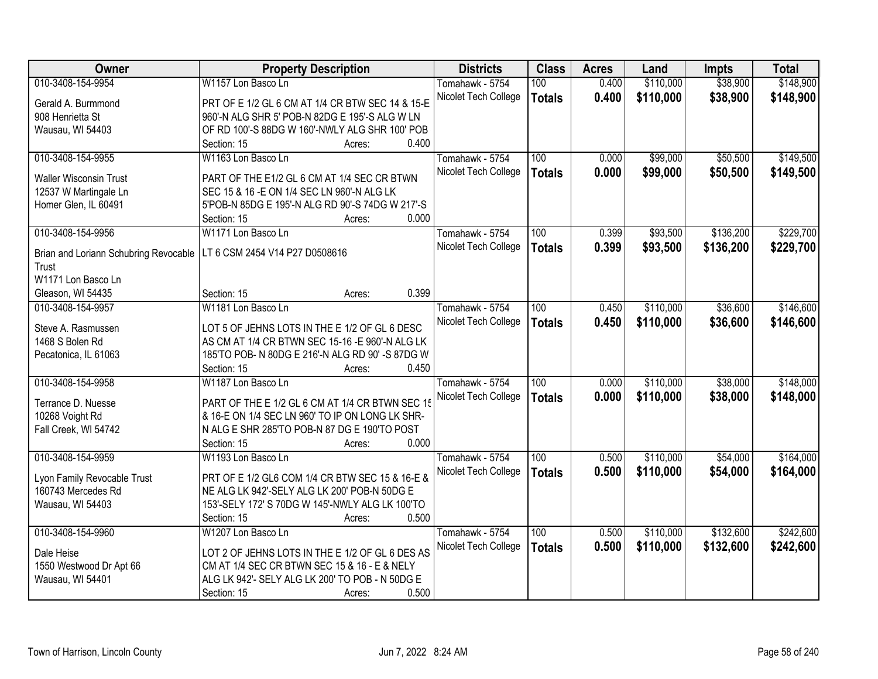| Owner | Property Description | Districts | Class | Acres | Land | Impts | Total |
|---|---|---|---|---|---|---|---|
| 010-3408-154-9954 | W1157 Lon Basco Ln | Tomahawk - 5754 | 100 | 0.400 | $110,000 | $38,900 | $148,900 |
| Gerald A. Burmmond<br>908 Henrietta St<br>Wausau, WI 54403 | PRT OF E 1/2 GL 6 CM AT 1/4 CR BTW SEC 14 & 15-E 960'-N ALG SHR 5' POB-N 82DG E 195'-S ALG W LN OF RD 100'-S 88DG W 160'-NWLY ALG SHR 100' POB<br>Section: 15 Acres: 0.400 | Nicolet Tech College | **Totals** | **0.400** | **$110,000** | **$38,900** | **$148,900** |
| 010-3408-154-9955 | W1163 Lon Basco Ln | Tomahawk - 5754 | 100 | 0.000 | $99,000 | $50,500 | $149,500 |
| Waller Wisconsin Trust<br>12537 W Martingale Ln<br>Homer Glen, IL 60491 | PART OF THE E1/2 GL 6 CM AT 1/4 SEC CR BTWN SEC 15 & 16 -E ON 1/4 SEC LN 960'-N ALG LK 5'POB-N 85DG E 195'-N ALG RD 90'-S 74DG W 217'-S<br>Section: 15 Acres: 0.000 | Nicolet Tech College | **Totals** | **0.000** | **$99,000** | **$50,500** | **$149,500** |
| 010-3408-154-9956 | W1171 Lon Basco Ln | Tomahawk - 5754 | 100 | 0.399 | $93,500 | $136,200 | $229,700 |
| Brian and Loriann Schubring Revocable Trust<br>W1171 Lon Basco Ln<br>Gleason, WI 54435 | LT 6 CSM 2454 V14 P27 D0508616<br>Section: 15 Acres: 0.399 | Nicolet Tech College | **Totals** | **0.399** | **$93,500** | **$136,200** | **$229,700** |
| 010-3408-154-9957 | W1181 Lon Basco Ln | Tomahawk - 5754 | 100 | 0.450 | $110,000 | $36,600 | $146,600 |
| Steve A. Rasmussen<br>1468 S Bolen Rd<br>Pecatonica, IL 61063 | LOT 5 OF JEHNS LOTS IN THE E 1/2 OF GL 6 DESC AS CM AT 1/4 CR BTWN SEC 15-16 -E 960'-N ALG LK 185'TO POB- N 80DG E 216'-N ALG RD 90' -S 87DG W<br>Section: 15 Acres: 0.450 | Nicolet Tech College | **Totals** | **0.450** | **$110,000** | **$36,600** | **$146,600** |
| 010-3408-154-9958 | W1187 Lon Basco Ln | Tomahawk - 5754 | 100 | 0.000 | $110,000 | $38,000 | $148,000 |
| Terrance D. Nuesse<br>10268 Voight Rd<br>Fall Creek, WI 54742 | PART OF THE E 1/2 GL 6 CM AT 1/4 CR BTWN SEC 15 & 16-E ON 1/4 SEC LN 960' TO IP ON LONG LK SHR-N ALG E SHR 285'TO POB-N 87 DG E 190'TO POST<br>Section: 15 Acres: 0.000 | Nicolet Tech College | **Totals** | **0.000** | **$110,000** | **$38,000** | **$148,000** |
| 010-3408-154-9959 | W1193 Lon Basco Ln | Tomahawk - 5754 | 100 | 0.500 | $110,000 | $54,000 | $164,000 |
| Lyon Family Revocable Trust<br>160743 Mercedes Rd<br>Wausau, WI 54403 | PRT OF E 1/2 GL6 COM 1/4 CR BTW SEC 15 & 16-E & NE ALG LK 942'-SELY ALG LK 200' POB-N 50DG E 153'-SELY 172' S 70DG W 145'-NWLY ALG LK 100'TO<br>Section: 15 Acres: 0.500 | Nicolet Tech College | **Totals** | **0.500** | **$110,000** | **$54,000** | **$164,000** |
| 010-3408-154-9960 | W1207 Lon Basco Ln | Tomahawk - 5754 | 100 | 0.500 | $110,000 | $132,600 | $242,600 |
| Dale Heise<br>1550 Westwood Dr Apt 66<br>Wausau, WI 54401 | LOT 2 OF JEHNS LOTS IN THE E 1/2 OF GL 6 DES AS CM AT 1/4 SEC CR BTWN SEC 15 & 16 - E & NELY ALG LK 942'- SELY ALG LK 200' TO POB - N 50DG E<br>Section: 15 Acres: 0.500 | Nicolet Tech College | **Totals** | **0.500** | **$110,000** | **$132,600** | **$242,600** |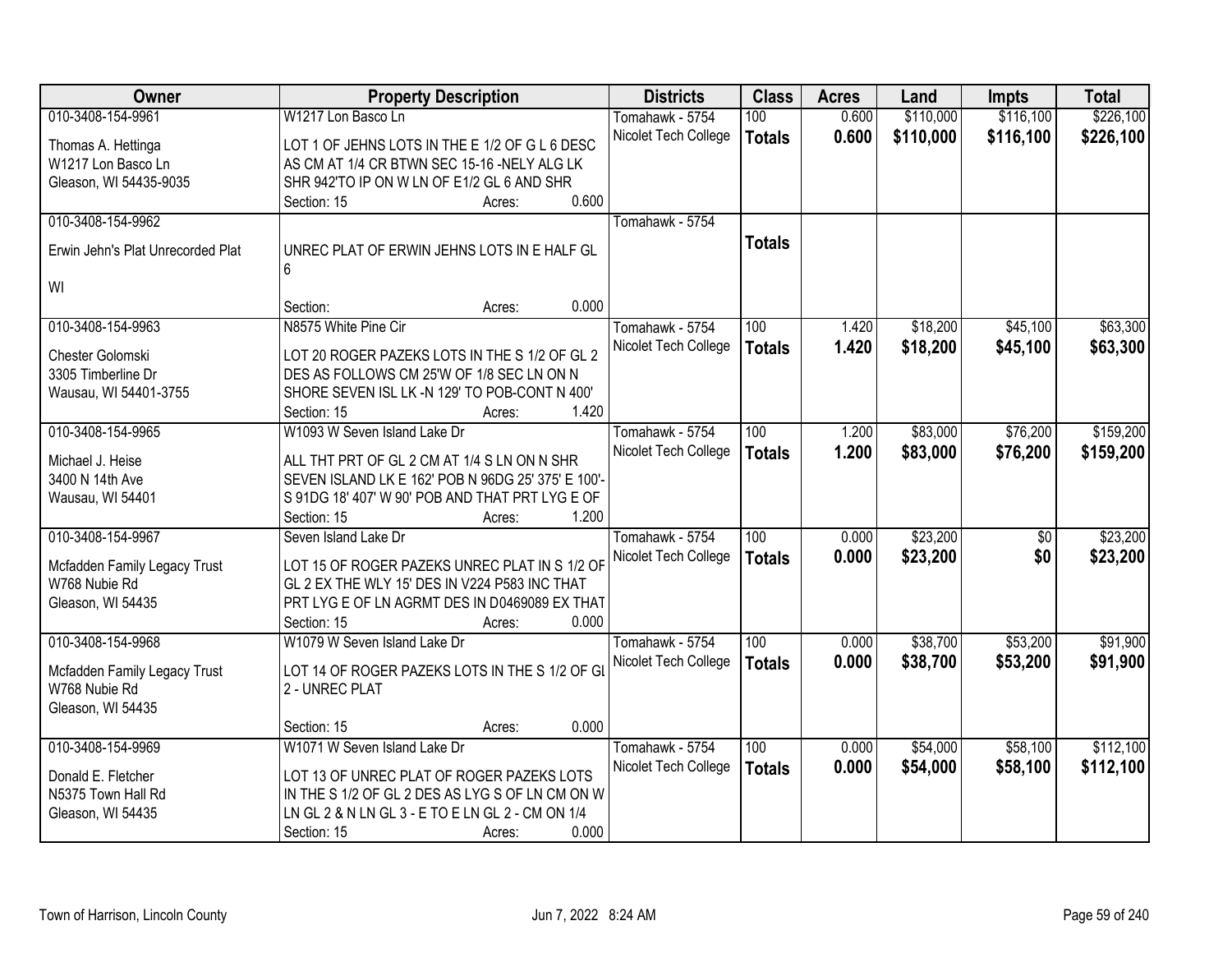| Owner | Property Description | Districts | Class | Acres | Land | Impts | Total |
|---|---|---|---|---|---|---|---|
| 010-3408-154-9961<br>Thomas A. Hettinga<br>W1217 Lon Basco Ln<br>Gleason, WI 54435-9035 | W1217 Lon Basco Ln<br>LOT 1 OF JEHNS LOTS IN THE E 1/2 OF G L 6 DESC AS CM AT 1/4 CR BTWN SEC 15-16 -NELY ALG LK SHR 942'TO IP ON W LN OF E1/2 GL 6 AND SHR<br>Section: 15 Acres: 0.600 | Tomahawk - 5754<br>Nicolet Tech College | 100<br>**Totals** | 0.600<br>**0.600** | \$110,000<br>**\$110,000** | \$116,100<br>**\$116,100** | \$226,100<br>**\$226,100** |
| 010-3408-154-9962<br>Erwin Jehn's Plat Unrecorded Plat<br>WI | UNREC PLAT OF ERWIN JEHNS LOTS IN E HALF GL 6<br>Section: Acres: 0.000 | Tomahawk - 5754 | **Totals** | | | | |
| 010-3408-154-9963<br>Chester Golomski<br>3305 Timberline Dr<br>Wausau, WI 54401-3755 | N8575 White Pine Cir<br>LOT 20 ROGER PAZEKS LOTS IN THE S 1/2 OF GL 2 DES AS FOLLOWS CM 25'W OF 1/8 SEC LN ON N SHORE SEVEN ISL LK -N 129' TO POB-CONT N 400'<br>Section: 15 Acres: 1.420 | Tomahawk - 5754<br>Nicolet Tech College | 100<br>**Totals** | 1.420<br>**1.420** | \$18,200<br>**\$18,200** | \$45,100<br>**\$45,100** | \$63,300<br>**\$63,300** |
| 010-3408-154-9965<br>Michael J. Heise<br>3400 N 14th Ave<br>Wausau, WI 54401 | W1093 W Seven Island Lake Dr<br>ALL THT PRT OF GL 2 CM AT 1/4 S LN ON N SHR SEVEN ISLAND LK E 162' POB N 96DG 25' 375' E 100'- S 91DG 18' 407' W 90' POB AND THAT PRT LYG E OF<br>Section: 15 Acres: 1.200 | Tomahawk - 5754<br>Nicolet Tech College | 100<br>**Totals** | 1.200<br>**1.200** | \$83,000<br>**\$83,000** | \$76,200<br>**\$76,200** | \$159,200<br>**\$159,200** |
| 010-3408-154-9967<br>Mcfadden Family Legacy Trust<br>W768 Nubie Rd<br>Gleason, WI 54435 | Seven Island Lake Dr<br>LOT 15 OF ROGER PAZEKS UNREC PLAT IN S 1/2 OF GL 2 EX THE WLY 15' DES IN V224 P583 INC THAT PRT LYG E OF LN AGRMT DES IN D0469089 EX THAT<br>Section: 15 Acres: 0.000 | Tomahawk - 5754<br>Nicolet Tech College | 100<br>**Totals** | 0.000<br>**0.000** | \$23,200<br>**\$23,200** | \$0<br>**\$0** | \$23,200<br>**\$23,200** |
| 010-3408-154-9968<br>Mcfadden Family Legacy Trust<br>W768 Nubie Rd<br>Gleason, WI 54435 | W1079 W Seven Island Lake Dr<br>LOT 14 OF ROGER PAZEKS LOTS IN THE S 1/2 OF GL 2 - UNREC PLAT<br>Section: 15 Acres: 0.000 | Tomahawk - 5754<br>Nicolet Tech College | 100<br>**Totals** | 0.000<br>**0.000** | \$38,700<br>**\$38,700** | \$53,200<br>**\$53,200** | \$91,900<br>**\$91,900** |
| 010-3408-154-9969<br>Donald E. Fletcher<br>N5375 Town Hall Rd<br>Gleason, WI 54435 | W1071 W Seven Island Lake Dr<br>LOT 13 OF UNREC PLAT OF ROGER PAZEKS LOTS IN THE S 1/2 OF GL 2 DES AS LYG S OF LN CM ON W LN GL 2 & N LN GL 3 - E TO E LN GL 2 - CM ON 1/4<br>Section: 15 Acres: 0.000 | Tomahawk - 5754<br>Nicolet Tech College | 100<br>**Totals** | 0.000<br>**0.000** | \$54,000<br>**\$54,000** | \$58,100<br>**\$58,100** | \$112,100<br>**\$112,100** |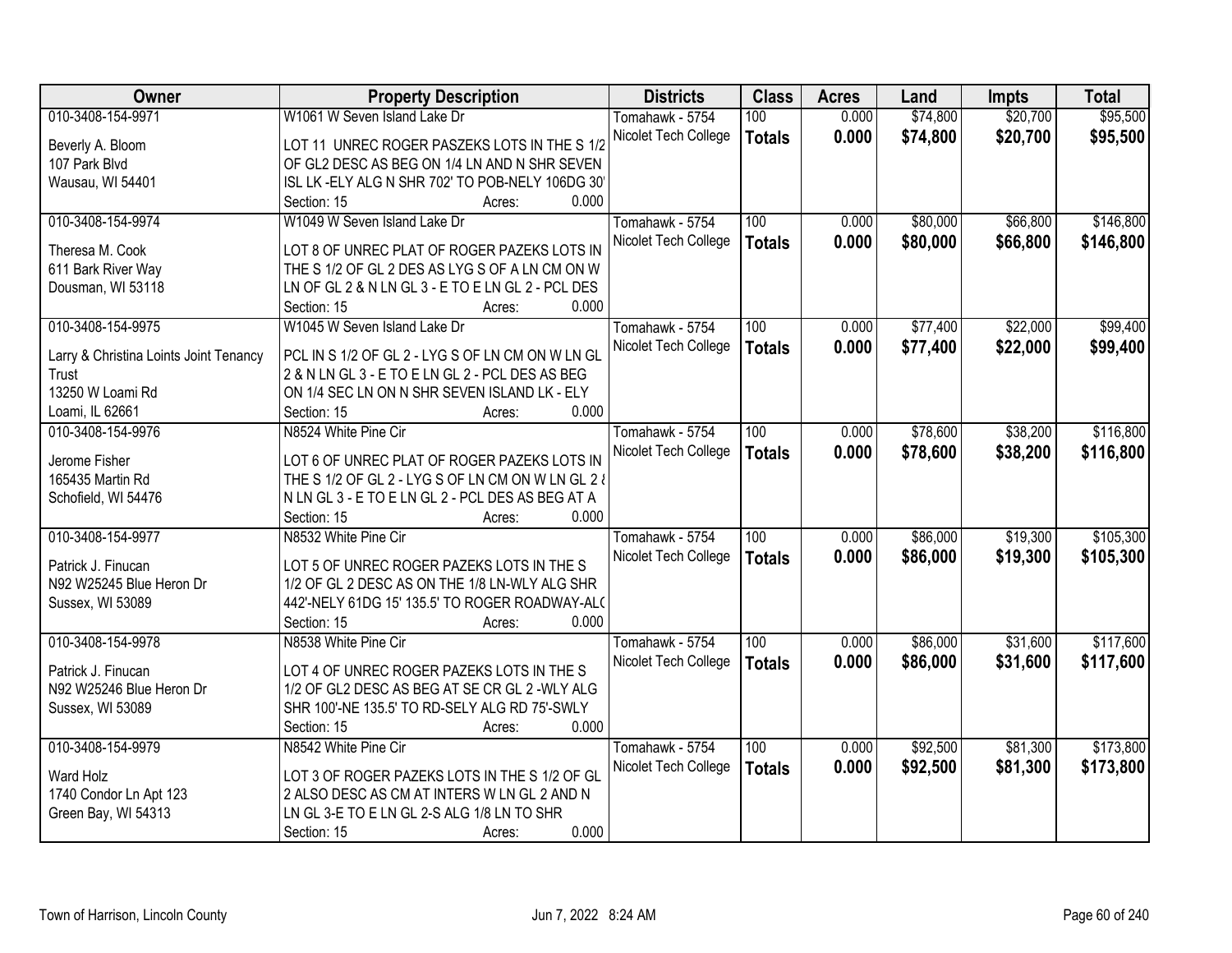| Owner | Property Description | Districts | Class | Acres | Land | Impts | Total |
|---|---|---|---|---|---|---|---|
| 010-3408-154-9971 | W1061 W Seven Island Lake Dr | Tomahawk - 5754 | 100 | 0.000 | $74,800 | $20,700 | $95,500 |
| Beverly A. Bloom<br>107 Park Blvd<br>Wausau, WI 54401 | LOT 11 UNREC ROGER PASZEKS LOTS IN THE S 1/2 OF GL2 DESC AS BEG ON 1/4 LN AND N SHR SEVEN ISL LK -ELY ALG N SHR 702' TO POB-NELY 106DG 30'<br>Section: 15 Acres: 0.000 | Nicolet Tech College | **Totals** | **0.000** | **$74,800** | **$20,700** | **$95,500** |
| 010-3408-154-9974 | W1049 W Seven Island Lake Dr | Tomahawk - 5754 | 100 | 0.000 | $80,000 | $66,800 | $146,800 |
| Theresa M. Cook<br>611 Bark River Way<br>Dousman, WI 53118 | LOT 8 OF UNREC PLAT OF ROGER PAZEKS LOTS IN THE S 1/2 OF GL 2 DES AS LYG S OF A LN CM ON W LN OF GL 2 & N LN GL 3 - E TO E LN GL 2 - PCL DES<br>Section: 15 Acres: 0.000 | Nicolet Tech College | **Totals** | **0.000** | **$80,000** | **$66,800** | **$146,800** |
| 010-3408-154-9975 | W1045 W Seven Island Lake Dr | Tomahawk - 5754 | 100 | 0.000 | $77,400 | $22,000 | $99,400 |
| Larry & Christina Loints Joint Tenancy Trust<br>13250 W Loami Rd<br>Loami, IL 62661 | PCL IN S 1/2 OF GL 2 - LYG S OF LN CM ON W LN GL 2 & N LN GL 3 - E TO E LN GL 2 - PCL DES AS BEG ON 1/4 SEC LN ON N SHR SEVEN ISLAND LK - ELY<br>Section: 15 Acres: 0.000 | Nicolet Tech College | **Totals** | **0.000** | **$77,400** | **$22,000** | **$99,400** |
| 010-3408-154-9976 | N8524 White Pine Cir | Tomahawk - 5754 | 100 | 0.000 | $78,600 | $38,200 | $116,800 |
| Jerome Fisher<br>165435 Martin Rd<br>Schofield, WI 54476 | LOT 6 OF UNREC PLAT OF ROGER PAZEKS LOTS IN THE S 1/2 OF GL 2 - LYG S OF LN CM ON W LN GL 2 & N LN GL 3 - E TO E LN GL 2 - PCL DES AS BEG AT A<br>Section: 15 Acres: 0.000 | Nicolet Tech College | **Totals** | **0.000** | **$78,600** | **$38,200** | **$116,800** |
| 010-3408-154-9977 | N8532 White Pine Cir | Tomahawk - 5754 | 100 | 0.000 | $86,000 | $19,300 | $105,300 |
| Patrick J. Finucan<br>N92 W25245 Blue Heron Dr<br>Sussex, WI 53089 | LOT 5 OF UNREC ROGER PAZEKS LOTS IN THE S 1/2 OF GL 2 DESC AS ON THE 1/8 LN-WLY ALG SHR 442'-NELY 61DG 15' 135.5' TO ROGER ROADWAY-ALO<br>Section: 15 Acres: 0.000 | Nicolet Tech College | **Totals** | **0.000** | **$86,000** | **$19,300** | **$105,300** |
| 010-3408-154-9978 | N8538 White Pine Cir | Tomahawk - 5754 | 100 | 0.000 | $86,000 | $31,600 | $117,600 |
| Patrick J. Finucan<br>N92 W25246 Blue Heron Dr<br>Sussex, WI 53089 | LOT 4 OF UNREC ROGER PAZEKS LOTS IN THE S 1/2 OF GL2 DESC AS BEG AT SE CR GL 2 -WLY ALG SHR 100'-NE 135.5' TO RD-SELY ALG RD 75'-SWLY<br>Section: 15 Acres: 0.000 | Nicolet Tech College | **Totals** | **0.000** | **$86,000** | **$31,600** | **$117,600** |
| 010-3408-154-9979 | N8542 White Pine Cir | Tomahawk - 5754 | 100 | 0.000 | $92,500 | $81,300 | $173,800 |
| Ward Holz<br>1740 Condor Ln Apt 123<br>Green Bay, WI 54313 | LOT 3 OF ROGER PAZEKS LOTS IN THE S 1/2 OF GL 2 ALSO DESC AS CM AT INTERS W LN GL 2 AND N LN GL 3-E TO E LN GL 2-S ALG 1/8 LN TO SHR<br>Section: 15 Acres: 0.000 | Nicolet Tech College | **Totals** | **0.000** | **$92,500** | **$81,300** | **$173,800** |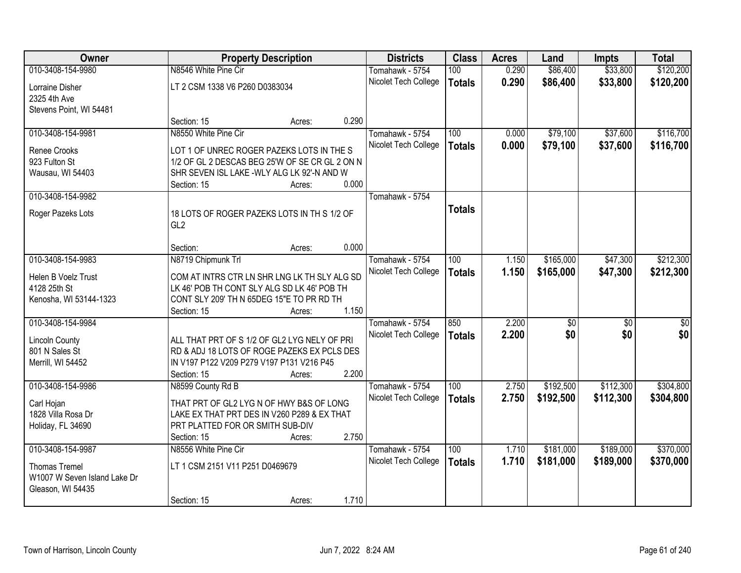| Owner | Property Description | Districts | Class | Acres | Land | Impts | Total |
|---|---|---|---|---|---|---|---|
| 010-3408-154-9980<br>Lorraine Disher<br>2325 4th Ave<br>Stevens Point, WI 54481 | N8546 White Pine Cir<br>LT 2 CSM 1338 V6 P260 D0383034<br>Section: 15 Acres: 0.290 | Tomahawk - 5754<br>Nicolet Tech College | 100<br>**Totals** | 0.290<br>**0.290** | $86,400<br>**$86,400** | $33,800<br>**$33,800** | $120,200<br>**$120,200** |
| 010-3408-154-9981<br>Renee Crooks<br>923 Fulton St<br>Wausau, WI 54403 | N8550 White Pine Cir<br>LOT 1 OF UNREC ROGER PAZEKS LOTS IN THE S 1/2 OF GL 2 DESCAS BEG 25'W OF SE CR GL 2 ON N SHR SEVEN ISL LAKE -WLY ALG LK 92'-N AND W<br>Section: 15 Acres: 0.000 | Tomahawk - 5754<br>Nicolet Tech College | 100<br>**Totals** | 0.000<br>**0.000** | $79,100<br>**$79,100** | $37,600<br>**$37,600** | $116,700<br>**$116,700** |
| 010-3408-154-9982<br>Roger Pazeks Lots | 18 LOTS OF ROGER PAZEKS LOTS IN TH S 1/2 OF GL2<br>Section: Acres: 0.000 | Tomahawk - 5754 | **Totals** | | | | |
| 010-3408-154-9983<br>Helen B Voelz Trust<br>4128 25th St<br>Kenosha, WI 53144-1323 | N8719 Chipmunk Trl<br>COM AT INTRS CTR LN SHR LNG LK TH SLY ALG SD LK 46' POB TH CONT SLY ALG SD LK 46' POB TH CONT SLY 209' TH N 65DEG 15"E TO PR RD TH<br>Section: 15 Acres: 1.150 | Tomahawk - 5754<br>Nicolet Tech College | 100<br>**Totals** | 1.150<br>**1.150** | $165,000<br>**$165,000** | $47,300<br>**$47,300** | $212,300<br>**$212,300** |
| 010-3408-154-9984<br>Lincoln County<br>801 N Sales St<br>Merrill, WI 54452 | ALL THAT PRT OF S 1/2 OF GL2 LYG NELY OF PRI RD & ADJ 18 LOTS OF ROGE PAZEKS EX PCLS DES IN V197 P122 V209 P279 V197 P131 V216 P45<br>Section: 15 Acres: 2.200 | Tomahawk - 5754<br>Nicolet Tech College | 850<br>**Totals** | 2.200<br>**2.200** | $0<br>**$0** | $0<br>**$0** | $0<br>**$0** |
| 010-3408-154-9986<br>Carl Hojan<br>1828 Villa Rosa Dr<br>Holiday, FL 34690 | N8599 County Rd B<br>THAT PRT OF GL2 LYG N OF HWY B&S OF LONG LAKE EX THAT PRT DES IN V260 P289 & EX THAT PRT PLATTED FOR OR SMITH SUB-DIV<br>Section: 15 Acres: 2.750 | Tomahawk - 5754<br>Nicolet Tech College | 100<br>**Totals** | 2.750<br>**2.750** | $192,500<br>**$192,500** | $112,300<br>**$112,300** | $304,800<br>**$304,800** |
| 010-3408-154-9987<br>Thomas Tremel<br>W1007 W Seven Island Lake Dr<br>Gleason, WI 54435 | N8556 White Pine Cir<br>LT 1 CSM 2151 V11 P251 D0469679<br>Section: 15 Acres: 1.710 | Tomahawk - 5754<br>Nicolet Tech College | 100<br>**Totals** | 1.710<br>**1.710** | $181,000<br>**$181,000** | $189,000<br>**$189,000** | $370,000<br>**$370,000** |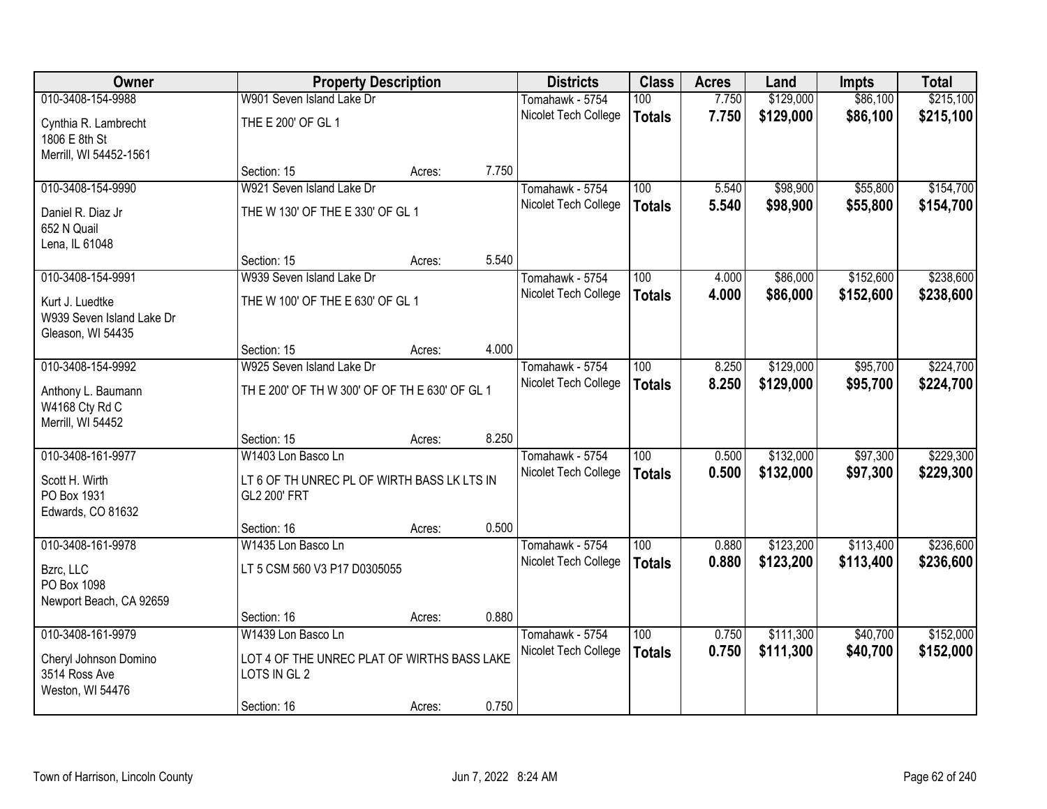| Owner | Property Description | Districts | Class | Acres | Land | Impts | Total |
|---|---|---|---|---|---|---|---|
| 010-3408-154-9988<br>Cynthia R. Lambrecht<br>1806 E 8th St<br>Merrill, WI 54452-1561 | W901 Seven Island Lake Dr<br>THE E 200' OF GL 1<br>Section: 15 Acres: 7.750 | Tomahawk - 5754<br>Nicolet Tech College | 100<br>**Totals** | 7.750<br>**7.750** | $129,000<br>**$129,000** | $86,100<br>**$86,100** | $215,100<br>**$215,100** |
| 010-3408-154-9990<br>Daniel R. Diaz Jr<br>652 N Quail<br>Lena, IL 61048 | W921 Seven Island Lake Dr<br>THE W 130' OF THE E 330' OF GL 1<br>Section: 15 Acres: 5.540 | Tomahawk - 5754<br>Nicolet Tech College | 100<br>**Totals** | 5.540<br>**5.540** | $98,900<br>**$98,900** | $55,800<br>**$55,800** | $154,700<br>**$154,700** |
| 010-3408-154-9991<br>Kurt J. Luedtke<br>W939 Seven Island Lake Dr<br>Gleason, WI 54435 | W939 Seven Island Lake Dr<br>THE W 100' OF THE E 630' OF GL 1<br>Section: 15 Acres: 4.000 | Tomahawk - 5754<br>Nicolet Tech College | 100<br>**Totals** | 4.000<br>**4.000** | $86,000<br>**$86,000** | $152,600<br>**$152,600** | $238,600<br>**$238,600** |
| 010-3408-154-9992<br>Anthony L. Baumann<br>W4168 Cty Rd C<br>Merrill, WI 54452 | W925 Seven Island Lake Dr<br>TH E 200' OF TH W 300' OF OF TH E 630' OF GL 1<br>Section: 15 Acres: 8.250 | Tomahawk - 5754<br>Nicolet Tech College | 100<br>**Totals** | 8.250<br>**8.250** | $129,000<br>**$129,000** | $95,700<br>**$95,700** | $224,700<br>**$224,700** |
| 010-3408-161-9977<br>Scott H. Wirth<br>PO Box 1931<br>Edwards, CO 81632 | W1403 Lon Basco Ln<br>LT 6 OF TH UNREC PL OF WIRTH BASS LK LTS IN GL2 200' FRT<br>Section: 16 Acres: 0.500 | Tomahawk - 5754<br>Nicolet Tech College | 100<br>**Totals** | 0.500<br>**0.500** | $132,000<br>**$132,000** | $97,300<br>**$97,300** | $229,300<br>**$229,300** |
| 010-3408-161-9978<br>Bzrc, LLC<br>PO Box 1098<br>Newport Beach, CA 92659 | W1435 Lon Basco Ln<br>LT 5 CSM 560 V3 P17 D0305055<br>Section: 16 Acres: 0.880 | Tomahawk - 5754<br>Nicolet Tech College | 100<br>**Totals** | 0.880<br>**0.880** | $123,200<br>**$123,200** | $113,400<br>**$113,400** | $236,600<br>**$236,600** |
| 010-3408-161-9979<br>Cheryl Johnson Domino<br>3514 Ross Ave<br>Weston, WI 54476 | W1439 Lon Basco Ln<br>LOT 4 OF THE UNREC PLAT OF WIRTHS BASS LAKE LOTS IN GL 2<br>Section: 16 Acres: 0.750 | Tomahawk - 5754<br>Nicolet Tech College | 100<br>**Totals** | 0.750<br>**0.750** | $111,300<br>**$111,300** | $40,700<br>**$40,700** | $152,000<br>**$152,000** |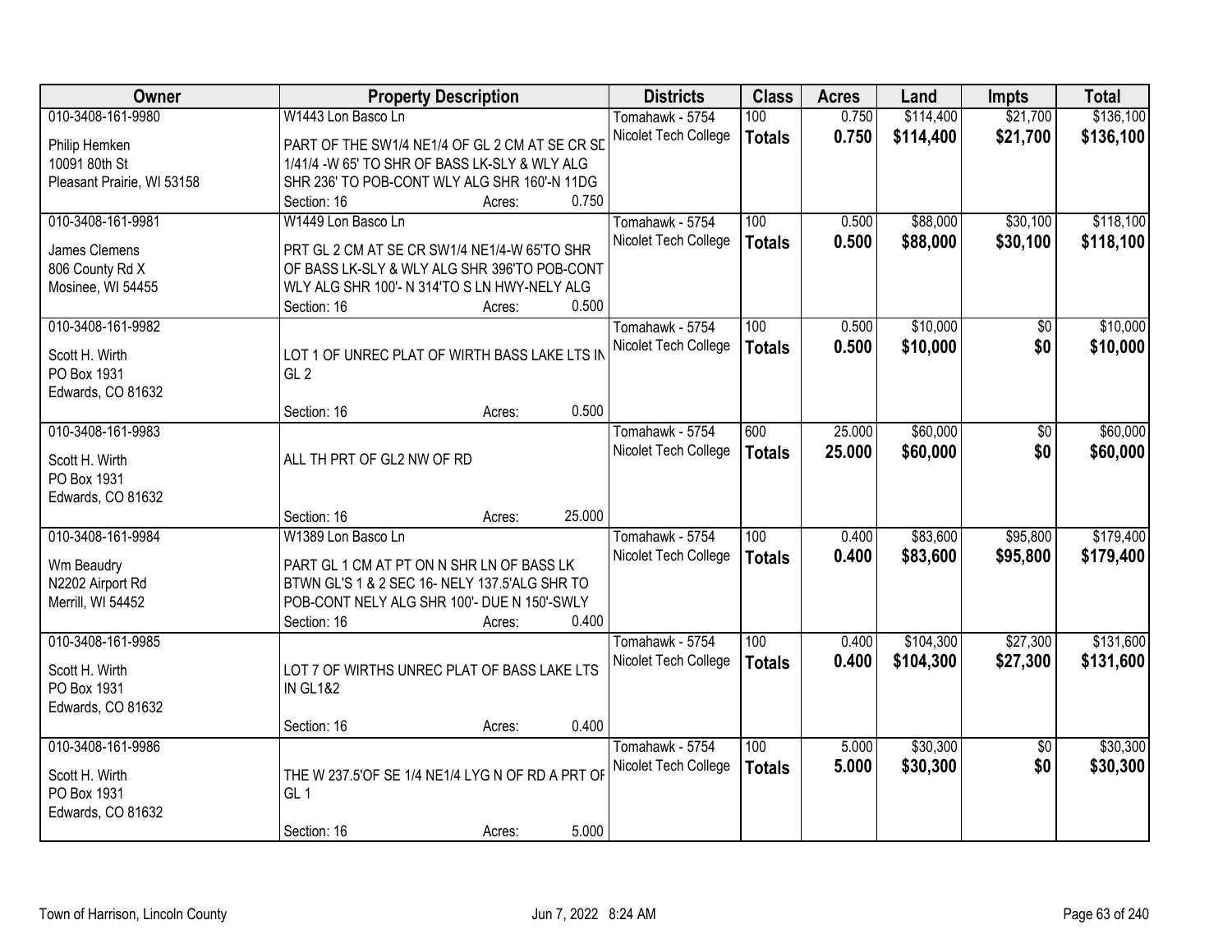| Owner | Property Description | Districts | Class | Acres | Land | Impts | Total |
|---|---|---|---|---|---|---|---|
| 010-3408-161-9980<br>Philip Hemken<br>10091 80th St<br>Pleasant Prairie, WI 53158 | W1443 Lon Basco Ln<br>PART OF THE SW1/4 NE1/4 OF GL 2 CM AT SE CR SD 1/41/4 -W 65' TO SHR OF BASS LK-SLY & WLY ALG SHR 236' TO POB-CONT WLY ALG SHR 160'-N 11DG<br>Section: 16 Acres: 0.750 | Tomahawk - 5754<br>Nicolet Tech College | 100<br>**Totals** | 0.750<br>**0.750** | $114,400<br>**$114,400** | $21,700<br>**$21,700** | $136,100<br>**$136,100** |
| 010-3408-161-9981<br>James Clemens<br>806 County Rd X<br>Mosinee, WI 54455 | W1449 Lon Basco Ln<br>PRT GL 2 CM AT SE CR SW1/4 NE1/4-W 65'TO SHR OF BASS LK-SLY & WLY ALG SHR 396'TO POB-CONT WLY ALG SHR 100'- N 314'TO S LN HWY-NELY ALG<br>Section: 16 Acres: 0.500 | Tomahawk - 5754<br>Nicolet Tech College | 100<br>**Totals** | 0.500<br>**0.500** | $88,000<br>**$88,000** | $30,100<br>**$30,100** | $118,100<br>**$118,100** |
| 010-3408-161-9982<br>Scott H. Wirth<br>PO Box 1931<br>Edwards, CO 81632 | LOT 1 OF UNREC PLAT OF WIRTH BASS LAKE LTS IN GL 2<br>Section: 16 Acres: 0.500 | Tomahawk - 5754<br>Nicolet Tech College | 100<br>**Totals** | 0.500<br>**0.500** | $10,000<br>**$10,000** | $0<br>**$0** | $10,000<br>**$10,000** |
| 010-3408-161-9983<br>Scott H. Wirth<br>PO Box 1931<br>Edwards, CO 81632 | ALL TH PRT OF GL2 NW OF RD<br>Section: 16 Acres: 25.000 | Tomahawk - 5754<br>Nicolet Tech College | 600<br>**Totals** | 25.000<br>**25.000** | $60,000<br>**$60,000** | $0<br>**$0** | $60,000<br>**$60,000** |
| 010-3408-161-9984<br>Wm Beaudry<br>N2202 Airport Rd<br>Merrill, WI 54452 | W1389 Lon Basco Ln<br>PART GL 1 CM AT PT ON N SHR LN OF BASS LK BTWN GL'S 1 & 2 SEC 16- NELY 137.5'ALG SHR TO POB-CONT NELY ALG SHR 100'- DUE N 150'-SWLY<br>Section: 16 Acres: 0.400 | Tomahawk - 5754<br>Nicolet Tech College | 100<br>**Totals** | 0.400<br>**0.400** | $83,600<br>**$83,600** | $95,800<br>**$95,800** | $179,400<br>**$179,400** |
| 010-3408-161-9985<br>Scott H. Wirth<br>PO Box 1931<br>Edwards, CO 81632 | LOT 7 OF WIRTHS UNREC PLAT OF BASS LAKE LTS IN GL1&2<br>Section: 16 Acres: 0.400 | Tomahawk - 5754<br>Nicolet Tech College | 100<br>**Totals** | 0.400<br>**0.400** | $104,300<br>**$104,300** | $27,300<br>**$27,300** | $131,600<br>**$131,600** |
| 010-3408-161-9986<br>Scott H. Wirth<br>PO Box 1931<br>Edwards, CO 81632 | THE W 237.5'OF SE 1/4 NE1/4 LYG N OF RD A PRT OF GL 1<br>Section: 16 Acres: 5.000 | Tomahawk - 5754<br>Nicolet Tech College | 100<br>**Totals** | 5.000<br>**5.000** | $30,300<br>**$30,300** | $0<br>**$0** | $30,300<br>**$30,300** |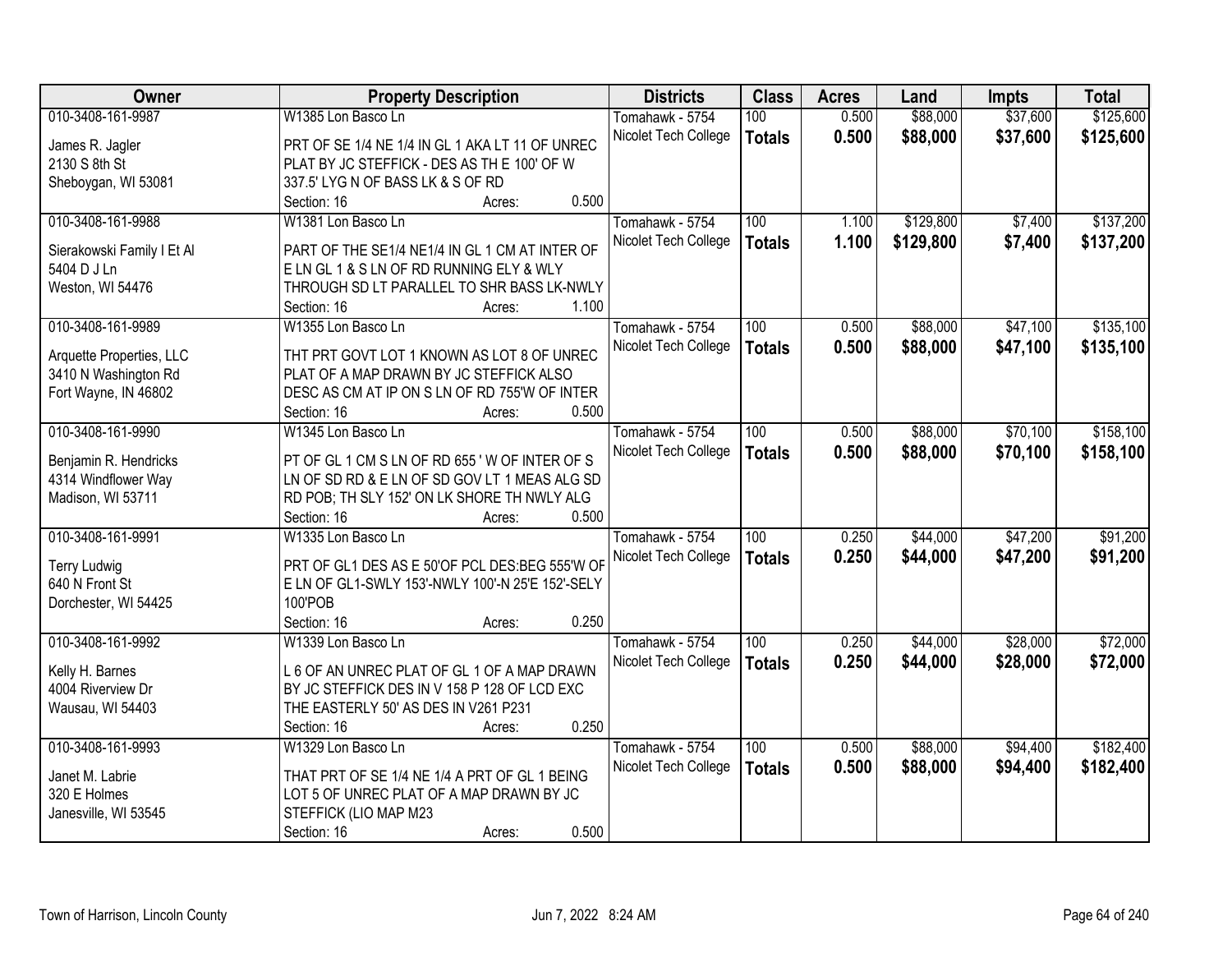| Owner | Property Description | Districts | Class | Acres | Land | Impts | Total |
|---|---|---|---|---|---|---|---|
| 010-3408-161-9987<br>James R. Jagler<br>2130 S 8th St<br>Sheboygan, WI 53081 | W1385 Lon Basco Ln<br>PRT OF SE 1/4 NE 1/4 IN GL 1 AKA LT 11 OF UNREC PLAT BY JC STEFFICK - DES AS TH E 100' OF W 337.5' LYG N OF BASS LK & S OF RD<br>Section: 16 Acres: 0.500 | Tomahawk - 5754<br>Nicolet Tech College | 100<br>**Totals** | 0.500<br>**0.500** | \$88,000<br>**\$88,000** | \$37,600<br>**\$37,600** | \$125,600<br>**\$125,600** |
| 010-3408-161-9988<br>Sierakowski Family I Et Al<br>5404 D J Ln<br>Weston, WI 54476 | W1381 Lon Basco Ln<br>PART OF THE SE1/4 NE1/4 IN GL 1 CM AT INTER OF E LN GL 1 & S LN OF RD RUNNING ELY & WLY THROUGH SD LT PARALLEL TO SHR BASS LK-NWLY<br>Section: 16 Acres: 1.100 | Tomahawk - 5754<br>Nicolet Tech College | 100<br>**Totals** | 1.100<br>**1.100** | \$129,800<br>**\$129,800** | \$7,400<br>**\$7,400** | \$137,200<br>**\$137,200** |
| 010-3408-161-9989<br>Arquette Properties, LLC<br>3410 N Washington Rd<br>Fort Wayne, IN 46802 | W1355 Lon Basco Ln<br>THT PRT GOVT LOT 1 KNOWN AS LOT 8 OF UNREC PLAT OF A MAP DRAWN BY JC STEFFICK ALSO DESC AS CM AT IP ON S LN OF RD 755'W OF INTER<br>Section: 16 Acres: 0.500 | Tomahawk - 5754<br>Nicolet Tech College | 100<br>**Totals** | 0.500<br>**0.500** | \$88,000<br>**\$88,000** | \$47,100<br>**\$47,100** | \$135,100<br>**\$135,100** |
| 010-3408-161-9990<br>Benjamin R. Hendricks<br>4314 Windflower Way<br>Madison, WI 53711 | W1345 Lon Basco Ln<br>PT OF GL 1 CM S LN OF RD 655 ' W OF INTER OF S LN OF SD RD & E LN OF SD GOV LT 1 MEAS ALG SD RD POB; TH SLY 152' ON LK SHORE TH NWLY ALG<br>Section: 16 Acres: 0.500 | Tomahawk - 5754<br>Nicolet Tech College | 100<br>**Totals** | 0.500<br>**0.500** | \$88,000<br>**\$88,000** | \$70,100<br>**\$70,100** | \$158,100<br>**\$158,100** |
| 010-3408-161-9991<br>Terry Ludwig<br>640 N Front St<br>Dorchester, WI 54425 | W1335 Lon Basco Ln<br>PRT OF GL1 DES AS E 50'OF PCL DES:BEG 555'W OF E LN OF GL1-SWLY 153'-NWLY 100'-N 25'E 152'-SELY 100'POB<br>Section: 16 Acres: 0.250 | Tomahawk - 5754<br>Nicolet Tech College | 100<br>**Totals** | 0.250<br>**0.250** | \$44,000<br>**\$44,000** | \$47,200<br>**\$47,200** | \$91,200<br>**\$91,200** |
| 010-3408-161-9992<br>Kelly H. Barnes<br>4004 Riverview Dr<br>Wausau, WI 54403 | W1339 Lon Basco Ln<br>L 6 OF AN UNREC PLAT OF GL 1 OF A MAP DRAWN BY JC STEFFICK DES IN V 158 P 128 OF LCD EXC THE EASTERLY 50' AS DES IN V261 P231<br>Section: 16 Acres: 0.250 | Tomahawk - 5754<br>Nicolet Tech College | 100<br>**Totals** | 0.250<br>**0.250** | \$44,000<br>**\$44,000** | \$28,000<br>**\$28,000** | \$72,000<br>**\$72,000** |
| 010-3408-161-9993<br>Janet M. Labrie<br>320 E Holmes<br>Janesville, WI 53545 | W1329 Lon Basco Ln<br>THAT PRT OF SE 1/4 NE 1/4 A PRT OF GL 1 BEING LOT 5 OF UNREC PLAT OF A MAP DRAWN BY JC STEFFICK (LIO MAP M23<br>Section: 16 Acres: 0.500 | Tomahawk - 5754<br>Nicolet Tech College | 100<br>**Totals** | 0.500<br>**0.500** | \$88,000<br>**\$88,000** | \$94,400<br>**\$94,400** | \$182,400<br>**\$182,400** |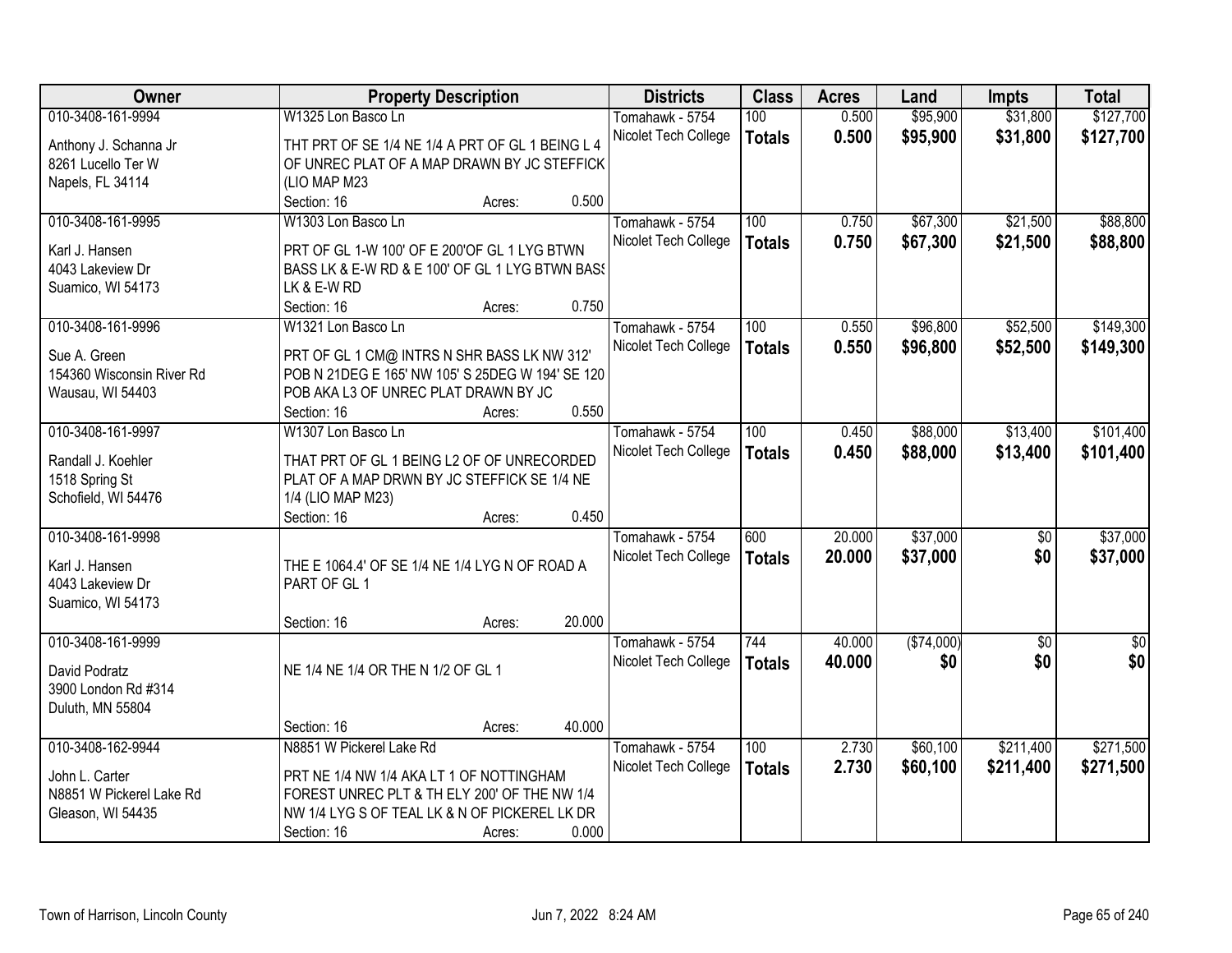| Owner | Property Description | Districts | Class | Acres | Land | Impts | Total |
|---|---|---|---|---|---|---|---|
| 010-3408-161-9994<br>Anthony J. Schanna Jr<br>8261 Lucello Ter W<br>Napels, FL 34114 | W1325 Lon Basco Ln<br>THT PRT OF SE 1/4 NE 1/4 A PRT OF GL 1 BEING L 4 OF UNREC PLAT OF A MAP DRAWN BY JC STEFFICK (LIO MAP M23<br>Section: 16 Acres: 0.500 | Tomahawk - 5754<br>Nicolet Tech College | 100<br>**Totals** | 0.500<br>**0.500** | $95,900<br>**$95,900** | $31,800<br>**$31,800** | $127,700<br>**$127,700** |
| 010-3408-161-9995<br>Karl J. Hansen<br>4043 Lakeview Dr<br>Suamico, WI 54173 | W1303 Lon Basco Ln<br>PRT OF GL 1-W 100' OF E 200'OF GL 1 LYG BTWN BASS LK & E-W RD & E 100' OF GL 1 LYG BTWN BASS LK & E-W RD<br>Section: 16 Acres: 0.750 | Tomahawk - 5754<br>Nicolet Tech College | 100<br>**Totals** | 0.750<br>**0.750** | $67,300<br>**$67,300** | $21,500<br>**$21,500** | $88,800<br>**$88,800** |
| 010-3408-161-9996<br>Sue A. Green<br>154360 Wisconsin River Rd<br>Wausau, WI 54403 | W1321 Lon Basco Ln<br>PRT OF GL 1 CM@ INTRS N SHR BASS LK NW 312' POB N 21DEG E 165' NW 105' S 25DEG W 194' SE 120 POB AKA L3 OF UNREC PLAT DRAWN BY JC<br>Section: 16 Acres: 0.550 | Tomahawk - 5754<br>Nicolet Tech College | 100<br>**Totals** | 0.550<br>**0.550** | $96,800<br>**$96,800** | $52,500<br>**$52,500** | $149,300<br>**$149,300** |
| 010-3408-161-9997<br>Randall J. Koehler<br>1518 Spring St<br>Schofield, WI 54476 | W1307 Lon Basco Ln<br>THAT PRT OF GL 1 BEING L2 OF OF UNRECORDED PLAT OF A MAP DRWN BY JC STEFFICK SE 1/4 NE 1/4 (LIO MAP M23)<br>Section: 16 Acres: 0.450 | Tomahawk - 5754<br>Nicolet Tech College | 100<br>**Totals** | 0.450<br>**0.450** | $88,000<br>**$88,000** | $13,400<br>**$13,400** | $101,400<br>**$101,400** |
| 010-3408-161-9998<br>Karl J. Hansen<br>4043 Lakeview Dr<br>Suamico, WI 54173 | THE E 1064.4' OF SE 1/4 NE 1/4 LYG N OF ROAD A PART OF GL 1<br>Section: 16 Acres: 20.000 | Tomahawk - 5754<br>Nicolet Tech College | 600<br>**Totals** | 20.000<br>**20.000** | $37,000<br>**$37,000** | $0<br>**$0** | $37,000<br>**$37,000** |
| 010-3408-161-9999<br>David Podratz<br>3900 London Rd #314<br>Duluth, MN 55804 | NE 1/4 NE 1/4 OR THE N 1/2 OF GL 1<br>Section: 16 Acres: 40.000 | Tomahawk - 5754<br>Nicolet Tech College | 744<br>**Totals** | 40.000<br>**40.000** | ($74,000)<br>**$0** | $0<br>**$0** | $0<br>**$0** |
| 010-3408-162-9944<br>John L. Carter<br>N8851 W Pickerel Lake Rd<br>Gleason, WI 54435 | N8851 W Pickerel Lake Rd<br>PRT NE 1/4 NW 1/4 AKA LT 1 OF NOTTINGHAM FOREST UNREC PLT & TH ELY 200' OF THE NW 1/4 NW 1/4 LYG S OF TEAL LK & N OF PICKEREL LK DR<br>Section: 16 Acres: 0.000 | Tomahawk - 5754<br>Nicolet Tech College | 100<br>**Totals** | 2.730<br>**2.730** | $60,100<br>**$60,100** | $211,400<br>**$211,400** | $271,500<br>**$271,500** |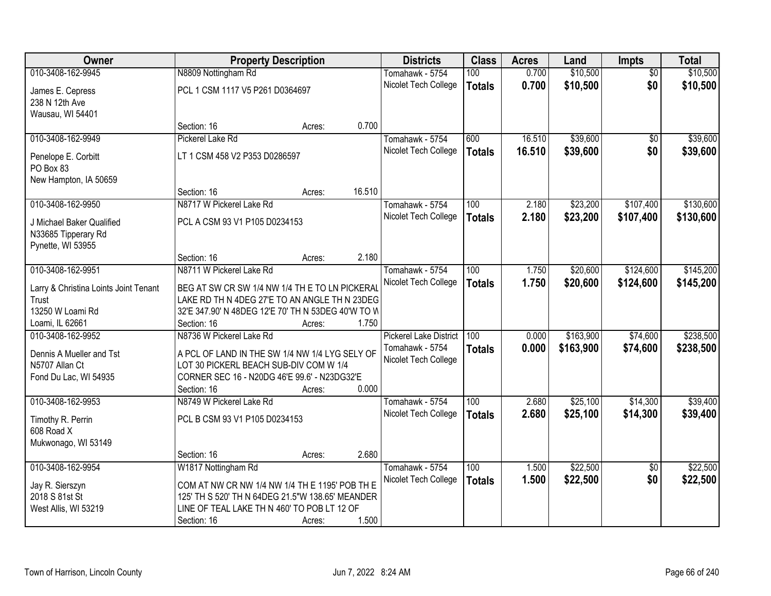| Owner | Property Description | | | Districts | Class | Acres | Land | Impts | Total |
|---|---|---|---|---|---|---|---|---|---|
| 010-3408-162-9945 | N8809 Nottingham Rd | | | Tomahawk - 5754 | 100 | 0.700 | $10,500 | $0 | $10,500 |
| James E. Cepress<br>238 N 12th Ave<br>Wausau, WI 54401 | PCL 1 CSM 1117 V5 P261 D0364697 | | | Nicolet Tech College | **Totals** | **0.700** | **$10,500** | **$0** | **$10,500** |
| | Section: 16 | Acres: | 0.700 | | | | | | |
| 010-3408-162-9949 | Pickerel Lake Rd | | | Tomahawk - 5754 | 600 | 16.510 | $39,600 | $0 | $39,600 |
| Penelope E. Corbitt<br>PO Box 83<br>New Hampton, IA 50659 | LT 1 CSM 458 V2 P353 D0286597 | | | Nicolet Tech College | **Totals** | **16.510** | **$39,600** | **$0** | **$39,600** |
| | Section: 16 | Acres: | 16.510 | | | | | | |
| 010-3408-162-9950 | N8717 W Pickerel Lake Rd | | | Tomahawk - 5754 | 100 | 2.180 | $23,200 | $107,400 | $130,600 |
| J Michael Baker Qualified<br>N33685 Tipperary Rd<br>Pynette, WI 53955 | PCL A CSM 93 V1 P105 D0234153 | | | Nicolet Tech College | **Totals** | **2.180** | **$23,200** | **$107,400** | **$130,600** |
| | Section: 16 | Acres: | 2.180 | | | | | | |
| 010-3408-162-9951 | N8711 W Pickerel Lake Rd | | | Tomahawk - 5754 | 100 | 1.750 | $20,600 | $124,600 | $145,200 |
| Larry & Christina Loints Joint Tenant Trust<br>13250 W Loami Rd<br>Loami, IL 62661 | BEG AT SW CR SW 1/4 NW 1/4 TH E TO LN PICKERAL LAKE RD TH N 4DEG 27'E TO AN ANGLE TH N 23DEG 32'E 347.90' N 48DEG 12'E 70' TH N 53DEG 40'W TO W | | | Nicolet Tech College | **Totals** | **1.750** | **$20,600** | **$124,600** | **$145,200** |
| | Section: 16 | Acres: | 1.750 | | | | | | |
| 010-3408-162-9952 | N8736 W Pickerel Lake Rd | | | Pickerel Lake District | 100 | 0.000 | $163,900 | $74,600 | $238,500 |
| Dennis A Mueller and Tst<br>N5707 Allan Ct<br>Fond Du Lac, WI 54935 | A PCL OF LAND IN THE SW 1/4 NW 1/4 LYG SELY OF LOT 30 PICKERL BEACH SUB-DIV COM W 1/4 CORNER SEC 16 - N20DG 46'E 99.6' - N23DG32'E | | | Tomahawk - 5754<br>Nicolet Tech College | **Totals** | **0.000** | **$163,900** | **$74,600** | **$238,500** |
| | Section: 16 | Acres: | 0.000 | | | | | | |
| 010-3408-162-9953 | N8749 W Pickerel Lake Rd | | | Tomahawk - 5754 | 100 | 2.680 | $25,100 | $14,300 | $39,400 |
| Timothy R. Perrin<br>608 Road X<br>Mukwonago, WI 53149 | PCL B CSM 93 V1 P105 D0234153 | | | Nicolet Tech College | **Totals** | **2.680** | **$25,100** | **$14,300** | **$39,400** |
| | Section: 16 | Acres: | 2.680 | | | | | | |
| 010-3408-162-9954 | W1817 Nottingham Rd | | | Tomahawk - 5754 | 100 | 1.500 | $22,500 | $0 | $22,500 |
| Jay R. Sierszyn<br>2018 S 81st St<br>West Allis, WI 53219 | COM AT NW CR NW 1/4 NW 1/4 TH E 1195' POB TH E 125' TH S 520' TH N 64DEG 21.5"W 138.65' MEANDER LINE OF TEAL LAKE TH N 460' TO POB LT 12 OF | | | Nicolet Tech College | **Totals** | **1.500** | **$22,500** | **$0** | **$22,500** |
| | Section: 16 | Acres: | 1.500 | | | | | | |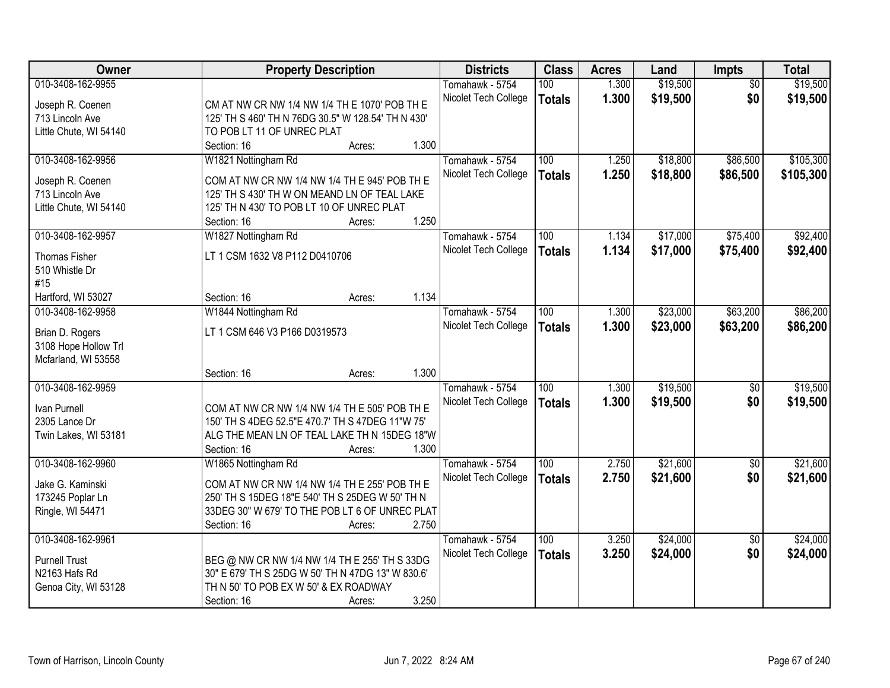| Owner | Property Description | Districts | Class | Acres | Land | Impts | Total |
|---|---|---|---|---|---|---|---|
| 010-3408-162-9955<br>Joseph R. Coenen<br>713 Lincoln Ave<br>Little Chute, WI 54140 | CM AT NW CR NW 1/4 NW 1/4 TH E 1070' POB TH E 125' TH S 460' TH N 76DG 30.5" W 128.54' TH N 430' TO POB LT 11 OF UNREC PLAT<br>Section: 16 Acres: 1.300 | Tomahawk - 5754<br>Nicolet Tech College | 100<br>**Totals** | 1.300<br>**1.300** | $19,500<br>**$19,500** | $0<br>**$0** | $19,500<br>**$19,500** |
| 010-3408-162-9956<br>Joseph R. Coenen<br>713 Lincoln Ave<br>Little Chute, WI 54140 | W1821 Nottingham Rd<br>COM AT NW CR NW 1/4 NW 1/4 TH E 945' POB TH E 125' TH S 430' TH W ON MEAND LN OF TEAL LAKE 125' TH N 430' TO POB LT 10 OF UNREC PLAT<br>Section: 16 Acres: 1.250 | Tomahawk - 5754<br>Nicolet Tech College | 100<br>**Totals** | 1.250<br>**1.250** | $18,800<br>**$18,800** | $86,500<br>**$86,500** | $105,300<br>**$105,300** |
| 010-3408-162-9957<br>Thomas Fisher<br>510 Whistle Dr<br>#15<br>Hartford, WI 53027 | W1827 Nottingham Rd<br>LT 1 CSM 1632 V8 P112 D0410706<br>Section: 16 Acres: 1.134 | Tomahawk - 5754<br>Nicolet Tech College | 100<br>**Totals** | 1.134<br>**1.134** | $17,000<br>**$17,000** | $75,400<br>**$75,400** | $92,400<br>**$92,400** |
| 010-3408-162-9958<br>Brian D. Rogers<br>3108 Hope Hollow Trl<br>Mcfarland, WI 53558 | W1844 Nottingham Rd<br>LT 1 CSM 646 V3 P166 D0319573<br>Section: 16 Acres: 1.300 | Tomahawk - 5754<br>Nicolet Tech College | 100<br>**Totals** | 1.300<br>**1.300** | $23,000<br>**$23,000** | $63,200<br>**$63,200** | $86,200<br>**$86,200** |
| 010-3408-162-9959<br>Ivan Purnell<br>2305 Lance Dr<br>Twin Lakes, WI 53181 | COM AT NW CR NW 1/4 NW 1/4 TH E 505' POB TH E 150' TH S 4DEG 52.5"E 470.7' TH S 47DEG 11"W 75' ALG THE MEAN LN OF TEAL LAKE TH N 15DEG 18"W<br>Section: 16 Acres: 1.300 | Tomahawk - 5754<br>Nicolet Tech College | 100<br>**Totals** | 1.300<br>**1.300** | $19,500<br>**$19,500** | $0<br>**$0** | $19,500<br>**$19,500** |
| 010-3408-162-9960<br>Jake G. Kaminski<br>173245 Poplar Ln<br>Ringle, WI 54471 | W1865 Nottingham Rd<br>COM AT NW CR NW 1/4 NW 1/4 TH E 255' POB TH E 250' TH S 15DEG 18"E 540' TH S 25DEG W 50' TH N 33DEG 30" W 679' TO THE POB LT 6 OF UNREC PLAT<br>Section: 16 Acres: 2.750 | Tomahawk - 5754<br>Nicolet Tech College | 100<br>**Totals** | 2.750<br>**2.750** | $21,600<br>**$21,600** | $0<br>**$0** | $21,600<br>**$21,600** |
| 010-3408-162-9961<br>Purnell Trust<br>N2163 Hafs Rd<br>Genoa City, WI 53128 | BEG @ NW CR NW 1/4 NW 1/4 TH E 255' TH S 33DG 30" E 679' TH S 25DG W 50' TH N 47DG 13" W 830.6' TH N 50' TO POB EX W 50' & EX ROADWAY<br>Section: 16 Acres: 3.250 | Tomahawk - 5754<br>Nicolet Tech College | 100<br>**Totals** | 3.250<br>**3.250** | $24,000<br>**$24,000** | $0<br>**$0** | $24,000<br>**$24,000** |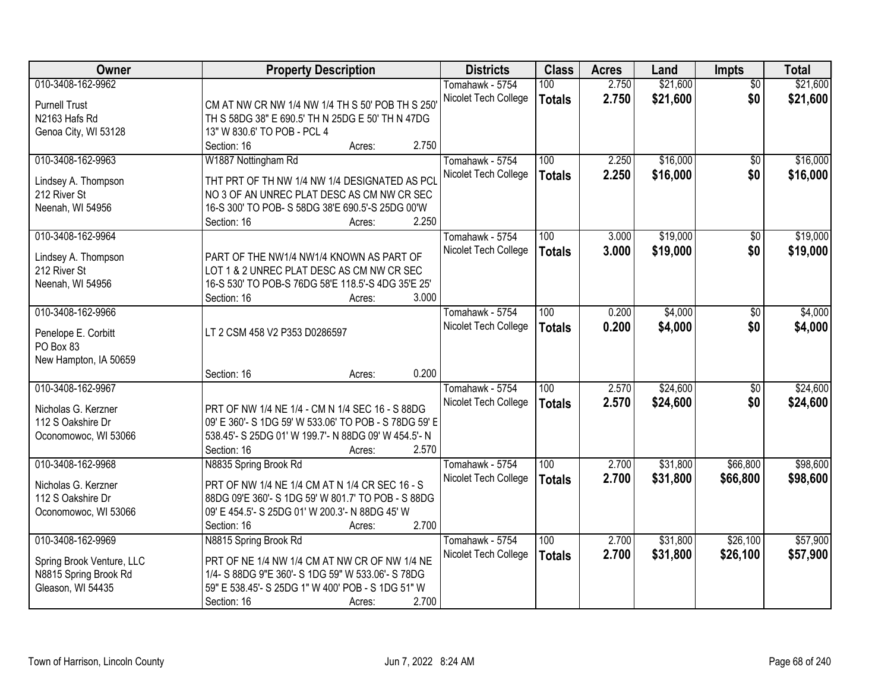| Owner | Property Description | Districts | Class | Acres | Land | Impts | Total |
|---|---|---|---|---|---|---|---|
| 010-3408-162-9962<br>Purnell Trust<br>N2163 Hafs Rd<br>Genoa City, WI 53128 | CM AT NW CR NW 1/4 NW 1/4 TH S 50' POB TH S 250' TH S 58DG 38" E 690.5' TH N 25DG E 50' TH N 47DG 13" W 830.6' TO POB - PCL 4<br>Section: 16 Acres: 2.750 | Tomahawk - 5754<br>Nicolet Tech College | 100<br>**Totals** | 2.750<br>**2.750** | $21,600<br>**$21,600** | $0<br>**$0** | $21,600<br>**$21,600** |
| 010-3408-162-9963<br>Lindsey A. Thompson<br>212 River St<br>Neenah, WI 54956 | W1887 Nottingham Rd<br>THT PRT OF TH NW 1/4 NW 1/4 DESIGNATED AS PCL NO 3 OF AN UNREC PLAT DESC AS CM NW CR SEC 16-S 300' TO POB- S 58DG 38'E 690.5'-S 25DG 00'W<br>Section: 16 Acres: 2.250 | Tomahawk - 5754<br>Nicolet Tech College | 100<br>**Totals** | 2.250<br>**2.250** | $16,000<br>**$16,000** | $0<br>**$0** | $16,000<br>**$16,000** |
| 010-3408-162-9964<br>Lindsey A. Thompson<br>212 River St<br>Neenah, WI 54956 | PART OF THE NW1/4 NW1/4 KNOWN AS PART OF LOT 1 & 2 UNREC PLAT DESC AS CM NW CR SEC 16-S 530' TO POB-S 76DG 58'E 118.5'-S 4DG 35'E 25'<br>Section: 16 Acres: 3.000 | Tomahawk - 5754<br>Nicolet Tech College | 100<br>**Totals** | 3.000<br>**3.000** | $19,000<br>**$19,000** | $0<br>**$0** | $19,000<br>**$19,000** |
| 010-3408-162-9966<br>Penelope E. Corbitt<br>PO Box 83<br>New Hampton, IA 50659 | LT 2 CSM 458 V2 P353 D0286597<br>Section: 16 Acres: 0.200 | Tomahawk - 5754<br>Nicolet Tech College | 100<br>**Totals** | 0.200<br>**0.200** | $4,000<br>**$4,000** | $0<br>**$0** | $4,000<br>**$4,000** |
| 010-3408-162-9967<br>Nicholas G. Kerzner<br>112 S Oakshire Dr<br>Oconomowoc, WI 53066 | PRT OF NW 1/4 NE 1/4 - CM N 1/4 SEC 16 - S 88DG 09' E 360'- S 1DG 59' W 533.06' TO POB - S 78DG 59' E 538.45'- S 25DG 01' W 199.7'- N 88DG 09' W 454.5'- N<br>Section: 16 Acres: 2.570 | Tomahawk - 5754<br>Nicolet Tech College | 100<br>**Totals** | 2.570<br>**2.570** | $24,600<br>**$24,600** | $0<br>**$0** | $24,600<br>**$24,600** |
| 010-3408-162-9968<br>Nicholas G. Kerzner<br>112 S Oakshire Dr<br>Oconomowoc, WI 53066 | N8835 Spring Brook Rd<br>PRT OF NW 1/4 NE 1/4 CM AT N 1/4 CR SEC 16 - S 88DG 09'E 360'- S 1DG 59' W 801.7' TO POB - S 88DG 09' E 454.5'- S 25DG 01' W 200.3'- N 88DG 45' W<br>Section: 16 Acres: 2.700 | Tomahawk - 5754<br>Nicolet Tech College | 100<br>**Totals** | 2.700<br>**2.700** | $31,800<br>**$31,800** | $66,800<br>**$66,800** | $98,600<br>**$98,600** |
| 010-3408-162-9969<br>Spring Brook Venture, LLC<br>N8815 Spring Brook Rd<br>Gleason, WI 54435 | N8815 Spring Brook Rd<br>PRT OF NE 1/4 NW 1/4 CM AT NW CR OF NW 1/4 NE 1/4- S 88DG 9"E 360'- S 1DG 59" W 533.06'- S 78DG 59" E 538.45'- S 25DG 1" W 400' POB - S 1DG 51" W<br>Section: 16 Acres: 2.700 | Tomahawk - 5754<br>Nicolet Tech College | 100<br>**Totals** | 2.700<br>**2.700** | $31,800<br>**$31,800** | $26,100<br>**$26,100** | $57,900<br>**$57,900** |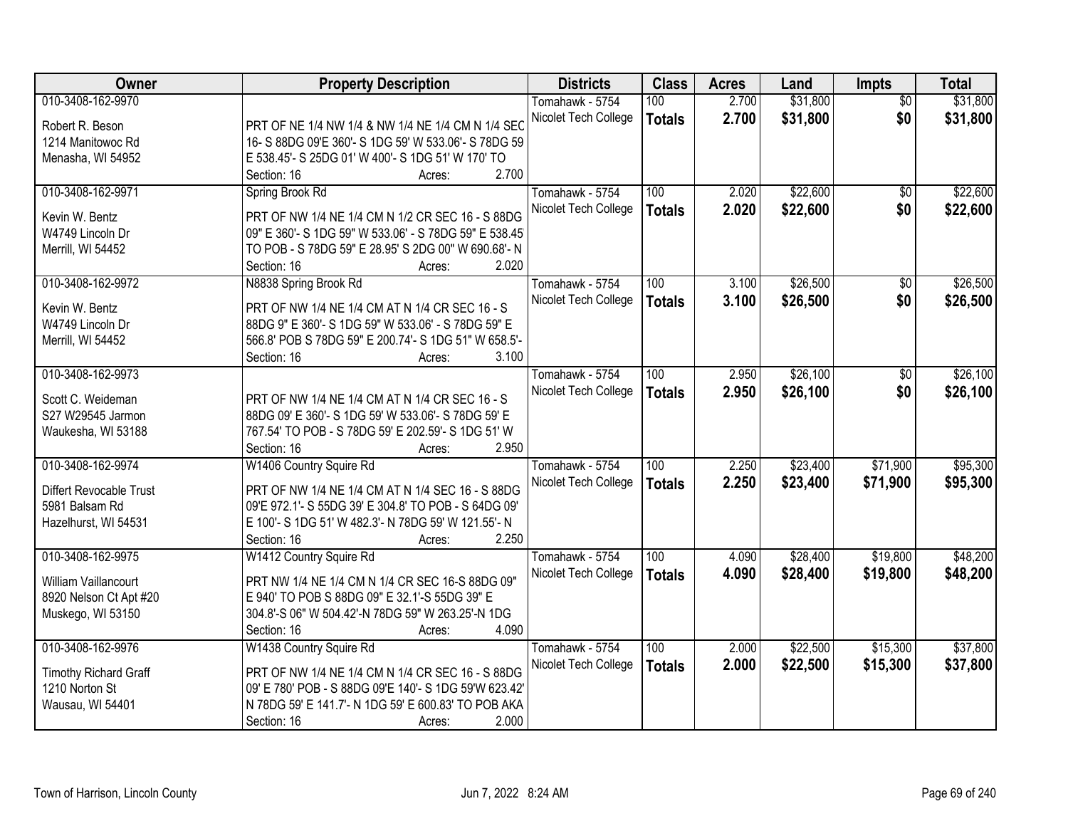| Owner | Property Description | Districts | Class | Acres | Land | Impts | Total |
|---|---|---|---|---|---|---|---|
| 010-3408-162-9970<br>Robert R. Beson<br>1214 Manitowoc Rd<br>Menasha, WI 54952 | PRT OF NE 1/4 NW 1/4 & NW 1/4 NE 1/4 CM N 1/4 SEC 16- S 88DG 09'E 360'- S 1DG 59' W 533.06'- S 78DG 59 E 538.45'- S 25DG 01' W 400'- S 1DG 51' W 170' TO<br>Section: 16 Acres: 2.700 | Tomahawk - 5754<br>Nicolet Tech College | 100<br>**Totals** | 2.700<br>**2.700** | $31,800<br>**$31,800** | $0<br>**$0** | $31,800<br>**$31,800** |
| 010-3408-162-9971<br>Kevin W. Bentz<br>W4749 Lincoln Dr<br>Merrill, WI 54452 | Spring Brook Rd<br>PRT OF NW 1/4 NE 1/4 CM N 1/2 CR SEC 16 - S 88DG 09" E 360'- S 1DG 59" W 533.06' - S 78DG 59" E 538.45 TO POB - S 78DG 59" E 28.95' S 2DG 00" W 690.68'- N<br>Section: 16 Acres: 2.020 | Tomahawk - 5754<br>Nicolet Tech College | 100<br>**Totals** | 2.020<br>**2.020** | $22,600<br>**$22,600** | $0<br>**$0** | $22,600<br>**$22,600** |
| 010-3408-162-9972<br>Kevin W. Bentz<br>W4749 Lincoln Dr<br>Merrill, WI 54452 | N8838 Spring Brook Rd<br>PRT OF NW 1/4 NE 1/4 CM AT N 1/4 CR SEC 16 - S 88DG 9" E 360'- S 1DG 59" W 533.06' - S 78DG 59" E 566.8' POB S 78DG 59" E 200.74'- S 1DG 51" W 658.5'-<br>Section: 16 Acres: 3.100 | Tomahawk - 5754<br>Nicolet Tech College | 100<br>**Totals** | 3.100<br>**3.100** | $26,500<br>**$26,500** | $0<br>**$0** | $26,500<br>**$26,500** |
| 010-3408-162-9973<br>Scott C. Weideman<br>S27 W29545 Jarmon<br>Waukesha, WI 53188 | PRT OF NW 1/4 NE 1/4 CM AT N 1/4 CR SEC 16 - S 88DG 09' E 360'- S 1DG 59' W 533.06'- S 78DG 59' E 767.54' TO POB - S 78DG 59' E 202.59'- S 1DG 51' W<br>Section: 16 Acres: 2.950 | Tomahawk - 5754<br>Nicolet Tech College | 100<br>**Totals** | 2.950<br>**2.950** | $26,100<br>**$26,100** | $0<br>**$0** | $26,100<br>**$26,100** |
| 010-3408-162-9974<br>Differt Revocable Trust<br>5981 Balsam Rd<br>Hazelhurst, WI 54531 | W1406 Country Squire Rd<br>PRT OF NW 1/4 NE 1/4 CM AT N 1/4 SEC 16 - S 88DG 09'E 972.1'- S 55DG 39' E 304.8' TO POB - S 64DG 09' E 100'- S 1DG 51' W 482.3'- N 78DG 59' W 121.55'- N<br>Section: 16 Acres: 2.250 | Tomahawk - 5754<br>Nicolet Tech College | 100<br>**Totals** | 2.250<br>**2.250** | $23,400<br>**$23,400** | $71,900<br>**$71,900** | $95,300<br>**$95,300** |
| 010-3408-162-9975<br>William Vaillancourt<br>8920 Nelson Ct Apt #20<br>Muskego, WI 53150 | W1412 Country Squire Rd<br>PRT NW 1/4 NE 1/4 CM N 1/4 CR SEC 16-S 88DG 09" E 940' TO POB S 88DG 09" E 32.1'-S 55DG 39" E 304.8'-S 06" W 504.42'-N 78DG 59" W 263.25'-N 1DG<br>Section: 16 Acres: 4.090 | Tomahawk - 5754<br>Nicolet Tech College | 100<br>**Totals** | 4.090<br>**4.090** | $28,400<br>**$28,400** | $19,800<br>**$19,800** | $48,200<br>**$48,200** |
| 010-3408-162-9976<br>Timothy Richard Graff<br>1210 Norton St<br>Wausau, WI 54401 | W1438 Country Squire Rd<br>PRT OF NW 1/4 NE 1/4 CM N 1/4 CR SEC 16 - S 88DG 09' E 780' POB - S 88DG 09'E 140'- S 1DG 59'W 623.42' N 78DG 59' E 141.7'- N 1DG 59' E 600.83' TO POB AKA<br>Section: 16 Acres: 2.000 | Tomahawk - 5754<br>Nicolet Tech College | 100<br>**Totals** | 2.000<br>**2.000** | $22,500<br>**$22,500** | $15,300<br>**$15,300** | $37,800<br>**$37,800** |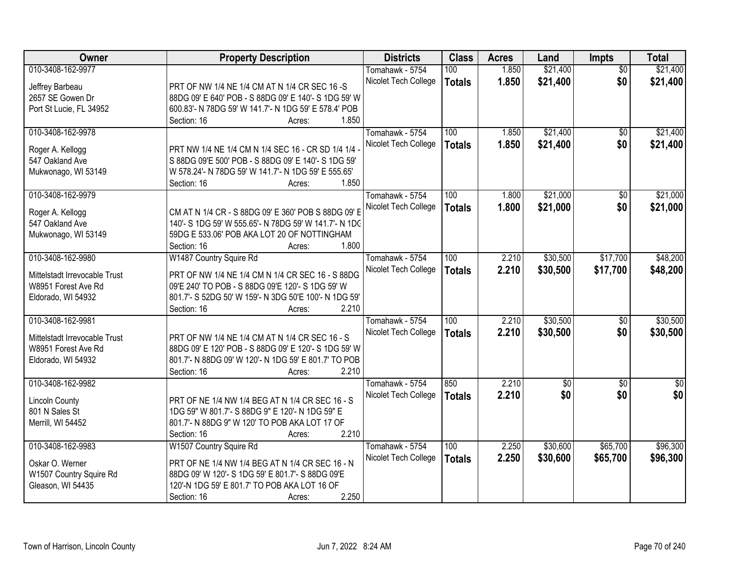| Owner | Property Description | Districts | Class | Acres | Land | Impts | Total |
|---|---|---|---|---|---|---|---|
| 010-3408-162-9977<br><br>Jeffrey Barbeau<br>2657 SE Gowen Dr<br>Port St Lucie, FL 34952 | PRT OF NW 1/4 NE 1/4 CM AT N 1/4 CR SEC 16 -S 88DG 09' E 640' POB - S 88DG 09' E 140'- S 1DG 59' W 600.83'- N 78DG 59' W 141.7'- N 1DG 59' E 578.4' POB<br>Section: 16 Acres: 1.850 | Tomahawk - 5754<br>Nicolet Tech College | 100<br>**Totals** | 1.850<br>**1.850** | $21,400<br>**$21,400** | $0<br>**$0** | $21,400<br>**$21,400** |
| 010-3408-162-9978<br><br>Roger A. Kellogg<br>547 Oakland Ave<br>Mukwonago, WI 53149 | PRT NW 1/4 NE 1/4 CM N 1/4 SEC 16 - CR SD 1/4 1/4 - S 88DG 09'E 500' POB - S 88DG 09' E 140'- S 1DG 59' W 578.24'- N 78DG 59' W 141.7'- N 1DG 59' E 555.65'<br>Section: 16 Acres: 1.850 | Tomahawk - 5754<br>Nicolet Tech College | 100<br>**Totals** | 1.850<br>**1.850** | $21,400<br>**$21,400** | $0<br>**$0** | $21,400<br>**$21,400** |
| 010-3408-162-9979<br><br>Roger A. Kellogg<br>547 Oakland Ave<br>Mukwonago, WI 53149 | CM AT N 1/4 CR - S 88DG 09' E 360' POB S 88DG 09' E 140'- S 1DG 59' W 555.65'- N 78DG 59' W 141.7'- N 1DG 59DG E 533.06' POB AKA LOT 20 OF NOTTINGHAM<br>Section: 16 Acres: 1.800 | Tomahawk - 5754<br>Nicolet Tech College | 100<br>**Totals** | 1.800<br>**1.800** | $21,000<br>**$21,000** | $0<br>**$0** | $21,000<br>**$21,000** |
| 010-3408-162-9980<br><br>Mittelstadt Irrevocable Trust<br>W8951 Forest Ave Rd<br>Eldorado, WI 54932 | W1487 Country Squire Rd<br>PRT OF NW 1/4 NE 1/4 CM N 1/4 CR SEC 16 - S 88DG 09'E 240' TO POB - S 88DG 09'E 120'- S 1DG 59' W 801.7'- S 52DG 50' W 159'- N 3DG 50'E 100'- N 1DG 59'<br>Section: 16 Acres: 2.210 | Tomahawk - 5754<br>Nicolet Tech College | 100<br>**Totals** | 2.210<br>**2.210** | $30,500<br>**$30,500** | $17,700<br>**$17,700** | $48,200<br>**$48,200** |
| 010-3408-162-9981<br><br>Mittelstadt Irrevocable Trust<br>W8951 Forest Ave Rd<br>Eldorado, WI 54932 | PRT OF NW 1/4 NE 1/4 CM AT N 1/4 CR SEC 16 - S 88DG 09' E 120' POB - S 88DG 09' E 120'- S 1DG 59' W 801.7'- N 88DG 09' W 120'- N 1DG 59' E 801.7' TO POB<br>Section: 16 Acres: 2.210 | Tomahawk - 5754<br>Nicolet Tech College | 100<br>**Totals** | 2.210<br>**2.210** | $30,500<br>**$30,500** | $0<br>**$0** | $30,500<br>**$30,500** |
| 010-3408-162-9982<br><br>Lincoln County<br>801 N Sales St<br>Merrill, WI 54452 | PRT OF NE 1/4 NW 1/4 BEG AT N 1/4 CR SEC 16 - S 1DG 59" W 801.7'- S 88DG 9" E 120'- N 1DG 59" E 801.7'- N 88DG 9" W 120' TO POB AKA LOT 17 OF<br>Section: 16 Acres: 2.210 | Tomahawk - 5754<br>Nicolet Tech College | 850<br>**Totals** | 2.210<br>**2.210** | $0<br>**$0** | $0<br>**$0** | $0<br>**$0** |
| 010-3408-162-9983<br><br>Oskar O. Werner<br>W1507 Country Squire Rd<br>Gleason, WI 54435 | W1507 Country Squire Rd<br>PRT OF NE 1/4 NW 1/4 BEG AT N 1/4 CR SEC 16 - N 88DG 09' W 120'- S 1DG 59' E 801.7'- S 88DG 09'E 120'-N 1DG 59' E 801.7' TO POB AKA LOT 16 OF<br>Section: 16 Acres: 2.250 | Tomahawk - 5754<br>Nicolet Tech College | 100<br>**Totals** | 2.250<br>**2.250** | $30,600<br>**$30,600** | $65,700<br>**$65,700** | $96,300<br>**$96,300** |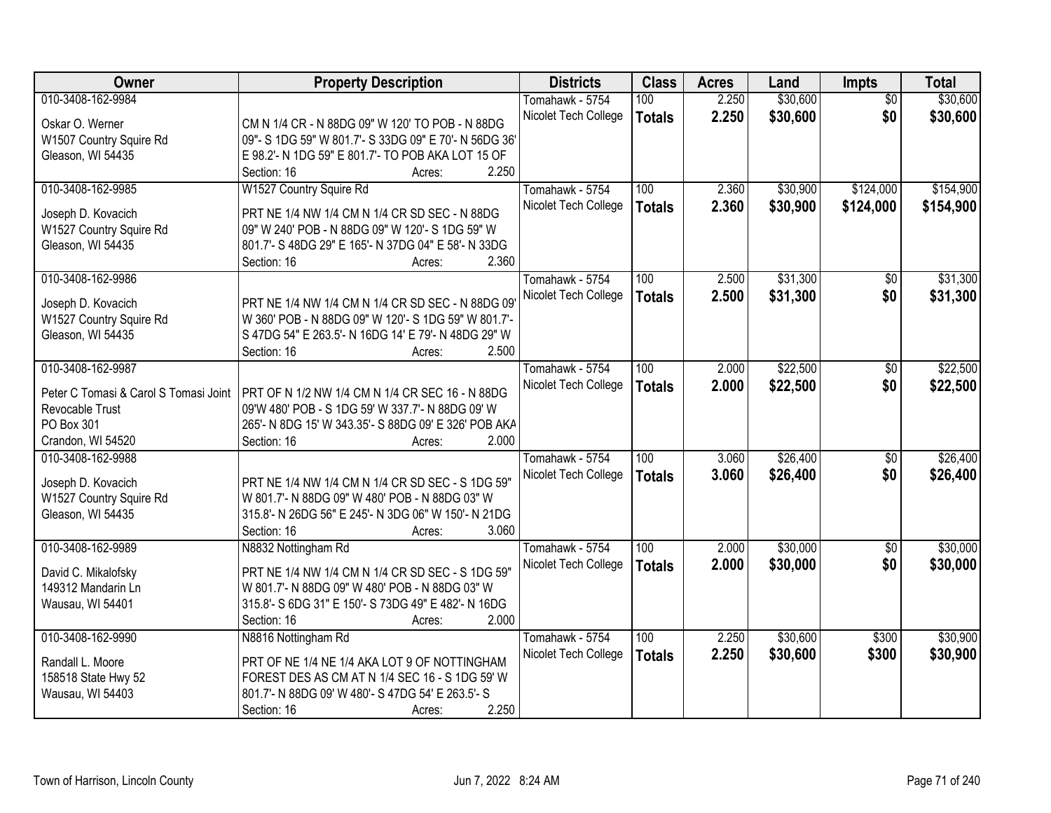| Owner | Property Description | Districts | Class | Acres | Land | Impts | Total |
|---|---|---|---|---|---|---|---|
| 010-3408-162-9984<br>Oskar O. Werner<br>W1507 Country Squire Rd<br>Gleason, WI 54435 | CM N 1/4 CR - N 88DG 09" W 120' TO POB - N 88DG 09"- S 1DG 59" W 801.7'- S 33DG 09" E 70'- N 56DG 36' E 98.2'- N 1DG 59" E 801.7'- TO POB AKA LOT 15 OF<br>Section: 16 Acres: 2.250 | Tomahawk - 5754<br>Nicolet Tech College | 100<br>**Totals** | 2.250<br>**2.250** | $30,600<br>**$30,600** | $0<br>**$0** | $30,600<br>**$30,600** |
| 010-3408-162-9985<br>Joseph D. Kovacich<br>W1527 Country Squire Rd<br>Gleason, WI 54435 | W1527 Country Squire Rd<br>PRT NE 1/4 NW 1/4 CM N 1/4 CR SD SEC - N 88DG 09" W 240' POB - N 88DG 09" W 120'- S 1DG 59" W 801.7'- S 48DG 29" E 165'- N 37DG 04" E 58'- N 33DG<br>Section: 16 Acres: 2.360 | Tomahawk - 5754<br>Nicolet Tech College | 100<br>**Totals** | 2.360<br>**2.360** | $30,900<br>**$30,900** | $124,000<br>**$124,000** | $154,900<br>**$154,900** |
| 010-3408-162-9986<br>Joseph D. Kovacich<br>W1527 Country Squire Rd<br>Gleason, WI 54435 | PRT NE 1/4 NW 1/4 CM N 1/4 CR SD SEC - N 88DG 09' W 360' POB - N 88DG 09" W 120'- S 1DG 59" W 801.7'- S 47DG 54" E 263.5'- N 16DG 14' E 79'- N 48DG 29" W<br>Section: 16 Acres: 2.500 | Tomahawk - 5754<br>Nicolet Tech College | 100<br>**Totals** | 2.500<br>**2.500** | $31,300<br>**$31,300** | $0<br>**$0** | $31,300<br>**$31,300** |
| 010-3408-162-9987<br>Peter C Tomasi & Carol S Tomasi Joint Revocable Trust<br>PO Box 301<br>Crandon, WI 54520 | PRT OF N 1/2 NW 1/4 CM N 1/4 CR SEC 16 - N 88DG 09'W 480' POB - S 1DG 59' W 337.7'- N 88DG 09' W 265'- N 8DG 15' W 343.35'- S 88DG 09' E 326' POB AKA<br>Section: 16 Acres: 2.000 | Tomahawk - 5754<br>Nicolet Tech College | 100<br>**Totals** | 2.000<br>**2.000** | $22,500<br>**$22,500** | $0<br>**$0** | $22,500<br>**$22,500** |
| 010-3408-162-9988<br>Joseph D. Kovacich<br>W1527 Country Squire Rd<br>Gleason, WI 54435 | PRT NE 1/4 NW 1/4 CM N 1/4 CR SD SEC - S 1DG 59" W 801.7'- N 88DG 09" W 480' POB - N 88DG 03" W 315.8'- N 26DG 56" E 245'- N 3DG 06" W 150'- N 21DG<br>Section: 16 Acres: 3.060 | Tomahawk - 5754<br>Nicolet Tech College | 100<br>**Totals** | 3.060<br>**3.060** | $26,400<br>**$26,400** | $0<br>**$0** | $26,400<br>**$26,400** |
| 010-3408-162-9989<br>David C. Mikalofsky<br>149312 Mandarin Ln<br>Wausau, WI 54401 | N8832 Nottingham Rd<br>PRT NE 1/4 NW 1/4 CM N 1/4 CR SD SEC - S 1DG 59" W 801.7'- N 88DG 09" W 480' POB - N 88DG 03" W 315.8'- S 6DG 31" E 150'- S 73DG 49" E 482'- N 16DG<br>Section: 16 Acres: 2.000 | Tomahawk - 5754<br>Nicolet Tech College | 100<br>**Totals** | 2.000<br>**2.000** | $30,000<br>**$30,000** | $0<br>**$0** | $30,000<br>**$30,000** |
| 010-3408-162-9990<br>Randall L. Moore<br>158518 State Hwy 52<br>Wausau, WI 54403 | N8816 Nottingham Rd<br>PRT OF NE 1/4 NE 1/4 AKA LOT 9 OF NOTTINGHAM FOREST DES AS CM AT N 1/4 SEC 16 - S 1DG 59' W 801.7'- N 88DG 09' W 480'- S 47DG 54' E 263.5'- S<br>Section: 16 Acres: 2.250 | Tomahawk - 5754<br>Nicolet Tech College | 100<br>**Totals** | 2.250<br>**2.250** | $30,600<br>**$30,600** | $300<br>**$300** | $30,900<br>**$30,900** |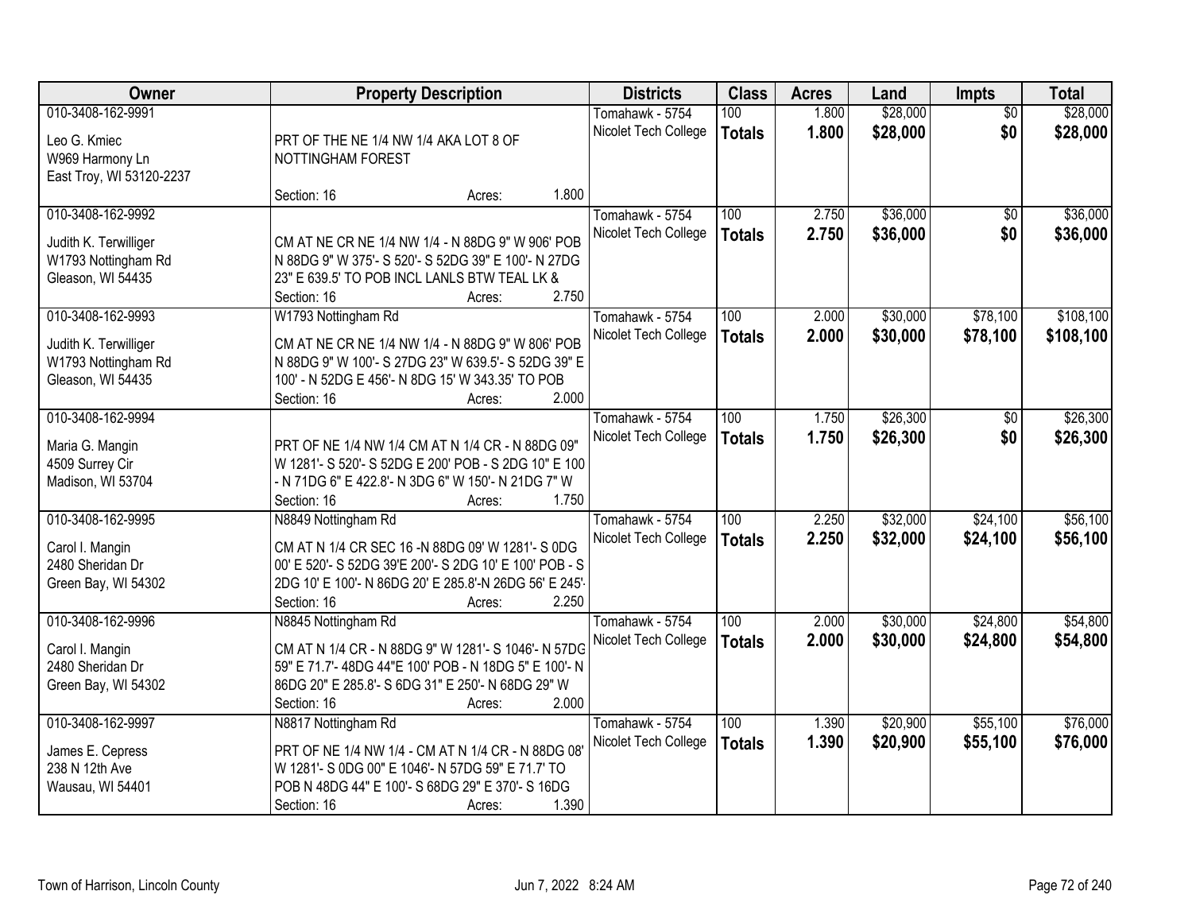| Owner | Property Description | Districts | Class | Acres | Land | Impts | Total |
|---|---|---|---|---|---|---|---|
| 010-3408-162-9991<br>Leo G. Kmiec<br>W969 Harmony Ln<br>East Troy, WI 53120-2237 | PRT OF THE NE 1/4 NW 1/4 AKA LOT 8 OF NOTTINGHAM FOREST<br>Section: 16 Acres: 1.800 | Tomahawk - 5754<br>Nicolet Tech College | 100<br>**Totals** | 1.800<br>**1.800** | $28,000<br>**$28,000** | $0<br>**$0** | $28,000<br>**$28,000** |
| 010-3408-162-9992<br>Judith K. Terwilliger<br>W1793 Nottingham Rd<br>Gleason, WI 54435 | CM AT NE CR NE 1/4 NW 1/4 - N 88DG 9" W 906' POB N 88DG 9" W 375'- S 520'- S 52DG 39" E 100'- N 27DG 23" E 639.5' TO POB INCL LANLS BTW TEAL LK &<br>Section: 16 Acres: 2.750 | Tomahawk - 5754<br>Nicolet Tech College | 100<br>**Totals** | 2.750<br>**2.750** | $36,000<br>**$36,000** | $0<br>**$0** | $36,000<br>**$36,000** |
| 010-3408-162-9993<br>Judith K. Terwilliger<br>W1793 Nottingham Rd<br>Gleason, WI 54435 | W1793 Nottingham Rd<br>CM AT NE CR NE 1/4 NW 1/4 - N 88DG 9" W 806' POB N 88DG 9" W 100'- S 27DG 23" W 639.5'- S 52DG 39" E 100' - N 52DG E 456'- N 8DG 15' W 343.35' TO POB<br>Section: 16 Acres: 2.000 | Tomahawk - 5754<br>Nicolet Tech College | 100<br>**Totals** | 2.000<br>**2.000** | $30,000<br>**$30,000** | $78,100<br>**$78,100** | $108,100<br>**$108,100** |
| 010-3408-162-9994<br>Maria G. Mangin<br>4509 Surrey Cir<br>Madison, WI 53704 | PRT OF NE 1/4 NW 1/4 CM AT N 1/4 CR - N 88DG 09" W 1281'- S 520'- S 52DG E 200' POB - S 2DG 10" E 100 - N 71DG 6" E 422.8'- N 3DG 6" W 150'- N 21DG 7" W<br>Section: 16 Acres: 1.750 | Tomahawk - 5754<br>Nicolet Tech College | 100<br>**Totals** | 1.750<br>**1.750** | $26,300<br>**$26,300** | $0<br>**$0** | $26,300<br>**$26,300** |
| 010-3408-162-9995<br>Carol I. Mangin<br>2480 Sheridan Dr<br>Green Bay, WI 54302 | N8849 Nottingham Rd<br>CM AT N 1/4 CR SEC 16 -N 88DG 09' W 1281'- S 0DG 00' E 520'- S 52DG 39'E 200'- S 2DG 10' E 100' POB - S 2DG 10' E 100'- N 86DG 20' E 285.8'-N 26DG 56' E 245'-<br>Section: 16 Acres: 2.250 | Tomahawk - 5754<br>Nicolet Tech College | 100<br>**Totals** | 2.250<br>**2.250** | $32,000<br>**$32,000** | $24,100<br>**$24,100** | $56,100<br>**$56,100** |
| 010-3408-162-9996<br>Carol I. Mangin<br>2480 Sheridan Dr<br>Green Bay, WI 54302 | N8845 Nottingham Rd<br>CM AT N 1/4 CR - N 88DG 9" W 1281'- S 1046'- N 57DG 59" E 71.7'- 48DG 44"E 100' POB - N 18DG 5" E 100'- N 86DG 20" E 285.8'- S 6DG 31" E 250'- N 68DG 29" W<br>Section: 16 Acres: 2.000 | Tomahawk - 5754<br>Nicolet Tech College | 100<br>**Totals** | 2.000<br>**2.000** | $30,000<br>**$30,000** | $24,800<br>**$24,800** | $54,800<br>**$54,800** |
| 010-3408-162-9997<br>James E. Cepress<br>238 N 12th Ave<br>Wausau, WI 54401 | N8817 Nottingham Rd<br>PRT OF NE 1/4 NW 1/4 - CM AT N 1/4 CR - N 88DG 08' W 1281'- S 0DG 00" E 1046'- N 57DG 59" E 71.7' TO POB N 48DG 44" E 100'- S 68DG 29" E 370'- S 16DG<br>Section: 16 Acres: 1.390 | Tomahawk - 5754<br>Nicolet Tech College | 100<br>**Totals** | 1.390<br>**1.390** | $20,900<br>**$20,900** | $55,100<br>**$55,100** | $76,000<br>**$76,000** |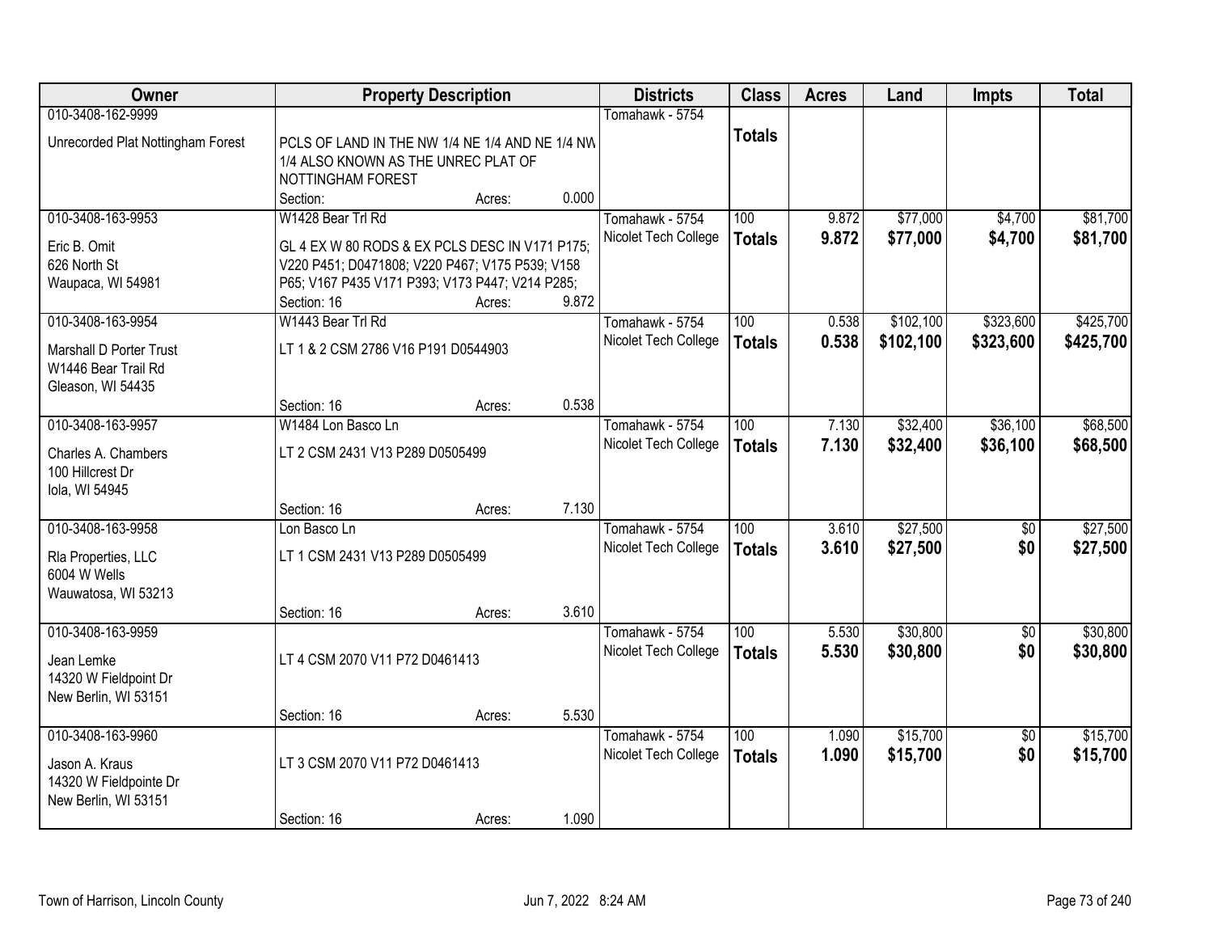| Owner | Property Description | | | Districts | Class | Acres | Land | Impts | Total |
|---|---|---|---|---|---|---|---|---|---|
| 010-3408-162-9999<br>Unrecorded Plat Nottingham Forest | PCLS OF LAND IN THE NW 1/4 NE 1/4 AND NE 1/4 NW 1/4 ALSO KNOWN AS THE UNREC PLAT OF NOTTINGHAM FOREST<br>Section: | Acres: | 0.000 | Tomahawk - 5754 | **Totals** | | | | |
| 010-3408-163-9953<br>Eric B. Omit<br>626 North St<br>Waupaca, WI 54981 | W1428 Bear Trl Rd<br>GL 4 EX W 80 RODS & EX PCLS DESC IN V171 P175; V220 P451; D0471808; V220 P467; V175 P539; V158 P65; V167 P435 V171 P393; V173 P447; V214 P285;<br>Section: 16 | Acres: | 9.872 | Tomahawk - 5754<br>Nicolet Tech College | 100<br>**Totals** | 9.872<br>**9.872** | $77,000<br>**$77,000** | $4,700<br>**$4,700** | $81,700<br>**$81,700** |
| 010-3408-163-9954<br>Marshall D Porter Trust<br>W1446 Bear Trail Rd<br>Gleason, WI 54435 | W1443 Bear Trl Rd<br>LT 1 & 2 CSM 2786 V16 P191 D0544903<br>Section: 16 | Acres: | 0.538 | Tomahawk - 5754<br>Nicolet Tech College | 100<br>**Totals** | 0.538<br>**0.538** | $102,100<br>**$102,100** | $323,600<br>**$323,600** | $425,700<br>**$425,700** |
| 010-3408-163-9957<br>Charles A. Chambers<br>100 Hillcrest Dr<br>Iola, WI 54945 | W1484 Lon Basco Ln<br>LT 2 CSM 2431 V13 P289 D0505499<br>Section: 16 | Acres: | 7.130 | Tomahawk - 5754<br>Nicolet Tech College | 100<br>**Totals** | 7.130<br>**7.130** | $32,400<br>**$32,400** | $36,100<br>**$36,100** | $68,500<br>**$68,500** |
| 010-3408-163-9958<br>Rla Properties, LLC<br>6004 W Wells<br>Wauwatosa, WI 53213 | Lon Basco Ln<br>LT 1 CSM 2431 V13 P289 D0505499<br>Section: 16 | Acres: | 3.610 | Tomahawk - 5754<br>Nicolet Tech College | 100<br>**Totals** | 3.610<br>**3.610** | $27,500<br>**$27,500** | $0<br>**$0** | $27,500<br>**$27,500** |
| 010-3408-163-9959<br>Jean Lemke<br>14320 W Fieldpoint Dr<br>New Berlin, WI 53151 | LT 4 CSM 2070 V11 P72 D0461413<br>Section: 16 | Acres: | 5.530 | Tomahawk - 5754<br>Nicolet Tech College | 100<br>**Totals** | 5.530<br>**5.530** | $30,800<br>**$30,800** | $0<br>**$0** | $30,800<br>**$30,800** |
| 010-3408-163-9960<br>Jason A. Kraus<br>14320 W Fieldpointe Dr<br>New Berlin, WI 53151 | LT 3 CSM 2070 V11 P72 D0461413<br>Section: 16 | Acres: | 1.090 | Tomahawk - 5754<br>Nicolet Tech College | 100<br>**Totals** | 1.090<br>**1.090** | $15,700<br>**$15,700** | $0<br>**$0** | $15,700<br>**$15,700** |

Town of Harrison, Lincoln County — Jun 7, 2022 8:24 AM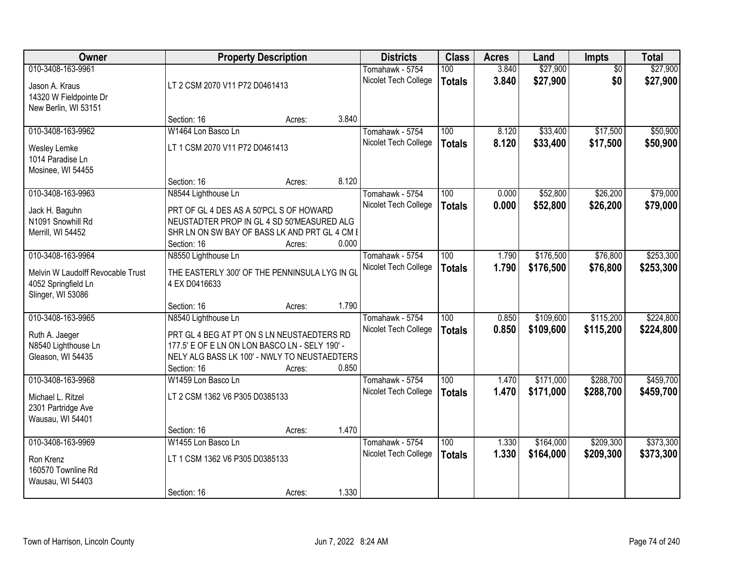| Owner | Property Description | Districts | Class | Acres | Land | Impts | Total |
|---|---|---|---|---|---|---|---|
| 010-3408-163-9961<br>Jason A. Kraus<br>14320 W Fieldpointe Dr<br>New Berlin, WI 53151 | LT 2 CSM 2070 V11 P72 D0461413<br>Section: 16 Acres: 3.840 | Tomahawk - 5754<br>Nicolet Tech College | 100<br>**Totals** | 3.840<br>**3.840** | $27,900<br>**$27,900** | $0<br>**$0** | $27,900<br>**$27,900** |
| 010-3408-163-9962<br>Wesley Lemke<br>1014 Paradise Ln<br>Mosinee, WI 54455 | W1464 Lon Basco Ln<br>LT 1 CSM 2070 V11 P72 D0461413<br>Section: 16 Acres: 8.120 | Tomahawk - 5754<br>Nicolet Tech College | 100<br>**Totals** | 8.120<br>**8.120** | $33,400<br>**$33,400** | $17,500<br>**$17,500** | $50,900<br>**$50,900** |
| 010-3408-163-9963<br>Jack H. Baguhn<br>N1091 Snowhill Rd<br>Merrill, WI 54452 | N8544 Lighthouse Ln<br>PRT OF GL 4 DES AS A 50'PCL S OF HOWARD NEUSTADTER PROP IN GL 4 SD 50'MEASURED ALG SHR LN ON SW BAY OF BASS LK AND PRT GL 4 CM E<br>Section: 16 Acres: 0.000 | Tomahawk - 5754<br>Nicolet Tech College | 100<br>**Totals** | 0.000<br>**0.000** | $52,800<br>**$52,800** | $26,200<br>**$26,200** | $79,000<br>**$79,000** |
| 010-3408-163-9964<br>Melvin W Laudolff Revocable Trust<br>4052 Springfield Ln<br>Slinger, WI 53086 | N8550 Lighthouse Ln<br>THE EASTERLY 300' OF THE PENNINSULA LYG IN GL 4 EX D0416633<br>Section: 16 Acres: 1.790 | Tomahawk - 5754<br>Nicolet Tech College | 100<br>**Totals** | 1.790<br>**1.790** | $176,500<br>**$176,500** | $76,800<br>**$76,800** | $253,300<br>**$253,300** |
| 010-3408-163-9965<br>Ruth A. Jaeger<br>N8540 Lighthouse Ln<br>Gleason, WI 54435 | N8540 Lighthouse Ln<br>PRT GL 4 BEG AT PT ON S LN NEUSTAEDTERS RD 177.5' E OF E LN ON LON BASCO LN - SELY 190' - NELY ALG BASS LK 100' - NWLY TO NEUSTAEDTERS<br>Section: 16 Acres: 0.850 | Tomahawk - 5754<br>Nicolet Tech College | 100<br>**Totals** | 0.850<br>**0.850** | $109,600<br>**$109,600** | $115,200<br>**$115,200** | $224,800<br>**$224,800** |
| 010-3408-163-9968<br>Michael L. Ritzel<br>2301 Partridge Ave<br>Wausau, WI 54401 | W1459 Lon Basco Ln<br>LT 2 CSM 1362 V6 P305 D0385133<br>Section: 16 Acres: 1.470 | Tomahawk - 5754<br>Nicolet Tech College | 100<br>**Totals** | 1.470<br>**1.470** | $171,000<br>**$171,000** | $288,700<br>**$288,700** | $459,700<br>**$459,700** |
| 010-3408-163-9969<br>Ron Krenz<br>160570 Townline Rd<br>Wausau, WI 54403 | W1455 Lon Basco Ln<br>LT 1 CSM 1362 V6 P305 D0385133<br>Section: 16 Acres: 1.330 | Tomahawk - 5754<br>Nicolet Tech College | 100<br>**Totals** | 1.330<br>**1.330** | $164,000<br>**$164,000** | $209,300<br>**$209,300** | $373,300<br>**$373,300** |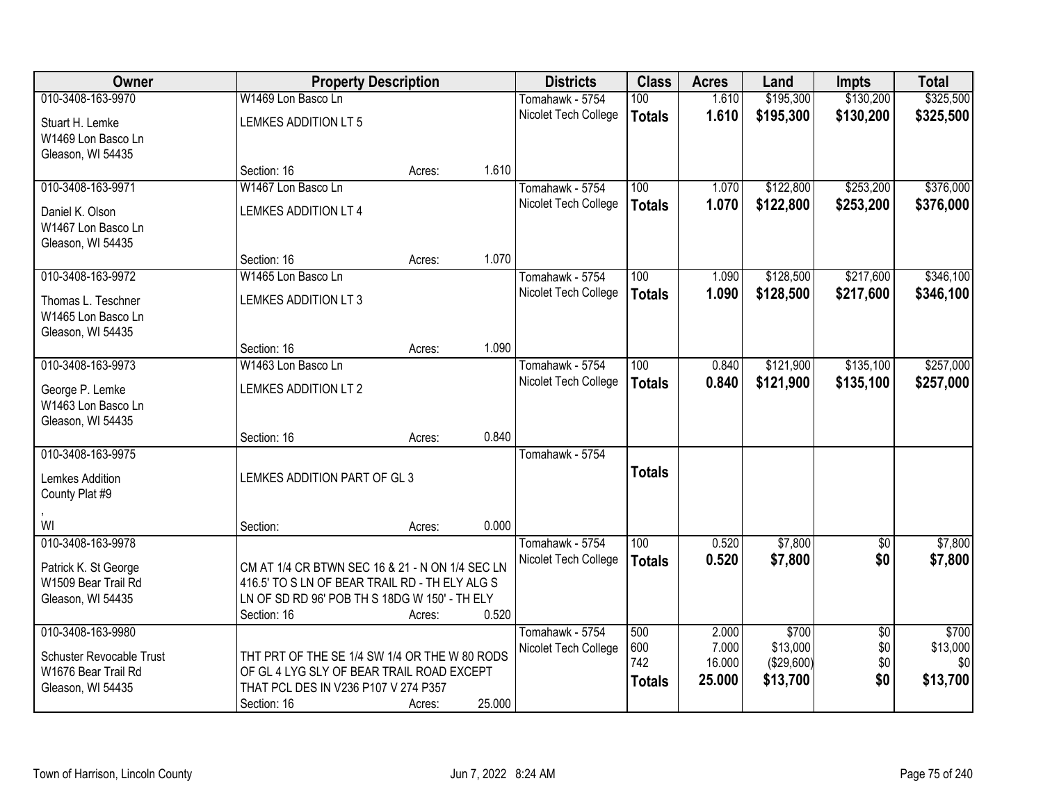| Owner | Property Description | | | Districts | Class | Acres | Land | Impts | Total |
|---|---|---|---|---|---|---|---|---|---|
| 010-3408-163-9970 | W1469 Lon Basco Ln | | | Tomahawk - 5754 | 100 | 1.610 | $195,300 | $130,200 | $325,500 |
| Stuart H. Lemke<br>W1469 Lon Basco Ln<br>Gleason, WI 54435 | LEMKES ADDITION LT 5 | | | Nicolet Tech College | **Totals** | **1.610** | **$195,300** | **$130,200** | **$325,500** |
| | Section: 16 | Acres: | 1.610 | | | | | | |
| 010-3408-163-9971 | W1467 Lon Basco Ln | | | Tomahawk - 5754 | 100 | 1.070 | $122,800 | $253,200 | $376,000 |
| Daniel K. Olson<br>W1467 Lon Basco Ln<br>Gleason, WI 54435 | LEMKES ADDITION LT 4 | | | Nicolet Tech College | **Totals** | **1.070** | **$122,800** | **$253,200** | **$376,000** |
| | Section: 16 | Acres: | 1.070 | | | | | | |
| 010-3408-163-9972 | W1465 Lon Basco Ln | | | Tomahawk - 5754 | 100 | 1.090 | $128,500 | $217,600 | $346,100 |
| Thomas L. Teschner<br>W1465 Lon Basco Ln<br>Gleason, WI 54435 | LEMKES ADDITION LT 3 | | | Nicolet Tech College | **Totals** | **1.090** | **$128,500** | **$217,600** | **$346,100** |
| | Section: 16 | Acres: | 1.090 | | | | | | |
| 010-3408-163-9973 | W1463 Lon Basco Ln | | | Tomahawk - 5754 | 100 | 0.840 | $121,900 | $135,100 | $257,000 |
| George P. Lemke<br>W1463 Lon Basco Ln<br>Gleason, WI 54435 | LEMKES ADDITION LT 2 | | | Nicolet Tech College | **Totals** | **0.840** | **$121,900** | **$135,100** | **$257,000** |
| | Section: 16 | Acres: | 0.840 | | | | | | |
| 010-3408-163-9975 | | | | Tomahawk - 5754 | | | | | |
| Lemkes Addition<br>County Plat #9<br>,<br>WI | LEMKES ADDITION PART OF GL 3 | | | | **Totals** | | | | |
| | Section: | Acres: | 0.000 | | | | | | |
| 010-3408-163-9978 | | | | Tomahawk - 5754 | 100 | 0.520 | $7,800 | $0 | $7,800 |
| Patrick K. St George<br>W1509 Bear Trail Rd<br>Gleason, WI 54435 | CM AT 1/4 CR BTWN SEC 16 & 21 - N ON 1/4 SEC LN 416.5' TO S LN OF BEAR TRAIL RD - TH ELY ALG S LN OF SD RD 96' POB TH S 18DG W 150' - TH ELY | | | Nicolet Tech College | **Totals** | **0.520** | **$7,800** | **$0** | **$7,800** |
| | Section: 16 | Acres: | 0.520 | | | | | | |
| 010-3408-163-9980 | | | | Tomahawk - 5754 | 500 | 2.000 | $700 | $0 | $700 |
| Schuster Revocable Trust<br>W1676 Bear Trail Rd<br>Gleason, WI 54435 | THT PRT OF THE SE 1/4 SW 1/4 OR THE W 80 RODS OF GL 4 LYG SLY OF BEAR TRAIL ROAD EXCEPT THAT PCL DES IN V236 P107 V 274 P357 | | | Nicolet Tech College | 600<br>742<br>**Totals** | 7.000<br>16.000<br>**25.000** | $13,000<br>($29,600)<br>**$13,700** | $0<br>$0<br>**$0** | $13,000<br>$0<br>**$13,700** |
| | Section: 16 | Acres: | 25.000 | | | | | | |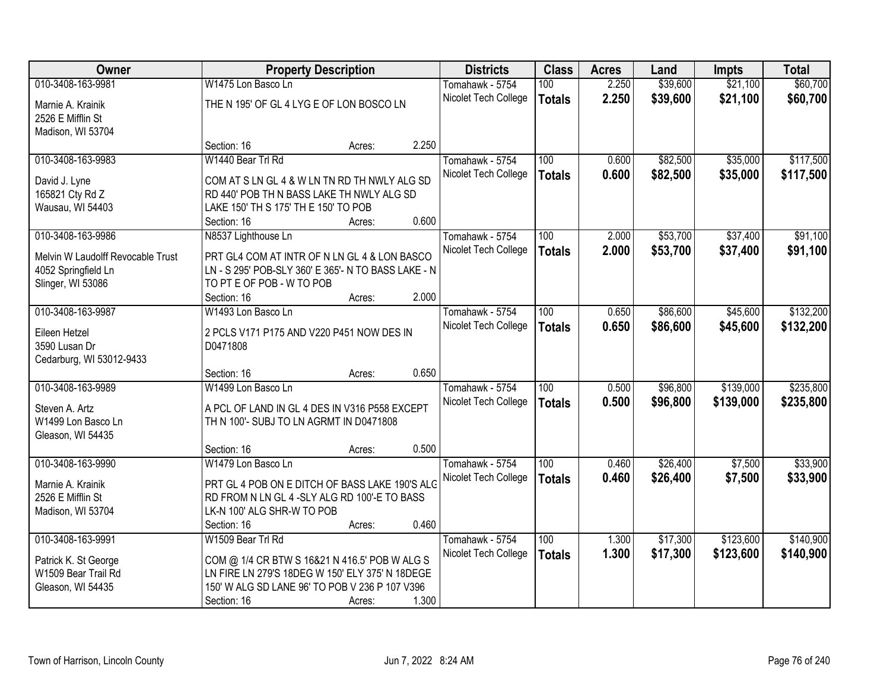| Owner | Property Description | | | Districts | Class | Acres | Land | Impts | Total |
|---|---|---|---|---|---|---|---|---|---|
| 010-3408-163-9981 | W1475 Lon Basco Ln | | | Tomahawk - 5754 | 100 | 2.250 | $39,600 | $21,100 | $60,700 |
| Marnie A. Krainik<br>2526 E Mifflin St<br>Madison, WI 53704 | THE N 195' OF GL 4 LYG E OF LON BOSCO LN | | | Nicolet Tech College | **Totals** | **2.250** | **$39,600** | **$21,100** | **$60,700** |
| | Section: 16 | Acres: | 2.250 | | | | | | |
| 010-3408-163-9983 | W1440 Bear Trl Rd | | | Tomahawk - 5754 | 100 | 0.600 | $82,500 | $35,000 | $117,500 |
| David J. Lyne<br>165821 Cty Rd Z<br>Wausau, WI 54403 | COM AT S LN GL 4 & W LN TN RD TH NWLY ALG SD RD 440' POB TH N BASS LAKE TH NWLY ALG SD LAKE 150' TH S 175' TH E 150' TO POB | | | Nicolet Tech College | **Totals** | **0.600** | **$82,500** | **$35,000** | **$117,500** |
| | Section: 16 | Acres: | 0.600 | | | | | | |
| 010-3408-163-9986 | N8537 Lighthouse Ln | | | Tomahawk - 5754 | 100 | 2.000 | $53,700 | $37,400 | $91,100 |
| Melvin W Laudolff Revocable Trust<br>4052 Springfield Ln<br>Slinger, WI 53086 | PRT GL4 COM AT INTR OF N LN GL 4 & LON BASCO LN - S 295' POB-SLY 360' E 365'- N TO BASS LAKE - N TO PT E OF POB - W TO POB | | | Nicolet Tech College | **Totals** | **2.000** | **$53,700** | **$37,400** | **$91,100** |
| | Section: 16 | Acres: | 2.000 | | | | | | |
| 010-3408-163-9987 | W1493 Lon Basco Ln | | | Tomahawk - 5754 | 100 | 0.650 | $86,600 | $45,600 | $132,200 |
| Eileen Hetzel<br>3590 Lusan Dr<br>Cedarburg, WI 53012-9433 | 2 PCLS V171 P175 AND V220 P451 NOW DES IN D0471808 | | | Nicolet Tech College | **Totals** | **0.650** | **$86,600** | **$45,600** | **$132,200** |
| | Section: 16 | Acres: | 0.650 | | | | | | |
| 010-3408-163-9989 | W1499 Lon Basco Ln | | | Tomahawk - 5754 | 100 | 0.500 | $96,800 | $139,000 | $235,800 |
| Steven A. Artz<br>W1499 Lon Basco Ln<br>Gleason, WI 54435 | A PCL OF LAND IN GL 4 DES IN V316 P558 EXCEPT TH N 100'- SUBJ TO LN AGRMT IN D0471808 | | | Nicolet Tech College | **Totals** | **0.500** | **$96,800** | **$139,000** | **$235,800** |
| | Section: 16 | Acres: | 0.500 | | | | | | |
| 010-3408-163-9990 | W1479 Lon Basco Ln | | | Tomahawk - 5754 | 100 | 0.460 | $26,400 | $7,500 | $33,900 |
| Marnie A. Krainik<br>2526 E Mifflin St<br>Madison, WI 53704 | PRT GL 4 POB ON E DITCH OF BASS LAKE 190'S ALG RD FROM N LN GL 4 -SLY ALG RD 100'-E TO BASS LK-N 100' ALG SHR-W TO POB | | | Nicolet Tech College | **Totals** | **0.460** | **$26,400** | **$7,500** | **$33,900** |
| | Section: 16 | Acres: | 0.460 | | | | | | |
| 010-3408-163-9991 | W1509 Bear Trl Rd | | | Tomahawk - 5754 | 100 | 1.300 | $17,300 | $123,600 | $140,900 |
| Patrick K. St George<br>W1509 Bear Trail Rd<br>Gleason, WI 54435 | COM @ 1/4 CR BTW S 16&21 N 416.5' POB W ALG S LN FIRE LN 279'S 18DEG W 150' ELY 375' N 18DEGE 150' W ALG SD LANE 96' TO POB V 236 P 107 V396 | | | Nicolet Tech College | **Totals** | **1.300** | **$17,300** | **$123,600** | **$140,900** |
| | Section: 16 | Acres: | 1.300 | | | | | | |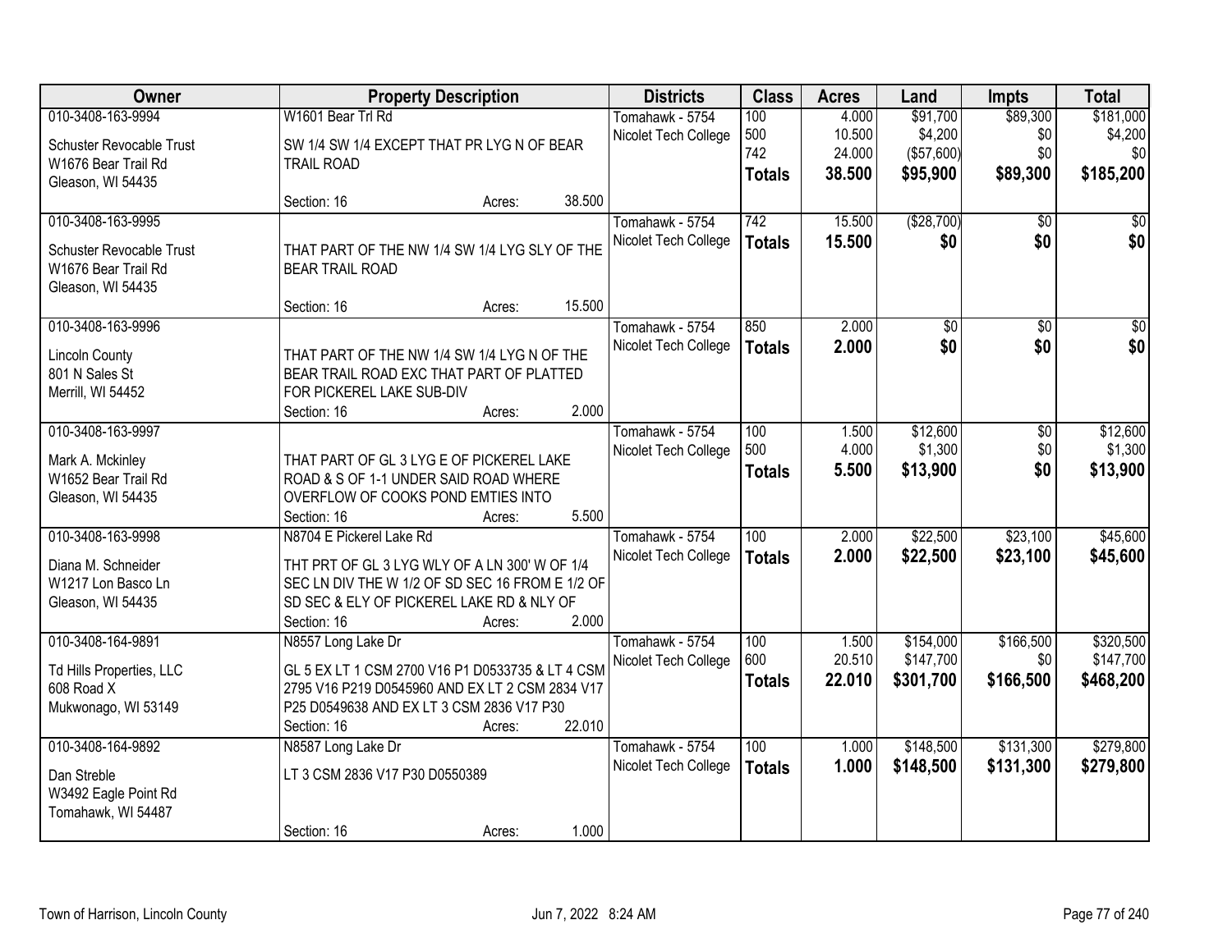| Owner | Property Description | Districts | Class | Acres | Land | Impts | Total |
|---|---|---|---|---|---|---|---|
| 010-3408-163-9994<br>Schuster Revocable Trust<br>W1676 Bear Trail Rd<br>Gleason, WI 54435 | W1601 Bear Trl Rd<br>SW 1/4 SW 1/4 EXCEPT THAT PR LYG N OF BEAR TRAIL ROAD<br>Section: 16 Acres: 38.500 | Tomahawk - 5754<br>Nicolet Tech College | 100<br>500<br>742<br>**Totals** | 4.000<br>10.500<br>24.000<br>**38.500** | $91,700<br>$4,200<br>($57,600)<br>**$95,900** | $89,300<br>$0<br>$0<br>**$89,300** | $181,000<br>$4,200<br>$0<br>**$185,200** |
| 010-3408-163-9995<br>Schuster Revocable Trust<br>W1676 Bear Trail Rd<br>Gleason, WI 54435 | THAT PART OF THE NW 1/4 SW 1/4 LYG SLY OF THE BEAR TRAIL ROAD<br>Section: 16 Acres: 15.500 | Tomahawk - 5754<br>Nicolet Tech College | 742<br>**Totals** | 15.500<br>**15.500** | ($28,700)<br>**$0** | $0<br>**$0** | $0<br>**$0** |
| 010-3408-163-9996<br>Lincoln County<br>801 N Sales St<br>Merrill, WI 54452 | THAT PART OF THE NW 1/4 SW 1/4 LYG N OF THE BEAR TRAIL ROAD EXC THAT PART OF PLATTED FOR PICKEREL LAKE SUB-DIV<br>Section: 16 Acres: 2.000 | Tomahawk - 5754<br>Nicolet Tech College | 850<br>**Totals** | 2.000<br>**2.000** | $0<br>**$0** | $0<br>**$0** | $0<br>**$0** |
| 010-3408-163-9997<br>Mark A. Mckinley<br>W1652 Bear Trail Rd<br>Gleason, WI 54435 | THAT PART OF GL 3 LYG E OF PICKEREL LAKE ROAD & S OF 1-1 UNDER SAID ROAD WHERE OVERFLOW OF COOKS POND EMTIES INTO<br>Section: 16 Acres: 5.500 | Tomahawk - 5754<br>Nicolet Tech College | 100<br>500<br>**Totals** | 1.500<br>4.000<br>**5.500** | $12,600<br>$1,300<br>**$13,900** | $0<br>$0<br>**$0** | $12,600<br>$1,300<br>**$13,900** |
| 010-3408-163-9998<br>Diana M. Schneider<br>W1217 Lon Basco Ln<br>Gleason, WI 54435 | N8704 E Pickerel Lake Rd<br>THT PRT OF GL 3 LYG WLY OF A LN 300' W OF 1/4 SEC LN DIV THE W 1/2 OF SD SEC 16 FROM E 1/2 OF SD SEC & ELY OF PICKEREL LAKE RD & NLY OF<br>Section: 16 Acres: 2.000 | Tomahawk - 5754<br>Nicolet Tech College | 100<br>**Totals** | 2.000<br>**2.000** | $22,500<br>**$22,500** | $23,100<br>**$23,100** | $45,600<br>**$45,600** |
| 010-3408-164-9891<br>Td Hills Properties, LLC<br>608 Road X<br>Mukwonago, WI 53149 | N8557 Long Lake Dr<br>GL 5 EX LT 1 CSM 2700 V16 P1 D0533735 & LT 4 CSM 2795 V16 P219 D0545960 AND EX LT 2 CSM 2834 V17 P25 D0549638 AND EX LT 3 CSM 2836 V17 P30<br>Section: 16 Acres: 22.010 | Tomahawk - 5754<br>Nicolet Tech College | 100<br>600<br>**Totals** | 1.500<br>20.510<br>**22.010** | $154,000<br>$147,700<br>**$301,700** | $166,500<br>$0<br>**$166,500** | $320,500<br>$147,700<br>**$468,200** |
| 010-3408-164-9892<br>Dan Streble<br>W3492 Eagle Point Rd<br>Tomahawk, WI 54487 | N8587 Long Lake Dr<br>LT 3 CSM 2836 V17 P30 D0550389<br>Section: 16 Acres: 1.000 | Tomahawk - 5754<br>Nicolet Tech College | 100<br>**Totals** | 1.000<br>**1.000** | $148,500<br>**$148,500** | $131,300<br>**$131,300** | $279,800<br>**$279,800** |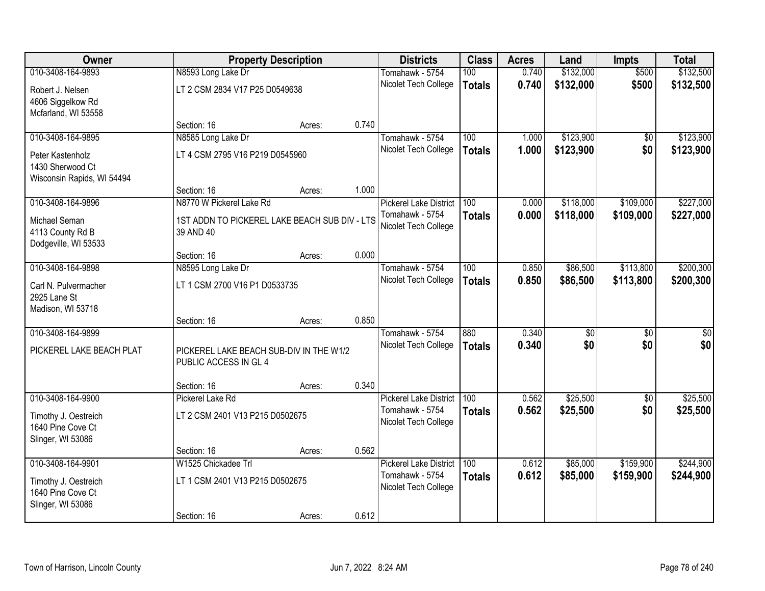| Owner | Property Description | Districts | Class | Acres | Land | Impts | Total |
|---|---|---|---|---|---|---|---|
| 010-3408-164-9893<br>Robert J. Nelsen<br>4606 Siggelkow Rd<br>Mcfarland, WI 53558 | N8593 Long Lake Dr<br>LT 2 CSM 2834 V17 P25 D0549638<br>Section: 16 Acres: 0.740 | Tomahawk - 5754<br>Nicolet Tech College | 100<br>**Totals** | 0.740<br>**0.740** | $132,000<br>**$132,000** | $500<br>**$500** | $132,500<br>**$132,500** |
| 010-3408-164-9895<br>Peter Kastenholz<br>1430 Sherwood Ct<br>Wisconsin Rapids, WI 54494 | N8585 Long Lake Dr<br>LT 4 CSM 2795 V16 P219 D0545960<br>Section: 16 Acres: 1.000 | Tomahawk - 5754<br>Nicolet Tech College | 100<br>**Totals** | 1.000<br>**1.000** | $123,900<br>**$123,900** | $0<br>**$0** | $123,900<br>**$123,900** |
| 010-3408-164-9896<br>Michael Seman<br>4113 County Rd B<br>Dodgeville, WI 53533 | N8770 W Pickerel Lake Rd<br>1ST ADDN TO PICKEREL LAKE BEACH SUB DIV - LTS 39 AND 40<br>Section: 16 Acres: 0.000 | Pickerel Lake District<br>Tomahawk - 5754<br>Nicolet Tech College | 100<br>**Totals** | 0.000<br>**0.000** | $118,000<br>**$118,000** | $109,000<br>**$109,000** | $227,000<br>**$227,000** |
| 010-3408-164-9898<br>Carl N. Pulvermacher<br>2925 Lane St<br>Madison, WI 53718 | N8595 Long Lake Dr<br>LT 1 CSM 2700 V16 P1 D0533735<br>Section: 16 Acres: 0.850 | Tomahawk - 5754<br>Nicolet Tech College | 100<br>**Totals** | 0.850<br>**0.850** | $86,500<br>**$86,500** | $113,800<br>**$113,800** | $200,300<br>**$200,300** |
| 010-3408-164-9899<br>PICKEREL LAKE BEACH PLAT | PICKEREL LAKE BEACH SUB-DIV IN THE W1/2 PUBLIC ACCESS IN GL 4<br>Section: 16 Acres: 0.340 | Tomahawk - 5754<br>Nicolet Tech College | 880<br>**Totals** | 0.340<br>**0.340** | $0<br>**$0** | $0<br>**$0** | $0<br>**$0** |
| 010-3408-164-9900<br>Timothy J. Oestreich<br>1640 Pine Cove Ct<br>Slinger, WI 53086 | Pickerel Lake Rd<br>LT 2 CSM 2401 V13 P215 D0502675<br>Section: 16 Acres: 0.562 | Pickerel Lake District<br>Tomahawk - 5754<br>Nicolet Tech College | 100<br>**Totals** | 0.562<br>**0.562** | $25,500<br>**$25,500** | $0<br>**$0** | $25,500<br>**$25,500** |
| 010-3408-164-9901<br>Timothy J. Oestreich<br>1640 Pine Cove Ct<br>Slinger, WI 53086 | W1525 Chickadee Trl<br>LT 1 CSM 2401 V13 P215 D0502675<br>Section: 16 Acres: 0.612 | Pickerel Lake District<br>Tomahawk - 5754<br>Nicolet Tech College | 100<br>**Totals** | 0.612<br>**0.612** | $85,000<br>**$85,000** | $159,900<br>**$159,900** | $244,900<br>**$244,900** |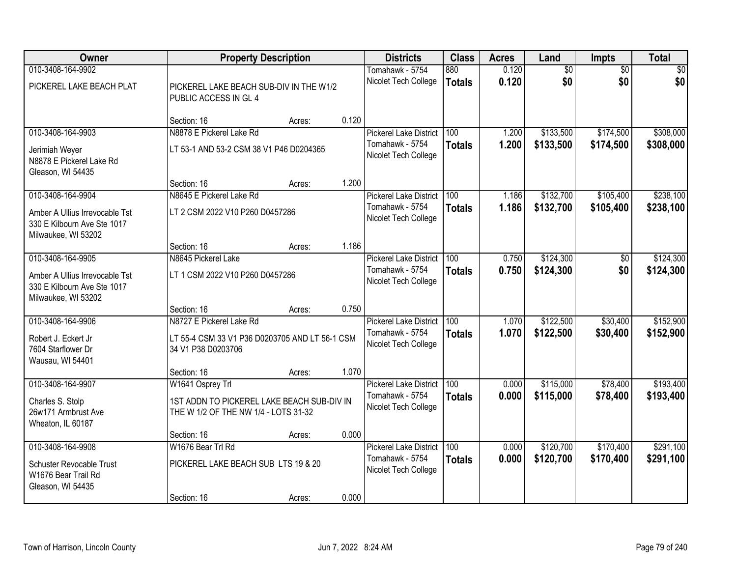| Owner | Property Description | | | Districts | Class | Acres | Land | Impts | Total |
|---|---|---|---|---|---|---|---|---|---|
| 010-3408-164-9902<br>PICKEREL LAKE BEACH PLAT | PICKEREL LAKE BEACH SUB-DIV IN THE W1/2 PUBLIC ACCESS IN GL 4 | | | Tomahawk - 5754<br>Nicolet Tech College | 880<br>**Totals** | 0.120<br>**0.120** | $0<br>**$0** | $0<br>**$0** | $0<br>**$0** |
| | Section: 16 | Acres: | 0.120 | | | | | | |
| 010-3408-164-9903<br>Jerimiah Weyer<br>N8878 E Pickerel Lake Rd<br>Gleason, WI 54435 | N8878 E Pickerel Lake Rd<br>LT 53-1 AND 53-2 CSM 38 V1 P46 D0204365 | | | Pickerel Lake District<br>Tomahawk - 5754<br>Nicolet Tech College | 100<br>**Totals** | 1.200<br>**1.200** | $133,500<br>**$133,500** | $174,500<br>**$174,500** | $308,000<br>**$308,000** |
| | Section: 16 | Acres: | 1.200 | | | | | | |
| 010-3408-164-9904<br>Amber A Ullius Irrevocable Tst<br>330 E Kilbourn Ave Ste 1017<br>Milwaukee, WI 53202 | N8645 E Pickerel Lake Rd<br>LT 2 CSM 2022 V10 P260 D0457286 | | | Pickerel Lake District<br>Tomahawk - 5754<br>Nicolet Tech College | 100<br>**Totals** | 1.186<br>**1.186** | $132,700<br>**$132,700** | $105,400<br>**$105,400** | $238,100<br>**$238,100** |
| | Section: 16 | Acres: | 1.186 | | | | | | |
| 010-3408-164-9905<br>Amber A Ullius Irrevocable Tst<br>330 E Kilbourn Ave Ste 1017<br>Milwaukee, WI 53202 | N8645 Pickerel Lake<br>LT 1 CSM 2022 V10 P260 D0457286 | | | Pickerel Lake District<br>Tomahawk - 5754<br>Nicolet Tech College | 100<br>**Totals** | 0.750<br>**0.750** | $124,300<br>**$124,300** | $0<br>**$0** | $124,300<br>**$124,300** |
| | Section: 16 | Acres: | 0.750 | | | | | | |
| 010-3408-164-9906<br>Robert J. Eckert Jr<br>7604 Starflower Dr<br>Wausau, WI 54401 | N8727 E Pickerel Lake Rd<br>LT 55-4 CSM 33 V1 P36 D0203705 AND LT 56-1 CSM 34 V1 P38 D0203706 | | | Pickerel Lake District<br>Tomahawk - 5754<br>Nicolet Tech College | 100<br>**Totals** | 1.070<br>**1.070** | $122,500<br>**$122,500** | $30,400<br>**$30,400** | $152,900<br>**$152,900** |
| | Section: 16 | Acres: | 1.070 | | | | | | |
| 010-3408-164-9907<br>Charles S. Stolp<br>26w171 Armbrust Ave<br>Wheaton, IL 60187 | W1641 Osprey Trl<br>1ST ADDN TO PICKEREL LAKE BEACH SUB-DIV IN THE W 1/2 OF THE NW 1/4 - LOTS 31-32 | | | Pickerel Lake District<br>Tomahawk - 5754<br>Nicolet Tech College | 100<br>**Totals** | 0.000<br>**0.000** | $115,000<br>**$115,000** | $78,400<br>**$78,400** | $193,400<br>**$193,400** |
| | Section: 16 | Acres: | 0.000 | | | | | | |
| 010-3408-164-9908<br>Schuster Revocable Trust<br>W1676 Bear Trail Rd<br>Gleason, WI 54435 | W1676 Bear Trl Rd<br>PICKEREL LAKE BEACH SUB LTS 19 & 20 | | | Pickerel Lake District<br>Tomahawk - 5754<br>Nicolet Tech College | 100<br>**Totals** | 0.000<br>**0.000** | $120,700<br>**$120,700** | $170,400<br>**$170,400** | $291,100<br>**$291,100** |
| | Section: 16 | Acres: | 0.000 | | | | | | |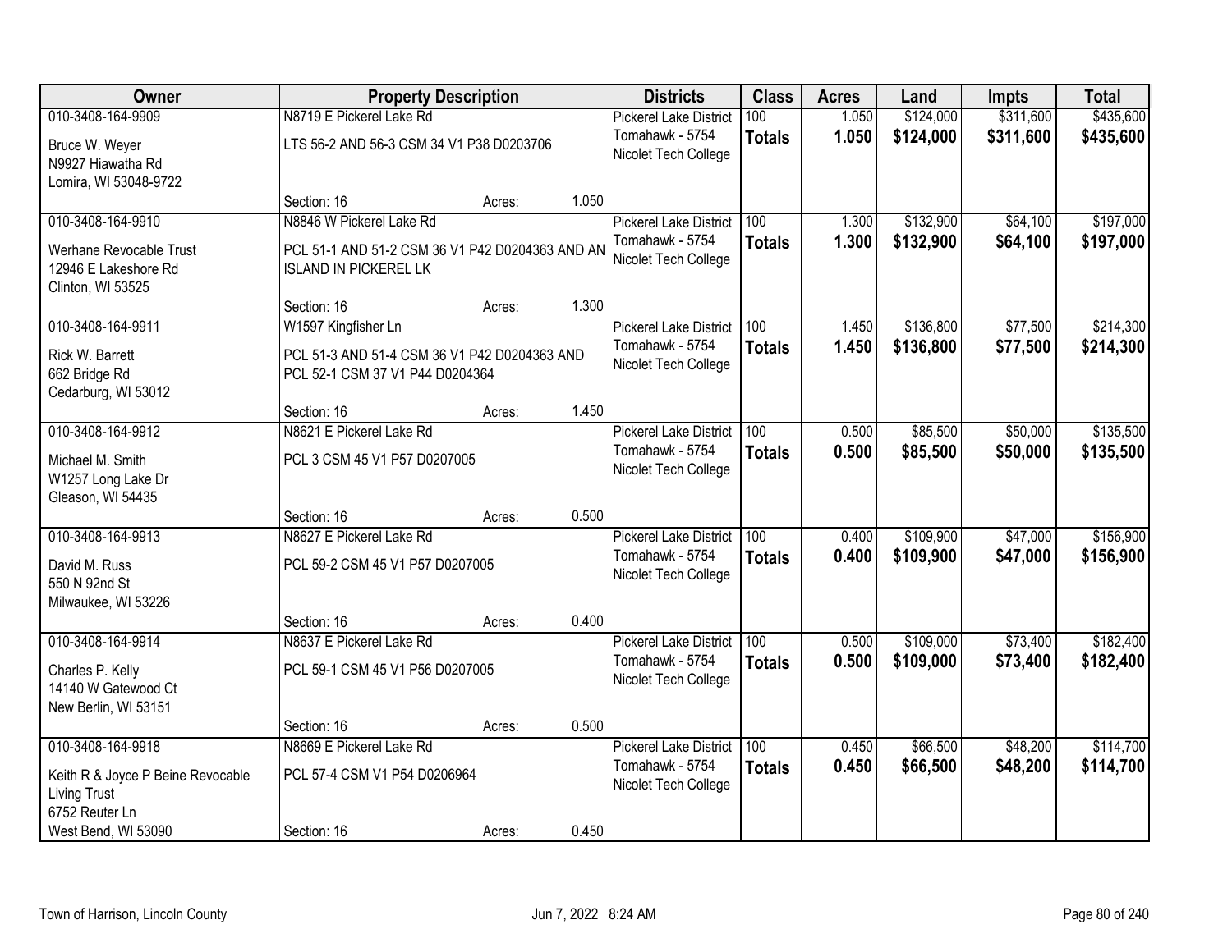| Owner | Property Description | | | Districts | Class | Acres | Land | Impts | Total |
|---|---|---|---|---|---|---|---|---|---|
| 010-3408-164-9909<br>Bruce W. Weyer<br>N9927 Hiawatha Rd<br>Lomira, WI 53048-9722 | N8719 E Pickerel Lake Rd<br>LTS 56-2 AND 56-3 CSM 34 V1 P38 D0203706<br>Section: 16 | Acres: | 1.050 | Pickerel Lake District<br>Tomahawk - 5754<br>Nicolet Tech College | 100<br>**Totals** | 1.050<br>**1.050** | $124,000<br>**$124,000** | $311,600<br>**$311,600** | $435,600<br>**$435,600** |
| 010-3408-164-9910<br>Werhane Revocable Trust<br>12946 E Lakeshore Rd<br>Clinton, WI 53525 | N8846 W Pickerel Lake Rd<br>PCL 51-1 AND 51-2 CSM 36 V1 P42 D0204363 AND AN ISLAND IN PICKEREL LK<br>Section: 16 | Acres: | 1.300 | Pickerel Lake District<br>Tomahawk - 5754<br>Nicolet Tech College | 100<br>**Totals** | 1.300<br>**1.300** | $132,900<br>**$132,900** | $64,100<br>**$64,100** | $197,000<br>**$197,000** |
| 010-3408-164-9911<br>Rick W. Barrett<br>662 Bridge Rd<br>Cedarburg, WI 53012 | W1597 Kingfisher Ln<br>PCL 51-3 AND 51-4 CSM 36 V1 P42 D0204363 AND PCL 52-1 CSM 37 V1 P44 D0204364<br>Section: 16 | Acres: | 1.450 | Pickerel Lake District<br>Tomahawk - 5754<br>Nicolet Tech College | 100<br>**Totals** | 1.450<br>**1.450** | $136,800<br>**$136,800** | $77,500<br>**$77,500** | $214,300<br>**$214,300** |
| 010-3408-164-9912<br>Michael M. Smith<br>W1257 Long Lake Dr<br>Gleason, WI 54435 | N8621 E Pickerel Lake Rd<br>PCL 3 CSM 45 V1 P57 D0207005<br>Section: 16 | Acres: | 0.500 | Pickerel Lake District<br>Tomahawk - 5754<br>Nicolet Tech College | 100<br>**Totals** | 0.500<br>**0.500** | $85,500<br>**$85,500** | $50,000<br>**$50,000** | $135,500<br>**$135,500** |
| 010-3408-164-9913<br>David M. Russ<br>550 N 92nd St<br>Milwaukee, WI 53226 | N8627 E Pickerel Lake Rd<br>PCL 59-2 CSM 45 V1 P57 D0207005<br>Section: 16 | Acres: | 0.400 | Pickerel Lake District<br>Tomahawk - 5754<br>Nicolet Tech College | 100<br>**Totals** | 0.400<br>**0.400** | $109,900<br>**$109,900** | $47,000<br>**$47,000** | $156,900<br>**$156,900** |
| 010-3408-164-9914<br>Charles P. Kelly<br>14140 W Gatewood Ct<br>New Berlin, WI 53151 | N8637 E Pickerel Lake Rd<br>PCL 59-1 CSM 45 V1 P56 D0207005<br>Section: 16 | Acres: | 0.500 | Pickerel Lake District<br>Tomahawk - 5754<br>Nicolet Tech College | 100<br>**Totals** | 0.500<br>**0.500** | $109,000<br>**$109,000** | $73,400<br>**$73,400** | $182,400<br>**$182,400** |
| 010-3408-164-9918<br>Keith R & Joyce P Beine Revocable Living Trust<br>6752 Reuter Ln<br>West Bend, WI 53090 | N8669 E Pickerel Lake Rd<br>PCL 57-4 CSM V1 P54 D0206964<br>Section: 16 | Acres: | 0.450 | Pickerel Lake District<br>Tomahawk - 5754<br>Nicolet Tech College | 100<br>**Totals** | 0.450<br>**0.450** | $66,500<br>**$66,500** | $48,200<br>**$48,200** | $114,700<br>**$114,700** |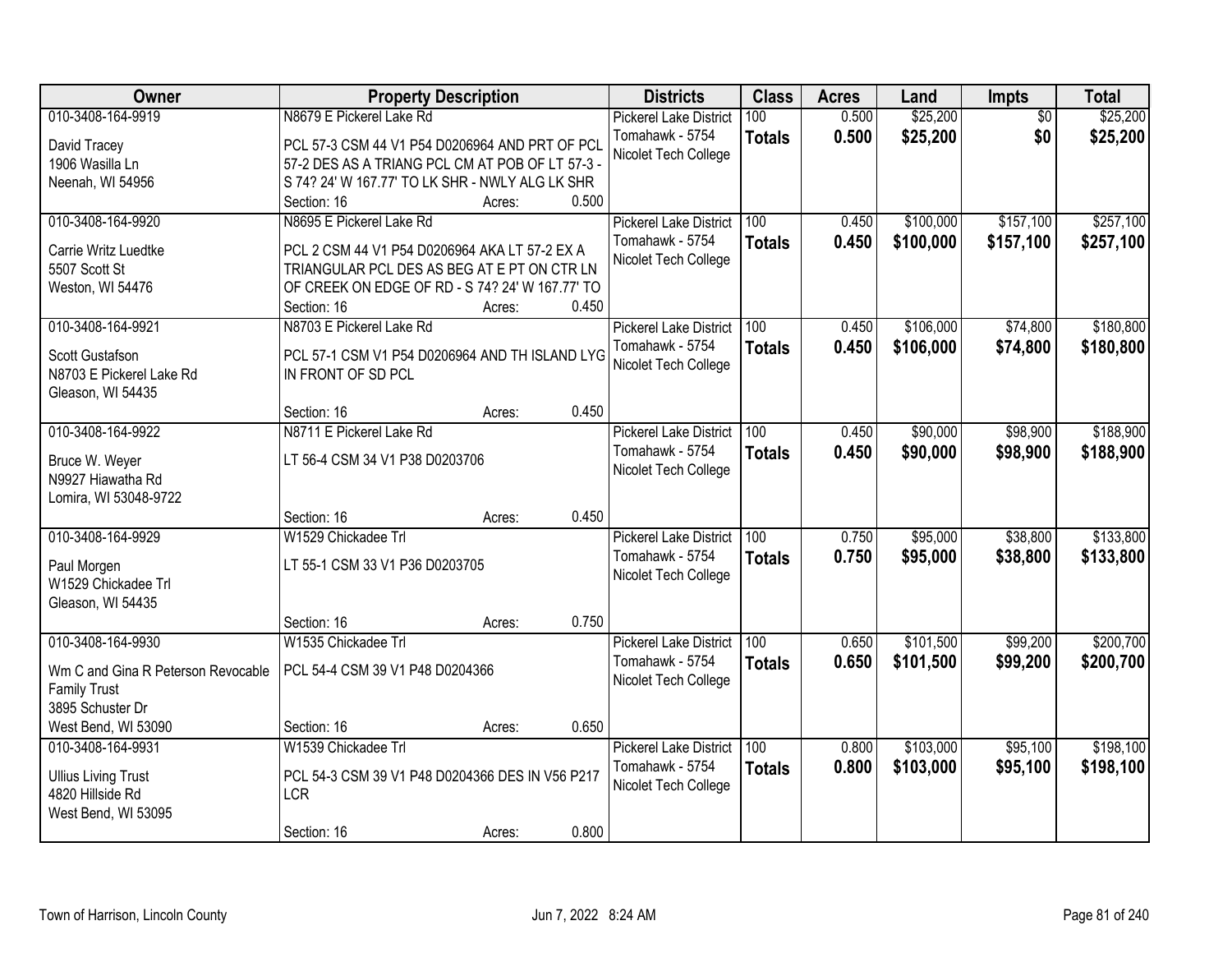| Owner | Property Description | Districts | Class | Acres | Land | Impts | Total |
|---|---|---|---|---|---|---|---|
| 010-3408-164-9919<br>David Tracey<br>1906 Wasilla Ln<br>Neenah, WI 54956 | N8679 E Pickerel Lake Rd<br>PCL 57-3 CSM 44 V1 P54 D0206964 AND PRT OF PCL 57-2 DES AS A TRIANG PCL CM AT POB OF LT 57-3 - S 74? 24' W 167.77' TO LK SHR - NWLY ALG LK SHR<br>Section: 16 Acres: 0.500 | Pickerel Lake District<br>Tomahawk - 5754<br>Nicolet Tech College | 100<br>**Totals** | 0.500<br>**0.500** | $25,200<br>**$25,200** | $0<br>**$0** | $25,200<br>**$25,200** |
| 010-3408-164-9920<br>Carrie Writz Luedtke<br>5507 Scott St<br>Weston, WI 54476 | N8695 E Pickerel Lake Rd<br>PCL 2 CSM 44 V1 P54 D0206964 AKA LT 57-2 EX A TRIANGULAR PCL DES AS BEG AT E PT ON CTR LN OF CREEK ON EDGE OF RD - S 74? 24' W 167.77' TO<br>Section: 16 Acres: 0.450 | Pickerel Lake District<br>Tomahawk - 5754<br>Nicolet Tech College | 100<br>**Totals** | 0.450<br>**0.450** | $100,000<br>**$100,000** | $157,100<br>**$157,100** | $257,100<br>**$257,100** |
| 010-3408-164-9921<br>Scott Gustafson<br>N8703 E Pickerel Lake Rd<br>Gleason, WI 54435 | N8703 E Pickerel Lake Rd<br>PCL 57-1 CSM V1 P54 D0206964 AND TH ISLAND LYG IN FRONT OF SD PCL<br>Section: 16 Acres: 0.450 | Pickerel Lake District<br>Tomahawk - 5754<br>Nicolet Tech College | 100<br>**Totals** | 0.450<br>**0.450** | $106,000<br>**$106,000** | $74,800<br>**$74,800** | $180,800<br>**$180,800** |
| 010-3408-164-9922<br>Bruce W. Weyer<br>N9927 Hiawatha Rd<br>Lomira, WI 53048-9722 | N8711 E Pickerel Lake Rd<br>LT 56-4 CSM 34 V1 P38 D0203706<br>Section: 16 Acres: 0.450 | Pickerel Lake District<br>Tomahawk - 5754<br>Nicolet Tech College | 100<br>**Totals** | 0.450<br>**0.450** | $90,000<br>**$90,000** | $98,900<br>**$98,900** | $188,900<br>**$188,900** |
| 010-3408-164-9929<br>Paul Morgen<br>W1529 Chickadee Trl<br>Gleason, WI 54435 | W1529 Chickadee Trl<br>LT 55-1 CSM 33 V1 P36 D0203705<br>Section: 16 Acres: 0.750 | Pickerel Lake District<br>Tomahawk - 5754<br>Nicolet Tech College | 100<br>**Totals** | 0.750<br>**0.750** | $95,000<br>**$95,000** | $38,800<br>**$38,800** | $133,800<br>**$133,800** |
| 010-3408-164-9930<br>Wm C and Gina R Peterson Revocable Family Trust<br>3895 Schuster Dr<br>West Bend, WI 53090 | W1535 Chickadee Trl<br>PCL 54-4 CSM 39 V1 P48 D0204366<br>Section: 16 Acres: 0.650 | Pickerel Lake District<br>Tomahawk - 5754<br>Nicolet Tech College | 100<br>**Totals** | 0.650<br>**0.650** | $101,500<br>**$101,500** | $99,200<br>**$99,200** | $200,700<br>**$200,700** |
| 010-3408-164-9931<br>Ullius Living Trust<br>4820 Hillside Rd<br>West Bend, WI 53095 | W1539 Chickadee Trl<br>PCL 54-3 CSM 39 V1 P48 D0204366 DES IN V56 P217 LCR<br>Section: 16 Acres: 0.800 | Pickerel Lake District<br>Tomahawk - 5754<br>Nicolet Tech College | 100<br>**Totals** | 0.800<br>**0.800** | $103,000<br>**$103,000** | $95,100<br>**$95,100** | $198,100<br>**$198,100** |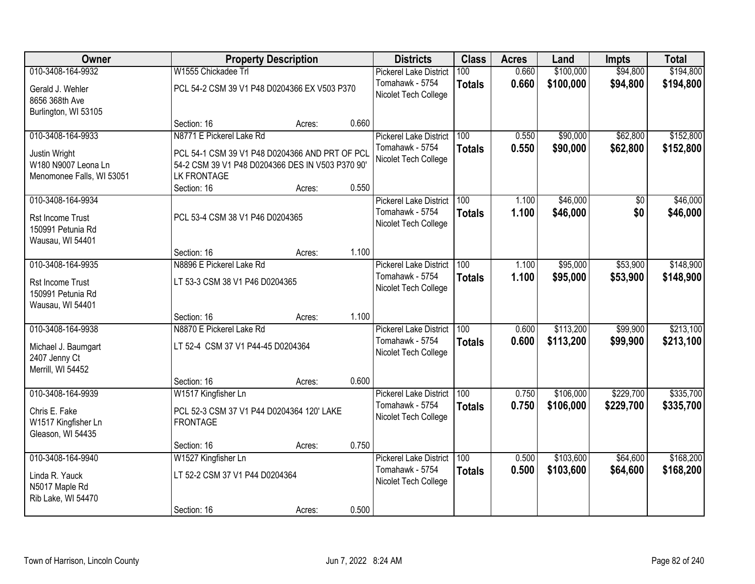| Owner | Property Description | | | Districts | Class | Acres | Land | Impts | Total |
|---|---|---|---|---|---|---|---|---|---|
| 010-3408-164-9932 | W1555 Chickadee Trl | | | Pickerel Lake District | 100 | 0.660 | $100,000 | $94,800 | $194,800 |
| Gerald J. Wehler<br>8656 368th Ave<br>Burlington, WI 53105 | PCL 54-2 CSM 39 V1 P48 D0204366 EX V503 P370 | | | Tomahawk - 5754<br>Nicolet Tech College | **Totals** | **0.660** | **$100,000** | **$94,800** | **$194,800** |
| | Section: 16 | Acres: | 0.660 | | | | | | |
| 010-3408-164-9933 | N8771 E Pickerel Lake Rd | | | Pickerel Lake District | 100 | 0.550 | $90,000 | $62,800 | $152,800 |
| Justin Wright<br>W180 N9007 Leona Ln<br>Menomonee Falls, WI 53051 | PCL 54-1 CSM 39 V1 P48 D0204366 AND PRT OF PCL 54-2 CSM 39 V1 P48 D0204366 DES IN V503 P370 90' LK FRONTAGE | | | Tomahawk - 5754<br>Nicolet Tech College | **Totals** | **0.550** | **$90,000** | **$62,800** | **$152,800** |
| | Section: 16 | Acres: | 0.550 | | | | | | |
| 010-3408-164-9934 | | | | Pickerel Lake District | 100 | 1.100 | $46,000 | $0 | $46,000 |
| Rst Income Trust<br>150991 Petunia Rd<br>Wausau, WI 54401 | PCL 53-4 CSM 38 V1 P46 D0204365 | | | Tomahawk - 5754<br>Nicolet Tech College | **Totals** | **1.100** | **$46,000** | **$0** | **$46,000** |
| | Section: 16 | Acres: | 1.100 | | | | | | |
| 010-3408-164-9935 | N8896 E Pickerel Lake Rd | | | Pickerel Lake District | 100 | 1.100 | $95,000 | $53,900 | $148,900 |
| Rst Income Trust<br>150991 Petunia Rd<br>Wausau, WI 54401 | LT 53-3 CSM 38 V1 P46 D0204365 | | | Tomahawk - 5754<br>Nicolet Tech College | **Totals** | **1.100** | **$95,000** | **$53,900** | **$148,900** |
| | Section: 16 | Acres: | 1.100 | | | | | | |
| 010-3408-164-9938 | N8870 E Pickerel Lake Rd | | | Pickerel Lake District | 100 | 0.600 | $113,200 | $99,900 | $213,100 |
| Michael J. Baumgart<br>2407 Jenny Ct<br>Merrill, WI 54452 | LT 52-4 CSM 37 V1 P44-45 D0204364 | | | Tomahawk - 5754<br>Nicolet Tech College | **Totals** | **0.600** | **$113,200** | **$99,900** | **$213,100** |
| | Section: 16 | Acres: | 0.600 | | | | | | |
| 010-3408-164-9939 | W1517 Kingfisher Ln | | | Pickerel Lake District | 100 | 0.750 | $106,000 | $229,700 | $335,700 |
| Chris E. Fake<br>W1517 Kingfisher Ln<br>Gleason, WI 54435 | PCL 52-3 CSM 37 V1 P44 D0204364 120' LAKE FRONTAGE | | | Tomahawk - 5754<br>Nicolet Tech College | **Totals** | **0.750** | **$106,000** | **$229,700** | **$335,700** |
| | Section: 16 | Acres: | 0.750 | | | | | | |
| 010-3408-164-9940 | W1527 Kingfisher Ln | | | Pickerel Lake District | 100 | 0.500 | $103,600 | $64,600 | $168,200 |
| Linda R. Yauck<br>N5017 Maple Rd<br>Rib Lake, WI 54470 | LT 52-2 CSM 37 V1 P44 D0204364 | | | Tomahawk - 5754<br>Nicolet Tech College | **Totals** | **0.500** | **$103,600** | **$64,600** | **$168,200** |
| | Section: 16 | Acres: | 0.500 | | | | | | |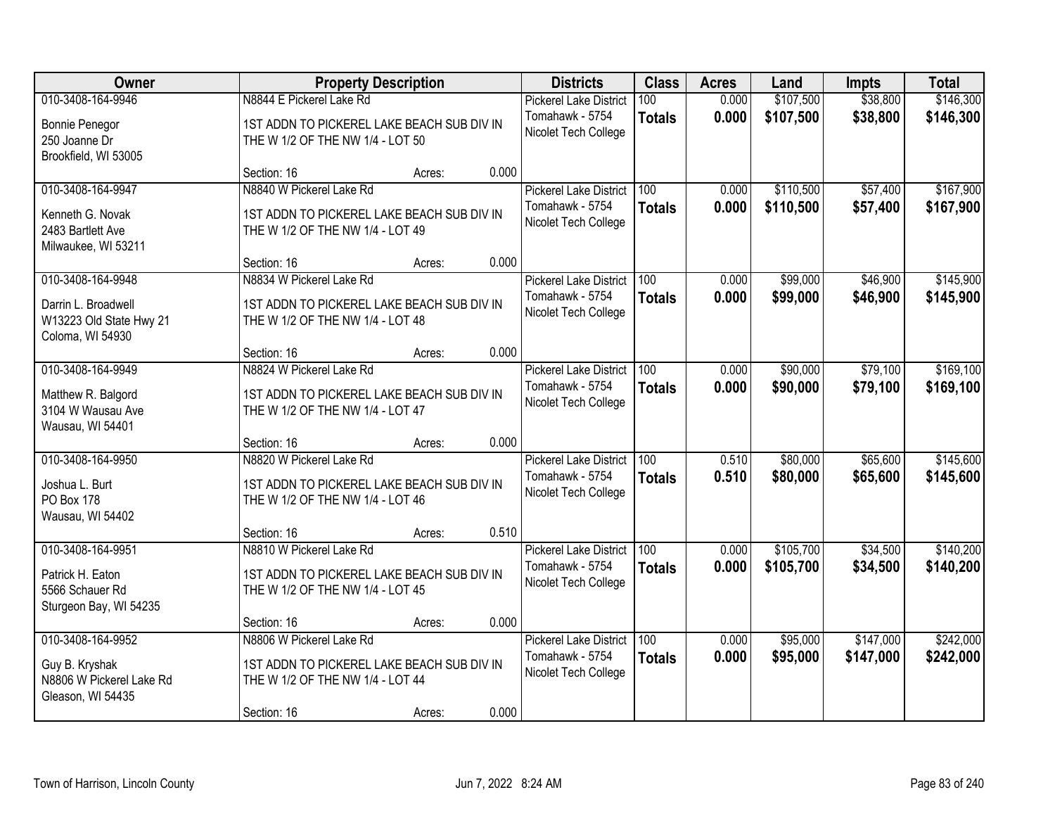| Owner | Property Description | | | Districts | Class | Acres | Land | Impts | Total |
|---|---|---|---|---|---|---|---|---|---|
| 010-3408-164-9946 | N8844 E Pickerel Lake Rd | | | Pickerel Lake District | 100 | 0.000 | $107,500 | $38,800 | $146,300 |
| Bonnie Penegor<br>250 Joanne Dr<br>Brookfield, WI 53005 | 1ST ADDN TO PICKEREL LAKE BEACH SUB DIV IN THE W 1/2 OF THE NW 1/4 - LOT 50 | | | Tomahawk - 5754<br>Nicolet Tech College | **Totals** | **0.000** | **$107,500** | **$38,800** | **$146,300** |
| | Section: 16 | Acres: | 0.000 | | | | | | |
| 010-3408-164-9947 | N8840 W Pickerel Lake Rd | | | Pickerel Lake District | 100 | 0.000 | $110,500 | $57,400 | $167,900 |
| Kenneth G. Novak<br>2483 Bartlett Ave<br>Milwaukee, WI 53211 | 1ST ADDN TO PICKEREL LAKE BEACH SUB DIV IN THE W 1/2 OF THE NW 1/4 - LOT 49 | | | Tomahawk - 5754<br>Nicolet Tech College | **Totals** | **0.000** | **$110,500** | **$57,400** | **$167,900** |
| | Section: 16 | Acres: | 0.000 | | | | | | |
| 010-3408-164-9948 | N8834 W Pickerel Lake Rd | | | Pickerel Lake District | 100 | 0.000 | $99,000 | $46,900 | $145,900 |
| Darrin L. Broadwell<br>W13223 Old State Hwy 21<br>Coloma, WI 54930 | 1ST ADDN TO PICKEREL LAKE BEACH SUB DIV IN THE W 1/2 OF THE NW 1/4 - LOT 48 | | | Tomahawk - 5754<br>Nicolet Tech College | **Totals** | **0.000** | **$99,000** | **$46,900** | **$145,900** |
| | Section: 16 | Acres: | 0.000 | | | | | | |
| 010-3408-164-9949 | N8824 W Pickerel Lake Rd | | | Pickerel Lake District | 100 | 0.000 | $90,000 | $79,100 | $169,100 |
| Matthew R. Balgord<br>3104 W Wausau Ave<br>Wausau, WI 54401 | 1ST ADDN TO PICKEREL LAKE BEACH SUB DIV IN THE W 1/2 OF THE NW 1/4 - LOT 47 | | | Tomahawk - 5754<br>Nicolet Tech College | **Totals** | **0.000** | **$90,000** | **$79,100** | **$169,100** |
| | Section: 16 | Acres: | 0.000 | | | | | | |
| 010-3408-164-9950 | N8820 W Pickerel Lake Rd | | | Pickerel Lake District | 100 | 0.510 | $80,000 | $65,600 | $145,600 |
| Joshua L. Burt<br>PO Box 178<br>Wausau, WI 54402 | 1ST ADDN TO PICKEREL LAKE BEACH SUB DIV IN THE W 1/2 OF THE NW 1/4 - LOT 46 | | | Tomahawk - 5754<br>Nicolet Tech College | **Totals** | **0.510** | **$80,000** | **$65,600** | **$145,600** |
| | Section: 16 | Acres: | 0.510 | | | | | | |
| 010-3408-164-9951 | N8810 W Pickerel Lake Rd | | | Pickerel Lake District | 100 | 0.000 | $105,700 | $34,500 | $140,200 |
| Patrick H. Eaton<br>5566 Schauer Rd<br>Sturgeon Bay, WI 54235 | 1ST ADDN TO PICKEREL LAKE BEACH SUB DIV IN THE W 1/2 OF THE NW 1/4 - LOT 45 | | | Tomahawk - 5754<br>Nicolet Tech College | **Totals** | **0.000** | **$105,700** | **$34,500** | **$140,200** |
| | Section: 16 | Acres: | 0.000 | | | | | | |
| 010-3408-164-9952 | N8806 W Pickerel Lake Rd | | | Pickerel Lake District | 100 | 0.000 | $95,000 | $147,000 | $242,000 |
| Guy B. Kryshak<br>N8806 W Pickerel Lake Rd<br>Gleason, WI 54435 | 1ST ADDN TO PICKEREL LAKE BEACH SUB DIV IN THE W 1/2 OF THE NW 1/4 - LOT 44 | | | Tomahawk - 5754<br>Nicolet Tech College | **Totals** | **0.000** | **$95,000** | **$147,000** | **$242,000** |
| | Section: 16 | Acres: | 0.000 | | | | | | |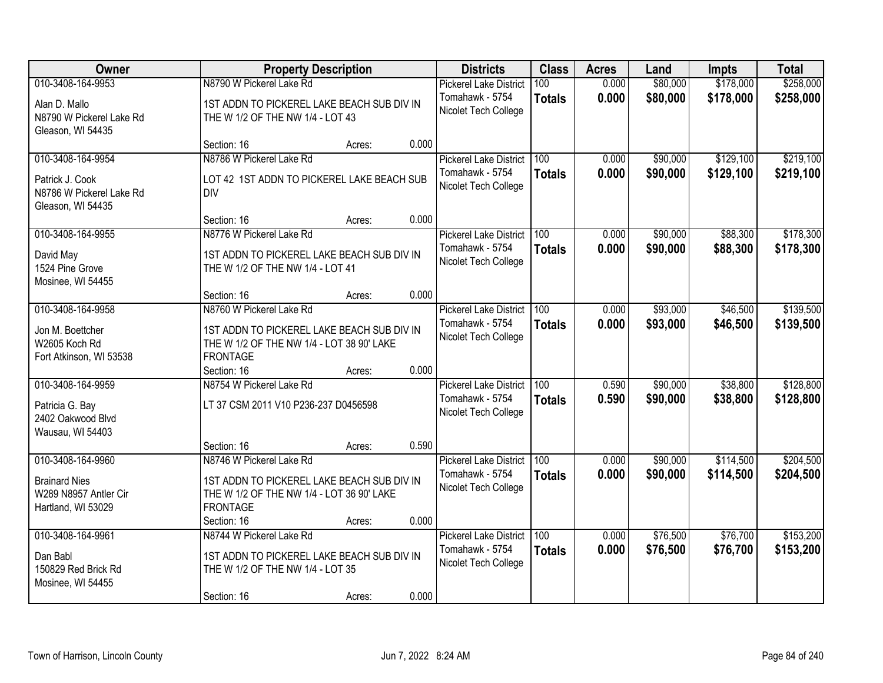| Owner | Property Description | Districts | Class | Acres | Land | Impts | Total |
|---|---|---|---|---|---|---|---|
| 010-3408-164-9953<br>Alan D. Mallo<br>N8790 W Pickerel Lake Rd<br>Gleason, WI 54435 | N8790 W Pickerel Lake Rd<br>1ST ADDN TO PICKEREL LAKE BEACH SUB DIV IN THE W 1/2 OF THE NW 1/4 - LOT 43<br>Section: 16 Acres: 0.000 | Pickerel Lake District<br>Tomahawk - 5754<br>Nicolet Tech College | 100<br>**Totals** | 0.000<br>**0.000** | $80,000<br>**$80,000** | $178,000<br>**$178,000** | $258,000<br>**$258,000** |
| 010-3408-164-9954<br>Patrick J. Cook<br>N8786 W Pickerel Lake Rd<br>Gleason, WI 54435 | N8786 W Pickerel Lake Rd<br>LOT 42 1ST ADDN TO PICKEREL LAKE BEACH SUB DIV<br>Section: 16 Acres: 0.000 | Pickerel Lake District<br>Tomahawk - 5754<br>Nicolet Tech College | 100<br>**Totals** | 0.000<br>**0.000** | $90,000<br>**$90,000** | $129,100<br>**$129,100** | $219,100<br>**$219,100** |
| 010-3408-164-9955<br>David May<br>1524 Pine Grove<br>Mosinee, WI 54455 | N8776 W Pickerel Lake Rd<br>1ST ADDN TO PICKEREL LAKE BEACH SUB DIV IN THE W 1/2 OF THE NW 1/4 - LOT 41<br>Section: 16 Acres: 0.000 | Pickerel Lake District<br>Tomahawk - 5754<br>Nicolet Tech College | 100<br>**Totals** | 0.000<br>**0.000** | $90,000<br>**$90,000** | $88,300<br>**$88,300** | $178,300<br>**$178,300** |
| 010-3408-164-9958<br>Jon M. Boettcher<br>W2605 Koch Rd<br>Fort Atkinson, WI 53538 | N8760 W Pickerel Lake Rd<br>1ST ADDN TO PICKEREL LAKE BEACH SUB DIV IN THE W 1/2 OF THE NW 1/4 - LOT 38 90' LAKE FRONTAGE<br>Section: 16 Acres: 0.000 | Pickerel Lake District<br>Tomahawk - 5754<br>Nicolet Tech College | 100<br>**Totals** | 0.000<br>**0.000** | $93,000<br>**$93,000** | $46,500<br>**$46,500** | $139,500<br>**$139,500** |
| 010-3408-164-9959<br>Patricia G. Bay<br>2402 Oakwood Blvd<br>Wausau, WI 54403 | N8754 W Pickerel Lake Rd<br>LT 37 CSM 2011 V10 P236-237 D0456598<br>Section: 16 Acres: 0.590 | Pickerel Lake District<br>Tomahawk - 5754<br>Nicolet Tech College | 100<br>**Totals** | 0.590<br>**0.590** | $90,000<br>**$90,000** | $38,800<br>**$38,800** | $128,800<br>**$128,800** |
| 010-3408-164-9960<br>Brainard Nies<br>W289 N8957 Antler Cir<br>Hartland, WI 53029 | N8746 W Pickerel Lake Rd<br>1ST ADDN TO PICKEREL LAKE BEACH SUB DIV IN THE W 1/2 OF THE NW 1/4 - LOT 36 90' LAKE FRONTAGE<br>Section: 16 Acres: 0.000 | Pickerel Lake District<br>Tomahawk - 5754<br>Nicolet Tech College | 100<br>**Totals** | 0.000<br>**0.000** | $90,000<br>**$90,000** | $114,500<br>**$114,500** | $204,500<br>**$204,500** |
| 010-3408-164-9961<br>Dan Babl<br>150829 Red Brick Rd<br>Mosinee, WI 54455 | N8744 W Pickerel Lake Rd<br>1ST ADDN TO PICKEREL LAKE BEACH SUB DIV IN THE W 1/2 OF THE NW 1/4 - LOT 35<br>Section: 16 Acres: 0.000 | Pickerel Lake District<br>Tomahawk - 5754<br>Nicolet Tech College | 100<br>**Totals** | 0.000<br>**0.000** | $76,500<br>**$76,500** | $76,700<br>**$76,700** | $153,200<br>**$153,200** |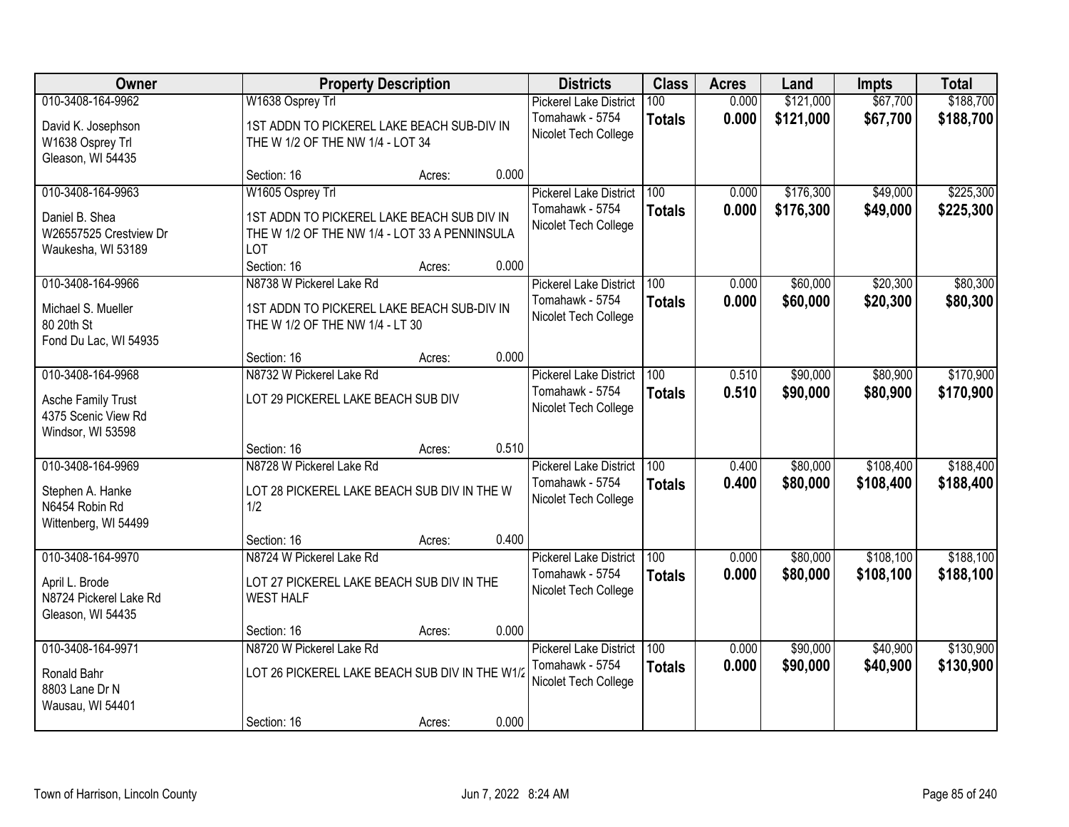| Owner | Property Description | Districts | Class | Acres | Land | Impts | Total |
|---|---|---|---|---|---|---|---|
| 010-3408-164-9962<br>David K. Josephson<br>W1638 Osprey Trl<br>Gleason, WI 54435 | W1638 Osprey Trl<br>1ST ADDN TO PICKEREL LAKE BEACH SUB-DIV IN THE W 1/2 OF THE NW 1/4 - LOT 34<br>Section: 16 Acres: 0.000 | Pickerel Lake District<br>Tomahawk - 5754<br>Nicolet Tech College | 100<br>**Totals** | 0.000<br>**0.000** | \$121,000<br>**\$121,000** | \$67,700<br>**\$67,700** | \$188,700<br>**\$188,700** |
| 010-3408-164-9963<br>Daniel B. Shea<br>W26557525 Crestview Dr<br>Waukesha, WI 53189 | W1605 Osprey Trl<br>1ST ADDN TO PICKEREL LAKE BEACH SUB DIV IN THE W 1/2 OF THE NW 1/4 - LOT 33 A PENNINSULA LOT<br>Section: 16 Acres: 0.000 | Pickerel Lake District<br>Tomahawk - 5754<br>Nicolet Tech College | 100<br>**Totals** | 0.000<br>**0.000** | \$176,300<br>**\$176,300** | \$49,000<br>**\$49,000** | \$225,300<br>**\$225,300** |
| 010-3408-164-9966<br>Michael S. Mueller<br>80 20th St<br>Fond Du Lac, WI 54935 | N8738 W Pickerel Lake Rd<br>1ST ADDN TO PICKEREL LAKE BEACH SUB-DIV IN THE W 1/2 OF THE NW 1/4 - LT 30<br>Section: 16 Acres: 0.000 | Pickerel Lake District<br>Tomahawk - 5754<br>Nicolet Tech College | 100<br>**Totals** | 0.000<br>**0.000** | \$60,000<br>**\$60,000** | \$20,300<br>**\$20,300** | \$80,300<br>**\$80,300** |
| 010-3408-164-9968<br>Asche Family Trust<br>4375 Scenic View Rd<br>Windsor, WI 53598 | N8732 W Pickerel Lake Rd<br>LOT 29 PICKEREL LAKE BEACH SUB DIV<br>Section: 16 Acres: 0.510 | Pickerel Lake District<br>Tomahawk - 5754<br>Nicolet Tech College | 100<br>**Totals** | 0.510<br>**0.510** | \$90,000<br>**\$90,000** | \$80,900<br>**\$80,900** | \$170,900<br>**\$170,900** |
| 010-3408-164-9969<br>Stephen A. Hanke<br>N6454 Robin Rd<br>Wittenberg, WI 54499 | N8728 W Pickerel Lake Rd<br>LOT 28 PICKEREL LAKE BEACH SUB DIV IN THE W 1/2<br>Section: 16 Acres: 0.400 | Pickerel Lake District<br>Tomahawk - 5754<br>Nicolet Tech College | 100<br>**Totals** | 0.400<br>**0.400** | \$80,000<br>**\$80,000** | \$108,400<br>**\$108,400** | \$188,400<br>**\$188,400** |
| 010-3408-164-9970<br>April L. Brode<br>N8724 Pickerel Lake Rd<br>Gleason, WI 54435 | N8724 W Pickerel Lake Rd<br>LOT 27 PICKEREL LAKE BEACH SUB DIV IN THE WEST HALF<br>Section: 16 Acres: 0.000 | Pickerel Lake District<br>Tomahawk - 5754<br>Nicolet Tech College | 100<br>**Totals** | 0.000<br>**0.000** | \$80,000<br>**\$80,000** | \$108,100<br>**\$108,100** | \$188,100<br>**\$188,100** |
| 010-3408-164-9971<br>Ronald Bahr<br>8803 Lane Dr N<br>Wausau, WI 54401 | N8720 W Pickerel Lake Rd<br>LOT 26 PICKEREL LAKE BEACH SUB DIV IN THE W1/2<br>Section: 16 Acres: 0.000 | Pickerel Lake District<br>Tomahawk - 5754<br>Nicolet Tech College | 100<br>**Totals** | 0.000<br>**0.000** | \$90,000<br>**\$90,000** | \$40,900<br>**\$40,900** | \$130,900<br>**\$130,900** |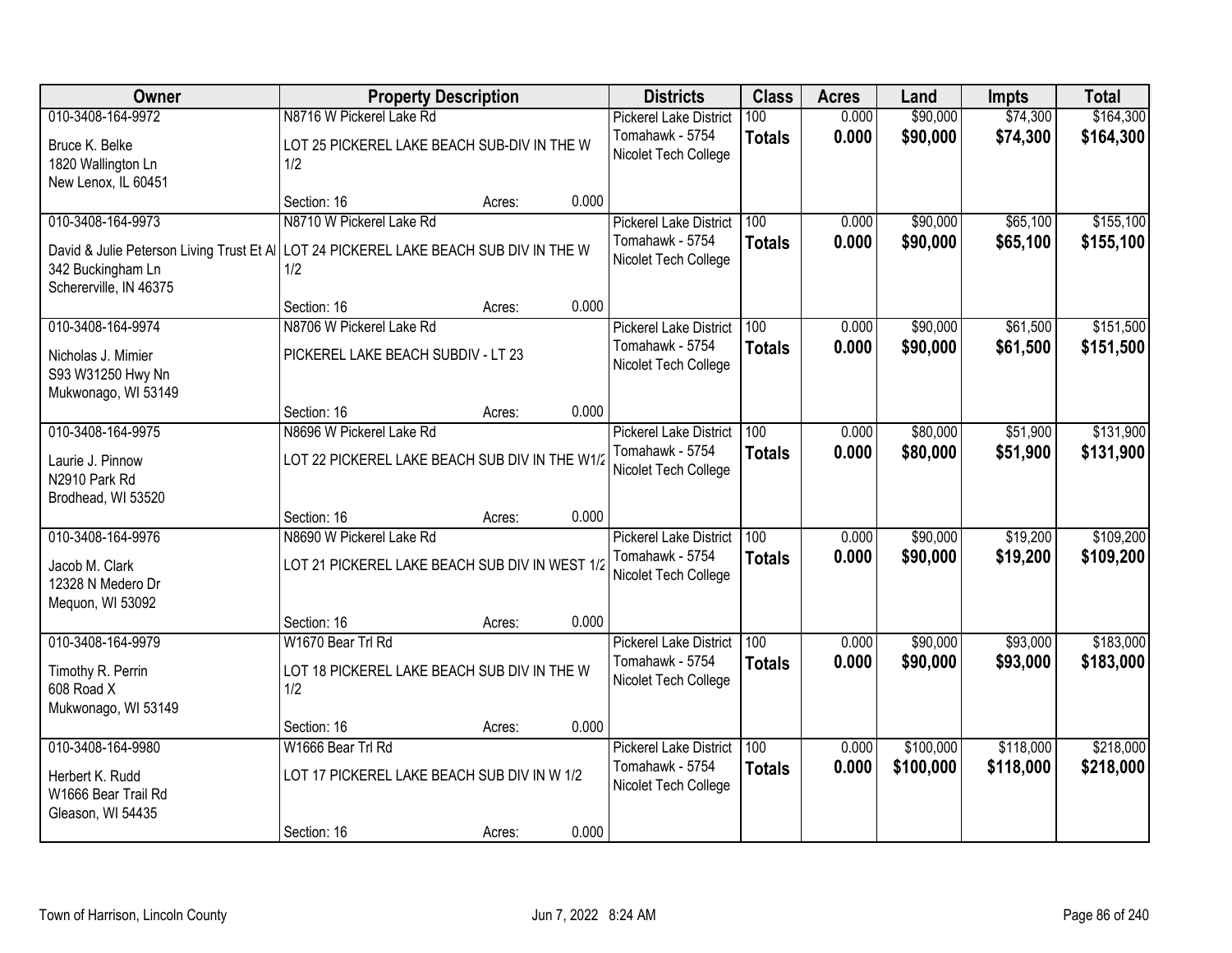| Owner | Property Description | Districts | Class | Acres | Land | Impts | Total |
|---|---|---|---|---|---|---|---|
| 010-3408-164-9972<br>Bruce K. Belke<br>1820 Wallington Ln<br>New Lenox, IL 60451 | N8716 W Pickerel Lake Rd<br>LOT 25 PICKEREL LAKE BEACH SUB-DIV IN THE W 1/2<br>Section: 16 Acres: 0.000 | Pickerel Lake District<br>Tomahawk - 5754<br>Nicolet Tech College | 100<br>**Totals** | 0.000<br>**0.000** | $90,000<br>**$90,000** | $74,300<br>**$74,300** | $164,300<br>**$164,300** |
| 010-3408-164-9973<br>David & Julie Peterson Living Trust Et Al<br>342 Buckingham Ln<br>Schererville, IN 46375 | N8710 W Pickerel Lake Rd<br>LOT 24 PICKEREL LAKE BEACH SUB DIV IN THE W 1/2<br>Section: 16 Acres: 0.000 | Pickerel Lake District<br>Tomahawk - 5754<br>Nicolet Tech College | 100<br>**Totals** | 0.000<br>**0.000** | $90,000<br>**$90,000** | $65,100<br>**$65,100** | $155,100<br>**$155,100** |
| 010-3408-164-9974<br>Nicholas J. Mimier<br>S93 W31250 Hwy Nn<br>Mukwonago, WI 53149 | N8706 W Pickerel Lake Rd<br>PICKEREL LAKE BEACH SUBDIV - LT 23<br>Section: 16 Acres: 0.000 | Pickerel Lake District<br>Tomahawk - 5754<br>Nicolet Tech College | 100<br>**Totals** | 0.000<br>**0.000** | $90,000<br>**$90,000** | $61,500<br>**$61,500** | $151,500<br>**$151,500** |
| 010-3408-164-9975<br>Laurie J. Pinnow<br>N2910 Park Rd<br>Brodhead, WI 53520 | N8696 W Pickerel Lake Rd<br>LOT 22 PICKEREL LAKE BEACH SUB DIV IN THE W1/2<br>Section: 16 Acres: 0.000 | Pickerel Lake District<br>Tomahawk - 5754<br>Nicolet Tech College | 100<br>**Totals** | 0.000<br>**0.000** | $80,000<br>**$80,000** | $51,900<br>**$51,900** | $131,900<br>**$131,900** |
| 010-3408-164-9976<br>Jacob M. Clark<br>12328 N Medero Dr<br>Mequon, WI 53092 | N8690 W Pickerel Lake Rd<br>LOT 21 PICKEREL LAKE BEACH SUB DIV IN WEST 1/2<br>Section: 16 Acres: 0.000 | Pickerel Lake District<br>Tomahawk - 5754<br>Nicolet Tech College | 100<br>**Totals** | 0.000<br>**0.000** | $90,000<br>**$90,000** | $19,200<br>**$19,200** | $109,200<br>**$109,200** |
| 010-3408-164-9979<br>Timothy R. Perrin<br>608 Road X<br>Mukwonago, WI 53149 | W1670 Bear Trl Rd<br>LOT 18 PICKEREL LAKE BEACH SUB DIV IN THE W 1/2<br>Section: 16 Acres: 0.000 | Pickerel Lake District<br>Tomahawk - 5754<br>Nicolet Tech College | 100<br>**Totals** | 0.000<br>**0.000** | $90,000<br>**$90,000** | $93,000<br>**$93,000** | $183,000<br>**$183,000** |
| 010-3408-164-9980<br>Herbert K. Rudd<br>W1666 Bear Trail Rd<br>Gleason, WI 54435 | W1666 Bear Trl Rd<br>LOT 17 PICKEREL LAKE BEACH SUB DIV IN W 1/2<br>Section: 16 Acres: 0.000 | Pickerel Lake District<br>Tomahawk - 5754<br>Nicolet Tech College | 100<br>**Totals** | 0.000<br>**0.000** | $100,000<br>**$100,000** | $118,000<br>**$118,000** | $218,000<br>**$218,000** |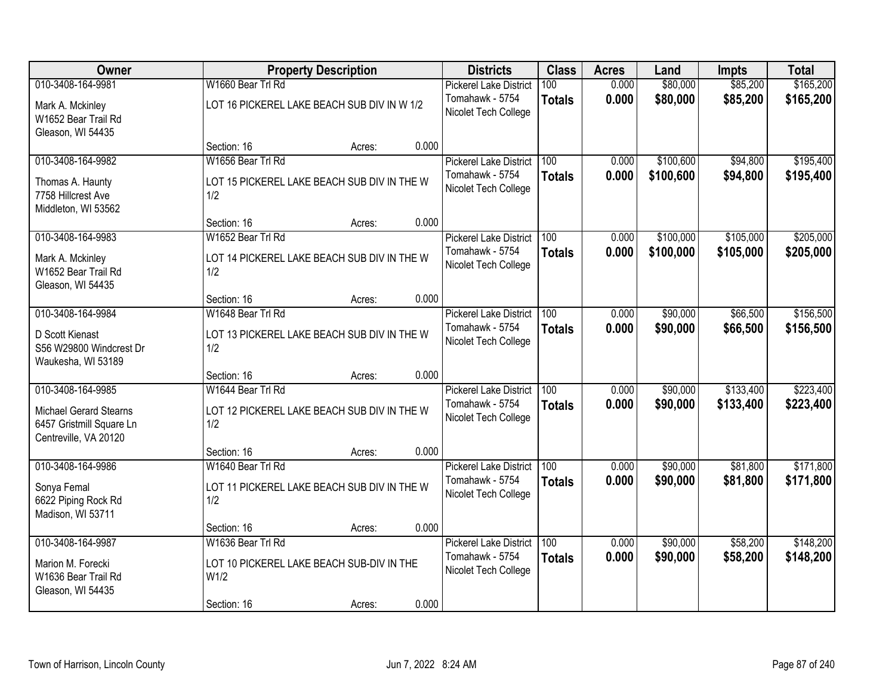| Owner | Property Description | Districts | Class | Acres | Land | Impts | Total |
|---|---|---|---|---|---|---|---|
| 010-3408-164-9981<br>Mark A. Mckinley<br>W1652 Bear Trail Rd<br>Gleason, WI 54435 | W1660 Bear Trl Rd<br>LOT 16 PICKEREL LAKE BEACH SUB DIV IN W 1/2<br>Section: 16 Acres: 0.000 | Pickerel Lake District<br>Tomahawk - 5754<br>Nicolet Tech College | 100<br>**Totals** | 0.000<br>**0.000** | $80,000<br>**$80,000** | $85,200<br>**$85,200** | $165,200<br>**$165,200** |
| 010-3408-164-9982<br>Thomas A. Haunty<br>7758 Hillcrest Ave<br>Middleton, WI 53562 | W1656 Bear Trl Rd<br>LOT 15 PICKEREL LAKE BEACH SUB DIV IN THE W 1/2<br>Section: 16 Acres: 0.000 | Pickerel Lake District<br>Tomahawk - 5754<br>Nicolet Tech College | 100<br>**Totals** | 0.000<br>**0.000** | $100,600<br>**$100,600** | $94,800<br>**$94,800** | $195,400<br>**$195,400** |
| 010-3408-164-9983<br>Mark A. Mckinley<br>W1652 Bear Trail Rd<br>Gleason, WI 54435 | W1652 Bear Trl Rd<br>LOT 14 PICKEREL LAKE BEACH SUB DIV IN THE W 1/2<br>Section: 16 Acres: 0.000 | Pickerel Lake District<br>Tomahawk - 5754<br>Nicolet Tech College | 100<br>**Totals** | 0.000<br>**0.000** | $100,000<br>**$100,000** | $105,000<br>**$105,000** | $205,000<br>**$205,000** |
| 010-3408-164-9984<br>D Scott Kienast<br>S56 W29800 Windcrest Dr<br>Waukesha, WI 53189 | W1648 Bear Trl Rd<br>LOT 13 PICKEREL LAKE BEACH SUB DIV IN THE W 1/2<br>Section: 16 Acres: 0.000 | Pickerel Lake District<br>Tomahawk - 5754<br>Nicolet Tech College | 100<br>**Totals** | 0.000<br>**0.000** | $90,000<br>**$90,000** | $66,500<br>**$66,500** | $156,500<br>**$156,500** |
| 010-3408-164-9985<br>Michael Gerard Stearns<br>6457 Gristmill Square Ln<br>Centreville, VA 20120 | W1644 Bear Trl Rd<br>LOT 12 PICKEREL LAKE BEACH SUB DIV IN THE W 1/2<br>Section: 16 Acres: 0.000 | Pickerel Lake District<br>Tomahawk - 5754<br>Nicolet Tech College | 100<br>**Totals** | 0.000<br>**0.000** | $90,000<br>**$90,000** | $133,400<br>**$133,400** | $223,400<br>**$223,400** |
| 010-3408-164-9986<br>Sonya Femal<br>6622 Piping Rock Rd<br>Madison, WI 53711 | W1640 Bear Trl Rd<br>LOT 11 PICKEREL LAKE BEACH SUB DIV IN THE W 1/2<br>Section: 16 Acres: 0.000 | Pickerel Lake District<br>Tomahawk - 5754<br>Nicolet Tech College | 100<br>**Totals** | 0.000<br>**0.000** | $90,000<br>**$90,000** | $81,800<br>**$81,800** | $171,800<br>**$171,800** |
| 010-3408-164-9987<br>Marion M. Forecki<br>W1636 Bear Trail Rd<br>Gleason, WI 54435 | W1636 Bear Trl Rd<br>LOT 10 PICKEREL LAKE BEACH SUB-DIV IN THE W1/2<br>Section: 16 Acres: 0.000 | Pickerel Lake District<br>Tomahawk - 5754<br>Nicolet Tech College | 100<br>**Totals** | 0.000<br>**0.000** | $90,000<br>**$90,000** | $58,200<br>**$58,200** | $148,200<br>**$148,200** |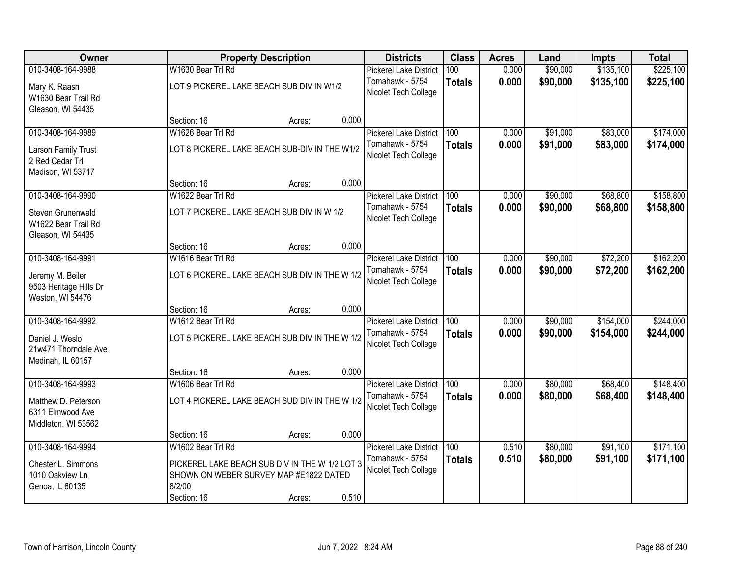| Owner | Property Description | | | Districts | Class | Acres | Land | Impts | Total |
|---|---|---|---|---|---|---|---|---|---|
| 010-3408-164-9988 | W1630 Bear Trl Rd | | | Pickerel Lake District | 100 | 0.000 | $90,000 | $135,100 | $225,100 |
| Mary K. Raash<br>W1630 Bear Trail Rd<br>Gleason, WI 54435 | LOT 9 PICKEREL LAKE BEACH SUB DIV IN W1/2 | | | Tomahawk - 5754<br>Nicolet Tech College | **Totals** | **0.000** | **$90,000** | **$135,100** | **$225,100** |
| | Section: 16 | Acres: | 0.000 | | | | | | |
| 010-3408-164-9989 | W1626 Bear Trl Rd | | | Pickerel Lake District | 100 | 0.000 | $91,000 | $83,000 | $174,000 |
| Larson Family Trust<br>2 Red Cedar Trl<br>Madison, WI 53717 | LOT 8 PICKEREL LAKE BEACH SUB-DIV IN THE W1/2 | | | Tomahawk - 5754<br>Nicolet Tech College | **Totals** | **0.000** | **$91,000** | **$83,000** | **$174,000** |
| | Section: 16 | Acres: | 0.000 | | | | | | |
| 010-3408-164-9990 | W1622 Bear Trl Rd | | | Pickerel Lake District | 100 | 0.000 | $90,000 | $68,800 | $158,800 |
| Steven Grunenwald<br>W1622 Bear Trail Rd<br>Gleason, WI 54435 | LOT 7 PICKEREL LAKE BEACH SUB DIV IN W 1/2 | | | Tomahawk - 5754<br>Nicolet Tech College | **Totals** | **0.000** | **$90,000** | **$68,800** | **$158,800** |
| | Section: 16 | Acres: | 0.000 | | | | | | |
| 010-3408-164-9991 | W1616 Bear Trl Rd | | | Pickerel Lake District | 100 | 0.000 | $90,000 | $72,200 | $162,200 |
| Jeremy M. Beiler<br>9503 Heritage Hills Dr<br>Weston, WI 54476 | LOT 6 PICKEREL LAKE BEACH SUB DIV IN THE W 1/2 | | | Tomahawk - 5754<br>Nicolet Tech College | **Totals** | **0.000** | **$90,000** | **$72,200** | **$162,200** |
| | Section: 16 | Acres: | 0.000 | | | | | | |
| 010-3408-164-9992 | W1612 Bear Trl Rd | | | Pickerel Lake District | 100 | 0.000 | $90,000 | $154,000 | $244,000 |
| Daniel J. Weslo<br>21w471 Thorndale Ave<br>Medinah, IL 60157 | LOT 5 PICKEREL LAKE BEACH SUB DIV IN THE W 1/2 | | | Tomahawk - 5754<br>Nicolet Tech College | **Totals** | **0.000** | **$90,000** | **$154,000** | **$244,000** |
| | Section: 16 | Acres: | 0.000 | | | | | | |
| 010-3408-164-9993 | W1606 Bear Trl Rd | | | Pickerel Lake District | 100 | 0.000 | $80,000 | $68,400 | $148,400 |
| Matthew D. Peterson<br>6311 Elmwood Ave<br>Middleton, WI 53562 | LOT 4 PICKEREL LAKE BEACH SUD DIV IN THE W 1/2 | | | Tomahawk - 5754<br>Nicolet Tech College | **Totals** | **0.000** | **$80,000** | **$68,400** | **$148,400** |
| | Section: 16 | Acres: | 0.000 | | | | | | |
| 010-3408-164-9994 | W1602 Bear Trl Rd | | | Pickerel Lake District | 100 | 0.510 | $80,000 | $91,100 | $171,100 |
| Chester L. Simmons<br>1010 Oakview Ln<br>Genoa, IL 60135 | PICKEREL LAKE BEACH SUB DIV IN THE W 1/2 LOT 3 SHOWN ON WEBER SURVEY MAP #E1822 DATED 8/2/00 | | | Tomahawk - 5754<br>Nicolet Tech College | **Totals** | **0.510** | **$80,000** | **$91,100** | **$171,100** |
| | Section: 16 | Acres: | 0.510 | | | | | | |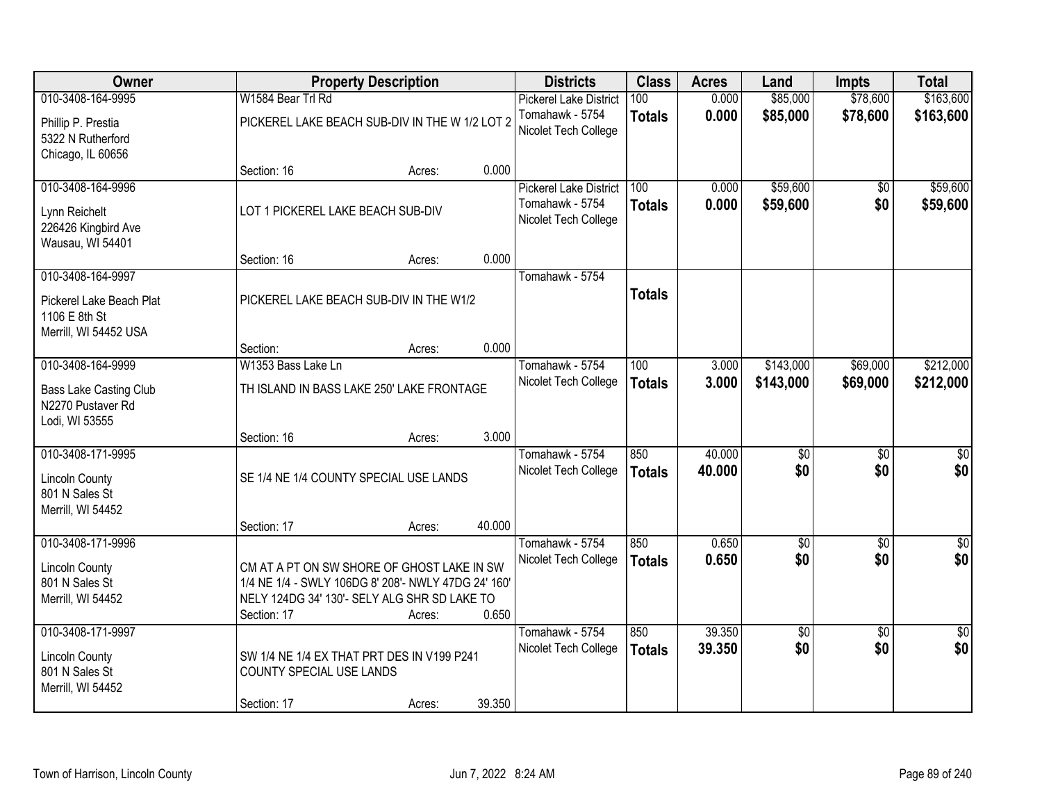| Owner | Property Description | Districts | Class | Acres | Land | Impts | Total |
|---|---|---|---|---|---|---|---|
| 010-3408-164-9995<br>Phillip P. Prestia<br>5322 N Rutherford<br>Chicago, IL 60656 | W1584 Bear Trl Rd<br>PICKEREL LAKE BEACH SUB-DIV IN THE W 1/2 LOT 2<br>Section: 16 Acres: 0.000 | Pickerel Lake District<br>Tomahawk - 5754<br>Nicolet Tech College | 100<br>**Totals** | 0.000<br>**0.000** | $85,000<br>**$85,000** | $78,600<br>**$78,600** | $163,600<br>**$163,600** |
| 010-3408-164-9996<br>Lynn Reichelt<br>226426 Kingbird Ave<br>Wausau, WI 54401 | LOT 1 PICKEREL LAKE BEACH SUB-DIV<br>Section: 16 Acres: 0.000 | Pickerel Lake District<br>Tomahawk - 5754<br>Nicolet Tech College | 100<br>**Totals** | 0.000<br>**0.000** | $59,600<br>**$59,600** | $0<br>**$0** | $59,600<br>**$59,600** |
| 010-3408-164-9997<br>Pickerel Lake Beach Plat<br>1106 E 8th St<br>Merrill, WI 54452 USA | PICKEREL LAKE BEACH SUB-DIV IN THE W1/2<br>Section: Acres: 0.000 | Tomahawk - 5754 | **Totals** | | | | |
| 010-3408-164-9999<br>Bass Lake Casting Club<br>N2270 Pustaver Rd<br>Lodi, WI 53555 | W1353 Bass Lake Ln<br>TH ISLAND IN BASS LAKE 250' LAKE FRONTAGE<br>Section: 16 Acres: 3.000 | Tomahawk - 5754<br>Nicolet Tech College | 100<br>**Totals** | 3.000<br>**3.000** | $143,000<br>**$143,000** | $69,000<br>**$69,000** | $212,000<br>**$212,000** |
| 010-3408-171-9995<br>Lincoln County<br>801 N Sales St<br>Merrill, WI 54452 | SE 1/4 NE 1/4 COUNTY SPECIAL USE LANDS<br>Section: 17 Acres: 40.000 | Tomahawk - 5754<br>Nicolet Tech College | 850<br>**Totals** | 40.000<br>**40.000** | $0<br>**$0** | $0<br>**$0** | $0<br>**$0** |
| 010-3408-171-9996<br>Lincoln County<br>801 N Sales St<br>Merrill, WI 54452 | CM AT A PT ON SW SHORE OF GHOST LAKE IN SW 1/4 NE 1/4 - SWLY 106DG 8' 208'- NWLY 47DG 24' 160' NELY 124DG 34' 130'- SELY ALG SHR SD LAKE TO<br>Section: 17 Acres: 0.650 | Tomahawk - 5754<br>Nicolet Tech College | 850<br>**Totals** | 0.650<br>**0.650** | $0<br>**$0** | $0<br>**$0** | $0<br>**$0** |
| 010-3408-171-9997<br>Lincoln County<br>801 N Sales St<br>Merrill, WI 54452 | SW 1/4 NE 1/4 EX THAT PRT DES IN V199 P241 COUNTY SPECIAL USE LANDS<br>Section: 17 Acres: 39.350 | Tomahawk - 5754<br>Nicolet Tech College | 850<br>**Totals** | 39.350<br>**39.350** | $0<br>**$0** | $0<br>**$0** | $0<br>**$0** |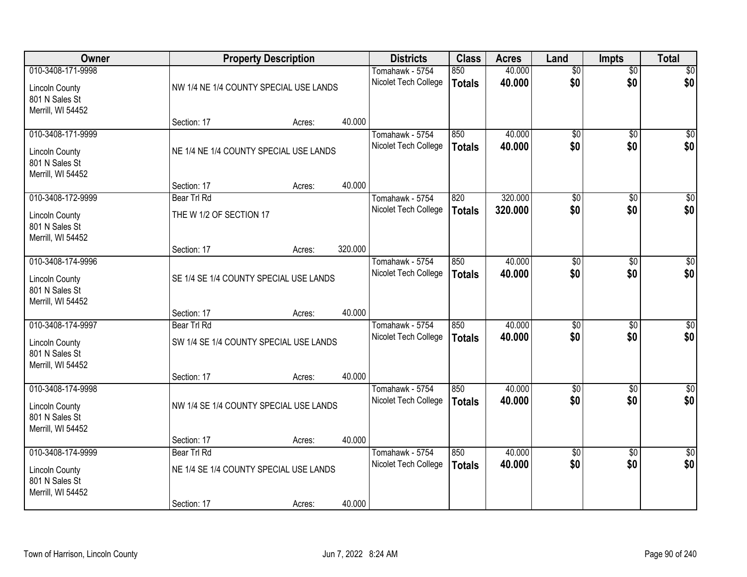| Owner | Property Description | Districts | Class | Acres | Land | Impts | Total |
|---|---|---|---|---|---|---|---|
| 010-3408-171-9998<br>Lincoln County<br>801 N Sales St<br>Merrill, WI 54452 | NW 1/4 NE 1/4 COUNTY SPECIAL USE LANDS<br>Section: 17 Acres: 40.000 | Tomahawk - 5754<br>Nicolet Tech College | 850<br>**Totals** | 40.000<br>**40.000** | $0<br>**$0** | $0<br>**$0** | $0<br>**$0** |
| 010-3408-171-9999<br>Lincoln County<br>801 N Sales St<br>Merrill, WI 54452 | NE 1/4 NE 1/4 COUNTY SPECIAL USE LANDS<br>Section: 17 Acres: 40.000 | Tomahawk - 5754<br>Nicolet Tech College | 850<br>**Totals** | 40.000<br>**40.000** | $0<br>**$0** | $0<br>**$0** | $0<br>**$0** |
| 010-3408-172-9999<br>Lincoln County<br>801 N Sales St<br>Merrill, WI 54452 | Bear Trl Rd<br>THE W 1/2 OF SECTION 17<br>Section: 17 Acres: 320.000 | Tomahawk - 5754<br>Nicolet Tech College | 820<br>**Totals** | 320.000<br>**320.000** | $0<br>**$0** | $0<br>**$0** | $0<br>**$0** |
| 010-3408-174-9996<br>Lincoln County<br>801 N Sales St<br>Merrill, WI 54452 | SE 1/4 SE 1/4 COUNTY SPECIAL USE LANDS<br>Section: 17 Acres: 40.000 | Tomahawk - 5754<br>Nicolet Tech College | 850<br>**Totals** | 40.000<br>**40.000** | $0<br>**$0** | $0<br>**$0** | $0<br>**$0** |
| 010-3408-174-9997<br>Lincoln County<br>801 N Sales St<br>Merrill, WI 54452 | Bear Trl Rd<br>SW 1/4 SE 1/4 COUNTY SPECIAL USE LANDS<br>Section: 17 Acres: 40.000 | Tomahawk - 5754<br>Nicolet Tech College | 850<br>**Totals** | 40.000<br>**40.000** | $0<br>**$0** | $0<br>**$0** | $0<br>**$0** |
| 010-3408-174-9998<br>Lincoln County<br>801 N Sales St<br>Merrill, WI 54452 | NW 1/4 SE 1/4 COUNTY SPECIAL USE LANDS<br>Section: 17 Acres: 40.000 | Tomahawk - 5754<br>Nicolet Tech College | 850<br>**Totals** | 40.000<br>**40.000** | $0<br>**$0** | $0<br>**$0** | $0<br>**$0** |
| 010-3408-174-9999<br>Lincoln County<br>801 N Sales St<br>Merrill, WI 54452 | Bear Trl Rd<br>NE 1/4 SE 1/4 COUNTY SPECIAL USE LANDS<br>Section: 17 Acres: 40.000 | Tomahawk - 5754<br>Nicolet Tech College | 850<br>**Totals** | 40.000<br>**40.000** | $0<br>**$0** | $0<br>**$0** | $0<br>**$0** |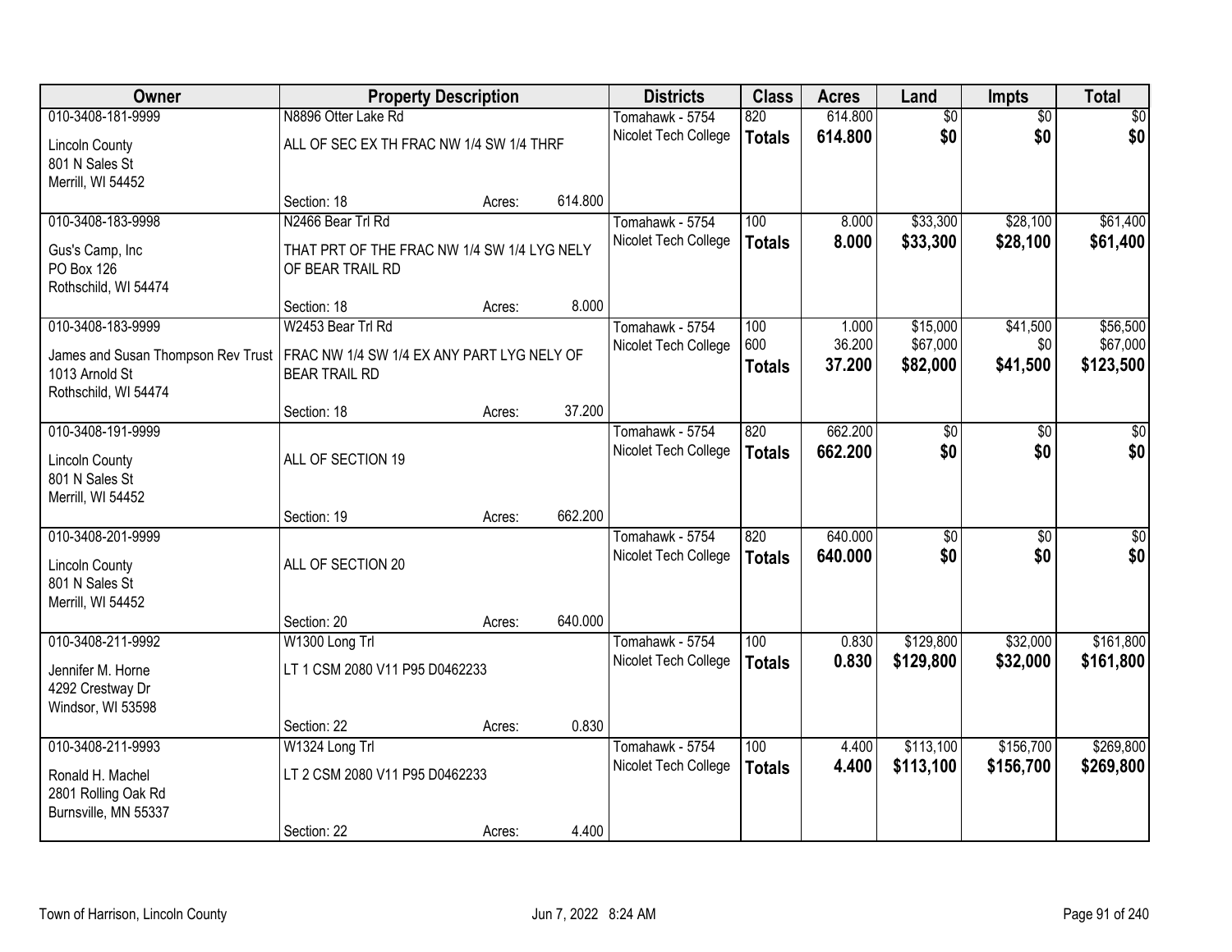| Owner | Property Description | | | Districts | Class | Acres | Land | Impts | Total |
|---|---|---|---|---|---|---|---|---|---|
| 010-3408-181-9999 | N8896 Otter Lake Rd | | | Tomahawk - 5754 | 820 | 614.800 | $0 | $0 | $0 |
| Lincoln County<br>801 N Sales St<br>Merrill, WI 54452 | ALL OF SEC EX TH FRAC NW 1/4 SW 1/4 THRF | | | Nicolet Tech College | **Totals** | **614.800** | **$0** | **$0** | **$0** |
| | Section: 18 | Acres: | 614.800 | | | | | | |
| 010-3408-183-9998 | N2466 Bear Trl Rd | | | Tomahawk - 5754 | 100 | 8.000 | $33,300 | $28,100 | $61,400 |
| Gus's Camp, Inc<br>PO Box 126<br>Rothschild, WI 54474 | THAT PRT OF THE FRAC NW 1/4 SW 1/4 LYG NELY OF BEAR TRAIL RD | | | Nicolet Tech College | **Totals** | **8.000** | **$33,300** | **$28,100** | **$61,400** |
| | Section: 18 | Acres: | 8.000 | | | | | | |
| 010-3408-183-9999 | W2453 Bear Trl Rd | | | Tomahawk - 5754 | 100 | 1.000 | $15,000 | $41,500 | $56,500 |
| James and Susan Thompson Rev Trust<br>1013 Arnold St<br>Rothschild, WI 54474 | FRAC NW 1/4 SW 1/4 EX ANY PART LYG NELY OF BEAR TRAIL RD | | | Nicolet Tech College | 600 | 36.200 | $67,000 | $0 | $67,000 |
| | | | | | **Totals** | **37.200** | **$82,000** | **$41,500** | **$123,500** |
| | Section: 18 | Acres: | 37.200 | | | | | | |
| 010-3408-191-9999 | | | | Tomahawk - 5754 | 820 | 662.200 | $0 | $0 | $0 |
| Lincoln County<br>801 N Sales St<br>Merrill, WI 54452 | ALL OF SECTION 19 | | | Nicolet Tech College | **Totals** | **662.200** | **$0** | **$0** | **$0** |
| | Section: 19 | Acres: | 662.200 | | | | | | |
| 010-3408-201-9999 | | | | Tomahawk - 5754 | 820 | 640.000 | $0 | $0 | $0 |
| Lincoln County<br>801 N Sales St<br>Merrill, WI 54452 | ALL OF SECTION 20 | | | Nicolet Tech College | **Totals** | **640.000** | **$0** | **$0** | **$0** |
| | Section: 20 | Acres: | 640.000 | | | | | | |
| 010-3408-211-9992 | W1300 Long Trl | | | Tomahawk - 5754 | 100 | 0.830 | $129,800 | $32,000 | $161,800 |
| Jennifer M. Horne<br>4292 Crestway Dr<br>Windsor, WI 53598 | LT 1 CSM 2080 V11 P95 D0462233 | | | Nicolet Tech College | **Totals** | **0.830** | **$129,800** | **$32,000** | **$161,800** |
| | Section: 22 | Acres: | 0.830 | | | | | | |
| 010-3408-211-9993 | W1324 Long Trl | | | Tomahawk - 5754 | 100 | 4.400 | $113,100 | $156,700 | $269,800 |
| Ronald H. Machel<br>2801 Rolling Oak Rd<br>Burnsville, MN 55337 | LT 2 CSM 2080 V11 P95 D0462233 | | | Nicolet Tech College | **Totals** | **4.400** | **$113,100** | **$156,700** | **$269,800** |
| | Section: 22 | Acres: | 4.400 | | | | | | |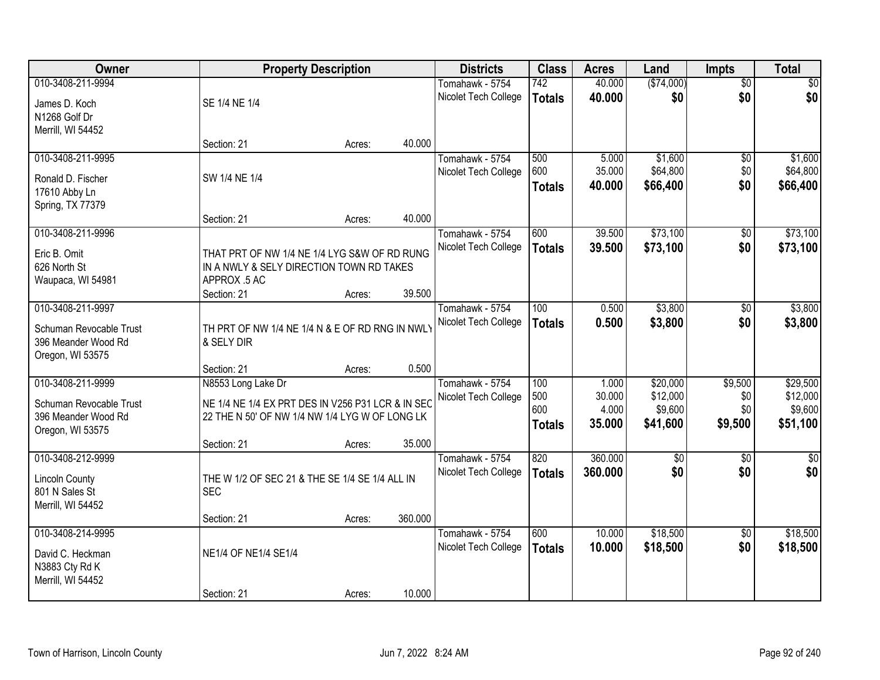| Owner | Property Description | Districts | Class | Acres | Land | Impts | Total |
|---|---|---|---|---|---|---|---|
| 010-3408-211-9994<br>James D. Koch<br>N1268 Golf Dr<br>Merrill, WI 54452 | SE 1/4 NE 1/4<br>Section: 21 Acres: 40.000 | Tomahawk - 5754<br>Nicolet Tech College | 742<br>**Totals** | 40.000<br>**40.000** | ($74,000)<br>**$0** | $0<br>**$0** | $0<br>**$0** |
| 010-3408-211-9995<br>Ronald D. Fischer<br>17610 Abby Ln<br>Spring, TX 77379 | SW 1/4 NE 1/4<br>Section: 21 Acres: 40.000 | Tomahawk - 5754<br>Nicolet Tech College | 500<br>600<br>**Totals** | 5.000<br>35.000<br>**40.000** | $1,600<br>$64,800<br>**$66,400** | $0<br>$0<br>**$0** | $1,600<br>$64,800<br>**$66,400** |
| 010-3408-211-9996<br>Eric B. Omit<br>626 North St<br>Waupaca, WI 54981 | THAT PRT OF NW 1/4 NE 1/4 LYG S&W OF RD RUNG IN A NWLY & SELY DIRECTION TOWN RD TAKES APPROX .5 AC<br>Section: 21 Acres: 39.500 | Tomahawk - 5754<br>Nicolet Tech College | 600<br>**Totals** | 39.500<br>**39.500** | $73,100<br>**$73,100** | $0<br>**$0** | $73,100<br>**$73,100** |
| 010-3408-211-9997<br>Schuman Revocable Trust<br>396 Meander Wood Rd<br>Oregon, WI 53575 | TH PRT OF NW 1/4 NE 1/4 N & E OF RD RNG IN NWLY & SELY DIR<br>Section: 21 Acres: 0.500 | Tomahawk - 5754<br>Nicolet Tech College | 100<br>**Totals** | 0.500<br>**0.500** | $3,800<br>**$3,800** | $0<br>**$0** | $3,800<br>**$3,800** |
| 010-3408-211-9999<br>Schuman Revocable Trust<br>396 Meander Wood Rd<br>Oregon, WI 53575 | N8553 Long Lake Dr<br>NE 1/4 NE 1/4 EX PRT DES IN V256 P31 LCR & IN SEC 22 THE N 50' OF NW 1/4 NW 1/4 LYG W OF LONG LK<br>Section: 21 Acres: 35.000 | Tomahawk - 5754<br>Nicolet Tech College | 100<br>500<br>600<br>**Totals** | 1.000<br>30.000<br>4.000<br>**35.000** | $20,000<br>$12,000<br>$9,600<br>**$41,600** | $9,500<br>$0<br>$0<br>**$9,500** | $29,500<br>$12,000<br>$9,600<br>**$51,100** |
| 010-3408-212-9999<br>Lincoln County<br>801 N Sales St<br>Merrill, WI 54452 | THE W 1/2 OF SEC 21 & THE SE 1/4 SE 1/4 ALL IN SEC<br>Section: 21 Acres: 360.000 | Tomahawk - 5754<br>Nicolet Tech College | 820<br>**Totals** | 360.000<br>**360.000** | $0<br>**$0** | $0<br>**$0** | $0<br>**$0** |
| 010-3408-214-9995<br>David C. Heckman<br>N3883 Cty Rd K<br>Merrill, WI 54452 | NE1/4 OF NE1/4 SE1/4<br>Section: 21 Acres: 10.000 | Tomahawk - 5754<br>Nicolet Tech College | 600<br>**Totals** | 10.000<br>**10.000** | $18,500<br>**$18,500** | $0<br>**$0** | $18,500<br>**$18,500** |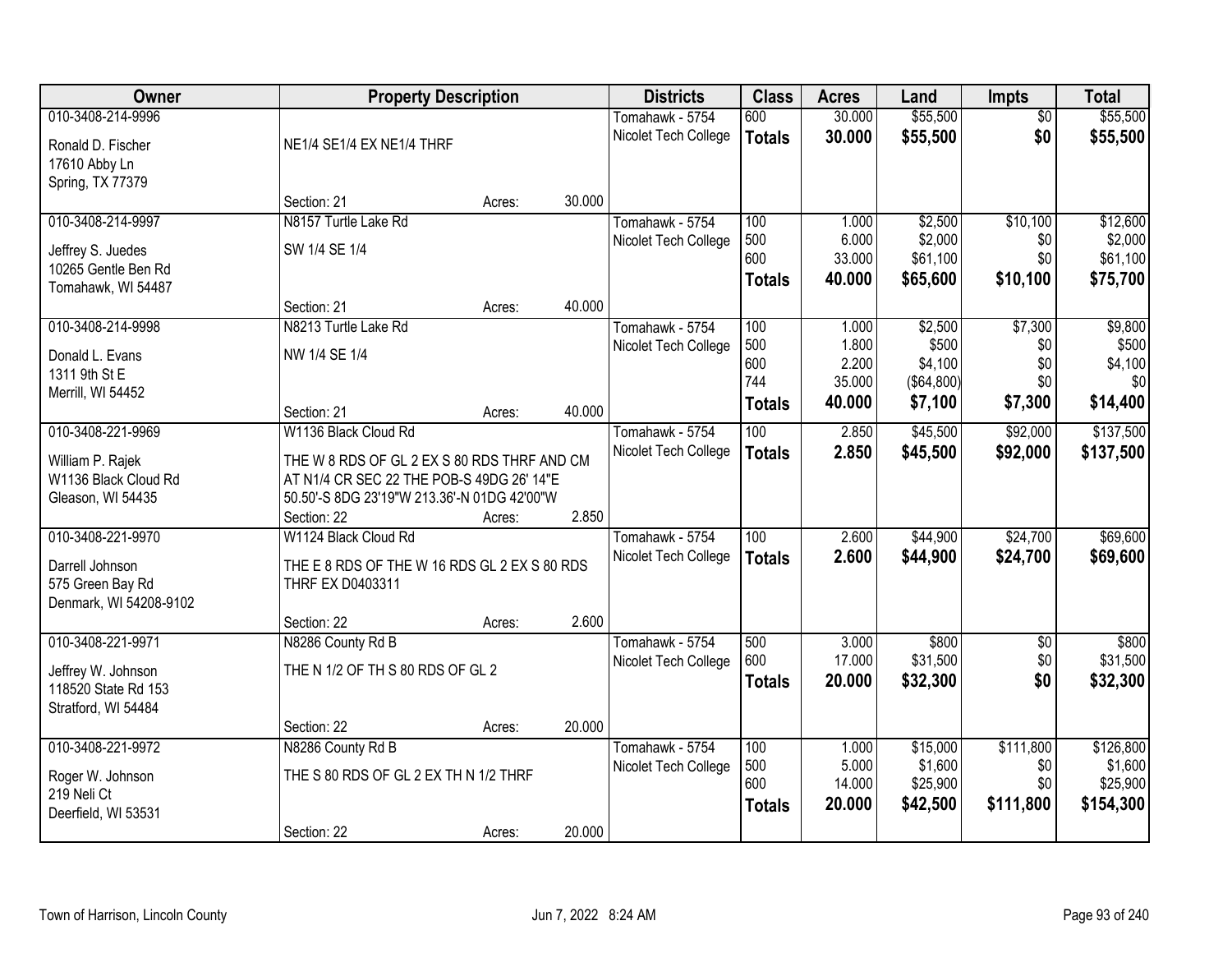| Owner | Property Description | | | Districts | Class | Acres | Land | Impts | Total |
|---|---|---|---|---|---|---|---|---|---|
| 010-3408-214-9996<br>Ronald D. Fischer<br>17610 Abby Ln<br>Spring, TX 77379 | NE1/4 SE1/4 EX NE1/4 THRF<br>Section: 21 | Acres: | 30.000 | Tomahawk - 5754<br>Nicolet Tech College | 600<br>**Totals** | 30.000<br>**30.000** | $55,500<br>**$55,500** | $0<br>**$0** | $55,500<br>**$55,500** |
| 010-3408-214-9997<br>Jeffrey S. Juedes<br>10265 Gentle Ben Rd<br>Tomahawk, WI 54487 | N8157 Turtle Lake Rd<br>SW 1/4 SE 1/4<br>Section: 21 | Acres: | 40.000 | Tomahawk - 5754<br>Nicolet Tech College | 100<br>500<br>600<br>**Totals** | 1.000<br>6.000<br>33.000<br>**40.000** | $2,500<br>$2,000<br>$61,100<br>**$65,600** | $10,100<br>$0<br>$0<br>**$10,100** | $12,600<br>$2,000<br>$61,100<br>**$75,700** |
| 010-3408-214-9998<br>Donald L. Evans<br>1311 9th St E<br>Merrill, WI 54452 | N8213 Turtle Lake Rd<br>NW 1/4 SE 1/4<br>Section: 21 | Acres: | 40.000 | Tomahawk - 5754<br>Nicolet Tech College | 100<br>500<br>600<br>744<br>**Totals** | 1.000<br>1.800<br>2.200<br>35.000<br>**40.000** | $2,500<br>$500<br>$4,100<br>($64,800)<br>**$7,100** | $7,300<br>$0<br>$0<br>$0<br>**$7,300** | $9,800<br>$500<br>$4,100<br>$0<br>**$14,400** |
| 010-3408-221-9969<br>William P. Rajek<br>W1136 Black Cloud Rd<br>Gleason, WI 54435 | W1136 Black Cloud Rd<br>THE W 8 RDS OF GL 2 EX S 80 RDS THRF AND CM AT N1/4 CR SEC 22 THE POB-S 49DG 26' 14"E 50.50'-S 8DG 23'19"W 213.36'-N 01DG 42'00"W<br>Section: 22 | Acres: | 2.850 | Tomahawk - 5754<br>Nicolet Tech College | 100<br>**Totals** | 2.850<br>**2.850** | $45,500<br>**$45,500** | $92,000<br>**$92,000** | $137,500<br>**$137,500** |
| 010-3408-221-9970<br>Darrell Johnson<br>575 Green Bay Rd<br>Denmark, WI 54208-9102 | W1124 Black Cloud Rd<br>THE E 8 RDS OF THE W 16 RDS GL 2 EX S 80 RDS THRF EX D0403311<br>Section: 22 | Acres: | 2.600 | Tomahawk - 5754<br>Nicolet Tech College | 100<br>**Totals** | 2.600<br>**2.600** | $44,900<br>**$44,900** | $24,700<br>**$24,700** | $69,600<br>**$69,600** |
| 010-3408-221-9971<br>Jeffrey W. Johnson<br>118520 State Rd 153<br>Stratford, WI 54484 | N8286 County Rd B<br>THE N 1/2 OF TH S 80 RDS OF GL 2<br>Section: 22 | Acres: | 20.000 | Tomahawk - 5754<br>Nicolet Tech College | 500<br>600<br>**Totals** | 3.000<br>17.000<br>**20.000** | $800<br>$31,500<br>**$32,300** | $0<br>$0<br>**$0** | $800<br>$31,500<br>**$32,300** |
| 010-3408-221-9972<br>Roger W. Johnson<br>219 Neli Ct<br>Deerfield, WI 53531 | N8286 County Rd B<br>THE S 80 RDS OF GL 2 EX TH N 1/2 THRF<br>Section: 22 | Acres: | 20.000 | Tomahawk - 5754<br>Nicolet Tech College | 100<br>500<br>600<br>**Totals** | 1.000<br>5.000<br>14.000<br>**20.000** | $15,000<br>$1,600<br>$25,900<br>**$42,500** | $111,800<br>$0<br>$0<br>**$111,800** | $126,800<br>$1,600<br>$25,900<br>**$154,300** |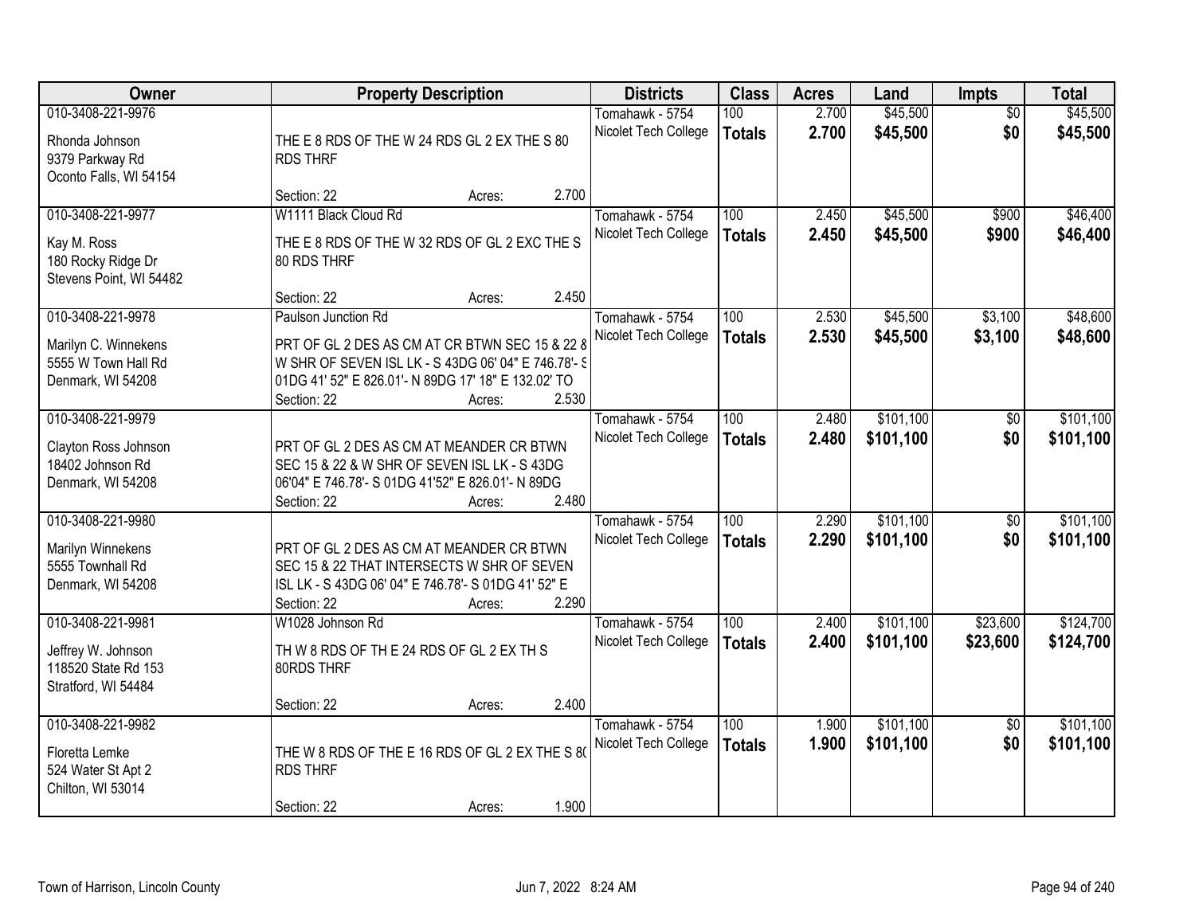| Owner | Property Description | | | Districts | Class | Acres | Land | Impts | Total |
|---|---|---|---|---|---|---|---|---|---|
| 010-3408-221-9976<br>Rhonda Johnson<br>9379 Parkway Rd<br>Oconto Falls, WI 54154 | THE E 8 RDS OF THE W 24 RDS GL 2 EX THE S 80 RDS THRF<br>Section: 22 | Acres: | 2.700 | Tomahawk - 5754<br>Nicolet Tech College | 100<br>**Totals** | 2.700<br>**2.700** | $45,500<br>**$45,500** | $0<br>**$0** | $45,500<br>**$45,500** |
| 010-3408-221-9977<br>Kay M. Ross<br>180 Rocky Ridge Dr<br>Stevens Point, WI 54482 | W1111 Black Cloud Rd<br>THE E 8 RDS OF THE W 32 RDS OF GL 2 EXC THE S 80 RDS THRF<br>Section: 22 | Acres: | 2.450 | Tomahawk - 5754<br>Nicolet Tech College | 100<br>**Totals** | 2.450<br>**2.450** | $45,500<br>**$45,500** | $900<br>**$900** | $46,400<br>**$46,400** |
| 010-3408-221-9978<br>Marilyn C. Winnekens<br>5555 W Town Hall Rd<br>Denmark, WI 54208 | Paulson Junction Rd<br>PRT OF GL 2 DES AS CM AT CR BTWN SEC 15 & 22 & W SHR OF SEVEN ISL LK - S 43DG 06' 04" E 746.78'- S 01DG 41' 52" E 826.01'- N 89DG 17' 18" E 132.02' TO<br>Section: 22 | Acres: | 2.530 | Tomahawk - 5754<br>Nicolet Tech College | 100<br>**Totals** | 2.530<br>**2.530** | $45,500<br>**$45,500** | $3,100<br>**$3,100** | $48,600<br>**$48,600** |
| 010-3408-221-9979<br>Clayton Ross Johnson<br>18402 Johnson Rd<br>Denmark, WI 54208 | PRT OF GL 2 DES AS CM AT MEANDER CR BTWN SEC 15 & 22 & W SHR OF SEVEN ISL LK - S 43DG 06'04" E 746.78'- S 01DG 41'52" E 826.01'- N 89DG<br>Section: 22 | Acres: | 2.480 | Tomahawk - 5754<br>Nicolet Tech College | 100<br>**Totals** | 2.480<br>**2.480** | $101,100<br>**$101,100** | $0<br>**$0** | $101,100<br>**$101,100** |
| 010-3408-221-9980<br>Marilyn Winnekens<br>5555 Townhall Rd<br>Denmark, WI 54208 | PRT OF GL 2 DES AS CM AT MEANDER CR BTWN SEC 15 & 22 THAT INTERSECTS W SHR OF SEVEN ISL LK - S 43DG 06' 04" E 746.78'- S 01DG 41' 52" E<br>Section: 22 | Acres: | 2.290 | Tomahawk - 5754<br>Nicolet Tech College | 100<br>**Totals** | 2.290<br>**2.290** | $101,100<br>**$101,100** | $0<br>**$0** | $101,100<br>**$101,100** |
| 010-3408-221-9981<br>Jeffrey W. Johnson<br>118520 State Rd 153<br>Stratford, WI 54484 | W1028 Johnson Rd<br>TH W 8 RDS OF TH E 24 RDS OF GL 2 EX TH S 80RDS THRF<br>Section: 22 | Acres: | 2.400 | Tomahawk - 5754<br>Nicolet Tech College | 100<br>**Totals** | 2.400<br>**2.400** | $101,100<br>**$101,100** | $23,600<br>**$23,600** | $124,700<br>**$124,700** |
| 010-3408-221-9982<br>Floretta Lemke<br>524 Water St Apt 2<br>Chilton, WI 53014 | THE W 8 RDS OF THE E 16 RDS OF GL 2 EX THE S 80 RDS THRF<br>Section: 22 | Acres: | 1.900 | Tomahawk - 5754<br>Nicolet Tech College | 100<br>**Totals** | 1.900<br>**1.900** | $101,100<br>**$101,100** | $0<br>**$0** | $101,100<br>**$101,100** |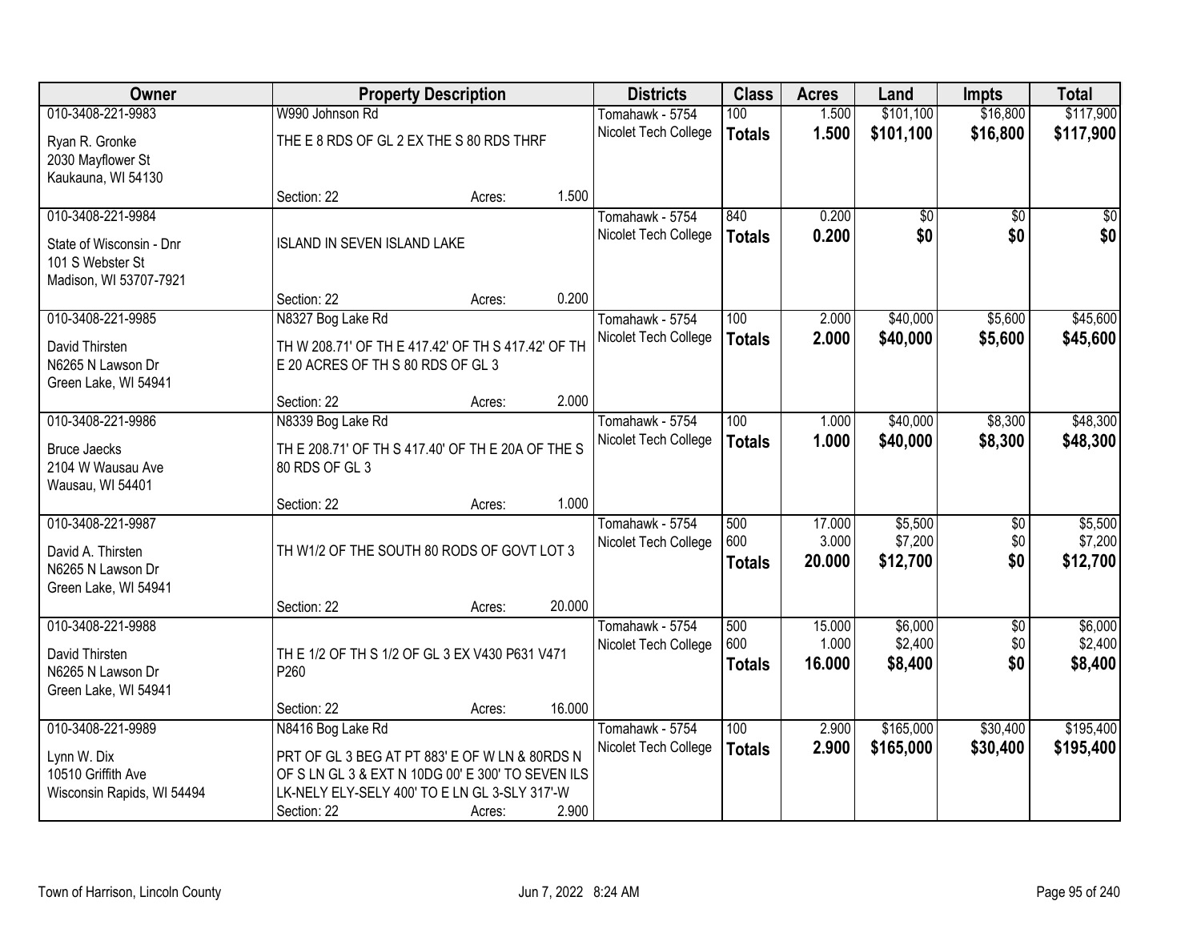| Owner | Property Description | Districts | Class | Acres | Land | Impts | Total |
|---|---|---|---|---|---|---|---|
| 010-3408-221-9983<br>Ryan R. Gronke<br>2030 Mayflower St<br>Kaukauna, WI 54130 | W990 Johnson Rd<br>THE E 8 RDS OF GL 2 EX THE S 80 RDS THRF<br>Section: 22 Acres: 1.500 | Tomahawk - 5754<br>Nicolet Tech College | 100<br>**Totals** | 1.500<br>**1.500** | $101,100<br>**$101,100** | $16,800<br>**$16,800** | $117,900<br>**$117,900** |
| 010-3408-221-9984<br>State of Wisconsin - Dnr<br>101 S Webster St<br>Madison, WI 53707-7921 | ISLAND IN SEVEN ISLAND LAKE<br>Section: 22 Acres: 0.200 | Tomahawk - 5754<br>Nicolet Tech College | 840<br>**Totals** | 0.200<br>**0.200** | $0<br>**$0** | $0<br>**$0** | $0<br>**$0** |
| 010-3408-221-9985<br>David Thirsten<br>N6265 N Lawson Dr<br>Green Lake, WI 54941 | N8327 Bog Lake Rd<br>TH W 208.71' OF TH E 417.42' OF TH S 417.42' OF TH E 20 ACRES OF TH S 80 RDS OF GL 3<br>Section: 22 Acres: 2.000 | Tomahawk - 5754<br>Nicolet Tech College | 100<br>**Totals** | 2.000<br>**2.000** | $40,000<br>**$40,000** | $5,600<br>**$5,600** | $45,600<br>**$45,600** |
| 010-3408-221-9986<br>Bruce Jaecks<br>2104 W Wausau Ave<br>Wausau, WI 54401 | N8339 Bog Lake Rd<br>TH E 208.71' OF TH S 417.40' OF TH E 20A OF THE S 80 RDS OF GL 3<br>Section: 22 Acres: 1.000 | Tomahawk - 5754<br>Nicolet Tech College | 100<br>**Totals** | 1.000<br>**1.000** | $40,000<br>**$40,000** | $8,300<br>**$8,300** | $48,300<br>**$48,300** |
| 010-3408-221-9987<br>David A. Thirsten<br>N6265 N Lawson Dr<br>Green Lake, WI 54941 | TH W1/2 OF THE SOUTH 80 RODS OF GOVT LOT 3<br>Section: 22 Acres: 20.000 | Tomahawk - 5754<br>Nicolet Tech College | 500<br>600<br>**Totals** | 17.000<br>3.000<br>**20.000** | $5,500<br>$7,200<br>**$12,700** | $0<br>$0<br>**$0** | $5,500<br>$7,200<br>**$12,700** |
| 010-3408-221-9988<br>David Thirsten<br>N6265 N Lawson Dr<br>Green Lake, WI 54941 | TH E 1/2 OF TH S 1/2 OF GL 3 EX V430 P631 V471 P260<br>Section: 22 Acres: 16.000 | Tomahawk - 5754<br>Nicolet Tech College | 500<br>600<br>**Totals** | 15.000<br>1.000<br>**16.000** | $6,000<br>$2,400<br>**$8,400** | $0<br>$0<br>**$0** | $6,000<br>$2,400<br>**$8,400** |
| 010-3408-221-9989<br>Lynn W. Dix<br>10510 Griffith Ave<br>Wisconsin Rapids, WI 54494 | N8416 Bog Lake Rd<br>PRT OF GL 3 BEG AT PT 883' E OF W LN & 80RDS N OF S LN GL 3 & EXT N 10DG 00' E 300' TO SEVEN ILS LK-NELY ELY-SELY 400' TO E LN GL 3-SLY 317'-W<br>Section: 22 Acres: 2.900 | Tomahawk - 5754<br>Nicolet Tech College | 100<br>**Totals** | 2.900<br>**2.900** | $165,000<br>**$165,000** | $30,400<br>**$30,400** | $195,400<br>**$195,400** |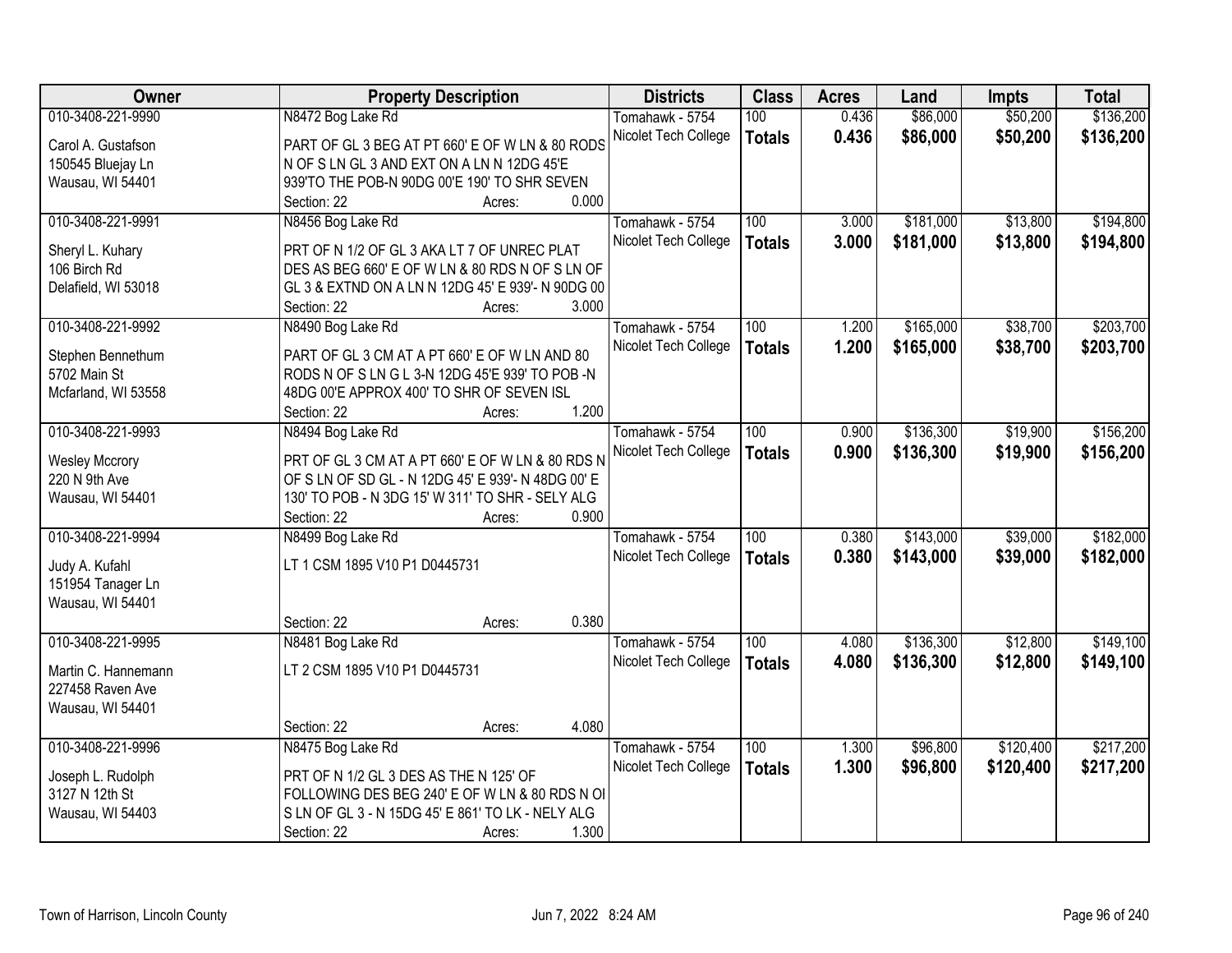| Owner | Property Description | Districts | Class | Acres | Land | Impts | Total |
|---|---|---|---|---|---|---|---|
| 010-3408-221-9990<br>Carol A. Gustafson<br>150545 Bluejay Ln<br>Wausau, WI 54401 | N8472 Bog Lake Rd<br>PART OF GL 3 BEG AT PT 660' E OF W LN & 80 RODS N OF S LN GL 3 AND EXT ON A LN N 12DG 45'E 939'TO THE POB-N 90DG 00'E 190' TO SHR SEVEN<br>Section: 22 Acres: 0.000 | Tomahawk - 5754<br>Nicolet Tech College | 100<br>**Totals** | 0.436<br>**0.436** | $86,000<br>**$86,000** | $50,200<br>**$50,200** | $136,200<br>**$136,200** |
| 010-3408-221-9991<br>Sheryl L. Kuhary<br>106 Birch Rd<br>Delafield, WI 53018 | N8456 Bog Lake Rd<br>PRT OF N 1/2 OF GL 3 AKA LT 7 OF UNREC PLAT DES AS BEG 660' E OF W LN & 80 RDS N OF S LN OF GL 3 & EXTND ON A LN N 12DG 45' E 939'- N 90DG 00<br>Section: 22 Acres: 3.000 | Tomahawk - 5754<br>Nicolet Tech College | 100<br>**Totals** | 3.000<br>**3.000** | $181,000<br>**$181,000** | $13,800<br>**$13,800** | $194,800<br>**$194,800** |
| 010-3408-221-9992<br>Stephen Bennethum<br>5702 Main St<br>Mcfarland, WI 53558 | N8490 Bog Lake Rd<br>PART OF GL 3 CM AT A PT 660' E OF W LN AND 80 RODS N OF S LN G L 3-N 12DG 45'E 939' TO POB -N 48DG 00'E APPROX 400' TO SHR OF SEVEN ISL<br>Section: 22 Acres: 1.200 | Tomahawk - 5754<br>Nicolet Tech College | 100<br>**Totals** | 1.200<br>**1.200** | $165,000<br>**$165,000** | $38,700<br>**$38,700** | $203,700<br>**$203,700** |
| 010-3408-221-9993<br>Wesley Mccrory<br>220 N 9th Ave<br>Wausau, WI 54401 | N8494 Bog Lake Rd<br>PRT OF GL 3 CM AT A PT 660' E OF W LN & 80 RDS N OF S LN OF SD GL - N 12DG 45' E 939'- N 48DG 00' E 130' TO POB - N 3DG 15' W 311' TO SHR - SELY ALG<br>Section: 22 Acres: 0.900 | Tomahawk - 5754<br>Nicolet Tech College | 100<br>**Totals** | 0.900<br>**0.900** | $136,300<br>**$136,300** | $19,900<br>**$19,900** | $156,200<br>**$156,200** |
| 010-3408-221-9994<br>Judy A. Kufahl<br>151954 Tanager Ln<br>Wausau, WI 54401 | N8499 Bog Lake Rd<br>LT 1 CSM 1895 V10 P1 D0445731<br>Section: 22 Acres: 0.380 | Tomahawk - 5754<br>Nicolet Tech College | 100<br>**Totals** | 0.380<br>**0.380** | $143,000<br>**$143,000** | $39,000<br>**$39,000** | $182,000<br>**$182,000** |
| 010-3408-221-9995<br>Martin C. Hannemann<br>227458 Raven Ave<br>Wausau, WI 54401 | N8481 Bog Lake Rd<br>LT 2 CSM 1895 V10 P1 D0445731<br>Section: 22 Acres: 4.080 | Tomahawk - 5754<br>Nicolet Tech College | 100<br>**Totals** | 4.080<br>**4.080** | $136,300<br>**$136,300** | $12,800<br>**$12,800** | $149,100<br>**$149,100** |
| 010-3408-221-9996<br>Joseph L. Rudolph<br>3127 N 12th St<br>Wausau, WI 54403 | N8475 Bog Lake Rd<br>PRT OF N 1/2 GL 3 DES AS THE N 125' OF FOLLOWING DES BEG 240' E OF W LN & 80 RDS N OI S LN OF GL 3 - N 15DG 45' E 861' TO LK - NELY ALG<br>Section: 22 Acres: 1.300 | Tomahawk - 5754<br>Nicolet Tech College | 100<br>**Totals** | 1.300<br>**1.300** | $96,800<br>**$96,800** | $120,400<br>**$120,400** | $217,200<br>**$217,200** |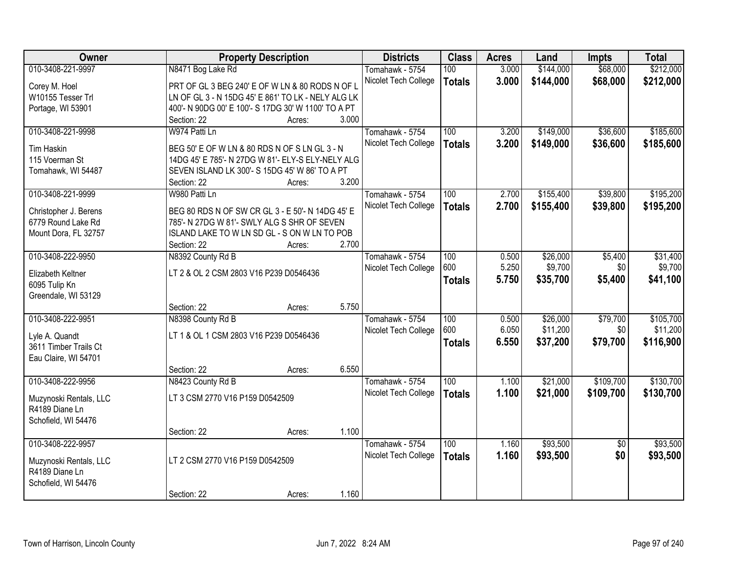| Owner | Property Description | Districts | Class | Acres | Land | Impts | Total |
|---|---|---|---|---|---|---|---|
| 010-3408-221-9997<br>Corey M. Hoel<br>W10155 Tesser Trl<br>Portage, WI 53901 | N8471 Bog Lake Rd<br>PRT OF GL 3 BEG 240' E OF W LN & 80 RODS N OF L LN OF GL 3 - N 15DG 45' E 861' TO LK - NELY ALG LK 400'- N 90DG 00' E 100'- S 17DG 30' W 1100' TO A PT<br>Section: 22 Acres: 3.000 | Tomahawk - 5754<br>Nicolet Tech College | 100<br>**Totals** | 3.000<br>**3.000** | $144,000<br>**$144,000** | $68,000<br>**$68,000** | $212,000<br>**$212,000** |
| 010-3408-221-9998<br>Tim Haskin<br>115 Voerman St<br>Tomahawk, WI 54487 | W974 Patti Ln<br>BEG 50' E OF W LN & 80 RDS N OF S LN GL 3 - N 14DG 45' E 785'- N 27DG W 81'- ELY-S ELY-NELY ALG SEVEN ISLAND LK 300'- S 15DG 45' W 86' TO A PT<br>Section: 22 Acres: 3.200 | Tomahawk - 5754<br>Nicolet Tech College | 100<br>**Totals** | 3.200<br>**3.200** | $149,000<br>**$149,000** | $36,600<br>**$36,600** | $185,600<br>**$185,600** |
| 010-3408-221-9999<br>Christopher J. Berens<br>6779 Round Lake Rd<br>Mount Dora, FL 32757 | W980 Patti Ln<br>BEG 80 RDS N OF SW CR GL 3 - E 50'- N 14DG 45' E 785'- N 27DG W 81'- SWLY ALG S SHR OF SEVEN ISLAND LAKE TO W LN SD GL - S ON W LN TO POB<br>Section: 22 Acres: 2.700 | Tomahawk - 5754<br>Nicolet Tech College | 100<br>**Totals** | 2.700<br>**2.700** | $155,400<br>**$155,400** | $39,800<br>**$39,800** | $195,200<br>**$195,200** |
| 010-3408-222-9950<br>Elizabeth Keltner<br>6095 Tulip Kn<br>Greendale, WI 53129 | N8392 County Rd B<br>LT 2 & OL 2 CSM 2803 V16 P239 D0546436<br>Section: 22 Acres: 5.750 | Tomahawk - 5754<br>Nicolet Tech College | 100<br>600<br>**Totals** | 0.500<br>5.250<br>**5.750** | $26,000<br>$9,700<br>**$35,700** | $5,400<br>$0<br>**$5,400** | $31,400<br>$9,700<br>**$41,100** |
| 010-3408-222-9951<br>Lyle A. Quandt<br>3611 Timber Trails Ct<br>Eau Claire, WI 54701 | N8398 County Rd B<br>LT 1 & OL 1 CSM 2803 V16 P239 D0546436<br>Section: 22 Acres: 6.550 | Tomahawk - 5754<br>Nicolet Tech College | 100<br>600<br>**Totals** | 0.500<br>6.050<br>**6.550** | $26,000<br>$11,200<br>**$37,200** | $79,700<br>$0<br>**$79,700** | $105,700<br>$11,200<br>**$116,900** |
| 010-3408-222-9956<br>Muzynoski Rentals, LLC<br>R4189 Diane Ln<br>Schofield, WI 54476 | N8423 County Rd B<br>LT 3 CSM 2770 V16 P159 D0542509<br>Section: 22 Acres: 1.100 | Tomahawk - 5754<br>Nicolet Tech College | 100<br>**Totals** | 1.100<br>**1.100** | $21,000<br>**$21,000** | $109,700<br>**$109,700** | $130,700<br>**$130,700** |
| 010-3408-222-9957<br>Muzynoski Rentals, LLC<br>R4189 Diane Ln<br>Schofield, WI 54476 | LT 2 CSM 2770 V16 P159 D0542509<br>Section: 22 Acres: 1.160 | Tomahawk - 5754<br>Nicolet Tech College | 100<br>**Totals** | 1.160<br>**1.160** | $93,500<br>**$93,500** | $0<br>**$0** | $93,500<br>**$93,500** |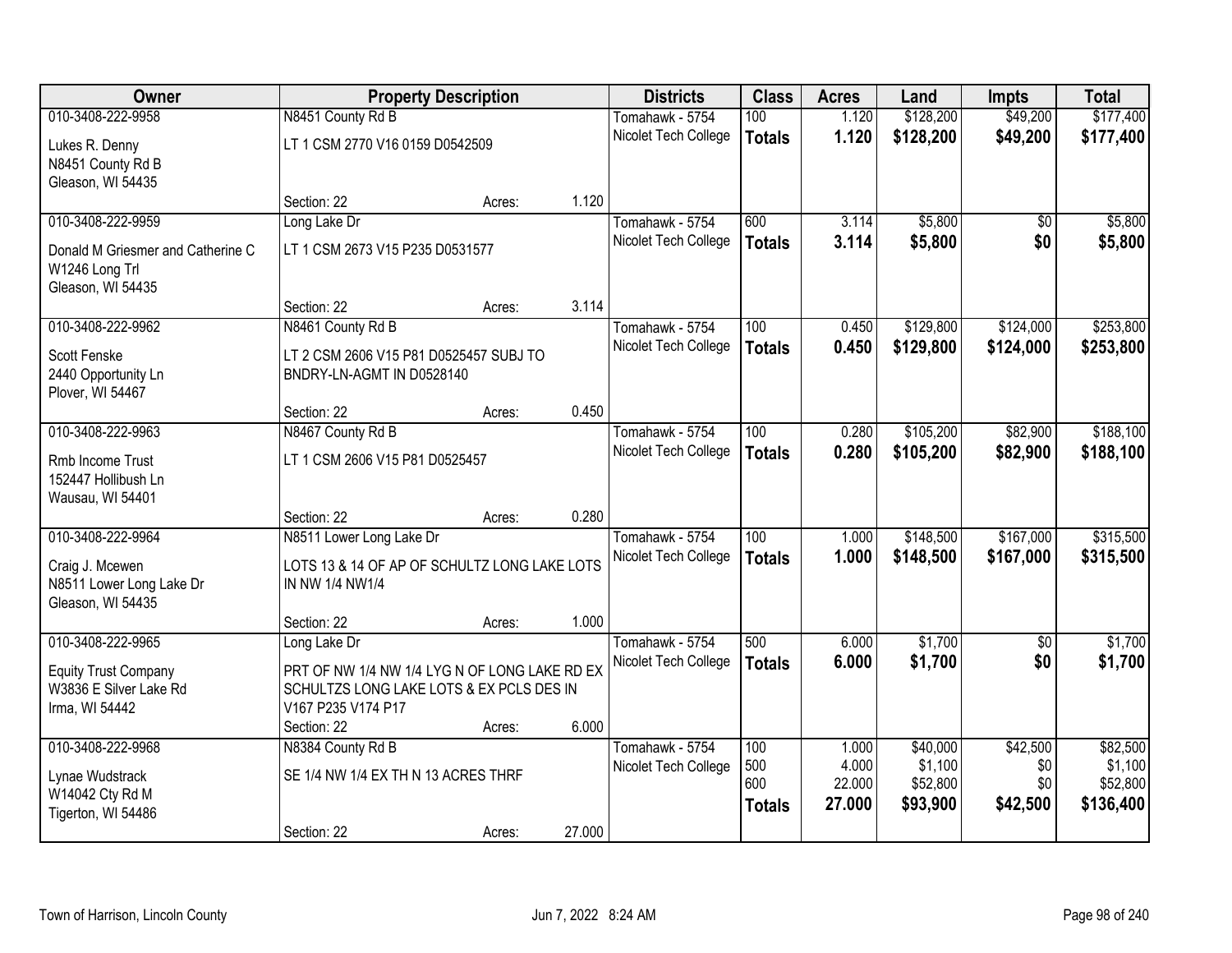| Owner | Property Description | | | Districts | Class | Acres | Land | Impts | Total |
|---|---|---|---|---|---|---|---|---|---|
| 010-3408-222-9958 | N8451 County Rd B | | | Tomahawk - 5754 | 100 | 1.120 | $128,200 | $49,200 | $177,400 |
| Lukes R. Denny<br>N8451 County Rd B<br>Gleason, WI 54435 | LT 1 CSM 2770 V16 0159 D0542509 | | | Nicolet Tech College | **Totals** | **1.120** | **$128,200** | **$49,200** | **$177,400** |
| | Section: 22 | Acres: | 1.120 | | | | | | |
| 010-3408-222-9959 | Long Lake Dr | | | Tomahawk - 5754 | 600 | 3.114 | $5,800 | $0 | $5,800 |
| Donald M Griesmer and Catherine C<br>W1246 Long Trl<br>Gleason, WI 54435 | LT 1 CSM 2673 V15 P235 D0531577 | | | Nicolet Tech College | **Totals** | **3.114** | **$5,800** | **$0** | **$5,800** |
| | Section: 22 | Acres: | 3.114 | | | | | | |
| 010-3408-222-9962 | N8461 County Rd B | | | Tomahawk - 5754 | 100 | 0.450 | $129,800 | $124,000 | $253,800 |
| Scott Fenske<br>2440 Opportunity Ln<br>Plover, WI 54467 | LT 2 CSM 2606 V15 P81 D0525457 SUBJ TO BNDRY-LN-AGMT IN D0528140 | | | Nicolet Tech College | **Totals** | **0.450** | **$129,800** | **$124,000** | **$253,800** |
| | Section: 22 | Acres: | 0.450 | | | | | | |
| 010-3408-222-9963 | N8467 County Rd B | | | Tomahawk - 5754 | 100 | 0.280 | $105,200 | $82,900 | $188,100 |
| Rmb Income Trust<br>152447 Hollibush Ln<br>Wausau, WI 54401 | LT 1 CSM 2606 V15 P81 D0525457 | | | Nicolet Tech College | **Totals** | **0.280** | **$105,200** | **$82,900** | **$188,100** |
| | Section: 22 | Acres: | 0.280 | | | | | | |
| 010-3408-222-9964 | N8511 Lower Long Lake Dr | | | Tomahawk - 5754 | 100 | 1.000 | $148,500 | $167,000 | $315,500 |
| Craig J. Mcewen<br>N8511 Lower Long Lake Dr<br>Gleason, WI 54435 | LOTS 13 & 14 OF AP OF SCHULTZ LONG LAKE LOTS IN NW 1/4 NW1/4 | | | Nicolet Tech College | **Totals** | **1.000** | **$148,500** | **$167,000** | **$315,500** |
| | Section: 22 | Acres: | 1.000 | | | | | | |
| 010-3408-222-9965 | Long Lake Dr | | | Tomahawk - 5754 | 500 | 6.000 | $1,700 | $0 | $1,700 |
| Equity Trust Company<br>W3836 E Silver Lake Rd<br>Irma, WI 54442 | PRT OF NW 1/4 NW 1/4 LYG N OF LONG LAKE RD EX SCHULTZS LONG LAKE LOTS & EX PCLS DES IN V167 P235 V174 P17 | | | Nicolet Tech College | **Totals** | **6.000** | **$1,700** | **$0** | **$1,700** |
| | Section: 22 | Acres: | 6.000 | | | | | | |
| 010-3408-222-9968 | N8384 County Rd B | | | Tomahawk - 5754 | 100 | 1.000 | $40,000 | $42,500 | $82,500 |
| Lynae Wudstrack<br>W14042 Cty Rd M<br>Tigerton, WI 54486 | SE 1/4 NW 1/4 EX TH N 13 ACRES THRF | | | Nicolet Tech College | 500 | 4.000 | $1,100 | $0 | $1,100 |
| | | | | | 600 | 22.000 | $52,800 | $0 | $52,800 |
| | | | | | **Totals** | **27.000** | **$93,900** | **$42,500** | **$136,400** |
| | Section: 22 | Acres: | 27.000 | | | | | | |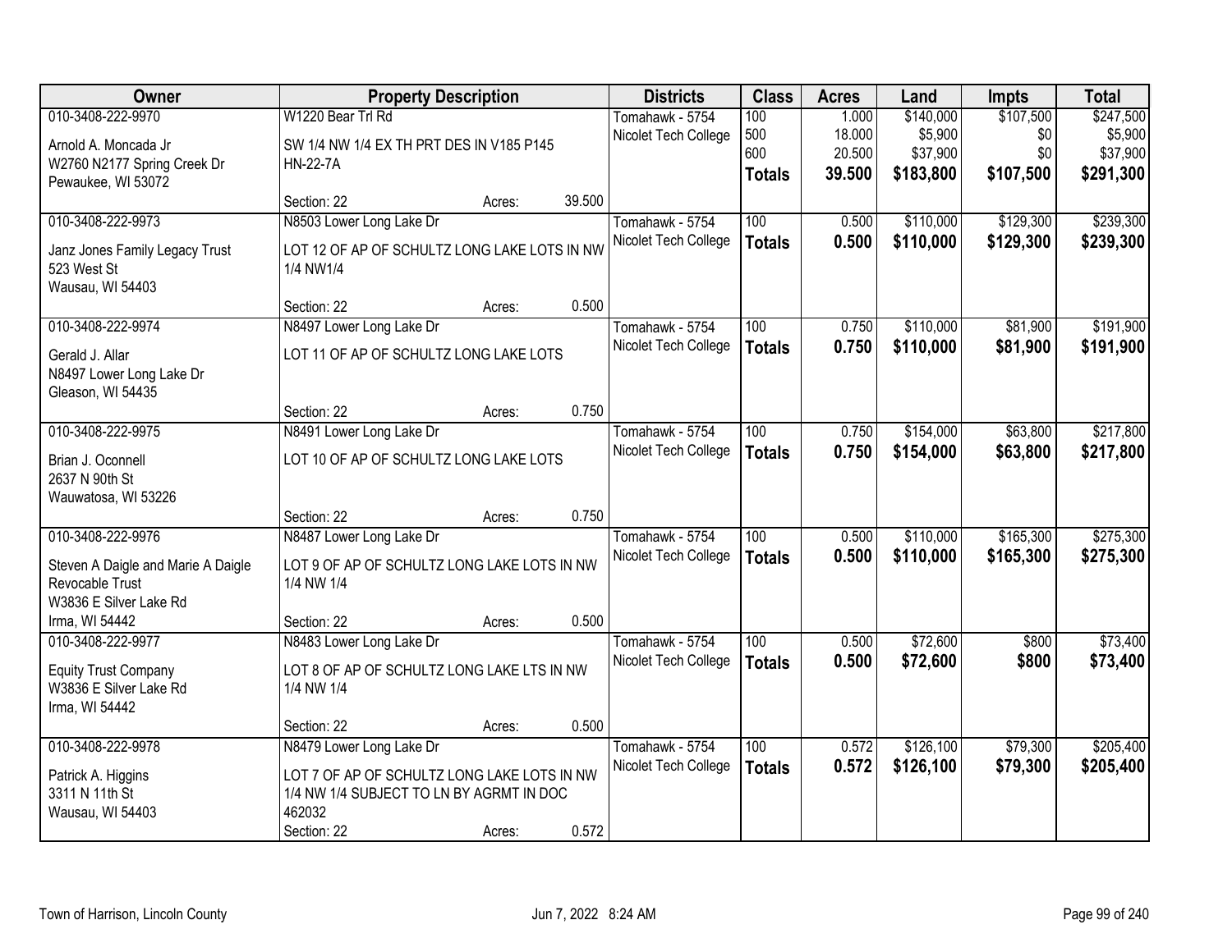| Owner | Property Description | Districts | Class | Acres | Land | Impts | Total |
|---|---|---|---|---|---|---|---|
| 010-3408-222-9970<br>Arnold A. Moncada Jr<br>W2760 N2177 Spring Creek Dr<br>Pewaukee, WI 53072 | W1220 Bear Trl Rd<br>SW 1/4 NW 1/4 EX TH PRT DES IN V185 P145 HN-22-7A<br>Section: 22 Acres: 39.500 | Tomahawk - 5754<br>Nicolet Tech College | 100<br>500<br>600<br>**Totals** | 1.000<br>18.000<br>20.500<br>**39.500** | $140,000<br>$5,900<br>$37,900<br>**$183,800** | $107,500<br>$0<br>$0<br>**$107,500** | $247,500<br>$5,900<br>$37,900<br>**$291,300** |
| 010-3408-222-9973<br>Janz Jones Family Legacy Trust<br>523 West St<br>Wausau, WI 54403 | N8503 Lower Long Lake Dr<br>LOT 12 OF AP OF SCHULTZ LONG LAKE LOTS IN NW 1/4 NW1/4<br>Section: 22 Acres: 0.500 | Tomahawk - 5754<br>Nicolet Tech College | 100<br>**Totals** | 0.500<br>**0.500** | $110,000<br>**$110,000** | $129,300<br>**$129,300** | $239,300<br>**$239,300** |
| 010-3408-222-9974<br>Gerald J. Allar<br>N8497 Lower Long Lake Dr<br>Gleason, WI 54435 | N8497 Lower Long Lake Dr<br>LOT 11 OF AP OF SCHULTZ LONG LAKE LOTS<br>Section: 22 Acres: 0.750 | Tomahawk - 5754<br>Nicolet Tech College | 100<br>**Totals** | 0.750<br>**0.750** | $110,000<br>**$110,000** | $81,900<br>**$81,900** | $191,900<br>**$191,900** |
| 010-3408-222-9975<br>Brian J. Oconnell<br>2637 N 90th St<br>Wauwatosa, WI 53226 | N8491 Lower Long Lake Dr<br>LOT 10 OF AP OF SCHULTZ LONG LAKE LOTS<br>Section: 22 Acres: 0.750 | Tomahawk - 5754<br>Nicolet Tech College | 100<br>**Totals** | 0.750<br>**0.750** | $154,000<br>**$154,000** | $63,800<br>**$63,800** | $217,800<br>**$217,800** |
| 010-3408-222-9976<br>Steven A Daigle and Marie A Daigle Revocable Trust<br>W3836 E Silver Lake Rd<br>Irma, WI 54442 | N8487 Lower Long Lake Dr<br>LOT 9 OF AP OF SCHULTZ LONG LAKE LOTS IN NW 1/4 NW 1/4<br>Section: 22 Acres: 0.500 | Tomahawk - 5754<br>Nicolet Tech College | 100<br>**Totals** | 0.500<br>**0.500** | $110,000<br>**$110,000** | $165,300<br>**$165,300** | $275,300<br>**$275,300** |
| 010-3408-222-9977<br>Equity Trust Company<br>W3836 E Silver Lake Rd<br>Irma, WI 54442 | N8483 Lower Long Lake Dr<br>LOT 8 OF AP OF SCHULTZ LONG LAKE LTS IN NW 1/4 NW 1/4<br>Section: 22 Acres: 0.500 | Tomahawk - 5754<br>Nicolet Tech College | 100<br>**Totals** | 0.500<br>**0.500** | $72,600<br>**$72,600** | $800<br>**$800** | $73,400<br>**$73,400** |
| 010-3408-222-9978<br>Patrick A. Higgins<br>3311 N 11th St<br>Wausau, WI 54403 | N8479 Lower Long Lake Dr<br>LOT 7 OF AP OF SCHULTZ LONG LAKE LOTS IN NW 1/4 NW 1/4 SUBJECT TO LN BY AGRMT IN DOC 462032<br>Section: 22 Acres: 0.572 | Tomahawk - 5754<br>Nicolet Tech College | 100<br>**Totals** | 0.572<br>**0.572** | $126,100<br>**$126,100** | $79,300<br>**$79,300** | $205,400<br>**$205,400** |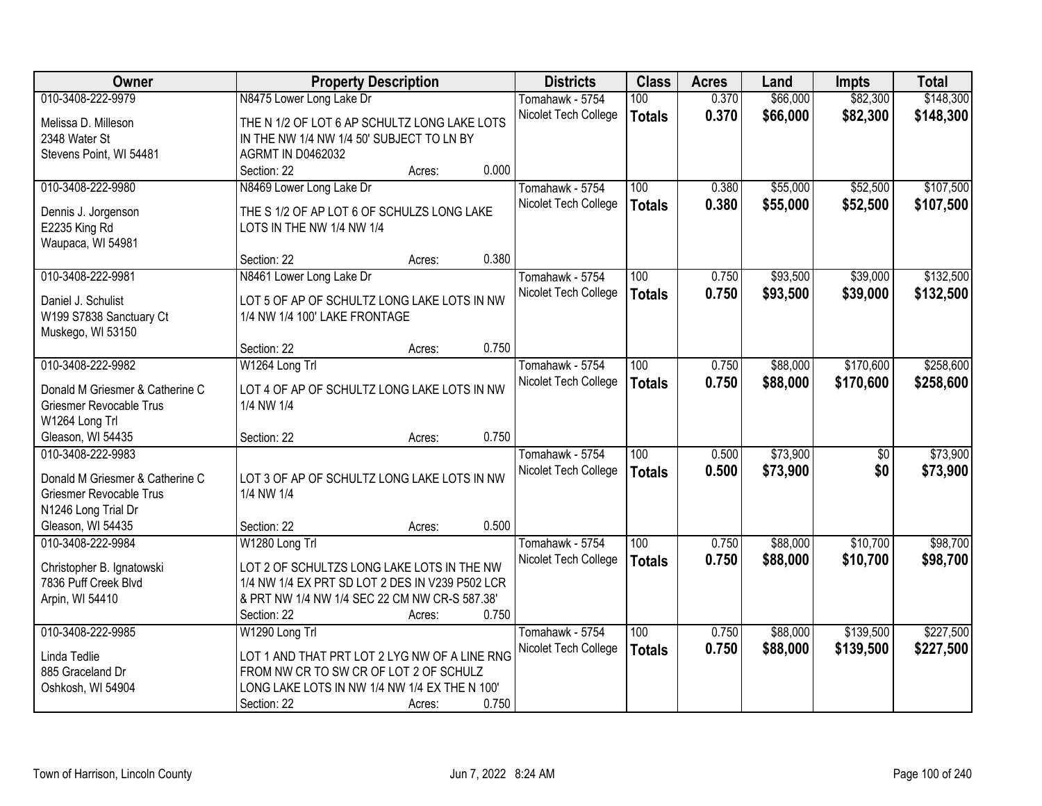| Owner | Property Description | Districts | Class | Acres | Land | Impts | Total |
|---|---|---|---|---|---|---|---|
| 010-3408-222-9979<br>Melissa D. Milleson<br>2348 Water St<br>Stevens Point, WI 54481 | N8475 Lower Long Lake Dr<br>THE N 1/2 OF LOT 6 AP SCHULTZ LONG LAKE LOTS IN THE NW 1/4 NW 1/4 50' SUBJECT TO LN BY AGRMT IN D0462032<br>Section: 22 Acres: 0.000 | Tomahawk - 5754<br>Nicolet Tech College | 100<br>**Totals** | 0.370<br>**0.370** | $66,000<br>**$66,000** | $82,300<br>**$82,300** | $148,300<br>**$148,300** |
| 010-3408-222-9980<br>Dennis J. Jorgenson<br>E2235 King Rd<br>Waupaca, WI 54981 | N8469 Lower Long Lake Dr<br>THE S 1/2 OF AP LOT 6 OF SCHULZS LONG LAKE LOTS IN THE NW 1/4 NW 1/4<br>Section: 22 Acres: 0.380 | Tomahawk - 5754<br>Nicolet Tech College | 100<br>**Totals** | 0.380<br>**0.380** | $55,000<br>**$55,000** | $52,500<br>**$52,500** | $107,500<br>**$107,500** |
| 010-3408-222-9981<br>Daniel J. Schulist<br>W199 S7838 Sanctuary Ct<br>Muskego, WI 53150 | N8461 Lower Long Lake Dr<br>LOT 5 OF AP OF SCHULTZ LONG LAKE LOTS IN NW 1/4 NW 1/4 100' LAKE FRONTAGE<br>Section: 22 Acres: 0.750 | Tomahawk - 5754<br>Nicolet Tech College | 100<br>**Totals** | 0.750<br>**0.750** | $93,500<br>**$93,500** | $39,000<br>**$39,000** | $132,500<br>**$132,500** |
| 010-3408-222-9982<br>Donald M Griesmer & Catherine C Griesmer Revocable Trus<br>W1264 Long Trl<br>Gleason, WI 54435 | W1264 Long Trl<br>LOT 4 OF AP OF SCHULTZ LONG LAKE LOTS IN NW 1/4 NW 1/4<br>Section: 22 Acres: 0.750 | Tomahawk - 5754<br>Nicolet Tech College | 100<br>**Totals** | 0.750<br>**0.750** | $88,000<br>**$88,000** | $170,600<br>**$170,600** | $258,600<br>**$258,600** |
| 010-3408-222-9983<br>Donald M Griesmer & Catherine C Griesmer Revocable Trus<br>N1246 Long Trial Dr<br>Gleason, WI 54435 | LOT 3 OF AP OF SCHULTZ LONG LAKE LOTS IN NW 1/4 NW 1/4<br>Section: 22 Acres: 0.500 | Tomahawk - 5754<br>Nicolet Tech College | 100<br>**Totals** | 0.500<br>**0.500** | $73,900<br>**$73,900** | $0<br>**$0** | $73,900<br>**$73,900** |
| 010-3408-222-9984<br>Christopher B. Ignatowski<br>7836 Puff Creek Blvd<br>Arpin, WI 54410 | W1280 Long Trl<br>LOT 2 OF SCHULTZS LONG LAKE LOTS IN THE NW 1/4 NW 1/4 EX PRT SD LOT 2 DES IN V239 P502 LCR & PRT NW 1/4 NW 1/4 SEC 22 CM NW CR-S 587.38'<br>Section: 22 Acres: 0.750 | Tomahawk - 5754<br>Nicolet Tech College | 100<br>**Totals** | 0.750<br>**0.750** | $88,000<br>**$88,000** | $10,700<br>**$10,700** | $98,700<br>**$98,700** |
| 010-3408-222-9985<br>Linda Tedlie<br>885 Graceland Dr<br>Oshkosh, WI 54904 | W1290 Long Trl<br>LOT 1 AND THAT PRT LOT 2 LYG NW OF A LINE RNG FROM NW CR TO SW CR OF LOT 2 OF SCHULZ LONG LAKE LOTS IN NW 1/4 NW 1/4 EX THE N 100'<br>Section: 22 Acres: 0.750 | Tomahawk - 5754<br>Nicolet Tech College | 100<br>**Totals** | 0.750<br>**0.750** | $88,000<br>**$88,000** | $139,500<br>**$139,500** | $227,500<br>**$227,500** |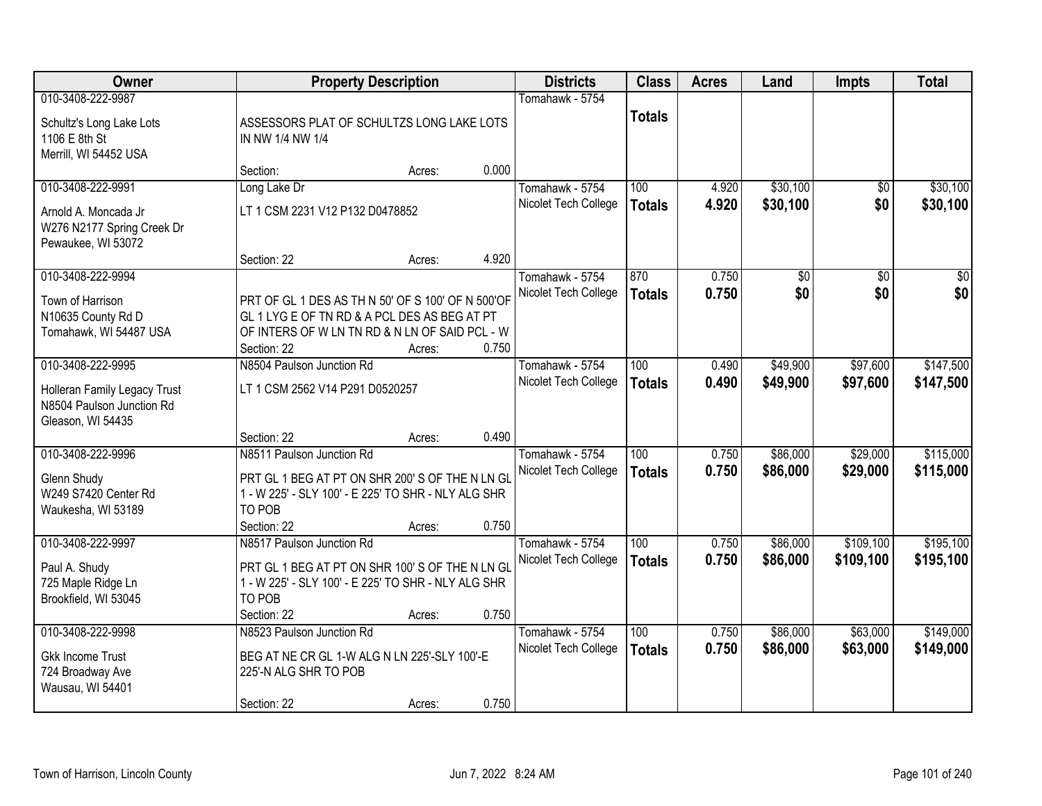| Owner | Property Description | Districts | Class | Acres | Land | Impts | Total |
|---|---|---|---|---|---|---|---|
| 010-3408-222-9987<br>Schultz's Long Lake Lots<br>1106 E 8th St<br>Merrill, WI 54452 USA | ASSESSORS PLAT OF SCHULTZS LONG LAKE LOTS IN NW 1/4 NW 1/4<br>Section: Acres: 0.000 | Tomahawk - 5754 | **Totals** | | | | |
| 010-3408-222-9991<br>Arnold A. Moncada Jr<br>W276 N2177 Spring Creek Dr<br>Pewaukee, WI 53072 | Long Lake Dr<br>LT 1 CSM 2231 V12 P132 D0478852<br>Section: 22 Acres: 4.920 | Tomahawk - 5754<br>Nicolet Tech College | 100<br>**Totals** | 4.920<br>**4.920** | $30,100<br>**$30,100** | $0<br>**$0** | $30,100<br>**$30,100** |
| 010-3408-222-9994<br>Town of Harrison<br>N10635 County Rd D<br>Tomahawk, WI 54487 USA | PRT OF GL 1 DES AS TH N 50' OF S 100' OF N 500'OF GL 1 LYG E OF TN RD & A PCL DES AS BEG AT PT OF INTERS OF W LN TN RD & N LN OF SAID PCL - W<br>Section: 22 Acres: 0.750 | Tomahawk - 5754<br>Nicolet Tech College | 870<br>**Totals** | 0.750<br>**0.750** | $0<br>**$0** | $0<br>**$0** | $0<br>**$0** |
| 010-3408-222-9995<br>Holleran Family Legacy Trust<br>N8504 Paulson Junction Rd<br>Gleason, WI 54435 | N8504 Paulson Junction Rd<br>LT 1 CSM 2562 V14 P291 D0520257<br>Section: 22 Acres: 0.490 | Tomahawk - 5754<br>Nicolet Tech College | 100<br>**Totals** | 0.490<br>**0.490** | $49,900<br>**$49,900** | $97,600<br>**$97,600** | $147,500<br>**$147,500** |
| 010-3408-222-9996<br>Glenn Shudy<br>W249 S7420 Center Rd<br>Waukesha, WI 53189 | N8511 Paulson Junction Rd<br>PRT GL 1 BEG AT PT ON SHR 200' S OF THE N LN GL 1 - W 225' - SLY 100' - E 225' TO SHR - NLY ALG SHR TO POB<br>Section: 22 Acres: 0.750 | Tomahawk - 5754<br>Nicolet Tech College | 100<br>**Totals** | 0.750<br>**0.750** | $86,000<br>**$86,000** | $29,000<br>**$29,000** | $115,000<br>**$115,000** |
| 010-3408-222-9997<br>Paul A. Shudy<br>725 Maple Ridge Ln<br>Brookfield, WI 53045 | N8517 Paulson Junction Rd<br>PRT GL 1 BEG AT PT ON SHR 100' S OF THE N LN GL 1 - W 225' - SLY 100' - E 225' TO SHR - NLY ALG SHR TO POB<br>Section: 22 Acres: 0.750 | Tomahawk - 5754<br>Nicolet Tech College | 100<br>**Totals** | 0.750<br>**0.750** | $86,000<br>**$86,000** | $109,100<br>**$109,100** | $195,100<br>**$195,100** |
| 010-3408-222-9998<br>Gkk Income Trust<br>724 Broadway Ave<br>Wausau, WI 54401 | N8523 Paulson Junction Rd<br>BEG AT NE CR GL 1-W ALG N LN 225'-SLY 100'-E 225'-N ALG SHR TO POB<br>Section: 22 Acres: 0.750 | Tomahawk - 5754<br>Nicolet Tech College | 100<br>**Totals** | 0.750<br>**0.750** | $86,000<br>**$86,000** | $63,000<br>**$63,000** | $149,000<br>**$149,000** |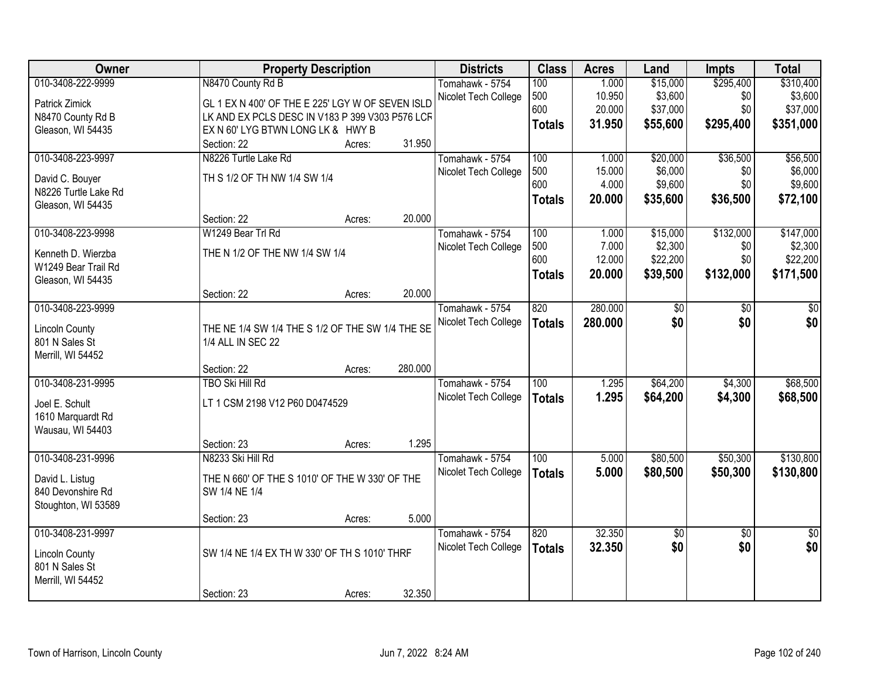| Owner | Property Description | Districts | Class | Acres | Land | Impts | Total |
|---|---|---|---|---|---|---|---|
| 010-3408-222-9999<br><br>Patrick Zimick<br>N8470 County Rd B<br>Gleason, WI 54435 | N8470 County Rd B<br><br>GL 1 EX N 400' OF THE E 225' LGY W OF SEVEN ISLD LK AND EX PCLS DESC IN V183 P 399 V303 P576 LCR EX N 60' LYG BTWN LONG LK & HWY B<br>Section: 22 Acres: 31.950 | Tomahawk - 5754<br>Nicolet Tech College | 100<br>500<br>600<br>**Totals** | 1.000<br>10.950<br>20.000<br>**31.950** | $15,000<br>$3,600<br>$37,000<br>**$55,600** | $295,400<br>$0<br>$0<br>**$295,400** | $310,400<br>$3,600<br>$37,000<br>**$351,000** |
| 010-3408-223-9997<br><br>David C. Bouyer<br>N8226 Turtle Lake Rd<br>Gleason, WI 54435 | N8226 Turtle Lake Rd<br><br>TH S 1/2 OF TH NW 1/4 SW 1/4<br>Section: 22 Acres: 20.000 | Tomahawk - 5754<br>Nicolet Tech College | 100<br>500<br>600<br>**Totals** | 1.000<br>15.000<br>4.000<br>**20.000** | $20,000<br>$6,000<br>$9,600<br>**$35,600** | $36,500<br>$0<br>$0<br>**$36,500** | $56,500<br>$6,000<br>$9,600<br>**$72,100** |
| 010-3408-223-9998<br><br>Kenneth D. Wierzba<br>W1249 Bear Trail Rd<br>Gleason, WI 54435 | W1249 Bear Trl Rd<br><br>THE N 1/2 OF THE NW 1/4 SW 1/4<br>Section: 22 Acres: 20.000 | Tomahawk - 5754<br>Nicolet Tech College | 100<br>500<br>600<br>**Totals** | 1.000<br>7.000<br>12.000<br>**20.000** | $15,000<br>$2,300<br>$22,200<br>**$39,500** | $132,000<br>$0<br>$0<br>**$132,000** | $147,000<br>$2,300<br>$22,200<br>**$171,500** |
| 010-3408-223-9999<br><br>Lincoln County<br>801 N Sales St<br>Merrill, WI 54452 | THE NE 1/4 SW 1/4 THE S 1/2 OF THE SW 1/4 THE SE 1/4 ALL IN SEC 22<br>Section: 22 Acres: 280.000 | Tomahawk - 5754<br>Nicolet Tech College | 820<br>**Totals** | 280.000<br>**280.000** | $0<br>**$0** | $0<br>**$0** | $0<br>**$0** |
| 010-3408-231-9995<br><br>Joel E. Schult<br>1610 Marquardt Rd<br>Wausau, WI 54403 | TBO Ski Hill Rd<br><br>LT 1 CSM 2198 V12 P60 D0474529<br>Section: 23 Acres: 1.295 | Tomahawk - 5754<br>Nicolet Tech College | 100<br>**Totals** | 1.295<br>**1.295** | $64,200<br>**$64,200** | $4,300<br>**$4,300** | $68,500<br>**$68,500** |
| 010-3408-231-9996<br><br>David L. Listug<br>840 Devonshire Rd<br>Stoughton, WI 53589 | N8233 Ski Hill Rd<br><br>THE N 660' OF THE S 1010' OF THE W 330' OF THE SW 1/4 NE 1/4<br>Section: 23 Acres: 5.000 | Tomahawk - 5754<br>Nicolet Tech College | 100<br>**Totals** | 5.000<br>**5.000** | $80,500<br>**$80,500** | $50,300<br>**$50,300** | $130,800<br>**$130,800** |
| 010-3408-231-9997<br><br>Lincoln County<br>801 N Sales St<br>Merrill, WI 54452 | SW 1/4 NE 1/4 EX TH W 330' OF TH S 1010' THRF<br>Section: 23 Acres: 32.350 | Tomahawk - 5754<br>Nicolet Tech College | 820<br>**Totals** | 32.350<br>**32.350** | $0<br>**$0** | $0<br>**$0** | $0<br>**$0** |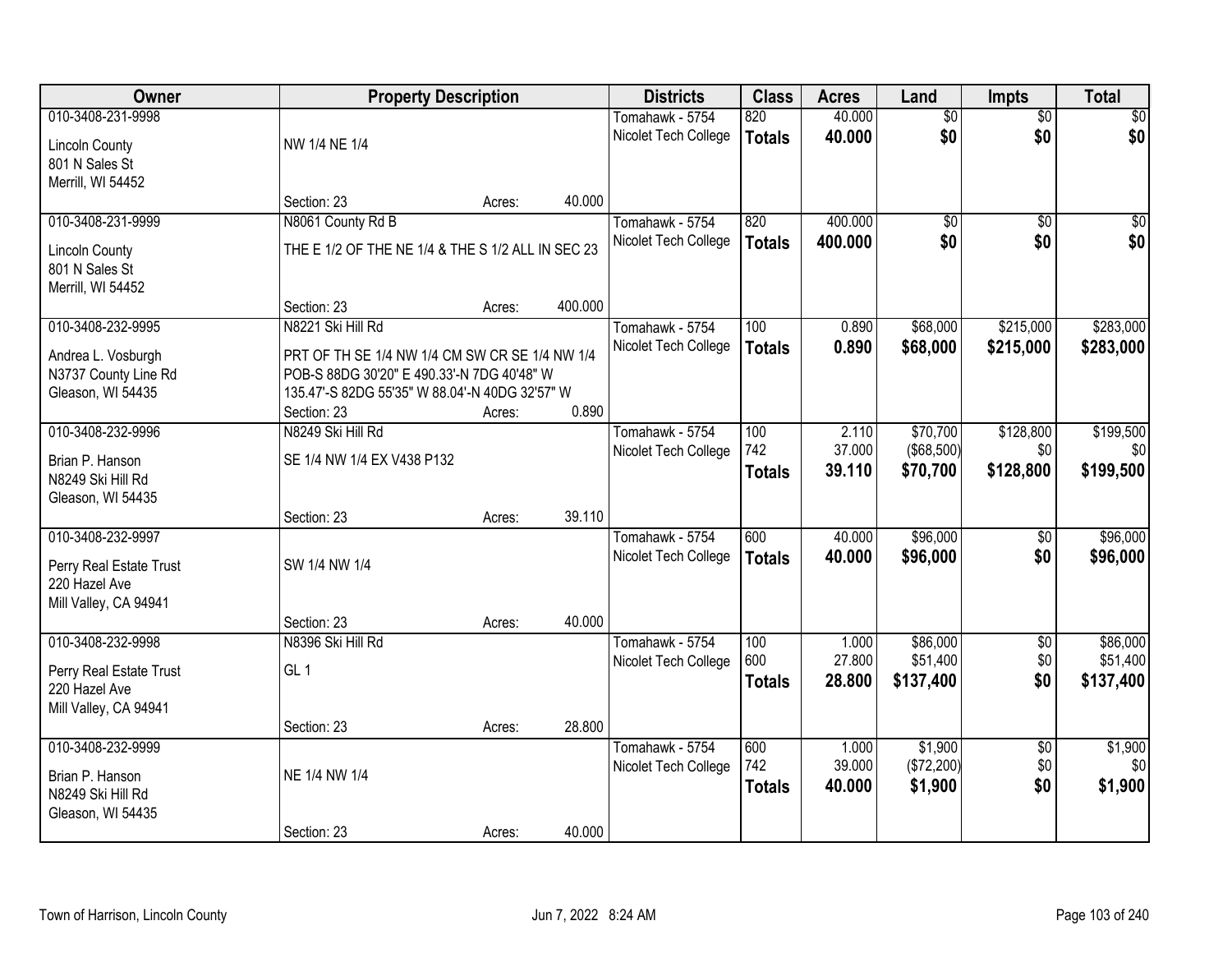| Owner | Property Description | Districts | Class | Acres | Land | Impts | Total |
|---|---|---|---|---|---|---|---|
| 010-3408-231-9998 | | Tomahawk - 5754 | 820 | 40.000 | $0 | $0 | $0 |
| Lincoln County<br>801 N Sales St<br>Merrill, WI 54452 | NW 1/4 NE 1/4 | Nicolet Tech College | **Totals** | **40.000** | **$0** | **$0** | **$0** |
| | Section: 23 Acres: 40.000 | | | | | | |
| 010-3408-231-9999 | N8061 County Rd B | Tomahawk - 5754 | 820 | 400.000 | $0 | $0 | $0 |
| Lincoln County<br>801 N Sales St<br>Merrill, WI 54452 | THE E 1/2 OF THE NE 1/4 & THE S 1/2 ALL IN SEC 23 | Nicolet Tech College | **Totals** | **400.000** | **$0** | **$0** | **$0** |
| | Section: 23 Acres: 400.000 | | | | | | |
| 010-3408-232-9995 | N8221 Ski Hill Rd | Tomahawk - 5754 | 100 | 0.890 | $68,000 | $215,000 | $283,000 |
| Andrea L. Vosburgh<br>N3737 County Line Rd<br>Gleason, WI 54435 | PRT OF TH SE 1/4 NW 1/4 CM SW CR SE 1/4 NW 1/4 POB-S 88DG 30'20" E 490.33'-N 7DG 40'48" W 135.47'-S 82DG 55'35" W 88.04'-N 40DG 32'57" W | Nicolet Tech College | **Totals** | **0.890** | **$68,000** | **$215,000** | **$283,000** |
| | Section: 23 Acres: 0.890 | | | | | | |
| 010-3408-232-9996 | N8249 Ski Hill Rd | Tomahawk - 5754 | 100 | 2.110 | $70,700 | $128,800 | $199,500 |
| Brian P. Hanson<br>N8249 Ski Hill Rd<br>Gleason, WI 54435 | SE 1/4 NW 1/4 EX V438 P132 | Nicolet Tech College | 742 | 37.000 | ($68,500) | $0 | $0 |
| | | | **Totals** | **39.110** | **$70,700** | **$128,800** | **$199,500** |
| | Section: 23 Acres: 39.110 | | | | | | |
| 010-3408-232-9997 | | Tomahawk - 5754 | 600 | 40.000 | $96,000 | $0 | $96,000 |
| Perry Real Estate Trust<br>220 Hazel Ave<br>Mill Valley, CA 94941 | SW 1/4 NW 1/4 | Nicolet Tech College | **Totals** | **40.000** | **$96,000** | **$0** | **$96,000** |
| | Section: 23 Acres: 40.000 | | | | | | |
| 010-3408-232-9998 | N8396 Ski Hill Rd | Tomahawk - 5754 | 100 | 1.000 | $86,000 | $0 | $86,000 |
| Perry Real Estate Trust<br>220 Hazel Ave<br>Mill Valley, CA 94941 | GL 1 | Nicolet Tech College | 600 | 27.800 | $51,400 | $0 | $51,400 |
| | | | **Totals** | **28.800** | **$137,400** | **$0** | **$137,400** |
| | Section: 23 Acres: 28.800 | | | | | | |
| 010-3408-232-9999 | | Tomahawk - 5754 | 600 | 1.000 | $1,900 | $0 | $1,900 |
| Brian P. Hanson<br>N8249 Ski Hill Rd<br>Gleason, WI 54435 | NE 1/4 NW 1/4 | Nicolet Tech College | 742 | 39.000 | ($72,200) | $0 | $0 |
| | | | **Totals** | **40.000** | **$1,900** | **$0** | **$1,900** |
| | Section: 23 Acres: 40.000 | | | | | | |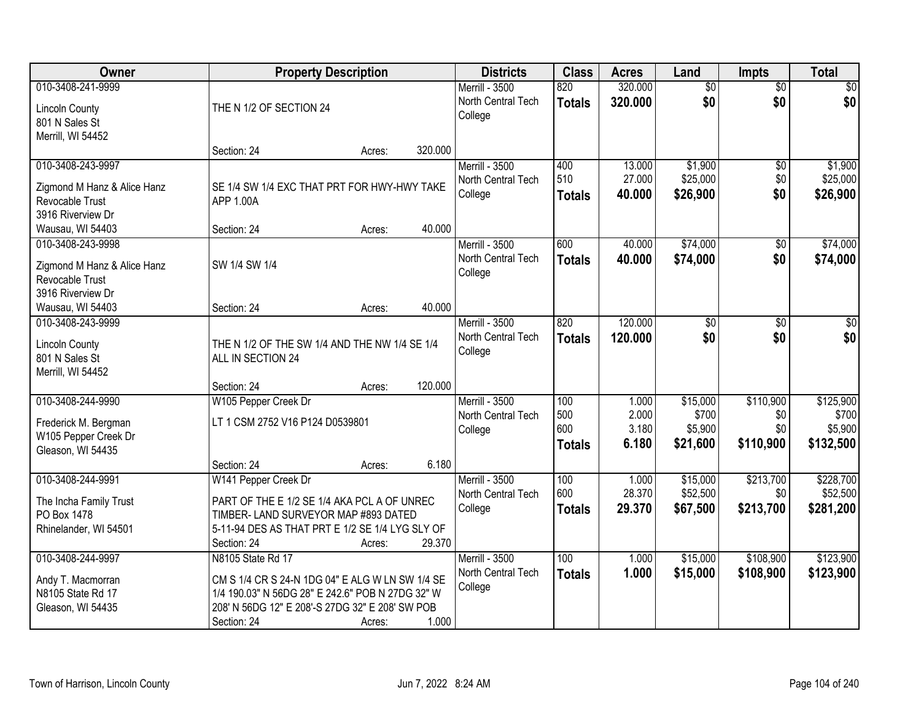| Owner | Property Description | Districts | Class | Acres | Land | Impts | Total |
|---|---|---|---|---|---|---|---|
| 010-3408-241-9999<br>Lincoln County<br>801 N Sales St<br>Merrill, WI 54452 | THE N 1/2 OF SECTION 24<br>Section: 24 Acres: 320.000 | Merrill - 3500<br>North Central Tech College | 820<br>**Totals** | 320.000<br>**320.000** | $0<br>**$0** | $0<br>**$0** | $0<br>**$0** |
| 010-3408-243-9997<br>Zigmond M Hanz & Alice Hanz Revocable Trust<br>3916 Riverview Dr<br>Wausau, WI 54403 | SE 1/4 SW 1/4 EXC THAT PRT FOR HWY-HWY TAKE APP 1.00A<br>Section: 24 Acres: 40.000 | Merrill - 3500<br>North Central Tech College | 400<br>510<br>**Totals** | 13.000<br>27.000<br>**40.000** | $1,900<br>$25,000<br>**$26,900** | $0<br>$0<br>**$0** | $1,900<br>$25,000<br>**$26,900** |
| 010-3408-243-9998<br>Zigmond M Hanz & Alice Hanz Revocable Trust<br>3916 Riverview Dr<br>Wausau, WI 54403 | SW 1/4 SW 1/4<br>Section: 24 Acres: 40.000 | Merrill - 3500<br>North Central Tech College | 600<br>**Totals** | 40.000<br>**40.000** | $74,000<br>**$74,000** | $0<br>**$0** | $74,000<br>**$74,000** |
| 010-3408-243-9999<br>Lincoln County<br>801 N Sales St<br>Merrill, WI 54452 | THE N 1/2 OF THE SW 1/4 AND THE NW 1/4 SE 1/4 ALL IN SECTION 24<br>Section: 24 Acres: 120.000 | Merrill - 3500<br>North Central Tech College | 820<br>**Totals** | 120.000<br>**120.000** | $0<br>**$0** | $0<br>**$0** | $0<br>**$0** |
| 010-3408-244-9990<br>Frederick M. Bergman<br>W105 Pepper Creek Dr<br>Gleason, WI 54435 | W105 Pepper Creek Dr<br>LT 1 CSM 2752 V16 P124 D0539801<br>Section: 24 Acres: 6.180 | Merrill - 3500<br>North Central Tech College | 100<br>500<br>600<br>**Totals** | 1.000<br>2.000<br>3.180<br>**6.180** | $15,000<br>$700<br>$5,900<br>**$21,600** | $110,900<br>$0<br>$0<br>**$110,900** | $125,900<br>$700<br>$5,900<br>**$132,500** |
| 010-3408-244-9991<br>The Incha Family Trust<br>PO Box 1478<br>Rhinelander, WI 54501 | W141 Pepper Creek Dr<br>PART OF THE E 1/2 SE 1/4 AKA PCL A OF UNREC TIMBER- LAND SURVEYOR MAP #893 DATED 5-11-94 DES AS THAT PRT E 1/2 SE 1/4 LYG SLY OF<br>Section: 24 Acres: 29.370 | Merrill - 3500<br>North Central Tech College | 100<br>600<br>**Totals** | 1.000<br>28.370<br>**29.370** | $15,000<br>$52,500<br>**$67,500** | $213,700<br>$0<br>**$213,700** | $228,700<br>$52,500<br>**$281,200** |
| 010-3408-244-9997<br>Andy T. Macmorran<br>N8105 State Rd 17<br>Gleason, WI 54435 | N8105 State Rd 17<br>CM S 1/4 CR S 24-N 1DG 04" E ALG W LN SW 1/4 SE 1/4 190.03" N 56DG 28" E 242.6" POB N 27DG 32" W 208' N 56DG 12" E 208'-S 27DG 32" E 208' SW POB<br>Section: 24 Acres: 1.000 | Merrill - 3500<br>North Central Tech College | 100<br>**Totals** | 1.000<br>**1.000** | $15,000<br>**$15,000** | $108,900<br>**$108,900** | $123,900<br>**$123,900** |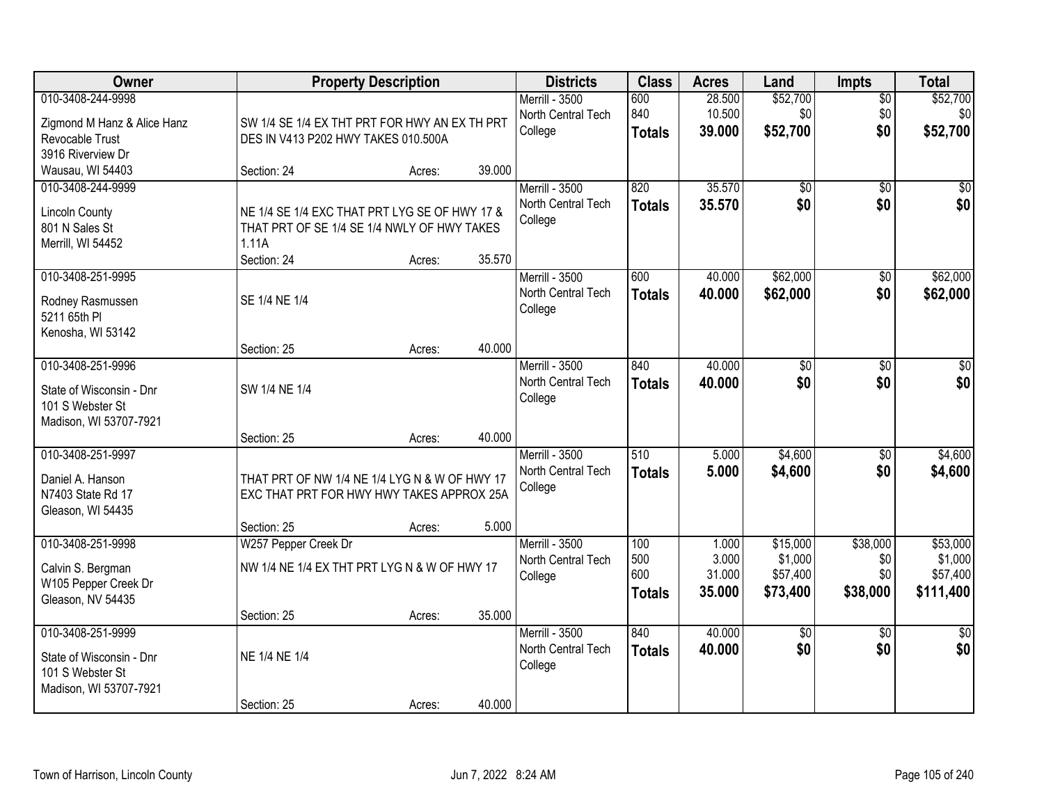| Owner | Property Description | Districts | Class | Acres | Land | Impts | Total |
|---|---|---|---|---|---|---|---|
| 010-3408-244-9998<br>Zigmond M Hanz & Alice Hanz Revocable Trust<br>3916 Riverview Dr<br>Wausau, WI 54403 | SW 1/4 SE 1/4 EX THT PRT FOR HWY AN EX TH PRT DES IN V413 P202 HWY TAKES 010.500A<br>Section: 24 Acres: 39.000 | Merrill - 3500<br>North Central Tech College | 600<br>840<br>**Totals** | 28.500<br>10.500<br>**39.000** | $52,700<br>$0<br>**$52,700** | $0<br>$0<br>**$0** | $52,700<br>$0<br>**$52,700** |
| 010-3408-244-9999<br>Lincoln County<br>801 N Sales St<br>Merrill, WI 54452 | NE 1/4 SE 1/4 EXC THAT PRT LYG SE OF HWY 17 & THAT PRT OF SE 1/4 SE 1/4 NWLY OF HWY TAKES 1.11A<br>Section: 24 Acres: 35.570 | Merrill - 3500<br>North Central Tech College | 820<br>**Totals** | 35.570<br>**35.570** | $0<br>**$0** | $0<br>**$0** | $0<br>**$0** |
| 010-3408-251-9995<br>Rodney Rasmussen<br>5211 65th Pl<br>Kenosha, WI 53142 | SE 1/4 NE 1/4<br>Section: 25 Acres: 40.000 | Merrill - 3500<br>North Central Tech College | 600<br>**Totals** | 40.000<br>**40.000** | $62,000<br>**$62,000** | $0<br>**$0** | $62,000<br>**$62,000** |
| 010-3408-251-9996<br>State of Wisconsin - Dnr<br>101 S Webster St<br>Madison, WI 53707-7921 | SW 1/4 NE 1/4<br>Section: 25 Acres: 40.000 | Merrill - 3500<br>North Central Tech College | 840<br>**Totals** | 40.000<br>**40.000** | $0<br>**$0** | $0<br>**$0** | $0<br>**$0** |
| 010-3408-251-9997<br>Daniel A. Hanson<br>N7403 State Rd 17<br>Gleason, WI 54435 | THAT PRT OF NW 1/4 NE 1/4 LYG N & W OF HWY 17 EXC THAT PRT FOR HWY HWY TAKES APPROX 25A<br>Section: 25 Acres: 5.000 | Merrill - 3500<br>North Central Tech College | 510<br>**Totals** | 5.000<br>**5.000** | $4,600<br>**$4,600** | $0<br>**$0** | $4,600<br>**$4,600** |
| 010-3408-251-9998<br>Calvin S. Bergman<br>W105 Pepper Creek Dr<br>Gleason, NV 54435 | W257 Pepper Creek Dr<br>NW 1/4 NE 1/4 EX THT PRT LYG N & W OF HWY 17<br>Section: 25 Acres: 35.000 | Merrill - 3500<br>North Central Tech College | 100<br>500<br>600<br>**Totals** | 1.000<br>3.000<br>31.000<br>**35.000** | $15,000<br>$1,000<br>$57,400<br>**$73,400** | $38,000<br>$0<br>$0<br>**$38,000** | $53,000<br>$1,000<br>$57,400<br>**$111,400** |
| 010-3408-251-9999<br>State of Wisconsin - Dnr<br>101 S Webster St<br>Madison, WI 53707-7921 | NE 1/4 NE 1/4<br>Section: 25 Acres: 40.000 | Merrill - 3500<br>North Central Tech College | 840<br>**Totals** | 40.000<br>**40.000** | $0<br>**$0** | $0<br>**$0** | $0<br>**$0** |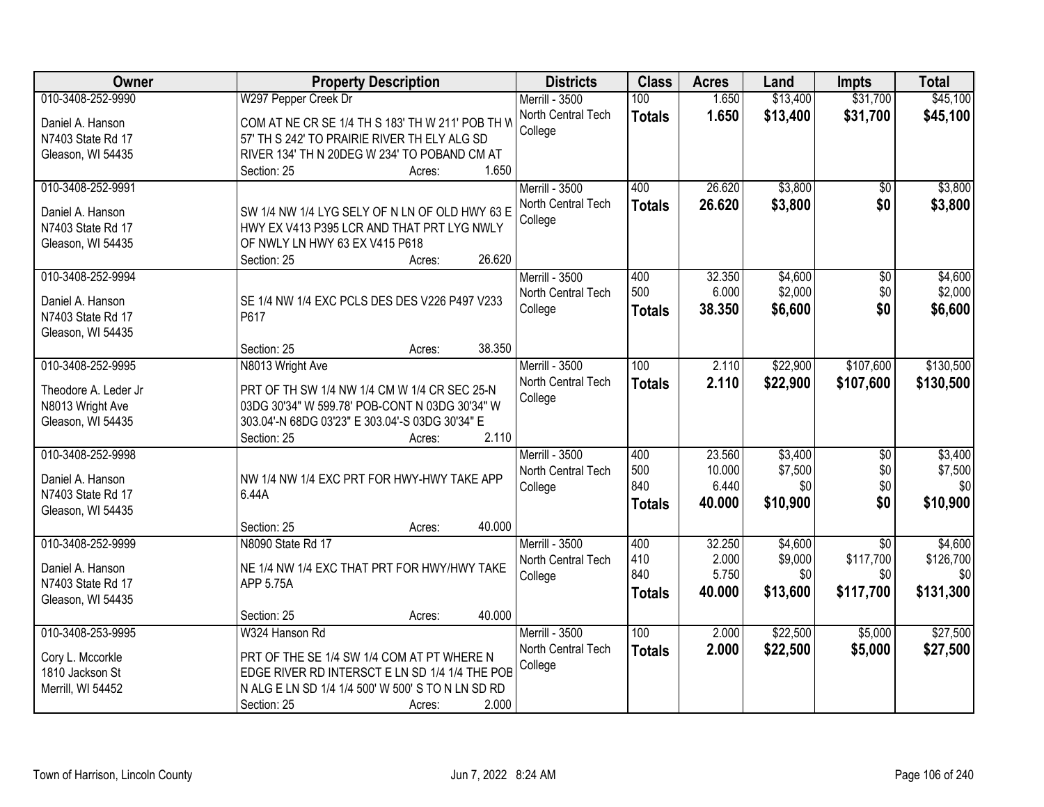| Owner | Property Description | Districts | Class | Acres | Land | Impts | Total |
|---|---|---|---|---|---|---|---|
| 010-3408-252-9990<br>Daniel A. Hanson<br>N7403 State Rd 17<br>Gleason, WI 54435 | W297 Pepper Creek Dr<br>COM AT NE CR SE 1/4 TH S 183' TH W 211' POB TH W 57' TH S 242' TO PRAIRIE RIVER TH ELY ALG SD RIVER 134' TH N 20DEG W 234' TO POBAND CM AT<br>Section: 25 Acres: 1.650 | Merrill - 3500<br>North Central Tech College | 100<br>**Totals** | 1.650<br>**1.650** | $13,400<br>**$13,400** | $31,700<br>**$31,700** | $45,100<br>**$45,100** |
| 010-3408-252-9991<br>Daniel A. Hanson<br>N7403 State Rd 17<br>Gleason, WI 54435 | SW 1/4 NW 1/4 LYG SELY OF N LN OF OLD HWY 63 E HWY EX V413 P395 LCR AND THAT PRT LYG NWLY OF NWLY LN HWY 63 EX V415 P618<br>Section: 25 Acres: 26.620 | Merrill - 3500<br>North Central Tech College | 400<br>**Totals** | 26.620<br>**26.620** | $3,800<br>**$3,800** | $0<br>**$0** | $3,800<br>**$3,800** |
| 010-3408-252-9994<br>Daniel A. Hanson<br>N7403 State Rd 17<br>Gleason, WI 54435 | SE 1/4 NW 1/4 EXC PCLS DES DES V226 P497 V233 P617<br>Section: 25 Acres: 38.350 | Merrill - 3500<br>North Central Tech College | 400<br>500<br>**Totals** | 32.350<br>6.000<br>**38.350** | $4,600<br>$2,000<br>**$6,600** | $0<br>$0<br>**$0** | $4,600<br>$2,000<br>**$6,600** |
| 010-3408-252-9995<br>Theodore A. Leder Jr<br>N8013 Wright Ave<br>Gleason, WI 54435 | N8013 Wright Ave<br>PRT OF TH SW 1/4 NW 1/4 CM W 1/4 CR SEC 25-N 03DG 30'34" W 599.78' POB-CONT N 03DG 30'34" W 303.04'-N 68DG 03'23" E 303.04'-S 03DG 30'34" E<br>Section: 25 Acres: 2.110 | Merrill - 3500<br>North Central Tech College | 100<br>**Totals** | 2.110<br>**2.110** | $22,900<br>**$22,900** | $107,600<br>**$107,600** | $130,500<br>**$130,500** |
| 010-3408-252-9998<br>Daniel A. Hanson<br>N7403 State Rd 17<br>Gleason, WI 54435 | NW 1/4 NW 1/4 EXC PRT FOR HWY-HWY TAKE APP 6.44A<br>Section: 25 Acres: 40.000 | Merrill - 3500<br>North Central Tech College | 400<br>500<br>840<br>**Totals** | 23.560<br>10.000<br>6.440<br>**40.000** | $3,400<br>$7,500<br>$0<br>**$10,900** | $0<br>$0<br>$0<br>**$0** | $3,400<br>$7,500<br>$0<br>**$10,900** |
| 010-3408-252-9999<br>Daniel A. Hanson<br>N7403 State Rd 17<br>Gleason, WI 54435 | N8090 State Rd 17<br>NE 1/4 NW 1/4 EXC THAT PRT FOR HWY/HWY TAKE APP 5.75A<br>Section: 25 Acres: 40.000 | Merrill - 3500<br>North Central Tech College | 400<br>410<br>840<br>**Totals** | 32.250<br>2.000<br>5.750<br>**40.000** | $4,600<br>$9,000<br>$0<br>**$13,600** | $0<br>$117,700<br>$0<br>**$117,700** | $4,600<br>$126,700<br>$0<br>**$131,300** |
| 010-3408-253-9995<br>Cory L. Mccorkle<br>1810 Jackson St<br>Merrill, WI 54452 | W324 Hanson Rd<br>PRT OF THE SE 1/4 SW 1/4 COM AT PT WHERE N EDGE RIVER RD INTERSCT E LN SD 1/4 1/4 THE POB N ALG E LN SD 1/4 1/4 500' W 500' S TO N LN SD RD<br>Section: 25 Acres: 2.000 | Merrill - 3500<br>North Central Tech College | 100<br>**Totals** | 2.000<br>**2.000** | $22,500<br>**$22,500** | $5,000<br>**$5,000** | $27,500<br>**$27,500** |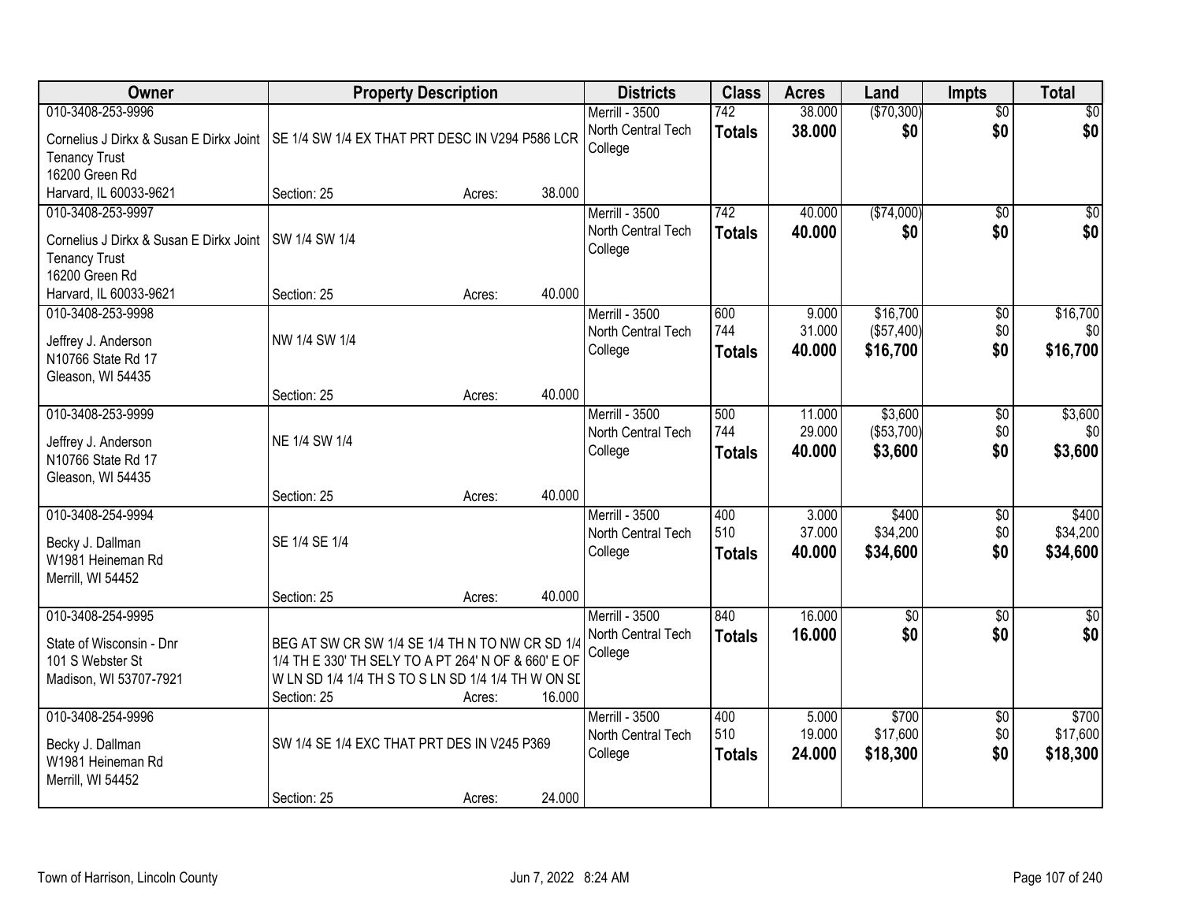| Owner | Property Description | Districts | Class | Acres | Land | Impts | Total |
|---|---|---|---|---|---|---|---|
| 010-3408-253-9996<br>Cornelius J Dirkx & Susan E Dirkx Joint Tenancy Trust<br>16200 Green Rd<br>Harvard, IL 60033-9621 | SE 1/4 SW 1/4 EX THAT PRT DESC IN V294 P586 LCR<br>Section: 25 Acres: 38.000 | Merrill - 3500<br>North Central Tech College | 742<br>**Totals** | 38.000<br>**38.000** | ($70,300)<br>**$0** | $0<br>**$0** | $0<br>**$0** |
| 010-3408-253-9997<br>Cornelius J Dirkx & Susan E Dirkx Joint Tenancy Trust<br>16200 Green Rd<br>Harvard, IL 60033-9621 | SW 1/4 SW 1/4<br>Section: 25 Acres: 40.000 | Merrill - 3500<br>North Central Tech College | 742<br>**Totals** | 40.000<br>**40.000** | ($74,000)<br>**$0** | $0<br>**$0** | $0<br>**$0** |
| 010-3408-253-9998<br>Jeffrey J. Anderson<br>N10766 State Rd 17<br>Gleason, WI 54435 | NW 1/4 SW 1/4<br>Section: 25 Acres: 40.000 | Merrill - 3500<br>North Central Tech College | 600<br>744<br>**Totals** | 9.000<br>31.000<br>**40.000** | $16,700<br>($57,400)<br>**$16,700** | $0<br>$0<br>**$0** | $16,700<br>$0<br>**$16,700** |
| 010-3408-253-9999<br>Jeffrey J. Anderson<br>N10766 State Rd 17<br>Gleason, WI 54435 | NE 1/4 SW 1/4<br>Section: 25 Acres: 40.000 | Merrill - 3500<br>North Central Tech College | 500<br>744<br>**Totals** | 11.000<br>29.000<br>**40.000** | $3,600<br>($53,700)<br>**$3,600** | $0<br>$0<br>**$0** | $3,600<br>$0<br>**$3,600** |
| 010-3408-254-9994<br>Becky J. Dallman<br>W1981 Heineman Rd<br>Merrill, WI 54452 | SE 1/4 SE 1/4<br>Section: 25 Acres: 40.000 | Merrill - 3500<br>North Central Tech College | 400<br>510<br>**Totals** | 3.000<br>37.000<br>**40.000** | $400<br>$34,200<br>**$34,600** | $0<br>$0<br>**$0** | $400<br>$34,200<br>**$34,600** |
| 010-3408-254-9995<br>State of Wisconsin - Dnr<br>101 S Webster St<br>Madison, WI 53707-7921 | BEG AT SW CR SW 1/4 SE 1/4 TH N TO NW CR SD 1/4 1/4 TH E 330' TH SELY TO A PT 264' N OF & 660' E OF W LN SD 1/4 1/4 TH S TO S LN SD 1/4 1/4 TH W ON SD<br>Section: 25 Acres: 16.000 | Merrill - 3500<br>North Central Tech College | 840<br>**Totals** | 16.000<br>**16.000** | $0<br>**$0** | $0<br>**$0** | $0<br>**$0** |
| 010-3408-254-9996<br>Becky J. Dallman<br>W1981 Heineman Rd<br>Merrill, WI 54452 | SW 1/4 SE 1/4 EXC THAT PRT DES IN V245 P369<br>Section: 25 Acres: 24.000 | Merrill - 3500<br>North Central Tech College | 400<br>510<br>**Totals** | 5.000<br>19.000<br>**24.000** | $700<br>$17,600<br>**$18,300** | $0<br>$0<br>**$0** | $700<br>$17,600<br>**$18,300** |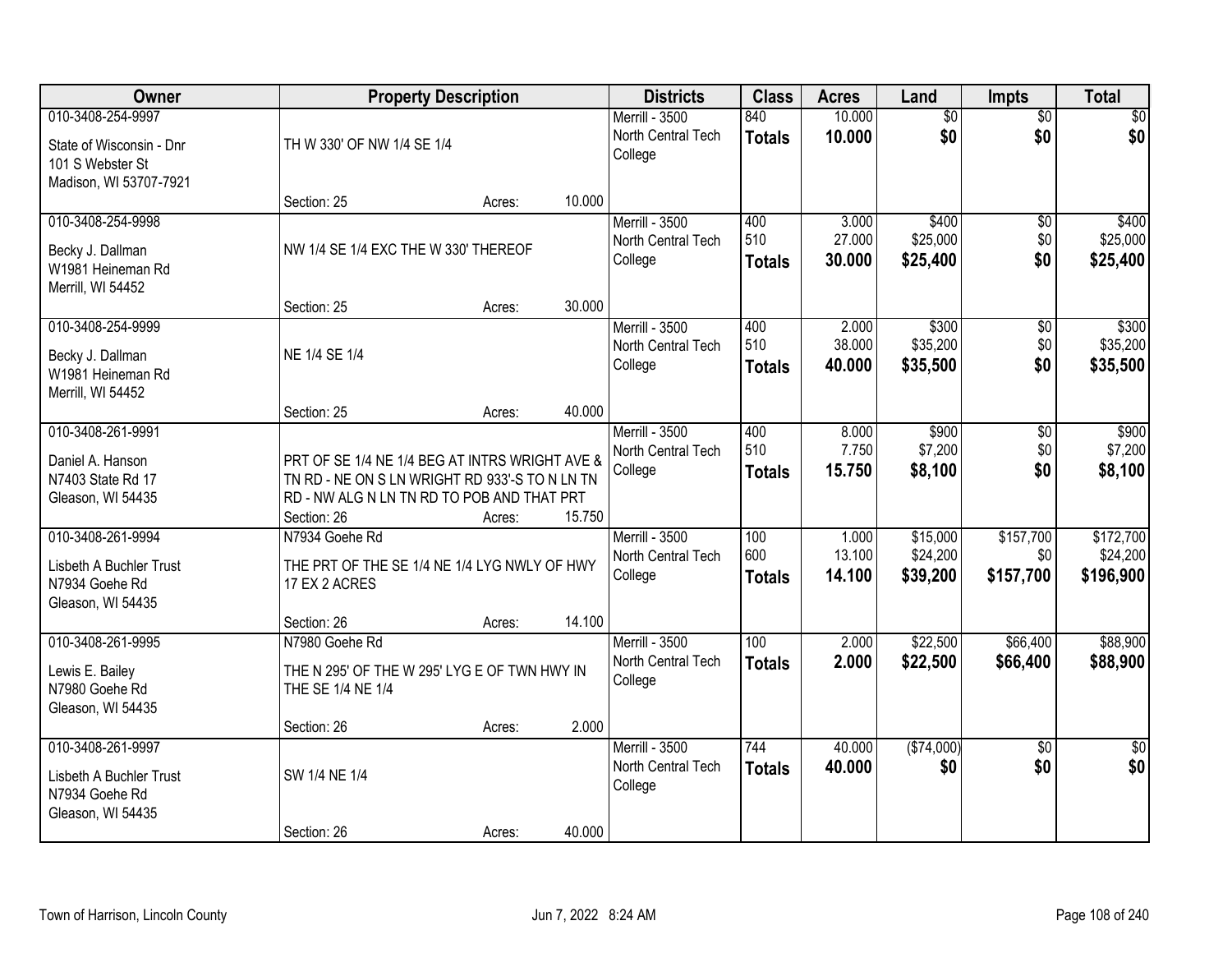| Owner | Property Description | Districts | Class | Acres | Land | Impts | Total |
|---|---|---|---|---|---|---|---|
| 010-3408-254-9997<br>State of Wisconsin - Dnr<br>101 S Webster St<br>Madison, WI 53707-7921 | TH W 330' OF NW 1/4 SE 1/4<br>Section: 25 Acres: 10.000 | Merrill - 3500<br>North Central Tech College | 840<br>**Totals** | 10.000<br>**10.000** | $0<br>**$0** | $0<br>**$0** | $0<br>**$0** |
| 010-3408-254-9998<br>Becky J. Dallman<br>W1981 Heineman Rd<br>Merrill, WI 54452 | NW 1/4 SE 1/4 EXC THE W 330' THEREOF<br>Section: 25 Acres: 30.000 | Merrill - 3500<br>North Central Tech College | 400<br>510<br>**Totals** | 3.000<br>27.000<br>**30.000** | $400<br>$25,000<br>**$25,400** | $0<br>$0<br>**$0** | $400<br>$25,000<br>**$25,400** |
| 010-3408-254-9999<br>Becky J. Dallman<br>W1981 Heineman Rd<br>Merrill, WI 54452 | NE 1/4 SE 1/4<br>Section: 25 Acres: 40.000 | Merrill - 3500<br>North Central Tech College | 400<br>510<br>**Totals** | 2.000<br>38.000<br>**40.000** | $300<br>$35,200<br>**$35,500** | $0<br>$0<br>**$0** | $300<br>$35,200<br>**$35,500** |
| 010-3408-261-9991<br>Daniel A. Hanson<br>N7403 State Rd 17<br>Gleason, WI 54435 | PRT OF SE 1/4 NE 1/4 BEG AT INTRS WRIGHT AVE & TN RD - NE ON S LN WRIGHT RD 933'-S TO N LN TN RD - NW ALG N LN TN RD TO POB AND THAT PRT<br>Section: 26 Acres: 15.750 | Merrill - 3500<br>North Central Tech College | 400<br>510<br>**Totals** | 8.000<br>7.750<br>**15.750** | $900<br>$7,200<br>**$8,100** | $0<br>$0<br>**$0** | $900<br>$7,200<br>**$8,100** |
| 010-3408-261-9994<br>Lisbeth A Buchler Trust<br>N7934 Goehe Rd<br>Gleason, WI 54435 | N7934 Goehe Rd<br>THE PRT OF THE SE 1/4 NE 1/4 LYG NWLY OF HWY 17 EX 2 ACRES<br>Section: 26 Acres: 14.100 | Merrill - 3500<br>North Central Tech College | 100<br>600<br>**Totals** | 1.000<br>13.100<br>**14.100** | $15,000<br>$24,200<br>**$39,200** | $157,700<br>$0<br>**$157,700** | $172,700<br>$24,200<br>**$196,900** |
| 010-3408-261-9995<br>Lewis E. Bailey<br>N7980 Goehe Rd<br>Gleason, WI 54435 | N7980 Goehe Rd<br>THE N 295' OF THE W 295' LYG E OF TWN HWY IN THE SE 1/4 NE 1/4<br>Section: 26 Acres: 2.000 | Merrill - 3500<br>North Central Tech College | 100<br>**Totals** | 2.000<br>**2.000** | $22,500<br>**$22,500** | $66,400<br>**$66,400** | $88,900<br>**$88,900** |
| 010-3408-261-9997<br>Lisbeth A Buchler Trust<br>N7934 Goehe Rd<br>Gleason, WI 54435 | SW 1/4 NE 1/4<br>Section: 26 Acres: 40.000 | Merrill - 3500<br>North Central Tech College | 744<br>**Totals** | 40.000<br>**40.000** | ($74,000)<br>**$0** | $0<br>**$0** | $0<br>**$0** |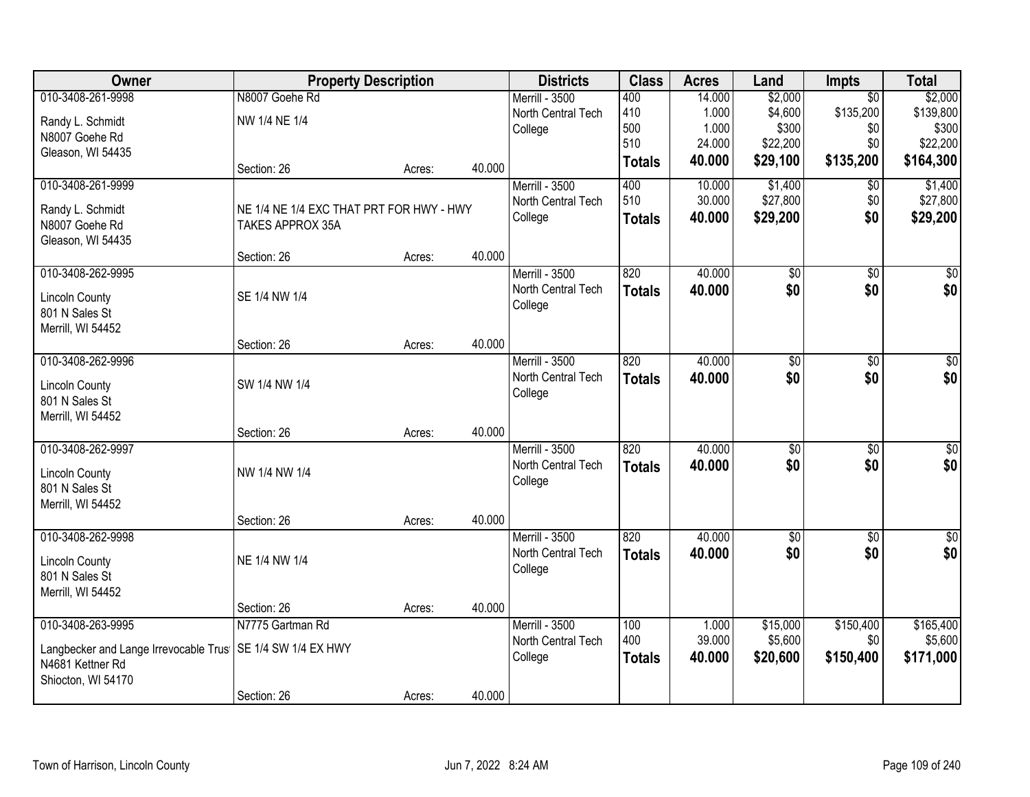| Owner | Property Description | | | Districts | Class | Acres | Land | Impts | Total |
|---|---|---|---|---|---|---|---|---|---|
| 010-3408-261-9998 | N8007 Goehe Rd | | | Merrill - 3500 | 400 | 14.000 | $2,000 | $0 | $2,000 |
| Randy L. Schmidt | NW 1/4 NE 1/4 | | | North Central Tech | 410 | 1.000 | $4,600 | $135,200 | $139,800 |
| N8007 Goehe Rd | | | | College | 500 | 1.000 | $300 | $0 | $300 |
| Gleason, WI 54435 | | | | | 510 | 24.000 | $22,200 | $0 | $22,200 |
| | Section: 26 | Acres: | 40.000 | | **Totals** | **40.000** | **$29,100** | **$135,200** | **$164,300** |
| 010-3408-261-9999 | | | | Merrill - 3500 | 400 | 10.000 | $1,400 | $0 | $1,400 |
| Randy L. Schmidt | NE 1/4 NE 1/4 EXC THAT PRT FOR HWY - HWY | | | North Central Tech | 510 | 30.000 | $27,800 | $0 | $27,800 |
| N8007 Goehe Rd | TAKES APPROX 35A | | | College | **Totals** | **40.000** | **$29,200** | **$0** | **$29,200** |
| Gleason, WI 54435 | | | | | | | | | |
| | Section: 26 | Acres: | 40.000 | | | | | | |
| 010-3408-262-9995 | | | | Merrill - 3500 | 820 | 40.000 | $0 | $0 | $0 |
| Lincoln County | SE 1/4 NW 1/4 | | | North Central Tech | **Totals** | **40.000** | **$0** | **$0** | **$0** |
| 801 N Sales St | | | | College | | | | | |
| Merrill, WI 54452 | | | | | | | | | |
| | Section: 26 | Acres: | 40.000 | | | | | | |
| 010-3408-262-9996 | | | | Merrill - 3500 | 820 | 40.000 | $0 | $0 | $0 |
| Lincoln County | SW 1/4 NW 1/4 | | | North Central Tech | **Totals** | **40.000** | **$0** | **$0** | **$0** |
| 801 N Sales St | | | | College | | | | | |
| Merrill, WI 54452 | | | | | | | | | |
| | Section: 26 | Acres: | 40.000 | | | | | | |
| 010-3408-262-9997 | | | | Merrill - 3500 | 820 | 40.000 | $0 | $0 | $0 |
| Lincoln County | NW 1/4 NW 1/4 | | | North Central Tech | **Totals** | **40.000** | **$0** | **$0** | **$0** |
| 801 N Sales St | | | | College | | | | | |
| Merrill, WI 54452 | | | | | | | | | |
| | Section: 26 | Acres: | 40.000 | | | | | | |
| 010-3408-262-9998 | | | | Merrill - 3500 | 820 | 40.000 | $0 | $0 | $0 |
| Lincoln County | NE 1/4 NW 1/4 | | | North Central Tech | **Totals** | **40.000** | **$0** | **$0** | **$0** |
| 801 N Sales St | | | | College | | | | | |
| Merrill, WI 54452 | | | | | | | | | |
| | Section: 26 | Acres: | 40.000 | | | | | | |
| 010-3408-263-9995 | N7775 Gartman Rd | | | Merrill - 3500 | 100 | 1.000 | $15,000 | $150,400 | $165,400 |
| Langbecker and Lange Irrevocable Trust | SE 1/4 SW 1/4 EX HWY | | | North Central Tech | 400 | 39.000 | $5,600 | $0 | $5,600 |
| N4681 Kettner Rd | | | | College | **Totals** | **40.000** | **$20,600** | **$150,400** | **$171,000** |
| Shiocton, WI 54170 | | | | | | | | | |
| | Section: 26 | Acres: | 40.000 | | | | | | |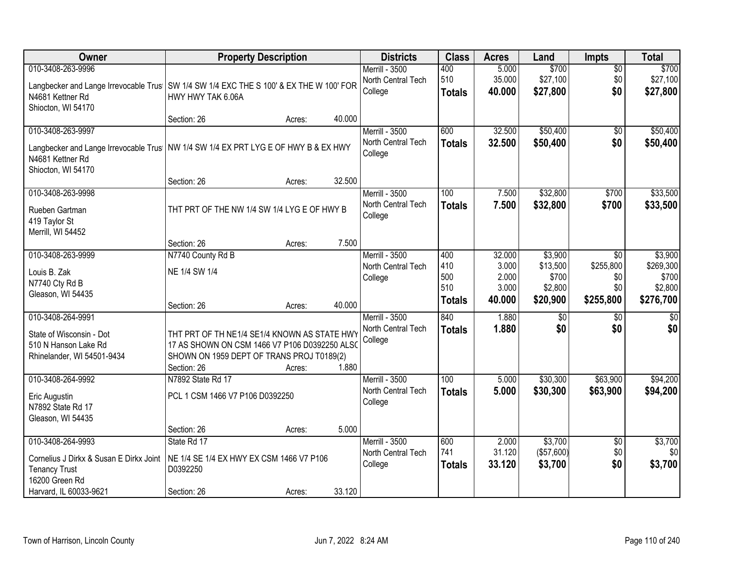| Owner | Property Description | Districts | Class | Acres | Land | Impts | Total |
|---|---|---|---|---|---|---|---|
| 010-3408-263-9996<br>Langbecker and Lange Irrevocable Trust<br>N4681 Kettner Rd<br>Shiocton, WI 54170 | SW 1/4 SW 1/4 EXC THE S 100' & EX THE W 100' FOR HWY HWY TAK 6.06A<br>Section: 26 Acres: 40.000 | Merrill - 3500<br>North Central Tech College | 400<br>510<br>**Totals** | 5.000<br>35.000<br>**40.000** | $700<br>$27,100<br>**$27,800** | $0<br>$0<br>**$0** | $700<br>$27,100<br>**$27,800** |
| 010-3408-263-9997<br>Langbecker and Lange Irrevocable Trust<br>N4681 Kettner Rd<br>Shiocton, WI 54170 | NW 1/4 SW 1/4 EX PRT LYG E OF HWY B & EX HWY<br>Section: 26 Acres: 32.500 | Merrill - 3500<br>North Central Tech College | 600<br>**Totals** | 32.500<br>**32.500** | $50,400<br>**$50,400** | $0<br>**$0** | $50,400<br>**$50,400** |
| 010-3408-263-9998<br>Rueben Gartman<br>419 Taylor St<br>Merrill, WI 54452 | THT PRT OF THE NW 1/4 SW 1/4 LYG E OF HWY B<br>Section: 26 Acres: 7.500 | Merrill - 3500<br>North Central Tech College | 100<br>**Totals** | 7.500<br>**7.500** | $32,800<br>**$32,800** | $700<br>**$700** | $33,500<br>**$33,500** |
| 010-3408-263-9999<br>Louis B. Zak<br>N7740 Cty Rd B<br>Gleason, WI 54435 | N7740 County Rd B<br>NE 1/4 SW 1/4<br>Section: 26 Acres: 40.000 | Merrill - 3500<br>North Central Tech College | 400<br>410<br>500<br>510<br>**Totals** | 32.000<br>3.000<br>2.000<br>3.000<br>**40.000** | $3,900<br>$13,500<br>$700<br>$2,800<br>**$20,900** | $0<br>$255,800<br>$0<br>$0<br>**$255,800** | $3,900<br>$269,300<br>$700<br>$2,800<br>**$276,700** |
| 010-3408-264-9991<br>State of Wisconsin - Dot<br>510 N Hanson Lake Rd<br>Rhinelander, WI 54501-9434 | THT PRT OF TH NE1/4 SE1/4 KNOWN AS STATE HWY 17 AS SHOWN ON CSM 1466 V7 P106 D0392250 ALSO SHOWN ON 1959 DEPT OF TRANS PROJ T0189(2)<br>Section: 26 Acres: 1.880 | Merrill - 3500<br>North Central Tech College | 840<br>**Totals** | 1.880<br>**1.880** | $0<br>**$0** | $0<br>**$0** | $0<br>**$0** |
| 010-3408-264-9992<br>Eric Augustin<br>N7892 State Rd 17<br>Gleason, WI 54435 | N7892 State Rd 17<br>PCL 1 CSM 1466 V7 P106 D0392250<br>Section: 26 Acres: 5.000 | Merrill - 3500<br>North Central Tech College | 100<br>**Totals** | 5.000<br>**5.000** | $30,300<br>**$30,300** | $63,900<br>**$63,900** | $94,200<br>**$94,200** |
| 010-3408-264-9993<br>Cornelius J Dirkx & Susan E Dirkx Joint Tenancy Trust<br>16200 Green Rd<br>Harvard, IL 60033-9621 | State Rd 17<br>NE 1/4 SE 1/4 EX HWY EX CSM 1466 V7 P106 D0392250<br>Section: 26 Acres: 33.120 | Merrill - 3500<br>North Central Tech College | 600<br>741<br>**Totals** | 2.000<br>31.120<br>**33.120** | $3,700<br>($57,600)<br>**$3,700** | $0<br>$0<br>**$0** | $3,700<br>$0<br>**$3,700** |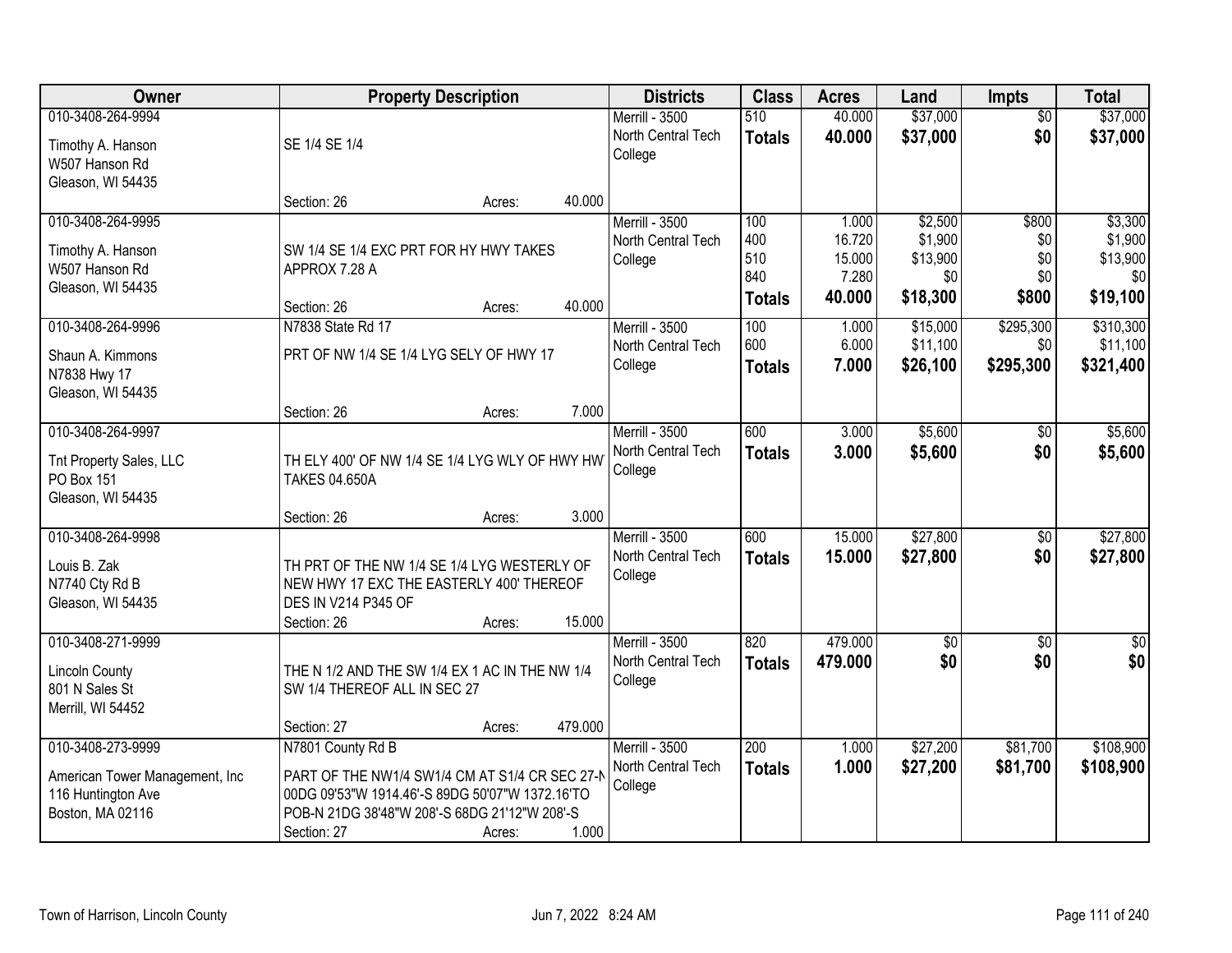| Owner | Property Description | Districts | Class | Acres | Land | Impts | Total |
|---|---|---|---|---|---|---|---|
| 010-3408-264-9994<br>Timothy A. Hanson<br>W507 Hanson Rd<br>Gleason, WI 54435 | SE 1/4 SE 1/4<br>Section: 26 Acres: 40.000 | Merrill - 3500<br>North Central Tech College | 510<br>**Totals** | 40.000<br>**40.000** | $37,000<br>**$37,000** | $0<br>**$0** | $37,000<br>**$37,000** |
| 010-3408-264-9995<br>Timothy A. Hanson<br>W507 Hanson Rd<br>Gleason, WI 54435 | SW 1/4 SE 1/4 EXC PRT FOR HY HWY TAKES APPROX 7.28 A<br>Section: 26 Acres: 40.000 | Merrill - 3500<br>North Central Tech College | 100<br>400<br>510<br>840<br>**Totals** | 1.000<br>16.720<br>15.000<br>7.280<br>**40.000** | $2,500<br>$1,900<br>$13,900<br>$0<br>**$18,300** | $800<br>$0<br>$0<br>$0<br>**$800** | $3,300<br>$1,900<br>$13,900<br>$0<br>**$19,100** |
| 010-3408-264-9996<br>Shaun A. Kimmons<br>N7838 Hwy 17<br>Gleason, WI 54435 | N7838 State Rd 17<br>PRT OF NW 1/4 SE 1/4 LYG SELY OF HWY 17<br>Section: 26 Acres: 7.000 | Merrill - 3500<br>North Central Tech College | 100<br>600<br>**Totals** | 1.000<br>6.000<br>**7.000** | $15,000<br>$11,100<br>**$26,100** | $295,300<br>$0<br>**$295,300** | $310,300<br>$11,100<br>**$321,400** |
| 010-3408-264-9997<br>Tnt Property Sales, LLC<br>PO Box 151<br>Gleason, WI 54435 | TH ELY 400' OF NW 1/4 SE 1/4 LYG WLY OF HWY HW TAKES 04.650A<br>Section: 26 Acres: 3.000 | Merrill - 3500<br>North Central Tech College | 600<br>**Totals** | 3.000<br>**3.000** | $5,600<br>**$5,600** | $0<br>**$0** | $5,600<br>**$5,600** |
| 010-3408-264-9998<br>Louis B. Zak<br>N7740 Cty Rd B<br>Gleason, WI 54435 | TH PRT OF THE NW 1/4 SE 1/4 LYG WESTERLY OF NEW HWY 17 EXC THE EASTERLY 400' THEREOF DES IN V214 P345 OF<br>Section: 26 Acres: 15.000 | Merrill - 3500<br>North Central Tech College | 600<br>**Totals** | 15.000<br>**15.000** | $27,800<br>**$27,800** | $0<br>**$0** | $27,800<br>**$27,800** |
| 010-3408-271-9999<br>Lincoln County<br>801 N Sales St<br>Merrill, WI 54452 | THE N 1/2 AND THE SW 1/4 EX 1 AC IN THE NW 1/4 SW 1/4 THEREOF ALL IN SEC 27<br>Section: 27 Acres: 479.000 | Merrill - 3500<br>North Central Tech College | 820<br>**Totals** | 479.000<br>**479.000** | $0<br>**$0** | $0<br>**$0** | $0<br>**$0** |
| 010-3408-273-9999<br>American Tower Management, Inc<br>116 Huntington Ave<br>Boston, MA 02116 | N7801 County Rd B<br>PART OF THE NW1/4 SW1/4 CM AT S1/4 CR SEC 27-N 00DG 09'53"W 1914.46'-S 89DG 50'07"W 1372.16'TO POB-N 21DG 38'48"W 208'-S 68DG 21'12"W 208'-S<br>Section: 27 Acres: 1.000 | Merrill - 3500<br>North Central Tech College | 200<br>**Totals** | 1.000<br>**1.000** | $27,200<br>**$27,200** | $81,700<br>**$81,700** | $108,900<br>**$108,900** |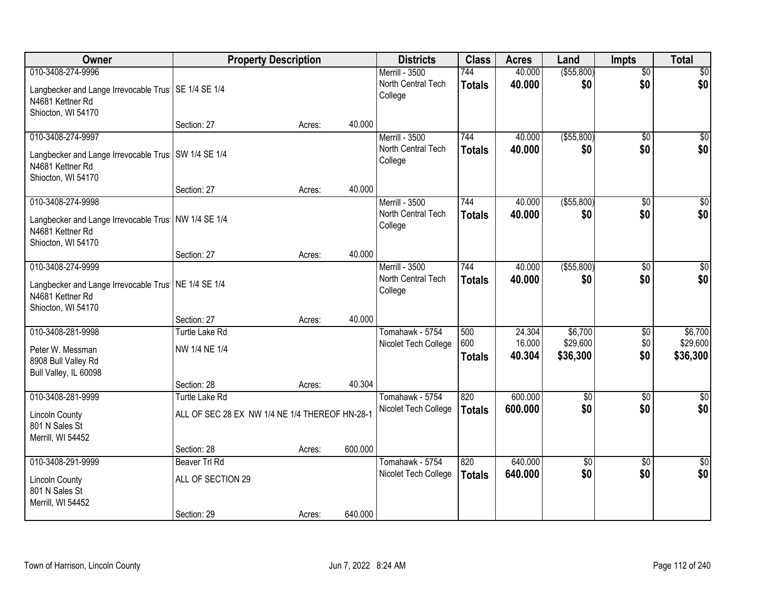| Owner | Property Description | | | Districts | Class | Acres | Land | Impts | Total |
|---|---|---|---|---|---|---|---|---|---|
| 010-3408-274-9996 | | | | Merrill - 3500 | 744 | 40.000 | ($55,800) | $0 | $0 |
| Langbecker and Lange Irrevocable Trust N4681 Kettner Rd Shiocton, WI 54170 | SE 1/4 SE 1/4 | | | North Central Tech College | **Totals** | **40.000** | **$0** | **$0** | **$0** |
| | Section: 27 | Acres: | 40.000 | | | | | | |
| 010-3408-274-9997 | | | | Merrill - 3500 | 744 | 40.000 | ($55,800) | $0 | $0 |
| Langbecker and Lange Irrevocable Trust N4681 Kettner Rd Shiocton, WI 54170 | SW 1/4 SE 1/4 | | | North Central Tech College | **Totals** | **40.000** | **$0** | **$0** | **$0** |
| | Section: 27 | Acres: | 40.000 | | | | | | |
| 010-3408-274-9998 | | | | Merrill - 3500 | 744 | 40.000 | ($55,800) | $0 | $0 |
| Langbecker and Lange Irrevocable Trust N4681 Kettner Rd Shiocton, WI 54170 | NW 1/4 SE 1/4 | | | North Central Tech College | **Totals** | **40.000** | **$0** | **$0** | **$0** |
| | Section: 27 | Acres: | 40.000 | | | | | | |
| 010-3408-274-9999 | | | | Merrill - 3500 | 744 | 40.000 | ($55,800) | $0 | $0 |
| Langbecker and Lange Irrevocable Trust N4681 Kettner Rd Shiocton, WI 54170 | NE 1/4 SE 1/4 | | | North Central Tech College | **Totals** | **40.000** | **$0** | **$0** | **$0** |
| | Section: 27 | Acres: | 40.000 | | | | | | |
| 010-3408-281-9998 | Turtle Lake Rd | | | Tomahawk - 5754 | 500 | 24.304 | $6,700 | $0 | $6,700 |
| Peter W. Messman 8908 Bull Valley Rd Bull Valley, IL 60098 | NW 1/4 NE 1/4 | | | Nicolet Tech College | 600 | 16.000 | $29,600 | $0 | $29,600 |
| | | | | | **Totals** | **40.304** | **$36,300** | **$0** | **$36,300** |
| | Section: 28 | Acres: | 40.304 | | | | | | |
| 010-3408-281-9999 | Turtle Lake Rd | | | Tomahawk - 5754 | 820 | 600.000 | $0 | $0 | $0 |
| Lincoln County 801 N Sales St Merrill, WI 54452 | ALL OF SEC 28 EX NW 1/4 NE 1/4 THEREOF HN-28-1 | | | Nicolet Tech College | **Totals** | **600.000** | **$0** | **$0** | **$0** |
| | Section: 28 | Acres: | 600.000 | | | | | | |
| 010-3408-291-9999 | Beaver Trl Rd | | | Tomahawk - 5754 | 820 | 640.000 | $0 | $0 | $0 |
| Lincoln County 801 N Sales St Merrill, WI 54452 | ALL OF SECTION 29 | | | Nicolet Tech College | **Totals** | **640.000** | **$0** | **$0** | **$0** |
| | Section: 29 | Acres: | 640.000 | | | | | | |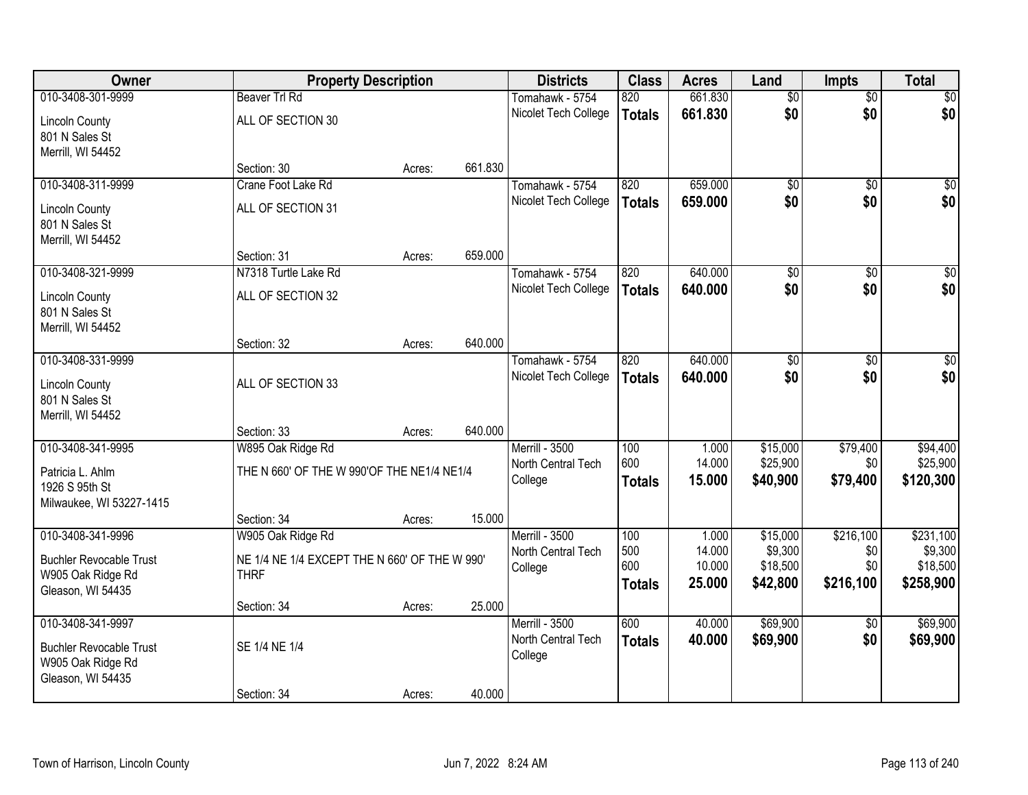| Owner | Property Description | | | Districts | Class | Acres | Land | Impts | Total |
|---|---|---|---|---|---|---|---|---|---|
| 010-3408-301-9999 | Beaver Trl Rd | | | Tomahawk - 5754 | 820 | 661.830 | $0 | $0 | $0 |
| Lincoln County<br>801 N Sales St<br>Merrill, WI 54452 | ALL OF SECTION 30 | | | Nicolet Tech College | **Totals** | **661.830** | **$0** | **$0** | **$0** |
| | Section: 30 | Acres: | 661.830 | | | | | | |
| 010-3408-311-9999 | Crane Foot Lake Rd | | | Tomahawk - 5754 | 820 | 659.000 | $0 | $0 | $0 |
| Lincoln County<br>801 N Sales St<br>Merrill, WI 54452 | ALL OF SECTION 31 | | | Nicolet Tech College | **Totals** | **659.000** | **$0** | **$0** | **$0** |
| | Section: 31 | Acres: | 659.000 | | | | | | |
| 010-3408-321-9999 | N7318 Turtle Lake Rd | | | Tomahawk - 5754 | 820 | 640.000 | $0 | $0 | $0 |
| Lincoln County<br>801 N Sales St<br>Merrill, WI 54452 | ALL OF SECTION 32 | | | Nicolet Tech College | **Totals** | **640.000** | **$0** | **$0** | **$0** |
| | Section: 32 | Acres: | 640.000 | | | | | | |
| 010-3408-331-9999 | | | | Tomahawk - 5754 | 820 | 640.000 | $0 | $0 | $0 |
| Lincoln County<br>801 N Sales St<br>Merrill, WI 54452 | ALL OF SECTION 33 | | | Nicolet Tech College | **Totals** | **640.000** | **$0** | **$0** | **$0** |
| | Section: 33 | Acres: | 640.000 | | | | | | |
| 010-3408-341-9995 | W895 Oak Ridge Rd | | | Merrill - 3500 | 100 | 1.000 | $15,000 | $79,400 | $94,400 |
| Patricia L. Ahlm<br>1926 S 95th St<br>Milwaukee, WI 53227-1415 | THE N 660' OF THE W 990'OF THE NE1/4 NE1/4 | | | North Central Tech College | 600 | 14.000 | $25,900 | $0 | $25,900 |
| | | | | | **Totals** | **15.000** | **$40,900** | **$79,400** | **$120,300** |
| | Section: 34 | Acres: | 15.000 | | | | | | |
| 010-3408-341-9996 | W905 Oak Ridge Rd | | | Merrill - 3500 | 100 | 1.000 | $15,000 | $216,100 | $231,100 |
| Buchler Revocable Trust<br>W905 Oak Ridge Rd<br>Gleason, WI 54435 | NE 1/4 NE 1/4 EXCEPT THE N 660' OF THE W 990' THRF | | | North Central Tech College | 500 | 14.000 | $9,300 | $0 | $9,300 |
| | | | | | 600 | 10.000 | $18,500 | $0 | $18,500 |
| | | | | | **Totals** | **25.000** | **$42,800** | **$216,100** | **$258,900** |
| | Section: 34 | Acres: | 25.000 | | | | | | |
| 010-3408-341-9997 | | | | Merrill - 3500 | 600 | 40.000 | $69,900 | $0 | $69,900 |
| Buchler Revocable Trust<br>W905 Oak Ridge Rd<br>Gleason, WI 54435 | SE 1/4 NE 1/4 | | | North Central Tech College | **Totals** | **40.000** | **$69,900** | **$0** | **$69,900** |
| | Section: 34 | Acres: | 40.000 | | | | | | |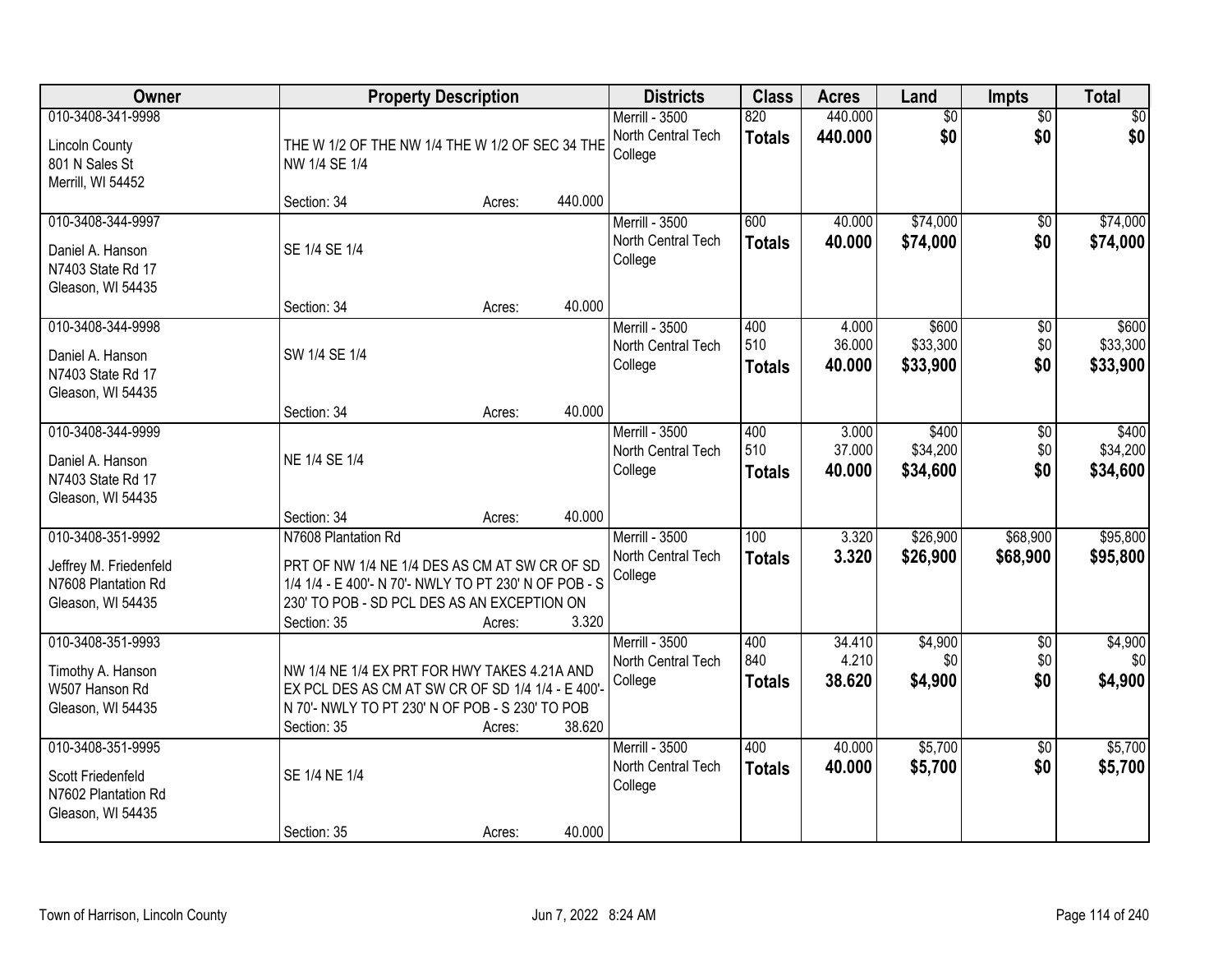| Owner | Property Description | Districts | Class | Acres | Land | Impts | Total |
|---|---|---|---|---|---|---|---|
| 010-3408-341-9998<br><br>Lincoln County<br>801 N Sales St<br>Merrill, WI 54452 | THE W 1/2 OF THE NW 1/4 THE W 1/2 OF SEC 34 THE NW 1/4 SE 1/4<br><br>Section: 34 Acres: 440.000 | Merrill - 3500<br>North Central Tech College | 820<br>**Totals** | 440.000<br>**440.000** | $0<br>**$0** | $0<br>**$0** | $0<br>**$0** |
| 010-3408-344-9997<br><br>Daniel A. Hanson<br>N7403 State Rd 17<br>Gleason, WI 54435 | SE 1/4 SE 1/4<br><br>Section: 34 Acres: 40.000 | Merrill - 3500<br>North Central Tech College | 600<br>**Totals** | 40.000<br>**40.000** | $74,000<br>**$74,000** | $0<br>**$0** | $74,000<br>**$74,000** |
| 010-3408-344-9998<br><br>Daniel A. Hanson<br>N7403 State Rd 17<br>Gleason, WI 54435 | SW 1/4 SE 1/4<br><br>Section: 34 Acres: 40.000 | Merrill - 3500<br>North Central Tech College | 400<br>510<br>**Totals** | 4.000<br>36.000<br>**40.000** | $600<br>$33,300<br>**$33,900** | $0<br>$0<br>**$0** | $600<br>$33,300<br>**$33,900** |
| 010-3408-344-9999<br><br>Daniel A. Hanson<br>N7403 State Rd 17<br>Gleason, WI 54435 | NE 1/4 SE 1/4<br><br>Section: 34 Acres: 40.000 | Merrill - 3500<br>North Central Tech College | 400<br>510<br>**Totals** | 3.000<br>37.000<br>**40.000** | $400<br>$34,200<br>**$34,600** | $0<br>$0<br>**$0** | $400<br>$34,200<br>**$34,600** |
| 010-3408-351-9992<br><br>Jeffrey M. Friedenfeld<br>N7608 Plantation Rd<br>Gleason, WI 54435 | N7608 Plantation Rd<br><br>PRT OF NW 1/4 NE 1/4 DES AS CM AT SW CR OF SD 1/4 1/4 - E 400'- N 70'- NWLY TO PT 230' N OF POB - S 230' TO POB - SD PCL DES AS AN EXCEPTION ON<br>Section: 35 Acres: 3.320 | Merrill - 3500<br>North Central Tech College | 100<br>**Totals** | 3.320<br>**3.320** | $26,900<br>**$26,900** | $68,900<br>**$68,900** | $95,800<br>**$95,800** |
| 010-3408-351-9993<br><br>Timothy A. Hanson<br>W507 Hanson Rd<br>Gleason, WI 54435 | NW 1/4 NE 1/4 EX PRT FOR HWY TAKES 4.21A AND EX PCL DES AS CM AT SW CR OF SD 1/4 1/4 - E 400'- N 70'- NWLY TO PT 230' N OF POB - S 230' TO POB<br>Section: 35 Acres: 38.620 | Merrill - 3500<br>North Central Tech College | 400<br>840<br>**Totals** | 34.410<br>4.210<br>**38.620** | $4,900<br>$0<br>**$4,900** | $0<br>$0<br>**$0** | $4,900<br>$0<br>**$4,900** |
| 010-3408-351-9995<br><br>Scott Friedenfeld<br>N7602 Plantation Rd<br>Gleason, WI 54435 | SE 1/4 NE 1/4<br><br>Section: 35 Acres: 40.000 | Merrill - 3500<br>North Central Tech College | 400<br>**Totals** | 40.000<br>**40.000** | $5,700<br>**$5,700** | $0<br>**$0** | $5,700<br>**$5,700** |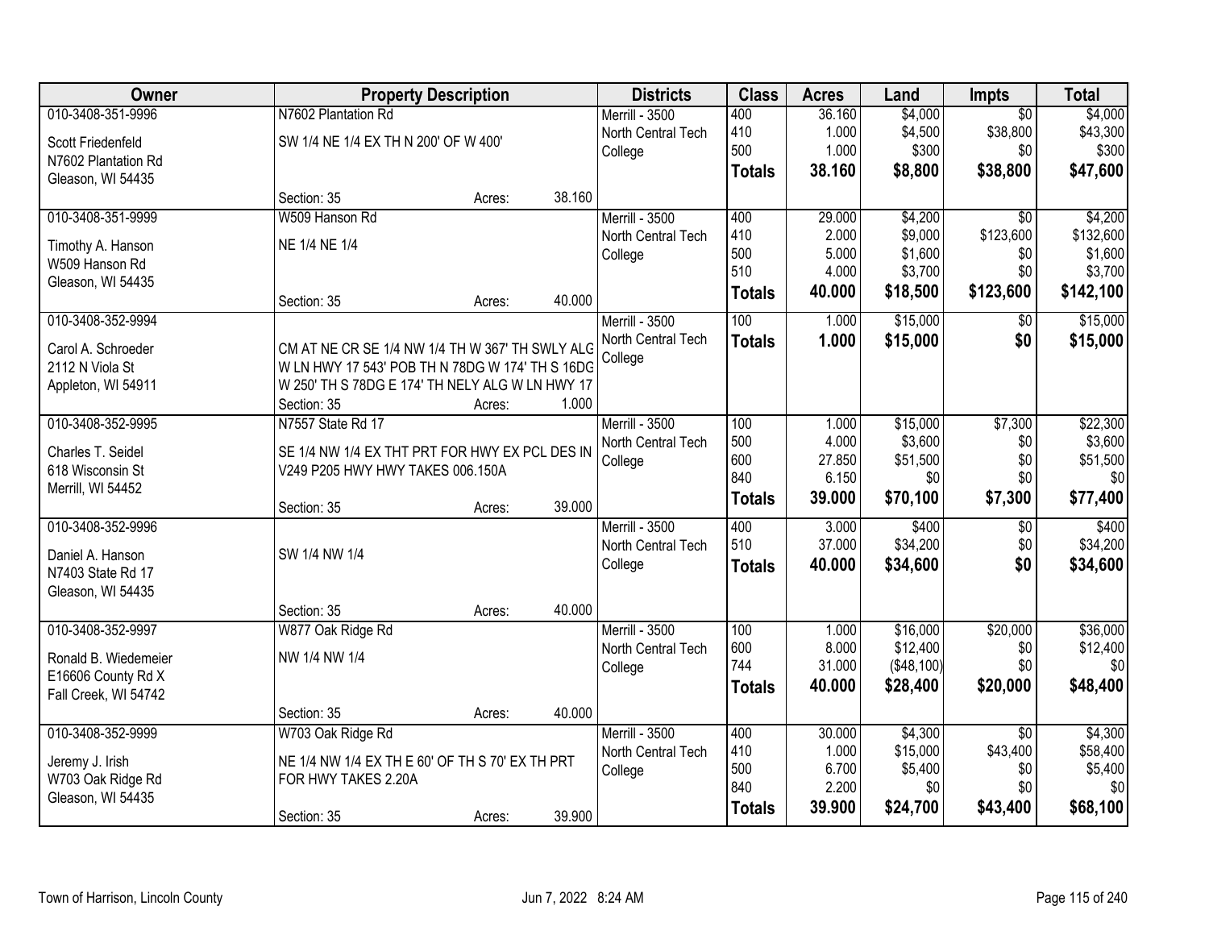| Owner | Property Description | | | Districts | Class | Acres | Land | Impts | Total |
|---|---|---|---|---|---|---|---|---|---|
| 010-3408-351-9996 | N7602 Plantation Rd | | | Merrill - 3500 | 400 | 36.160 | $4,000 | $0 | $4,000 |
| Scott Friedenfeld | SW 1/4 NE 1/4 EX TH N 200' OF W 400' | | | North Central Tech | 410 | 1.000 | $4,500 | $38,800 | $43,300 |
| N7602 Plantation Rd | | | | College | 500 | 1.000 | $300 | $0 | $300 |
| Gleason, WI 54435 | | | | | **Totals** | **38.160** | **$8,800** | **$38,800** | **$47,600** |
| | Section: 35 | Acres: | 38.160 | | | | | | |
| 010-3408-351-9999 | W509 Hanson Rd | | | Merrill - 3500 | 400 | 29.000 | $4,200 | $0 | $4,200 |
| Timothy A. Hanson | NE 1/4 NE 1/4 | | | North Central Tech | 410 | 2.000 | $9,000 | $123,600 | $132,600 |
| W509 Hanson Rd | | | | College | 500 | 5.000 | $1,600 | $0 | $1,600 |
| Gleason, WI 54435 | | | | | 510 | 4.000 | $3,700 | $0 | $3,700 |
| | Section: 35 | Acres: | 40.000 | | **Totals** | **40.000** | **$18,500** | **$123,600** | **$142,100** |
| 010-3408-352-9994 | | | | Merrill - 3500 | 100 | 1.000 | $15,000 | $0 | $15,000 |
| Carol A. Schroeder | CM AT NE CR SE 1/4 NW 1/4 TH W 367' TH SWLY ALG | | | North Central Tech | **Totals** | **1.000** | **$15,000** | **$0** | **$15,000** |
| 2112 N Viola St | W LN HWY 17 543' POB TH N 78DG W 174' TH S 16DG | | | College | | | | | |
| Appleton, WI 54911 | W 250' TH S 78DG E 174' TH NELY ALG W LN HWY 17 | | | | | | | | |
| | Section: 35 | Acres: | 1.000 | | | | | | |
| 010-3408-352-9995 | N7557 State Rd 17 | | | Merrill - 3500 | 100 | 1.000 | $15,000 | $7,300 | $22,300 |
| Charles T. Seidel | SE 1/4 NW 1/4 EX THT PRT FOR HWY EX PCL DES IN | | | North Central Tech | 500 | 4.000 | $3,600 | $0 | $3,600 |
| 618 Wisconsin St | V249 P205 HWY HWY TAKES 006.150A | | | College | 600 | 27.850 | $51,500 | $0 | $51,500 |
| Merrill, WI 54452 | | | | | 840 | 6.150 | $0 | $0 | $0 |
| | Section: 35 | Acres: | 39.000 | | **Totals** | **39.000** | **$70,100** | **$7,300** | **$77,400** |
| 010-3408-352-9996 | | | | Merrill - 3500 | 400 | 3.000 | $400 | $0 | $400 |
| Daniel A. Hanson | SW 1/4 NW 1/4 | | | North Central Tech | 510 | 37.000 | $34,200 | $0 | $34,200 |
| N7403 State Rd 17 | | | | College | **Totals** | **40.000** | **$34,600** | **$0** | **$34,600** |
| Gleason, WI 54435 | | | | | | | | | |
| | Section: 35 | Acres: | 40.000 | | | | | | |
| 010-3408-352-9997 | W877 Oak Ridge Rd | | | Merrill - 3500 | 100 | 1.000 | $16,000 | $20,000 | $36,000 |
| Ronald B. Wiedemeier | NW 1/4 NW 1/4 | | | North Central Tech | 600 | 8.000 | $12,400 | $0 | $12,400 |
| E16606 County Rd X | | | | College | 744 | 31.000 | ($48,100) | $0 | $0 |
| Fall Creek, WI 54742 | | | | | **Totals** | **40.000** | **$28,400** | **$20,000** | **$48,400** |
| | Section: 35 | Acres: | 40.000 | | | | | | |
| 010-3408-352-9999 | W703 Oak Ridge Rd | | | Merrill - 3500 | 400 | 30.000 | $4,300 | $0 | $4,300 |
| Jeremy J. Irish | NE 1/4 NW 1/4 EX TH E 60' OF TH S 70' EX TH PRT | | | North Central Tech | 410 | 1.000 | $15,000 | $43,400 | $58,400 |
| W703 Oak Ridge Rd | FOR HWY TAKES 2.20A | | | College | 500 | 6.700 | $5,400 | $0 | $5,400 |
| Gleason, WI 54435 | | | | | 840 | 2.200 | $0 | $0 | $0 |
| | Section: 35 | Acres: | 39.900 | | **Totals** | **39.900** | **$24,700** | **$43,400** | **$68,100** |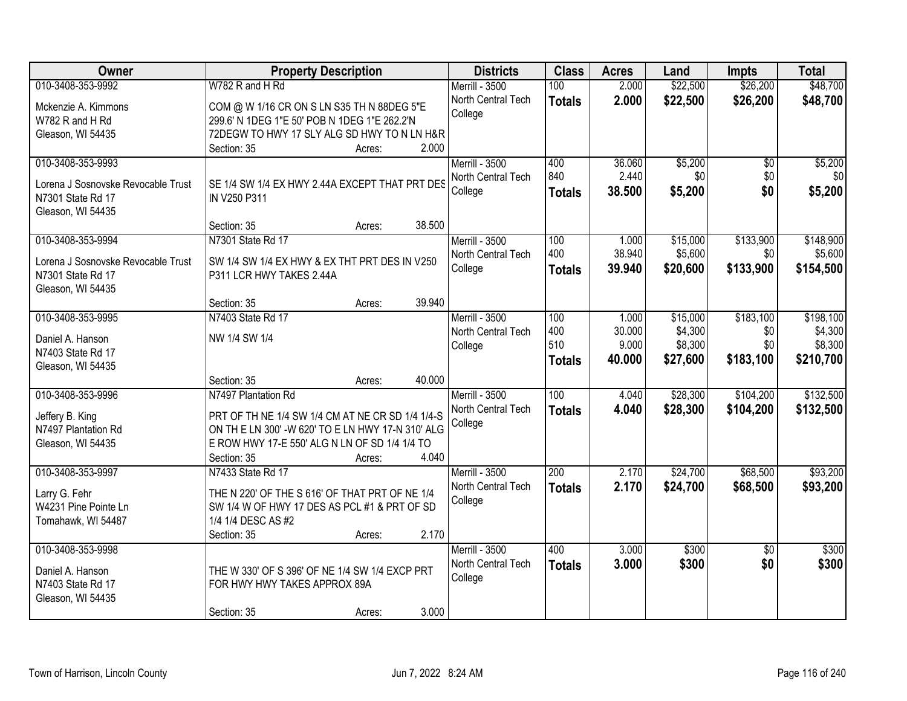| Owner | Property Description | Districts | Class | Acres | Land | Impts | Total |
|---|---|---|---|---|---|---|---|
| 010-3408-353-9992<br>Mckenzie A. Kimmons<br>W782 R and H Rd<br>Gleason, WI 54435 | W782 R and H Rd<br>COM @ W 1/16 CR ON S LN S35 TH N 88DEG 5"E 299.6' N 1DEG 1"E 50' POB N 1DEG 1"E 262.2'N 72DEGW TO HWY 17 SLY ALG SD HWY TO N LN H&R<br>Section: 35 Acres: 2.000 | Merrill - 3500<br>North Central Tech College | 100<br>**Totals** | 2.000<br>**2.000** | $22,500<br>**$22,500** | $26,200<br>**$26,200** | $48,700<br>**$48,700** |
| 010-3408-353-9993<br>Lorena J Sosnovske Revocable Trust<br>N7301 State Rd 17<br>Gleason, WI 54435 | SE 1/4 SW 1/4 EX HWY 2.44A EXCEPT THAT PRT DES IN V250 P311<br>Section: 35 Acres: 38.500 | Merrill - 3500<br>North Central Tech College | 400<br>840<br>**Totals** | 36.060<br>2.440<br>**38.500** | $5,200<br>$0<br>**$5,200** | $0<br>$0<br>**$0** | $5,200<br>$0<br>**$5,200** |
| 010-3408-353-9994<br>Lorena J Sosnovske Revocable Trust<br>N7301 State Rd 17<br>Gleason, WI 54435 | N7301 State Rd 17<br>SW 1/4 SW 1/4 EX HWY & EX THT PRT DES IN V250 P311 LCR HWY TAKES 2.44A<br>Section: 35 Acres: 39.940 | Merrill - 3500<br>North Central Tech College | 100<br>400<br>**Totals** | 1.000<br>38.940<br>**39.940** | $15,000<br>$5,600<br>**$20,600** | $133,900<br>$0<br>**$133,900** | $148,900<br>$5,600<br>**$154,500** |
| 010-3408-353-9995<br>Daniel A. Hanson<br>N7403 State Rd 17<br>Gleason, WI 54435 | N7403 State Rd 17<br>NW 1/4 SW 1/4<br>Section: 35 Acres: 40.000 | Merrill - 3500<br>North Central Tech College | 100<br>400<br>510<br>**Totals** | 1.000<br>30.000<br>9.000<br>**40.000** | $15,000<br>$4,300<br>$8,300<br>**$27,600** | $183,100<br>$0<br>$0<br>**$183,100** | $198,100<br>$4,300<br>$8,300<br>**$210,700** |
| 010-3408-353-9996<br>Jeffery B. King<br>N7497 Plantation Rd<br>Gleason, WI 54435 | N7497 Plantation Rd<br>PRT OF TH NE 1/4 SW 1/4 CM AT NE CR SD 1/4 1/4-S ON TH E LN 300' -W 620' TO E LN HWY 17-N 310' ALG E ROW HWY 17-E 550' ALG N LN OF SD 1/4 1/4 TO<br>Section: 35 Acres: 4.040 | Merrill - 3500<br>North Central Tech College | 100<br>**Totals** | 4.040<br>**4.040** | $28,300<br>**$28,300** | $104,200<br>**$104,200** | $132,500<br>**$132,500** |
| 010-3408-353-9997<br>Larry G. Fehr<br>W4231 Pine Pointe Ln<br>Tomahawk, WI 54487 | N7433 State Rd 17<br>THE N 220' OF THE S 616' OF THAT PRT OF NE 1/4 SW 1/4 W OF HWY 17 DES AS PCL #1 & PRT OF SD 1/4 1/4 DESC AS #2<br>Section: 35 Acres: 2.170 | Merrill - 3500<br>North Central Tech College | 200<br>**Totals** | 2.170<br>**2.170** | $24,700<br>**$24,700** | $68,500<br>**$68,500** | $93,200<br>**$93,200** |
| 010-3408-353-9998<br>Daniel A. Hanson<br>N7403 State Rd 17<br>Gleason, WI 54435 | THE W 330' OF S 396' OF NE 1/4 SW 1/4 EXCP PRT FOR HWY HWY TAKES APPROX 89A<br>Section: 35 Acres: 3.000 | Merrill - 3500<br>North Central Tech College | 400<br>**Totals** | 3.000<br>**3.000** | $300<br>**$300** | $0<br>**$0** | $300<br>**$300** |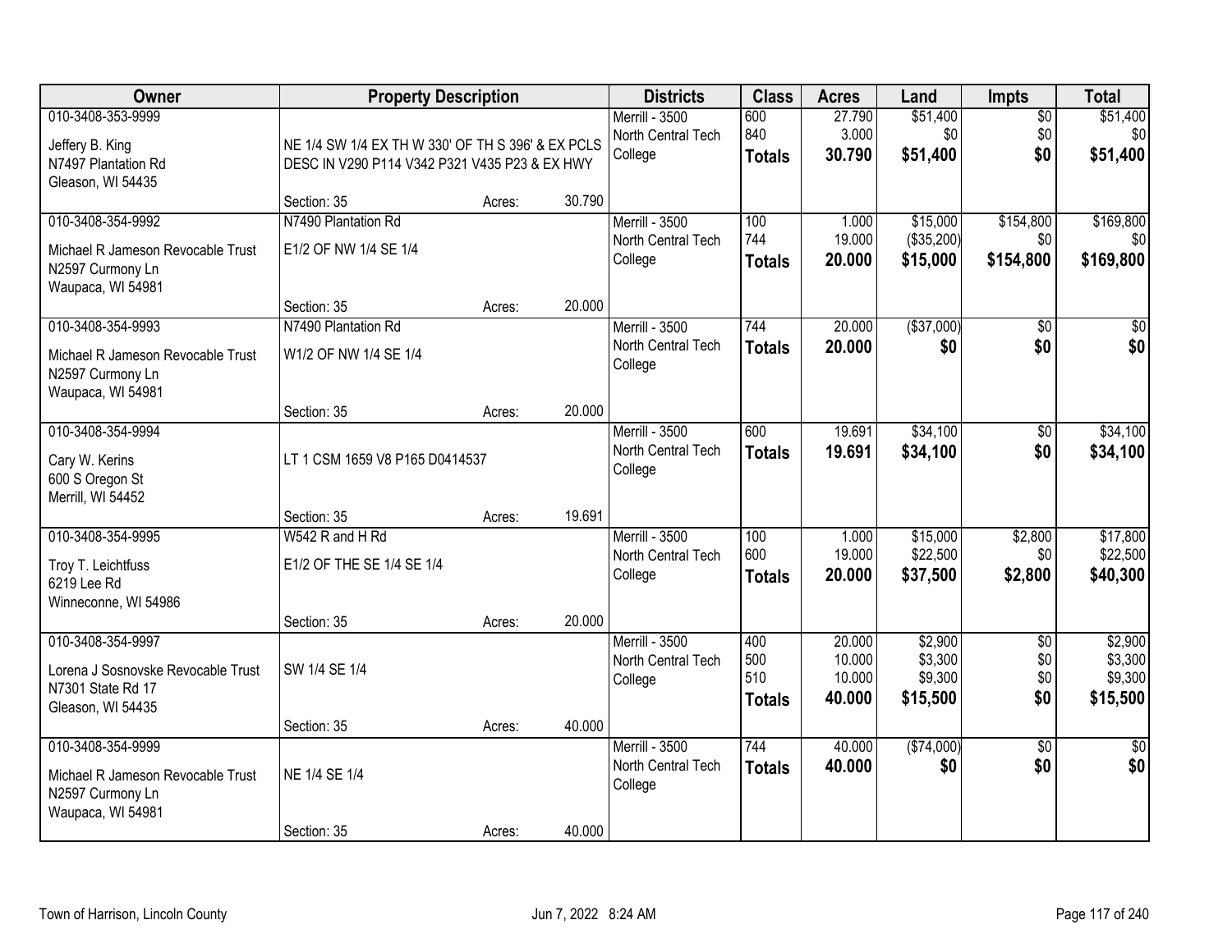| Owner | Property Description | | | Districts | Class | Acres | Land | Impts | Total |
|---|---|---|---|---|---|---|---|---|---|
| 010-3408-353-9999<br>Jeffery B. King<br>N7497 Plantation Rd<br>Gleason, WI 54435 | NE 1/4 SW 1/4 EX TH W 330' OF TH S 396' & EX PCLS DESC IN V290 P114 V342 P321 V435 P23 & EX HWY<br>Section: 35 | Acres: | 30.790 | Merrill - 3500<br>North Central Tech College | 600<br>840<br>**Totals** | 27.790<br>3.000<br>**30.790** | $51,400<br>$0<br>**$51,400** | $0<br>$0<br>**$0** | $51,400<br>$0<br>**$51,400** |
| 010-3408-354-9992<br>Michael R Jameson Revocable Trust<br>N2597 Curmony Ln<br>Waupaca, WI 54981 | N7490 Plantation Rd<br>E1/2 OF NW 1/4 SE 1/4<br>Section: 35 | Acres: | 20.000 | Merrill - 3500<br>North Central Tech College | 100<br>744<br>**Totals** | 1.000<br>19.000<br>**20.000** | $15,000<br>($35,200)<br>**$15,000** | $154,800<br>$0<br>**$154,800** | $169,800<br>$0<br>**$169,800** |
| 010-3408-354-9993<br>Michael R Jameson Revocable Trust<br>N2597 Curmony Ln<br>Waupaca, WI 54981 | N7490 Plantation Rd<br>W1/2 OF NW 1/4 SE 1/4<br>Section: 35 | Acres: | 20.000 | Merrill - 3500<br>North Central Tech College | 744<br>**Totals** | 20.000<br>**20.000** | ($37,000)<br>**$0** | $0<br>**$0** | $0<br>**$0** |
| 010-3408-354-9994<br>Cary W. Kerins<br>600 S Oregon St<br>Merrill, WI 54452 | LT 1 CSM 1659 V8 P165 D0414537<br>Section: 35 | Acres: | 19.691 | Merrill - 3500<br>North Central Tech College | 600<br>**Totals** | 19.691<br>**19.691** | $34,100<br>**$34,100** | $0<br>**$0** | $34,100<br>**$34,100** |
| 010-3408-354-9995<br>Troy T. Leichtfuss<br>6219 Lee Rd<br>Winneconne, WI 54986 | W542 R and H Rd<br>E1/2 OF THE SE 1/4 SE 1/4<br>Section: 35 | Acres: | 20.000 | Merrill - 3500<br>North Central Tech College | 100<br>600<br>**Totals** | 1.000<br>19.000<br>**20.000** | $15,000<br>$22,500<br>**$37,500** | $2,800<br>$0<br>**$2,800** | $17,800<br>$22,500<br>**$40,300** |
| 010-3408-354-9997<br>Lorena J Sosnovske Revocable Trust<br>N7301 State Rd 17<br>Gleason, WI 54435 | SW 1/4 SE 1/4<br>Section: 35 | Acres: | 40.000 | Merrill - 3500<br>North Central Tech College | 400<br>500<br>510<br>**Totals** | 20.000<br>10.000<br>10.000<br>**40.000** | $2,900<br>$3,300<br>$9,300<br>**$15,500** | $0<br>$0<br>$0<br>**$0** | $2,900<br>$3,300<br>$9,300<br>**$15,500** |
| 010-3408-354-9999<br>Michael R Jameson Revocable Trust<br>N2597 Curmony Ln<br>Waupaca, WI 54981 | NE 1/4 SE 1/4<br>Section: 35 | Acres: | 40.000 | Merrill - 3500<br>North Central Tech College | 744<br>**Totals** | 40.000<br>**40.000** | ($74,000)<br>**$0** | $0<br>**$0** | $0<br>**$0** |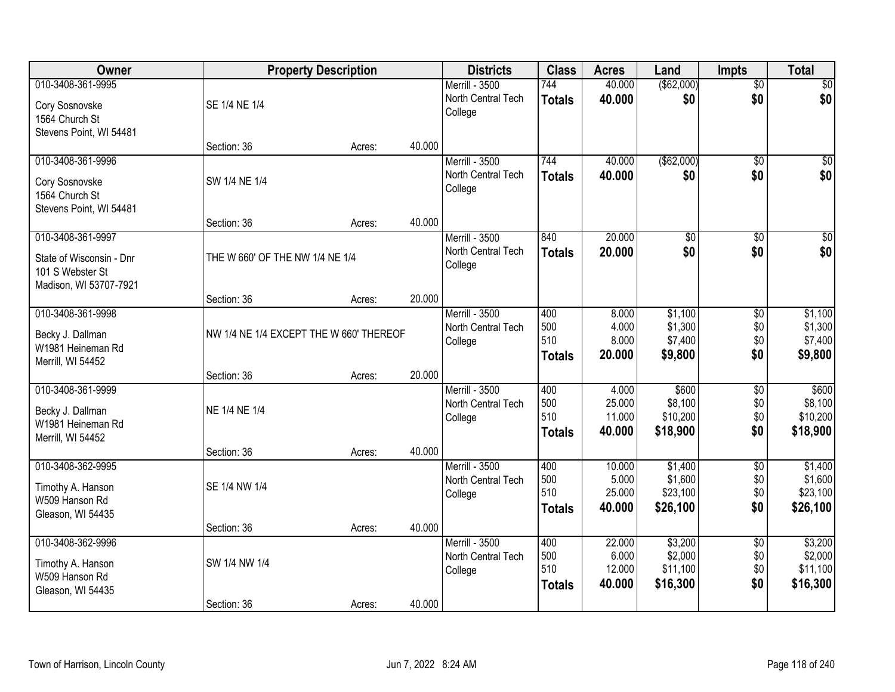| Owner | Property Description | | | Districts | Class | Acres | Land | Impts | Total |
|---|---|---|---|---|---|---|---|---|---|
| 010-3408-361-9995<br>Cory Sosnovske<br>1564 Church St<br>Stevens Point, WI 54481 | SE 1/4 NE 1/4<br>Section: 36 | Acres: | 40.000 | Merrill - 3500<br>North Central Tech College | 744<br>**Totals** | 40.000<br>**40.000** | ($62,000)<br>**$0** | $0<br>**$0** | $0<br>**$0** |
| 010-3408-361-9996<br>Cory Sosnovske<br>1564 Church St<br>Stevens Point, WI 54481 | SW 1/4 NE 1/4<br>Section: 36 | Acres: | 40.000 | Merrill - 3500<br>North Central Tech College | 744<br>**Totals** | 40.000<br>**40.000** | ($62,000)<br>**$0** | $0<br>**$0** | $0<br>**$0** |
| 010-3408-361-9997<br>State of Wisconsin - Dnr<br>101 S Webster St<br>Madison, WI 53707-7921 | THE W 660' OF THE NW 1/4 NE 1/4<br>Section: 36 | Acres: | 20.000 | Merrill - 3500<br>North Central Tech College | 840<br>**Totals** | 20.000<br>**20.000** | $0<br>**$0** | $0<br>**$0** | $0<br>**$0** |
| 010-3408-361-9998<br>Becky J. Dallman<br>W1981 Heineman Rd<br>Merrill, WI 54452 | NW 1/4 NE 1/4 EXCEPT THE W 660' THEREOF<br>Section: 36 | Acres: | 20.000 | Merrill - 3500<br>North Central Tech College | 400<br>500<br>510<br>**Totals** | 8.000<br>4.000<br>8.000<br>**20.000** | $1,100<br>$1,300<br>$7,400<br>**$9,800** | $0<br>$0<br>$0<br>**$0** | $1,100<br>$1,300<br>$7,400<br>**$9,800** |
| 010-3408-361-9999<br>Becky J. Dallman<br>W1981 Heineman Rd<br>Merrill, WI 54452 | NE 1/4 NE 1/4<br>Section: 36 | Acres: | 40.000 | Merrill - 3500<br>North Central Tech College | 400<br>500<br>510<br>**Totals** | 4.000<br>25.000<br>11.000<br>**40.000** | $600<br>$8,100<br>$10,200<br>**$18,900** | $0<br>$0<br>$0<br>**$0** | $600<br>$8,100<br>$10,200<br>**$18,900** |
| 010-3408-362-9995<br>Timothy A. Hanson<br>W509 Hanson Rd<br>Gleason, WI 54435 | SE 1/4 NW 1/4<br>Section: 36 | Acres: | 40.000 | Merrill - 3500<br>North Central Tech College | 400<br>500<br>510<br>**Totals** | 10.000<br>5.000<br>25.000<br>**40.000** | $1,400<br>$1,600<br>$23,100<br>**$26,100** | $0<br>$0<br>$0<br>**$0** | $1,400<br>$1,600<br>$23,100<br>**$26,100** |
| 010-3408-362-9996<br>Timothy A. Hanson<br>W509 Hanson Rd<br>Gleason, WI 54435 | SW 1/4 NW 1/4<br>Section: 36 | Acres: | 40.000 | Merrill - 3500<br>North Central Tech College | 400<br>500<br>510<br>**Totals** | 22.000<br>6.000<br>12.000<br>**40.000** | $3,200<br>$2,000<br>$11,100<br>**$16,300** | $0<br>$0<br>$0<br>**$0** | $3,200<br>$2,000<br>$11,100<br>**$16,300** |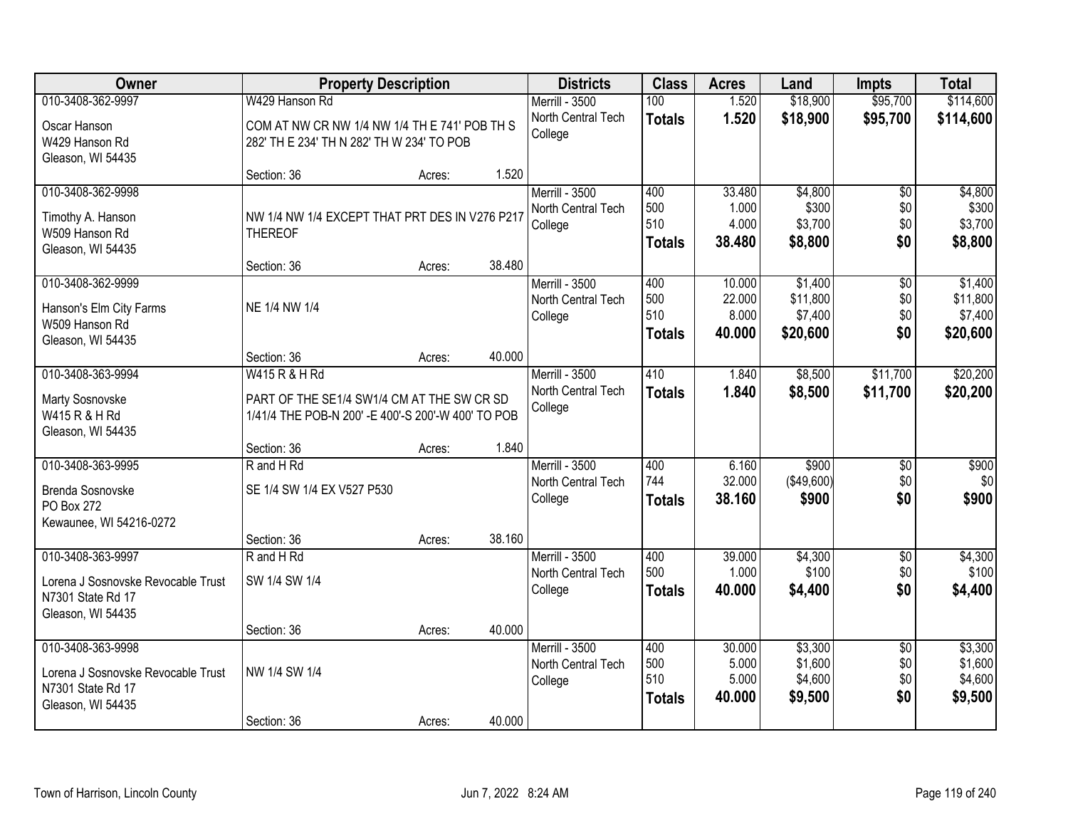| Owner | Property Description | | | Districts | Class | Acres | Land | Impts | Total |
|---|---|---|---|---|---|---|---|---|---|
| 010-3408-362-9997 | W429 Hanson Rd | | | Merrill - 3500 | 100 | 1.520 | $18,900 | $95,700 | $114,600 |
| Oscar Hanson<br>W429 Hanson Rd<br>Gleason, WI 54435 | COM AT NW CR NW 1/4 NW 1/4 TH E 741' POB TH S 282' TH E 234' TH N 282' TH W 234' TO POB | | | North Central Tech College | **Totals** | **1.520** | **$18,900** | **$95,700** | **$114,600** |
| | Section: 36 | Acres: | 1.520 | | | | | | |
| 010-3408-362-9998 | | | | Merrill - 3500 | 400 | 33.480 | $4,800 | $0 | $4,800 |
| Timothy A. Hanson<br>W509 Hanson Rd<br>Gleason, WI 54435 | NW 1/4 NW 1/4 EXCEPT THAT PRT DES IN V276 P217 THEREOF | | | North Central Tech College | 500 | 1.000 | $300 | $0 | $300 |
| | | | | | 510 | 4.000 | $3,700 | $0 | $3,700 |
| | | | | | **Totals** | **38.480** | **$8,800** | **$0** | **$8,800** |
| | Section: 36 | Acres: | 38.480 | | | | | | |
| 010-3408-362-9999 | | | | Merrill - 3500 | 400 | 10.000 | $1,400 | $0 | $1,400 |
| Hanson's Elm City Farms<br>W509 Hanson Rd<br>Gleason, WI 54435 | NE 1/4 NW 1/4 | | | North Central Tech College | 500 | 22.000 | $11,800 | $0 | $11,800 |
| | | | | | 510 | 8.000 | $7,400 | $0 | $7,400 |
| | | | | | **Totals** | **40.000** | **$20,600** | **$0** | **$20,600** |
| | Section: 36 | Acres: | 40.000 | | | | | | |
| 010-3408-363-9994 | W415 R & H Rd | | | Merrill - 3500 | 410 | 1.840 | $8,500 | $11,700 | $20,200 |
| Marty Sosnovske<br>W415 R & H Rd<br>Gleason, WI 54435 | PART OF THE SE1/4 SW1/4 CM AT THE SW CR SD 1/41/4 THE POB-N 200' -E 400'-S 200'-W 400' TO POB | | | North Central Tech College | **Totals** | **1.840** | **$8,500** | **$11,700** | **$20,200** |
| | Section: 36 | Acres: | 1.840 | | | | | | |
| 010-3408-363-9995 | R and H Rd | | | Merrill - 3500 | 400 | 6.160 | $900 | $0 | $900 |
| Brenda Sosnovske<br>PO Box 272<br>Kewaunee, WI 54216-0272 | SE 1/4 SW 1/4 EX V527 P530 | | | North Central Tech College | 744 | 32.000 | ($49,600) | $0 | $0 |
| | | | | | **Totals** | **38.160** | **$900** | **$0** | **$900** |
| | Section: 36 | Acres: | 38.160 | | | | | | |
| 010-3408-363-9997 | R and H Rd | | | Merrill - 3500 | 400 | 39.000 | $4,300 | $0 | $4,300 |
| Lorena J Sosnovske Revocable Trust<br>N7301 State Rd 17<br>Gleason, WI 54435 | SW 1/4 SW 1/4 | | | North Central Tech College | 500 | 1.000 | $100 | $0 | $100 |
| | | | | | **Totals** | **40.000** | **$4,400** | **$0** | **$4,400** |
| | Section: 36 | Acres: | 40.000 | | | | | | |
| 010-3408-363-9998 | | | | Merrill - 3500 | 400 | 30.000 | $3,300 | $0 | $3,300 |
| Lorena J Sosnovske Revocable Trust<br>N7301 State Rd 17<br>Gleason, WI 54435 | NW 1/4 SW 1/4 | | | North Central Tech College | 500 | 5.000 | $1,600 | $0 | $1,600 |
| | | | | | 510 | 5.000 | $4,600 | $0 | $4,600 |
| | | | | | **Totals** | **40.000** | **$9,500** | **$0** | **$9,500** |
| | Section: 36 | Acres: | 40.000 | | | | | | |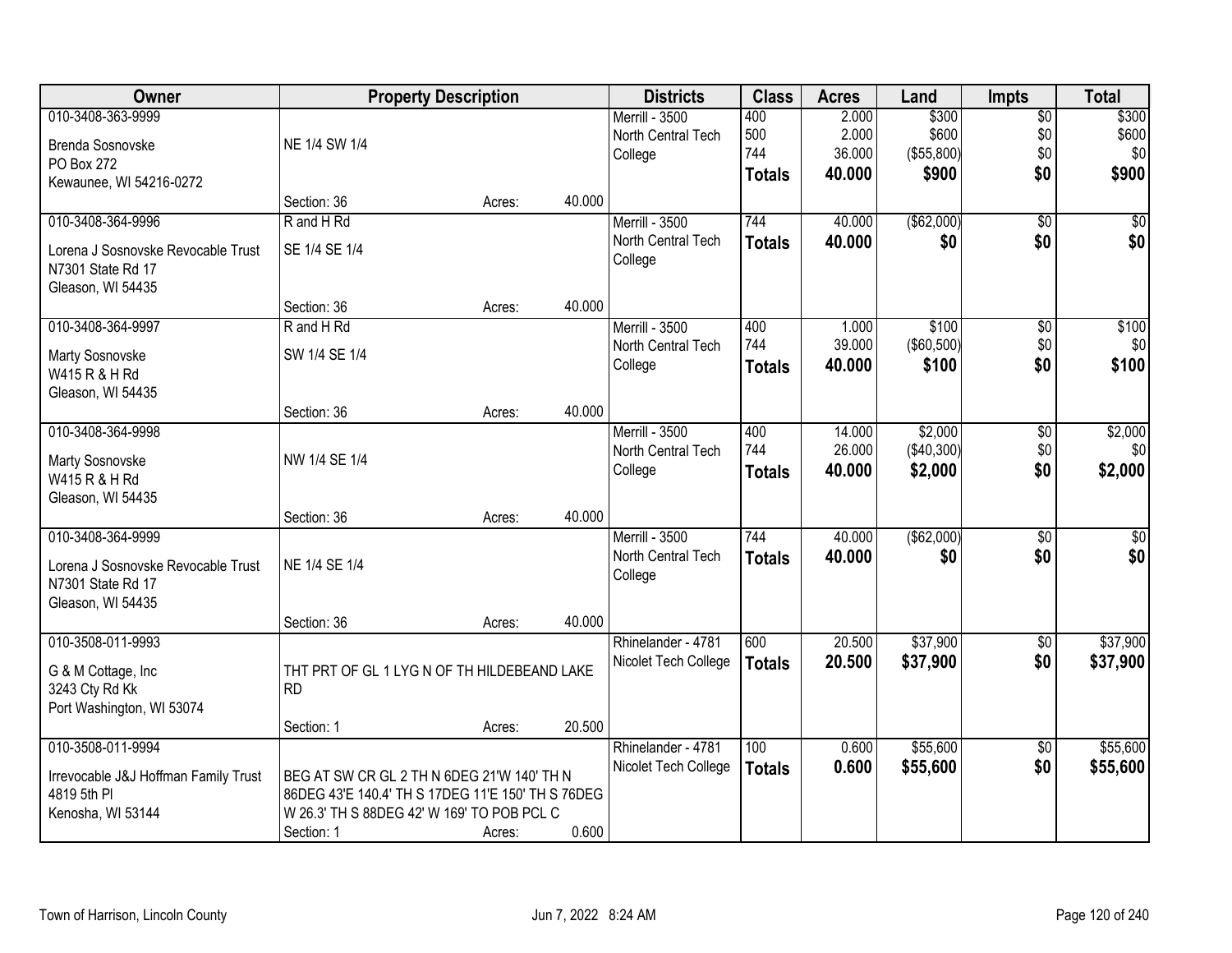| Owner | Property Description | Districts | Class | Acres | Land | Impts | Total |
|---|---|---|---|---|---|---|---|
| 010-3408-363-9999<br>Brenda Sosnovske<br>PO Box 272<br>Kewaunee, WI 54216-0272 | NE 1/4 SW 1/4<br>Section: 36 Acres: 40.000 | Merrill - 3500<br>North Central Tech College | 400<br>500<br>744<br>**Totals** | 2.000<br>2.000<br>36.000<br>**40.000** | $300<br>$600<br>($55,800)<br>**$900** | $0<br>$0<br>$0<br>**$0** | $300<br>$600<br>$0<br>**$900** |
| 010-3408-364-9996<br>Lorena J Sosnovske Revocable Trust<br>N7301 State Rd 17<br>Gleason, WI 54435 | R and H Rd<br>SE 1/4 SE 1/4<br>Section: 36 Acres: 40.000 | Merrill - 3500<br>North Central Tech College | 744<br>**Totals** | 40.000<br>**40.000** | ($62,000)<br>**$0** | $0<br>**$0** | $0<br>**$0** |
| 010-3408-364-9997<br>Marty Sosnovske<br>W415 R & H Rd<br>Gleason, WI 54435 | R and H Rd<br>SW 1/4 SE 1/4<br>Section: 36 Acres: 40.000 | Merrill - 3500<br>North Central Tech College | 400<br>744<br>**Totals** | 1.000<br>39.000<br>**40.000** | $100<br>($60,500)<br>**$100** | $0<br>$0<br>**$0** | $100<br>$0<br>**$100** |
| 010-3408-364-9998<br>Marty Sosnovske<br>W415 R & H Rd<br>Gleason, WI 54435 | NW 1/4 SE 1/4<br>Section: 36 Acres: 40.000 | Merrill - 3500<br>North Central Tech College | 400<br>744<br>**Totals** | 14.000<br>26.000<br>**40.000** | $2,000<br>($40,300)<br>**$2,000** | $0<br>$0<br>**$0** | $2,000<br>$0<br>**$2,000** |
| 010-3408-364-9999<br>Lorena J Sosnovske Revocable Trust<br>N7301 State Rd 17<br>Gleason, WI 54435 | NE 1/4 SE 1/4<br>Section: 36 Acres: 40.000 | Merrill - 3500<br>North Central Tech College | 744<br>**Totals** | 40.000<br>**40.000** | ($62,000)<br>**$0** | $0<br>**$0** | $0<br>**$0** |
| 010-3508-011-9993<br>G & M Cottage, Inc<br>3243 Cty Rd Kk<br>Port Washington, WI 53074 | THT PRT OF GL 1 LYG N OF TH HILDEBEAND LAKE RD<br>Section: 1 Acres: 20.500 | Rhinelander - 4781<br>Nicolet Tech College | 600<br>**Totals** | 20.500<br>**20.500** | $37,900<br>**$37,900** | $0<br>**$0** | $37,900<br>**$37,900** |
| 010-3508-011-9994<br>Irrevocable J&J Hoffman Family Trust<br>4819 5th Pl<br>Kenosha, WI 53144 | BEG AT SW CR GL 2 TH N 6DEG 21'W 140' TH N 86DEG 43'E 140.4' TH S 17DEG 11'E 150' TH S 76DEG W 26.3' TH S 88DEG 42' W 169' TO POB PCL C<br>Section: 1 Acres: 0.600 | Rhinelander - 4781<br>Nicolet Tech College | 100<br>**Totals** | 0.600<br>**0.600** | $55,600<br>**$55,600** | $0<br>**$0** | $55,600<br>**$55,600** |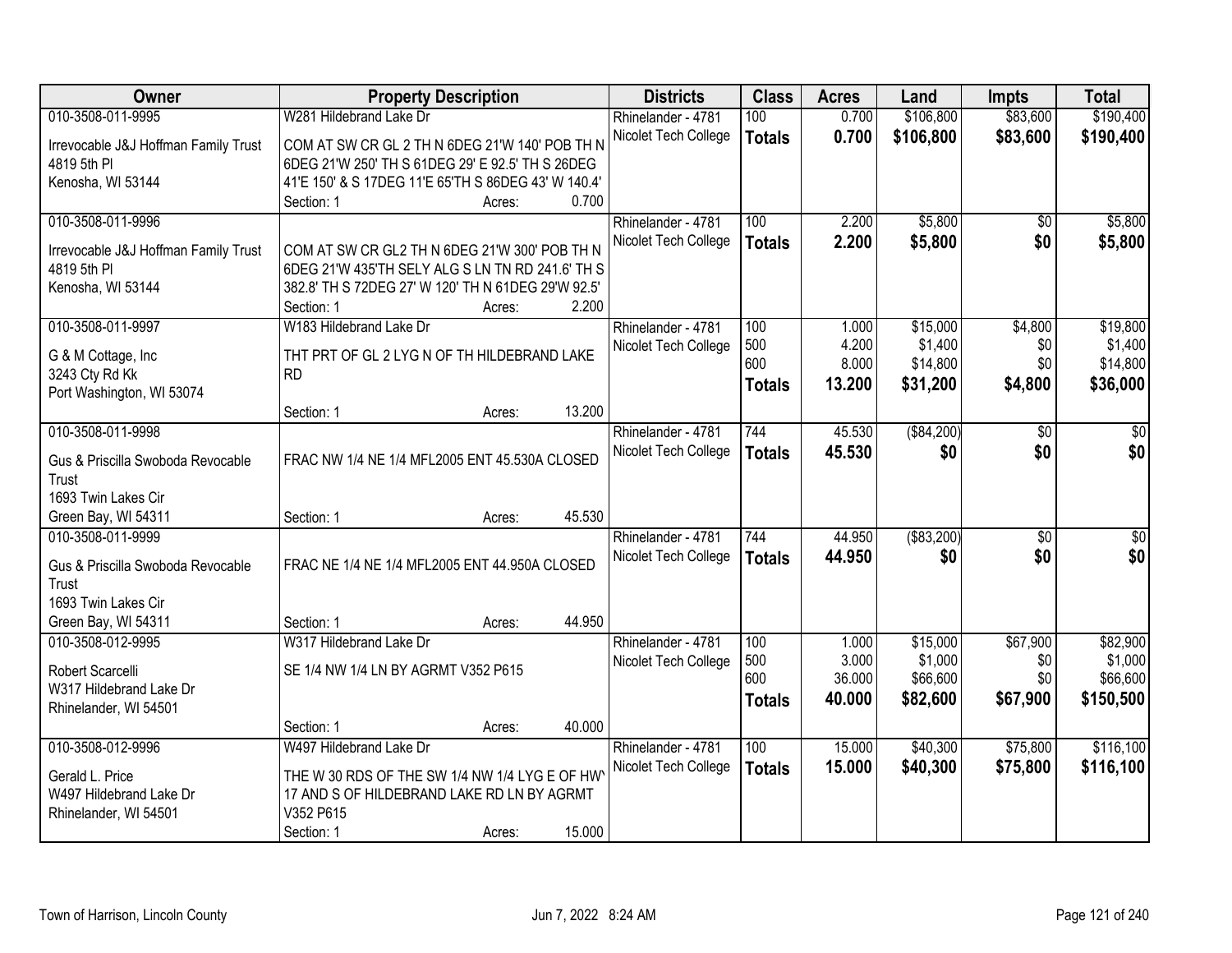| Owner | Property Description | Districts | Class | Acres | Land | Impts | Total |
|---|---|---|---|---|---|---|---|
| 010-3508-011-9995<br>Irrevocable J&J Hoffman Family Trust<br>4819 5th Pl<br>Kenosha, WI 53144 | W281 Hildebrand Lake Dr<br>COM AT SW CR GL 2 TH N 6DEG 21'W 140' POB TH N 6DEG 21'W 250' TH S 61DEG 29' E 92.5' TH S 26DEG 41'E 150' & S 17DEG 11'E 65'TH S 86DEG 43' W 140.4'<br>Section: 1 Acres: 0.700 | Rhinelander - 4781<br>Nicolet Tech College | 100<br>**Totals** | 0.700<br>**0.700** | $106,800<br>**$106,800** | $83,600<br>**$83,600** | $190,400<br>**$190,400** |
| 010-3508-011-9996<br>Irrevocable J&J Hoffman Family Trust<br>4819 5th Pl<br>Kenosha, WI 53144 | COM AT SW CR GL2 TH N 6DEG 21'W 300' POB TH N 6DEG 21'W 435'TH SELY ALG S LN TN RD 241.6' TH S 382.8' TH S 72DEG 27' W 120' TH N 61DEG 29'W 92.5'<br>Section: 1 Acres: 2.200 | Rhinelander - 4781<br>Nicolet Tech College | 100<br>**Totals** | 2.200<br>**2.200** | $5,800<br>**$5,800** | $0<br>**$0** | $5,800<br>**$5,800** |
| 010-3508-011-9997<br>G & M Cottage, Inc<br>3243 Cty Rd Kk<br>Port Washington, WI 53074 | W183 Hildebrand Lake Dr<br>THT PRT OF GL 2 LYG N OF TH HILDEBRAND LAKE RD<br>Section: 1 Acres: 13.200 | Rhinelander - 4781<br>Nicolet Tech College | 100<br>500<br>600<br>**Totals** | 1.000<br>4.200<br>8.000<br>**13.200** | $15,000<br>$1,400<br>$14,800<br>**$31,200** | $4,800<br>$0<br>$0<br>**$4,800** | $19,800<br>$1,400<br>$14,800<br>**$36,000** |
| 010-3508-011-9998<br>Gus & Priscilla Swoboda Revocable Trust<br>1693 Twin Lakes Cir<br>Green Bay, WI 54311 | FRAC NW 1/4 NE 1/4 MFL2005 ENT 45.530A CLOSED<br>Section: 1 Acres: 45.530 | Rhinelander - 4781<br>Nicolet Tech College | 744<br>**Totals** | 45.530<br>**45.530** | ($84,200)<br>**$0** | $0<br>**$0** | $0<br>**$0** |
| 010-3508-011-9999<br>Gus & Priscilla Swoboda Revocable Trust<br>1693 Twin Lakes Cir<br>Green Bay, WI 54311 | FRAC NE 1/4 NE 1/4 MFL2005 ENT 44.950A CLOSED<br>Section: 1 Acres: 44.950 | Rhinelander - 4781<br>Nicolet Tech College | 744<br>**Totals** | 44.950<br>**44.950** | ($83,200)<br>**$0** | $0<br>**$0** | $0<br>**$0** |
| 010-3508-012-9995<br>Robert Scarcelli<br>W317 Hildebrand Lake Dr<br>Rhinelander, WI 54501 | W317 Hildebrand Lake Dr<br>SE 1/4 NW 1/4 LN BY AGRMT V352 P615<br>Section: 1 Acres: 40.000 | Rhinelander - 4781<br>Nicolet Tech College | 100<br>500<br>600<br>**Totals** | 1.000<br>3.000<br>36.000<br>**40.000** | $15,000<br>$1,000<br>$66,600<br>**$82,600** | $67,900<br>$0<br>$0<br>**$67,900** | $82,900<br>$1,000<br>$66,600<br>**$150,500** |
| 010-3508-012-9996<br>Gerald L. Price<br>W497 Hildebrand Lake Dr<br>Rhinelander, WI 54501 | W497 Hildebrand Lake Dr<br>THE W 30 RDS OF THE SW 1/4 NW 1/4 LYG E OF HWY 17 AND S OF HILDEBRAND LAKE RD LN BY AGRMT V352 P615<br>Section: 1 Acres: 15.000 | Rhinelander - 4781<br>Nicolet Tech College | 100<br>**Totals** | 15.000<br>**15.000** | $40,300<br>**$40,300** | $75,800<br>**$75,800** | $116,100<br>**$116,100** |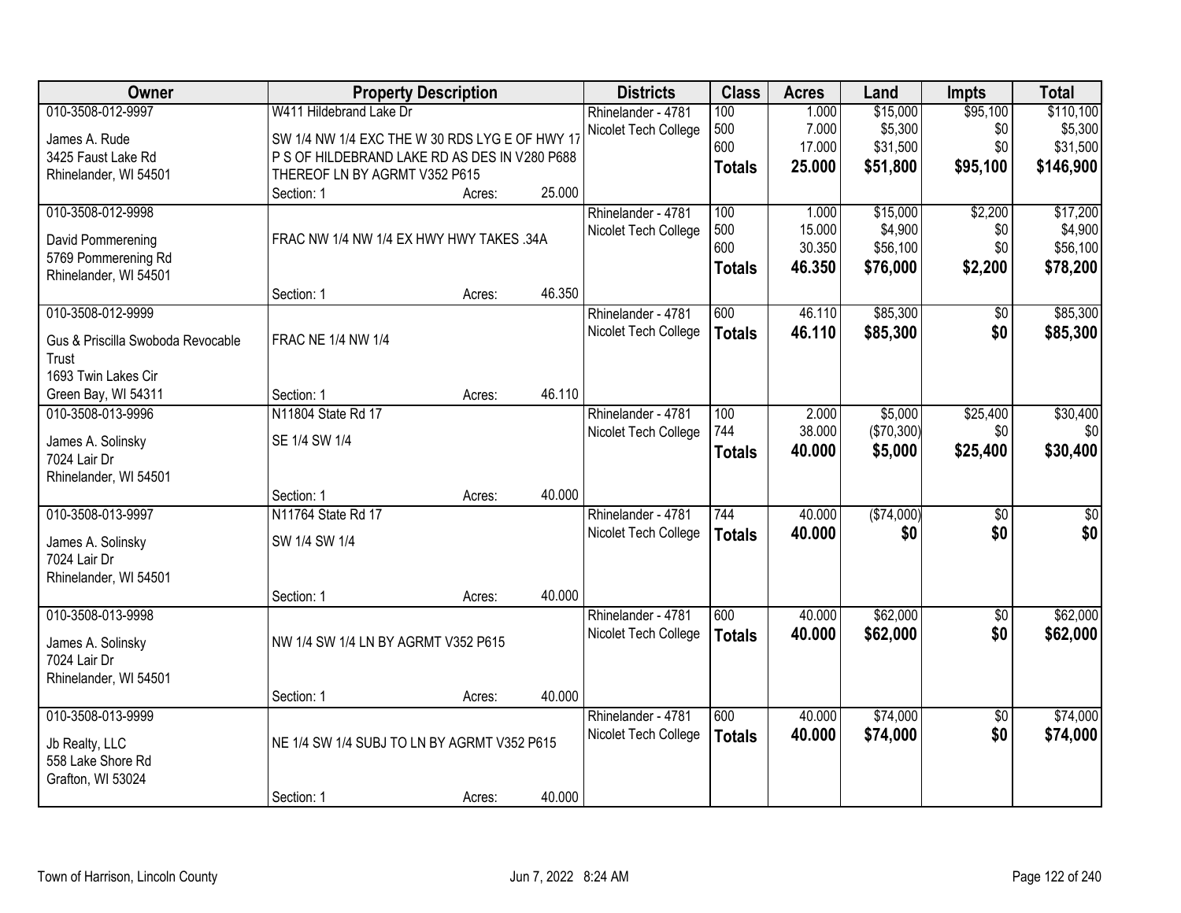| Owner | Property Description | | | Districts | Class | Acres | Land | Impts | Total |
|---|---|---|---|---|---|---|---|---|---|
| 010-3508-012-9997 | W411 Hildebrand Lake Dr | | | Rhinelander - 4781 | 100 | 1.000 | $15,000 | $95,100 | $110,100 |
| James A. Rude | SW 1/4 NW 1/4 EXC THE W 30 RDS LYG E OF HWY 17 P S OF HILDEBRAND LAKE RD AS DES IN V280 P688 THEREOF LN BY AGRMT V352 P615 | | | Nicolet Tech College | 500 | 7.000 | $5,300 | $0 | $5,300 |
| 3425 Faust Lake Rd | | | | | 600 | 17.000 | $31,500 | $0 | $31,500 |
| Rhinelander, WI 54501 | | | | | **Totals** | **25.000** | **$51,800** | **$95,100** | **$146,900** |
| | Section: 1 | Acres: | 25.000 | | | | | | |
| 010-3508-012-9998 | | | | Rhinelander - 4781 | 100 | 1.000 | $15,000 | $2,200 | $17,200 |
| David Pommerening | FRAC NW 1/4 NW 1/4 EX HWY HWY TAKES .34A | | | Nicolet Tech College | 500 | 15.000 | $4,900 | $0 | $4,900 |
| 5769 Pommerening Rd | | | | | 600 | 30.350 | $56,100 | $0 | $56,100 |
| Rhinelander, WI 54501 | | | | | **Totals** | **46.350** | **$76,000** | **$2,200** | **$78,200** |
| | Section: 1 | Acres: | 46.350 | | | | | | |
| 010-3508-012-9999 | | | | Rhinelander - 4781 | 600 | 46.110 | $85,300 | $0 | $85,300 |
| Gus & Priscilla Swoboda Revocable Trust | FRAC NE 1/4 NW 1/4 | | | Nicolet Tech College | **Totals** | **46.110** | **$85,300** | **$0** | **$85,300** |
| 1693 Twin Lakes Cir | | | | | | | | | |
| Green Bay, WI 54311 | Section: 1 | Acres: | 46.110 | | | | | | |
| 010-3508-013-9996 | N11804 State Rd 17 | | | Rhinelander - 4781 | 100 | 2.000 | $5,000 | $25,400 | $30,400 |
| James A. Solinsky | SE 1/4 SW 1/4 | | | Nicolet Tech College | 744 | 38.000 | ($70,300) | $0 | $0 |
| 7024 Lair Dr | | | | | **Totals** | **40.000** | **$5,000** | **$25,400** | **$30,400** |
| Rhinelander, WI 54501 | | | | | | | | | |
| | Section: 1 | Acres: | 40.000 | | | | | | |
| 010-3508-013-9997 | N11764 State Rd 17 | | | Rhinelander - 4781 | 744 | 40.000 | ($74,000) | $0 | $0 |
| James A. Solinsky | SW 1/4 SW 1/4 | | | Nicolet Tech College | **Totals** | **40.000** | **$0** | **$0** | **$0** |
| 7024 Lair Dr | | | | | | | | | |
| Rhinelander, WI 54501 | | | | | | | | | |
| | Section: 1 | Acres: | 40.000 | | | | | | |
| 010-3508-013-9998 | | | | Rhinelander - 4781 | 600 | 40.000 | $62,000 | $0 | $62,000 |
| James A. Solinsky | NW 1/4 SW 1/4 LN BY AGRMT V352 P615 | | | Nicolet Tech College | **Totals** | **40.000** | **$62,000** | **$0** | **$62,000** |
| 7024 Lair Dr | | | | | | | | | |
| Rhinelander, WI 54501 | | | | | | | | | |
| | Section: 1 | Acres: | 40.000 | | | | | | |
| 010-3508-013-9999 | | | | Rhinelander - 4781 | 600 | 40.000 | $74,000 | $0 | $74,000 |
| Jb Realty, LLC | NE 1/4 SW 1/4 SUBJ TO LN BY AGRMT V352 P615 | | | Nicolet Tech College | **Totals** | **40.000** | **$74,000** | **$0** | **$74,000** |
| 558 Lake Shore Rd | | | | | | | | | |
| Grafton, WI 53024 | | | | | | | | | |
| | Section: 1 | Acres: | 40.000 | | | | | | |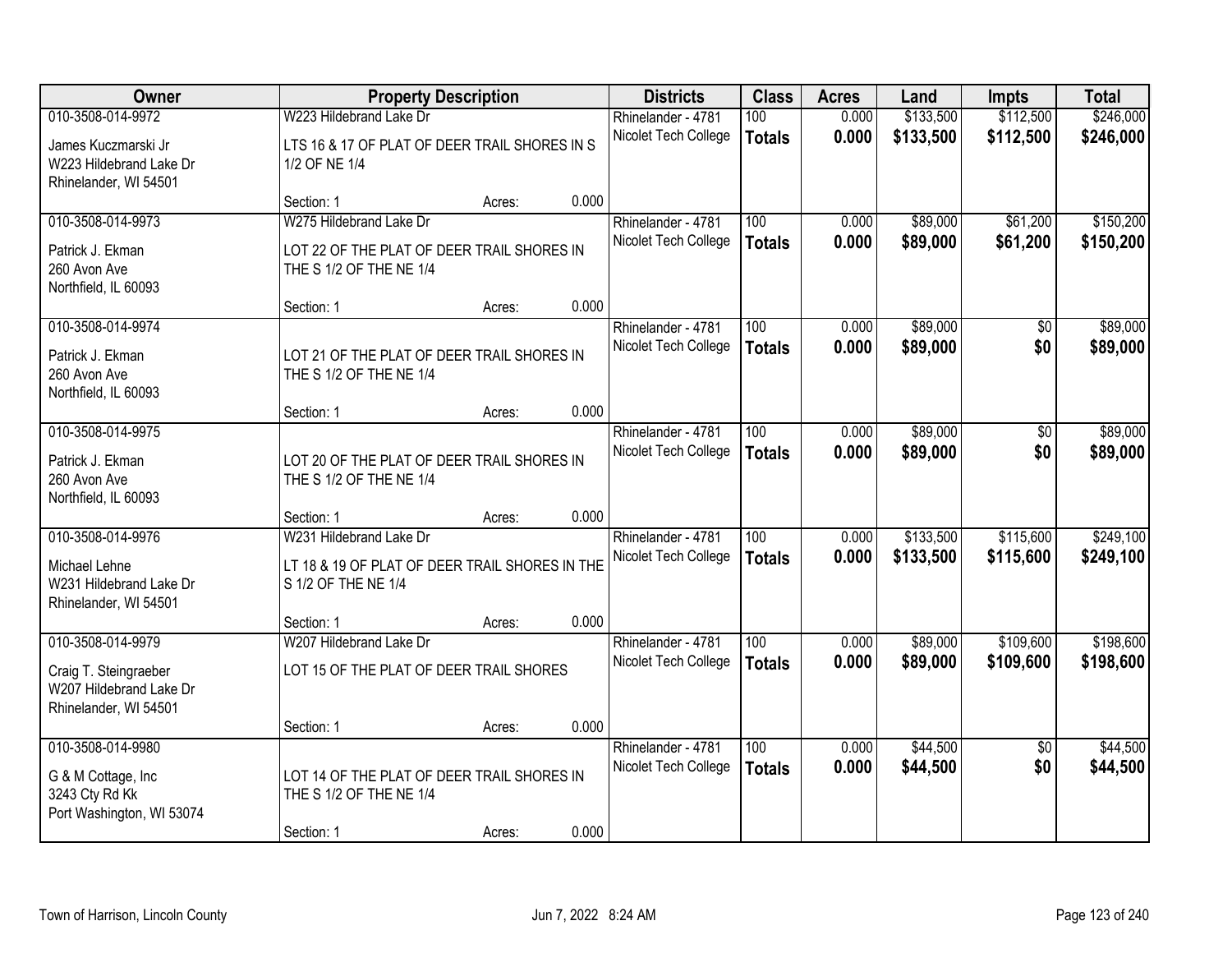| Owner | Property Description | Districts | Class | Acres | Land | Impts | Total |
|---|---|---|---|---|---|---|---|
| 010-3508-014-9972<br>James Kuczmarski Jr<br>W223 Hildebrand Lake Dr<br>Rhinelander, WI 54501 | W223 Hildebrand Lake Dr<br>LTS 16 & 17 OF PLAT OF DEER TRAIL SHORES IN S 1/2 OF NE 1/4<br>Section: 1 Acres: 0.000 | Rhinelander - 4781<br>Nicolet Tech College | 100<br>**Totals** | 0.000<br>**0.000** | $133,500<br>**$133,500** | $112,500<br>**$112,500** | $246,000<br>**$246,000** |
| 010-3508-014-9973<br>Patrick J. Ekman<br>260 Avon Ave<br>Northfield, IL 60093 | W275 Hildebrand Lake Dr<br>LOT 22 OF THE PLAT OF DEER TRAIL SHORES IN THE S 1/2 OF THE NE 1/4<br>Section: 1 Acres: 0.000 | Rhinelander - 4781<br>Nicolet Tech College | 100<br>**Totals** | 0.000<br>**0.000** | $89,000<br>**$89,000** | $61,200<br>**$61,200** | $150,200<br>**$150,200** |
| 010-3508-014-9974<br>Patrick J. Ekman<br>260 Avon Ave<br>Northfield, IL 60093 | LOT 21 OF THE PLAT OF DEER TRAIL SHORES IN THE S 1/2 OF THE NE 1/4<br>Section: 1 Acres: 0.000 | Rhinelander - 4781<br>Nicolet Tech College | 100<br>**Totals** | 0.000<br>**0.000** | $89,000<br>**$89,000** | $0<br>**$0** | $89,000<br>**$89,000** |
| 010-3508-014-9975<br>Patrick J. Ekman<br>260 Avon Ave<br>Northfield, IL 60093 | LOT 20 OF THE PLAT OF DEER TRAIL SHORES IN THE S 1/2 OF THE NE 1/4<br>Section: 1 Acres: 0.000 | Rhinelander - 4781<br>Nicolet Tech College | 100<br>**Totals** | 0.000<br>**0.000** | $89,000<br>**$89,000** | $0<br>**$0** | $89,000<br>**$89,000** |
| 010-3508-014-9976<br>Michael Lehne<br>W231 Hildebrand Lake Dr<br>Rhinelander, WI 54501 | W231 Hildebrand Lake Dr<br>LT 18 & 19 OF PLAT OF DEER TRAIL SHORES IN THE S 1/2 OF THE NE 1/4<br>Section: 1 Acres: 0.000 | Rhinelander - 4781<br>Nicolet Tech College | 100<br>**Totals** | 0.000<br>**0.000** | $133,500<br>**$133,500** | $115,600<br>**$115,600** | $249,100<br>**$249,100** |
| 010-3508-014-9979<br>Craig T. Steingraeber<br>W207 Hildebrand Lake Dr<br>Rhinelander, WI 54501 | W207 Hildebrand Lake Dr<br>LOT 15 OF THE PLAT OF DEER TRAIL SHORES<br>Section: 1 Acres: 0.000 | Rhinelander - 4781<br>Nicolet Tech College | 100<br>**Totals** | 0.000<br>**0.000** | $89,000<br>**$89,000** | $109,600<br>**$109,600** | $198,600<br>**$198,600** |
| 010-3508-014-9980<br>G & M Cottage, Inc<br>3243 Cty Rd Kk<br>Port Washington, WI 53074 | LOT 14 OF THE PLAT OF DEER TRAIL SHORES IN THE S 1/2 OF THE NE 1/4<br>Section: 1 Acres: 0.000 | Rhinelander - 4781<br>Nicolet Tech College | 100<br>**Totals** | 0.000<br>**0.000** | $44,500<br>**$44,500** | $0<br>**$0** | $44,500<br>**$44,500** |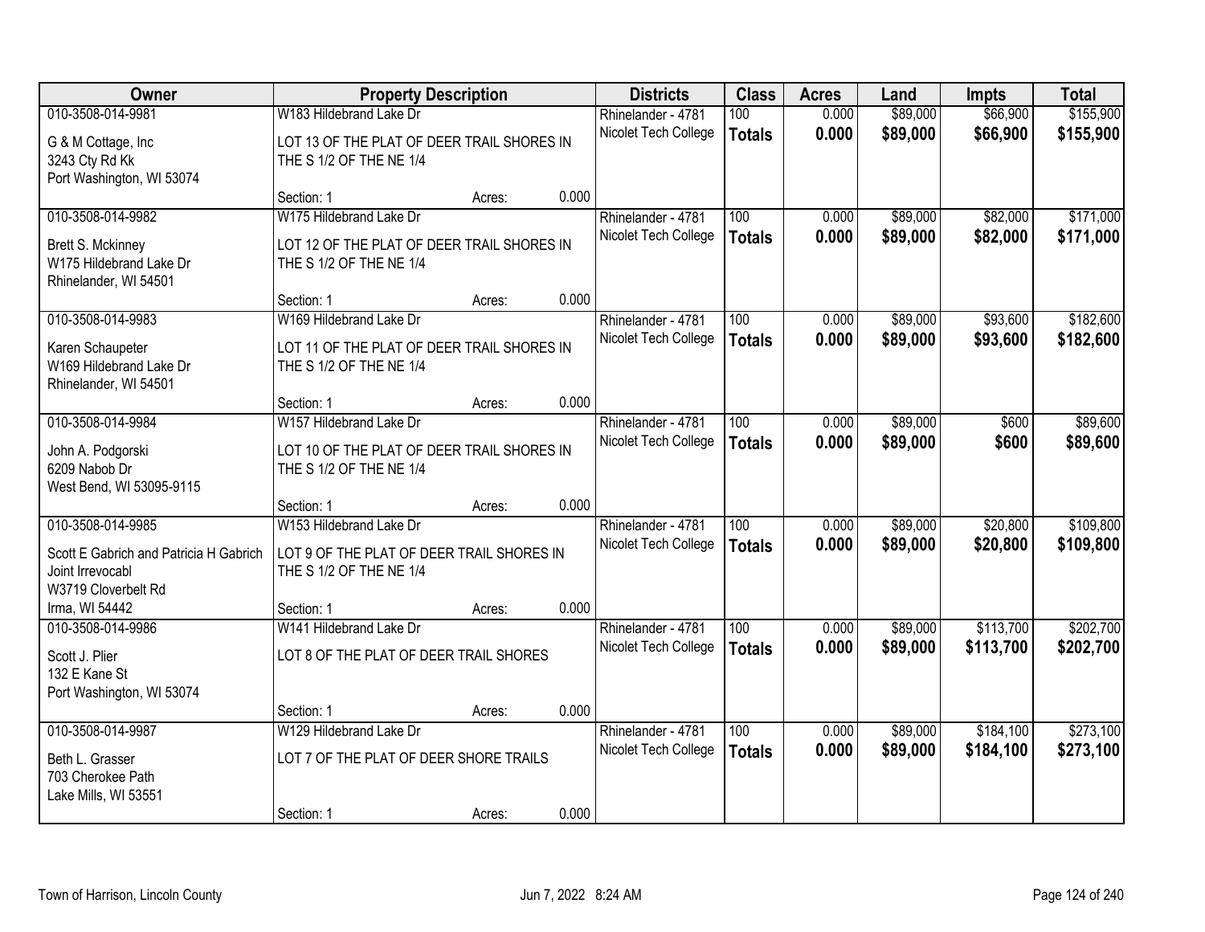| Owner | Property Description | | | Districts | Class | Acres | Land | Impts | Total |
|---|---|---|---|---|---|---|---|---|---|
| 010-3508-014-9981 | W183 Hildebrand Lake Dr | | | Rhinelander - 4781 | 100 | 0.000 | $89,000 | $66,900 | $155,900 |
| G & M Cottage, Inc<br>3243 Cty Rd Kk<br>Port Washington, WI 53074 | LOT 13 OF THE PLAT OF DEER TRAIL SHORES IN THE S 1/2 OF THE NE 1/4 | | | Nicolet Tech College | **Totals** | **0.000** | **$89,000** | **$66,900** | **$155,900** |
| | Section: 1 | Acres: | 0.000 | | | | | | |
| 010-3508-014-9982 | W175 Hildebrand Lake Dr | | | Rhinelander - 4781 | 100 | 0.000 | $89,000 | $82,000 | $171,000 |
| Brett S. Mckinney<br>W175 Hildebrand Lake Dr<br>Rhinelander, WI 54501 | LOT 12 OF THE PLAT OF DEER TRAIL SHORES IN THE S 1/2 OF THE NE 1/4 | | | Nicolet Tech College | **Totals** | **0.000** | **$89,000** | **$82,000** | **$171,000** |
| | Section: 1 | Acres: | 0.000 | | | | | | |
| 010-3508-014-9983 | W169 Hildebrand Lake Dr | | | Rhinelander - 4781 | 100 | 0.000 | $89,000 | $93,600 | $182,600 |
| Karen Schaupeter<br>W169 Hildebrand Lake Dr<br>Rhinelander, WI 54501 | LOT 11 OF THE PLAT OF DEER TRAIL SHORES IN THE S 1/2 OF THE NE 1/4 | | | Nicolet Tech College | **Totals** | **0.000** | **$89,000** | **$93,600** | **$182,600** |
| | Section: 1 | Acres: | 0.000 | | | | | | |
| 010-3508-014-9984 | W157 Hildebrand Lake Dr | | | Rhinelander - 4781 | 100 | 0.000 | $89,000 | $600 | $89,600 |
| John A. Podgorski<br>6209 Nabob Dr<br>West Bend, WI 53095-9115 | LOT 10 OF THE PLAT OF DEER TRAIL SHORES IN THE S 1/2 OF THE NE 1/4 | | | Nicolet Tech College | **Totals** | **0.000** | **$89,000** | **$600** | **$89,600** |
| | Section: 1 | Acres: | 0.000 | | | | | | |
| 010-3508-014-9985 | W153 Hildebrand Lake Dr | | | Rhinelander - 4781 | 100 | 0.000 | $89,000 | $20,800 | $109,800 |
| Scott E Gabrich and Patricia H Gabrich Joint Irrevocabl<br>W3719 Cloverbelt Rd<br>Irma, WI 54442 | LOT 9 OF THE PLAT OF DEER TRAIL SHORES IN THE S 1/2 OF THE NE 1/4 | | | Nicolet Tech College | **Totals** | **0.000** | **$89,000** | **$20,800** | **$109,800** |
| | Section: 1 | Acres: | 0.000 | | | | | | |
| 010-3508-014-9986 | W141 Hildebrand Lake Dr | | | Rhinelander - 4781 | 100 | 0.000 | $89,000 | $113,700 | $202,700 |
| Scott J. Plier<br>132 E Kane St<br>Port Washington, WI 53074 | LOT 8 OF THE PLAT OF DEER TRAIL SHORES | | | Nicolet Tech College | **Totals** | **0.000** | **$89,000** | **$113,700** | **$202,700** |
| | Section: 1 | Acres: | 0.000 | | | | | | |
| 010-3508-014-9987 | W129 Hildebrand Lake Dr | | | Rhinelander - 4781 | 100 | 0.000 | $89,000 | $184,100 | $273,100 |
| Beth L. Grasser<br>703 Cherokee Path<br>Lake Mills, WI 53551 | LOT 7 OF THE PLAT OF DEER SHORE TRAILS | | | Nicolet Tech College | **Totals** | **0.000** | **$89,000** | **$184,100** | **$273,100** |
| | Section: 1 | Acres: | 0.000 | | | | | | |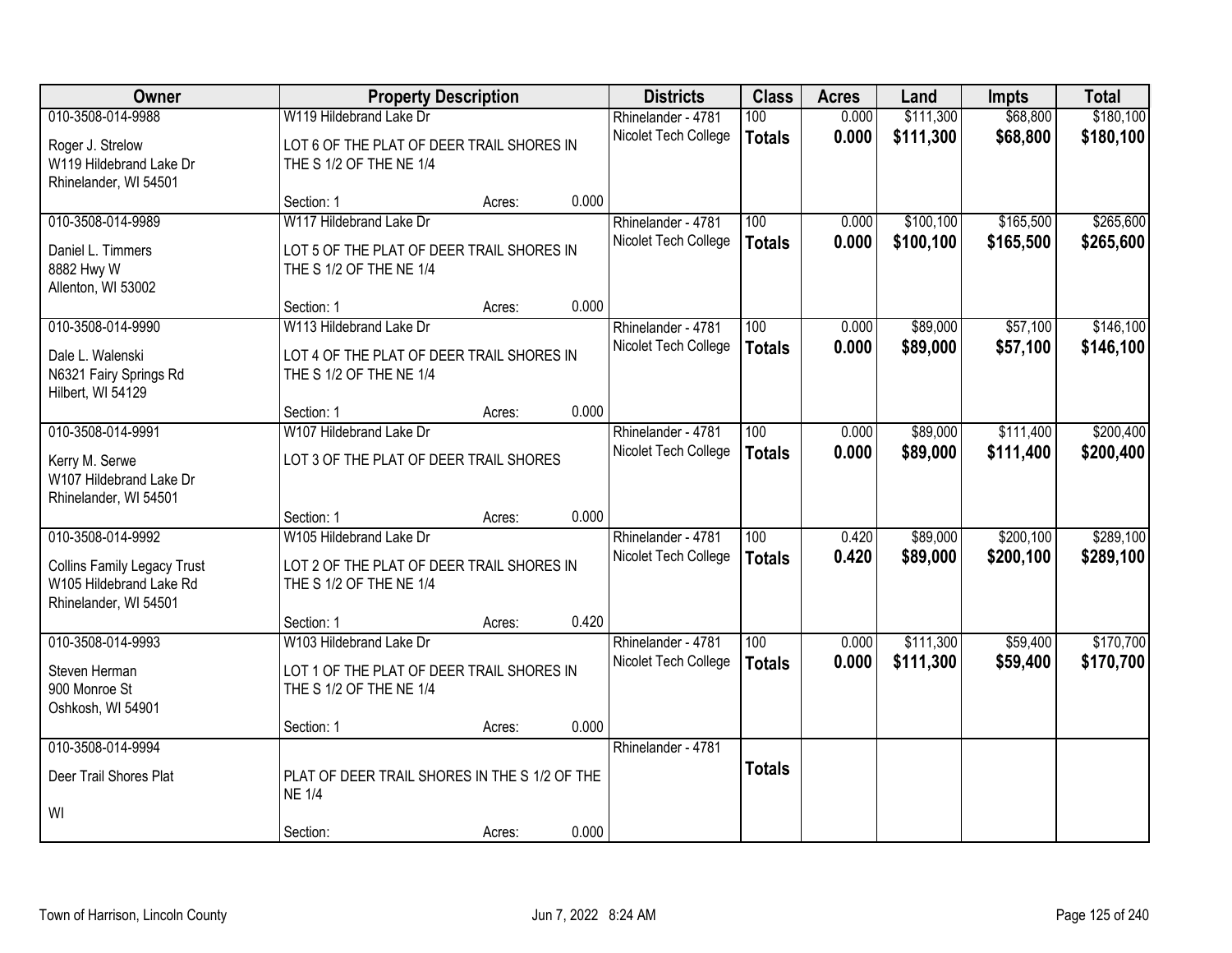| Owner | Property Description | | | Districts | Class | Acres | Land | Impts | Total |
|---|---|---|---|---|---|---|---|---|---|
| 010-3508-014-9988 | W119 Hildebrand Lake Dr | | | Rhinelander - 4781 | 100 | 0.000 | $111,300 | $68,800 | $180,100 |
| Roger J. Strelow<br>W119 Hildebrand Lake Dr<br>Rhinelander, WI 54501 | LOT 6 OF THE PLAT OF DEER TRAIL SHORES IN THE S 1/2 OF THE NE 1/4 | | | Nicolet Tech College | **Totals** | **0.000** | **$111,300** | **$68,800** | **$180,100** |
| | Section: 1 | Acres: | 0.000 | | | | | | |
| 010-3508-014-9989 | W117 Hildebrand Lake Dr | | | Rhinelander - 4781 | 100 | 0.000 | $100,100 | $165,500 | $265,600 |
| Daniel L. Timmers<br>8882 Hwy W<br>Allenton, WI 53002 | LOT 5 OF THE PLAT OF DEER TRAIL SHORES IN THE S 1/2 OF THE NE 1/4 | | | Nicolet Tech College | **Totals** | **0.000** | **$100,100** | **$165,500** | **$265,600** |
| | Section: 1 | Acres: | 0.000 | | | | | | |
| 010-3508-014-9990 | W113 Hildebrand Lake Dr | | | Rhinelander - 4781 | 100 | 0.000 | $89,000 | $57,100 | $146,100 |
| Dale L. Walenski<br>N6321 Fairy Springs Rd<br>Hilbert, WI 54129 | LOT 4 OF THE PLAT OF DEER TRAIL SHORES IN THE S 1/2 OF THE NE 1/4 | | | Nicolet Tech College | **Totals** | **0.000** | **$89,000** | **$57,100** | **$146,100** |
| | Section: 1 | Acres: | 0.000 | | | | | | |
| 010-3508-014-9991 | W107 Hildebrand Lake Dr | | | Rhinelander - 4781 | 100 | 0.000 | $89,000 | $111,400 | $200,400 |
| Kerry M. Serwe<br>W107 Hildebrand Lake Dr<br>Rhinelander, WI 54501 | LOT 3 OF THE PLAT OF DEER TRAIL SHORES | | | Nicolet Tech College | **Totals** | **0.000** | **$89,000** | **$111,400** | **$200,400** |
| | Section: 1 | Acres: | 0.000 | | | | | | |
| 010-3508-014-9992 | W105 Hildebrand Lake Dr | | | Rhinelander - 4781 | 100 | 0.420 | $89,000 | $200,100 | $289,100 |
| Collins Family Legacy Trust<br>W105 Hildebrand Lake Rd<br>Rhinelander, WI 54501 | LOT 2 OF THE PLAT OF DEER TRAIL SHORES IN THE S 1/2 OF THE NE 1/4 | | | Nicolet Tech College | **Totals** | **0.420** | **$89,000** | **$200,100** | **$289,100** |
| | Section: 1 | Acres: | 0.420 | | | | | | |
| 010-3508-014-9993 | W103 Hildebrand Lake Dr | | | Rhinelander - 4781 | 100 | 0.000 | $111,300 | $59,400 | $170,700 |
| Steven Herman<br>900 Monroe St<br>Oshkosh, WI 54901 | LOT 1 OF THE PLAT OF DEER TRAIL SHORES IN THE S 1/2 OF THE NE 1/4 | | | Nicolet Tech College | **Totals** | **0.000** | **$111,300** | **$59,400** | **$170,700** |
| | Section: 1 | Acres: | 0.000 | | | | | | |
| 010-3508-014-9994 | | | | Rhinelander - 4781 | | | | | |
| Deer Trail Shores Plat<br><br>WI | PLAT OF DEER TRAIL SHORES IN THE S 1/2 OF THE NE 1/4 | | | | **Totals** | | | | |
| | Section: | Acres: | 0.000 | | | | | | |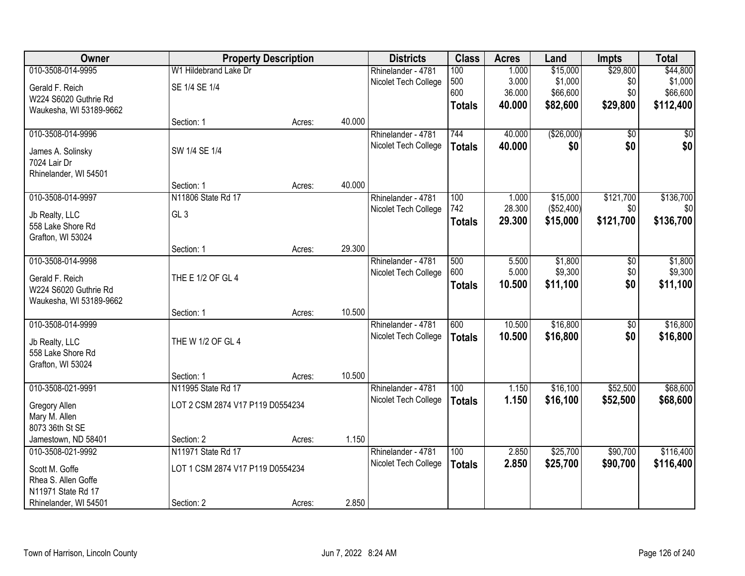| Owner | Property Description | | | Districts | Class | Acres | Land | Impts | Total |
|---|---|---|---|---|---|---|---|---|---|
| 010-3508-014-9995 | W1 Hildebrand Lake Dr | | | Rhinelander - 4781 | 100 | 1.000 | $15,000 | $29,800 | $44,800 |
| Gerald F. Reich | SE 1/4 SE 1/4 | | | Nicolet Tech College | 500 | 3.000 | $1,000 | $0 | $1,000 |
| W224 S6020 Guthrie Rd | | | | | 600 | 36.000 | $66,600 | $0 | $66,600 |
| Waukesha, WI 53189-9662 | | | | | **Totals** | **40.000** | **$82,600** | **$29,800** | **$112,400** |
| | Section: 1 | Acres: | 40.000 | | | | | | |
| 010-3508-014-9996 | | | | Rhinelander - 4781 | 744 | 40.000 | ($26,000) | $0 | $0 |
| James A. Solinsky | SW 1/4 SE 1/4 | | | Nicolet Tech College | **Totals** | **40.000** | **$0** | **$0** | **$0** |
| 7024 Lair Dr | | | | | | | | | |
| Rhinelander, WI 54501 | | | | | | | | | |
| | Section: 1 | Acres: | 40.000 | | | | | | |
| 010-3508-014-9997 | N11806 State Rd 17 | | | Rhinelander - 4781 | 100 | 1.000 | $15,000 | $121,700 | $136,700 |
| Jb Realty, LLC | GL 3 | | | Nicolet Tech College | 742 | 28.300 | ($52,400) | $0 | $0 |
| 558 Lake Shore Rd | | | | | **Totals** | **29.300** | **$15,000** | **$121,700** | **$136,700** |
| Grafton, WI 53024 | | | | | | | | | |
| | Section: 1 | Acres: | 29.300 | | | | | | |
| 010-3508-014-9998 | | | | Rhinelander - 4781 | 500 | 5.500 | $1,800 | $0 | $1,800 |
| Gerald F. Reich | THE E 1/2 OF GL 4 | | | Nicolet Tech College | 600 | 5.000 | $9,300 | $0 | $9,300 |
| W224 S6020 Guthrie Rd | | | | | **Totals** | **10.500** | **$11,100** | **$0** | **$11,100** |
| Waukesha, WI 53189-9662 | | | | | | | | | |
| | Section: 1 | Acres: | 10.500 | | | | | | |
| 010-3508-014-9999 | | | | Rhinelander - 4781 | 600 | 10.500 | $16,800 | $0 | $16,800 |
| Jb Realty, LLC | THE W 1/2 OF GL 4 | | | Nicolet Tech College | **Totals** | **10.500** | **$16,800** | **$0** | **$16,800** |
| 558 Lake Shore Rd | | | | | | | | | |
| Grafton, WI 53024 | | | | | | | | | |
| | Section: 1 | Acres: | 10.500 | | | | | | |
| 010-3508-021-9991 | N11995 State Rd 17 | | | Rhinelander - 4781 | 100 | 1.150 | $16,100 | $52,500 | $68,600 |
| Gregory Allen | LOT 2 CSM 2874 V17 P119 D0554234 | | | Nicolet Tech College | **Totals** | **1.150** | **$16,100** | **$52,500** | **$68,600** |
| Mary M. Allen | | | | | | | | | |
| 8073 36th St SE | | | | | | | | | |
| Jamestown, ND 58401 | Section: 2 | Acres: | 1.150 | | | | | | |
| 010-3508-021-9992 | N11971 State Rd 17 | | | Rhinelander - 4781 | 100 | 2.850 | $25,700 | $90,700 | $116,400 |
| Scott M. Goffe | LOT 1 CSM 2874 V17 P119 D0554234 | | | Nicolet Tech College | **Totals** | **2.850** | **$25,700** | **$90,700** | **$116,400** |
| Rhea S. Allen Goffe | | | | | | | | | |
| N11971 State Rd 17 | | | | | | | | | |
| Rhinelander, WI 54501 | Section: 2 | Acres: | 2.850 | | | | | | |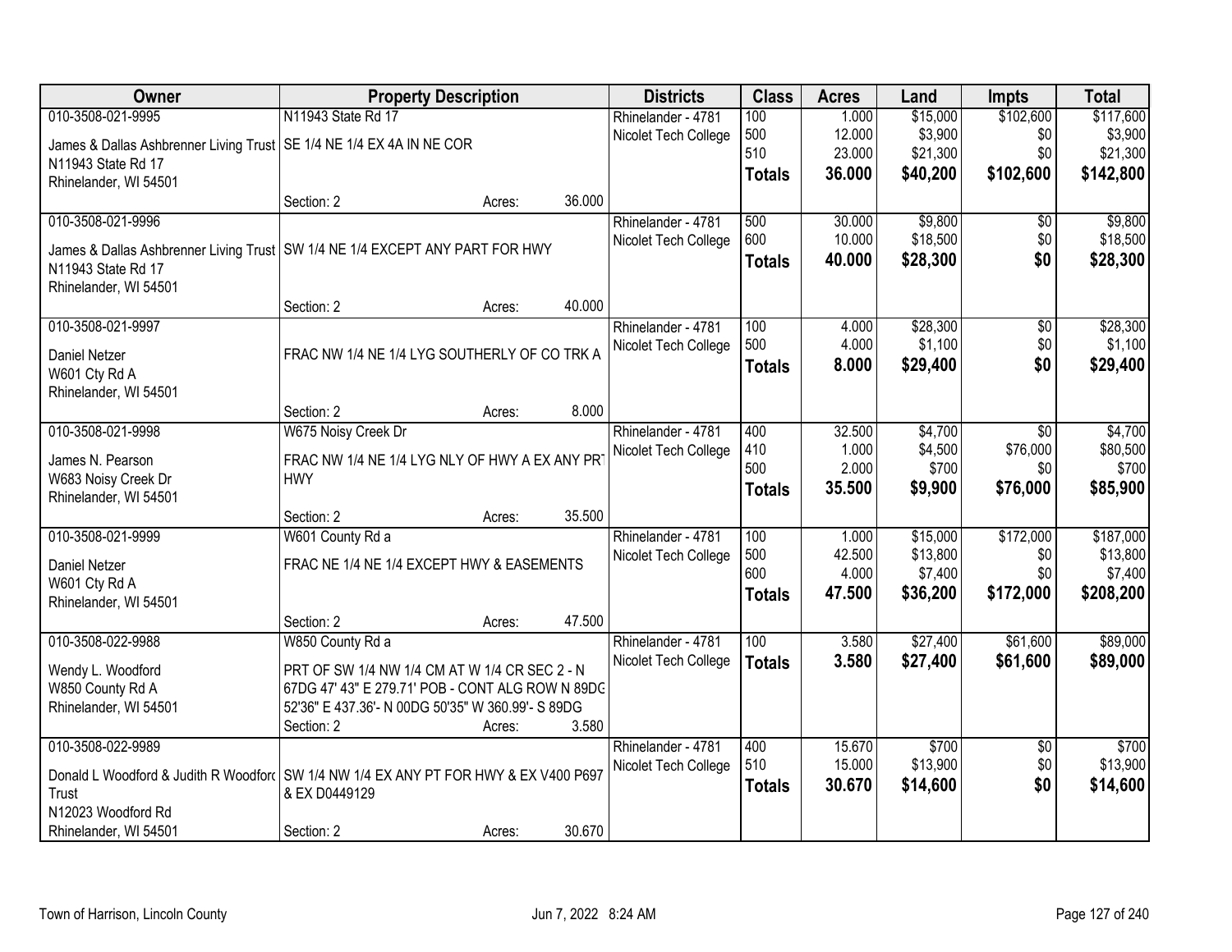| Owner | Property Description | Districts | Class | Acres | Land | Impts | Total |
|---|---|---|---|---|---|---|---|
| 010-3508-021-9995<br>James & Dallas Ashbrenner Living Trust<br>N11943 State Rd 17<br>Rhinelander, WI 54501 | N11943 State Rd 17<br>SE 1/4 NE 1/4 EX 4A IN NE COR<br>Section: 2 Acres: 36.000 | Rhinelander - 4781<br>Nicolet Tech College | 100<br>500<br>510<br>**Totals** | 1.000<br>12.000<br>23.000<br>**36.000** | \$15,000<br>\$3,900<br>\$21,300<br>**\$40,200** | \$102,600<br>\$0<br>\$0<br>**\$102,600** | \$117,600<br>\$3,900<br>\$21,300<br>**\$142,800** |
| 010-3508-021-9996<br>James & Dallas Ashbrenner Living Trust<br>N11943 State Rd 17<br>Rhinelander, WI 54501 | SW 1/4 NE 1/4 EXCEPT ANY PART FOR HWY<br>Section: 2 Acres: 40.000 | Rhinelander - 4781<br>Nicolet Tech College | 500<br>600<br>**Totals** | 30.000<br>10.000<br>**40.000** | \$9,800<br>\$18,500<br>**\$28,300** | \$0<br>\$0<br>**\$0** | \$9,800<br>\$18,500<br>**\$28,300** |
| 010-3508-021-9997<br>Daniel Netzer<br>W601 Cty Rd A<br>Rhinelander, WI 54501 | FRAC NW 1/4 NE 1/4 LYG SOUTHERLY OF CO TRK A<br>Section: 2 Acres: 8.000 | Rhinelander - 4781<br>Nicolet Tech College | 100<br>500<br>**Totals** | 4.000<br>4.000<br>**8.000** | \$28,300<br>\$1,100<br>**\$29,400** | \$0<br>\$0<br>**\$0** | \$28,300<br>\$1,100<br>**\$29,400** |
| 010-3508-021-9998<br>James N. Pearson<br>W683 Noisy Creek Dr<br>Rhinelander, WI 54501 | W675 Noisy Creek Dr<br>FRAC NW 1/4 NE 1/4 LYG NLY OF HWY A EX ANY PRT HWY<br>Section: 2 Acres: 35.500 | Rhinelander - 4781<br>Nicolet Tech College | 400<br>410<br>500<br>**Totals** | 32.500<br>1.000<br>2.000<br>**35.500** | \$4,700<br>\$4,500<br>\$700<br>**\$9,900** | \$0<br>\$76,000<br>\$0<br>**\$76,000** | \$4,700<br>\$80,500<br>\$700<br>**\$85,900** |
| 010-3508-021-9999<br>Daniel Netzer<br>W601 Cty Rd A<br>Rhinelander, WI 54501 | W601 County Rd a<br>FRAC NE 1/4 NE 1/4 EXCEPT HWY & EASEMENTS<br>Section: 2 Acres: 47.500 | Rhinelander - 4781<br>Nicolet Tech College | 100<br>500<br>600<br>**Totals** | 1.000<br>42.500<br>4.000<br>**47.500** | \$15,000<br>\$13,800<br>\$7,400<br>**\$36,200** | \$172,000<br>\$0<br>\$0<br>**\$172,000** | \$187,000<br>\$13,800<br>\$7,400<br>**\$208,200** |
| 010-3508-022-9988<br>Wendy L. Woodford<br>W850 County Rd A<br>Rhinelander, WI 54501 | W850 County Rd a<br>PRT OF SW 1/4 NW 1/4 CM AT W 1/4 CR SEC 2 - N 67DG 47' 43" E 279.71' POB - CONT ALG ROW N 89DG 52'36" E 437.36'- N 00DG 50'35" W 360.99'- S 89DG<br>Section: 2 Acres: 3.580 | Rhinelander - 4781<br>Nicolet Tech College | 100<br>**Totals** | 3.580<br>**3.580** | \$27,400<br>**\$27,400** | \$61,600<br>**\$61,600** | \$89,000<br>**\$89,000** |
| 010-3508-022-9989<br>Donald L Woodford & Judith R Woodford Trust<br>N12023 Woodford Rd<br>Rhinelander, WI 54501 | SW 1/4 NW 1/4 EX ANY PT FOR HWY & EX V400 P697 & EX D0449129<br>Section: 2 Acres: 30.670 | Rhinelander - 4781<br>Nicolet Tech College | 400<br>510<br>**Totals** | 15.670<br>15.000<br>**30.670** | \$700<br>\$13,900<br>**\$14,600** | \$0<br>\$0<br>**\$0** | \$700<br>\$13,900<br>**\$14,600** |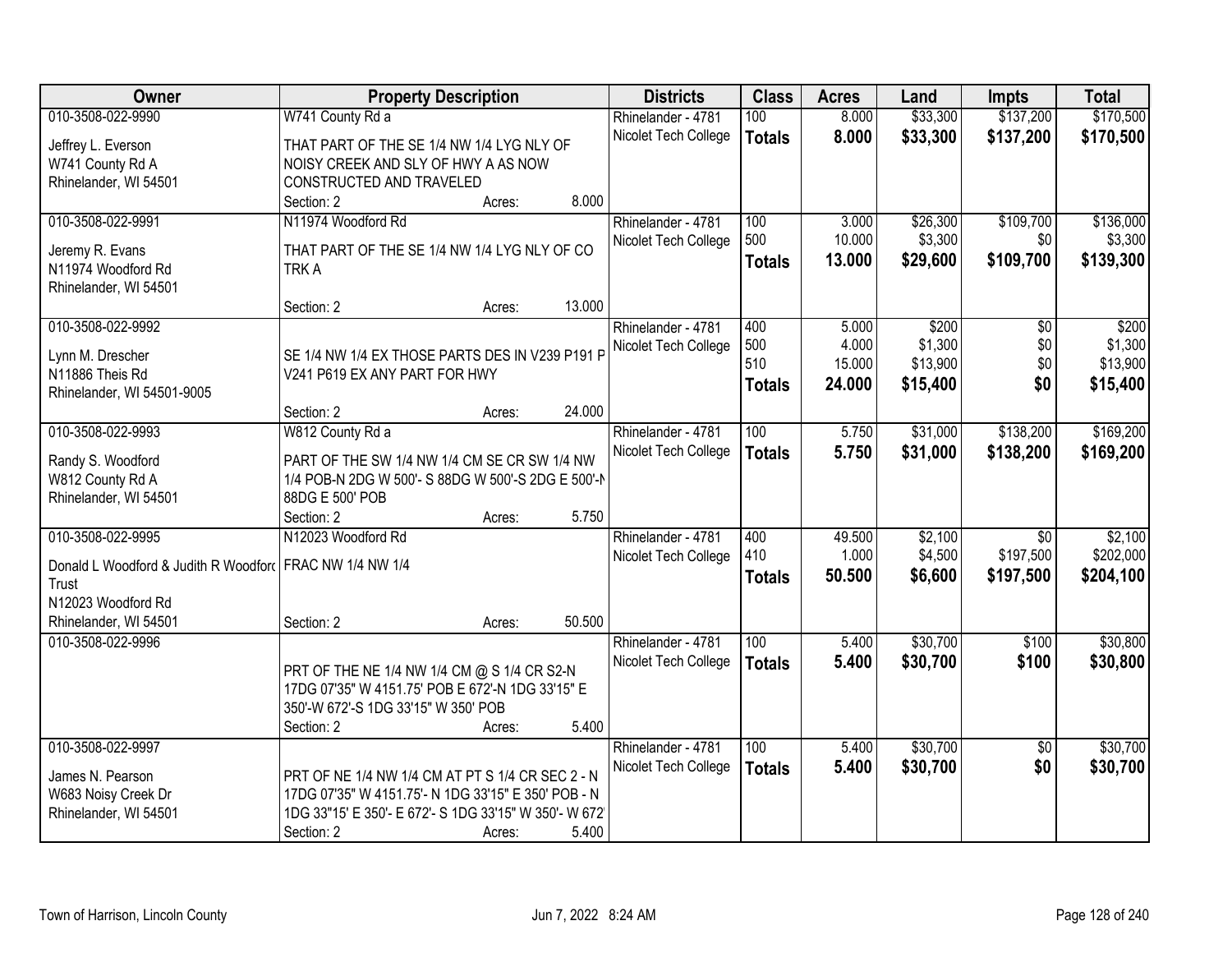| Owner | Property Description | Districts | Class | Acres | Land | Impts | Total |
|---|---|---|---|---|---|---|---|
| 010-3508-022-9990<br>Jeffrey L. Everson<br>W741 County Rd A<br>Rhinelander, WI 54501 | W741 County Rd a<br>THAT PART OF THE SE 1/4 NW 1/4 LYG NLY OF NOISY CREEK AND SLY OF HWY A AS NOW CONSTRUCTED AND TRAVELED<br>Section: 2 Acres: 8.000 | Rhinelander - 4781<br>Nicolet Tech College | 100<br>**Totals** | 8.000<br>**8.000** | $33,300<br>**$33,300** | $137,200<br>**$137,200** | $170,500<br>**$170,500** |
| 010-3508-022-9991<br>Jeremy R. Evans<br>N11974 Woodford Rd<br>Rhinelander, WI 54501 | N11974 Woodford Rd<br>THAT PART OF THE SE 1/4 NW 1/4 LYG NLY OF CO TRK A<br>Section: 2 Acres: 13.000 | Rhinelander - 4781<br>Nicolet Tech College | 100<br>500<br>**Totals** | 3.000<br>10.000<br>**13.000** | $26,300<br>$3,300<br>**$29,600** | $109,700<br>$0<br>**$109,700** | $136,000<br>$3,300<br>**$139,300** |
| 010-3508-022-9992<br>Lynn M. Drescher<br>N11886 Theis Rd<br>Rhinelander, WI 54501-9005 | SE 1/4 NW 1/4 EX THOSE PARTS DES IN V239 P191 P V241 P619 EX ANY PART FOR HWY<br>Section: 2 Acres: 24.000 | Rhinelander - 4781<br>Nicolet Tech College | 400<br>500<br>510<br>**Totals** | 5.000<br>4.000<br>15.000<br>**24.000** | $200<br>$1,300<br>$13,900<br>**$15,400** | $0<br>$0<br>$0<br>**$0** | $200<br>$1,300<br>$13,900<br>**$15,400** |
| 010-3508-022-9993<br>Randy S. Woodford<br>W812 County Rd A<br>Rhinelander, WI 54501 | W812 County Rd a<br>PART OF THE SW 1/4 NW 1/4 CM SE CR SW 1/4 NW 1/4 POB-N 2DG W 500'- S 88DG W 500'-S 2DG E 500'-N 88DG E 500' POB<br>Section: 2 Acres: 5.750 | Rhinelander - 4781<br>Nicolet Tech College | 100<br>**Totals** | 5.750<br>**5.750** | $31,000<br>**$31,000** | $138,200<br>**$138,200** | $169,200<br>**$169,200** |
| 010-3508-022-9995<br>Donald L Woodford & Judith R Woodford Trust<br>N12023 Woodford Rd<br>Rhinelander, WI 54501 | N12023 Woodford Rd<br>FRAC NW 1/4 NW 1/4<br>Section: 2 Acres: 50.500 | Rhinelander - 4781<br>Nicolet Tech College | 400<br>410<br>**Totals** | 49.500<br>1.000<br>**50.500** | $2,100<br>$4,500<br>**$6,600** | $0<br>$197,500<br>**$197,500** | $2,100<br>$202,000<br>**$204,100** |
| 010-3508-022-9996 | PRT OF THE NE 1/4 NW 1/4 CM @ S 1/4 CR S2-N 17DG 07'35" W 4151.75' POB E 672'-N 1DG 33'15" E 350'-W 672'-S 1DG 33'15" W 350' POB<br>Section: 2 Acres: 5.400 | Rhinelander - 4781<br>Nicolet Tech College | 100<br>**Totals** | 5.400<br>**5.400** | $30,700<br>**$30,700** | $100<br>**$100** | $30,800<br>**$30,800** |
| 010-3508-022-9997<br>James N. Pearson<br>W683 Noisy Creek Dr<br>Rhinelander, WI 54501 | PRT OF NE 1/4 NW 1/4 CM AT PT S 1/4 CR SEC 2 - N 17DG 07'35" W 4151.75'- N 1DG 33'15" E 350' POB - N 1DG 33"15' E 350'- E 672'- S 1DG 33'15" W 350'- W 672'<br>Section: 2 Acres: 5.400 | Rhinelander - 4781<br>Nicolet Tech College | 100<br>**Totals** | 5.400<br>**5.400** | $30,700<br>**$30,700** | $0<br>**$0** | $30,700<br>**$30,700** |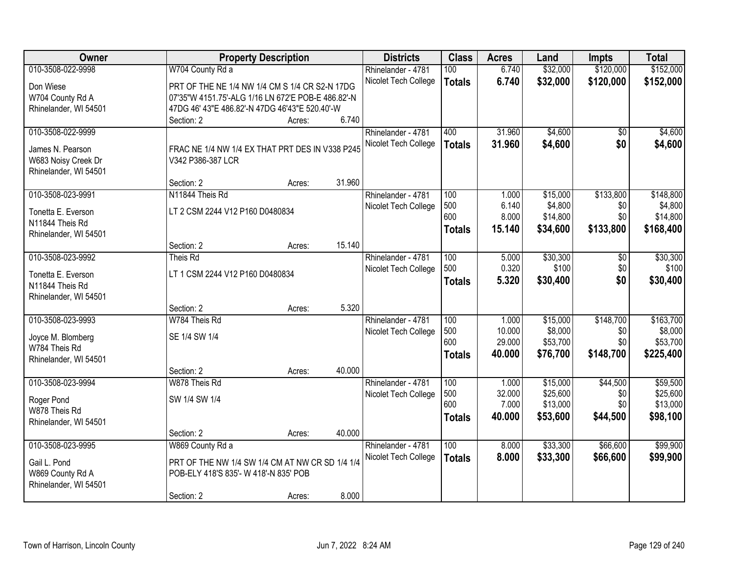| Owner | Property Description | | | Districts | Class | Acres | Land | Impts | Total |
|---|---|---|---|---|---|---|---|---|---|
| 010-3508-022-9998 | W704 County Rd a | | | Rhinelander - 4781 | 100 | 6.740 | $32,000 | $120,000 | $152,000 |
| Don Wiese<br>W704 County Rd A<br>Rhinelander, WI 54501 | PRT OF THE NE 1/4 NW 1/4 CM S 1/4 CR S2-N 17DG 07'35"W 4151.75'-ALG 1/16 LN 672'E POB-E 486.82'-N 47DG 46' 43"E 486.82'-N 47DG 46'43"E 520.40'-W | | | Nicolet Tech College | **Totals** | **6.740** | **$32,000** | **$120,000** | **$152,000** |
| | Section: 2 | Acres: | 6.740 | | | | | | |
| 010-3508-022-9999 | | | | Rhinelander - 4781 | 400 | 31.960 | $4,600 | $0 | $4,600 |
| James N. Pearson<br>W683 Noisy Creek Dr<br>Rhinelander, WI 54501 | FRAC NE 1/4 NW 1/4 EX THAT PRT DES IN V338 P245 V342 P386-387 LCR | | | Nicolet Tech College | **Totals** | **31.960** | **$4,600** | **$0** | **$4,600** |
| | Section: 2 | Acres: | 31.960 | | | | | | |
| 010-3508-023-9991 | N11844 Theis Rd | | | Rhinelander - 4781 | 100 | 1.000 | $15,000 | $133,800 | $148,800 |
| Tonetta E. Everson<br>N11844 Theis Rd<br>Rhinelander, WI 54501 | LT 2 CSM 2244 V12 P160 D0480834 | | | Nicolet Tech College | 500 | 6.140 | $4,800 | $0 | $4,800 |
| | | | | | 600 | 8.000 | $14,800 | $0 | $14,800 |
| | | | | | **Totals** | **15.140** | **$34,600** | **$133,800** | **$168,400** |
| | Section: 2 | Acres: | 15.140 | | | | | | |
| 010-3508-023-9992 | Theis Rd | | | Rhinelander - 4781 | 100 | 5.000 | $30,300 | $0 | $30,300 |
| Tonetta E. Everson<br>N11844 Theis Rd<br>Rhinelander, WI 54501 | LT 1 CSM 2244 V12 P160 D0480834 | | | Nicolet Tech College | 500 | 0.320 | $100 | $0 | $100 |
| | | | | | **Totals** | **5.320** | **$30,400** | **$0** | **$30,400** |
| | Section: 2 | Acres: | 5.320 | | | | | | |
| 010-3508-023-9993 | W784 Theis Rd | | | Rhinelander - 4781 | 100 | 1.000 | $15,000 | $148,700 | $163,700 |
| Joyce M. Blomberg<br>W784 Theis Rd<br>Rhinelander, WI 54501 | SE 1/4 SW 1/4 | | | Nicolet Tech College | 500 | 10.000 | $8,000 | $0 | $8,000 |
| | | | | | 600 | 29.000 | $53,700 | $0 | $53,700 |
| | | | | | **Totals** | **40.000** | **$76,700** | **$148,700** | **$225,400** |
| | Section: 2 | Acres: | 40.000 | | | | | | |
| 010-3508-023-9994 | W878 Theis Rd | | | Rhinelander - 4781 | 100 | 1.000 | $15,000 | $44,500 | $59,500 |
| Roger Pond<br>W878 Theis Rd<br>Rhinelander, WI 54501 | SW 1/4 SW 1/4 | | | Nicolet Tech College | 500 | 32.000 | $25,600 | $0 | $25,600 |
| | | | | | 600 | 7.000 | $13,000 | $0 | $13,000 |
| | | | | | **Totals** | **40.000** | **$53,600** | **$44,500** | **$98,100** |
| | Section: 2 | Acres: | 40.000 | | | | | | |
| 010-3508-023-9995 | W869 County Rd a | | | Rhinelander - 4781 | 100 | 8.000 | $33,300 | $66,600 | $99,900 |
| Gail L. Pond<br>W869 County Rd A<br>Rhinelander, WI 54501 | PRT OF THE NW 1/4 SW 1/4 CM AT NW CR SD 1/4 1/4 POB-ELY 418'S 835'- W 418'-N 835' POB | | | Nicolet Tech College | **Totals** | **8.000** | **$33,300** | **$66,600** | **$99,900** |
| | Section: 2 | Acres: | 8.000 | | | | | | |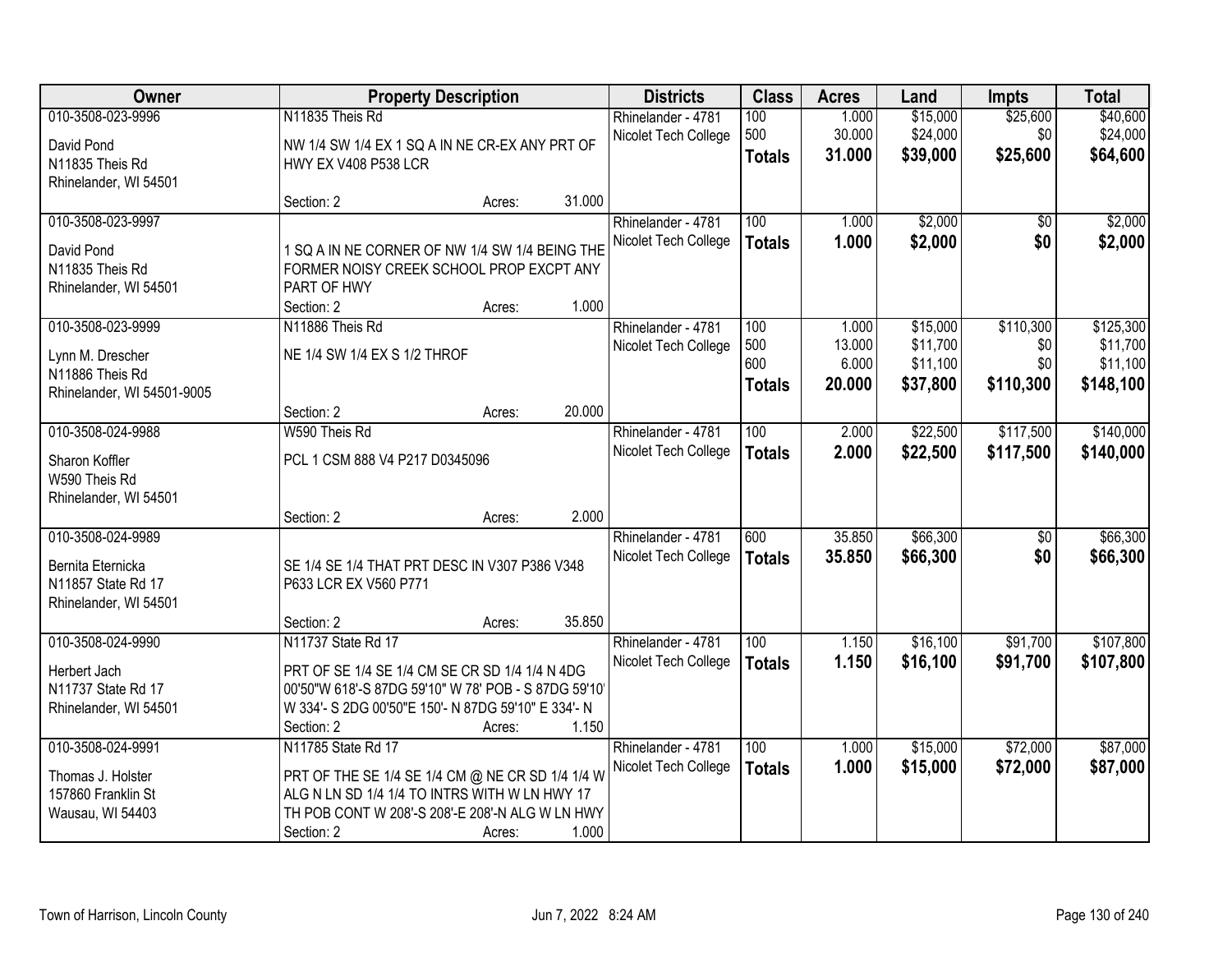| Owner | Property Description | Districts | Class | Acres | Land | Impts | Total |
|---|---|---|---|---|---|---|---|
| 010-3508-023-9996<br>David Pond<br>N11835 Theis Rd<br>Rhinelander, WI 54501 | N11835 Theis Rd<br>NW 1/4 SW 1/4 EX 1 SQ A IN NE CR-EX ANY PRT OF HWY EX V408 P538 LCR<br>Section: 2 Acres: 31.000 | Rhinelander - 4781<br>Nicolet Tech College | 100<br>500<br>**Totals** | 1.000<br>30.000<br>**31.000** | $15,000<br>$24,000<br>**$39,000** | $25,600<br>$0<br>**$25,600** | $40,600<br>$24,000<br>**$64,600** |
| 010-3508-023-9997<br>David Pond<br>N11835 Theis Rd<br>Rhinelander, WI 54501 | 1 SQ A IN NE CORNER OF NW 1/4 SW 1/4 BEING THE FORMER NOISY CREEK SCHOOL PROP EXCPT ANY PART OF HWY<br>Section: 2 Acres: 1.000 | Rhinelander - 4781<br>Nicolet Tech College | 100<br>**Totals** | 1.000<br>**1.000** | $2,000<br>**$2,000** | $0<br>**$0** | $2,000<br>**$2,000** |
| 010-3508-023-9999<br>Lynn M. Drescher<br>N11886 Theis Rd<br>Rhinelander, WI 54501-9005 | N11886 Theis Rd<br>NE 1/4 SW 1/4 EX S 1/2 THROF<br>Section: 2 Acres: 20.000 | Rhinelander - 4781<br>Nicolet Tech College | 100<br>500<br>600<br>**Totals** | 1.000<br>13.000<br>6.000<br>**20.000** | $15,000<br>$11,700<br>$11,100<br>**$37,800** | $110,300<br>$0<br>$0<br>**$110,300** | $125,300<br>$11,700<br>$11,100<br>**$148,100** |
| 010-3508-024-9988<br>Sharon Koffler<br>W590 Theis Rd<br>Rhinelander, WI 54501 | W590 Theis Rd<br>PCL 1 CSM 888 V4 P217 D0345096<br>Section: 2 Acres: 2.000 | Rhinelander - 4781<br>Nicolet Tech College | 100<br>**Totals** | 2.000<br>**2.000** | $22,500<br>**$22,500** | $117,500<br>**$117,500** | $140,000<br>**$140,000** |
| 010-3508-024-9989<br>Bernita Eternicka<br>N11857 State Rd 17<br>Rhinelander, WI 54501 | SE 1/4 SE 1/4 THAT PRT DESC IN V307 P386 V348 P633 LCR EX V560 P771<br>Section: 2 Acres: 35.850 | Rhinelander - 4781<br>Nicolet Tech College | 600<br>**Totals** | 35.850<br>**35.850** | $66,300<br>**$66,300** | $0<br>**$0** | $66,300<br>**$66,300** |
| 010-3508-024-9990<br>Herbert Jach<br>N11737 State Rd 17<br>Rhinelander, WI 54501 | N11737 State Rd 17<br>PRT OF SE 1/4 SE 1/4 CM SE CR SD 1/4 1/4 N 4DG 00'50"W 618'-S 87DG 59'10" W 78' POB - S 87DG 59'10' W 334'- S 2DG 00'50"E 150'- N 87DG 59'10" E 334'- N<br>Section: 2 Acres: 1.150 | Rhinelander - 4781<br>Nicolet Tech College | 100<br>**Totals** | 1.150<br>**1.150** | $16,100<br>**$16,100** | $91,700<br>**$91,700** | $107,800<br>**$107,800** |
| 010-3508-024-9991<br>Thomas J. Holster<br>157860 Franklin St<br>Wausau, WI 54403 | N11785 State Rd 17<br>PRT OF THE SE 1/4 SE 1/4 CM @ NE CR SD 1/4 1/4 W ALG N LN SD 1/4 1/4 TO INTRS WITH W LN HWY 17 TH POB CONT W 208'-S 208'-E 208'-N ALG W LN HWY<br>Section: 2 Acres: 1.000 | Rhinelander - 4781<br>Nicolet Tech College | 100<br>**Totals** | 1.000<br>**1.000** | $15,000<br>**$15,000** | $72,000<br>**$72,000** | $87,000<br>**$87,000** |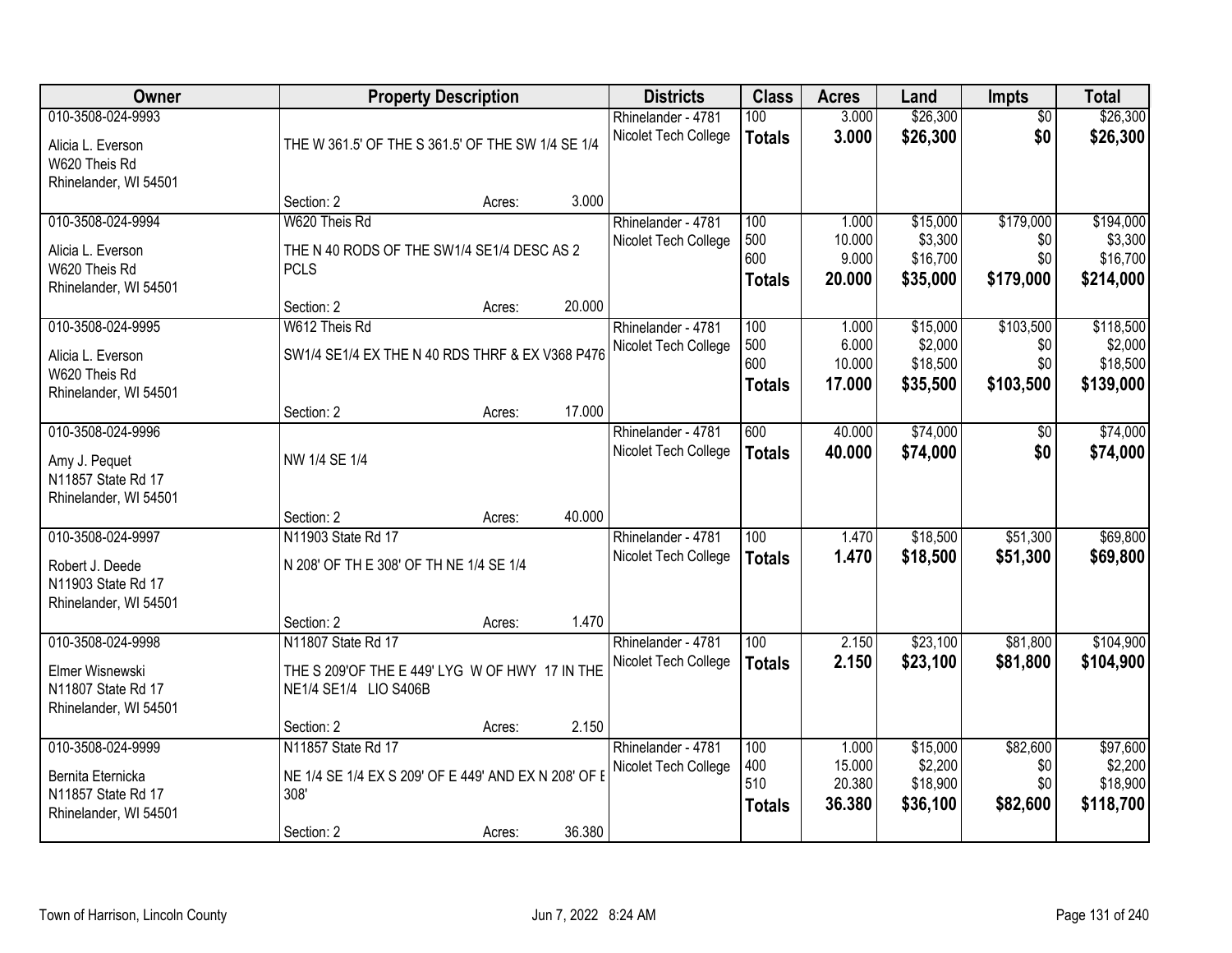| Owner | Property Description | Districts | Class | Acres | Land | Impts | Total |
|---|---|---|---|---|---|---|---|
| 010-3508-024-9993<br>Alicia L. Everson<br>W620 Theis Rd<br>Rhinelander, WI 54501 | THE W 361.5' OF THE S 361.5' OF THE SW 1/4 SE 1/4<br>Section: 2 Acres: 3.000 | Rhinelander - 4781<br>Nicolet Tech College | 100<br>**Totals** | 3.000<br>**3.000** | \$26,300<br>**\$26,300** | \$0<br>**\$0** | \$26,300<br>**\$26,300** |
| 010-3508-024-9994<br>Alicia L. Everson<br>W620 Theis Rd<br>Rhinelander, WI 54501 | W620 Theis Rd<br>THE N 40 RODS OF THE SW1/4 SE1/4 DESC AS 2 PCLS<br>Section: 2 Acres: 20.000 | Rhinelander - 4781<br>Nicolet Tech College | 100<br>500<br>600<br>**Totals** | 1.000<br>10.000<br>9.000<br>**20.000** | \$15,000<br>\$3,300<br>\$16,700<br>**\$35,000** | \$179,000<br>\$0<br>\$0<br>**\$179,000** | \$194,000<br>\$3,300<br>\$16,700<br>**\$214,000** |
| 010-3508-024-9995<br>Alicia L. Everson<br>W620 Theis Rd<br>Rhinelander, WI 54501 | W612 Theis Rd<br>SW1/4 SE1/4 EX THE N 40 RDS THRF & EX V368 P476<br>Section: 2 Acres: 17.000 | Rhinelander - 4781<br>Nicolet Tech College | 100<br>500<br>600<br>**Totals** | 1.000<br>6.000<br>10.000<br>**17.000** | \$15,000<br>\$2,000<br>\$18,500<br>**\$35,500** | \$103,500<br>\$0<br>\$0<br>**\$103,500** | \$118,500<br>\$2,000<br>\$18,500<br>**\$139,000** |
| 010-3508-024-9996<br>Amy J. Pequet<br>N11857 State Rd 17<br>Rhinelander, WI 54501 | NW 1/4 SE 1/4<br>Section: 2 Acres: 40.000 | Rhinelander - 4781<br>Nicolet Tech College | 600<br>**Totals** | 40.000<br>**40.000** | \$74,000<br>**\$74,000** | \$0<br>**\$0** | \$74,000<br>**\$74,000** |
| 010-3508-024-9997<br>Robert J. Deede<br>N11903 State Rd 17<br>Rhinelander, WI 54501 | N11903 State Rd 17<br>N 208' OF TH E 308' OF TH NE 1/4 SE 1/4<br>Section: 2 Acres: 1.470 | Rhinelander - 4781<br>Nicolet Tech College | 100<br>**Totals** | 1.470<br>**1.470** | \$18,500<br>**\$18,500** | \$51,300<br>**\$51,300** | \$69,800<br>**\$69,800** |
| 010-3508-024-9998<br>Elmer Wisnewski<br>N11807 State Rd 17<br>Rhinelander, WI 54501 | N11807 State Rd 17<br>THE S 209'OF THE E 449' LYG W OF HWY 17 IN THE NE1/4 SE1/4 LIO S406B<br>Section: 2 Acres: 2.150 | Rhinelander - 4781<br>Nicolet Tech College | 100<br>**Totals** | 2.150<br>**2.150** | \$23,100<br>**\$23,100** | \$81,800<br>**\$81,800** | \$104,900<br>**\$104,900** |
| 010-3508-024-9999<br>Bernita Eternicka<br>N11857 State Rd 17<br>Rhinelander, WI 54501 | N11857 State Rd 17<br>NE 1/4 SE 1/4 EX S 209' OF E 449' AND EX N 208' OF E 308'<br>Section: 2 Acres: 36.380 | Rhinelander - 4781<br>Nicolet Tech College | 100<br>400<br>510<br>**Totals** | 1.000<br>15.000<br>20.380<br>**36.380** | \$15,000<br>\$2,200<br>\$18,900<br>**\$36,100** | \$82,600<br>\$0<br>\$0<br>**\$82,600** | \$97,600<br>\$2,200<br>\$18,900<br>**\$118,700** |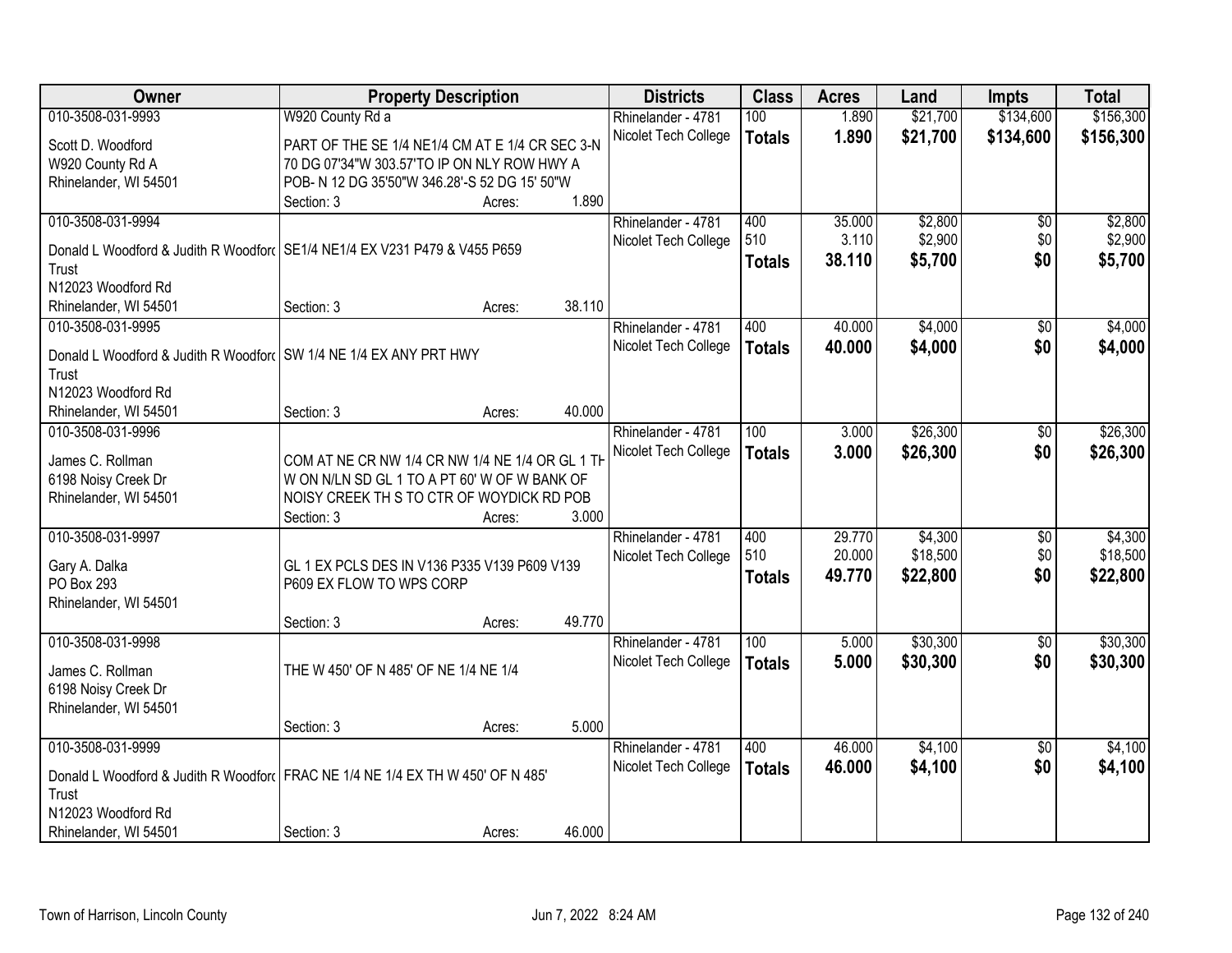| Owner | Property Description | Districts | Class | Acres | Land | Impts | Total |
|---|---|---|---|---|---|---|---|
| 010-3508-031-9993<br>Scott D. Woodford<br>W920 County Rd A<br>Rhinelander, WI 54501 | W920 County Rd a<br>PART OF THE SE 1/4 NE1/4 CM AT E 1/4 CR SEC 3-N 70 DG 07'34"W 303.57'TO IP ON NLY ROW HWY A POB- N 12 DG 35'50"W 346.28'-S 52 DG 15' 50"W<br>Section: 3 Acres: 1.890 | Rhinelander - 4781<br>Nicolet Tech College | 100<br>**Totals** | 1.890<br>**1.890** | $21,700<br>**$21,700** | $134,600<br>**$134,600** | $156,300<br>**$156,300** |
| 010-3508-031-9994<br>Donald L Woodford & Judith R Woodford Trust<br>N12023 Woodford Rd<br>Rhinelander, WI 54501 | SE1/4 NE1/4 EX V231 P479 & V455 P659<br>Section: 3 Acres: 38.110 | Rhinelander - 4781<br>Nicolet Tech College | 400<br>510<br>**Totals** | 35.000<br>3.110<br>**38.110** | $2,800<br>$2,900<br>**$5,700** | $0<br>$0<br>**$0** | $2,800<br>$2,900<br>**$5,700** |
| 010-3508-031-9995<br>Donald L Woodford & Judith R Woodford Trust<br>N12023 Woodford Rd<br>Rhinelander, WI 54501 | SW 1/4 NE 1/4 EX ANY PRT HWY<br>Section: 3 Acres: 40.000 | Rhinelander - 4781<br>Nicolet Tech College | 400<br>**Totals** | 40.000<br>**40.000** | $4,000<br>**$4,000** | $0<br>**$0** | $4,000<br>**$4,000** |
| 010-3508-031-9996<br>James C. Rollman<br>6198 Noisy Creek Dr<br>Rhinelander, WI 54501 | COM AT NE CR NW 1/4 CR NW 1/4 NE 1/4 OR GL 1 TH W ON N/LN SD GL 1 TO A PT 60' W OF W BANK OF NOISY CREEK TH S TO CTR OF WOYDICK RD POB<br>Section: 3 Acres: 3.000 | Rhinelander - 4781<br>Nicolet Tech College | 100<br>**Totals** | 3.000<br>**3.000** | $26,300<br>**$26,300** | $0<br>**$0** | $26,300<br>**$26,300** |
| 010-3508-031-9997<br>Gary A. Dalka<br>PO Box 293<br>Rhinelander, WI 54501 | GL 1 EX PCLS DES IN V136 P335 V139 P609 V139 P609 EX FLOW TO WPS CORP<br>Section: 3 Acres: 49.770 | Rhinelander - 4781<br>Nicolet Tech College | 400<br>510<br>**Totals** | 29.770<br>20.000<br>**49.770** | $4,300<br>$18,500<br>**$22,800** | $0<br>$0<br>**$0** | $4,300<br>$18,500<br>**$22,800** |
| 010-3508-031-9998<br>James C. Rollman<br>6198 Noisy Creek Dr<br>Rhinelander, WI 54501 | THE W 450' OF N 485' OF NE 1/4 NE 1/4<br>Section: 3 Acres: 5.000 | Rhinelander - 4781<br>Nicolet Tech College | 100<br>**Totals** | 5.000<br>**5.000** | $30,300<br>**$30,300** | $0<br>**$0** | $30,300<br>**$30,300** |
| 010-3508-031-9999<br>Donald L Woodford & Judith R Woodford Trust<br>N12023 Woodford Rd<br>Rhinelander, WI 54501 | FRAC NE 1/4 NE 1/4 EX TH W 450' OF N 485'<br>Section: 3 Acres: 46.000 | Rhinelander - 4781<br>Nicolet Tech College | 400<br>**Totals** | 46.000<br>**46.000** | $4,100<br>**$4,100** | $0<br>**$0** | $4,100<br>**$4,100** |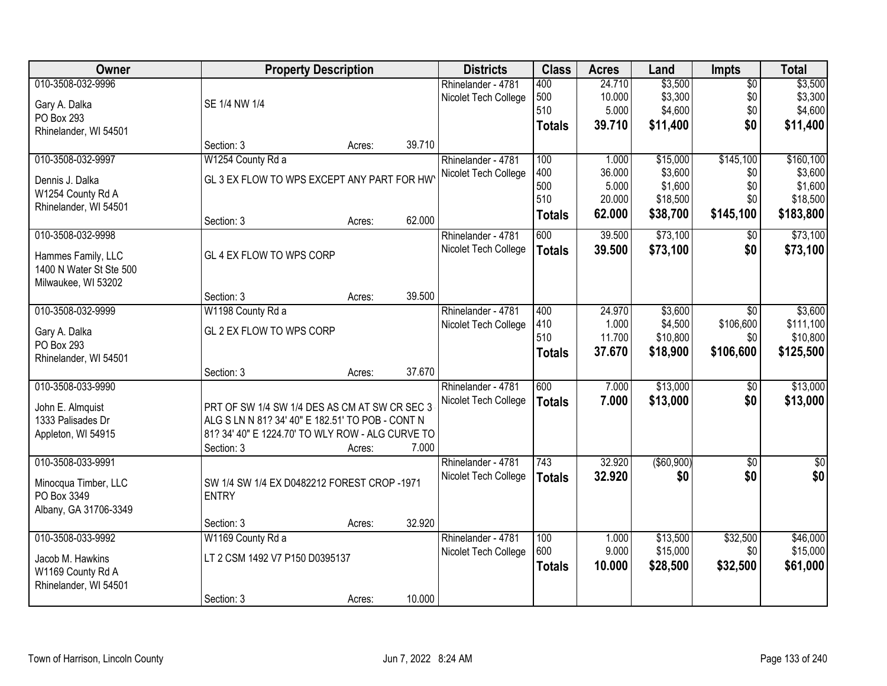| Owner | Property Description | Districts | Class | Acres | Land | Impts | Total |
|---|---|---|---|---|---|---|---|
| 010-3508-032-9996<br>Gary A. Dalka<br>PO Box 293<br>Rhinelander, WI 54501 | SE 1/4 NW 1/4<br>Section: 3 Acres: 39.710 | Rhinelander - 4781<br>Nicolet Tech College | 400<br>500<br>510<br>**Totals** | 24.710<br>10.000<br>5.000<br>**39.710** | $3,500<br>$3,300<br>$4,600<br>**$11,400** | $0<br>$0<br>$0<br>**$0** | $3,500<br>$3,300<br>$4,600<br>**$11,400** |
| 010-3508-032-9997<br>Dennis J. Dalka<br>W1254 County Rd A<br>Rhinelander, WI 54501 | W1254 County Rd a<br>GL 3 EX FLOW TO WPS EXCEPT ANY PART FOR HWY<br>Section: 3 Acres: 62.000 | Rhinelander - 4781<br>Nicolet Tech College | 100<br>400<br>500<br>510<br>**Totals** | 1.000<br>36.000<br>5.000<br>20.000<br>**62.000** | $15,000<br>$3,600<br>$1,600<br>$18,500<br>**$38,700** | $145,100<br>$0<br>$0<br>$0<br>**$145,100** | $160,100<br>$3,600<br>$1,600<br>$18,500<br>**$183,800** |
| 010-3508-032-9998<br>Hammes Family, LLC<br>1400 N Water St Ste 500<br>Milwaukee, WI 53202 | GL 4 EX FLOW TO WPS CORP<br>Section: 3 Acres: 39.500 | Rhinelander - 4781<br>Nicolet Tech College | 600<br>**Totals** | 39.500<br>**39.500** | $73,100<br>**$73,100** | $0<br>**$0** | $73,100<br>**$73,100** |
| 010-3508-032-9999<br>Gary A. Dalka<br>PO Box 293<br>Rhinelander, WI 54501 | W1198 County Rd a<br>GL 2 EX FLOW TO WPS CORP<br>Section: 3 Acres: 37.670 | Rhinelander - 4781<br>Nicolet Tech College | 400<br>410<br>510<br>**Totals** | 24.970<br>1.000<br>11.700<br>**37.670** | $3,600<br>$4,500<br>$10,800<br>**$18,900** | $0<br>$106,600<br>$0<br>**$106,600** | $3,600<br>$111,100<br>$10,800<br>**$125,500** |
| 010-3508-033-9990<br>John E. Almquist<br>1333 Palisades Dr<br>Appleton, WI 54915 | PRT OF SW 1/4 SW 1/4 DES AS CM AT SW CR SEC 3 ALG S LN N 81? 34' 40" E 182.51' TO POB - CONT N 81? 34' 40" E 1224.70' TO WLY ROW - ALG CURVE TO<br>Section: 3 Acres: 7.000 | Rhinelander - 4781<br>Nicolet Tech College | 600<br>**Totals** | 7.000<br>**7.000** | $13,000<br>**$13,000** | $0<br>**$0** | $13,000<br>**$13,000** |
| 010-3508-033-9991<br>Minocqua Timber, LLC<br>PO Box 3349<br>Albany, GA 31706-3349 | SW 1/4 SW 1/4 EX D0482212 FOREST CROP -1971 ENTRY<br>Section: 3 Acres: 32.920 | Rhinelander - 4781<br>Nicolet Tech College | 743<br>**Totals** | 32.920<br>**32.920** | ($60,900)<br>**$0** | $0<br>**$0** | $0<br>**$0** |
| 010-3508-033-9992<br>Jacob M. Hawkins<br>W1169 County Rd A<br>Rhinelander, WI 54501 | W1169 County Rd a<br>LT 2 CSM 1492 V7 P150 D0395137<br>Section: 3 Acres: 10.000 | Rhinelander - 4781<br>Nicolet Tech College | 100<br>600<br>**Totals** | 1.000<br>9.000<br>**10.000** | $13,500<br>$15,000<br>**$28,500** | $32,500<br>$0<br>**$32,500** | $46,000<br>$15,000<br>**$61,000** |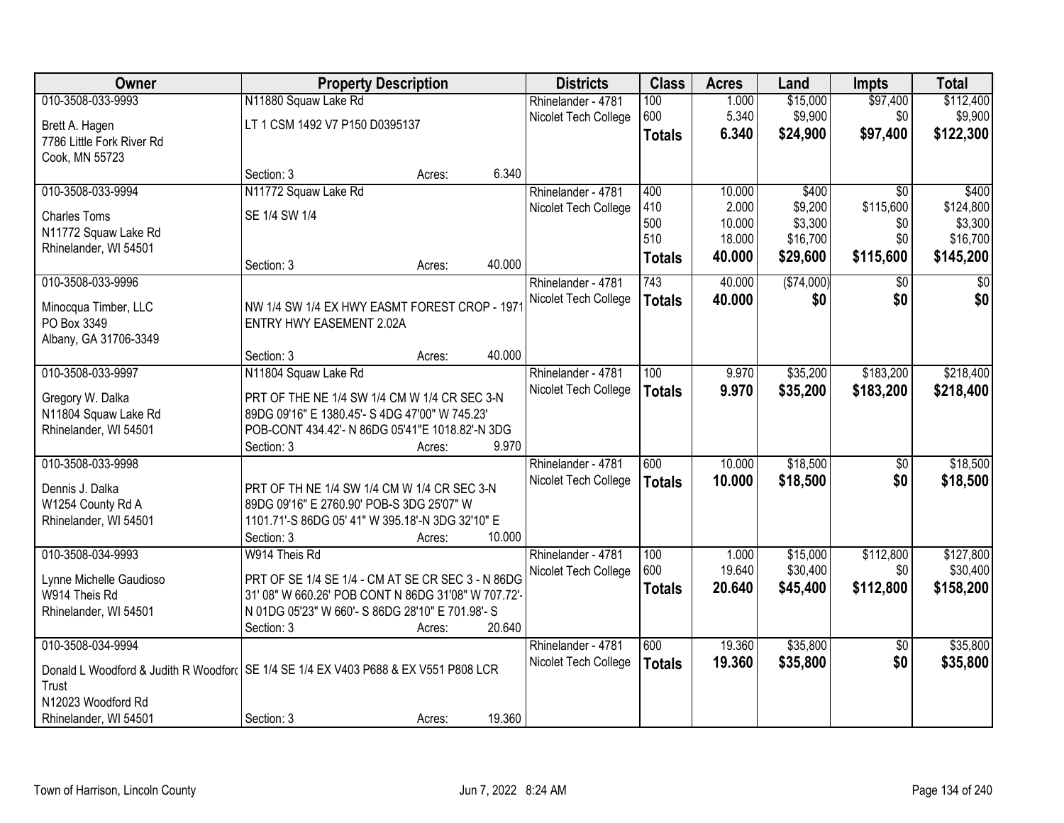| Owner | Property Description | Districts | Class | Acres | Land | Impts | Total |
|---|---|---|---|---|---|---|---|
| 010-3508-033-9993<br>Brett A. Hagen<br>7786 Little Fork River Rd<br>Cook, MN 55723 | N11880 Squaw Lake Rd<br>LT 1 CSM 1492 V7 P150 D0395137<br>Section: 3 Acres: 6.340 | Rhinelander - 4781<br>Nicolet Tech College | 100<br>600<br>**Totals** | 1.000<br>5.340<br>**6.340** | $15,000<br>$9,900<br>**$24,900** | $97,400<br>$0<br>**$97,400** | $112,400<br>$9,900<br>**$122,300** |
| 010-3508-033-9994<br>Charles Toms<br>N11772 Squaw Lake Rd<br>Rhinelander, WI 54501 | N11772 Squaw Lake Rd<br>SE 1/4 SW 1/4<br>Section: 3 Acres: 40.000 | Rhinelander - 4781<br>Nicolet Tech College | 400<br>410<br>500<br>510<br>**Totals** | 10.000<br>2.000<br>10.000<br>18.000<br>**40.000** | $400<br>$9,200<br>$3,300<br>$16,700<br>**$29,600** | $0<br>$115,600<br>$0<br>$0<br>**$115,600** | $400<br>$124,800<br>$3,300<br>$16,700<br>**$145,200** |
| 010-3508-033-9996<br>Minocqua Timber, LLC<br>PO Box 3349<br>Albany, GA 31706-3349 | NW 1/4 SW 1/4 EX HWY EASMT FOREST CROP - 1971 ENTRY HWY EASEMENT 2.02A<br>Section: 3 Acres: 40.000 | Rhinelander - 4781<br>Nicolet Tech College | 743<br>**Totals** | 40.000<br>**40.000** | ($74,000)<br>**$0** | $0<br>**$0** | $0<br>**$0** |
| 010-3508-033-9997<br>Gregory W. Dalka<br>N11804 Squaw Lake Rd<br>Rhinelander, WI 54501 | N11804 Squaw Lake Rd<br>PRT OF THE NE 1/4 SW 1/4 CM W 1/4 CR SEC 3-N 89DG 09'16" E 1380.45'- S 4DG 47'00" W 745.23' POB-CONT 434.42'- N 86DG 05'41"E 1018.82'-N 3DG<br>Section: 3 Acres: 9.970 | Rhinelander - 4781<br>Nicolet Tech College | 100<br>**Totals** | 9.970<br>**9.970** | $35,200<br>**$35,200** | $183,200<br>**$183,200** | $218,400<br>**$218,400** |
| 010-3508-033-9998<br>Dennis J. Dalka<br>W1254 County Rd A<br>Rhinelander, WI 54501 | PRT OF TH NE 1/4 SW 1/4 CM W 1/4 CR SEC 3-N 89DG 09'16" E 2760.90' POB-S 3DG 25'07" W 1101.71'-S 86DG 05' 41" W 395.18'-N 3DG 32'10" E<br>Section: 3 Acres: 10.000 | Rhinelander - 4781<br>Nicolet Tech College | 600<br>**Totals** | 10.000<br>**10.000** | $18,500<br>**$18,500** | $0<br>**$0** | $18,500<br>**$18,500** |
| 010-3508-034-9993<br>Lynne Michelle Gaudioso<br>W914 Theis Rd<br>Rhinelander, WI 54501 | W914 Theis Rd<br>PRT OF SE 1/4 SE 1/4 - CM AT SE CR SEC 3 - N 86DG 31' 08" W 660.26' POB CONT N 86DG 31'08" W 707.72'- N 01DG 05'23" W 660'- S 86DG 28'10" E 701.98'- S<br>Section: 3 Acres: 20.640 | Rhinelander - 4781<br>Nicolet Tech College | 100<br>600<br>**Totals** | 1.000<br>19.640<br>**20.640** | $15,000<br>$30,400<br>**$45,400** | $112,800<br>$0<br>**$112,800** | $127,800<br>$30,400<br>**$158,200** |
| 010-3508-034-9994<br>Donald L Woodford & Judith R Woodford Trust<br>N12023 Woodford Rd<br>Rhinelander, WI 54501 | SE 1/4 SE 1/4 EX V403 P688 & EX V551 P808 LCR<br>Section: 3 Acres: 19.360 | Rhinelander - 4781<br>Nicolet Tech College | 600<br>**Totals** | 19.360<br>**19.360** | $35,800<br>**$35,800** | $0<br>**$0** | $35,800<br>**$35,800** |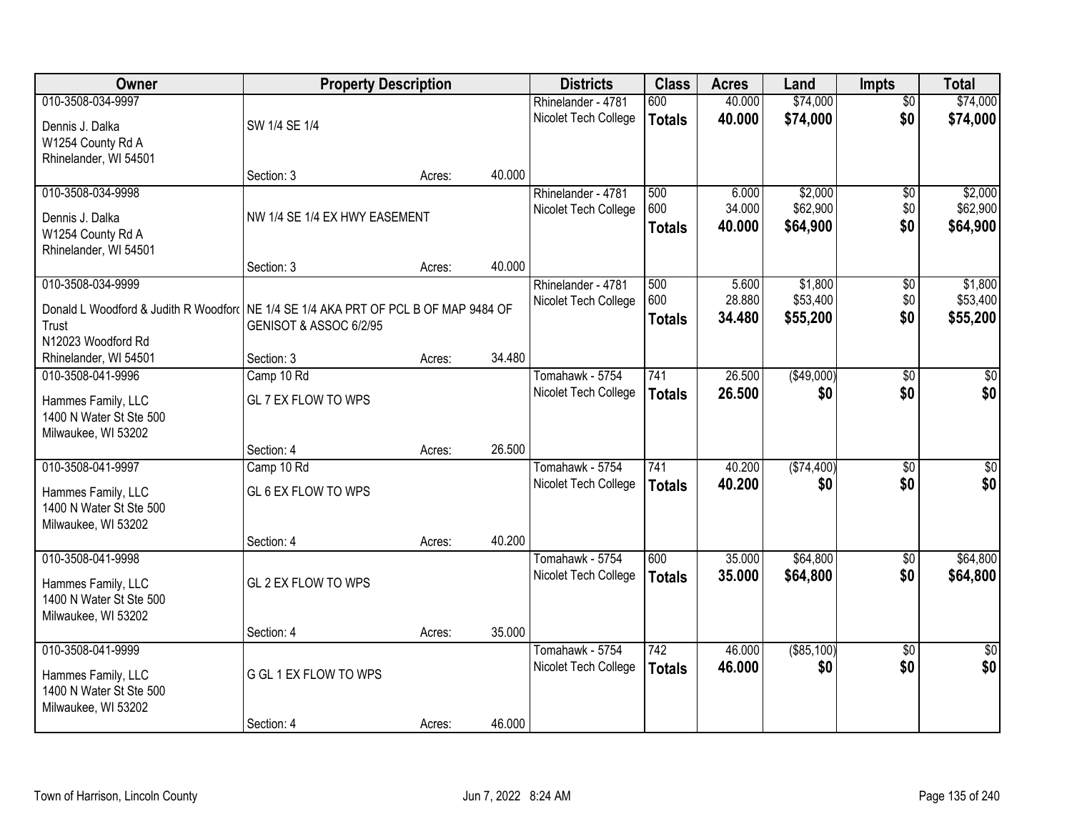| Owner | Property Description | | | Districts | Class | Acres | Land | Impts | Total |
|---|---|---|---|---|---|---|---|---|---|
| 010-3508-034-9997 | | | | Rhinelander - 4781 | 600 | 40.000 | $74,000 | $0 | $74,000 |
| Dennis J. Dalka<br>W1254 County Rd A<br>Rhinelander, WI 54501 | SW 1/4 SE 1/4 | | | Nicolet Tech College | **Totals** | **40.000** | **$74,000** | **$0** | **$74,000** |
| | Section: 3 | Acres: | 40.000 | | | | | | |
| 010-3508-034-9998 | | | | Rhinelander - 4781 | 500 | 6.000 | $2,000 | $0 | $2,000 |
| Dennis J. Dalka<br>W1254 County Rd A<br>Rhinelander, WI 54501 | NW 1/4 SE 1/4 EX HWY EASEMENT | | | Nicolet Tech College | 600 | 34.000 | $62,900 | $0 | $62,900 |
| | | | | | **Totals** | **40.000** | **$64,900** | **$0** | **$64,900** |
| | Section: 3 | Acres: | 40.000 | | | | | | |
| 010-3508-034-9999 | | | | Rhinelander - 4781 | 500 | 5.600 | $1,800 | $0 | $1,800 |
| Donald L Woodford & Judith R Woodford Trust<br>N12023 Woodford Rd<br>Rhinelander, WI 54501 | NE 1/4 SE 1/4 AKA PRT OF PCL B OF MAP 9484 OF GENISOT & ASSOC 6/2/95 | | | Nicolet Tech College | 600 | 28.880 | $53,400 | $0 | $53,400 |
| | | | | | **Totals** | **34.480** | **$55,200** | **$0** | **$55,200** |
| | Section: 3 | Acres: | 34.480 | | | | | | |
| 010-3508-041-9996 | Camp 10 Rd | | | Tomahawk - 5754 | 741 | 26.500 | ($49,000) | $0 | $0 |
| Hammes Family, LLC<br>1400 N Water St Ste 500<br>Milwaukee, WI 53202 | GL 7 EX FLOW TO WPS | | | Nicolet Tech College | **Totals** | **26.500** | **$0** | **$0** | **$0** |
| | Section: 4 | Acres: | 26.500 | | | | | | |
| 010-3508-041-9997 | Camp 10 Rd | | | Tomahawk - 5754 | 741 | 40.200 | ($74,400) | $0 | $0 |
| Hammes Family, LLC<br>1400 N Water St Ste 500<br>Milwaukee, WI 53202 | GL 6 EX FLOW TO WPS | | | Nicolet Tech College | **Totals** | **40.200** | **$0** | **$0** | **$0** |
| | Section: 4 | Acres: | 40.200 | | | | | | |
| 010-3508-041-9998 | | | | Tomahawk - 5754 | 600 | 35.000 | $64,800 | $0 | $64,800 |
| Hammes Family, LLC<br>1400 N Water St Ste 500<br>Milwaukee, WI 53202 | GL 2 EX FLOW TO WPS | | | Nicolet Tech College | **Totals** | **35.000** | **$64,800** | **$0** | **$64,800** |
| | Section: 4 | Acres: | 35.000 | | | | | | |
| 010-3508-041-9999 | | | | Tomahawk - 5754 | 742 | 46.000 | ($85,100) | $0 | $0 |
| Hammes Family, LLC<br>1400 N Water St Ste 500<br>Milwaukee, WI 53202 | G GL 1 EX FLOW TO WPS | | | Nicolet Tech College | **Totals** | **46.000** | **$0** | **$0** | **$0** |
| | Section: 4 | Acres: | 46.000 | | | | | | |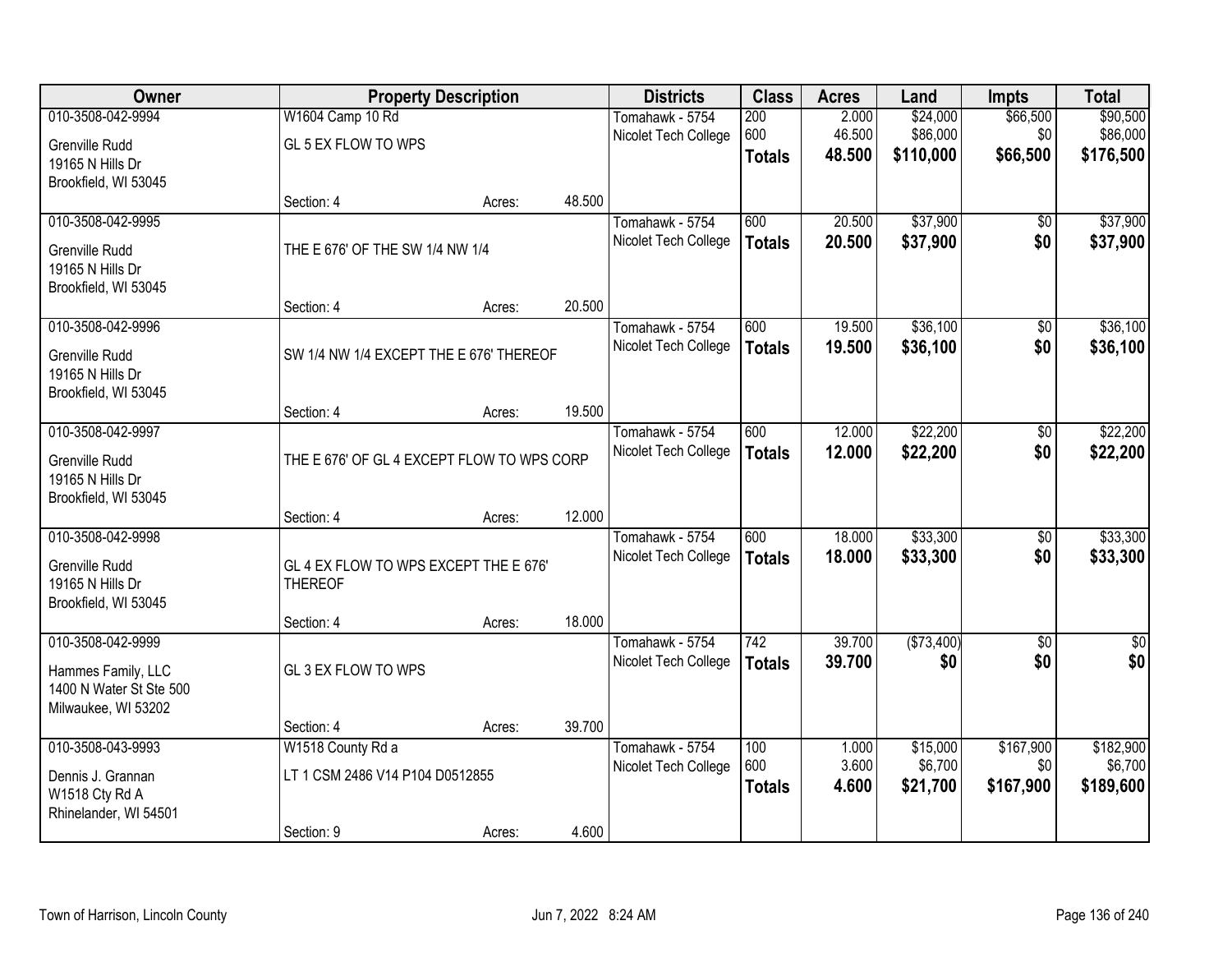| Owner | Property Description | | | Districts | Class | Acres | Land | Impts | Total |
|---|---|---|---|---|---|---|---|---|---|
| 010-3508-042-9994 | W1604 Camp 10 Rd | | | Tomahawk - 5754 | 200 | 2.000 | $24,000 | $66,500 | $90,500 |
| Grenville Rudd | GL 5 EX FLOW TO WPS | | | Nicolet Tech College | 600 | 46.500 | $86,000 | $0 | $86,000 |
| 19165 N Hills Dr | | | | | **Totals** | **48.500** | **$110,000** | **$66,500** | **$176,500** |
| Brookfield, WI 53045 | | | | | | | | | |
| | Section: 4 | Acres: | 48.500 | | | | | | |
| 010-3508-042-9995 | | | | Tomahawk - 5754 | 600 | 20.500 | $37,900 | $0 | $37,900 |
| Grenville Rudd | THE E 676' OF THE SW 1/4 NW 1/4 | | | Nicolet Tech College | **Totals** | **20.500** | **$37,900** | **$0** | **$37,900** |
| 19165 N Hills Dr | | | | | | | | | |
| Brookfield, WI 53045 | | | | | | | | | |
| | Section: 4 | Acres: | 20.500 | | | | | | |
| 010-3508-042-9996 | | | | Tomahawk - 5754 | 600 | 19.500 | $36,100 | $0 | $36,100 |
| Grenville Rudd | SW 1/4 NW 1/4 EXCEPT THE E 676' THEREOF | | | Nicolet Tech College | **Totals** | **19.500** | **$36,100** | **$0** | **$36,100** |
| 19165 N Hills Dr | | | | | | | | | |
| Brookfield, WI 53045 | | | | | | | | | |
| | Section: 4 | Acres: | 19.500 | | | | | | |
| 010-3508-042-9997 | | | | Tomahawk - 5754 | 600 | 12.000 | $22,200 | $0 | $22,200 |
| Grenville Rudd | THE E 676' OF GL 4 EXCEPT FLOW TO WPS CORP | | | Nicolet Tech College | **Totals** | **12.000** | **$22,200** | **$0** | **$22,200** |
| 19165 N Hills Dr | | | | | | | | | |
| Brookfield, WI 53045 | | | | | | | | | |
| | Section: 4 | Acres: | 12.000 | | | | | | |
| 010-3508-042-9998 | | | | Tomahawk - 5754 | 600 | 18.000 | $33,300 | $0 | $33,300 |
| Grenville Rudd | GL 4 EX FLOW TO WPS EXCEPT THE E 676' THEREOF | | | Nicolet Tech College | **Totals** | **18.000** | **$33,300** | **$0** | **$33,300** |
| 19165 N Hills Dr | | | | | | | | | |
| Brookfield, WI 53045 | | | | | | | | | |
| | Section: 4 | Acres: | 18.000 | | | | | | |
| 010-3508-042-9999 | | | | Tomahawk - 5754 | 742 | 39.700 | ($73,400) | $0 | $0 |
| Hammes Family, LLC | GL 3 EX FLOW TO WPS | | | Nicolet Tech College | **Totals** | **39.700** | **$0** | **$0** | **$0** |
| 1400 N Water St Ste 500 | | | | | | | | | |
| Milwaukee, WI 53202 | | | | | | | | | |
| | Section: 4 | Acres: | 39.700 | | | | | | |
| 010-3508-043-9993 | W1518 County Rd a | | | Tomahawk - 5754 | 100 | 1.000 | $15,000 | $167,900 | $182,900 |
| Dennis J. Grannan | LT 1 CSM 2486 V14 P104 D0512855 | | | Nicolet Tech College | 600 | 3.600 | $6,700 | $0 | $6,700 |
| W1518 Cty Rd A | | | | | **Totals** | **4.600** | **$21,700** | **$167,900** | **$189,600** |
| Rhinelander, WI 54501 | | | | | | | | | |
| | Section: 9 | Acres: | 4.600 | | | | | | |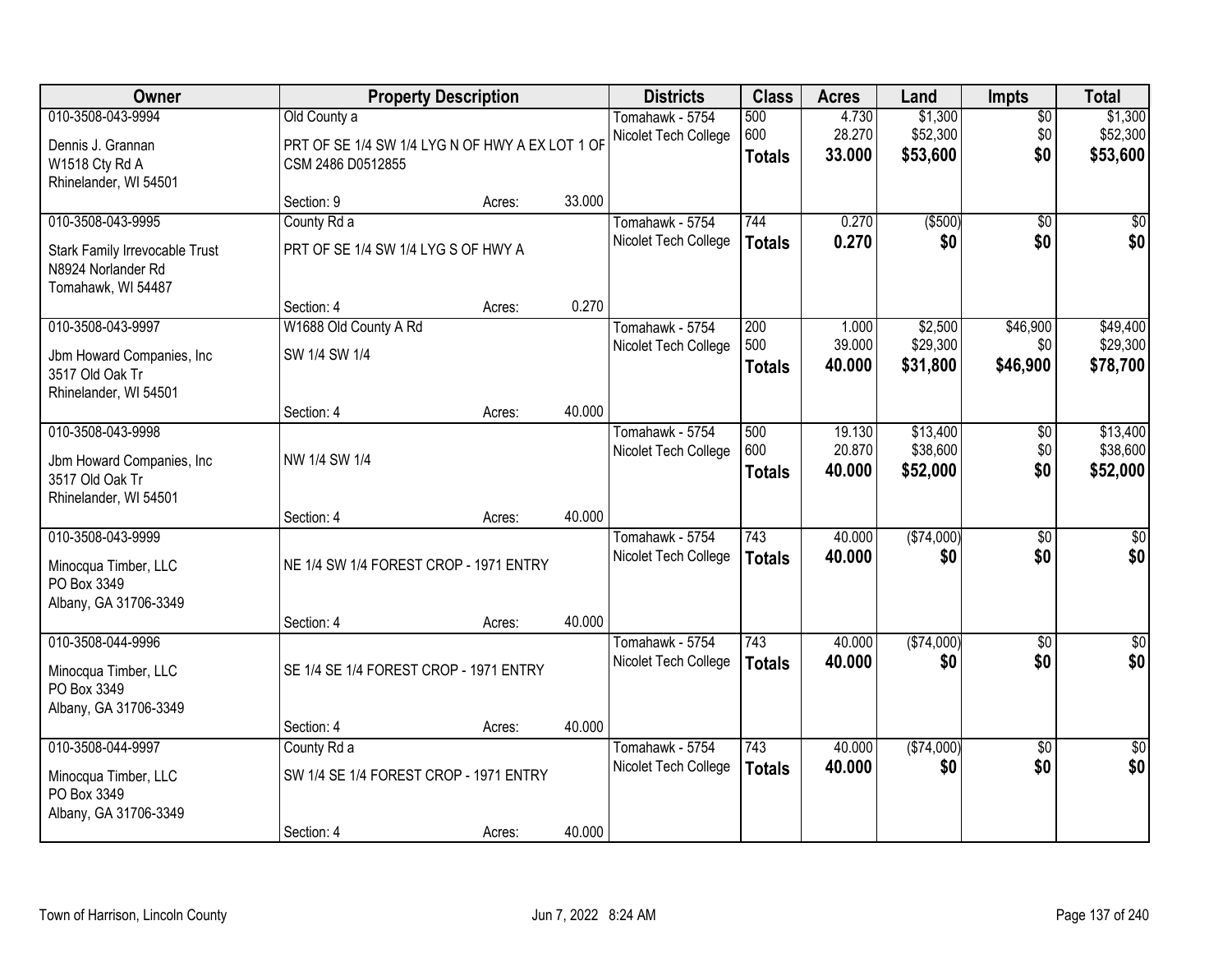| Owner | Property Description | | | Districts | Class | Acres | Land | Impts | Total |
|---|---|---|---|---|---|---|---|---|---|
| 010-3508-043-9994 | Old County a | | | Tomahawk - 5754 | 500 | 4.730 | $1,300 | $0 | $1,300 |
| Dennis J. Grannan<br>W1518 Cty Rd A<br>Rhinelander, WI 54501 | PRT OF SE 1/4 SW 1/4 LYG N OF HWY A EX LOT 1 OF CSM 2486 D0512855 | | | Nicolet Tech College | 600 | 28.270 | $52,300 | $0 | $52,300 |
| | | | | | **Totals** | **33.000** | **$53,600** | **$0** | **$53,600** |
| | Section: 9 | Acres: | 33.000 | | | | | | |
| 010-3508-043-9995 | County Rd a | | | Tomahawk - 5754 | 744 | 0.270 | ($500) | $0 | $0 |
| Stark Family Irrevocable Trust<br>N8924 Norlander Rd<br>Tomahawk, WI 54487 | PRT OF SE 1/4 SW 1/4 LYG S OF HWY A | | | Nicolet Tech College | **Totals** | **0.270** | **$0** | **$0** | **$0** |
| | Section: 4 | Acres: | 0.270 | | | | | | |
| 010-3508-043-9997 | W1688 Old County A Rd | | | Tomahawk - 5754 | 200 | 1.000 | $2,500 | $46,900 | $49,400 |
| Jbm Howard Companies, Inc<br>3517 Old Oak Tr<br>Rhinelander, WI 54501 | SW 1/4 SW 1/4 | | | Nicolet Tech College | 500 | 39.000 | $29,300 | $0 | $29,300 |
| | | | | | **Totals** | **40.000** | **$31,800** | **$46,900** | **$78,700** |
| | Section: 4 | Acres: | 40.000 | | | | | | |
| 010-3508-043-9998 | | | | Tomahawk - 5754 | 500 | 19.130 | $13,400 | $0 | $13,400 |
| Jbm Howard Companies, Inc<br>3517 Old Oak Tr<br>Rhinelander, WI 54501 | NW 1/4 SW 1/4 | | | Nicolet Tech College | 600 | 20.870 | $38,600 | $0 | $38,600 |
| | | | | | **Totals** | **40.000** | **$52,000** | **$0** | **$52,000** |
| | Section: 4 | Acres: | 40.000 | | | | | | |
| 010-3508-043-9999 | | | | Tomahawk - 5754 | 743 | 40.000 | ($74,000) | $0 | $0 |
| Minocqua Timber, LLC<br>PO Box 3349<br>Albany, GA 31706-3349 | NE 1/4 SW 1/4 FOREST CROP - 1971 ENTRY | | | Nicolet Tech College | **Totals** | **40.000** | **$0** | **$0** | **$0** |
| | Section: 4 | Acres: | 40.000 | | | | | | |
| 010-3508-044-9996 | | | | Tomahawk - 5754 | 743 | 40.000 | ($74,000) | $0 | $0 |
| Minocqua Timber, LLC<br>PO Box 3349<br>Albany, GA 31706-3349 | SE 1/4 SE 1/4 FOREST CROP - 1971 ENTRY | | | Nicolet Tech College | **Totals** | **40.000** | **$0** | **$0** | **$0** |
| | Section: 4 | Acres: | 40.000 | | | | | | |
| 010-3508-044-9997 | County Rd a | | | Tomahawk - 5754 | 743 | 40.000 | ($74,000) | $0 | $0 |
| Minocqua Timber, LLC<br>PO Box 3349<br>Albany, GA 31706-3349 | SW 1/4 SE 1/4 FOREST CROP - 1971 ENTRY | | | Nicolet Tech College | **Totals** | **40.000** | **$0** | **$0** | **$0** |
| | Section: 4 | Acres: | 40.000 | | | | | | |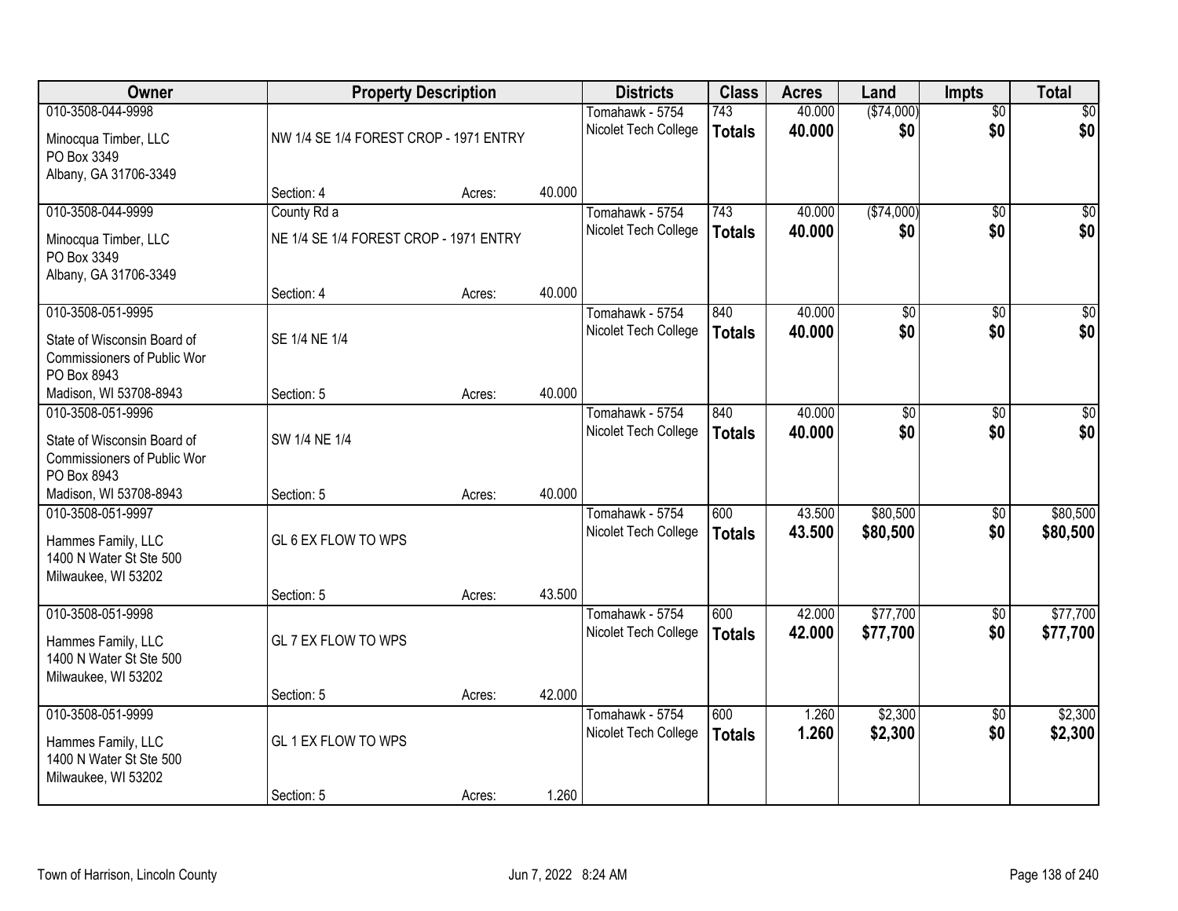| Owner | Property Description | | | Districts | Class | Acres | Land | Impts | Total |
|---|---|---|---|---|---|---|---|---|---|
| 010-3508-044-9998<br>Minocqua Timber, LLC<br>PO Box 3349<br>Albany, GA 31706-3349 | NW 1/4 SE 1/4 FOREST CROP - 1971 ENTRY<br>Section: 4 | Acres: | 40.000 | Tomahawk - 5754<br>Nicolet Tech College | 743<br>**Totals** | 40.000<br>**40.000** | ($74,000)<br>**$0** | $0<br>**$0** | $0<br>**$0** |
| 010-3508-044-9999<br>Minocqua Timber, LLC<br>PO Box 3349<br>Albany, GA 31706-3349 | County Rd a<br>NE 1/4 SE 1/4 FOREST CROP - 1971 ENTRY<br>Section: 4 | Acres: | 40.000 | Tomahawk - 5754<br>Nicolet Tech College | 743<br>**Totals** | 40.000<br>**40.000** | ($74,000)<br>**$0** | $0<br>**$0** | $0<br>**$0** |
| 010-3508-051-9995<br>State of Wisconsin Board of<br>Commissioners of Public Wor<br>PO Box 8943<br>Madison, WI 53708-8943 | SE 1/4 NE 1/4<br>Section: 5 | Acres: | 40.000 | Tomahawk - 5754<br>Nicolet Tech College | 840<br>**Totals** | 40.000<br>**40.000** | $0<br>**$0** | $0<br>**$0** | $0<br>**$0** |
| 010-3508-051-9996<br>State of Wisconsin Board of<br>Commissioners of Public Wor<br>PO Box 8943<br>Madison, WI 53708-8943 | SW 1/4 NE 1/4<br>Section: 5 | Acres: | 40.000 | Tomahawk - 5754<br>Nicolet Tech College | 840<br>**Totals** | 40.000<br>**40.000** | $0<br>**$0** | $0<br>**$0** | $0<br>**$0** |
| 010-3508-051-9997<br>Hammes Family, LLC<br>1400 N Water St Ste 500<br>Milwaukee, WI 53202 | GL 6 EX FLOW TO WPS<br>Section: 5 | Acres: | 43.500 | Tomahawk - 5754<br>Nicolet Tech College | 600<br>**Totals** | 43.500<br>**43.500** | $80,500<br>**$80,500** | $0<br>**$0** | $80,500<br>**$80,500** |
| 010-3508-051-9998<br>Hammes Family, LLC<br>1400 N Water St Ste 500<br>Milwaukee, WI 53202 | GL 7 EX FLOW TO WPS<br>Section: 5 | Acres: | 42.000 | Tomahawk - 5754<br>Nicolet Tech College | 600<br>**Totals** | 42.000<br>**42.000** | $77,700<br>**$77,700** | $0<br>**$0** | $77,700<br>**$77,700** |
| 010-3508-051-9999<br>Hammes Family, LLC<br>1400 N Water St Ste 500<br>Milwaukee, WI 53202 | GL 1 EX FLOW TO WPS<br>Section: 5 | Acres: | 1.260 | Tomahawk - 5754<br>Nicolet Tech College | 600<br>**Totals** | 1.260<br>**1.260** | $2,300<br>**$2,300** | $0<br>**$0** | $2,300<br>**$2,300** |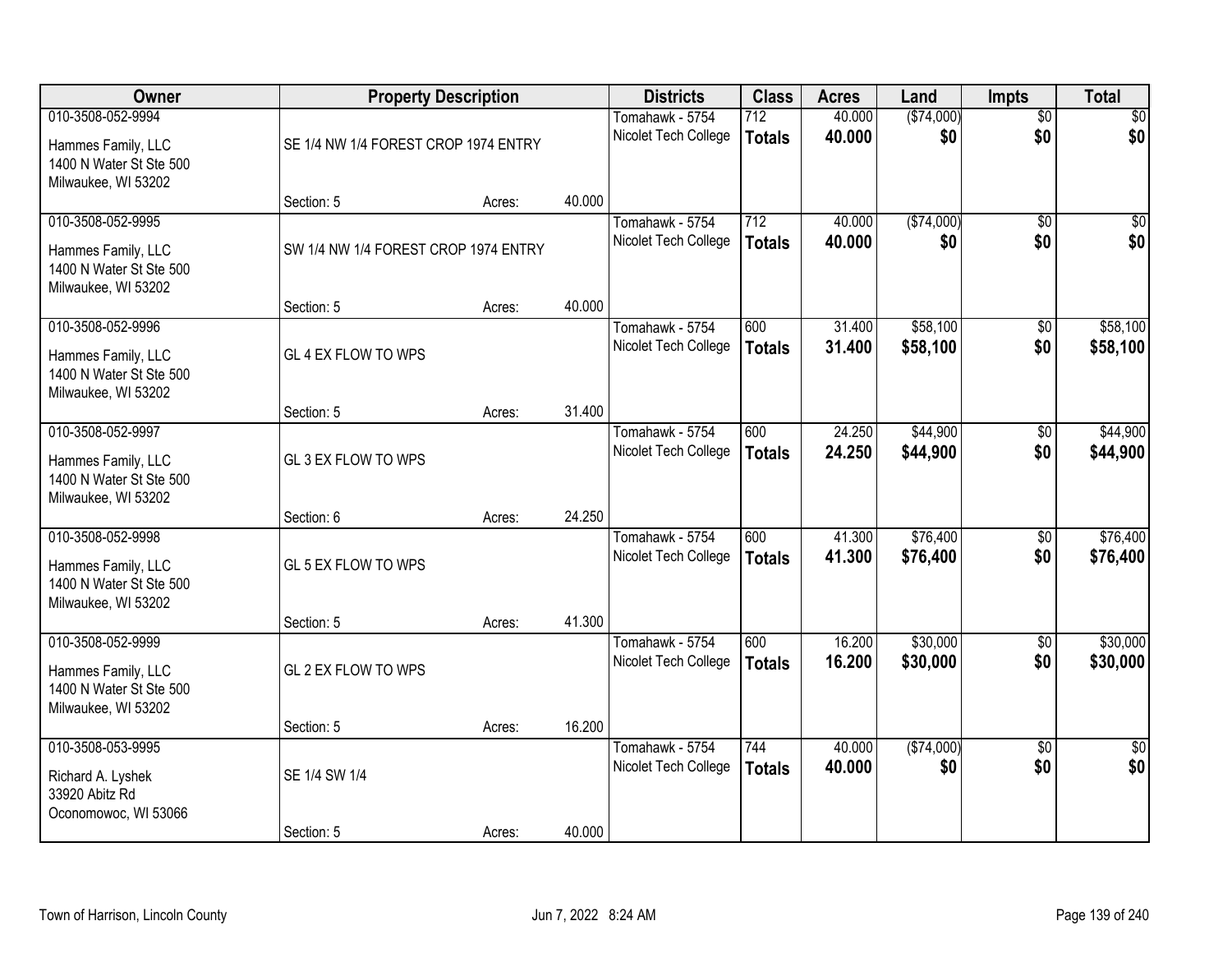| Owner | Property Description | | | Districts | Class | Acres | Land | Impts | Total |
|---|---|---|---|---|---|---|---|---|---|
| 010-3508-052-9994<br>Hammes Family, LLC<br>1400 N Water St Ste 500<br>Milwaukee, WI 53202 | SE 1/4 NW 1/4 FOREST CROP 1974 ENTRY<br>Section: 5 | Acres: | 40.000 | Tomahawk - 5754<br>Nicolet Tech College | 712<br>**Totals** | 40.000<br>**40.000** | ($74,000)<br>**$0** | $0<br>**$0** | $0<br>**$0** |
| 010-3508-052-9995<br>Hammes Family, LLC<br>1400 N Water St Ste 500<br>Milwaukee, WI 53202 | SW 1/4 NW 1/4 FOREST CROP 1974 ENTRY<br>Section: 5 | Acres: | 40.000 | Tomahawk - 5754<br>Nicolet Tech College | 712<br>**Totals** | 40.000<br>**40.000** | ($74,000)<br>**$0** | $0<br>**$0** | $0<br>**$0** |
| 010-3508-052-9996<br>Hammes Family, LLC<br>1400 N Water St Ste 500<br>Milwaukee, WI 53202 | GL 4 EX FLOW TO WPS<br>Section: 5 | Acres: | 31.400 | Tomahawk - 5754<br>Nicolet Tech College | 600<br>**Totals** | 31.400<br>**31.400** | $58,100<br>**$58,100** | $0<br>**$0** | $58,100<br>**$58,100** |
| 010-3508-052-9997<br>Hammes Family, LLC<br>1400 N Water St Ste 500<br>Milwaukee, WI 53202 | GL 3 EX FLOW TO WPS<br>Section: 6 | Acres: | 24.250 | Tomahawk - 5754<br>Nicolet Tech College | 600<br>**Totals** | 24.250<br>**24.250** | $44,900<br>**$44,900** | $0<br>**$0** | $44,900<br>**$44,900** |
| 010-3508-052-9998<br>Hammes Family, LLC<br>1400 N Water St Ste 500<br>Milwaukee, WI 53202 | GL 5 EX FLOW TO WPS<br>Section: 5 | Acres: | 41.300 | Tomahawk - 5754<br>Nicolet Tech College | 600<br>**Totals** | 41.300<br>**41.300** | $76,400<br>**$76,400** | $0<br>**$0** | $76,400<br>**$76,400** |
| 010-3508-052-9999<br>Hammes Family, LLC<br>1400 N Water St Ste 500<br>Milwaukee, WI 53202 | GL 2 EX FLOW TO WPS<br>Section: 5 | Acres: | 16.200 | Tomahawk - 5754<br>Nicolet Tech College | 600<br>**Totals** | 16.200<br>**16.200** | $30,000<br>**$30,000** | $0<br>**$0** | $30,000<br>**$30,000** |
| 010-3508-053-9995<br>Richard A. Lyshek<br>33920 Abitz Rd<br>Oconomowoc, WI 53066 | SE 1/4 SW 1/4<br>Section: 5 | Acres: | 40.000 | Tomahawk - 5754<br>Nicolet Tech College | 744<br>**Totals** | 40.000<br>**40.000** | ($74,000)<br>**$0** | $0<br>**$0** | $0<br>**$0** |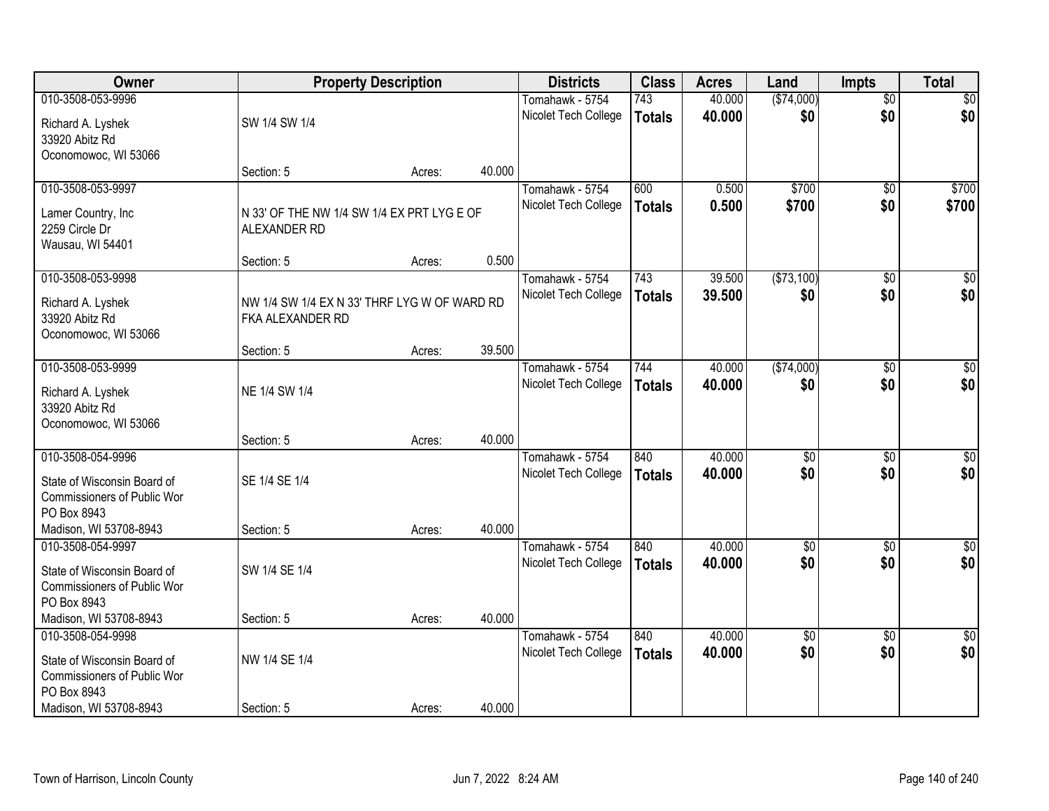| Owner | Property Description | Districts | Class | Acres | Land | Impts | Total |
|---|---|---|---|---|---|---|---|
| 010-3508-053-9996<br>Richard A. Lyshek<br>33920 Abitz Rd<br>Oconomowoc, WI 53066 | SW 1/4 SW 1/4<br>Section: 5 Acres: 40.000 | Tomahawk - 5754<br>Nicolet Tech College | 743<br>**Totals** | 40.000<br>**40.000** | ($74,000)<br>**$0** | $0<br>**$0** | $0<br>**$0** |
| 010-3508-053-9997<br>Lamer Country, Inc<br>2259 Circle Dr<br>Wausau, WI 54401 | N 33' OF THE NW 1/4 SW 1/4 EX PRT LYG E OF ALEXANDER RD<br>Section: 5 Acres: 0.500 | Tomahawk - 5754<br>Nicolet Tech College | 600<br>**Totals** | 0.500<br>**0.500** | $700<br>**$700** | $0<br>**$0** | $700<br>**$700** |
| 010-3508-053-9998<br>Richard A. Lyshek<br>33920 Abitz Rd<br>Oconomowoc, WI 53066 | NW 1/4 SW 1/4 EX N 33' THRF LYG W OF WARD RD FKA ALEXANDER RD<br>Section: 5 Acres: 39.500 | Tomahawk - 5754<br>Nicolet Tech College | 743<br>**Totals** | 39.500<br>**39.500** | ($73,100)<br>**$0** | $0<br>**$0** | $0<br>**$0** |
| 010-3508-053-9999<br>Richard A. Lyshek<br>33920 Abitz Rd<br>Oconomowoc, WI 53066 | NE 1/4 SW 1/4<br>Section: 5 Acres: 40.000 | Tomahawk - 5754<br>Nicolet Tech College | 744<br>**Totals** | 40.000<br>**40.000** | ($74,000)<br>**$0** | $0<br>**$0** | $0<br>**$0** |
| 010-3508-054-9996<br>State of Wisconsin Board of Commissioners of Public Wor<br>PO Box 8943<br>Madison, WI 53708-8943 | SE 1/4 SE 1/4<br>Section: 5 Acres: 40.000 | Tomahawk - 5754<br>Nicolet Tech College | 840<br>**Totals** | 40.000<br>**40.000** | $0<br>**$0** | $0<br>**$0** | $0<br>**$0** |
| 010-3508-054-9997<br>State of Wisconsin Board of Commissioners of Public Wor<br>PO Box 8943<br>Madison, WI 53708-8943 | SW 1/4 SE 1/4<br>Section: 5 Acres: 40.000 | Tomahawk - 5754<br>Nicolet Tech College | 840<br>**Totals** | 40.000<br>**40.000** | $0<br>**$0** | $0<br>**$0** | $0<br>**$0** |
| 010-3508-054-9998<br>State of Wisconsin Board of Commissioners of Public Wor<br>PO Box 8943<br>Madison, WI 53708-8943 | NW 1/4 SE 1/4<br>Section: 5 Acres: 40.000 | Tomahawk - 5754<br>Nicolet Tech College | 840<br>**Totals** | 40.000<br>**40.000** | $0<br>**$0** | $0<br>**$0** | $0<br>**$0** |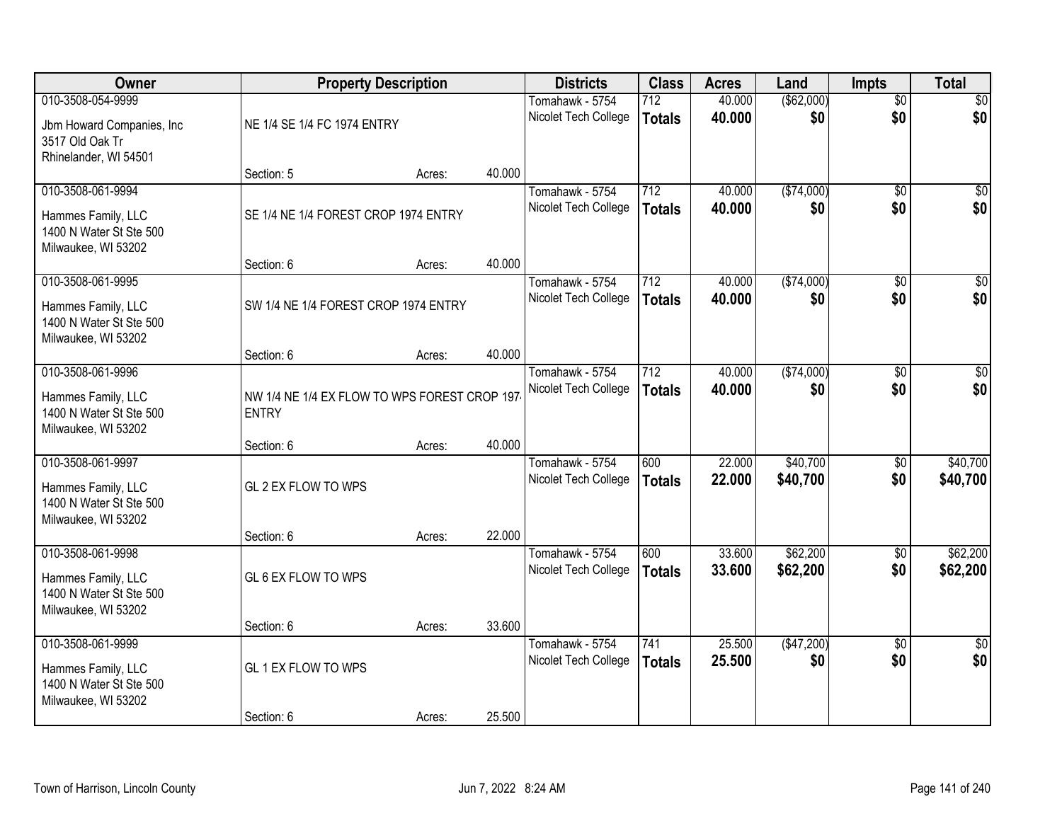| Owner | Property Description | | | Districts | Class | Acres | Land | Impts | Total |
|---|---|---|---|---|---|---|---|---|---|
| 010-3508-054-9999 | | | | Tomahawk - 5754 | 712 | 40.000 | ($62,000) | $0 | $0 |
| Jbm Howard Companies, Inc 3517 Old Oak Tr Rhinelander, WI 54501 | NE 1/4 SE 1/4 FC 1974 ENTRY | | | Nicolet Tech College | **Totals** | **40.000** | **$0** | **$0** | **$0** |
| | Section: 5 | Acres: | 40.000 | | | | | | |
| 010-3508-061-9994 | | | | Tomahawk - 5754 | 712 | 40.000 | ($74,000) | $0 | $0 |
| Hammes Family, LLC 1400 N Water St Ste 500 Milwaukee, WI 53202 | SE 1/4 NE 1/4 FOREST CROP 1974 ENTRY | | | Nicolet Tech College | **Totals** | **40.000** | **$0** | **$0** | **$0** |
| | Section: 6 | Acres: | 40.000 | | | | | | |
| 010-3508-061-9995 | | | | Tomahawk - 5754 | 712 | 40.000 | ($74,000) | $0 | $0 |
| Hammes Family, LLC 1400 N Water St Ste 500 Milwaukee, WI 53202 | SW 1/4 NE 1/4 FOREST CROP 1974 ENTRY | | | Nicolet Tech College | **Totals** | **40.000** | **$0** | **$0** | **$0** |
| | Section: 6 | Acres: | 40.000 | | | | | | |
| 010-3508-061-9996 | | | | Tomahawk - 5754 | 712 | 40.000 | ($74,000) | $0 | $0 |
| Hammes Family, LLC 1400 N Water St Ste 500 Milwaukee, WI 53202 | NW 1/4 NE 1/4 EX FLOW TO WPS FOREST CROP 1974 ENTRY | | | Nicolet Tech College | **Totals** | **40.000** | **$0** | **$0** | **$0** |
| | Section: 6 | Acres: | 40.000 | | | | | | |
| 010-3508-061-9997 | | | | Tomahawk - 5754 | 600 | 22.000 | $40,700 | $0 | $40,700 |
| Hammes Family, LLC 1400 N Water St Ste 500 Milwaukee, WI 53202 | GL 2 EX FLOW TO WPS | | | Nicolet Tech College | **Totals** | **22.000** | **$40,700** | **$0** | **$40,700** |
| | Section: 6 | Acres: | 22.000 | | | | | | |
| 010-3508-061-9998 | | | | Tomahawk - 5754 | 600 | 33.600 | $62,200 | $0 | $62,200 |
| Hammes Family, LLC 1400 N Water St Ste 500 Milwaukee, WI 53202 | GL 6 EX FLOW TO WPS | | | Nicolet Tech College | **Totals** | **33.600** | **$62,200** | **$0** | **$62,200** |
| | Section: 6 | Acres: | 33.600 | | | | | | |
| 010-3508-061-9999 | | | | Tomahawk - 5754 | 741 | 25.500 | ($47,200) | $0 | $0 |
| Hammes Family, LLC 1400 N Water St Ste 500 Milwaukee, WI 53202 | GL 1 EX FLOW TO WPS | | | Nicolet Tech College | **Totals** | **25.500** | **$0** | **$0** | **$0** |
| | Section: 6 | Acres: | 25.500 | | | | | | |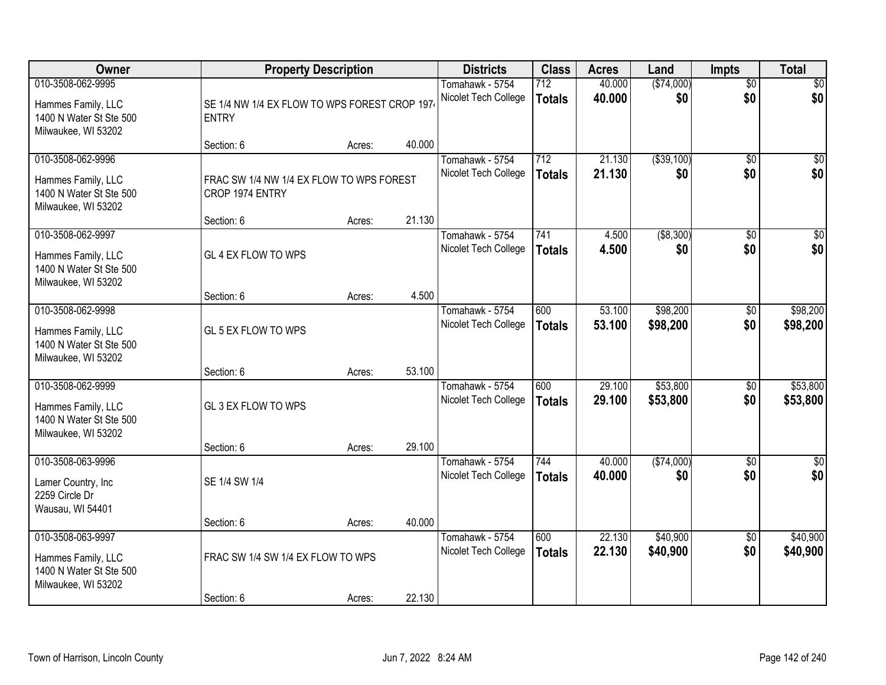| Owner | Property Description | | | Districts | Class | Acres | Land | Impts | Total |
|---|---|---|---|---|---|---|---|---|---|
| 010-3508-062-9995 | | | | Tomahawk - 5754 | 712 | 40.000 | ($74,000) | $0 | $0 |
| Hammes Family, LLC<br>1400 N Water St Ste 500<br>Milwaukee, WI 53202 | SE 1/4 NW 1/4 EX FLOW TO WPS FOREST CROP 1974 ENTRY | | | Nicolet Tech College | **Totals** | **40.000** | **$0** | **$0** | **$0** |
| | Section: 6 | Acres: | 40.000 | | | | | | |
| 010-3508-062-9996 | | | | Tomahawk - 5754 | 712 | 21.130 | ($39,100) | $0 | $0 |
| Hammes Family, LLC<br>1400 N Water St Ste 500<br>Milwaukee, WI 53202 | FRAC SW 1/4 NW 1/4 EX FLOW TO WPS FOREST CROP 1974 ENTRY | | | Nicolet Tech College | **Totals** | **21.130** | **$0** | **$0** | **$0** |
| | Section: 6 | Acres: | 21.130 | | | | | | |
| 010-3508-062-9997 | | | | Tomahawk - 5754 | 741 | 4.500 | ($8,300) | $0 | $0 |
| Hammes Family, LLC<br>1400 N Water St Ste 500<br>Milwaukee, WI 53202 | GL 4 EX FLOW TO WPS | | | Nicolet Tech College | **Totals** | **4.500** | **$0** | **$0** | **$0** |
| | Section: 6 | Acres: | 4.500 | | | | | | |
| 010-3508-062-9998 | | | | Tomahawk - 5754 | 600 | 53.100 | $98,200 | $0 | $98,200 |
| Hammes Family, LLC<br>1400 N Water St Ste 500<br>Milwaukee, WI 53202 | GL 5 EX FLOW TO WPS | | | Nicolet Tech College | **Totals** | **53.100** | **$98,200** | **$0** | **$98,200** |
| | Section: 6 | Acres: | 53.100 | | | | | | |
| 010-3508-062-9999 | | | | Tomahawk - 5754 | 600 | 29.100 | $53,800 | $0 | $53,800 |
| Hammes Family, LLC<br>1400 N Water St Ste 500<br>Milwaukee, WI 53202 | GL 3 EX FLOW TO WPS | | | Nicolet Tech College | **Totals** | **29.100** | **$53,800** | **$0** | **$53,800** |
| | Section: 6 | Acres: | 29.100 | | | | | | |
| 010-3508-063-9996 | | | | Tomahawk - 5754 | 744 | 40.000 | ($74,000) | $0 | $0 |
| Lamer Country, Inc<br>2259 Circle Dr<br>Wausau, WI 54401 | SE 1/4 SW 1/4 | | | Nicolet Tech College | **Totals** | **40.000** | **$0** | **$0** | **$0** |
| | Section: 6 | Acres: | 40.000 | | | | | | |
| 010-3508-063-9997 | | | | Tomahawk - 5754 | 600 | 22.130 | $40,900 | $0 | $40,900 |
| Hammes Family, LLC<br>1400 N Water St Ste 500<br>Milwaukee, WI 53202 | FRAC SW 1/4 SW 1/4 EX FLOW TO WPS | | | Nicolet Tech College | **Totals** | **22.130** | **$40,900** | **$0** | **$40,900** |
| | Section: 6 | Acres: | 22.130 | | | | | | |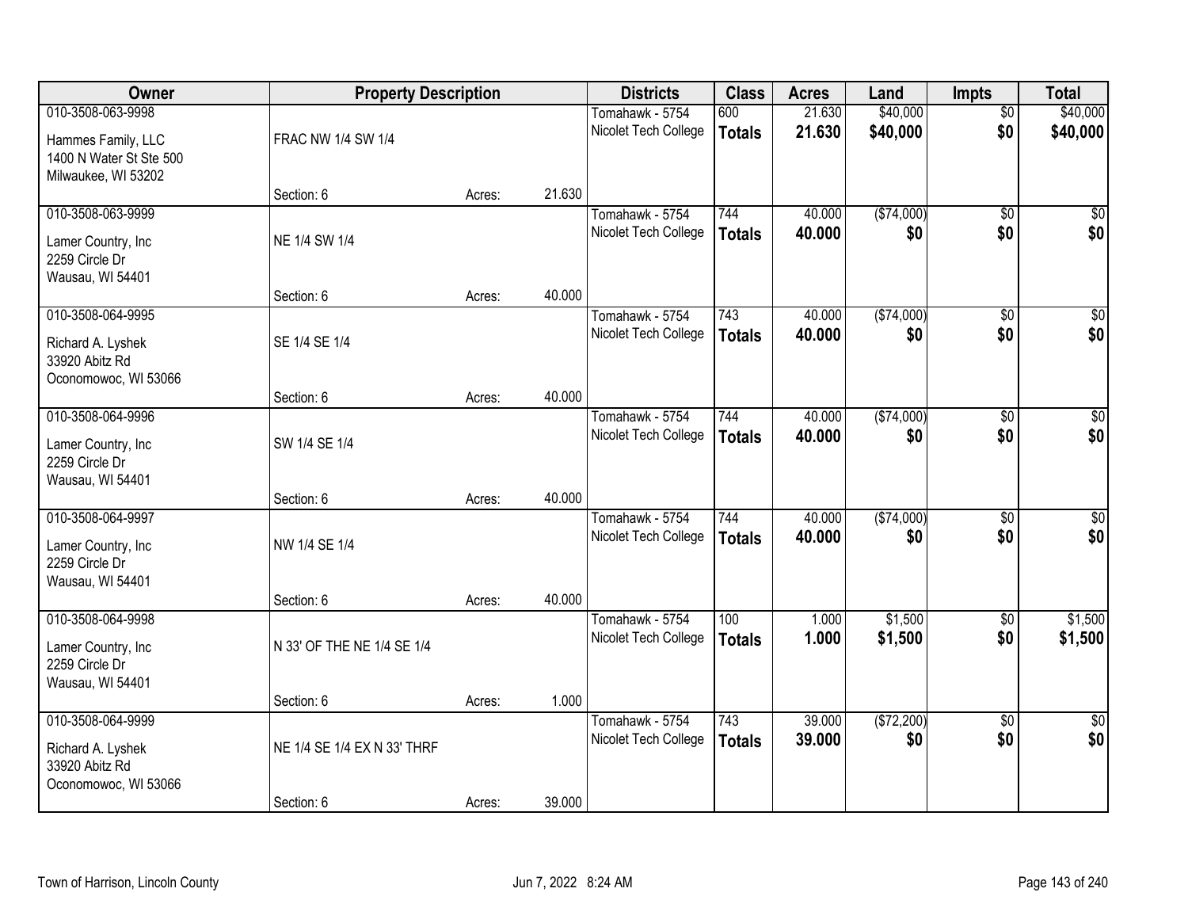| Owner | Property Description | | | Districts | Class | Acres | Land | Impts | Total |
|---|---|---|---|---|---|---|---|---|---|
| 010-3508-063-9998<br>Hammes Family, LLC<br>1400 N Water St Ste 500<br>Milwaukee, WI 53202 | FRAC NW 1/4 SW 1/4<br>Section: 6 | Acres: | 21.630 | Tomahawk - 5754<br>Nicolet Tech College | 600<br>**Totals** | 21.630<br>**21.630** | $40,000<br>**$40,000** | $0<br>**$0** | $40,000<br>**$40,000** |
| 010-3508-063-9999<br>Lamer Country, Inc<br>2259 Circle Dr<br>Wausau, WI 54401 | NE 1/4 SW 1/4<br>Section: 6 | Acres: | 40.000 | Tomahawk - 5754<br>Nicolet Tech College | 744<br>**Totals** | 40.000<br>**40.000** | ($74,000)<br>**$0** | $0<br>**$0** | $0<br>**$0** |
| 010-3508-064-9995<br>Richard A. Lyshek<br>33920 Abitz Rd<br>Oconomowoc, WI 53066 | SE 1/4 SE 1/4<br>Section: 6 | Acres: | 40.000 | Tomahawk - 5754<br>Nicolet Tech College | 743<br>**Totals** | 40.000<br>**40.000** | ($74,000)<br>**$0** | $0<br>**$0** | $0<br>**$0** |
| 010-3508-064-9996<br>Lamer Country, Inc<br>2259 Circle Dr<br>Wausau, WI 54401 | SW 1/4 SE 1/4<br>Section: 6 | Acres: | 40.000 | Tomahawk - 5754<br>Nicolet Tech College | 744<br>**Totals** | 40.000<br>**40.000** | ($74,000)<br>**$0** | $0<br>**$0** | $0<br>**$0** |
| 010-3508-064-9997<br>Lamer Country, Inc<br>2259 Circle Dr<br>Wausau, WI 54401 | NW 1/4 SE 1/4<br>Section: 6 | Acres: | 40.000 | Tomahawk - 5754<br>Nicolet Tech College | 744<br>**Totals** | 40.000<br>**40.000** | ($74,000)<br>**$0** | $0<br>**$0** | $0<br>**$0** |
| 010-3508-064-9998<br>Lamer Country, Inc<br>2259 Circle Dr<br>Wausau, WI 54401 | N 33' OF THE NE 1/4 SE 1/4<br>Section: 6 | Acres: | 1.000 | Tomahawk - 5754<br>Nicolet Tech College | 100<br>**Totals** | 1.000<br>**1.000** | $1,500<br>**$1,500** | $0<br>**$0** | $1,500<br>**$1,500** |
| 010-3508-064-9999<br>Richard A. Lyshek<br>33920 Abitz Rd<br>Oconomowoc, WI 53066 | NE 1/4 SE 1/4 EX N 33' THRF<br>Section: 6 | Acres: | 39.000 | Tomahawk - 5754<br>Nicolet Tech College | 743<br>**Totals** | 39.000<br>**39.000** | ($72,200)<br>**$0** | $0<br>**$0** | $0<br>**$0** |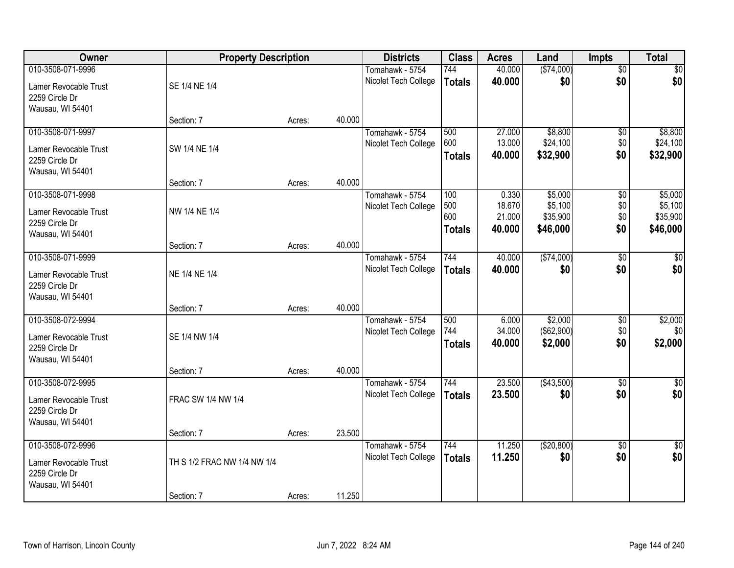| Owner | Property Description | | | Districts | Class | Acres | Land | Impts | Total |
|---|---|---|---|---|---|---|---|---|---|
| 010-3508-071-9996 | | | | Tomahawk - 5754 | 744 | 40.000 | ($74,000) | $0 | $0 |
| Lamer Revocable Trust<br>2259 Circle Dr<br>Wausau, WI 54401 | SE 1/4 NE 1/4 | | | Nicolet Tech College | **Totals** | **40.000** | **$0** | **$0** | **$0** |
| | Section: 7 | Acres: | 40.000 | | | | | | |
| 010-3508-071-9997 | | | | Tomahawk - 5754 | 500 | 27.000 | $8,800 | $0 | $8,800 |
| Lamer Revocable Trust<br>2259 Circle Dr<br>Wausau, WI 54401 | SW 1/4 NE 1/4 | | | Nicolet Tech College | 600 | 13.000 | $24,100 | $0 | $24,100 |
| | | | | | **Totals** | **40.000** | **$32,900** | **$0** | **$32,900** |
| | Section: 7 | Acres: | 40.000 | | | | | | |
| 010-3508-071-9998 | | | | Tomahawk - 5754 | 100 | 0.330 | $5,000 | $0 | $5,000 |
| Lamer Revocable Trust<br>2259 Circle Dr<br>Wausau, WI 54401 | NW 1/4 NE 1/4 | | | Nicolet Tech College | 500 | 18.670 | $5,100 | $0 | $5,100 |
| | | | | | 600 | 21.000 | $35,900 | $0 | $35,900 |
| | | | | | **Totals** | **40.000** | **$46,000** | **$0** | **$46,000** |
| | Section: 7 | Acres: | 40.000 | | | | | | |
| 010-3508-071-9999 | | | | Tomahawk - 5754 | 744 | 40.000 | ($74,000) | $0 | $0 |
| Lamer Revocable Trust<br>2259 Circle Dr<br>Wausau, WI 54401 | NE 1/4 NE 1/4 | | | Nicolet Tech College | **Totals** | **40.000** | **$0** | **$0** | **$0** |
| | Section: 7 | Acres: | 40.000 | | | | | | |
| 010-3508-072-9994 | | | | Tomahawk - 5754 | 500 | 6.000 | $2,000 | $0 | $2,000 |
| Lamer Revocable Trust<br>2259 Circle Dr<br>Wausau, WI 54401 | SE 1/4 NW 1/4 | | | Nicolet Tech College | 744 | 34.000 | ($62,900) | $0 | $0 |
| | | | | | **Totals** | **40.000** | **$2,000** | **$0** | **$2,000** |
| | Section: 7 | Acres: | 40.000 | | | | | | |
| 010-3508-072-9995 | | | | Tomahawk - 5754 | 744 | 23.500 | ($43,500) | $0 | $0 |
| Lamer Revocable Trust<br>2259 Circle Dr<br>Wausau, WI 54401 | FRAC SW 1/4 NW 1/4 | | | Nicolet Tech College | **Totals** | **23.500** | **$0** | **$0** | **$0** |
| | Section: 7 | Acres: | 23.500 | | | | | | |
| 010-3508-072-9996 | | | | Tomahawk - 5754 | 744 | 11.250 | ($20,800) | $0 | $0 |
| Lamer Revocable Trust<br>2259 Circle Dr<br>Wausau, WI 54401 | TH S 1/2 FRAC NW 1/4 NW 1/4 | | | Nicolet Tech College | **Totals** | **11.250** | **$0** | **$0** | **$0** |
| | Section: 7 | Acres: | 11.250 | | | | | | |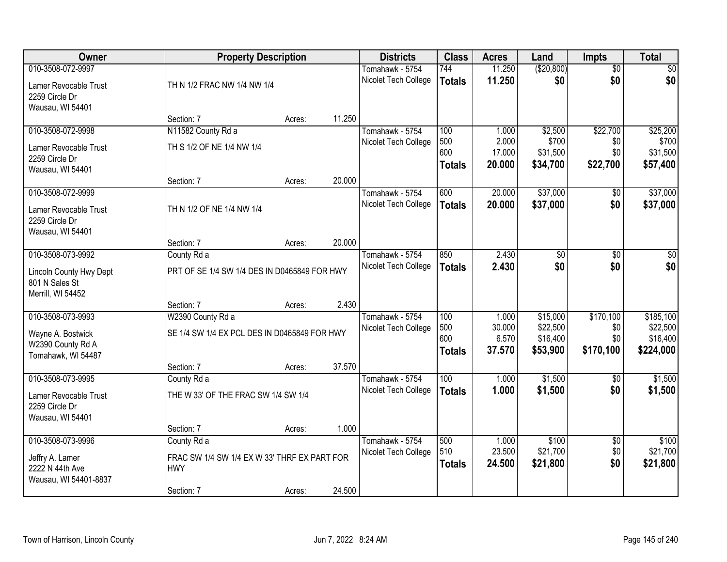| Owner | Property Description | | | Districts | Class | Acres | Land | Impts | Total |
|---|---|---|---|---|---|---|---|---|---|
| 010-3508-072-9997 | | | | Tomahawk - 5754 | 744 | 11.250 | ($20,800) | $0 | $0 |
| Lamer Revocable Trust | TH N 1/2 FRAC NW 1/4 NW 1/4 | | | Nicolet Tech College | **Totals** | **11.250** | **$0** | **$0** | **$0** |
| 2259 Circle Dr | | | | | | | | | |
| Wausau, WI 54401 | | | | | | | | | |
| | Section: 7 | Acres: | 11.250 | | | | | | |
| 010-3508-072-9998 | N11582 County Rd a | | | Tomahawk - 5754 | 100 | 1.000 | $2,500 | $22,700 | $25,200 |
| Lamer Revocable Trust | TH S 1/2 OF NE 1/4 NW 1/4 | | | Nicolet Tech College | 500 | 2.000 | $700 | $0 | $700 |
| 2259 Circle Dr | | | | | 600 | 17.000 | $31,500 | $0 | $31,500 |
| Wausau, WI 54401 | | | | | **Totals** | **20.000** | **$34,700** | **$22,700** | **$57,400** |
| | Section: 7 | Acres: | 20.000 | | | | | | |
| 010-3508-072-9999 | | | | Tomahawk - 5754 | 600 | 20.000 | $37,000 | $0 | $37,000 |
| Lamer Revocable Trust | TH N 1/2 OF NE 1/4 NW 1/4 | | | Nicolet Tech College | **Totals** | **20.000** | **$37,000** | **$0** | **$37,000** |
| 2259 Circle Dr | | | | | | | | | |
| Wausau, WI 54401 | | | | | | | | | |
| | Section: 7 | Acres: | 20.000 | | | | | | |
| 010-3508-073-9992 | County Rd a | | | Tomahawk - 5754 | 850 | 2.430 | $0 | $0 | $0 |
| Lincoln County Hwy Dept | PRT OF SE 1/4 SW 1/4 DES IN D0465849 FOR HWY | | | Nicolet Tech College | **Totals** | **2.430** | **$0** | **$0** | **$0** |
| 801 N Sales St | | | | | | | | | |
| Merrill, WI 54452 | | | | | | | | | |
| | Section: 7 | Acres: | 2.430 | | | | | | |
| 010-3508-073-9993 | W2390 County Rd a | | | Tomahawk - 5754 | 100 | 1.000 | $15,000 | $170,100 | $185,100 |
| Wayne A. Bostwick | SE 1/4 SW 1/4 EX PCL DES IN D0465849 FOR HWY | | | Nicolet Tech College | 500 | 30.000 | $22,500 | $0 | $22,500 |
| W2390 County Rd A | | | | | 600 | 6.570 | $16,400 | $0 | $16,400 |
| Tomahawk, WI 54487 | | | | | **Totals** | **37.570** | **$53,900** | **$170,100** | **$224,000** |
| | Section: 7 | Acres: | 37.570 | | | | | | |
| 010-3508-073-9995 | County Rd a | | | Tomahawk - 5754 | 100 | 1.000 | $1,500 | $0 | $1,500 |
| Lamer Revocable Trust | THE W 33' OF THE FRAC SW 1/4 SW 1/4 | | | Nicolet Tech College | **Totals** | **1.000** | **$1,500** | **$0** | **$1,500** |
| 2259 Circle Dr | | | | | | | | | |
| Wausau, WI 54401 | | | | | | | | | |
| | Section: 7 | Acres: | 1.000 | | | | | | |
| 010-3508-073-9996 | County Rd a | | | Tomahawk - 5754 | 500 | 1.000 | $100 | $0 | $100 |
| Jeffry A. Lamer | FRAC SW 1/4 SW 1/4 EX W 33' THRF EX PART FOR HWY | | | Nicolet Tech College | 510 | 23.500 | $21,700 | $0 | $21,700 |
| 2222 N 44th Ave | | | | | **Totals** | **24.500** | **$21,800** | **$0** | **$21,800** |
| Wausau, WI 54401-8837 | | | | | | | | | |
| | Section: 7 | Acres: | 24.500 | | | | | | |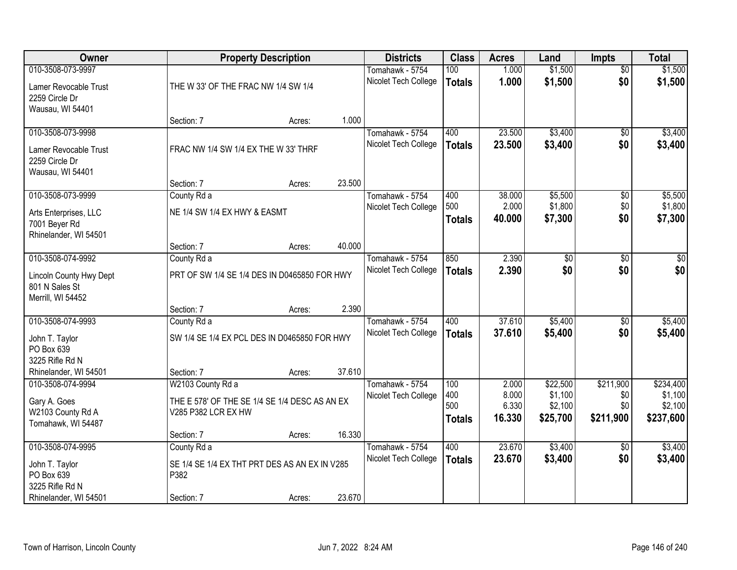| Owner | Property Description | Districts | Class | Acres | Land | Impts | Total |
|---|---|---|---|---|---|---|---|
| 010-3508-073-9997<br>Lamer Revocable Trust<br>2259 Circle Dr<br>Wausau, WI 54401 | THE W 33' OF THE FRAC NW 1/4 SW 1/4<br>Section: 7 Acres: 1.000 | Tomahawk - 5754<br>Nicolet Tech College | 100<br>**Totals** | 1.000<br>**1.000** | $1,500<br>**$1,500** | $0<br>**$0** | $1,500<br>**$1,500** |
| 010-3508-073-9998<br>Lamer Revocable Trust<br>2259 Circle Dr<br>Wausau, WI 54401 | FRAC NW 1/4 SW 1/4 EX THE W 33' THRF<br>Section: 7 Acres: 23.500 | Tomahawk - 5754<br>Nicolet Tech College | 400<br>**Totals** | 23.500<br>**23.500** | $3,400<br>**$3,400** | $0<br>**$0** | $3,400<br>**$3,400** |
| 010-3508-073-9999<br>Arts Enterprises, LLC<br>7001 Beyer Rd<br>Rhinelander, WI 54501 | County Rd a<br>NE 1/4 SW 1/4 EX HWY & EASMT<br>Section: 7 Acres: 40.000 | Tomahawk - 5754<br>Nicolet Tech College | 400<br>500<br>**Totals** | 38.000<br>2.000<br>**40.000** | $5,500<br>$1,800<br>**$7,300** | $0<br>$0<br>**$0** | $5,500<br>$1,800<br>**$7,300** |
| 010-3508-074-9992<br>Lincoln County Hwy Dept<br>801 N Sales St<br>Merrill, WI 54452 | County Rd a<br>PRT OF SW 1/4 SE 1/4 DES IN D0465850 FOR HWY<br>Section: 7 Acres: 2.390 | Tomahawk - 5754<br>Nicolet Tech College | 850<br>**Totals** | 2.390<br>**2.390** | $0<br>**$0** | $0<br>**$0** | $0<br>**$0** |
| 010-3508-074-9993<br>John T. Taylor<br>PO Box 639<br>3225 Rifle Rd N<br>Rhinelander, WI 54501 | County Rd a<br>SW 1/4 SE 1/4 EX PCL DES IN D0465850 FOR HWY<br>Section: 7 Acres: 37.610 | Tomahawk - 5754<br>Nicolet Tech College | 400<br>**Totals** | 37.610<br>**37.610** | $5,400<br>**$5,400** | $0<br>**$0** | $5,400<br>**$5,400** |
| 010-3508-074-9994<br>Gary A. Goes<br>W2103 County Rd A<br>Tomahawk, WI 54487 | W2103 County Rd a<br>THE E 578' OF THE SE 1/4 SE 1/4 DESC AS AN EX V285 P382 LCR EX HW<br>Section: 7 Acres: 16.330 | Tomahawk - 5754<br>Nicolet Tech College | 100<br>400<br>500<br>**Totals** | 2.000<br>8.000<br>6.330<br>**16.330** | $22,500<br>$1,100<br>$2,100<br>**$25,700** | $211,900<br>$0<br>$0<br>**$211,900** | $234,400<br>$1,100<br>$2,100<br>**$237,600** |
| 010-3508-074-9995<br>John T. Taylor<br>PO Box 639<br>3225 Rifle Rd N<br>Rhinelander, WI 54501 | County Rd a<br>SE 1/4 SE 1/4 EX THT PRT DES AS AN EX IN V285 P382<br>Section: 7 Acres: 23.670 | Tomahawk - 5754<br>Nicolet Tech College | 400<br>**Totals** | 23.670<br>**23.670** | $3,400<br>**$3,400** | $0<br>**$0** | $3,400<br>**$3,400** |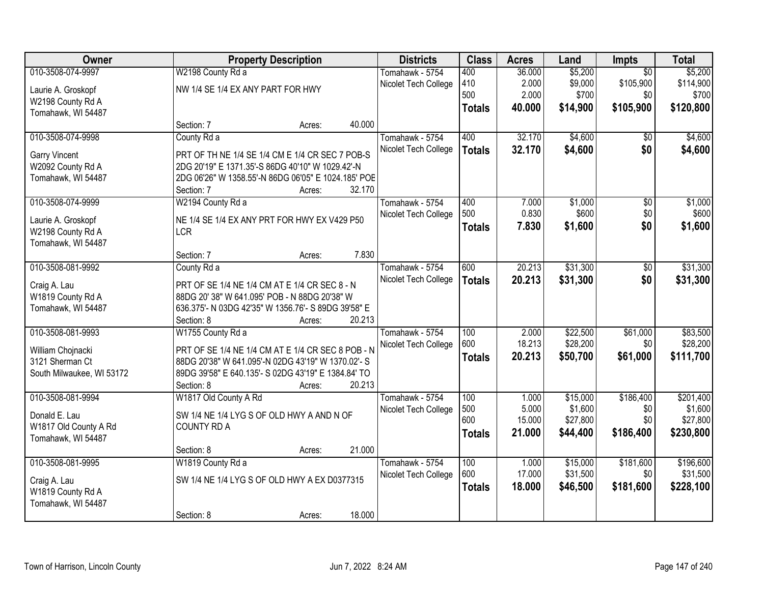| Owner | Property Description | Districts | Class | Acres | Land | Impts | Total |
|---|---|---|---|---|---|---|---|
| 010-3508-074-9997<br>Laurie A. Groskopf<br>W2198 County Rd A<br>Tomahawk, WI 54487 | W2198 County Rd a<br>NW 1/4 SE 1/4 EX ANY PART FOR HWY<br>Section: 7 Acres: 40.000 | Tomahawk - 5754<br>Nicolet Tech College | 400<br>410<br>500<br>**Totals** | 36.000<br>2.000<br>2.000<br>**40.000** | $5,200<br>$9,000<br>$700<br>**$14,900** | $0<br>$105,900<br>$0<br>**$105,900** | $5,200<br>$114,900<br>$700<br>**$120,800** |
| 010-3508-074-9998<br>Garry Vincent<br>W2092 County Rd A<br>Tomahawk, WI 54487 | County Rd a<br>PRT OF TH NE 1/4 SE 1/4 CM E 1/4 CR SEC 7 POB-S 2DG 20'19" E 1371.35'-S 86DG 40'10" W 1029.42'-N 2DG 06'26" W 1358.55'-N 86DG 06'05" E 1024.185' POE<br>Section: 7 Acres: 32.170 | Tomahawk - 5754<br>Nicolet Tech College | 400<br>**Totals** | 32.170<br>**32.170** | $4,600<br>**$4,600** | $0<br>**$0** | $4,600<br>**$4,600** |
| 010-3508-074-9999<br>Laurie A. Groskopf<br>W2198 County Rd A<br>Tomahawk, WI 54487 | W2194 County Rd a<br>NE 1/4 SE 1/4 EX ANY PRT FOR HWY EX V429 P50 LCR<br>Section: 7 Acres: 7.830 | Tomahawk - 5754<br>Nicolet Tech College | 400<br>500<br>**Totals** | 7.000<br>0.830<br>**7.830** | $1,000<br>$600<br>**$1,600** | $0<br>$0<br>**$0** | $1,000<br>$600<br>**$1,600** |
| 010-3508-081-9992<br>Craig A. Lau<br>W1819 County Rd A<br>Tomahawk, WI 54487 | County Rd a<br>PRT OF SE 1/4 NE 1/4 CM AT E 1/4 CR SEC 8 - N 88DG 20' 38" W 641.095' POB - N 88DG 20'38" W 636.375'- N 03DG 42'35" W 1356.76'- S 89DG 39'58" E<br>Section: 8 Acres: 20.213 | Tomahawk - 5754<br>Nicolet Tech College | 600<br>**Totals** | 20.213<br>**20.213** | $31,300<br>**$31,300** | $0<br>**$0** | $31,300<br>**$31,300** |
| 010-3508-081-9993<br>William Chojnacki<br>3121 Sherman Ct<br>South Milwaukee, WI 53172 | W1755 County Rd a<br>PRT OF SE 1/4 NE 1/4 CM AT E 1/4 CR SEC 8 POB - N 88DG 20'38" W 641.095'-N 02DG 43'19" W 1370.02'- S 89DG 39'58" E 640.135'- S 02DG 43'19" E 1384.84' TO<br>Section: 8 Acres: 20.213 | Tomahawk - 5754<br>Nicolet Tech College | 100<br>600<br>**Totals** | 2.000<br>18.213<br>**20.213** | $22,500<br>$28,200<br>**$50,700** | $61,000<br>$0<br>**$61,000** | $83,500<br>$28,200<br>**$111,700** |
| 010-3508-081-9994<br>Donald E. Lau<br>W1817 Old County A Rd<br>Tomahawk, WI 54487 | W1817 Old County A Rd<br>SW 1/4 NE 1/4 LYG S OF OLD HWY A AND N OF COUNTY RD A<br>Section: 8 Acres: 21.000 | Tomahawk - 5754<br>Nicolet Tech College | 100<br>500<br>600<br>**Totals** | 1.000<br>5.000<br>15.000<br>**21.000** | $15,000<br>$1,600<br>$27,800<br>**$44,400** | $186,400<br>$0<br>$0<br>**$186,400** | $201,400<br>$1,600<br>$27,800<br>**$230,800** |
| 010-3508-081-9995<br>Craig A. Lau<br>W1819 County Rd A<br>Tomahawk, WI 54487 | W1819 County Rd a<br>SW 1/4 NE 1/4 LYG S OF OLD HWY A EX D0377315<br>Section: 8 Acres: 18.000 | Tomahawk - 5754<br>Nicolet Tech College | 100<br>600<br>**Totals** | 1.000<br>17.000<br>**18.000** | $15,000<br>$31,500<br>**$46,500** | $181,600<br>$0<br>**$181,600** | $196,600<br>$31,500<br>**$228,100** |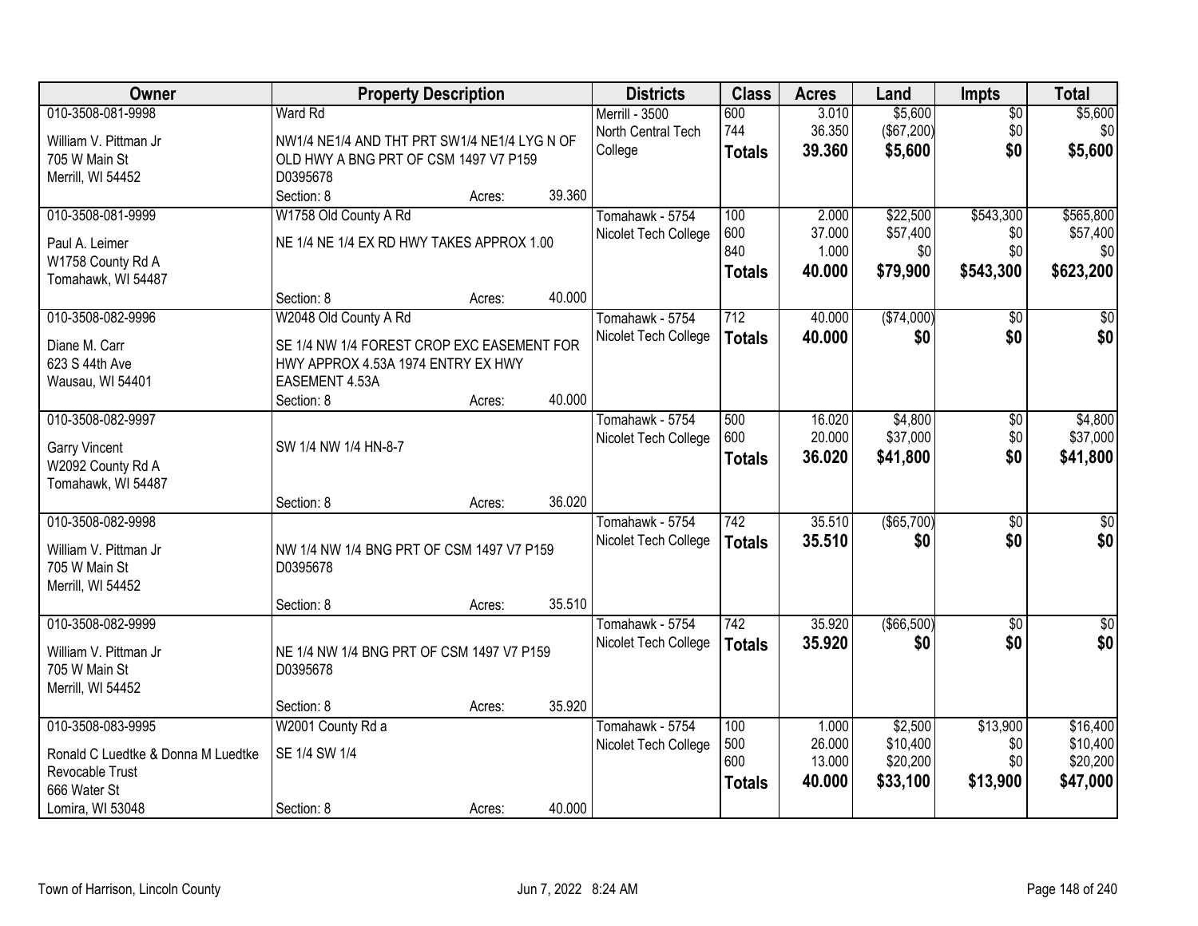| Owner | Property Description | Districts | Class | Acres | Land | Impts | Total |
|---|---|---|---|---|---|---|---|
| 010-3508-081-9998<br>William V. Pittman Jr<br>705 W Main St<br>Merrill, WI 54452 | Ward Rd<br>NW1/4 NE1/4 AND THT PRT SW1/4 NE1/4 LYG N OF OLD HWY A BNG PRT OF CSM 1497 V7 P159 D0395678<br>Section: 8 Acres: 39.360 | Merrill - 3500<br>North Central Tech College | 600<br>744<br>**Totals** | 3.010<br>36.350<br>**39.360** | $5,600<br>($67,200)<br>**$5,600** | $0<br>$0<br>**$0** | $5,600<br>$0<br>**$5,600** |
| 010-3508-081-9999<br>Paul A. Leimer<br>W1758 County Rd A<br>Tomahawk, WI 54487 | W1758 Old County A Rd<br>NE 1/4 NE 1/4 EX RD HWY TAKES APPROX 1.00<br>Section: 8 Acres: 40.000 | Tomahawk - 5754<br>Nicolet Tech College | 100<br>600<br>840<br>**Totals** | 2.000<br>37.000<br>1.000<br>**40.000** | $22,500<br>$57,400<br>$0<br>**$79,900** | $543,300<br>$0<br>$0<br>**$543,300** | $565,800<br>$57,400<br>$0<br>**$623,200** |
| 010-3508-082-9996<br>Diane M. Carr<br>623 S 44th Ave<br>Wausau, WI 54401 | W2048 Old County A Rd<br>SE 1/4 NW 1/4 FOREST CROP EXC EASEMENT FOR HWY APPROX 4.53A 1974 ENTRY EX HWY EASEMENT 4.53A<br>Section: 8 Acres: 40.000 | Tomahawk - 5754<br>Nicolet Tech College | 712<br>**Totals** | 40.000<br>**40.000** | ($74,000)<br>**$0** | $0<br>**$0** | $0<br>**$0** |
| 010-3508-082-9997<br>Garry Vincent<br>W2092 County Rd A<br>Tomahawk, WI 54487 | SW 1/4 NW 1/4 HN-8-7<br>Section: 8 Acres: 36.020 | Tomahawk - 5754<br>Nicolet Tech College | 500<br>600<br>**Totals** | 16.020<br>20.000<br>**36.020** | $4,800<br>$37,000<br>**$41,800** | $0<br>$0<br>**$0** | $4,800<br>$37,000<br>**$41,800** |
| 010-3508-082-9998<br>William V. Pittman Jr<br>705 W Main St<br>Merrill, WI 54452 | NW 1/4 NW 1/4 BNG PRT OF CSM 1497 V7 P159 D0395678<br>Section: 8 Acres: 35.510 | Tomahawk - 5754<br>Nicolet Tech College | 742<br>**Totals** | 35.510<br>**35.510** | ($65,700)<br>**$0** | $0<br>**$0** | $0<br>**$0** |
| 010-3508-082-9999<br>William V. Pittman Jr<br>705 W Main St<br>Merrill, WI 54452 | NE 1/4 NW 1/4 BNG PRT OF CSM 1497 V7 P159 D0395678<br>Section: 8 Acres: 35.920 | Tomahawk - 5754<br>Nicolet Tech College | 742<br>**Totals** | 35.920<br>**35.920** | ($66,500)<br>**$0** | $0<br>**$0** | $0<br>**$0** |
| 010-3508-083-9995<br>Ronald C Luedtke & Donna M Luedtke Revocable Trust<br>666 Water St<br>Lomira, WI 53048 | W2001 County Rd a<br>SE 1/4 SW 1/4<br>Section: 8 Acres: 40.000 | Tomahawk - 5754<br>Nicolet Tech College | 100<br>500<br>600<br>**Totals** | 1.000<br>26.000<br>13.000<br>**40.000** | $2,500<br>$10,400<br>$20,200<br>**$33,100** | $13,900<br>$0<br>$0<br>**$13,900** | $16,400<br>$10,400<br>$20,200<br>**$47,000** |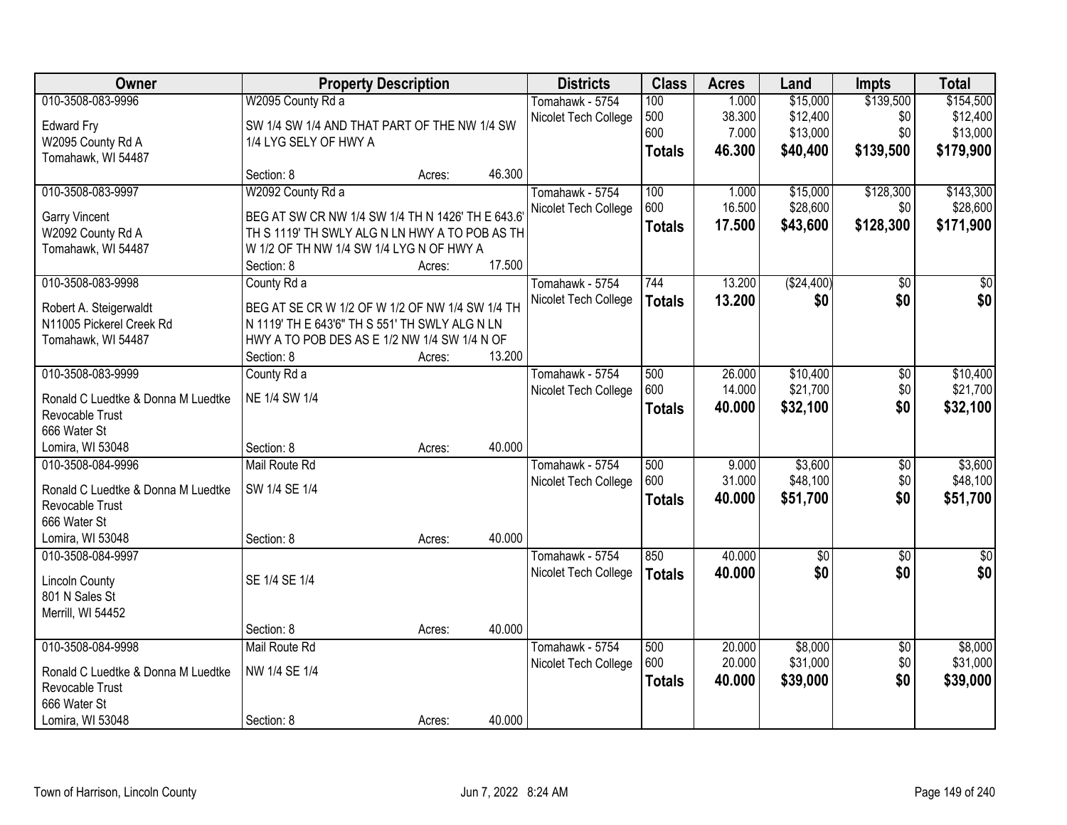| Owner | Property Description | Districts | Class | Acres | Land | Impts | Total |
|---|---|---|---|---|---|---|---|
| 010-3508-083-9996<br><br>Edward Fry<br>W2095 County Rd A<br>Tomahawk, WI 54487 | W2095 County Rd a<br><br>SW 1/4 SW 1/4 AND THAT PART OF THE NW 1/4 SW 1/4 LYG SELY OF HWY A<br><br>Section: 8 Acres: 46.300 | Tomahawk - 5754<br>Nicolet Tech College | 100<br>500<br>600<br>**Totals** | 1.000<br>38.300<br>7.000<br>**46.300** | $15,000<br>$12,400<br>$13,000<br>**$40,400** | $139,500<br>$0<br>$0<br>**$139,500** | $154,500<br>$12,400<br>$13,000<br>**$179,900** |
| 010-3508-083-9997<br><br>Garry Vincent<br>W2092 County Rd A<br>Tomahawk, WI 54487 | W2092 County Rd a<br><br>BEG AT SW CR NW 1/4 SW 1/4 TH N 1426' TH E 643.6' TH S 1119' TH SWLY ALG N LN HWY A TO POB AS TH W 1/2 OF TH NW 1/4 SW 1/4 LYG N OF HWY A<br>Section: 8 Acres: 17.500 | Tomahawk - 5754<br>Nicolet Tech College | 100<br>600<br>**Totals** | 1.000<br>16.500<br>**17.500** | $15,000<br>$28,600<br>**$43,600** | $128,300<br>$0<br>**$128,300** | $143,300<br>$28,600<br>**$171,900** |
| 010-3508-083-9998<br><br>Robert A. Steigerwaldt<br>N11005 Pickerel Creek Rd<br>Tomahawk, WI 54487 | County Rd a<br><br>BEG AT SE CR W 1/2 OF W 1/2 OF NW 1/4 SW 1/4 TH N 1119' TH E 643'6" TH S 551' TH SWLY ALG N LN HWY A TO POB DES AS E 1/2 NW 1/4 SW 1/4 N OF<br>Section: 8 Acres: 13.200 | Tomahawk - 5754<br>Nicolet Tech College | 744<br>**Totals** | 13.200<br>**13.200** | ($24,400)<br>**$0** | $0<br>**$0** | $0<br>**$0** |
| 010-3508-083-9999<br><br>Ronald C Luedtke & Donna M Luedtke Revocable Trust<br>666 Water St<br>Lomira, WI 53048 | County Rd a<br><br>NE 1/4 SW 1/4<br><br>Section: 8 Acres: 40.000 | Tomahawk - 5754<br>Nicolet Tech College | 500<br>600<br>**Totals** | 26.000<br>14.000<br>**40.000** | $10,400<br>$21,700<br>**$32,100** | $0<br>$0<br>**$0** | $10,400<br>$21,700<br>**$32,100** |
| 010-3508-084-9996<br><br>Ronald C Luedtke & Donna M Luedtke Revocable Trust<br>666 Water St<br>Lomira, WI 53048 | Mail Route Rd<br><br>SW 1/4 SE 1/4<br><br>Section: 8 Acres: 40.000 | Tomahawk - 5754<br>Nicolet Tech College | 500<br>600<br>**Totals** | 9.000<br>31.000<br>**40.000** | $3,600<br>$48,100<br>**$51,700** | $0<br>$0<br>**$0** | $3,600<br>$48,100<br>**$51,700** |
| 010-3508-084-9997<br><br>Lincoln County<br>801 N Sales St<br>Merrill, WI 54452 | <br><br>SE 1/4 SE 1/4<br><br>Section: 8 Acres: 40.000 | Tomahawk - 5754<br>Nicolet Tech College | 850<br>**Totals** | 40.000<br>**40.000** | $0<br>**$0** | $0<br>**$0** | $0<br>**$0** |
| 010-3508-084-9998<br><br>Ronald C Luedtke & Donna M Luedtke Revocable Trust<br>666 Water St<br>Lomira, WI 53048 | Mail Route Rd<br><br>NW 1/4 SE 1/4<br><br>Section: 8 Acres: 40.000 | Tomahawk - 5754<br>Nicolet Tech College | 500<br>600<br>**Totals** | 20.000<br>20.000<br>**40.000** | $8,000<br>$31,000<br>**$39,000** | $0<br>$0<br>**$0** | $8,000<br>$31,000<br>**$39,000** |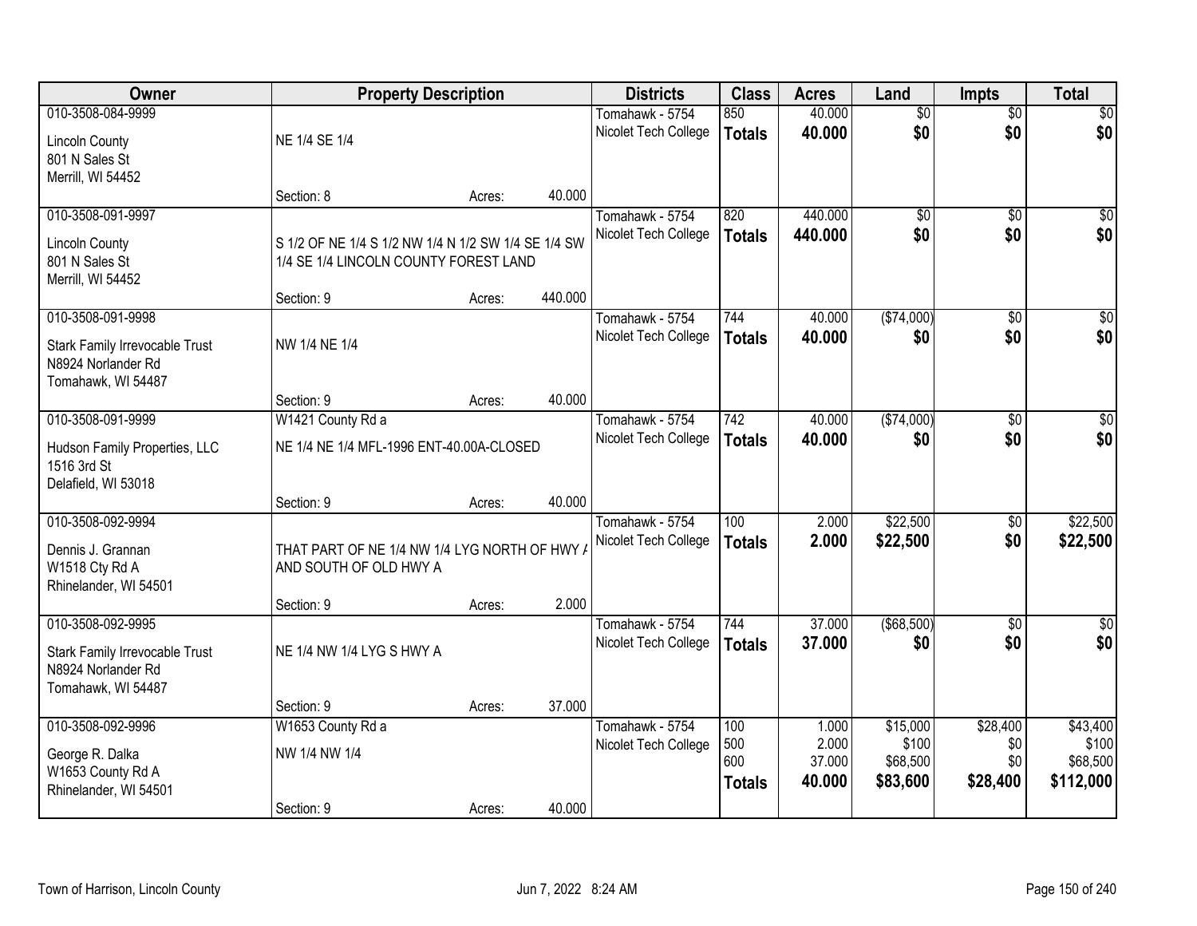| Owner | Property Description | | | Districts | Class | Acres | Land | Impts | Total |
|---|---|---|---|---|---|---|---|---|---|
| 010-3508-084-9999<br>Lincoln County<br>801 N Sales St<br>Merrill, WI 54452 | NE 1/4 SE 1/4<br>Section: 8 | Acres: | 40.000 | Tomahawk - 5754<br>Nicolet Tech College | 850<br>**Totals** | 40.000<br>**40.000** | $0<br>**$0** | $0<br>**$0** | $0<br>**$0** |
| 010-3508-091-9997<br>Lincoln County<br>801 N Sales St<br>Merrill, WI 54452 | S 1/2 OF NE 1/4 S 1/2 NW 1/4 N 1/2 SW 1/4 SE 1/4 SW 1/4 SE 1/4 LINCOLN COUNTY FOREST LAND<br>Section: 9 | Acres: | 440.000 | Tomahawk - 5754<br>Nicolet Tech College | 820<br>**Totals** | 440.000<br>**440.000** | $0<br>**$0** | $0<br>**$0** | $0<br>**$0** |
| 010-3508-091-9998<br>Stark Family Irrevocable Trust<br>N8924 Norlander Rd<br>Tomahawk, WI 54487 | NW 1/4 NE 1/4<br>Section: 9 | Acres: | 40.000 | Tomahawk - 5754<br>Nicolet Tech College | 744<br>**Totals** | 40.000<br>**40.000** | ($74,000)<br>**$0** | $0<br>**$0** | $0<br>**$0** |
| 010-3508-091-9999<br>Hudson Family Properties, LLC<br>1516 3rd St<br>Delafield, WI 53018 | W1421 County Rd a<br>NE 1/4 NE 1/4 MFL-1996 ENT-40.00A-CLOSED<br>Section: 9 | Acres: | 40.000 | Tomahawk - 5754<br>Nicolet Tech College | 742<br>**Totals** | 40.000<br>**40.000** | ($74,000)<br>**$0** | $0<br>**$0** | $0<br>**$0** |
| 010-3508-092-9994<br>Dennis J. Grannan<br>W1518 Cty Rd A<br>Rhinelander, WI 54501 | THAT PART OF NE 1/4 NW 1/4 LYG NORTH OF HWY A AND SOUTH OF OLD HWY A<br>Section: 9 | Acres: | 2.000 | Tomahawk - 5754<br>Nicolet Tech College | 100<br>**Totals** | 2.000<br>**2.000** | $22,500<br>**$22,500** | $0<br>**$0** | $22,500<br>**$22,500** |
| 010-3508-092-9995<br>Stark Family Irrevocable Trust<br>N8924 Norlander Rd<br>Tomahawk, WI 54487 | NE 1/4 NW 1/4 LYG S HWY A<br>Section: 9 | Acres: | 37.000 | Tomahawk - 5754<br>Nicolet Tech College | 744<br>**Totals** | 37.000<br>**37.000** | ($68,500)<br>**$0** | $0<br>**$0** | $0<br>**$0** |
| 010-3508-092-9996<br>George R. Dalka<br>W1653 County Rd A<br>Rhinelander, WI 54501 | W1653 County Rd a<br>NW 1/4 NW 1/4<br>Section: 9 | Acres: | 40.000 | Tomahawk - 5754<br>Nicolet Tech College | 100<br>500<br>600<br>**Totals** | 1.000<br>2.000<br>37.000<br>**40.000** | $15,000<br>$100<br>$68,500<br>**$83,600** | $28,400<br>$0<br>$0<br>**$28,400** | $43,400<br>$100<br>$68,500<br>**$112,000** |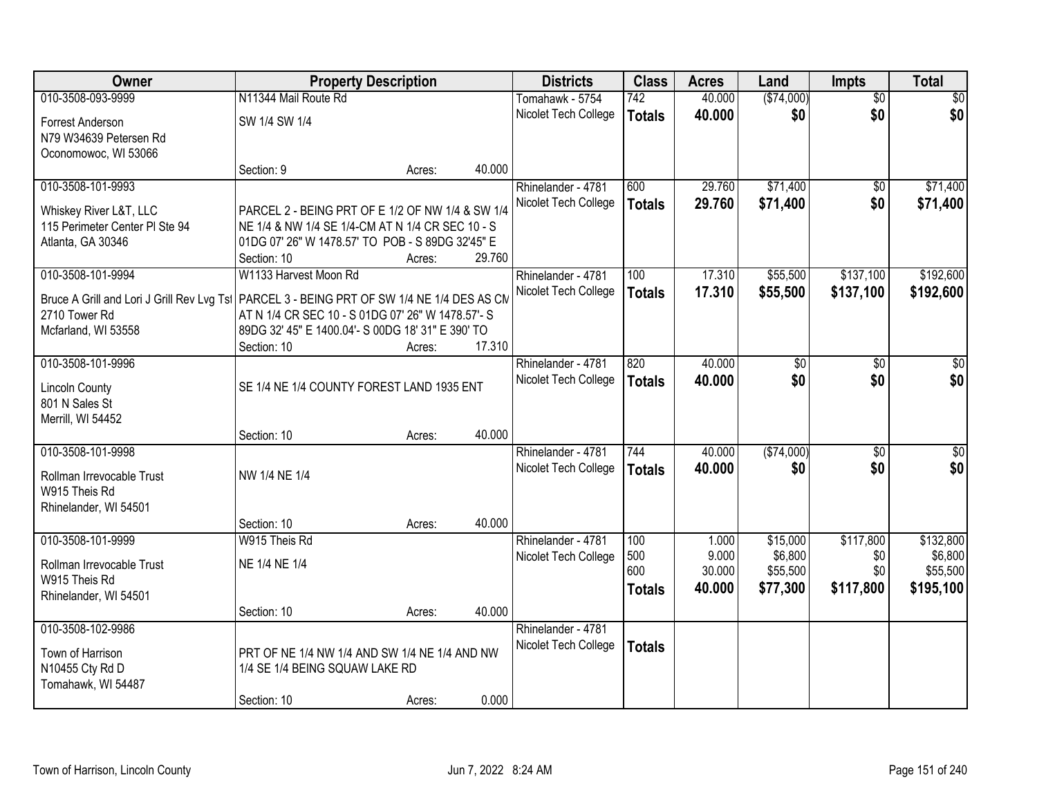| Owner | Property Description | | | Districts | Class | Acres | Land | Impts | Total |
|---|---|---|---|---|---|---|---|---|---|
| 010-3508-093-9999 | N11344 Mail Route Rd | | | Tomahawk - 5754 | 742 | 40.000 | ($74,000) | $0 | $0 |
| Forrest Anderson<br>N79 W34639 Petersen Rd<br>Oconomowoc, WI 53066 | SW 1/4 SW 1/4 | | | Nicolet Tech College | **Totals** | **40.000** | **$0** | **$0** | **$0** |
| | Section: 9 | Acres: | 40.000 | | | | | | |
| 010-3508-101-9993 | | | | Rhinelander - 4781 | 600 | 29.760 | $71,400 | $0 | $71,400 |
| Whiskey River L&T, LLC<br>115 Perimeter Center Pl Ste 94<br>Atlanta, GA 30346 | PARCEL 2 - BEING PRT OF E 1/2 OF NW 1/4 & SW 1/4 NE 1/4 & NW 1/4 SE 1/4-CM AT N 1/4 CR SEC 10 - S 01DG 07' 26" W 1478.57' TO POB - S 89DG 32'45" E | | | Nicolet Tech College | **Totals** | **29.760** | **$71,400** | **$0** | **$71,400** |
| | Section: 10 | Acres: | 29.760 | | | | | | |
| 010-3508-101-9994 | W1133 Harvest Moon Rd | | | Rhinelander - 4781 | 100 | 17.310 | $55,500 | $137,100 | $192,600 |
| Bruce A Grill and Lori J Grill Rev Lvg Tst<br>2710 Tower Rd<br>Mcfarland, WI 53558 | PARCEL 3 - BEING PRT OF SW 1/4 NE 1/4 DES AS CM AT N 1/4 CR SEC 10 - S 01DG 07' 26" W 1478.57'- S 89DG 32' 45" E 1400.04'- S 00DG 18' 31" E 390' TO | | | Nicolet Tech College | **Totals** | **17.310** | **$55,500** | **$137,100** | **$192,600** |
| | Section: 10 | Acres: | 17.310 | | | | | | |
| 010-3508-101-9996 | | | | Rhinelander - 4781 | 820 | 40.000 | $0 | $0 | $0 |
| Lincoln County<br>801 N Sales St<br>Merrill, WI 54452 | SE 1/4 NE 1/4 COUNTY FOREST LAND 1935 ENT | | | Nicolet Tech College | **Totals** | **40.000** | **$0** | **$0** | **$0** |
| | Section: 10 | Acres: | 40.000 | | | | | | |
| 010-3508-101-9998 | | | | Rhinelander - 4781 | 744 | 40.000 | ($74,000) | $0 | $0 |
| Rollman Irrevocable Trust<br>W915 Theis Rd<br>Rhinelander, WI 54501 | NW 1/4 NE 1/4 | | | Nicolet Tech College | **Totals** | **40.000** | **$0** | **$0** | **$0** |
| | Section: 10 | Acres: | 40.000 | | | | | | |
| 010-3508-101-9999 | W915 Theis Rd | | | Rhinelander - 4781 | 100<br>500<br>600 | 1.000<br>9.000<br>30.000 | $15,000<br>$6,800<br>$55,500 | $117,800<br>$0<br>$0 | $132,800<br>$6,800<br>$55,500 |
| Rollman Irrevocable Trust<br>W915 Theis Rd<br>Rhinelander, WI 54501 | NE 1/4 NE 1/4 | | | Nicolet Tech College | **Totals** | **40.000** | **$77,300** | **$117,800** | **$195,100** |
| | Section: 10 | Acres: | 40.000 | | | | | | |
| 010-3508-102-9986 | | | | Rhinelander - 4781 | | | | | |
| Town of Harrison<br>N10455 Cty Rd D<br>Tomahawk, WI 54487 | PRT OF NE 1/4 NW 1/4 AND SW 1/4 NE 1/4 AND NW 1/4 SE 1/4 BEING SQUAW LAKE RD | | | Nicolet Tech College | **Totals** | | | | |
| | Section: 10 | Acres: | 0.000 | | | | | | |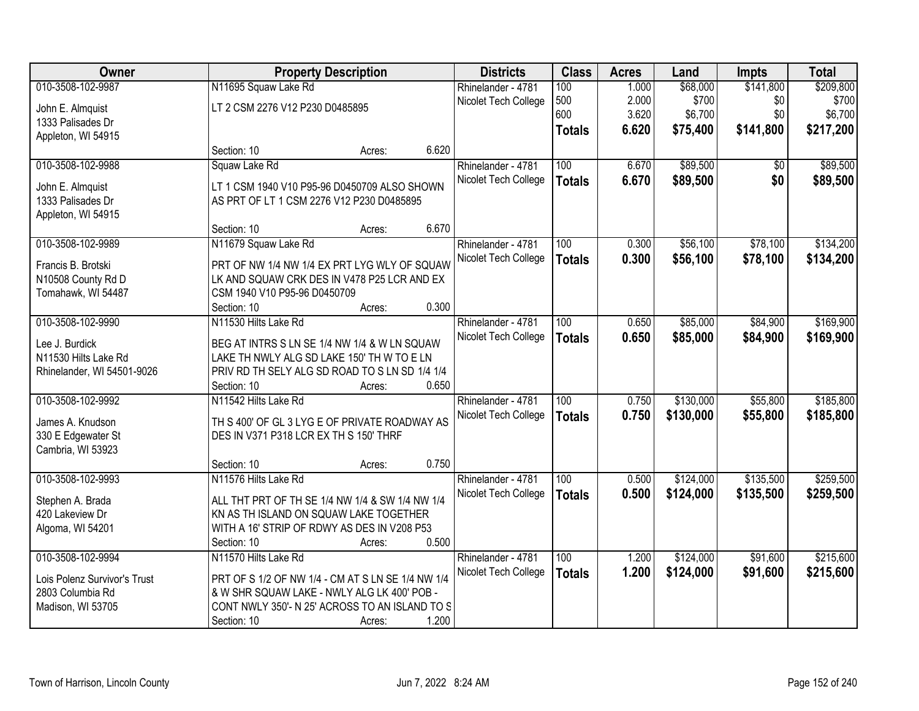| Owner | Property Description | Districts | Class | Acres | Land | Impts | Total |
|---|---|---|---|---|---|---|---|
| 010-3508-102-9987<br>John E. Almquist<br>1333 Palisades Dr<br>Appleton, WI 54915 | N11695 Squaw Lake Rd<br>LT 2 CSM 2276 V12 P230 D0485895<br>Section: 10 Acres: 6.620 | Rhinelander - 4781<br>Nicolet Tech College | 100<br>500<br>600<br>**Totals** | 1.000<br>2.000<br>3.620<br>**6.620** | $68,000<br>$700<br>$6,700<br>**$75,400** | $141,800<br>$0<br>$0<br>**$141,800** | $209,800<br>$700<br>$6,700<br>**$217,200** |
| 010-3508-102-9988<br>John E. Almquist<br>1333 Palisades Dr<br>Appleton, WI 54915 | Squaw Lake Rd<br>LT 1 CSM 1940 V10 P95-96 D0450709 ALSO SHOWN AS PRT OF LT 1 CSM 2276 V12 P230 D0485895<br>Section: 10 Acres: 6.670 | Rhinelander - 4781<br>Nicolet Tech College | 100<br>**Totals** | 6.670<br>**6.670** | $89,500<br>**$89,500** | $0<br>**$0** | $89,500<br>**$89,500** |
| 010-3508-102-9989<br>Francis B. Brotski<br>N10508 County Rd D<br>Tomahawk, WI 54487 | N11679 Squaw Lake Rd<br>PRT OF NW 1/4 NW 1/4 EX PRT LYG WLY OF SQUAW LK AND SQUAW CRK DES IN V478 P25 LCR AND EX CSM 1940 V10 P95-96 D0450709<br>Section: 10 Acres: 0.300 | Rhinelander - 4781<br>Nicolet Tech College | 100<br>**Totals** | 0.300<br>**0.300** | $56,100<br>**$56,100** | $78,100<br>**$78,100** | $134,200<br>**$134,200** |
| 010-3508-102-9990<br>Lee J. Burdick<br>N11530 Hilts Lake Rd<br>Rhinelander, WI 54501-9026 | N11530 Hilts Lake Rd<br>BEG AT INTRS S LN SE 1/4 NW 1/4 & W LN SQUAW LAKE TH NWLY ALG SD LAKE 150' TH W TO E LN PRIV RD TH SELY ALG SD ROAD TO S LN SD 1/4 1/4<br>Section: 10 Acres: 0.650 | Rhinelander - 4781<br>Nicolet Tech College | 100<br>**Totals** | 0.650<br>**0.650** | $85,000<br>**$85,000** | $84,900<br>**$84,900** | $169,900<br>**$169,900** |
| 010-3508-102-9992<br>James A. Knudson<br>330 E Edgewater St<br>Cambria, WI 53923 | N11542 Hilts Lake Rd<br>TH S 400' OF GL 3 LYG E OF PRIVATE ROADWAY AS DES IN V371 P318 LCR EX TH S 150' THRF<br>Section: 10 Acres: 0.750 | Rhinelander - 4781<br>Nicolet Tech College | 100<br>**Totals** | 0.750<br>**0.750** | $130,000<br>**$130,000** | $55,800<br>**$55,800** | $185,800<br>**$185,800** |
| 010-3508-102-9993<br>Stephen A. Brada<br>420 Lakeview Dr<br>Algoma, WI 54201 | N11576 Hilts Lake Rd<br>ALL THT PRT OF TH SE 1/4 NW 1/4 & SW 1/4 NW 1/4 KN AS TH ISLAND ON SQUAW LAKE TOGETHER WITH A 16' STRIP OF RDWY AS DES IN V208 P53<br>Section: 10 Acres: 0.500 | Rhinelander - 4781<br>Nicolet Tech College | 100<br>**Totals** | 0.500<br>**0.500** | $124,000<br>**$124,000** | $135,500<br>**$135,500** | $259,500<br>**$259,500** |
| 010-3508-102-9994<br>Lois Polenz Survivor's Trust<br>2803 Columbia Rd<br>Madison, WI 53705 | N11570 Hilts Lake Rd<br>PRT OF S 1/2 OF NW 1/4 - CM AT S LN SE 1/4 NW 1/4 & W SHR SQUAW LAKE - NWLY ALG LK 400' POB - CONT NWLY 350'- N 25' ACROSS TO AN ISLAND TO S<br>Section: 10 Acres: 1.200 | Rhinelander - 4781<br>Nicolet Tech College | 100<br>**Totals** | 1.200<br>**1.200** | $124,000<br>**$124,000** | $91,600<br>**$91,600** | $215,600<br>**$215,600** |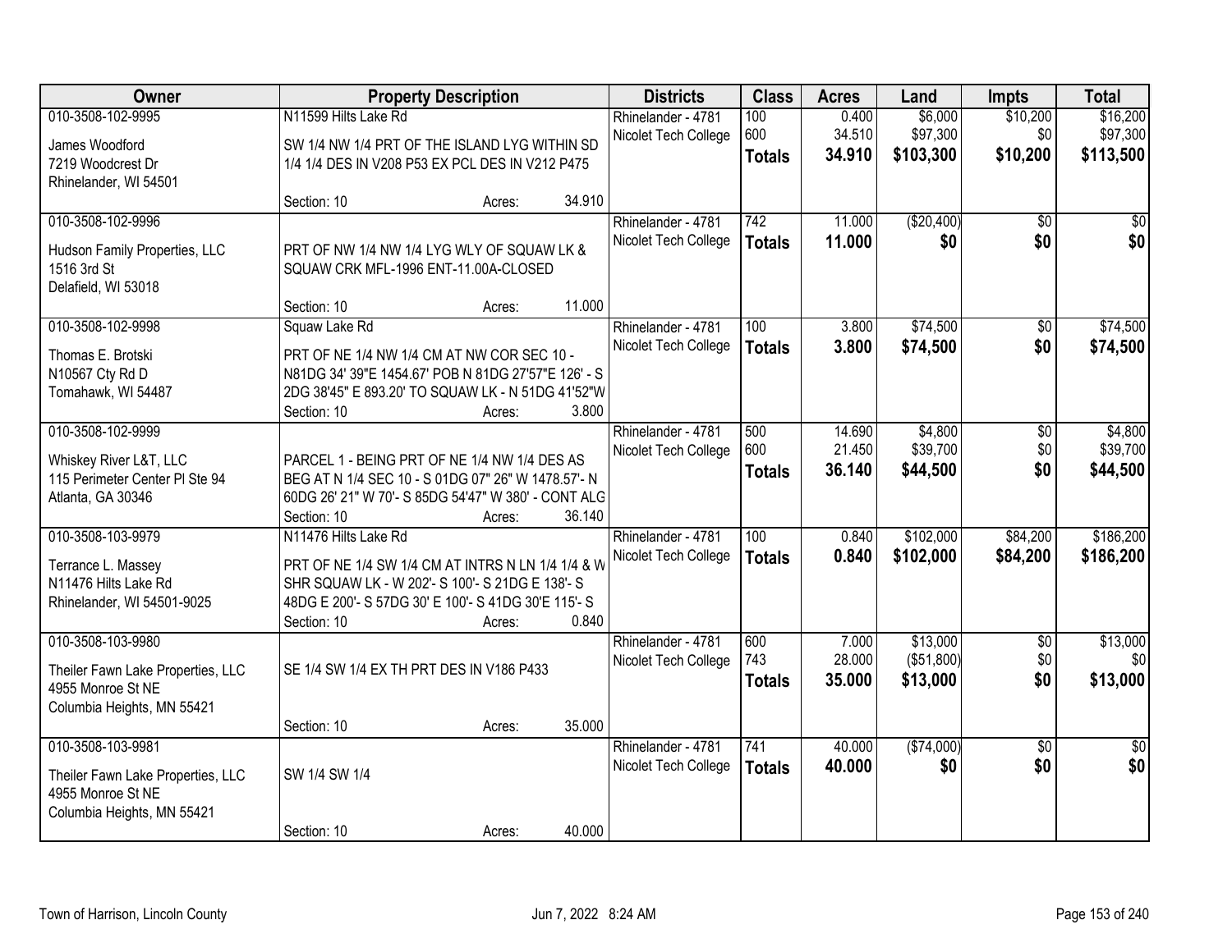| Owner | Property Description | Districts | Class | Acres | Land | Impts | Total |
|---|---|---|---|---|---|---|---|
| 010-3508-102-9995<br>James Woodford<br>7219 Woodcrest Dr<br>Rhinelander, WI 54501 | N11599 Hilts Lake Rd<br>SW 1/4 NW 1/4 PRT OF THE ISLAND LYG WITHIN SD 1/4 1/4 DES IN V208 P53 EX PCL DES IN V212 P475<br>Section: 10 Acres: 34.910 | Rhinelander - 4781<br>Nicolet Tech College | 100<br>600<br>**Totals** | 0.400<br>34.510<br>**34.910** | $6,000<br>$97,300<br>**$103,300** | $10,200<br>$0<br>**$10,200** | $16,200<br>$97,300<br>**$113,500** |
| 010-3508-102-9996<br>Hudson Family Properties, LLC<br>1516 3rd St<br>Delafield, WI 53018 | PRT OF NW 1/4 NW 1/4 LYG WLY OF SQUAW LK & SQUAW CRK MFL-1996 ENT-11.00A-CLOSED<br>Section: 10 Acres: 11.000 | Rhinelander - 4781<br>Nicolet Tech College | 742<br>**Totals** | 11.000<br>**11.000** | ($20,400)<br>**$0** | $0<br>**$0** | $0<br>**$0** |
| 010-3508-102-9998<br>Thomas E. Brotski<br>N10567 Cty Rd D<br>Tomahawk, WI 54487 | Squaw Lake Rd<br>PRT OF NE 1/4 NW 1/4 CM AT NW COR SEC 10 - N81DG 34' 39"E 1454.67' POB N 81DG 27'57"E 126' - S 2DG 38'45" E 893.20' TO SQUAW LK - N 51DG 41'52"W<br>Section: 10 Acres: 3.800 | Rhinelander - 4781<br>Nicolet Tech College | 100<br>**Totals** | 3.800<br>**3.800** | $74,500<br>**$74,500** | $0<br>**$0** | $74,500<br>**$74,500** |
| 010-3508-102-9999<br>Whiskey River L&T, LLC<br>115 Perimeter Center Pl Ste 94<br>Atlanta, GA 30346 | PARCEL 1 - BEING PRT OF NE 1/4 NW 1/4 DES AS BEG AT N 1/4 SEC 10 - S 01DG 07" 26" W 1478.57'- N 60DG 26' 21" W 70'- S 85DG 54'47" W 380' - CONT ALG<br>Section: 10 Acres: 36.140 | Rhinelander - 4781<br>Nicolet Tech College | 500<br>600<br>**Totals** | 14.690<br>21.450<br>**36.140** | $4,800<br>$39,700<br>**$44,500** | $0<br>$0<br>**$0** | $4,800<br>$39,700<br>**$44,500** |
| 010-3508-103-9979<br>Terrance L. Massey<br>N11476 Hilts Lake Rd<br>Rhinelander, WI 54501-9025 | N11476 Hilts Lake Rd<br>PRT OF NE 1/4 SW 1/4 CM AT INTRS N LN 1/4 1/4 & W SHR SQUAW LK - W 202'- S 100'- S 21DG E 138'- S 48DG E 200'- S 57DG 30' E 100'- S 41DG 30'E 115'- S<br>Section: 10 Acres: 0.840 | Rhinelander - 4781<br>Nicolet Tech College | 100<br>**Totals** | 0.840<br>**0.840** | $102,000<br>**$102,000** | $84,200<br>**$84,200** | $186,200<br>**$186,200** |
| 010-3508-103-9980<br>Theiler Fawn Lake Properties, LLC<br>4955 Monroe St NE<br>Columbia Heights, MN 55421 | SE 1/4 SW 1/4 EX TH PRT DES IN V186 P433<br>Section: 10 Acres: 35.000 | Rhinelander - 4781<br>Nicolet Tech College | 600<br>743<br>**Totals** | 7.000<br>28.000<br>**35.000** | $13,000<br>($51,800)<br>**$13,000** | $0<br>$0<br>**$0** | $13,000<br>$0<br>**$13,000** |
| 010-3508-103-9981<br>Theiler Fawn Lake Properties, LLC<br>4955 Monroe St NE<br>Columbia Heights, MN 55421 | SW 1/4 SW 1/4<br>Section: 10 Acres: 40.000 | Rhinelander - 4781<br>Nicolet Tech College | 741<br>**Totals** | 40.000<br>**40.000** | ($74,000)<br>**$0** | $0<br>**$0** | $0<br>**$0** |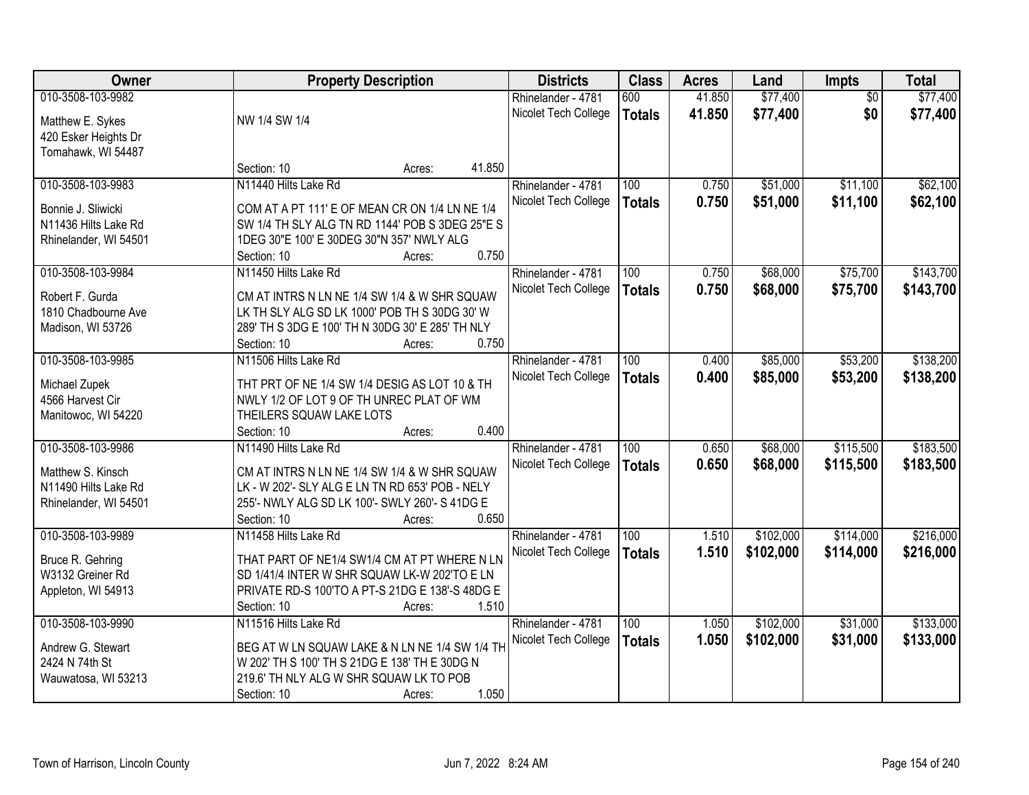| Owner | Property Description | Districts | Class | Acres | Land | Impts | Total |
|---|---|---|---|---|---|---|---|
| 010-3508-103-9982<br>Matthew E. Sykes<br>420 Esker Heights Dr<br>Tomahawk, WI 54487 | NW 1/4 SW 1/4<br>Section: 10 Acres: 41.850 | Rhinelander - 4781<br>Nicolet Tech College | 600<br>**Totals** | 41.850<br>**41.850** | $77,400<br>**$77,400** | $0<br>**$0** | $77,400<br>**$77,400** |
| 010-3508-103-9983<br>Bonnie J. Sliwicki<br>N11436 Hilts Lake Rd<br>Rhinelander, WI 54501 | N11440 Hilts Lake Rd<br>COM AT A PT 111' E OF MEAN CR ON 1/4 LN NE 1/4 SW 1/4 TH SLY ALG TN RD 1144' POB S 3DEG 25"E S 1DEG 30"E 100' E 30DEG 30"N 357' NWLY ALG<br>Section: 10 Acres: 0.750 | Rhinelander - 4781<br>Nicolet Tech College | 100<br>**Totals** | 0.750<br>**0.750** | $51,000<br>**$51,000** | $11,100<br>**$11,100** | $62,100<br>**$62,100** |
| 010-3508-103-9984<br>Robert F. Gurda<br>1810 Chadbourne Ave<br>Madison, WI 53726 | N11450 Hilts Lake Rd<br>CM AT INTRS N LN NE 1/4 SW 1/4 & W SHR SQUAW LK TH SLY ALG SD LK 1000' POB TH S 30DG 30' W 289' TH S 3DG E 100' TH N 30DG 30' E 285' TH NLY<br>Section: 10 Acres: 0.750 | Rhinelander - 4781<br>Nicolet Tech College | 100<br>**Totals** | 0.750<br>**0.750** | $68,000<br>**$68,000** | $75,700<br>**$75,700** | $143,700<br>**$143,700** |
| 010-3508-103-9985<br>Michael Zupek<br>4566 Harvest Cir<br>Manitowoc, WI 54220 | N11506 Hilts Lake Rd<br>THT PRT OF NE 1/4 SW 1/4 DESIG AS LOT 10 & TH NWLY 1/2 OF LOT 9 OF TH UNREC PLAT OF WM THEILERS SQUAW LAKE LOTS<br>Section: 10 Acres: 0.400 | Rhinelander - 4781<br>Nicolet Tech College | 100<br>**Totals** | 0.400<br>**0.400** | $85,000<br>**$85,000** | $53,200<br>**$53,200** | $138,200<br>**$138,200** |
| 010-3508-103-9986<br>Matthew S. Kinsch<br>N11490 Hilts Lake Rd<br>Rhinelander, WI 54501 | N11490 Hilts Lake Rd<br>CM AT INTRS N LN NE 1/4 SW 1/4 & W SHR SQUAW LK - W 202'- SLY ALG E LN TN RD 653' POB - NELY 255'- NWLY ALG SD LK 100'- SWLY 260'- S 41DG E<br>Section: 10 Acres: 0.650 | Rhinelander - 4781<br>Nicolet Tech College | 100<br>**Totals** | 0.650<br>**0.650** | $68,000<br>**$68,000** | $115,500<br>**$115,500** | $183,500<br>**$183,500** |
| 010-3508-103-9989<br>Bruce R. Gehring<br>W3132 Greiner Rd<br>Appleton, WI 54913 | N11458 Hilts Lake Rd<br>THAT PART OF NE1/4 SW1/4 CM AT PT WHERE N LN SD 1/41/4 INTER W SHR SQUAW LK-W 202'TO E LN PRIVATE RD-S 100'TO A PT-S 21DG E 138'-S 48DG E<br>Section: 10 Acres: 1.510 | Rhinelander - 4781<br>Nicolet Tech College | 100<br>**Totals** | 1.510<br>**1.510** | $102,000<br>**$102,000** | $114,000<br>**$114,000** | $216,000<br>**$216,000** |
| 010-3508-103-9990<br>Andrew G. Stewart<br>2424 N 74th St<br>Wauwatosa, WI 53213 | N11516 Hilts Lake Rd<br>BEG AT W LN SQUAW LAKE & N LN NE 1/4 SW 1/4 TH W 202' TH S 100' TH S 21DG E 138' TH E 30DG N 219.6' TH NLY ALG W SHR SQUAW LK TO POB<br>Section: 10 Acres: 1.050 | Rhinelander - 4781<br>Nicolet Tech College | 100<br>**Totals** | 1.050<br>**1.050** | $102,000<br>**$102,000** | $31,000<br>**$31,000** | $133,000<br>**$133,000** |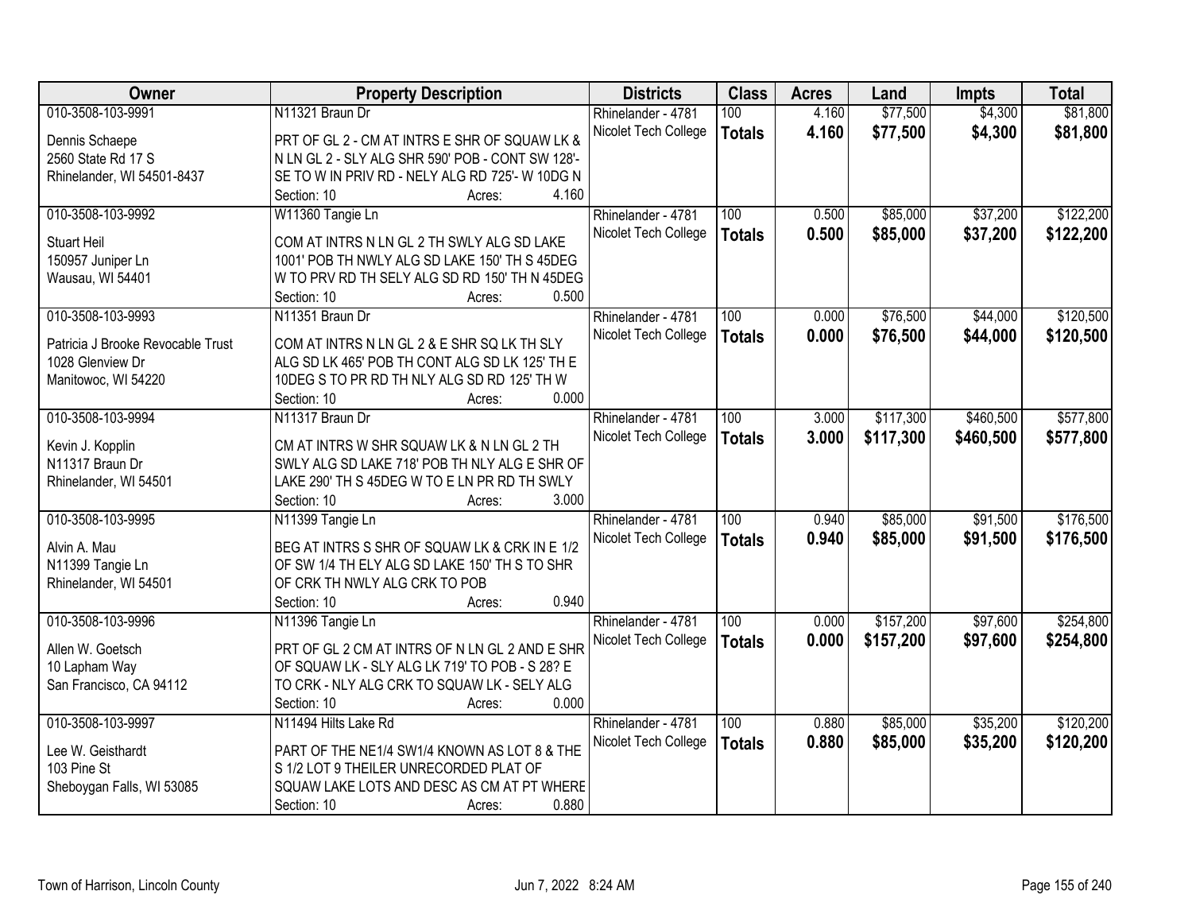| Owner | Property Description | Districts | Class | Acres | Land | Impts | Total |
|---|---|---|---|---|---|---|---|
| 010-3508-103-9991<br><br>Dennis Schaepe<br>2560 State Rd 17 S<br>Rhinelander, WI 54501-8437 | N11321 Braun Dr<br><br>PRT OF GL 2 - CM AT INTRS E SHR OF SQUAW LK & N LN GL 2 - SLY ALG SHR 590' POB - CONT SW 128'- SE TO W IN PRIV RD - NELY ALG RD 725'- W 10DG N<br>Section: 10 Acres: 4.160 | Rhinelander - 4781<br>Nicolet Tech College | 100<br>**Totals** | 4.160<br>**4.160** | $77,500<br>**$77,500** | $4,300<br>**$4,300** | $81,800<br>**$81,800** |
| 010-3508-103-9992<br><br>Stuart Heil<br>150957 Juniper Ln<br>Wausau, WI 54401 | W11360 Tangie Ln<br><br>COM AT INTRS N LN GL 2 TH SWLY ALG SD LAKE 1001' POB TH NWLY ALG SD LAKE 150' TH S 45DEG W TO PRV RD TH SELY ALG SD RD 150' TH N 45DEG<br>Section: 10 Acres: 0.500 | Rhinelander - 4781<br>Nicolet Tech College | 100<br>**Totals** | 0.500<br>**0.500** | $85,000<br>**$85,000** | $37,200<br>**$37,200** | $122,200<br>**$122,200** |
| 010-3508-103-9993<br><br>Patricia J Brooke Revocable Trust<br>1028 Glenview Dr<br>Manitowoc, WI 54220 | N11351 Braun Dr<br><br>COM AT INTRS N LN GL 2 & E SHR SQ LK TH SLY ALG SD LK 465' POB TH CONT ALG SD LK 125' TH E 10DEG S TO PR RD TH NLY ALG SD RD 125' TH W<br>Section: 10 Acres: 0.000 | Rhinelander - 4781<br>Nicolet Tech College | 100<br>**Totals** | 0.000<br>**0.000** | $76,500<br>**$76,500** | $44,000<br>**$44,000** | $120,500<br>**$120,500** |
| 010-3508-103-9994<br><br>Kevin J. Kopplin<br>N11317 Braun Dr<br>Rhinelander, WI 54501 | N11317 Braun Dr<br><br>CM AT INTRS W SHR SQUAW LK & N LN GL 2 TH SWLY ALG SD LAKE 718' POB TH NLY ALG E SHR OF LAKE 290' TH S 45DEG W TO E LN PR RD TH SWLY<br>Section: 10 Acres: 3.000 | Rhinelander - 4781<br>Nicolet Tech College | 100<br>**Totals** | 3.000<br>**3.000** | $117,300<br>**$117,300** | $460,500<br>**$460,500** | $577,800<br>**$577,800** |
| 010-3508-103-9995<br><br>Alvin A. Mau<br>N11399 Tangie Ln<br>Rhinelander, WI 54501 | N11399 Tangie Ln<br><br>BEG AT INTRS S SHR OF SQUAW LK & CRK IN E 1/2 OF SW 1/4 TH ELY ALG SD LAKE 150' TH S TO SHR OF CRK TH NWLY ALG CRK TO POB<br>Section: 10 Acres: 0.940 | Rhinelander - 4781<br>Nicolet Tech College | 100<br>**Totals** | 0.940<br>**0.940** | $85,000<br>**$85,000** | $91,500<br>**$91,500** | $176,500<br>**$176,500** |
| 010-3508-103-9996<br><br>Allen W. Goetsch<br>10 Lapham Way<br>San Francisco, CA 94112 | N11396 Tangie Ln<br><br>PRT OF GL 2 CM AT INTRS OF N LN GL 2 AND E SHR OF SQUAW LK - SLY ALG LK 719' TO POB - S 28? E TO CRK - NLY ALG CRK TO SQUAW LK - SELY ALG<br>Section: 10 Acres: 0.000 | Rhinelander - 4781<br>Nicolet Tech College | 100<br>**Totals** | 0.000<br>**0.000** | $157,200<br>**$157,200** | $97,600<br>**$97,600** | $254,800<br>**$254,800** |
| 010-3508-103-9997<br><br>Lee W. Geisthardt<br>103 Pine St<br>Sheboygan Falls, WI 53085 | N11494 Hilts Lake Rd<br><br>PART OF THE NE1/4 SW1/4 KNOWN AS LOT 8 & THE S 1/2 LOT 9 THEILER UNRECORDED PLAT OF SQUAW LAKE LOTS AND DESC AS CM AT PT WHERE<br>Section: 10 Acres: 0.880 | Rhinelander - 4781<br>Nicolet Tech College | 100<br>**Totals** | 0.880<br>**0.880** | $85,000<br>**$85,000** | $35,200<br>**$35,200** | $120,200<br>**$120,200** |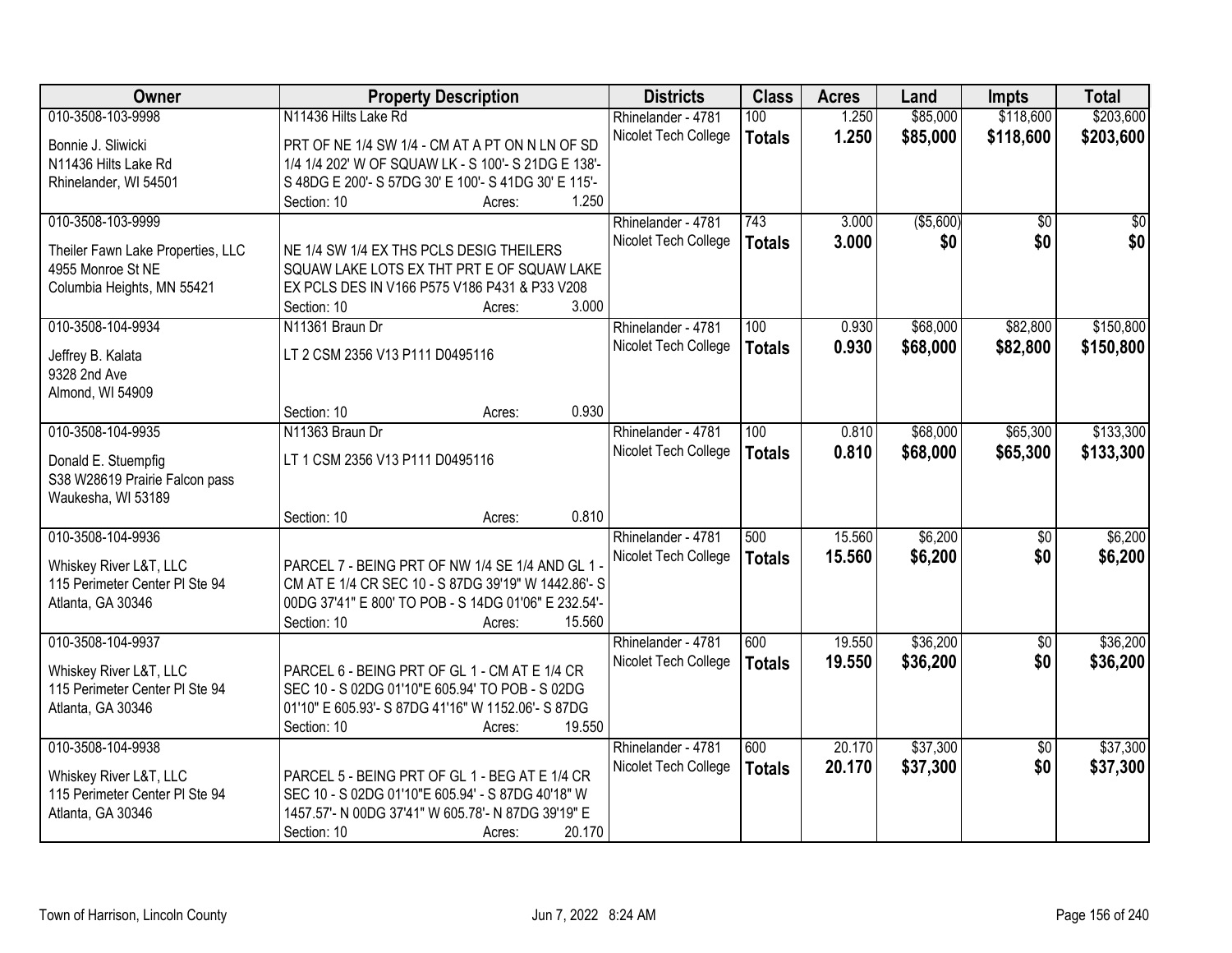| Owner | Property Description | Districts | Class | Acres | Land | Impts | Total |
|---|---|---|---|---|---|---|---|
| 010-3508-103-9998<br>Bonnie J. Sliwicki<br>N11436 Hilts Lake Rd<br>Rhinelander, WI 54501 | N11436 Hilts Lake Rd<br>PRT OF NE 1/4 SW 1/4 - CM AT A PT ON N LN OF SD 1/4 1/4 202' W OF SQUAW LK - S 100'- S 21DG E 138'- S 48DG E 200'- S 57DG 30' E 100'- S 41DG 30' E 115'-<br>Section: 10 Acres: 1.250 | Rhinelander - 4781<br>Nicolet Tech College | 100<br>**Totals** | 1.250<br>**1.250** | $85,000<br>**$85,000** | $118,600<br>**$118,600** | $203,600<br>**$203,600** |
| 010-3508-103-9999<br>Theiler Fawn Lake Properties, LLC<br>4955 Monroe St NE<br>Columbia Heights, MN 55421 | NE 1/4 SW 1/4 EX THS PCLS DESIG THEILERS SQUAW LAKE LOTS EX THT PRT E OF SQUAW LAKE EX PCLS DES IN V166 P575 V186 P431 & P33 V208<br>Section: 10 Acres: 3.000 | Rhinelander - 4781<br>Nicolet Tech College | 743<br>**Totals** | 3.000<br>**3.000** | ($5,600)<br>**$0** | $0<br>**$0** | $0<br>**$0** |
| 010-3508-104-9934<br>Jeffrey B. Kalata<br>9328 2nd Ave<br>Almond, WI 54909 | N11361 Braun Dr<br>LT 2 CSM 2356 V13 P111 D0495116<br>Section: 10 Acres: 0.930 | Rhinelander - 4781<br>Nicolet Tech College | 100<br>**Totals** | 0.930<br>**0.930** | $68,000<br>**$68,000** | $82,800<br>**$82,800** | $150,800<br>**$150,800** |
| 010-3508-104-9935<br>Donald E. Stuempfig<br>S38 W28619 Prairie Falcon pass<br>Waukesha, WI 53189 | N11363 Braun Dr<br>LT 1 CSM 2356 V13 P111 D0495116<br>Section: 10 Acres: 0.810 | Rhinelander - 4781<br>Nicolet Tech College | 100<br>**Totals** | 0.810<br>**0.810** | $68,000<br>**$68,000** | $65,300<br>**$65,300** | $133,300<br>**$133,300** |
| 010-3508-104-9936<br>Whiskey River L&T, LLC<br>115 Perimeter Center Pl Ste 94<br>Atlanta, GA 30346 | PARCEL 7 - BEING PRT OF NW 1/4 SE 1/4 AND GL 1 - CM AT E 1/4 CR SEC 10 - S 87DG 39'19" W 1442.86'- S 00DG 37'41" E 800' TO POB - S 14DG 01'06" E 232.54'-<br>Section: 10 Acres: 15.560 | Rhinelander - 4781<br>Nicolet Tech College | 500<br>**Totals** | 15.560<br>**15.560** | $6,200<br>**$6,200** | $0<br>**$0** | $6,200<br>**$6,200** |
| 010-3508-104-9937<br>Whiskey River L&T, LLC<br>115 Perimeter Center Pl Ste 94<br>Atlanta, GA 30346 | PARCEL 6 - BEING PRT OF GL 1 - CM AT E 1/4 CR SEC 10 - S 02DG 01'10"E 605.94' TO POB - S 02DG 01'10" E 605.93'- S 87DG 41'16" W 1152.06'- S 87DG<br>Section: 10 Acres: 19.550 | Rhinelander - 4781<br>Nicolet Tech College | 600<br>**Totals** | 19.550<br>**19.550** | $36,200<br>**$36,200** | $0<br>**$0** | $36,200<br>**$36,200** |
| 010-3508-104-9938<br>Whiskey River L&T, LLC<br>115 Perimeter Center Pl Ste 94<br>Atlanta, GA 30346 | PARCEL 5 - BEING PRT OF GL 1 - BEG AT E 1/4 CR SEC 10 - S 02DG 01'10"E 605.94' - S 87DG 40'18" W 1457.57'- N 00DG 37'41" W 605.78'- N 87DG 39'19" E<br>Section: 10 Acres: 20.170 | Rhinelander - 4781<br>Nicolet Tech College | 600<br>**Totals** | 20.170<br>**20.170** | $37,300<br>**$37,300** | $0<br>**$0** | $37,300<br>**$37,300** |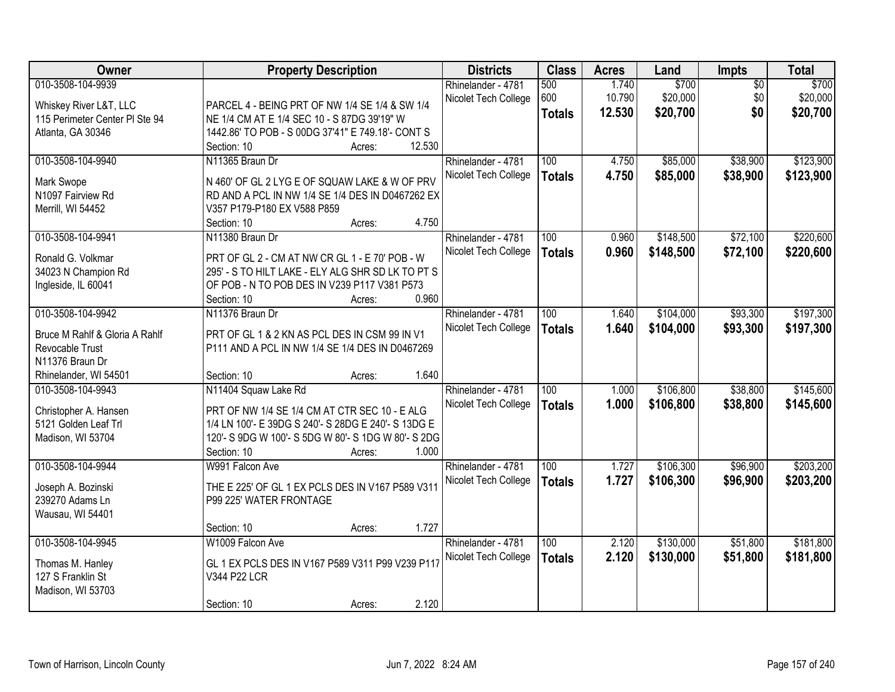| Owner | Property Description | Districts | Class | Acres | Land | Impts | Total |
|---|---|---|---|---|---|---|---|
| 010-3508-104-9939<br>Whiskey River L&T, LLC<br>115 Perimeter Center Pl Ste 94<br>Atlanta, GA 30346 | PARCEL 4 - BEING PRT OF NW 1/4 SE 1/4 & SW 1/4 NE 1/4 CM AT E 1/4 SEC 10 - S 87DG 39'19" W 1442.86' TO POB - S 00DG 37'41" E 749.18'- CONT S<br>Section: 10 Acres: 12.530 | Rhinelander - 4781<br>Nicolet Tech College | 500<br>600<br>**Totals** | 1.740<br>10.790<br>**12.530** | $700<br>$20,000<br>**$20,700** | $0<br>$0<br>**$0** | $700<br>$20,000<br>**$20,700** |
| 010-3508-104-9940<br>Mark Swope<br>N1097 Fairview Rd<br>Merrill, WI 54452 | N11365 Braun Dr<br>N 460' OF GL 2 LYG E OF SQUAW LAKE & W OF PRV RD AND A PCL IN NW 1/4 SE 1/4 DES IN D0467262 EX V357 P179-P180 EX V588 P859<br>Section: 10 Acres: 4.750 | Rhinelander - 4781<br>Nicolet Tech College | 100<br>**Totals** | 4.750<br>**4.750** | $85,000<br>**$85,000** | $38,900<br>**$38,900** | $123,900<br>**$123,900** |
| 010-3508-104-9941<br>Ronald G. Volkmar<br>34023 N Champion Rd<br>Ingleside, IL 60041 | N11380 Braun Dr<br>PRT OF GL 2 - CM AT NW CR GL 1 - E 70' POB - W 295' - S TO HILT LAKE - ELY ALG SHR SD LK TO PT S OF POB - N TO POB DES IN V239 P117 V381 P573<br>Section: 10 Acres: 0.960 | Rhinelander - 4781<br>Nicolet Tech College | 100<br>**Totals** | 0.960<br>**0.960** | $148,500<br>**$148,500** | $72,100<br>**$72,100** | $220,600<br>**$220,600** |
| 010-3508-104-9942<br>Bruce M Rahlf & Gloria A Rahlf Revocable Trust<br>N11376 Braun Dr<br>Rhinelander, WI 54501 | N11376 Braun Dr<br>PRT OF GL 1 & 2 KN AS PCL DES IN CSM 99 IN V1 P111 AND A PCL IN NW 1/4 SE 1/4 DES IN D0467269<br>Section: 10 Acres: 1.640 | Rhinelander - 4781<br>Nicolet Tech College | 100<br>**Totals** | 1.640<br>**1.640** | $104,000<br>**$104,000** | $93,300<br>**$93,300** | $197,300<br>**$197,300** |
| 010-3508-104-9943<br>Christopher A. Hansen<br>5121 Golden Leaf Trl<br>Madison, WI 53704 | N11404 Squaw Lake Rd<br>PRT OF NW 1/4 SE 1/4 CM AT CTR SEC 10 - E ALG 1/4 LN 100'- E 39DG S 240'- S 28DG E 240'- S 13DG E 120'- S 9DG W 100'- S 5DG W 80'- S 1DG W 80'- S 2DG<br>Section: 10 Acres: 1.000 | Rhinelander - 4781<br>Nicolet Tech College | 100<br>**Totals** | 1.000<br>**1.000** | $106,800<br>**$106,800** | $38,800<br>**$38,800** | $145,600<br>**$145,600** |
| 010-3508-104-9944<br>Joseph A. Bozinski<br>239270 Adams Ln<br>Wausau, WI 54401 | W991 Falcon Ave<br>THE E 225' OF GL 1 EX PCLS DES IN V167 P589 V311 P99 225' WATER FRONTAGE<br>Section: 10 Acres: 1.727 | Rhinelander - 4781<br>Nicolet Tech College | 100<br>**Totals** | 1.727<br>**1.727** | $106,300<br>**$106,300** | $96,900<br>**$96,900** | $203,200<br>**$203,200** |
| 010-3508-104-9945<br>Thomas M. Hanley<br>127 S Franklin St<br>Madison, WI 53703 | W1009 Falcon Ave<br>GL 1 EX PCLS DES IN V167 P589 V311 P99 V239 P117 V344 P22 LCR<br>Section: 10 Acres: 2.120 | Rhinelander - 4781<br>Nicolet Tech College | 100<br>**Totals** | 2.120<br>**2.120** | $130,000<br>**$130,000** | $51,800<br>**$51,800** | $181,800<br>**$181,800** |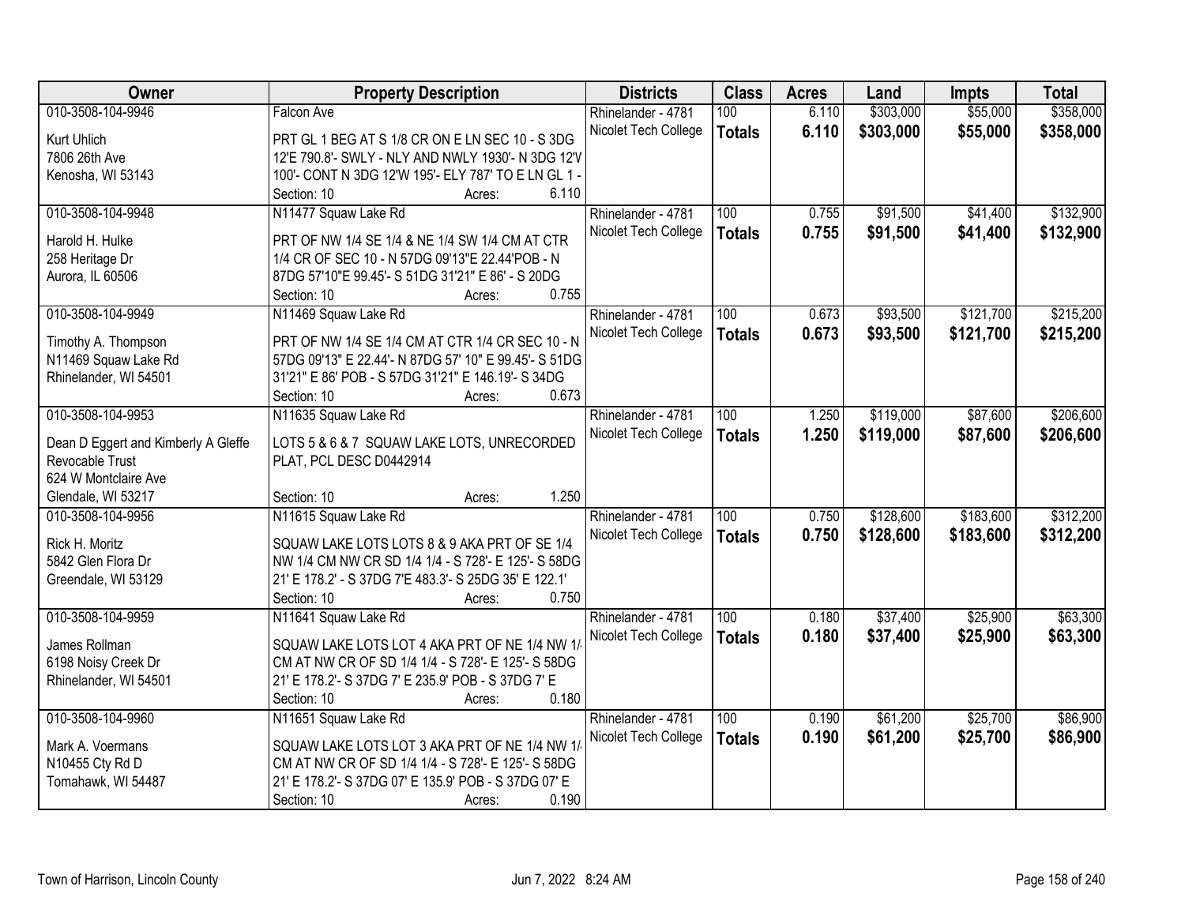| Owner | Property Description | Districts | Class | Acres | Land | Impts | Total |
|---|---|---|---|---|---|---|---|
| 010-3508-104-9946<br>Kurt Uhlich<br>7806 26th Ave<br>Kenosha, WI 53143 | Falcon Ave<br>PRT GL 1 BEG AT S 1/8 CR ON E LN SEC 10 - S 3DG 12'E 790.8'- SWLY - NLY AND NWLY 1930'- N 3DG 12'V 100'- CONT N 3DG 12'W 195'- ELY 787' TO E LN GL 1 -<br>Section: 10 Acres: 6.110 | Rhinelander - 4781<br>Nicolet Tech College | 100<br>**Totals** | 6.110<br>**6.110** | $303,000<br>**$303,000** | $55,000<br>**$55,000** | $358,000<br>**$358,000** |
| 010-3508-104-9948<br>Harold H. Hulke<br>258 Heritage Dr<br>Aurora, IL 60506 | N11477 Squaw Lake Rd<br>PRT OF NW 1/4 SE 1/4 & NE 1/4 SW 1/4 CM AT CTR 1/4 CR OF SEC 10 - N 57DG 09'13"E 22.44'POB - N 87DG 57'10"E 99.45'- S 51DG 31'21" E 86' - S 20DG<br>Section: 10 Acres: 0.755 | Rhinelander - 4781<br>Nicolet Tech College | 100<br>**Totals** | 0.755<br>**0.755** | $91,500<br>**$91,500** | $41,400<br>**$41,400** | $132,900<br>**$132,900** |
| 010-3508-104-9949<br>Timothy A. Thompson<br>N11469 Squaw Lake Rd<br>Rhinelander, WI 54501 | N11469 Squaw Lake Rd<br>PRT OF NW 1/4 SE 1/4 CM AT CTR 1/4 CR SEC 10 - N 57DG 09'13" E 22.44'- N 87DG 57' 10" E 99.45'- S 51DG 31'21" E 86' POB - S 57DG 31'21" E 146.19'- S 34DG<br>Section: 10 Acres: 0.673 | Rhinelander - 4781<br>Nicolet Tech College | 100<br>**Totals** | 0.673<br>**0.673** | $93,500<br>**$93,500** | $121,700<br>**$121,700** | $215,200<br>**$215,200** |
| 010-3508-104-9953<br>Dean D Eggert and Kimberly A Gleffe Revocable Trust<br>624 W Montclaire Ave<br>Glendale, WI 53217 | N11635 Squaw Lake Rd<br>LOTS 5 & 6 & 7 SQUAW LAKE LOTS, UNRECORDED PLAT, PCL DESC D0442914<br>Section: 10 Acres: 1.250 | Rhinelander - 4781<br>Nicolet Tech College | 100<br>**Totals** | 1.250<br>**1.250** | $119,000<br>**$119,000** | $87,600<br>**$87,600** | $206,600<br>**$206,600** |
| 010-3508-104-9956<br>Rick H. Moritz<br>5842 Glen Flora Dr<br>Greendale, WI 53129 | N11615 Squaw Lake Rd<br>SQUAW LAKE LOTS LOTS 8 & 9 AKA PRT OF SE 1/4 NW 1/4 CM NW CR SD 1/4 1/4 - S 728'- E 125'- S 58DG 21' E 178.2' - S 37DG 7'E 483.3'- S 25DG 35' E 122.1'<br>Section: 10 Acres: 0.750 | Rhinelander - 4781<br>Nicolet Tech College | 100<br>**Totals** | 0.750<br>**0.750** | $128,600<br>**$128,600** | $183,600<br>**$183,600** | $312,200<br>**$312,200** |
| 010-3508-104-9959<br>James Rollman<br>6198 Noisy Creek Dr<br>Rhinelander, WI 54501 | N11641 Squaw Lake Rd<br>SQUAW LAKE LOTS LOT 4 AKA PRT OF NE 1/4 NW 1/ CM AT NW CR OF SD 1/4 1/4 - S 728'- E 125'- S 58DG 21' E 178.2'- S 37DG 7' E 235.9' POB - S 37DG 7' E<br>Section: 10 Acres: 0.180 | Rhinelander - 4781<br>Nicolet Tech College | 100<br>**Totals** | 0.180<br>**0.180** | $37,400<br>**$37,400** | $25,900<br>**$25,900** | $63,300<br>**$63,300** |
| 010-3508-104-9960<br>Mark A. Voermans<br>N10455 Cty Rd D<br>Tomahawk, WI 54487 | N11651 Squaw Lake Rd<br>SQUAW LAKE LOTS LOT 3 AKA PRT OF NE 1/4 NW 1/ CM AT NW CR OF SD 1/4 1/4 - S 728'- E 125'- S 58DG 21' E 178.2'- S 37DG 07' E 135.9' POB - S 37DG 07' E<br>Section: 10 Acres: 0.190 | Rhinelander - 4781<br>Nicolet Tech College | 100<br>**Totals** | 0.190<br>**0.190** | $61,200<br>**$61,200** | $25,700<br>**$25,700** | $86,900<br>**$86,900** |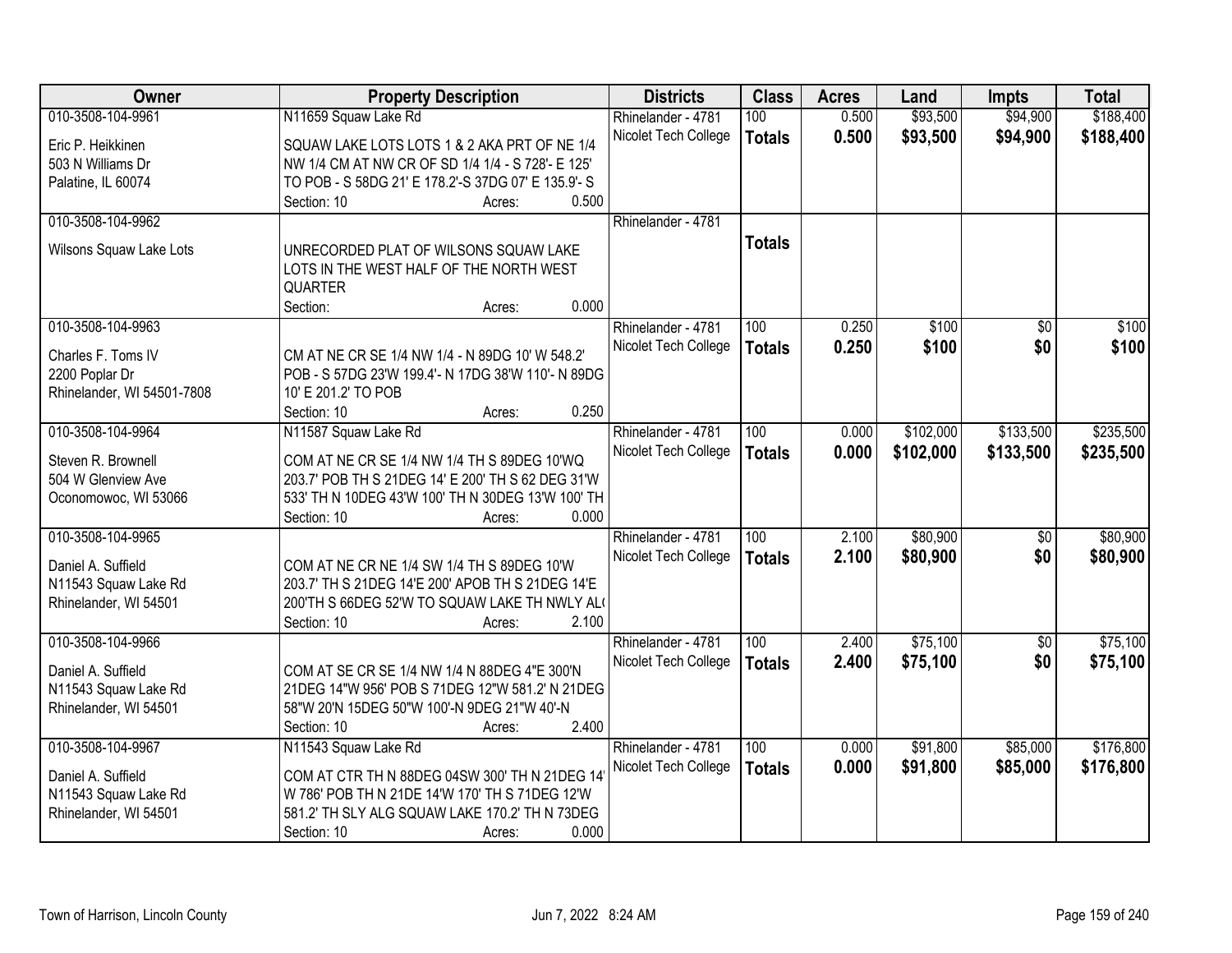| Owner | Property Description | Districts | Class | Acres | Land | Impts | Total |
|---|---|---|---|---|---|---|---|
| 010-3508-104-9961<br>Eric P. Heikkinen<br>503 N Williams Dr<br>Palatine, IL 60074 | N11659 Squaw Lake Rd<br>SQUAW LAKE LOTS LOTS 1 & 2 AKA PRT OF NE 1/4 NW 1/4 CM AT NW CR OF SD 1/4 1/4 - S 728'- E 125' TO POB - S 58DG 21' E 178.2'-S 37DG 07' E 135.9'- S<br>Section: 10 Acres: 0.500 | Rhinelander - 4781<br>Nicolet Tech College | 100<br>**Totals** | 0.500<br>**0.500** | $93,500<br>**$93,500** | $94,900<br>**$94,900** | $188,400<br>**$188,400** |
| 010-3508-104-9962<br>Wilsons Squaw Lake Lots | UNRECORDED PLAT OF WILSONS SQUAW LAKE LOTS IN THE WEST HALF OF THE NORTH WEST QUARTER<br>Section: Acres: 0.000 | Rhinelander - 4781 | **Totals** | | | | |
| 010-3508-104-9963<br>Charles F. Toms IV<br>2200 Poplar Dr<br>Rhinelander, WI 54501-7808 | CM AT NE CR SE 1/4 NW 1/4 - N 89DG 10' W 548.2' POB - S 57DG 23'W 199.4'- N 17DG 38'W 110'- N 89DG 10' E 201.2' TO POB<br>Section: 10 Acres: 0.250 | Rhinelander - 4781<br>Nicolet Tech College | 100<br>**Totals** | 0.250<br>**0.250** | $100<br>**$100** | $0<br>**$0** | $100<br>**$100** |
| 010-3508-104-9964<br>Steven R. Brownell<br>504 W Glenview Ave<br>Oconomowoc, WI 53066 | N11587 Squaw Lake Rd<br>COM AT NE CR SE 1/4 NW 1/4 TH S 89DEG 10'WQ 203.7' POB TH S 21DEG 14' E 200' TH S 62 DEG 31'W 533' TH N 10DEG 43'W 100' TH N 30DEG 13'W 100' TH<br>Section: 10 Acres: 0.000 | Rhinelander - 4781<br>Nicolet Tech College | 100<br>**Totals** | 0.000<br>**0.000** | $102,000<br>**$102,000** | $133,500<br>**$133,500** | $235,500<br>**$235,500** |
| 010-3508-104-9965<br>Daniel A. Suffield<br>N11543 Squaw Lake Rd<br>Rhinelander, WI 54501 | COM AT NE CR NE 1/4 SW 1/4 TH S 89DEG 10'W 203.7' TH S 21DEG 14'E 200' APOB TH S 21DEG 14'E 200'TH S 66DEG 52'W TO SQUAW LAKE TH NWLY AL(<br>Section: 10 Acres: 2.100 | Rhinelander - 4781<br>Nicolet Tech College | 100<br>**Totals** | 2.100<br>**2.100** | $80,900<br>**$80,900** | $0<br>**$0** | $80,900<br>**$80,900** |
| 010-3508-104-9966<br>Daniel A. Suffield<br>N11543 Squaw Lake Rd<br>Rhinelander, WI 54501 | COM AT SE CR SE 1/4 NW 1/4 N 88DEG 4"E 300'N 21DEG 14"W 956' POB S 71DEG 12"W 581.2' N 21DEG 58"W 20'N 15DEG 50"W 100'-N 9DEG 21"W 40'-N<br>Section: 10 Acres: 2.400 | Rhinelander - 4781<br>Nicolet Tech College | 100<br>**Totals** | 2.400<br>**2.400** | $75,100<br>**$75,100** | $0<br>**$0** | $75,100<br>**$75,100** |
| 010-3508-104-9967<br>Daniel A. Suffield<br>N11543 Squaw Lake Rd<br>Rhinelander, WI 54501 | N11543 Squaw Lake Rd<br>COM AT CTR TH N 88DEG 04SW 300' TH N 21DEG 14' W 786' POB TH N 21DE 14'W 170' TH S 71DEG 12'W 581.2' TH SLY ALG SQUAW LAKE 170.2' TH N 73DEG<br>Section: 10 Acres: 0.000 | Rhinelander - 4781<br>Nicolet Tech College | 100<br>**Totals** | 0.000<br>**0.000** | $91,800<br>**$91,800** | $85,000<br>**$85,000** | $176,800<br>**$176,800** |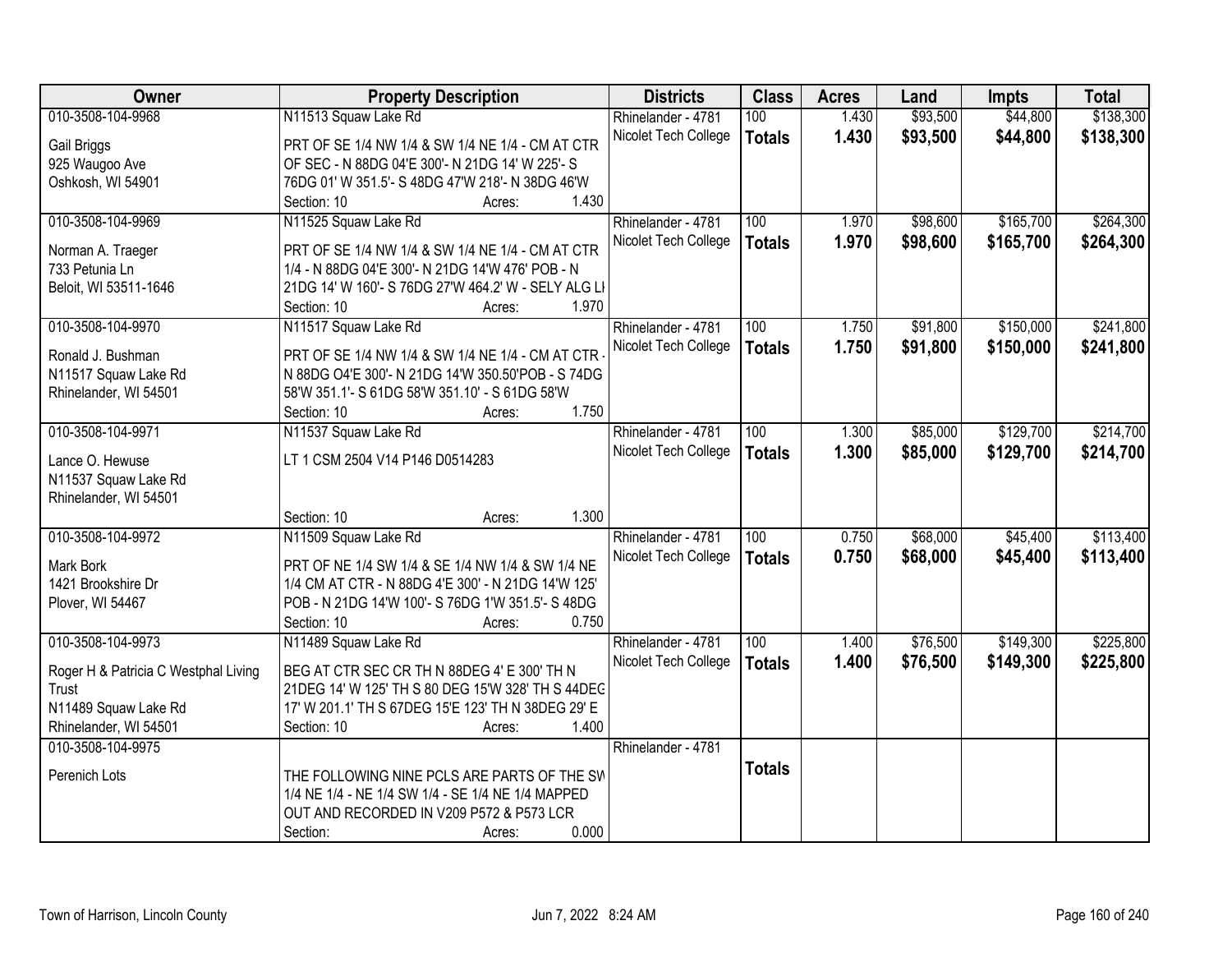| Owner | Property Description | Districts | Class | Acres | Land | Impts | Total |
|---|---|---|---|---|---|---|---|
| 010-3508-104-9968<br>Gail Briggs<br>925 Waugoo Ave<br>Oshkosh, WI 54901 | N11513 Squaw Lake Rd<br>PRT OF SE 1/4 NW 1/4 & SW 1/4 NE 1/4 - CM AT CTR OF SEC - N 88DG 04'E 300'- N 21DG 14' W 225'- S 76DG 01' W 351.5'- S 48DG 47'W 218'- N 38DG 46'W<br>Section: 10 Acres: 1.430 | Rhinelander - 4781<br>Nicolet Tech College | 100<br>**Totals** | 1.430<br>**1.430** | $93,500<br>**$93,500** | $44,800<br>**$44,800** | $138,300<br>**$138,300** |
| 010-3508-104-9969<br>Norman A. Traeger<br>733 Petunia Ln<br>Beloit, WI 53511-1646 | N11525 Squaw Lake Rd<br>PRT OF SE 1/4 NW 1/4 & SW 1/4 NE 1/4 - CM AT CTR 1/4 - N 88DG 04'E 300'- N 21DG 14'W 476' POB - N 21DG 14' W 160'- S 76DG 27'W 464.2' W - SELY ALG LI<br>Section: 10 Acres: 1.970 | Rhinelander - 4781<br>Nicolet Tech College | 100<br>**Totals** | 1.970<br>**1.970** | $98,600<br>**$98,600** | $165,700<br>**$165,700** | $264,300<br>**$264,300** |
| 010-3508-104-9970<br>Ronald J. Bushman<br>N11517 Squaw Lake Rd<br>Rhinelander, WI 54501 | N11517 Squaw Lake Rd<br>PRT OF SE 1/4 NW 1/4 & SW 1/4 NE 1/4 - CM AT CTR - N 88DG O4'E 300'- N 21DG 14'W 350.50'POB - S 74DG 58'W 351.1'- S 61DG 58'W 351.10' - S 61DG 58'W<br>Section: 10 Acres: 1.750 | Rhinelander - 4781<br>Nicolet Tech College | 100<br>**Totals** | 1.750<br>**1.750** | $91,800<br>**$91,800** | $150,000<br>**$150,000** | $241,800<br>**$241,800** |
| 010-3508-104-9971<br>Lance O. Hewuse<br>N11537 Squaw Lake Rd<br>Rhinelander, WI 54501 | N11537 Squaw Lake Rd<br>LT 1 CSM 2504 V14 P146 D0514283<br>Section: 10 Acres: 1.300 | Rhinelander - 4781<br>Nicolet Tech College | 100<br>**Totals** | 1.300<br>**1.300** | $85,000<br>**$85,000** | $129,700<br>**$129,700** | $214,700<br>**$214,700** |
| 010-3508-104-9972<br>Mark Bork<br>1421 Brookshire Dr<br>Plover, WI 54467 | N11509 Squaw Lake Rd<br>PRT OF NE 1/4 SW 1/4 & SE 1/4 NW 1/4 & SW 1/4 NE 1/4 CM AT CTR - N 88DG 4'E 300' - N 21DG 14'W 125' POB - N 21DG 14'W 100'- S 76DG 1'W 351.5'- S 48DG<br>Section: 10 Acres: 0.750 | Rhinelander - 4781<br>Nicolet Tech College | 100<br>**Totals** | 0.750<br>**0.750** | $68,000<br>**$68,000** | $45,400<br>**$45,400** | $113,400<br>**$113,400** |
| 010-3508-104-9973<br>Roger H & Patricia C Westphal Living Trust<br>N11489 Squaw Lake Rd<br>Rhinelander, WI 54501 | N11489 Squaw Lake Rd<br>BEG AT CTR SEC CR TH N 88DEG 4' E 300' TH N 21DEG 14' W 125' TH S 80 DEG 15'W 328' TH S 44DEG 17' W 201.1' TH S 67DEG 15'E 123' TH N 38DEG 29' E<br>Section: 10 Acres: 1.400 | Rhinelander - 4781<br>Nicolet Tech College | 100<br>**Totals** | 1.400<br>**1.400** | $76,500<br>**$76,500** | $149,300<br>**$149,300** | $225,800<br>**$225,800** |
| 010-3508-104-9975<br>Perenich Lots | THE FOLLOWING NINE PCLS ARE PARTS OF THE SW 1/4 NE 1/4 - NE 1/4 SW 1/4 - SE 1/4 NE 1/4 MAPPED OUT AND RECORDED IN V209 P572 & P573 LCR<br>Section: Acres: 0.000 | Rhinelander - 4781 | **Totals** | | | | |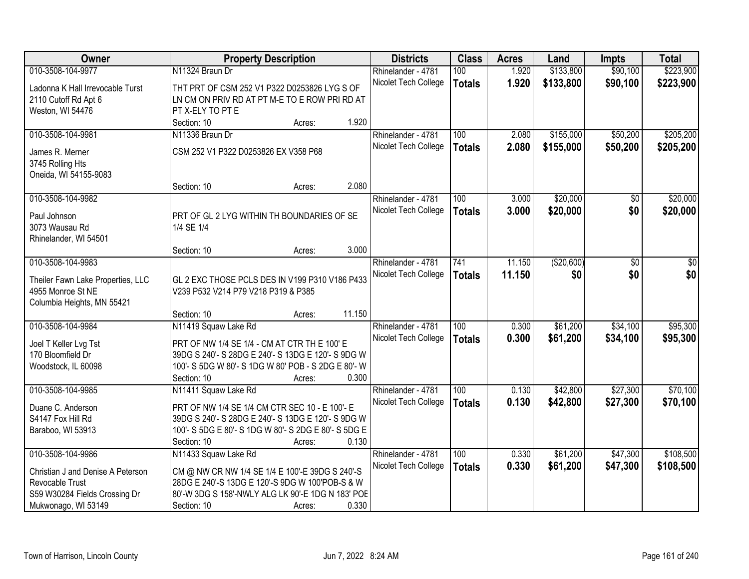| Owner | Property Description | Districts | Class | Acres | Land | Impts | Total |
|---|---|---|---|---|---|---|---|
| 010-3508-104-9977<br>Ladonna K Hall Irrevocable Turst<br>2110 Cutoff Rd Apt 6<br>Weston, WI 54476 | N11324 Braun Dr<br>THT PRT OF CSM 252 V1 P322 D0253826 LYG S OF LN CM ON PRIV RD AT PT M-E TO E ROW PRI RD AT PT X-ELY TO PT E<br>Section: 10 Acres: 1.920 | Rhinelander - 4781<br>Nicolet Tech College | 100<br>**Totals** | 1.920<br>**1.920** | $133,800<br>**$133,800** | $90,100<br>**$90,100** | $223,900<br>**$223,900** |
| 010-3508-104-9981<br>James R. Merner<br>3745 Rolling Hts<br>Oneida, WI 54155-9083 | N11336 Braun Dr<br>CSM 252 V1 P322 D0253826 EX V358 P68<br>Section: 10 Acres: 2.080 | Rhinelander - 4781<br>Nicolet Tech College | 100<br>**Totals** | 2.080<br>**2.080** | $155,000<br>**$155,000** | $50,200<br>**$50,200** | $205,200<br>**$205,200** |
| 010-3508-104-9982<br>Paul Johnson<br>3073 Wausau Rd<br>Rhinelander, WI 54501 | PRT OF GL 2 LYG WITHIN TH BOUNDARIES OF SE 1/4 SE 1/4<br>Section: 10 Acres: 3.000 | Rhinelander - 4781<br>Nicolet Tech College | 100<br>**Totals** | 3.000<br>**3.000** | $20,000<br>**$20,000** | $0<br>**$0** | $20,000<br>**$20,000** |
| 010-3508-104-9983<br>Theiler Fawn Lake Properties, LLC<br>4955 Monroe St NE<br>Columbia Heights, MN 55421 | GL 2 EXC THOSE PCLS DES IN V199 P310 V186 P433 V239 P532 V214 P79 V218 P319 & P385<br>Section: 10 Acres: 11.150 | Rhinelander - 4781<br>Nicolet Tech College | 741<br>**Totals** | 11.150<br>**11.150** | ($20,600)<br>**$0** | $0<br>**$0** | $0<br>**$0** |
| 010-3508-104-9984<br>Joel T Keller Lvg Tst<br>170 Bloomfield Dr<br>Woodstock, IL 60098 | N11419 Squaw Lake Rd<br>PRT OF NW 1/4 SE 1/4 - CM AT CTR TH E 100' E 39DG S 240'- S 28DG E 240'- S 13DG E 120'- S 9DG W 100'- S 5DG W 80'- S 1DG W 80' POB - S 2DG E 80'- W<br>Section: 10 Acres: 0.300 | Rhinelander - 4781<br>Nicolet Tech College | 100<br>**Totals** | 0.300<br>**0.300** | $61,200<br>**$61,200** | $34,100<br>**$34,100** | $95,300<br>**$95,300** |
| 010-3508-104-9985<br>Duane C. Anderson<br>S4147 Fox Hill Rd<br>Baraboo, WI 53913 | N11411 Squaw Lake Rd<br>PRT OF NW 1/4 SE 1/4 CM CTR SEC 10 - E 100'- E 39DG S 240'- S 28DG E 240'- S 13DG E 120'- S 9DG W 100'- S 5DG E 80'- S 1DG W 80'- S 2DG E 80'- S 5DG E<br>Section: 10 Acres: 0.130 | Rhinelander - 4781<br>Nicolet Tech College | 100<br>**Totals** | 0.130<br>**0.130** | $42,800<br>**$42,800** | $27,300<br>**$27,300** | $70,100<br>**$70,100** |
| 010-3508-104-9986<br>Christian J and Denise A Peterson Revocable Trust<br>S59 W30284 Fields Crossing Dr<br>Mukwonago, WI 53149 | N11433 Squaw Lake Rd<br>CM @ NW CR NW 1/4 SE 1/4 E 100'-E 39DG S 240'-S 28DG E 240'-S 13DG E 120'-S 9DG W 100'POB-S & W 80'-W 3DG S 158'-NWLY ALG LK 90'-E 1DG N 183' POE<br>Section: 10 Acres: 0.330 | Rhinelander - 4781<br>Nicolet Tech College | 100<br>**Totals** | 0.330<br>**0.330** | $61,200<br>**$61,200** | $47,300<br>**$47,300** | $108,500<br>**$108,500** |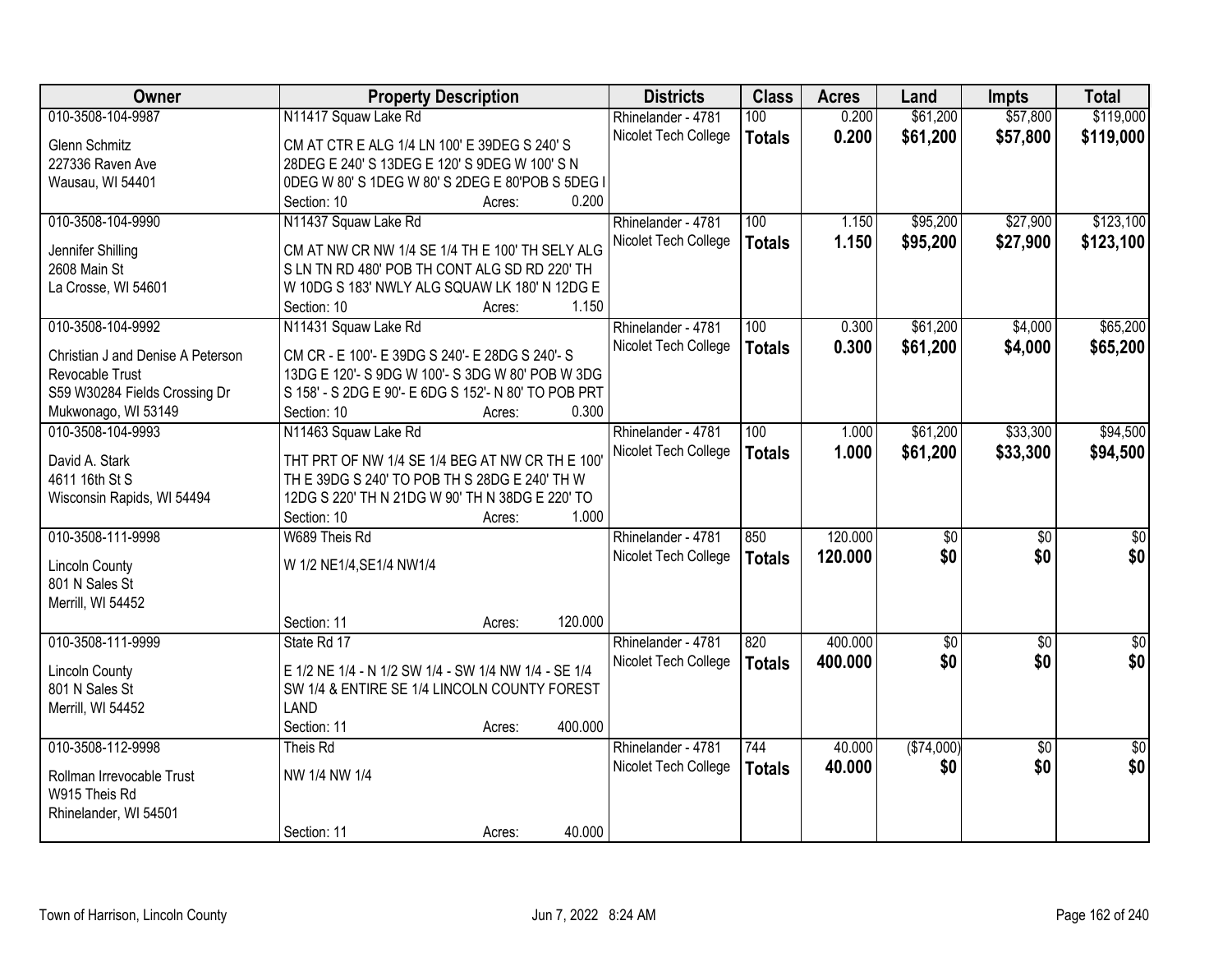| Owner | Property Description | Districts | Class | Acres | Land | Impts | Total |
|---|---|---|---|---|---|---|---|
| 010-3508-104-9987<br>Glenn Schmitz<br>227336 Raven Ave<br>Wausau, WI 54401 | N11417 Squaw Lake Rd<br>CM AT CTR E ALG 1/4 LN 100' E 39DEG S 240' S 28DEG E 240' S 13DEG E 120' S 9DEG W 100' S N 0DEG W 80' S 1DEG W 80' S 2DEG E 80'POB S 5DEG I<br>Section: 10 Acres: 0.200 | Rhinelander - 4781<br>Nicolet Tech College | 100<br>**Totals** | 0.200<br>**0.200** | $61,200<br>**$61,200** | $57,800<br>**$57,800** | $119,000<br>**$119,000** |
| 010-3508-104-9990<br>Jennifer Shilling<br>2608 Main St<br>La Crosse, WI 54601 | N11437 Squaw Lake Rd<br>CM AT NW CR NW 1/4 SE 1/4 TH E 100' TH SELY ALG S LN TN RD 480' POB TH CONT ALG SD RD 220' TH W 10DG S 183' NWLY ALG SQUAW LK 180' N 12DG E<br>Section: 10 Acres: 1.150 | Rhinelander - 4781<br>Nicolet Tech College | 100<br>**Totals** | 1.150<br>**1.150** | $95,200<br>**$95,200** | $27,900<br>**$27,900** | $123,100<br>**$123,100** |
| 010-3508-104-9992<br>Christian J and Denise A Peterson Revocable Trust<br>S59 W30284 Fields Crossing Dr<br>Mukwonago, WI 53149 | N11431 Squaw Lake Rd<br>CM CR - E 100'- E 39DG S 240'- E 28DG S 240'- S 13DG E 120'- S 9DG W 100'- S 3DG W 80' POB W 3DG S 158' - S 2DG E 90'- E 6DG S 152'- N 80' TO POB PRT<br>Section: 10 Acres: 0.300 | Rhinelander - 4781<br>Nicolet Tech College | 100<br>**Totals** | 0.300<br>**0.300** | $61,200<br>**$61,200** | $4,000<br>**$4,000** | $65,200<br>**$65,200** |
| 010-3508-104-9993<br>David A. Stark<br>4611 16th St S<br>Wisconsin Rapids, WI 54494 | N11463 Squaw Lake Rd<br>THT PRT OF NW 1/4 SE 1/4 BEG AT NW CR TH E 100' TH E 39DG S 240' TO POB TH S 28DG E 240' TH W 12DG S 220' TH N 21DG W 90' TH N 38DG E 220' TO<br>Section: 10 Acres: 1.000 | Rhinelander - 4781<br>Nicolet Tech College | 100<br>**Totals** | 1.000<br>**1.000** | $61,200<br>**$61,200** | $33,300<br>**$33,300** | $94,500<br>**$94,500** |
| 010-3508-111-9998<br>Lincoln County<br>801 N Sales St<br>Merrill, WI 54452 | W689 Theis Rd<br>W 1/2 NE1/4,SE1/4 NW1/4<br>Section: 11 Acres: 120.000 | Rhinelander - 4781<br>Nicolet Tech College | 850<br>**Totals** | 120.000<br>**120.000** | $0<br>**$0** | $0<br>**$0** | $0<br>**$0** |
| 010-3508-111-9999<br>Lincoln County<br>801 N Sales St<br>Merrill, WI 54452 | State Rd 17<br>E 1/2 NE 1/4 - N 1/2 SW 1/4 - SW 1/4 NW 1/4 - SE 1/4 SW 1/4 & ENTIRE SE 1/4 LINCOLN COUNTY FOREST LAND<br>Section: 11 Acres: 400.000 | Rhinelander - 4781<br>Nicolet Tech College | 820<br>**Totals** | 400.000<br>**400.000** | $0<br>**$0** | $0<br>**$0** | $0<br>**$0** |
| 010-3508-112-9998<br>Rollman Irrevocable Trust<br>W915 Theis Rd<br>Rhinelander, WI 54501 | Theis Rd<br>NW 1/4 NW 1/4<br>Section: 11 Acres: 40.000 | Rhinelander - 4781<br>Nicolet Tech College | 744<br>**Totals** | 40.000<br>**40.000** | ($74,000)<br>**$0** | $0<br>**$0** | $0<br>**$0** |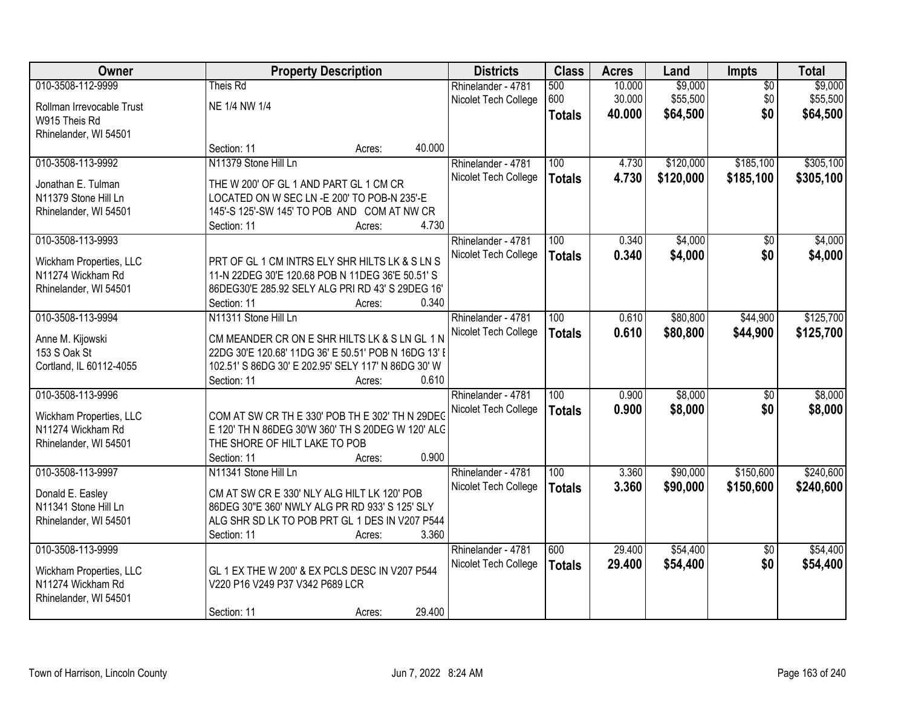| Owner | Property Description | Districts | Class | Acres | Land | Impts | Total |
|---|---|---|---|---|---|---|---|
| 010-3508-112-9999<br>Rollman Irrevocable Trust<br>W915 Theis Rd<br>Rhinelander, WI 54501 | Theis Rd<br>NE 1/4 NW 1/4<br>Section: 11 Acres: 40.000 | Rhinelander - 4781<br>Nicolet Tech College | 500<br>600<br>**Totals** | 10.000<br>30.000<br>**40.000** | $9,000<br>$55,500<br>**$64,500** | $0<br>$0<br>**$0** | $9,000<br>$55,500<br>**$64,500** |
| 010-3508-113-9992<br>Jonathan E. Tulman<br>N11379 Stone Hill Ln<br>Rhinelander, WI 54501 | N11379 Stone Hill Ln<br>THE W 200' OF GL 1 AND PART GL 1 CM CR LOCATED ON W SEC LN -E 200' TO POB-N 235'-E 145'-S 125'-SW 145' TO POB AND COM AT NW CR<br>Section: 11 Acres: 4.730 | Rhinelander - 4781<br>Nicolet Tech College | 100<br>**Totals** | 4.730<br>**4.730** | $120,000<br>**$120,000** | $185,100<br>**$185,100** | $305,100<br>**$305,100** |
| 010-3508-113-9993<br>Wickham Properties, LLC<br>N11274 Wickham Rd<br>Rhinelander, WI 54501 | PRT OF GL 1 CM INTRS ELY SHR HILTS LK & S LN S 11-N 22DEG 30'E 120.68 POB N 11DEG 36'E 50.51' S 86DEG30'E 285.92 SELY ALG PRI RD 43' S 29DEG 16'<br>Section: 11 Acres: 0.340 | Rhinelander - 4781<br>Nicolet Tech College | 100<br>**Totals** | 0.340<br>**0.340** | $4,000<br>**$4,000** | $0<br>**$0** | $4,000<br>**$4,000** |
| 010-3508-113-9994<br>Anne M. Kijowski<br>153 S Oak St<br>Cortland, IL 60112-4055 | N11311 Stone Hill Ln<br>CM MEANDER CR ON E SHR HILTS LK & S LN GL 1 N 22DG 30'E 120.68' 11DG 36' E 50.51' POB N 16DG 13' E 102.51' S 86DG 30' E 202.95' SELY 117' N 86DG 30' W<br>Section: 11 Acres: 0.610 | Rhinelander - 4781<br>Nicolet Tech College | 100<br>**Totals** | 0.610<br>**0.610** | $80,800<br>**$80,800** | $44,900<br>**$44,900** | $125,700<br>**$125,700** |
| 010-3508-113-9996<br>Wickham Properties, LLC<br>N11274 Wickham Rd<br>Rhinelander, WI 54501 | COM AT SW CR TH E 330' POB TH E 302' TH N 29DEG E 120' TH N 86DEG 30'W 360' TH S 20DEG W 120' ALG THE SHORE OF HILT LAKE TO POB<br>Section: 11 Acres: 0.900 | Rhinelander - 4781<br>Nicolet Tech College | 100<br>**Totals** | 0.900<br>**0.900** | $8,000<br>**$8,000** | $0<br>**$0** | $8,000<br>**$8,000** |
| 010-3508-113-9997<br>Donald E. Easley<br>N11341 Stone Hill Ln<br>Rhinelander, WI 54501 | N11341 Stone Hill Ln<br>CM AT SW CR E 330' NLY ALG HILT LK 120' POB 86DEG 30"E 360' NWLY ALG PR RD 933' S 125' SLY ALG SHR SD LK TO POB PRT GL 1 DES IN V207 P544<br>Section: 11 Acres: 3.360 | Rhinelander - 4781<br>Nicolet Tech College | 100<br>**Totals** | 3.360<br>**3.360** | $90,000<br>**$90,000** | $150,600<br>**$150,600** | $240,600<br>**$240,600** |
| 010-3508-113-9999<br>Wickham Properties, LLC<br>N11274 Wickham Rd<br>Rhinelander, WI 54501 | GL 1 EX THE W 200' & EX PCLS DESC IN V207 P544 V220 P16 V249 P37 V342 P689 LCR<br>Section: 11 Acres: 29.400 | Rhinelander - 4781<br>Nicolet Tech College | 600<br>**Totals** | 29.400<br>**29.400** | $54,400<br>**$54,400** | $0<br>**$0** | $54,400<br>**$54,400** |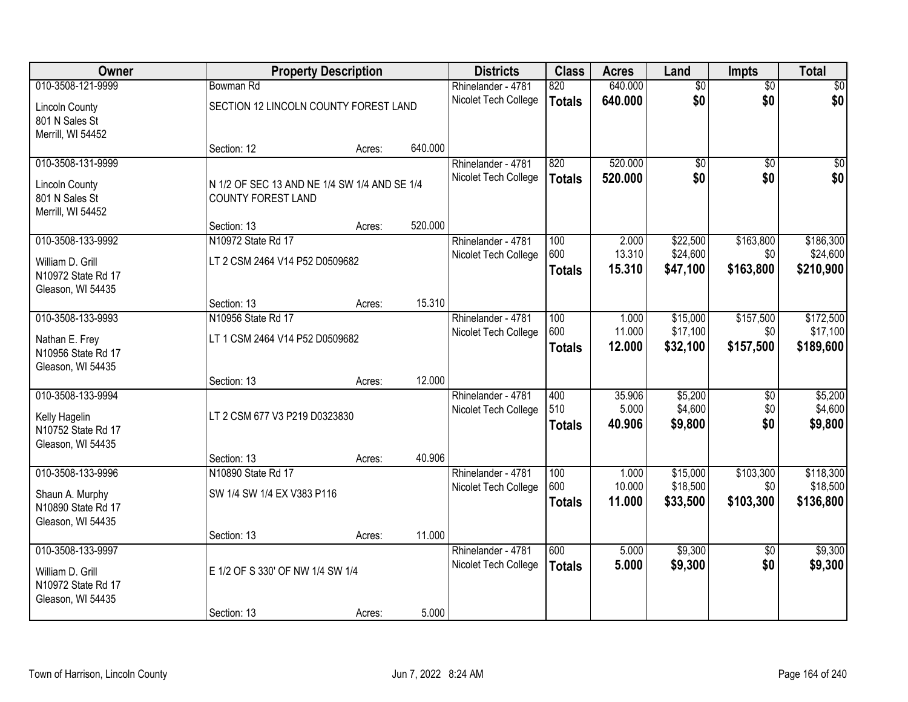| Owner | Property Description | | | Districts | Class | Acres | Land | Impts | Total |
|---|---|---|---|---|---|---|---|---|---|
| 010-3508-121-9999 | Bowman Rd | | | Rhinelander - 4781 | 820 | 640.000 | $0 | $0 | $0 |
| Lincoln County<br>801 N Sales St<br>Merrill, WI 54452 | SECTION 12 LINCOLN COUNTY FOREST LAND | | | Nicolet Tech College | **Totals** | **640.000** | **$0** | **$0** | **$0** |
| | Section: 12 | Acres: | 640.000 | | | | | | |
| 010-3508-131-9999 | | | | Rhinelander - 4781 | 820 | 520.000 | $0 | $0 | $0 |
| Lincoln County<br>801 N Sales St<br>Merrill, WI 54452 | N 1/2 OF SEC 13 AND NE 1/4 SW 1/4 AND SE 1/4 COUNTY FOREST LAND | | | Nicolet Tech College | **Totals** | **520.000** | **$0** | **$0** | **$0** |
| | Section: 13 | Acres: | 520.000 | | | | | | |
| 010-3508-133-9992 | N10972 State Rd 17 | | | Rhinelander - 4781 | 100 | 2.000 | $22,500 | $163,800 | $186,300 |
| William D. Grill<br>N10972 State Rd 17<br>Gleason, WI 54435 | LT 2 CSM 2464 V14 P52 D0509682 | | | Nicolet Tech College | 600 | 13.310 | $24,600 | $0 | $24,600 |
| | | | | | **Totals** | **15.310** | **$47,100** | **$163,800** | **$210,900** |
| | Section: 13 | Acres: | 15.310 | | | | | | |
| 010-3508-133-9993 | N10956 State Rd 17 | | | Rhinelander - 4781 | 100 | 1.000 | $15,000 | $157,500 | $172,500 |
| Nathan E. Frey<br>N10956 State Rd 17<br>Gleason, WI 54435 | LT 1 CSM 2464 V14 P52 D0509682 | | | Nicolet Tech College | 600 | 11.000 | $17,100 | $0 | $17,100 |
| | | | | | **Totals** | **12.000** | **$32,100** | **$157,500** | **$189,600** |
| | Section: 13 | Acres: | 12.000 | | | | | | |
| 010-3508-133-9994 | | | | Rhinelander - 4781 | 400 | 35.906 | $5,200 | $0 | $5,200 |
| Kelly Hagelin<br>N10752 State Rd 17<br>Gleason, WI 54435 | LT 2 CSM 677 V3 P219 D0323830 | | | Nicolet Tech College | 510 | 5.000 | $4,600 | $0 | $4,600 |
| | | | | | **Totals** | **40.906** | **$9,800** | **$0** | **$9,800** |
| | Section: 13 | Acres: | 40.906 | | | | | | |
| 010-3508-133-9996 | N10890 State Rd 17 | | | Rhinelander - 4781 | 100 | 1.000 | $15,000 | $103,300 | $118,300 |
| Shaun A. Murphy<br>N10890 State Rd 17<br>Gleason, WI 54435 | SW 1/4 SW 1/4 EX V383 P116 | | | Nicolet Tech College | 600 | 10.000 | $18,500 | $0 | $18,500 |
| | | | | | **Totals** | **11.000** | **$33,500** | **$103,300** | **$136,800** |
| | Section: 13 | Acres: | 11.000 | | | | | | |
| 010-3508-133-9997 | | | | Rhinelander - 4781 | 600 | 5.000 | $9,300 | $0 | $9,300 |
| William D. Grill<br>N10972 State Rd 17<br>Gleason, WI 54435 | E 1/2 OF S 330' OF NW 1/4 SW 1/4 | | | Nicolet Tech College | **Totals** | **5.000** | **$9,300** | **$0** | **$9,300** |
| | Section: 13 | Acres: | 5.000 | | | | | | |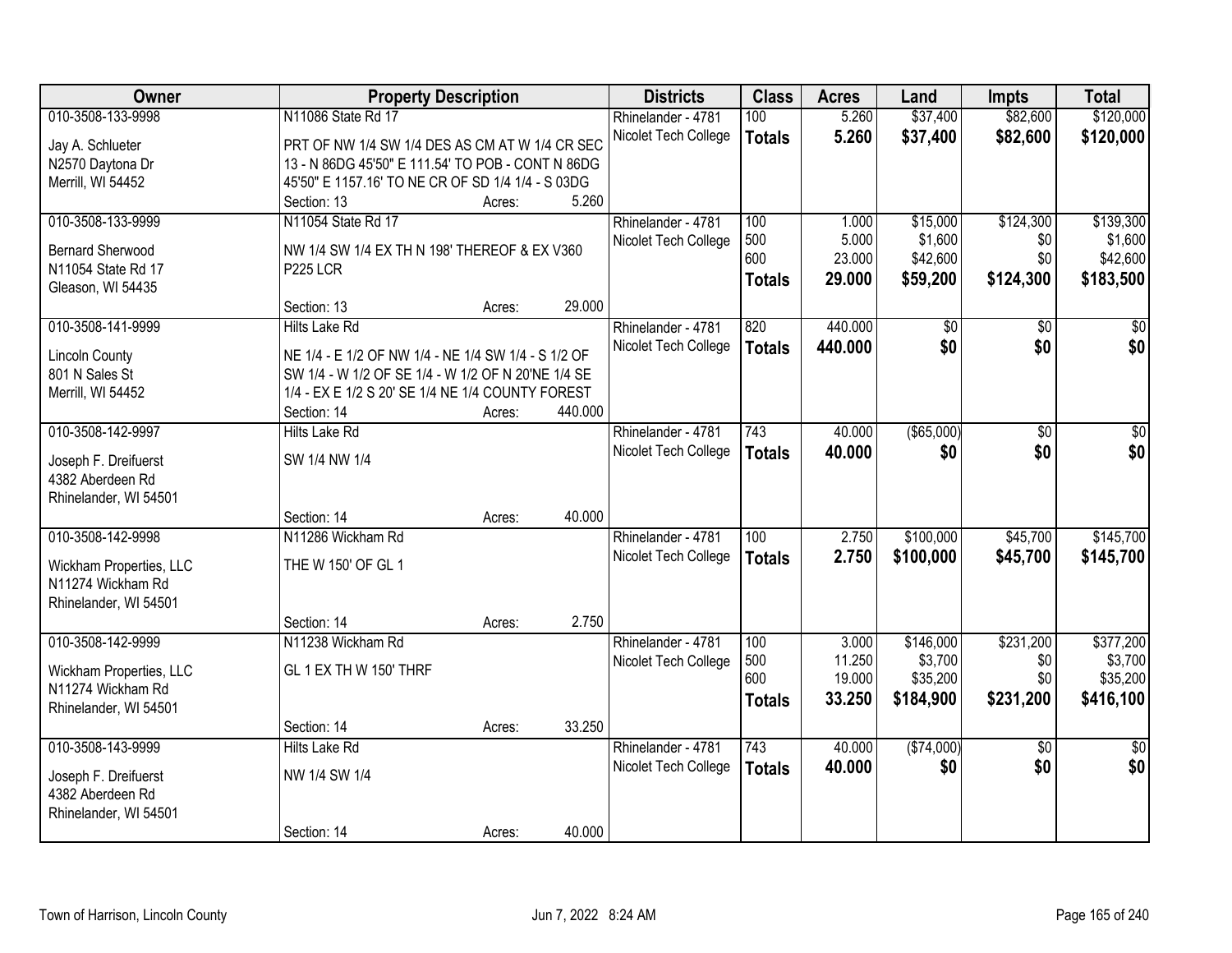| Owner | Property Description | Districts | Class | Acres | Land | Impts | Total |
|---|---|---|---|---|---|---|---|
| 010-3508-133-9998<br>Jay A. Schlueter<br>N2570 Daytona Dr<br>Merrill, WI 54452 | N11086 State Rd 17<br>PRT OF NW 1/4 SW 1/4 DES AS CM AT W 1/4 CR SEC 13 - N 86DG 45'50" E 111.54' TO POB - CONT N 86DG 45'50" E 1157.16' TO NE CR OF SD 1/4 1/4 - S 03DG<br>Section: 13 Acres: 5.260 | Rhinelander - 4781<br>Nicolet Tech College | 100<br>**Totals** | 5.260<br>**5.260** | $37,400<br>**$37,400** | $82,600<br>**$82,600** | $120,000<br>**$120,000** |
| 010-3508-133-9999<br>Bernard Sherwood<br>N11054 State Rd 17<br>Gleason, WI 54435 | N11054 State Rd 17<br>NW 1/4 SW 1/4 EX TH N 198' THEREOF & EX V360 P225 LCR<br>Section: 13 Acres: 29.000 | Rhinelander - 4781<br>Nicolet Tech College | 100<br>500<br>600<br>**Totals** | 1.000<br>5.000<br>23.000<br>**29.000** | $15,000<br>$1,600<br>$42,600<br>**$59,200** | $124,300<br>$0<br>$0<br>**$124,300** | $139,300<br>$1,600<br>$42,600<br>**$183,500** |
| 010-3508-141-9999<br>Lincoln County<br>801 N Sales St<br>Merrill, WI 54452 | Hilts Lake Rd<br>NE 1/4 - E 1/2 OF NW 1/4 - NE 1/4 SW 1/4 - S 1/2 OF SW 1/4 - W 1/2 OF SE 1/4 - W 1/2 OF N 20'NE 1/4 SE 1/4 - EX E 1/2 S 20' SE 1/4 NE 1/4 COUNTY FOREST<br>Section: 14 Acres: 440.000 | Rhinelander - 4781<br>Nicolet Tech College | 820<br>**Totals** | 440.000<br>**440.000** | $0<br>**$0** | $0<br>**$0** | $0<br>**$0** |
| 010-3508-142-9997<br>Joseph F. Dreifuerst<br>4382 Aberdeen Rd<br>Rhinelander, WI 54501 | Hilts Lake Rd<br>SW 1/4 NW 1/4<br>Section: 14 Acres: 40.000 | Rhinelander - 4781<br>Nicolet Tech College | 743<br>**Totals** | 40.000<br>**40.000** | ($65,000)<br>**$0** | $0<br>**$0** | $0<br>**$0** |
| 010-3508-142-9998<br>Wickham Properties, LLC<br>N11274 Wickham Rd<br>Rhinelander, WI 54501 | N11286 Wickham Rd<br>THE W 150' OF GL 1<br>Section: 14 Acres: 2.750 | Rhinelander - 4781<br>Nicolet Tech College | 100<br>**Totals** | 2.750<br>**2.750** | $100,000<br>**$100,000** | $45,700<br>**$45,700** | $145,700<br>**$145,700** |
| 010-3508-142-9999<br>Wickham Properties, LLC<br>N11274 Wickham Rd<br>Rhinelander, WI 54501 | N11238 Wickham Rd<br>GL 1 EX TH W 150' THRF<br>Section: 14 Acres: 33.250 | Rhinelander - 4781<br>Nicolet Tech College | 100<br>500<br>600<br>**Totals** | 3.000<br>11.250<br>19.000<br>**33.250** | $146,000<br>$3,700<br>$35,200<br>**$184,900** | $231,200<br>$0<br>$0<br>**$231,200** | $377,200<br>$3,700<br>$35,200<br>**$416,100** |
| 010-3508-143-9999<br>Joseph F. Dreifuerst<br>4382 Aberdeen Rd<br>Rhinelander, WI 54501 | Hilts Lake Rd<br>NW 1/4 SW 1/4<br>Section: 14 Acres: 40.000 | Rhinelander - 4781<br>Nicolet Tech College | 743<br>**Totals** | 40.000<br>**40.000** | ($74,000)<br>**$0** | $0<br>**$0** | $0<br>**$0** |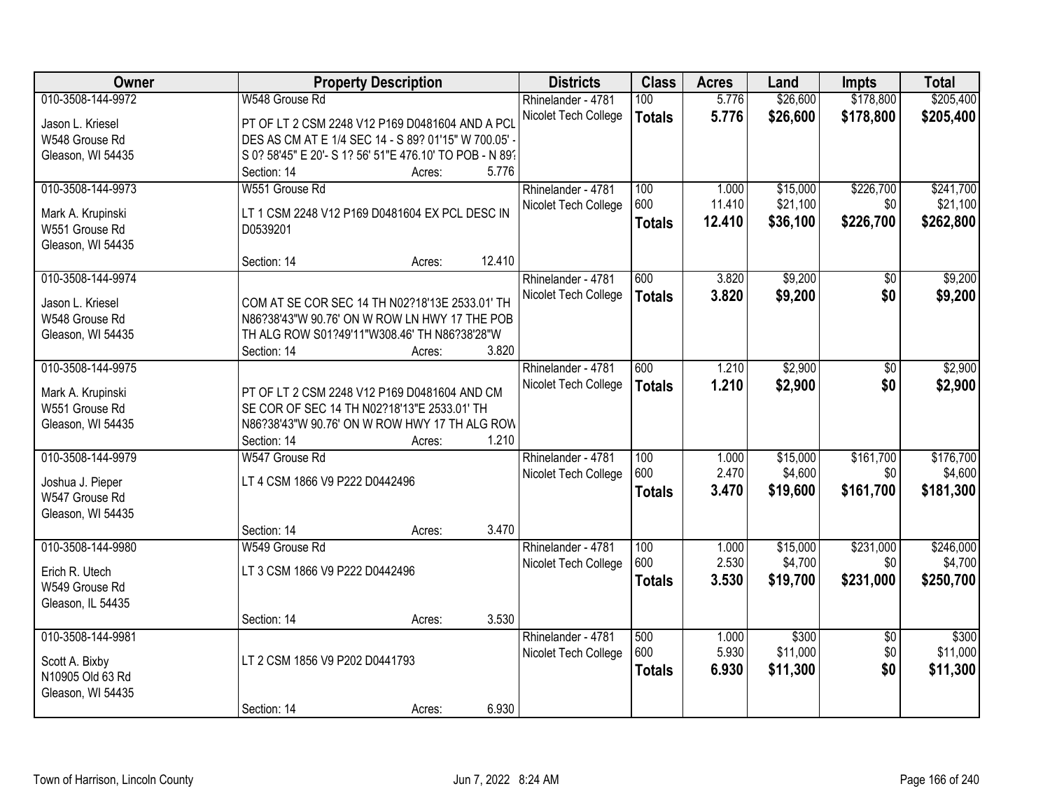| Owner | Property Description | Districts | Class | Acres | Land | Impts | Total |
|---|---|---|---|---|---|---|---|
| 010-3508-144-9972<br>Jason L. Kriesel<br>W548 Grouse Rd<br>Gleason, WI 54435 | W548 Grouse Rd<br>PT OF LT 2 CSM 2248 V12 P169 D0481604 AND A PCL DES AS CM AT E 1/4 SEC 14 - S 89? 01'15" W 700.05' - S 0? 58'45" E 20'- S 1? 56' 51"E 476.10' TO POB - N 89?<br>Section: 14 Acres: 5.776 | Rhinelander - 4781<br>Nicolet Tech College | 100<br>**Totals** | 5.776<br>**5.776** | $26,600<br>**$26,600** | $178,800<br>**$178,800** | $205,400<br>**$205,400** |
| 010-3508-144-9973<br>Mark A. Krupinski<br>W551 Grouse Rd<br>Gleason, WI 54435 | W551 Grouse Rd<br>LT 1 CSM 2248 V12 P169 D0481604 EX PCL DESC IN D0539201<br>Section: 14 Acres: 12.410 | Rhinelander - 4781<br>Nicolet Tech College | 100<br>600<br>**Totals** | 1.000<br>11.410<br>**12.410** | $15,000<br>$21,100<br>**$36,100** | $226,700<br>$0<br>**$226,700** | $241,700<br>$21,100<br>**$262,800** |
| 010-3508-144-9974<br>Jason L. Kriesel<br>W548 Grouse Rd<br>Gleason, WI 54435 | COM AT SE COR SEC 14 TH N02?18'13E 2533.01' TH N86?38'43"W 90.76' ON W ROW LN HWY 17 THE POB TH ALG ROW S01?49'11"W308.46' TH N86?38'28"W<br>Section: 14 Acres: 3.820 | Rhinelander - 4781<br>Nicolet Tech College | 600<br>**Totals** | 3.820<br>**3.820** | $9,200<br>**$9,200** | $0<br>**$0** | $9,200<br>**$9,200** |
| 010-3508-144-9975<br>Mark A. Krupinski<br>W551 Grouse Rd<br>Gleason, WI 54435 | PT OF LT 2 CSM 2248 V12 P169 D0481604 AND CM SE COR OF SEC 14 TH N02?18'13"E 2533.01' TH N86?38'43"W 90.76' ON W ROW HWY 17 TH ALG ROW<br>Section: 14 Acres: 1.210 | Rhinelander - 4781<br>Nicolet Tech College | 600<br>**Totals** | 1.210<br>**1.210** | $2,900<br>**$2,900** | $0<br>**$0** | $2,900<br>**$2,900** |
| 010-3508-144-9979<br>Joshua J. Pieper<br>W547 Grouse Rd<br>Gleason, WI 54435 | W547 Grouse Rd<br>LT 4 CSM 1866 V9 P222 D0442496<br>Section: 14 Acres: 3.470 | Rhinelander - 4781<br>Nicolet Tech College | 100<br>600<br>**Totals** | 1.000<br>2.470<br>**3.470** | $15,000<br>$4,600<br>**$19,600** | $161,700<br>$0<br>**$161,700** | $176,700<br>$4,600<br>**$181,300** |
| 010-3508-144-9980<br>Erich R. Utech<br>W549 Grouse Rd<br>Gleason, IL 54435 | W549 Grouse Rd<br>LT 3 CSM 1866 V9 P222 D0442496<br>Section: 14 Acres: 3.530 | Rhinelander - 4781<br>Nicolet Tech College | 100<br>600<br>**Totals** | 1.000<br>2.530<br>**3.530** | $15,000<br>$4,700<br>**$19,700** | $231,000<br>$0<br>**$231,000** | $246,000<br>$4,700<br>**$250,700** |
| 010-3508-144-9981<br>Scott A. Bixby<br>N10905 Old 63 Rd<br>Gleason, WI 54435 | LT 2 CSM 1856 V9 P202 D0441793<br>Section: 14 Acres: 6.930 | Rhinelander - 4781<br>Nicolet Tech College | 500<br>600<br>**Totals** | 1.000<br>5.930<br>**6.930** | $300<br>$11,000<br>**$11,300** | $0<br>$0<br>**$0** | $300<br>$11,000<br>**$11,300** |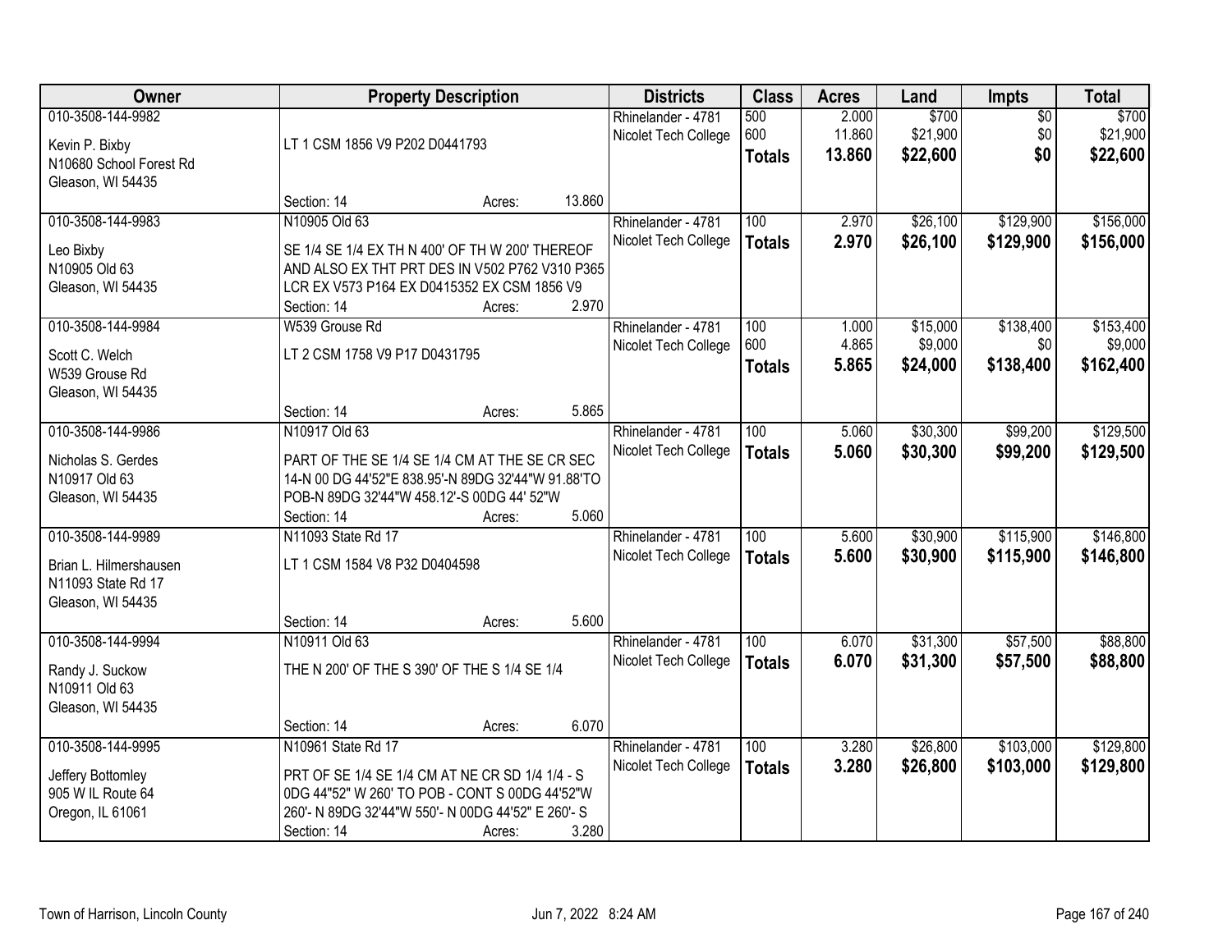| Owner | Property Description | Districts | Class | Acres | Land | Impts | Total |
|---|---|---|---|---|---|---|---|
| 010-3508-144-9982<br><br>Kevin P. Bixby<br>N10680 School Forest Rd<br>Gleason, WI 54435 | LT 1 CSM 1856 V9 P202 D0441793<br><br>Section: 14 Acres: 13.860 | Rhinelander - 4781<br>Nicolet Tech College | 500<br>600<br>**Totals** | 2.000<br>11.860<br>**13.860** | $700<br>$21,900<br>**$22,600** | $0<br>$0<br>**$0** | $700<br>$21,900<br>**$22,600** |
| 010-3508-144-9983<br><br>Leo Bixby<br>N10905 Old 63<br>Gleason, WI 54435 | N10905 Old 63<br><br>SE 1/4 SE 1/4 EX TH N 400' OF TH W 200' THEREOF AND ALSO EX THT PRT DES IN V502 P762 V310 P365 LCR EX V573 P164 EX D0415352 EX CSM 1856 V9<br>Section: 14 Acres: 2.970 | Rhinelander - 4781<br>Nicolet Tech College | 100<br>**Totals** | 2.970<br>**2.970** | $26,100<br>**$26,100** | $129,900<br>**$129,900** | $156,000<br>**$156,000** |
| 010-3508-144-9984<br><br>Scott C. Welch<br>W539 Grouse Rd<br>Gleason, WI 54435 | W539 Grouse Rd<br><br>LT 2 CSM 1758 V9 P17 D0431795<br><br>Section: 14 Acres: 5.865 | Rhinelander - 4781<br>Nicolet Tech College | 100<br>600<br>**Totals** | 1.000<br>4.865<br>**5.865** | $15,000<br>$9,000<br>**$24,000** | $138,400<br>$0<br>**$138,400** | $153,400<br>$9,000<br>**$162,400** |
| 010-3508-144-9986<br><br>Nicholas S. Gerdes<br>N10917 Old 63<br>Gleason, WI 54435 | N10917 Old 63<br><br>PART OF THE SE 1/4 SE 1/4 CM AT THE SE CR SEC 14-N 00 DG 44'52"E 838.95'-N 89DG 32'44"W 91.88'TO POB-N 89DG 32'44"W 458.12'-S 00DG 44' 52"W<br>Section: 14 Acres: 5.060 | Rhinelander - 4781<br>Nicolet Tech College | 100<br>**Totals** | 5.060<br>**5.060** | $30,300<br>**$30,300** | $99,200<br>**$99,200** | $129,500<br>**$129,500** |
| 010-3508-144-9989<br><br>Brian L. Hilmershausen<br>N11093 State Rd 17<br>Gleason, WI 54435 | N11093 State Rd 17<br><br>LT 1 CSM 1584 V8 P32 D0404598<br><br>Section: 14 Acres: 5.600 | Rhinelander - 4781<br>Nicolet Tech College | 100<br>**Totals** | 5.600<br>**5.600** | $30,900<br>**$30,900** | $115,900<br>**$115,900** | $146,800<br>**$146,800** |
| 010-3508-144-9994<br><br>Randy J. Suckow<br>N10911 Old 63<br>Gleason, WI 54435 | N10911 Old 63<br><br>THE N 200' OF THE S 390' OF THE S 1/4 SE 1/4<br><br>Section: 14 Acres: 6.070 | Rhinelander - 4781<br>Nicolet Tech College | 100<br>**Totals** | 6.070<br>**6.070** | $31,300<br>**$31,300** | $57,500<br>**$57,500** | $88,800<br>**$88,800** |
| 010-3508-144-9995<br><br>Jeffery Bottomley<br>905 W IL Route 64<br>Oregon, IL 61061 | N10961 State Rd 17<br><br>PRT OF SE 1/4 SE 1/4 CM AT NE CR SD 1/4 1/4 - S 0DG 44"52" W 260' TO POB - CONT S 00DG 44'52"W 260'- N 89DG 32'44"W 550'- N 00DG 44'52" E 260'- S<br>Section: 14 Acres: 3.280 | Rhinelander - 4781<br>Nicolet Tech College | 100<br>**Totals** | 3.280<br>**3.280** | $26,800<br>**$26,800** | $103,000<br>**$103,000** | $129,800<br>**$129,800** |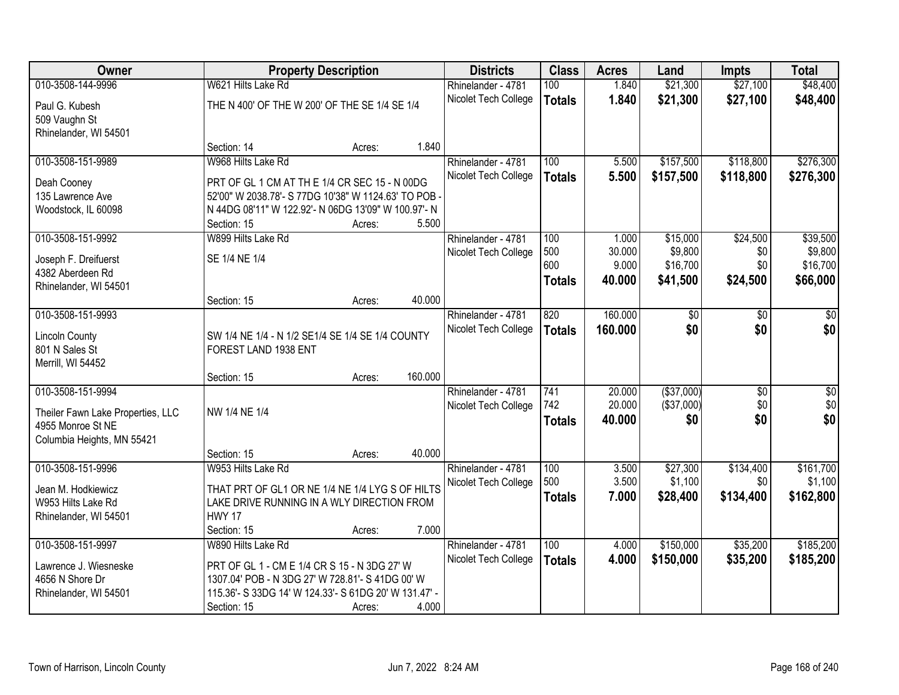| Owner | Property Description | Districts | Class | Acres | Land | Impts | Total |
|---|---|---|---|---|---|---|---|
| 010-3508-144-9996<br>Paul G. Kubesh<br>509 Vaughn St<br>Rhinelander, WI 54501 | W621 Hilts Lake Rd<br>THE N 400' OF THE W 200' OF THE SE 1/4 SE 1/4<br>Section: 14 Acres: 1.840 | Rhinelander - 4781<br>Nicolet Tech College | 100<br>**Totals** | 1.840<br>**1.840** | $21,300<br>**$21,300** | $27,100<br>**$27,100** | $48,400<br>**$48,400** |
| 010-3508-151-9989<br>Deah Cooney<br>135 Lawrence Ave<br>Woodstock, IL 60098 | W968 Hilts Lake Rd<br>PRT OF GL 1 CM AT TH E 1/4 CR SEC 15 - N 00DG 52'00" W 2038.78'- S 77DG 10'38" W 1124.63' TO POB - N 44DG 08'11" W 122.92'- N 06DG 13'09" W 100.97'- N<br>Section: 15 Acres: 5.500 | Rhinelander - 4781<br>Nicolet Tech College | 100<br>**Totals** | 5.500<br>**5.500** | $157,500<br>**$157,500** | $118,800<br>**$118,800** | $276,300<br>**$276,300** |
| 010-3508-151-9992<br>Joseph F. Dreifuerst<br>4382 Aberdeen Rd<br>Rhinelander, WI 54501 | W899 Hilts Lake Rd<br>SE 1/4 NE 1/4<br>Section: 15 Acres: 40.000 | Rhinelander - 4781<br>Nicolet Tech College | 100<br>500<br>600<br>**Totals** | 1.000<br>30.000<br>9.000<br>**40.000** | $15,000<br>$9,800<br>$16,700<br>**$41,500** | $24,500<br>$0<br>$0<br>**$24,500** | $39,500<br>$9,800<br>$16,700<br>**$66,000** |
| 010-3508-151-9993<br>Lincoln County<br>801 N Sales St<br>Merrill, WI 54452 | SW 1/4 NE 1/4 - N 1/2 SE1/4 SE 1/4 SE 1/4 COUNTY FOREST LAND 1938 ENT<br>Section: 15 Acres: 160.000 | Rhinelander - 4781<br>Nicolet Tech College | 820<br>**Totals** | 160.000<br>**160.000** | $0<br>**$0** | $0<br>**$0** | $0<br>**$0** |
| 010-3508-151-9994<br>Theiler Fawn Lake Properties, LLC<br>4955 Monroe St NE<br>Columbia Heights, MN 55421 | NW 1/4 NE 1/4<br>Section: 15 Acres: 40.000 | Rhinelander - 4781<br>Nicolet Tech College | 741<br>742<br>**Totals** | 20.000<br>20.000<br>**40.000** | ($37,000)<br>($37,000)<br>**$0** | $0<br>$0<br>**$0** | $0<br>$0<br>**$0** |
| 010-3508-151-9996<br>Jean M. Hodkiewicz<br>W953 Hilts Lake Rd<br>Rhinelander, WI 54501 | W953 Hilts Lake Rd<br>THAT PRT OF GL1 OR NE 1/4 NE 1/4 LYG S OF HILTS LAKE DRIVE RUNNING IN A WLY DIRECTION FROM HWY 17<br>Section: 15 Acres: 7.000 | Rhinelander - 4781<br>Nicolet Tech College | 100<br>500<br>**Totals** | 3.500<br>3.500<br>**7.000** | $27,300<br>$1,100<br>**$28,400** | $134,400<br>$0<br>**$134,400** | $161,700<br>$1,100<br>**$162,800** |
| 010-3508-151-9997<br>Lawrence J. Wiesneske<br>4656 N Shore Dr<br>Rhinelander, WI 54501 | W890 Hilts Lake Rd<br>PRT OF GL 1 - CM E 1/4 CR S 15 - N 3DG 27' W 1307.04' POB - N 3DG 27' W 728.81'- S 41DG 00' W 115.36'- S 33DG 14' W 124.33'- S 61DG 20' W 131.47' -<br>Section: 15 Acres: 4.000 | Rhinelander - 4781<br>Nicolet Tech College | 100<br>**Totals** | 4.000<br>**4.000** | $150,000<br>**$150,000** | $35,200<br>**$35,200** | $185,200<br>**$185,200** |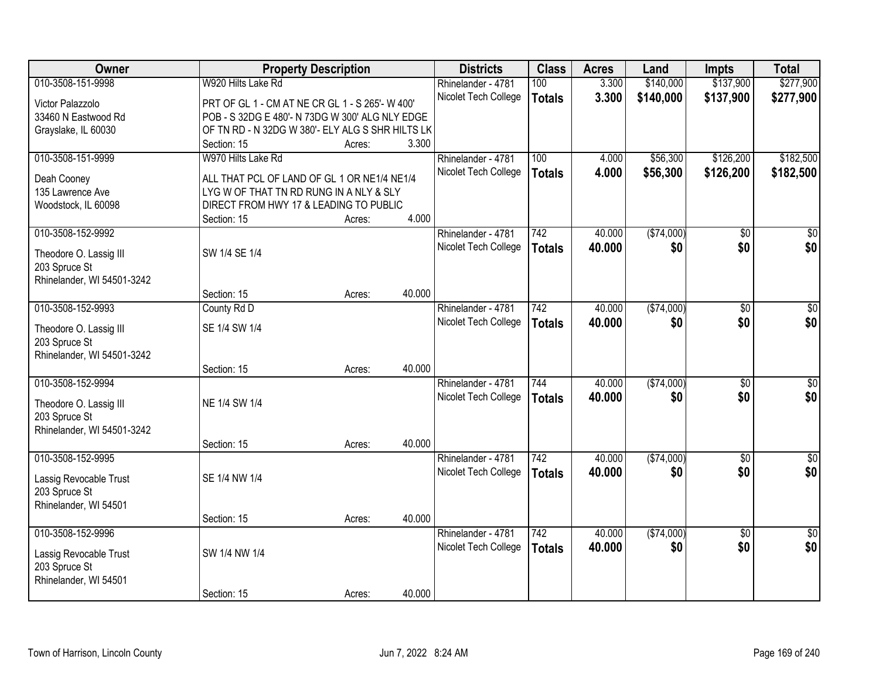| Owner | Property Description | Districts | Class | Acres | Land | Impts | Total |
|---|---|---|---|---|---|---|---|
| 010-3508-151-9998<br>Victor Palazzolo<br>33460 N Eastwood Rd<br>Grayslake, IL 60030 | W920 Hilts Lake Rd<br>PRT OF GL 1 - CM AT NE CR GL 1 - S 265'- W 400' POB - S 32DG E 480'- N 73DG W 300' ALG NLY EDGE OF TN RD - N 32DG W 380'- ELY ALG S SHR HILTS LK<br>Section: 15 Acres: 3.300 | Rhinelander - 4781<br>Nicolet Tech College | 100<br>**Totals** | 3.300<br>**3.300** | $140,000<br>**$140,000** | $137,900<br>**$137,900** | $277,900<br>**$277,900** |
| 010-3508-151-9999<br>Deah Cooney<br>135 Lawrence Ave<br>Woodstock, IL 60098 | W970 Hilts Lake Rd<br>ALL THAT PCL OF LAND OF GL 1 OR NE1/4 NE1/4 LYG W OF THAT TN RD RUNG IN A NLY & SLY DIRECT FROM HWY 17 & LEADING TO PUBLIC<br>Section: 15 Acres: 4.000 | Rhinelander - 4781<br>Nicolet Tech College | 100<br>**Totals** | 4.000<br>**4.000** | $56,300<br>**$56,300** | $126,200<br>**$126,200** | $182,500<br>**$182,500** |
| 010-3508-152-9992<br>Theodore O. Lassig III<br>203 Spruce St<br>Rhinelander, WI 54501-3242 | SW 1/4 SE 1/4<br>Section: 15 Acres: 40.000 | Rhinelander - 4781<br>Nicolet Tech College | 742<br>**Totals** | 40.000<br>**40.000** | ($74,000)<br>**$0** | $0<br>**$0** | $0<br>**$0** |
| 010-3508-152-9993<br>Theodore O. Lassig III<br>203 Spruce St<br>Rhinelander, WI 54501-3242 | County Rd D<br>SE 1/4 SW 1/4<br>Section: 15 Acres: 40.000 | Rhinelander - 4781<br>Nicolet Tech College | 742<br>**Totals** | 40.000<br>**40.000** | ($74,000)<br>**$0** | $0<br>**$0** | $0<br>**$0** |
| 010-3508-152-9994<br>Theodore O. Lassig III<br>203 Spruce St<br>Rhinelander, WI 54501-3242 | NE 1/4 SW 1/4<br>Section: 15 Acres: 40.000 | Rhinelander - 4781<br>Nicolet Tech College | 744<br>**Totals** | 40.000<br>**40.000** | ($74,000)<br>**$0** | $0<br>**$0** | $0<br>**$0** |
| 010-3508-152-9995<br>Lassig Revocable Trust<br>203 Spruce St<br>Rhinelander, WI 54501 | SE 1/4 NW 1/4<br>Section: 15 Acres: 40.000 | Rhinelander - 4781<br>Nicolet Tech College | 742<br>**Totals** | 40.000<br>**40.000** | ($74,000)<br>**$0** | $0<br>**$0** | $0<br>**$0** |
| 010-3508-152-9996<br>Lassig Revocable Trust<br>203 Spruce St<br>Rhinelander, WI 54501 | SW 1/4 NW 1/4<br>Section: 15 Acres: 40.000 | Rhinelander - 4781<br>Nicolet Tech College | 742<br>**Totals** | 40.000<br>**40.000** | ($74,000)<br>**$0** | $0<br>**$0** | $0<br>**$0** |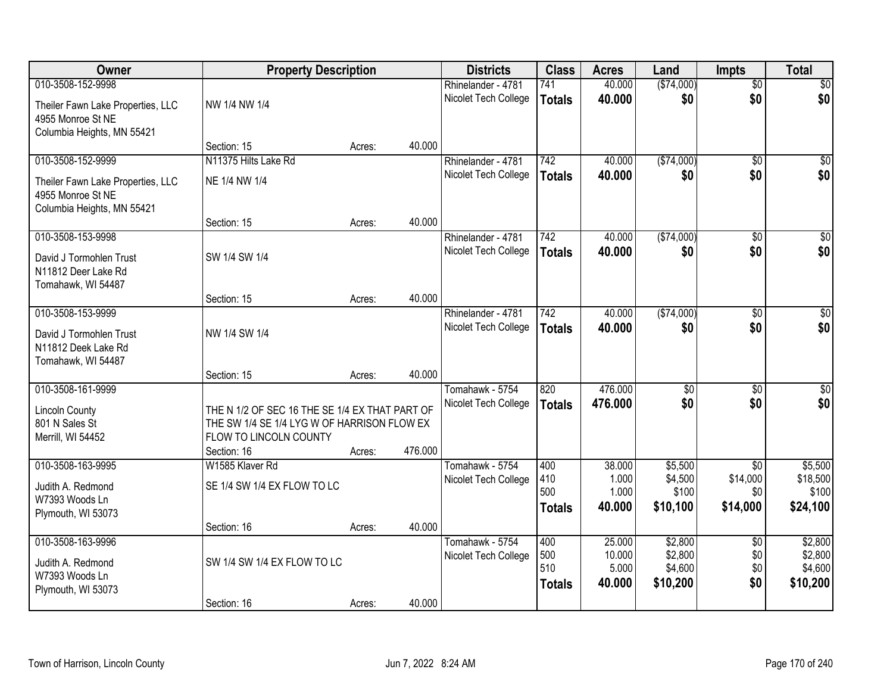| Owner | Property Description | | | Districts | Class | Acres | Land | Impts | Total |
|---|---|---|---|---|---|---|---|---|---|
| 010-3508-152-9998<br>Theiler Fawn Lake Properties, LLC<br>4955 Monroe St NE<br>Columbia Heights, MN 55421 | NW 1/4 NW 1/4<br>Section: 15 | Acres: | 40.000 | Rhinelander - 4781<br>Nicolet Tech College | 741<br>**Totals** | 40.000<br>**40.000** | ($74,000)<br>**$0** | $0<br>**$0** | $0<br>**$0** |
| 010-3508-152-9999<br>Theiler Fawn Lake Properties, LLC<br>4955 Monroe St NE<br>Columbia Heights, MN 55421 | N11375 Hilts Lake Rd<br>NE 1/4 NW 1/4<br>Section: 15 | Acres: | 40.000 | Rhinelander - 4781<br>Nicolet Tech College | 742<br>**Totals** | 40.000<br>**40.000** | ($74,000)<br>**$0** | $0<br>**$0** | $0<br>**$0** |
| 010-3508-153-9998<br>David J Tormohlen Trust<br>N11812 Deer Lake Rd<br>Tomahawk, WI 54487 | SW 1/4 SW 1/4<br>Section: 15 | Acres: | 40.000 | Rhinelander - 4781<br>Nicolet Tech College | 742<br>**Totals** | 40.000<br>**40.000** | ($74,000)<br>**$0** | $0<br>**$0** | $0<br>**$0** |
| 010-3508-153-9999<br>David J Tormohlen Trust<br>N11812 Deek Lake Rd<br>Tomahawk, WI 54487 | NW 1/4 SW 1/4<br>Section: 15 | Acres: | 40.000 | Rhinelander - 4781<br>Nicolet Tech College | 742<br>**Totals** | 40.000<br>**40.000** | ($74,000)<br>**$0** | $0<br>**$0** | $0<br>**$0** |
| 010-3508-161-9999<br>Lincoln County<br>801 N Sales St<br>Merrill, WI 54452 | THE N 1/2 OF SEC 16 THE SE 1/4 EX THAT PART OF THE SW 1/4 SE 1/4 LYG W OF HARRISON FLOW EX FLOW TO LINCOLN COUNTY<br>Section: 16 | Acres: | 476.000 | Tomahawk - 5754<br>Nicolet Tech College | 820<br>**Totals** | 476.000<br>**476.000** | $0<br>**$0** | $0<br>**$0** | $0<br>**$0** |
| 010-3508-163-9995<br>Judith A. Redmond<br>W7393 Woods Ln<br>Plymouth, WI 53073 | W1585 Klaver Rd<br>SE 1/4 SW 1/4 EX FLOW TO LC<br>Section: 16 | Acres: | 40.000 | Tomahawk - 5754<br>Nicolet Tech College | 400<br>410<br>500<br>**Totals** | 38.000<br>1.000<br>1.000<br>**40.000** | $5,500<br>$4,500<br>$100<br>**$10,100** | $0<br>$14,000<br>$0<br>**$14,000** | $5,500<br>$18,500<br>$100<br>**$24,100** |
| 010-3508-163-9996<br>Judith A. Redmond<br>W7393 Woods Ln<br>Plymouth, WI 53073 | SW 1/4 SW 1/4 EX FLOW TO LC<br>Section: 16 | Acres: | 40.000 | Tomahawk - 5754<br>Nicolet Tech College | 400<br>500<br>510<br>**Totals** | 25.000<br>10.000<br>5.000<br>**40.000** | $2,800<br>$2,800<br>$4,600<br>**$10,200** | $0<br>$0<br>$0<br>**$0** | $2,800<br>$2,800<br>$4,600<br>**$10,200** |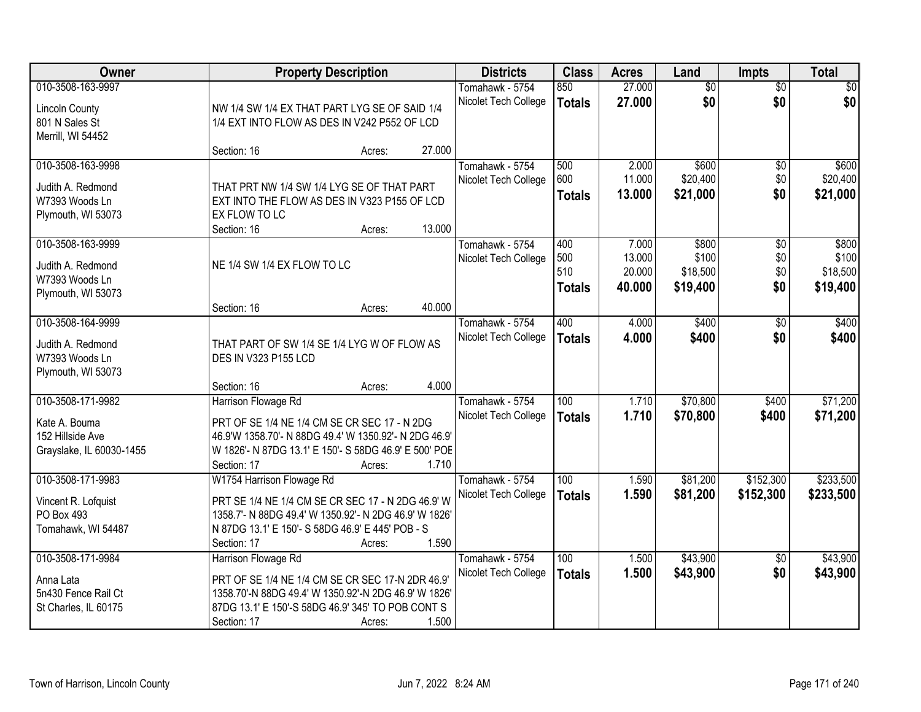| Owner | Property Description | Districts | Class | Acres | Land | Impts | Total |
|---|---|---|---|---|---|---|---|
| 010-3508-163-9997<br><br>Lincoln County<br>801 N Sales St<br>Merrill, WI 54452 | NW 1/4 SW 1/4 EX THAT PART LYG SE OF SAID 1/4 1/4 EXT INTO FLOW AS DES IN V242 P552 OF LCD<br><br>Section: 16 Acres: 27.000 | Tomahawk - 5754<br>Nicolet Tech College | 850<br>**Totals** | 27.000<br>**27.000** | $0<br>**$0** | $0<br>**$0** | $0<br>**$0** |
| 010-3508-163-9998<br><br>Judith A. Redmond<br>W7393 Woods Ln<br>Plymouth, WI 53073 | THAT PRT NW 1/4 SW 1/4 LYG SE OF THAT PART EXT INTO THE FLOW AS DES IN V323 P155 OF LCD EX FLOW TO LC<br>Section: 16 Acres: 13.000 | Tomahawk - 5754<br>Nicolet Tech College | 500<br>600<br>**Totals** | 2.000<br>11.000<br>**13.000** | $600<br>$20,400<br>**$21,000** | $0<br>$0<br>**$0** | $600<br>$20,400<br>**$21,000** |
| 010-3508-163-9999<br><br>Judith A. Redmond<br>W7393 Woods Ln<br>Plymouth, WI 53073 | NE 1/4 SW 1/4 EX FLOW TO LC<br><br>Section: 16 Acres: 40.000 | Tomahawk - 5754<br>Nicolet Tech College | 400<br>500<br>510<br>**Totals** | 7.000<br>13.000<br>20.000<br>**40.000** | $800<br>$100<br>$18,500<br>**$19,400** | $0<br>$0<br>$0<br>**$0** | $800<br>$100<br>$18,500<br>**$19,400** |
| 010-3508-164-9999<br><br>Judith A. Redmond<br>W7393 Woods Ln<br>Plymouth, WI 53073 | THAT PART OF SW 1/4 SE 1/4 LYG W OF FLOW AS DES IN V323 P155 LCD<br><br>Section: 16 Acres: 4.000 | Tomahawk - 5754<br>Nicolet Tech College | 400<br>**Totals** | 4.000<br>**4.000** | $400<br>**$400** | $0<br>**$0** | $400<br>**$400** |
| 010-3508-171-9982<br><br>Kate A. Bouma<br>152 Hillside Ave<br>Grayslake, IL 60030-1455 | Harrison Flowage Rd<br>PRT OF SE 1/4 NE 1/4 CM SE CR SEC 17 - N 2DG 46.9'W 1358.70'- N 88DG 49.4' W 1350.92'- N 2DG 46.9' W 1826'- N 87DG 13.1' E 150'- S 58DG 46.9' E 500' POE<br>Section: 17 Acres: 1.710 | Tomahawk - 5754<br>Nicolet Tech College | 100<br>**Totals** | 1.710<br>**1.710** | $70,800<br>**$70,800** | $400<br>**$400** | $71,200<br>**$71,200** |
| 010-3508-171-9983<br><br>Vincent R. Lofquist<br>PO Box 493<br>Tomahawk, WI 54487 | W1754 Harrison Flowage Rd<br>PRT SE 1/4 NE 1/4 CM SE CR SEC 17 - N 2DG 46.9' W 1358.7'- N 88DG 49.4' W 1350.92'- N 2DG 46.9' W 1826' N 87DG 13.1' E 150'- S 58DG 46.9' E 445' POB - S<br>Section: 17 Acres: 1.590 | Tomahawk - 5754<br>Nicolet Tech College | 100<br>**Totals** | 1.590<br>**1.590** | $81,200<br>**$81,200** | $152,300<br>**$152,300** | $233,500<br>**$233,500** |
| 010-3508-171-9984<br><br>Anna Lata<br>5n430 Fence Rail Ct<br>St Charles, IL 60175 | Harrison Flowage Rd<br>PRT OF SE 1/4 NE 1/4 CM SE CR SEC 17-N 2DR 46.9' 1358.70'-N 88DG 49.4' W 1350.92'-N 2DG 46.9' W 1826' 87DG 13.1' E 150'-S 58DG 46.9' 345' TO POB CONT S<br>Section: 17 Acres: 1.500 | Tomahawk - 5754<br>Nicolet Tech College | 100<br>**Totals** | 1.500<br>**1.500** | $43,900<br>**$43,900** | $0<br>**$0** | $43,900<br>**$43,900** |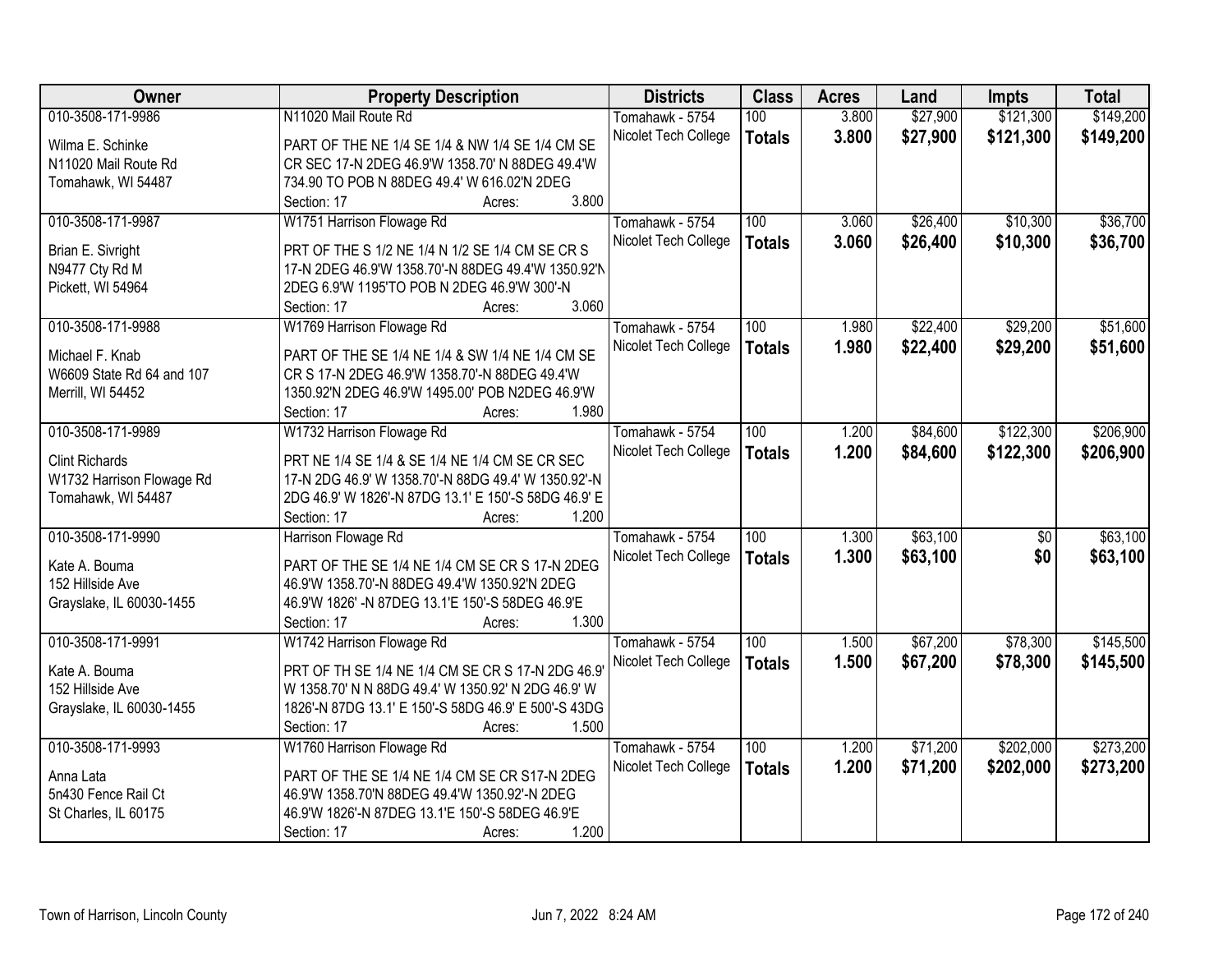| Owner | Property Description | Districts | Class | Acres | Land | Impts | Total |
|---|---|---|---|---|---|---|---|
| 010-3508-171-9986<br>Wilma E. Schinke<br>N11020 Mail Route Rd<br>Tomahawk, WI 54487 | N11020 Mail Route Rd<br>PART OF THE NE 1/4 SE 1/4 & NW 1/4 SE 1/4 CM SE CR SEC 17-N 2DEG 46.9'W 1358.70' N 88DEG 49.4'W 734.90 TO POB N 88DEG 49.4' W 616.02'N 2DEG<br>Section: 17 Acres: 3.800 | Tomahawk - 5754<br>Nicolet Tech College | 100<br>**Totals** | 3.800<br>**3.800** | $27,900<br>**$27,900** | $121,300<br>**$121,300** | $149,200<br>**$149,200** |
| 010-3508-171-9987<br>Brian E. Sivright<br>N9477 Cty Rd M<br>Pickett, WI 54964 | W1751 Harrison Flowage Rd<br>PRT OF THE S 1/2 NE 1/4 N 1/2 SE 1/4 CM SE CR S 17-N 2DEG 46.9'W 1358.70'-N 88DEG 49.4'W 1350.92'N 2DEG 6.9'W 1195'TO POB N 2DEG 46.9'W 300'-N<br>Section: 17 Acres: 3.060 | Tomahawk - 5754<br>Nicolet Tech College | 100<br>**Totals** | 3.060<br>**3.060** | $26,400<br>**$26,400** | $10,300<br>**$10,300** | $36,700<br>**$36,700** |
| 010-3508-171-9988<br>Michael F. Knab<br>W6609 State Rd 64 and 107<br>Merrill, WI 54452 | W1769 Harrison Flowage Rd<br>PART OF THE SE 1/4 NE 1/4 & SW 1/4 NE 1/4 CM SE CR S 17-N 2DEG 46.9'W 1358.70'-N 88DEG 49.4'W 1350.92'N 2DEG 46.9'W 1495.00' POB N2DEG 46.9'W<br>Section: 17 Acres: 1.980 | Tomahawk - 5754<br>Nicolet Tech College | 100<br>**Totals** | 1.980<br>**1.980** | $22,400<br>**$22,400** | $29,200<br>**$29,200** | $51,600<br>**$51,600** |
| 010-3508-171-9989<br>Clint Richards<br>W1732 Harrison Flowage Rd<br>Tomahawk, WI 54487 | W1732 Harrison Flowage Rd<br>PRT NE 1/4 SE 1/4 & SE 1/4 NE 1/4 CM SE CR SEC 17-N 2DG 46.9' W 1358.70'-N 88DG 49.4' W 1350.92'-N 2DG 46.9' W 1826'-N 87DG 13.1' E 150'-S 58DG 46.9' E<br>Section: 17 Acres: 1.200 | Tomahawk - 5754<br>Nicolet Tech College | 100<br>**Totals** | 1.200<br>**1.200** | $84,600<br>**$84,600** | $122,300<br>**$122,300** | $206,900<br>**$206,900** |
| 010-3508-171-9990<br>Kate A. Bouma<br>152 Hillside Ave<br>Grayslake, IL 60030-1455 | Harrison Flowage Rd<br>PART OF THE SE 1/4 NE 1/4 CM SE CR S 17-N 2DEG 46.9'W 1358.70'-N 88DEG 49.4'W 1350.92'N 2DEG 46.9'W 1826' -N 87DEG 13.1'E 150'-S 58DEG 46.9'E<br>Section: 17 Acres: 1.300 | Tomahawk - 5754<br>Nicolet Tech College | 100<br>**Totals** | 1.300<br>**1.300** | $63,100<br>**$63,100** | $0<br>**$0** | $63,100<br>**$63,100** |
| 010-3508-171-9991<br>Kate A. Bouma<br>152 Hillside Ave<br>Grayslake, IL 60030-1455 | W1742 Harrison Flowage Rd<br>PRT OF TH SE 1/4 NE 1/4 CM SE CR S 17-N 2DG 46.9' W 1358.70' N N 88DG 49.4' W 1350.92' N 2DG 46.9' W 1826'-N 87DG 13.1' E 150'-S 58DG 46.9' E 500'-S 43DG<br>Section: 17 Acres: 1.500 | Tomahawk - 5754<br>Nicolet Tech College | 100<br>**Totals** | 1.500<br>**1.500** | $67,200<br>**$67,200** | $78,300<br>**$78,300** | $145,500<br>**$145,500** |
| 010-3508-171-9993<br>Anna Lata<br>5n430 Fence Rail Ct<br>St Charles, IL 60175 | W1760 Harrison Flowage Rd<br>PART OF THE SE 1/4 NE 1/4 CM SE CR S17-N 2DEG 46.9'W 1358.70'N 88DEG 49.4'W 1350.92'-N 2DEG 46.9'W 1826'-N 87DEG 13.1'E 150'-S 58DEG 46.9'E<br>Section: 17 Acres: 1.200 | Tomahawk - 5754<br>Nicolet Tech College | 100<br>**Totals** | 1.200<br>**1.200** | $71,200<br>**$71,200** | $202,000<br>**$202,000** | $273,200<br>**$273,200** |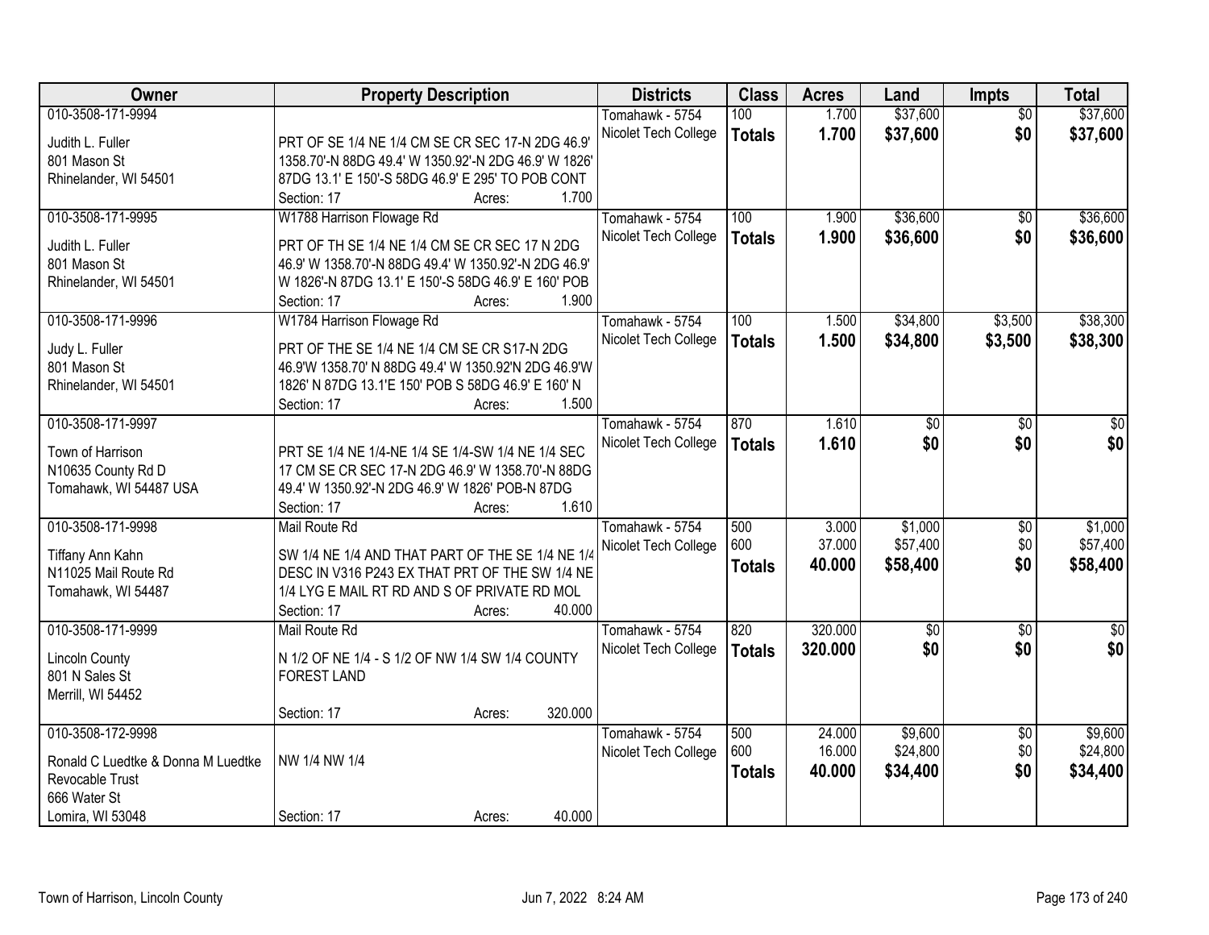| Owner | Property Description | Districts | Class | Acres | Land | Impts | Total |
|---|---|---|---|---|---|---|---|
| 010-3508-171-9994<br><br>Judith L. Fuller<br>801 Mason St<br>Rhinelander, WI 54501 | PRT OF SE 1/4 NE 1/4 CM SE CR SEC 17-N 2DG 46.9' 1358.70'-N 88DG 49.4' W 1350.92'-N 2DG 46.9' W 1826' 87DG 13.1' E 150'-S 58DG 46.9' E 295' TO POB CONT<br>Section: 17 Acres: 1.700 | Tomahawk - 5754<br>Nicolet Tech College | 100<br>**Totals** | 1.700<br>**1.700** | $37,600<br>**$37,600** | $0<br>**$0** | $37,600<br>**$37,600** |
| 010-3508-171-9995<br><br>Judith L. Fuller<br>801 Mason St<br>Rhinelander, WI 54501 | W1788 Harrison Flowage Rd<br><br>PRT OF TH SE 1/4 NE 1/4 CM SE CR SEC 17 N 2DG 46.9' W 1358.70'-N 88DG 49.4' W 1350.92'-N 2DG 46.9' W 1826'-N 87DG 13.1' E 150'-S 58DG 46.9' E 160' POB<br>Section: 17 Acres: 1.900 | Tomahawk - 5754<br>Nicolet Tech College | 100<br>**Totals** | 1.900<br>**1.900** | $36,600<br>**$36,600** | $0<br>**$0** | $36,600<br>**$36,600** |
| 010-3508-171-9996<br><br>Judy L. Fuller<br>801 Mason St<br>Rhinelander, WI 54501 | W1784 Harrison Flowage Rd<br><br>PRT OF THE SE 1/4 NE 1/4 CM SE CR S17-N 2DG 46.9'W 1358.70' N 88DG 49.4' W 1350.92'N 2DG 46.9'W 1826' N 87DG 13.1'E 150' POB S 58DG 46.9' E 160' N<br>Section: 17 Acres: 1.500 | Tomahawk - 5754<br>Nicolet Tech College | 100<br>**Totals** | 1.500<br>**1.500** | $34,800<br>**$34,800** | $3,500<br>**$3,500** | $38,300<br>**$38,300** |
| 010-3508-171-9997<br><br>Town of Harrison<br>N10635 County Rd D<br>Tomahawk, WI 54487 USA | PRT SE 1/4 NE 1/4-NE 1/4 SE 1/4-SW 1/4 NE 1/4 SEC 17 CM SE CR SEC 17-N 2DG 46.9' W 1358.70'-N 88DG 49.4' W 1350.92'-N 2DG 46.9' W 1826' POB-N 87DG<br>Section: 17 Acres: 1.610 | Tomahawk - 5754<br>Nicolet Tech College | 870<br>**Totals** | 1.610<br>**1.610** | $0<br>**$0** | $0<br>**$0** | $0<br>**$0** |
| 010-3508-171-9998<br><br>Tiffany Ann Kahn<br>N11025 Mail Route Rd<br>Tomahawk, WI 54487 | Mail Route Rd<br><br>SW 1/4 NE 1/4 AND THAT PART OF THE SE 1/4 NE 1/4 DESC IN V316 P243 EX THAT PRT OF THE SW 1/4 NE 1/4 LYG E MAIL RT RD AND S OF PRIVATE RD MOL<br>Section: 17 Acres: 40.000 | Tomahawk - 5754<br>Nicolet Tech College | 500<br>600<br>**Totals** | 3.000<br>37.000<br>**40.000** | $1,000<br>$57,400<br>**$58,400** | $0<br>$0<br>**$0** | $1,000<br>$57,400<br>**$58,400** |
| 010-3508-171-9999<br><br>Lincoln County<br>801 N Sales St<br>Merrill, WI 54452 | Mail Route Rd<br><br>N 1/2 OF NE 1/4 - S 1/2 OF NW 1/4 SW 1/4 COUNTY FOREST LAND<br>Section: 17 Acres: 320.000 | Tomahawk - 5754<br>Nicolet Tech College | 820<br>**Totals** | 320.000<br>**320.000** | $0<br>**$0** | $0<br>**$0** | $0<br>**$0** |
| 010-3508-172-9998<br><br>Ronald C Luedtke & Donna M Luedtke Revocable Trust<br>666 Water St<br>Lomira, WI 53048 | NW 1/4 NW 1/4<br>Section: 17 Acres: 40.000 | Tomahawk - 5754<br>Nicolet Tech College | 500<br>600<br>**Totals** | 24.000<br>16.000<br>**40.000** | $9,600<br>$24,800<br>**$34,400** | $0<br>$0<br>**$0** | $9,600<br>$24,800<br>**$34,400** |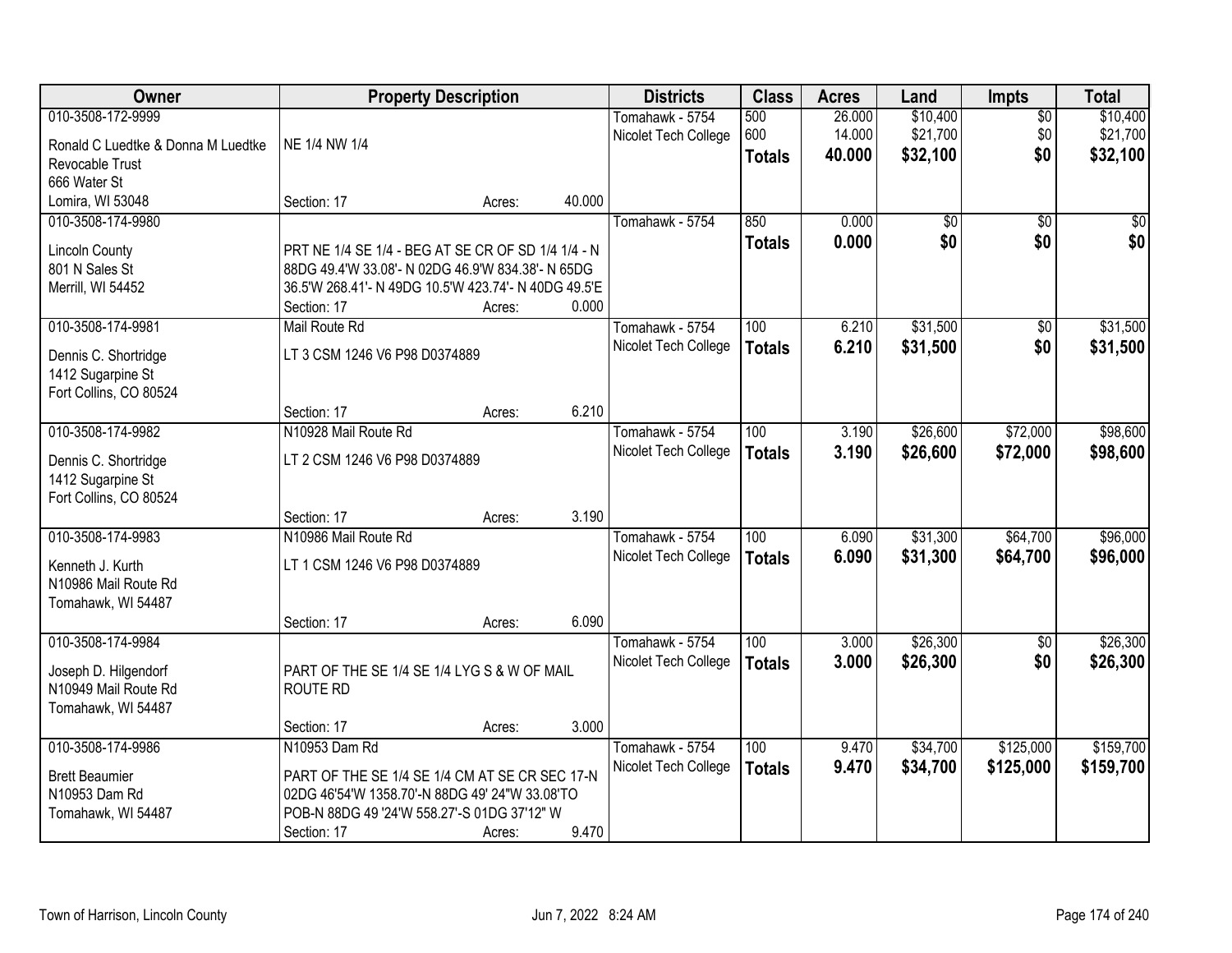| Owner | Property Description | Districts | Class | Acres | Land | Impts | Total |
|---|---|---|---|---|---|---|---|
| 010-3508-172-9999<br>Ronald C Luedtke & Donna M Luedtke Revocable Trust<br>666 Water St<br>Lomira, WI 53048 | NE 1/4 NW 1/4<br>Section: 17 Acres: 40.000 | Tomahawk - 5754<br>Nicolet Tech College | 500<br>600<br>**Totals** | 26.000<br>14.000<br>**40.000** | $10,400<br>$21,700<br>**$32,100** | $0<br>$0<br>**$0** | $10,400<br>$21,700<br>**$32,100** |
| 010-3508-174-9980<br>Lincoln County<br>801 N Sales St<br>Merrill, WI 54452 | PRT NE 1/4 SE 1/4 - BEG AT SE CR OF SD 1/4 1/4 - N 88DG 49.4'W 33.08'- N 02DG 46.9'W 834.38'- N 65DG 36.5'W 268.41'- N 49DG 10.5'W 423.74'- N 40DG 49.5'E<br>Section: 17 Acres: 0.000 | Tomahawk - 5754 | 850<br>**Totals** | 0.000<br>**0.000** | $0<br>**$0** | $0<br>**$0** | $0<br>**$0** |
| 010-3508-174-9981<br>Dennis C. Shortridge<br>1412 Sugarpine St<br>Fort Collins, CO 80524 | Mail Route Rd<br>LT 3 CSM 1246 V6 P98 D0374889<br>Section: 17 Acres: 6.210 | Tomahawk - 5754<br>Nicolet Tech College | 100<br>**Totals** | 6.210<br>**6.210** | $31,500<br>**$31,500** | $0<br>**$0** | $31,500<br>**$31,500** |
| 010-3508-174-9982<br>Dennis C. Shortridge<br>1412 Sugarpine St<br>Fort Collins, CO 80524 | N10928 Mail Route Rd<br>LT 2 CSM 1246 V6 P98 D0374889<br>Section: 17 Acres: 3.190 | Tomahawk - 5754<br>Nicolet Tech College | 100<br>**Totals** | 3.190<br>**3.190** | $26,600<br>**$26,600** | $72,000<br>**$72,000** | $98,600<br>**$98,600** |
| 010-3508-174-9983<br>Kenneth J. Kurth<br>N10986 Mail Route Rd<br>Tomahawk, WI 54487 | N10986 Mail Route Rd<br>LT 1 CSM 1246 V6 P98 D0374889<br>Section: 17 Acres: 6.090 | Tomahawk - 5754<br>Nicolet Tech College | 100<br>**Totals** | 6.090<br>**6.090** | $31,300<br>**$31,300** | $64,700<br>**$64,700** | $96,000<br>**$96,000** |
| 010-3508-174-9984<br>Joseph D. Hilgendorf<br>N10949 Mail Route Rd<br>Tomahawk, WI 54487 | PART OF THE SE 1/4 SE 1/4 LYG S & W OF MAIL ROUTE RD<br>Section: 17 Acres: 3.000 | Tomahawk - 5754<br>Nicolet Tech College | 100<br>**Totals** | 3.000<br>**3.000** | $26,300<br>**$26,300** | $0<br>**$0** | $26,300<br>**$26,300** |
| 010-3508-174-9986<br>Brett Beaumier<br>N10953 Dam Rd<br>Tomahawk, WI 54487 | N10953 Dam Rd<br>PART OF THE SE 1/4 SE 1/4 CM AT SE CR SEC 17-N 02DG 46'54'W 1358.70'-N 88DG 49' 24"W 33.08'TO POB-N 88DG 49 '24'W 558.27'-S 01DG 37'12" W<br>Section: 17 Acres: 9.470 | Tomahawk - 5754<br>Nicolet Tech College | 100<br>**Totals** | 9.470<br>**9.470** | $34,700<br>**$34,700** | $125,000<br>**$125,000** | $159,700<br>**$159,700** |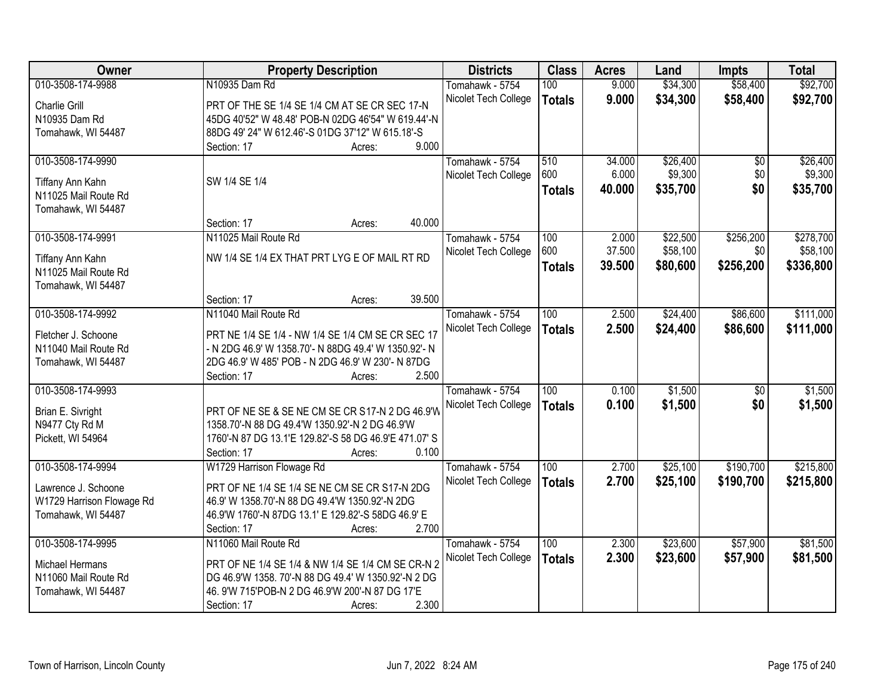| Owner | Property Description | Districts | Class | Acres | Land | Impts | Total |
|---|---|---|---|---|---|---|---|
| 010-3508-174-9988<br><br>Charlie Grill<br>N10935 Dam Rd<br>Tomahawk, WI 54487 | N10935 Dam Rd<br><br>PRT OF THE SE 1/4 SE 1/4 CM AT SE CR SEC 17-N 45DG 40'52" W 48.48' POB-N 02DG 46'54" W 619.44'-N 88DG 49' 24" W 612.46'-S 01DG 37'12" W 615.18'-S<br>Section: 17 Acres: 9.000 | Tomahawk - 5754<br>Nicolet Tech College | 100<br>**Totals** | 9.000<br>**9.000** | $34,300<br>**$34,300** | $58,400<br>**$58,400** | $92,700<br>**$92,700** |
| 010-3508-174-9990<br><br>Tiffany Ann Kahn<br>N11025 Mail Route Rd<br>Tomahawk, WI 54487 | SW 1/4 SE 1/4<br><br>Section: 17 Acres: 40.000 | Tomahawk - 5754<br>Nicolet Tech College | 510<br>600<br>**Totals** | 34.000<br>6.000<br>**40.000** | $26,400<br>$9,300<br>**$35,700** | $0<br>$0<br>**$0** | $26,400<br>$9,300<br>**$35,700** |
| 010-3508-174-9991<br><br>Tiffany Ann Kahn<br>N11025 Mail Route Rd<br>Tomahawk, WI 54487 | N11025 Mail Route Rd<br><br>NW 1/4 SE 1/4 EX THAT PRT LYG E OF MAIL RT RD<br><br>Section: 17 Acres: 39.500 | Tomahawk - 5754<br>Nicolet Tech College | 100<br>600<br>**Totals** | 2.000<br>37.500<br>**39.500** | $22,500<br>$58,100<br>**$80,600** | $256,200<br>$0<br>**$256,200** | $278,700<br>$58,100<br>**$336,800** |
| 010-3508-174-9992<br><br>Fletcher J. Schoone<br>N11040 Mail Route Rd<br>Tomahawk, WI 54487 | N11040 Mail Route Rd<br><br>PRT NE 1/4 SE 1/4 - NW 1/4 SE 1/4 CM SE CR SEC 17 - N 2DG 46.9' W 1358.70'- N 88DG 49.4' W 1350.92'- N 2DG 46.9' W 485' POB - N 2DG 46.9' W 230'- N 87DG<br>Section: 17 Acres: 2.500 | Tomahawk - 5754<br>Nicolet Tech College | 100<br>**Totals** | 2.500<br>**2.500** | $24,400<br>**$24,400** | $86,600<br>**$86,600** | $111,000<br>**$111,000** |
| 010-3508-174-9993<br><br>Brian E. Sivright<br>N9477 Cty Rd M<br>Pickett, WI 54964 | PRT OF NE SE & SE NE CM SE CR S17-N 2 DG 46.9'W 1358.70'-N 88 DG 49.4'W 1350.92'-N 2 DG 46.9'W 1760'-N 87 DG 13.1'E 129.82'-S 58 DG 46.9'E 471.07' S<br>Section: 17 Acres: 0.100 | Tomahawk - 5754<br>Nicolet Tech College | 100<br>**Totals** | 0.100<br>**0.100** | $1,500<br>**$1,500** | $0<br>**$0** | $1,500<br>**$1,500** |
| 010-3508-174-9994<br><br>Lawrence J. Schoone<br>W1729 Harrison Flowage Rd<br>Tomahawk, WI 54487 | W1729 Harrison Flowage Rd<br><br>PRT OF NE 1/4 SE 1/4 SE NE CM SE CR S17-N 2DG 46.9' W 1358.70'-N 88 DG 49.4'W 1350.92'-N 2DG 46.9'W 1760'-N 87DG 13.1' E 129.82'-S 58DG 46.9' E<br>Section: 17 Acres: 2.700 | Tomahawk - 5754<br>Nicolet Tech College | 100<br>**Totals** | 2.700<br>**2.700** | $25,100<br>**$25,100** | $190,700<br>**$190,700** | $215,800<br>**$215,800** |
| 010-3508-174-9995<br><br>Michael Hermans<br>N11060 Mail Route Rd<br>Tomahawk, WI 54487 | N11060 Mail Route Rd<br><br>PRT OF NE 1/4 SE 1/4 & NW 1/4 SE 1/4 CM SE CR-N 2 DG 46.9'W 1358. 70'-N 88 DG 49.4' W 1350.92'-N 2 DG 46. 9'W 715'POB-N 2 DG 46.9'W 200'-N 87 DG 17'E<br>Section: 17 Acres: 2.300 | Tomahawk - 5754<br>Nicolet Tech College | 100<br>**Totals** | 2.300<br>**2.300** | $23,600<br>**$23,600** | $57,900<br>**$57,900** | $81,500<br>**$81,500** |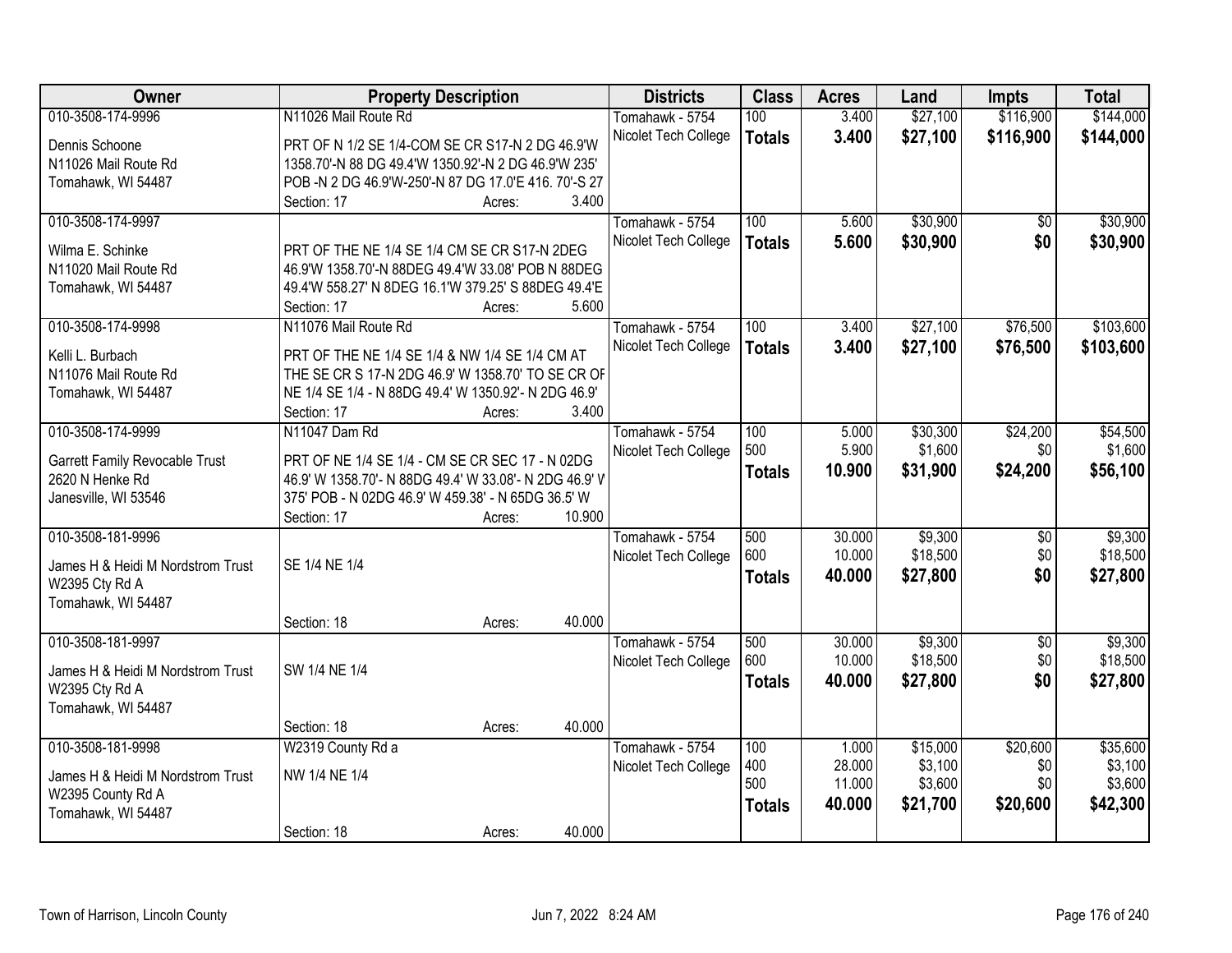| Owner | Property Description | Districts | Class | Acres | Land | Impts | Total |
|---|---|---|---|---|---|---|---|
| 010-3508-174-9996<br>Dennis Schoone<br>N11026 Mail Route Rd<br>Tomahawk, WI 54487 | N11026 Mail Route Rd<br>PRT OF N 1/2 SE 1/4-COM SE CR S17-N 2 DG 46.9'W 1358.70'-N 88 DG 49.4'W 1350.92'-N 2 DG 46.9'W 235' POB -N 2 DG 46.9'W-250'-N 87 DG 17.0'E 416. 70'-S 27<br>Section: 17 Acres: 3.400 | Tomahawk - 5754<br>Nicolet Tech College | 100<br>**Totals** | 3.400<br>**3.400** | $27,100<br>**$27,100** | $116,900<br>**$116,900** | $144,000<br>**$144,000** |
| 010-3508-174-9997<br>Wilma E. Schinke<br>N11020 Mail Route Rd<br>Tomahawk, WI 54487 | PRT OF THE NE 1/4 SE 1/4 CM SE CR S17-N 2DEG 46.9'W 1358.70'-N 88DEG 49.4'W 33.08' POB N 88DEG 49.4'W 558.27' N 8DEG 16.1'W 379.25' S 88DEG 49.4'E<br>Section: 17 Acres: 5.600 | Tomahawk - 5754<br>Nicolet Tech College | 100<br>**Totals** | 5.600<br>**5.600** | $30,900<br>**$30,900** | $0<br>**$0** | $30,900<br>**$30,900** |
| 010-3508-174-9998<br>Kelli L. Burbach<br>N11076 Mail Route Rd<br>Tomahawk, WI 54487 | N11076 Mail Route Rd<br>PRT OF THE NE 1/4 SE 1/4 & NW 1/4 SE 1/4 CM AT THE SE CR S 17-N 2DG 46.9' W 1358.70' TO SE CR OF NE 1/4 SE 1/4 - N 88DG 49.4' W 1350.92'- N 2DG 46.9'<br>Section: 17 Acres: 3.400 | Tomahawk - 5754<br>Nicolet Tech College | 100<br>**Totals** | 3.400<br>**3.400** | $27,100<br>**$27,100** | $76,500<br>**$76,500** | $103,600<br>**$103,600** |
| 010-3508-174-9999<br>Garrett Family Revocable Trust<br>2620 N Henke Rd<br>Janesville, WI 53546 | N11047 Dam Rd<br>PRT OF NE 1/4 SE 1/4 - CM SE CR SEC 17 - N 02DG 46.9' W 1358.70'- N 88DG 49.4' W 33.08'- N 2DG 46.9' W 375' POB - N 02DG 46.9' W 459.38' - N 65DG 36.5' W<br>Section: 17 Acres: 10.900 | Tomahawk - 5754<br>Nicolet Tech College | 100<br>500<br>**Totals** | 5.000<br>5.900<br>**10.900** | $30,300<br>$1,600<br>**$31,900** | $24,200<br>$0<br>**$24,200** | $54,500<br>$1,600<br>**$56,100** |
| 010-3508-181-9996<br>James H & Heidi M Nordstrom Trust<br>W2395 Cty Rd A<br>Tomahawk, WI 54487 | SE 1/4 NE 1/4<br>Section: 18 Acres: 40.000 | Tomahawk - 5754<br>Nicolet Tech College | 500<br>600<br>**Totals** | 30.000<br>10.000<br>**40.000** | $9,300<br>$18,500<br>**$27,800** | $0<br>$0<br>**$0** | $9,300<br>$18,500<br>**$27,800** |
| 010-3508-181-9997<br>James H & Heidi M Nordstrom Trust<br>W2395 Cty Rd A<br>Tomahawk, WI 54487 | SW 1/4 NE 1/4<br>Section: 18 Acres: 40.000 | Tomahawk - 5754<br>Nicolet Tech College | 500<br>600<br>**Totals** | 30.000<br>10.000<br>**40.000** | $9,300<br>$18,500<br>**$27,800** | $0<br>$0<br>**$0** | $9,300<br>$18,500<br>**$27,800** |
| 010-3508-181-9998<br>James H & Heidi M Nordstrom Trust<br>W2395 County Rd A<br>Tomahawk, WI 54487 | W2319 County Rd a<br>NW 1/4 NE 1/4<br>Section: 18 Acres: 40.000 | Tomahawk - 5754<br>Nicolet Tech College | 100<br>400<br>500<br>**Totals** | 1.000<br>28.000<br>11.000<br>**40.000** | $15,000<br>$3,100<br>$3,600<br>**$21,700** | $20,600<br>$0<br>$0<br>**$20,600** | $35,600<br>$3,100<br>$3,600<br>**$42,300** |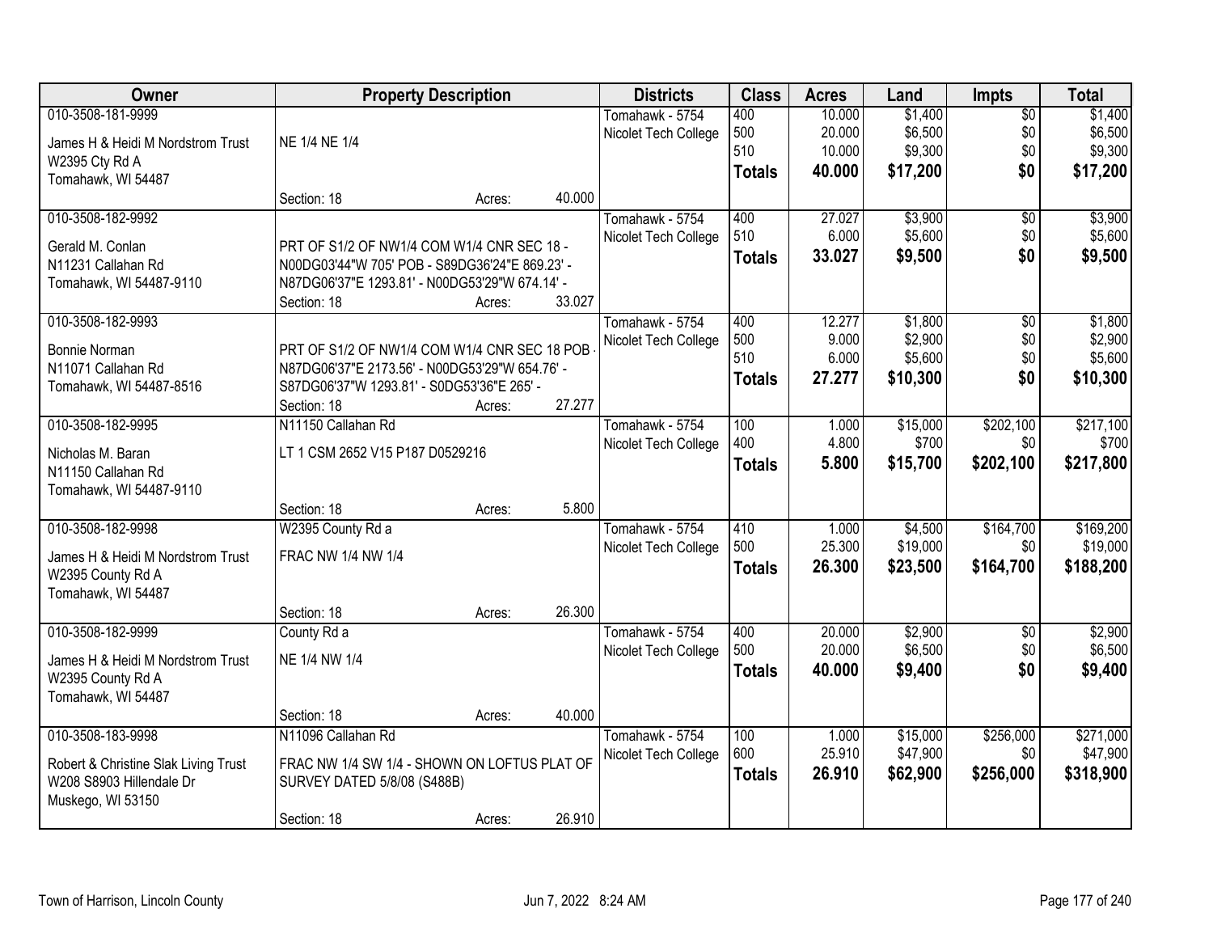| Owner | Property Description | Districts | Class | Acres | Land | Impts | Total |
|---|---|---|---|---|---|---|---|
| 010-3508-181-9999<br>James H & Heidi M Nordstrom Trust<br>W2395 Cty Rd A<br>Tomahawk, WI 54487 | NE 1/4 NE 1/4<br>Section: 18 Acres: 40.000 | Tomahawk - 5754<br>Nicolet Tech College | 400<br>500<br>510<br>**Totals** | 10.000<br>20.000<br>10.000<br>**40.000** | $1,400<br>$6,500<br>$9,300<br>**$17,200** | $0<br>$0<br>$0<br>**$0** | $1,400<br>$6,500<br>$9,300<br>**$17,200** |
| 010-3508-182-9992<br>Gerald M. Conlan<br>N11231 Callahan Rd<br>Tomahawk, WI 54487-9110 | PRT OF S1/2 OF NW1/4 COM W1/4 CNR SEC 18 - N00DG03'44"W 705' POB - S89DG36'24"E 869.23' - N87DG06'37"E 1293.81' - N00DG53'29"W 674.14' -<br>Section: 18 Acres: 33.027 | Tomahawk - 5754<br>Nicolet Tech College | 400<br>510<br>**Totals** | 27.027<br>6.000<br>**33.027** | $3,900<br>$5,600<br>**$9,500** | $0<br>$0<br>**$0** | $3,900<br>$5,600<br>**$9,500** |
| 010-3508-182-9993<br>Bonnie Norman<br>N11071 Callahan Rd<br>Tomahawk, WI 54487-8516 | PRT OF S1/2 OF NW1/4 COM W1/4 CNR SEC 18 POB - N87DG06'37"E 2173.56' - N00DG53'29"W 654.76' - S87DG06'37"W 1293.81' - S0DG53'36"E 265' -<br>Section: 18 Acres: 27.277 | Tomahawk - 5754<br>Nicolet Tech College | 400<br>500<br>510<br>**Totals** | 12.277<br>9.000<br>6.000<br>**27.277** | $1,800<br>$2,900<br>$5,600<br>**$10,300** | $0<br>$0<br>$0<br>**$0** | $1,800<br>$2,900<br>$5,600<br>**$10,300** |
| 010-3508-182-9995<br>Nicholas M. Baran<br>N11150 Callahan Rd<br>Tomahawk, WI 54487-9110 | N11150 Callahan Rd<br>LT 1 CSM 2652 V15 P187 D0529216<br>Section: 18 Acres: 5.800 | Tomahawk - 5754<br>Nicolet Tech College | 100<br>400<br>**Totals** | 1.000<br>4.800<br>**5.800** | $15,000<br>$700<br>**$15,700** | $202,100<br>$0<br>**$202,100** | $217,100<br>$700<br>**$217,800** |
| 010-3508-182-9998<br>James H & Heidi M Nordstrom Trust<br>W2395 County Rd A<br>Tomahawk, WI 54487 | W2395 County Rd a<br>FRAC NW 1/4 NW 1/4<br>Section: 18 Acres: 26.300 | Tomahawk - 5754<br>Nicolet Tech College | 410<br>500<br>**Totals** | 1.000<br>25.300<br>**26.300** | $4,500<br>$19,000<br>**$23,500** | $164,700<br>$0<br>**$164,700** | $169,200<br>$19,000<br>**$188,200** |
| 010-3508-182-9999<br>James H & Heidi M Nordstrom Trust<br>W2395 County Rd A<br>Tomahawk, WI 54487 | County Rd a<br>NE 1/4 NW 1/4<br>Section: 18 Acres: 40.000 | Tomahawk - 5754<br>Nicolet Tech College | 400<br>500<br>**Totals** | 20.000<br>20.000<br>**40.000** | $2,900<br>$6,500<br>**$9,400** | $0<br>$0<br>**$0** | $2,900<br>$6,500<br>**$9,400** |
| 010-3508-183-9998<br>Robert & Christine Slak Living Trust<br>W208 S8903 Hillendale Dr<br>Muskego, WI 53150 | N11096 Callahan Rd<br>FRAC NW 1/4 SW 1/4 - SHOWN ON LOFTUS PLAT OF SURVEY DATED 5/8/08 (S488B)<br>Section: 18 Acres: 26.910 | Tomahawk - 5754<br>Nicolet Tech College | 100<br>600<br>**Totals** | 1.000<br>25.910<br>**26.910** | $15,000<br>$47,900<br>**$62,900** | $256,000<br>$0<br>**$256,000** | $271,000<br>$47,900<br>**$318,900** |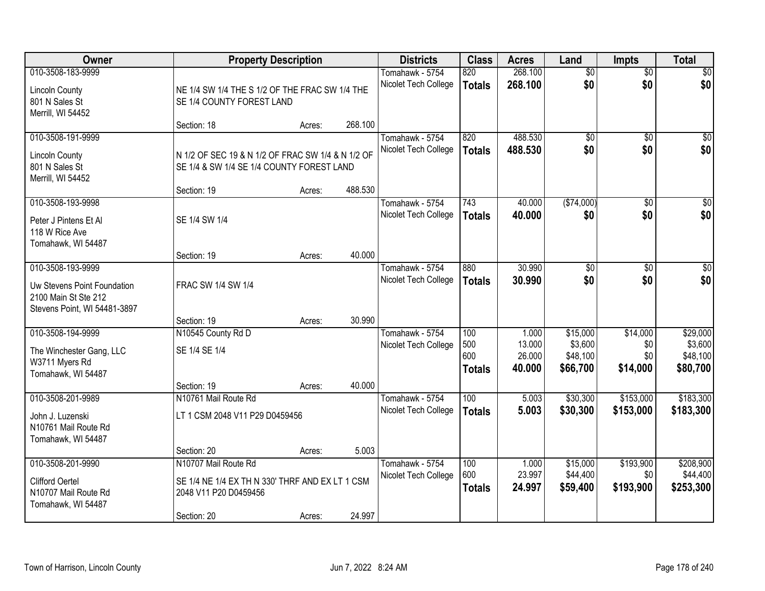| Owner | Property Description | | | Districts | Class | Acres | Land | Impts | Total |
|---|---|---|---|---|---|---|---|---|---|
| 010-3508-183-9999<br>Lincoln County<br>801 N Sales St<br>Merrill, WI 54452 | NE 1/4 SW 1/4 THE S 1/2 OF THE FRAC SW 1/4 THE SE 1/4 COUNTY FOREST LAND<br>Section: 18 | Acres: | 268.100 | Tomahawk - 5754<br>Nicolet Tech College | 820<br>**Totals** | 268.100<br>**268.100** | $0<br>**$0** | $0<br>**$0** | $0<br>**$0** |
| 010-3508-191-9999<br>Lincoln County<br>801 N Sales St<br>Merrill, WI 54452 | N 1/2 OF SEC 19 & N 1/2 OF FRAC SW 1/4 & N 1/2 OF SE 1/4 & SW 1/4 SE 1/4 COUNTY FOREST LAND<br>Section: 19 | Acres: | 488.530 | Tomahawk - 5754<br>Nicolet Tech College | 820<br>**Totals** | 488.530<br>**488.530** | $0<br>**$0** | $0<br>**$0** | $0<br>**$0** |
| 010-3508-193-9998<br>Peter J Pintens Et Al<br>118 W Rice Ave<br>Tomahawk, WI 54487 | SE 1/4 SW 1/4<br>Section: 19 | Acres: | 40.000 | Tomahawk - 5754<br>Nicolet Tech College | 743<br>**Totals** | 40.000<br>**40.000** | ($74,000)<br>**$0** | $0<br>**$0** | $0<br>**$0** |
| 010-3508-193-9999<br>Uw Stevens Point Foundation<br>2100 Main St Ste 212<br>Stevens Point, WI 54481-3897 | FRAC SW 1/4 SW 1/4<br>Section: 19 | Acres: | 30.990 | Tomahawk - 5754<br>Nicolet Tech College | 880<br>**Totals** | 30.990<br>**30.990** | $0<br>**$0** | $0<br>**$0** | $0<br>**$0** |
| 010-3508-194-9999<br>The Winchester Gang, LLC<br>W3711 Myers Rd<br>Tomahawk, WI 54487 | N10545 County Rd D<br>SE 1/4 SE 1/4<br>Section: 19 | Acres: | 40.000 | Tomahawk - 5754<br>Nicolet Tech College | 100<br>500<br>600<br>**Totals** | 1.000<br>13.000<br>26.000<br>**40.000** | $15,000<br>$3,600<br>$48,100<br>**$66,700** | $14,000<br>$0<br>$0<br>**$14,000** | $29,000<br>$3,600<br>$48,100<br>**$80,700** |
| 010-3508-201-9989<br>John J. Luzenski<br>N10761 Mail Route Rd<br>Tomahawk, WI 54487 | N10761 Mail Route Rd<br>LT 1 CSM 2048 V11 P29 D0459456<br>Section: 20 | Acres: | 5.003 | Tomahawk - 5754<br>Nicolet Tech College | 100<br>**Totals** | 5.003<br>**5.003** | $30,300<br>**$30,300** | $153,000<br>**$153,000** | $183,300<br>**$183,300** |
| 010-3508-201-9990<br>Clifford Oertel<br>N10707 Mail Route Rd<br>Tomahawk, WI 54487 | N10707 Mail Route Rd<br>SE 1/4 NE 1/4 EX TH N 330' THRF AND EX LT 1 CSM 2048 V11 P20 D0459456<br>Section: 20 | Acres: | 24.997 | Tomahawk - 5754<br>Nicolet Tech College | 100<br>600<br>**Totals** | 1.000<br>23.997<br>**24.997** | $15,000<br>$44,400<br>**$59,400** | $193,900<br>$0<br>**$193,900** | $208,900<br>$44,400<br>**$253,300** |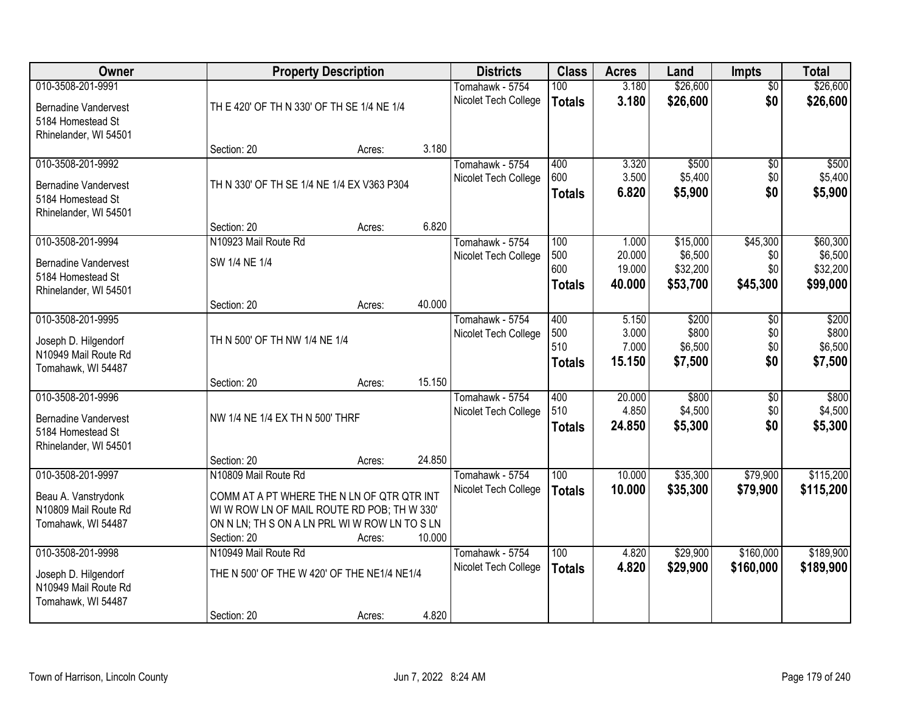| Owner | Property Description | | | Districts | Class | Acres | Land | Impts | Total |
|---|---|---|---|---|---|---|---|---|---|
| 010-3508-201-9991<br>Bernadine Vandervest<br>5184 Homestead St<br>Rhinelander, WI 54501 | TH E 420' OF TH N 330' OF TH SE 1/4 NE 1/4<br>Section: 20 | Acres: | 3.180 | Tomahawk - 5754<br>Nicolet Tech College | 100<br>**Totals** | 3.180<br>**3.180** | $26,600<br>**$26,600** | $0<br>**$0** | $26,600<br>**$26,600** |
| 010-3508-201-9992<br>Bernadine Vandervest<br>5184 Homestead St<br>Rhinelander, WI 54501 | TH N 330' OF TH SE 1/4 NE 1/4 EX V363 P304<br>Section: 20 | Acres: | 6.820 | Tomahawk - 5754<br>Nicolet Tech College | 400<br>600<br>**Totals** | 3.320<br>3.500<br>**6.820** | $500<br>$5,400<br>**$5,900** | $0<br>$0<br>**$0** | $500<br>$5,400<br>**$5,900** |
| 010-3508-201-9994<br>Bernadine Vandervest<br>5184 Homestead St<br>Rhinelander, WI 54501 | N10923 Mail Route Rd<br>SW 1/4 NE 1/4<br>Section: 20 | Acres: | 40.000 | Tomahawk - 5754<br>Nicolet Tech College | 100<br>500<br>600<br>**Totals** | 1.000<br>20.000<br>19.000<br>**40.000** | $15,000<br>$6,500<br>$32,200<br>**$53,700** | $45,300<br>$0<br>$0<br>**$45,300** | $60,300<br>$6,500<br>$32,200<br>**$99,000** |
| 010-3508-201-9995<br>Joseph D. Hilgendorf<br>N10949 Mail Route Rd<br>Tomahawk, WI 54487 | TH N 500' OF TH NW 1/4 NE 1/4<br>Section: 20 | Acres: | 15.150 | Tomahawk - 5754<br>Nicolet Tech College | 400<br>500<br>510<br>**Totals** | 5.150<br>3.000<br>7.000<br>**15.150** | $200<br>$800<br>$6,500<br>**$7,500** | $0<br>$0<br>$0<br>**$0** | $200<br>$800<br>$6,500<br>**$7,500** |
| 010-3508-201-9996<br>Bernadine Vandervest<br>5184 Homestead St<br>Rhinelander, WI 54501 | NW 1/4 NE 1/4 EX TH N 500' THRF<br>Section: 20 | Acres: | 24.850 | Tomahawk - 5754<br>Nicolet Tech College | 400<br>510<br>**Totals** | 20.000<br>4.850<br>**24.850** | $800<br>$4,500<br>**$5,300** | $0<br>$0<br>**$0** | $800<br>$4,500<br>**$5,300** |
| 010-3508-201-9997<br>Beau A. Vanstrydonk<br>N10809 Mail Route Rd<br>Tomahawk, WI 54487 | N10809 Mail Route Rd<br>COMM AT A PT WHERE THE N LN OF QTR QTR INT WI W ROW LN OF MAIL ROUTE RD POB; TH W 330' ON N LN; TH S ON A LN PRL WI W ROW LN TO S LN<br>Section: 20 | Acres: | 10.000 | Tomahawk - 5754<br>Nicolet Tech College | 100<br>**Totals** | 10.000<br>**10.000** | $35,300<br>**$35,300** | $79,900<br>**$79,900** | $115,200<br>**$115,200** |
| 010-3508-201-9998<br>Joseph D. Hilgendorf<br>N10949 Mail Route Rd<br>Tomahawk, WI 54487 | N10949 Mail Route Rd<br>THE N 500' OF THE W 420' OF THE NE1/4 NE1/4<br>Section: 20 | Acres: | 4.820 | Tomahawk - 5754<br>Nicolet Tech College | 100<br>**Totals** | 4.820<br>**4.820** | $29,900<br>**$29,900** | $160,000<br>**$160,000** | $189,900<br>**$189,900** |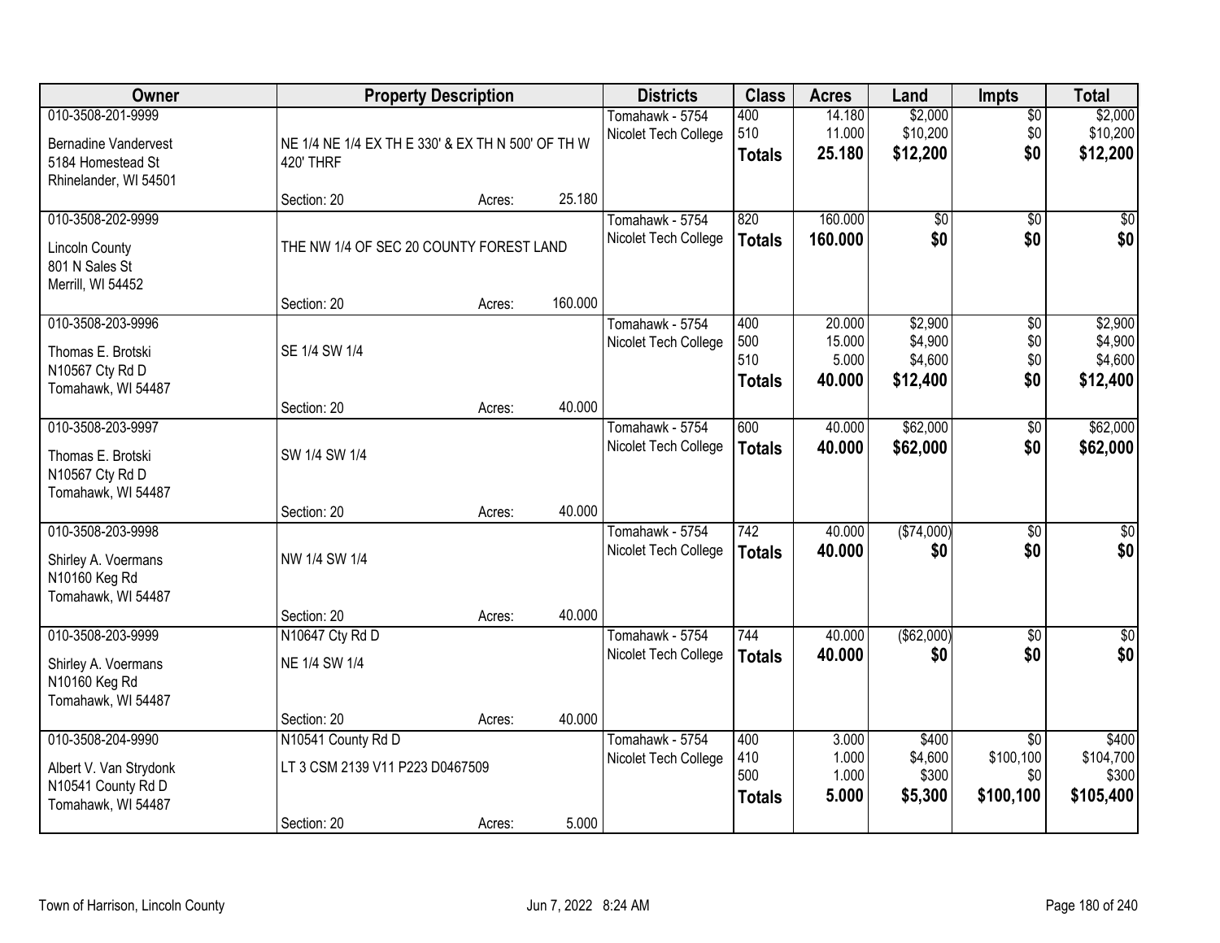| Owner | Property Description | | | Districts | Class | Acres | Land | Impts | Total |
|---|---|---|---|---|---|---|---|---|---|
| 010-3508-201-9999 | | | | Tomahawk - 5754 | 400 | 14.180 | $2,000 | $0 | $2,000 |
| Bernadine Vandervest | NE 1/4 NE 1/4 EX TH E 330' & EX TH N 500' OF TH W 420' THRF | | | Nicolet Tech College | 510 | 11.000 | $10,200 | $0 | $10,200 |
| 5184 Homestead St | | | | | **Totals** | **25.180** | **$12,200** | **$0** | **$12,200** |
| Rhinelander, WI 54501 | | | | | | | | | |
| | Section: 20 | Acres: | 25.180 | | | | | | |
| 010-3508-202-9999 | | | | Tomahawk - 5754 | 820 | 160.000 | $0 | $0 | $0 |
| Lincoln County | THE NW 1/4 OF SEC 20 COUNTY FOREST LAND | | | Nicolet Tech College | **Totals** | **160.000** | **$0** | **$0** | **$0** |
| 801 N Sales St | | | | | | | | | |
| Merrill, WI 54452 | | | | | | | | | |
| | Section: 20 | Acres: | 160.000 | | | | | | |
| 010-3508-203-9996 | | | | Tomahawk - 5754 | 400 | 20.000 | $2,900 | $0 | $2,900 |
| Thomas E. Brotski | SE 1/4 SW 1/4 | | | Nicolet Tech College | 500 | 15.000 | $4,900 | $0 | $4,900 |
| N10567 Cty Rd D | | | | | 510 | 5.000 | $4,600 | $0 | $4,600 |
| Tomahawk, WI 54487 | | | | | **Totals** | **40.000** | **$12,400** | **$0** | **$12,400** |
| | Section: 20 | Acres: | 40.000 | | | | | | |
| 010-3508-203-9997 | | | | Tomahawk - 5754 | 600 | 40.000 | $62,000 | $0 | $62,000 |
| Thomas E. Brotski | SW 1/4 SW 1/4 | | | Nicolet Tech College | **Totals** | **40.000** | **$62,000** | **$0** | **$62,000** |
| N10567 Cty Rd D | | | | | | | | | |
| Tomahawk, WI 54487 | | | | | | | | | |
| | Section: 20 | Acres: | 40.000 | | | | | | |
| 010-3508-203-9998 | | | | Tomahawk - 5754 | 742 | 40.000 | ($74,000) | $0 | $0 |
| Shirley A. Voermans | NW 1/4 SW 1/4 | | | Nicolet Tech College | **Totals** | **40.000** | **$0** | **$0** | **$0** |
| N10160 Keg Rd | | | | | | | | | |
| Tomahawk, WI 54487 | | | | | | | | | |
| | Section: 20 | Acres: | 40.000 | | | | | | |
| 010-3508-203-9999 | N10647 Cty Rd D | | | Tomahawk - 5754 | 744 | 40.000 | ($62,000) | $0 | $0 |
| Shirley A. Voermans | NE 1/4 SW 1/4 | | | Nicolet Tech College | **Totals** | **40.000** | **$0** | **$0** | **$0** |
| N10160 Keg Rd | | | | | | | | | |
| Tomahawk, WI 54487 | | | | | | | | | |
| | Section: 20 | Acres: | 40.000 | | | | | | |
| 010-3508-204-9990 | N10541 County Rd D | | | Tomahawk - 5754 | 400 | 3.000 | $400 | $0 | $400 |
| Albert V. Van Strydonk | LT 3 CSM 2139 V11 P223 D0467509 | | | Nicolet Tech College | 410 | 1.000 | $4,600 | $100,100 | $104,700 |
| N10541 County Rd D | | | | | 500 | 1.000 | $300 | $0 | $300 |
| Tomahawk, WI 54487 | | | | | **Totals** | **5.000** | **$5,300** | **$100,100** | **$105,400** |
| | Section: 20 | Acres: | 5.000 | | | | | | |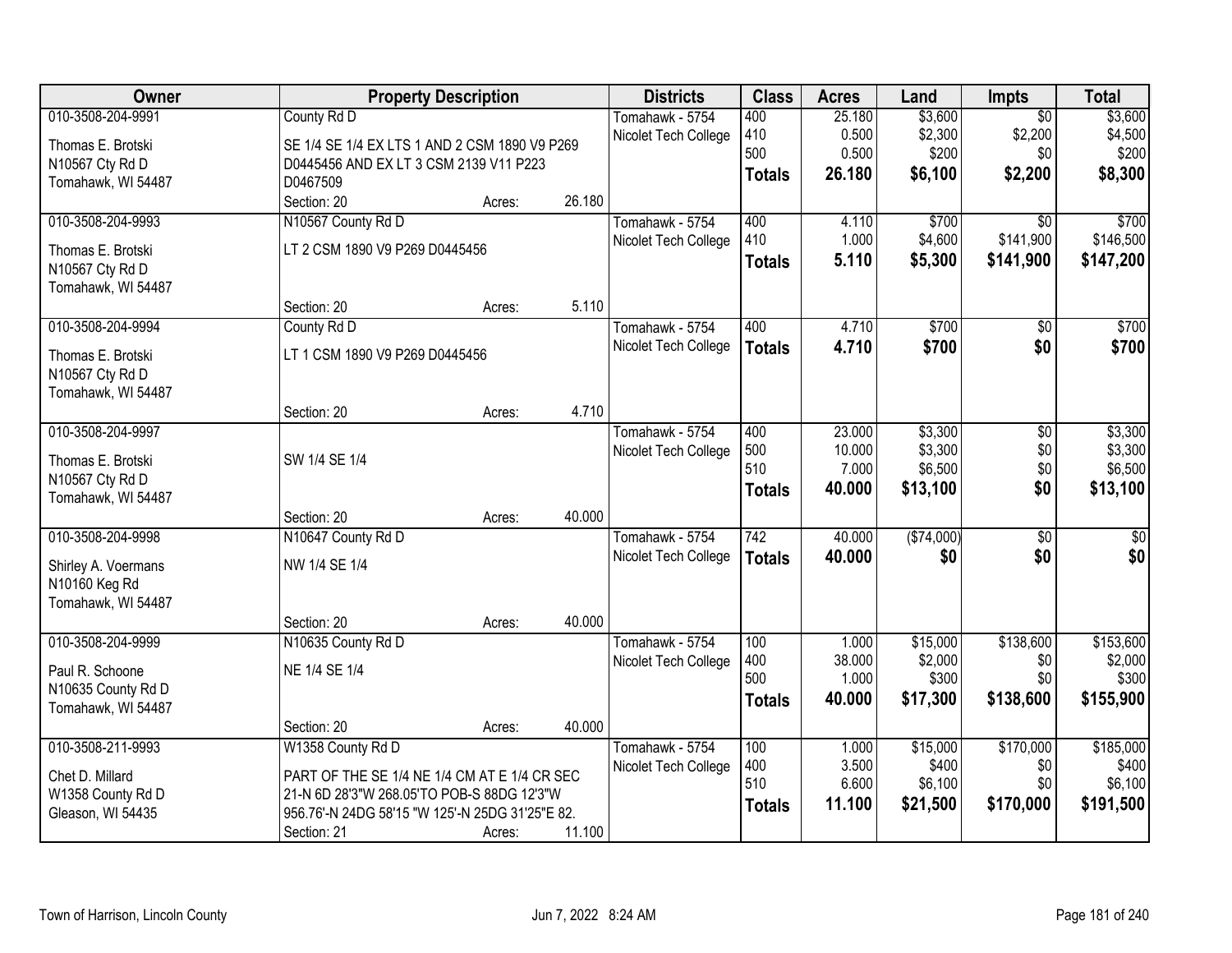| Owner | Property Description | Districts | Class | Acres | Land | Impts | Total |
|---|---|---|---|---|---|---|---|
| 010-3508-204-9991<br>Thomas E. Brotski<br>N10567 Cty Rd D<br>Tomahawk, WI 54487 | County Rd D<br>SE 1/4 SE 1/4 EX LTS 1 AND 2 CSM 1890 V9 P269 D0445456 AND EX LT 3 CSM 2139 V11 P223 D0467509<br>Section: 20 Acres: 26.180 | Tomahawk - 5754<br>Nicolet Tech College | 400<br>410<br>500<br>**Totals** | 25.180<br>0.500<br>0.500<br>**26.180** | $3,600<br>$2,300<br>$200<br>**$6,100** | $0<br>$2,200<br>$0<br>**$2,200** | $3,600<br>$4,500<br>$200<br>**$8,300** |
| 010-3508-204-9993<br>Thomas E. Brotski<br>N10567 Cty Rd D<br>Tomahawk, WI 54487 | N10567 County Rd D<br>LT 2 CSM 1890 V9 P269 D0445456<br>Section: 20 Acres: 5.110 | Tomahawk - 5754<br>Nicolet Tech College | 400<br>410<br>**Totals** | 4.110<br>1.000<br>**5.110** | $700<br>$4,600<br>**$5,300** | $0<br>$141,900<br>**$141,900** | $700<br>$146,500<br>**$147,200** |
| 010-3508-204-9994<br>Thomas E. Brotski<br>N10567 Cty Rd D<br>Tomahawk, WI 54487 | County Rd D<br>LT 1 CSM 1890 V9 P269 D0445456<br>Section: 20 Acres: 4.710 | Tomahawk - 5754<br>Nicolet Tech College | 400<br>**Totals** | 4.710<br>**4.710** | $700<br>**$700** | $0<br>**$0** | $700<br>**$700** |
| 010-3508-204-9997<br>Thomas E. Brotski<br>N10567 Cty Rd D<br>Tomahawk, WI 54487 | SW 1/4 SE 1/4<br>Section: 20 Acres: 40.000 | Tomahawk - 5754<br>Nicolet Tech College | 400<br>500<br>510<br>**Totals** | 23.000<br>10.000<br>7.000<br>**40.000** | $3,300<br>$3,300<br>$6,500<br>**$13,100** | $0<br>$0<br>$0<br>**$0** | $3,300<br>$3,300<br>$6,500<br>**$13,100** |
| 010-3508-204-9998<br>Shirley A. Voermans<br>N10160 Keg Rd<br>Tomahawk, WI 54487 | N10647 County Rd D<br>NW 1/4 SE 1/4<br>Section: 20 Acres: 40.000 | Tomahawk - 5754<br>Nicolet Tech College | 742<br>**Totals** | 40.000<br>**40.000** | ($74,000)<br>**$0** | $0<br>**$0** | $0<br>**$0** |
| 010-3508-204-9999<br>Paul R. Schoone<br>N10635 County Rd D<br>Tomahawk, WI 54487 | N10635 County Rd D<br>NE 1/4 SE 1/4<br>Section: 20 Acres: 40.000 | Tomahawk - 5754<br>Nicolet Tech College | 100<br>400<br>500<br>**Totals** | 1.000<br>38.000<br>1.000<br>**40.000** | $15,000<br>$2,000<br>$300<br>**$17,300** | $138,600<br>$0<br>$0<br>**$138,600** | $153,600<br>$2,000<br>$300<br>**$155,900** |
| 010-3508-211-9993<br>Chet D. Millard<br>W1358 County Rd D<br>Gleason, WI 54435 | W1358 County Rd D<br>PART OF THE SE 1/4 NE 1/4 CM AT E 1/4 CR SEC 21-N 6D 28'3"W 268.05'TO POB-S 88DG 12'3"W 956.76'-N 24DG 58'15 "W 125'-N 25DG 31'25"E 82.<br>Section: 21 Acres: 11.100 | Tomahawk - 5754<br>Nicolet Tech College | 100<br>400<br>510<br>**Totals** | 1.000<br>3.500<br>6.600<br>**11.100** | $15,000<br>$400<br>$6,100<br>**$21,500** | $170,000<br>$0<br>$0<br>**$170,000** | $185,000<br>$400<br>$6,100<br>**$191,500** |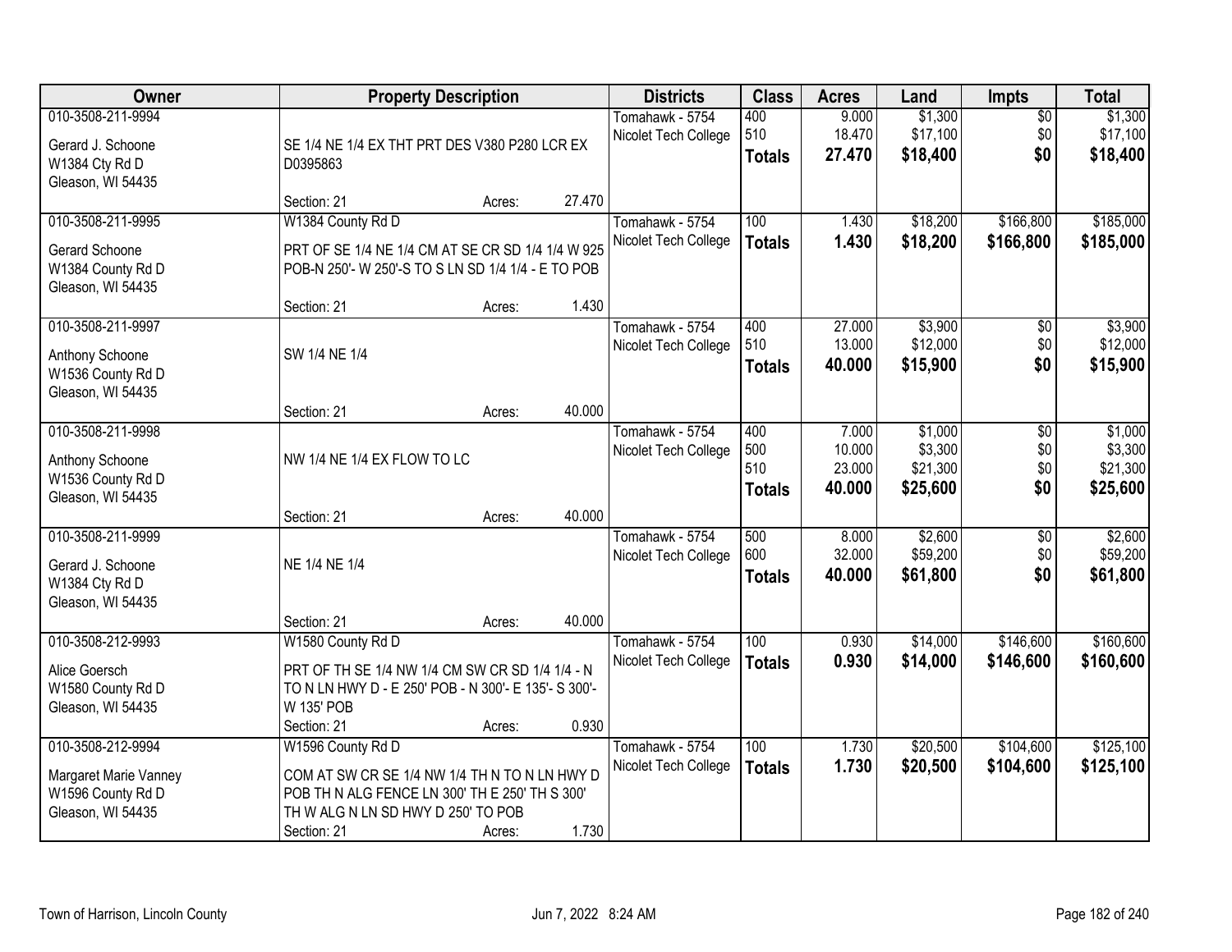| Owner | Property Description | Districts | Class | Acres | Land | Impts | Total |
|---|---|---|---|---|---|---|---|
| 010-3508-211-9994<br>Gerard J. Schoone<br>W1384 Cty Rd D<br>Gleason, WI 54435 | SE 1/4 NE 1/4 EX THT PRT DES V380 P280 LCR EX D0395863<br>Section: 21 Acres: 27.470 | Tomahawk - 5754<br>Nicolet Tech College | 400<br>510<br>**Totals** | 9.000<br>18.470<br>**27.470** | $1,300<br>$17,100<br>**$18,400** | $0<br>$0<br>**$0** | $1,300<br>$17,100<br>**$18,400** |
| 010-3508-211-9995<br>Gerard Schoone<br>W1384 County Rd D<br>Gleason, WI 54435 | W1384 County Rd D<br>PRT OF SE 1/4 NE 1/4 CM AT SE CR SD 1/4 1/4 W 925 POB-N 250'- W 250'-S TO S LN SD 1/4 1/4 - E TO POB<br>Section: 21 Acres: 1.430 | Tomahawk - 5754<br>Nicolet Tech College | 100<br>**Totals** | 1.430<br>**1.430** | $18,200<br>**$18,200** | $166,800<br>**$166,800** | $185,000<br>**$185,000** |
| 010-3508-211-9997<br>Anthony Schoone<br>W1536 County Rd D<br>Gleason, WI 54435 | SW 1/4 NE 1/4<br>Section: 21 Acres: 40.000 | Tomahawk - 5754<br>Nicolet Tech College | 400<br>510<br>**Totals** | 27.000<br>13.000<br>**40.000** | $3,900<br>$12,000<br>**$15,900** | $0<br>$0<br>**$0** | $3,900<br>$12,000<br>**$15,900** |
| 010-3508-211-9998<br>Anthony Schoone<br>W1536 County Rd D<br>Gleason, WI 54435 | NW 1/4 NE 1/4 EX FLOW TO LC<br>Section: 21 Acres: 40.000 | Tomahawk - 5754<br>Nicolet Tech College | 400<br>500<br>510<br>**Totals** | 7.000<br>10.000<br>23.000<br>**40.000** | $1,000<br>$3,300<br>$21,300<br>**$25,600** | $0<br>$0<br>$0<br>**$0** | $1,000<br>$3,300<br>$21,300<br>**$25,600** |
| 010-3508-211-9999<br>Gerard J. Schoone<br>W1384 Cty Rd D<br>Gleason, WI 54435 | NE 1/4 NE 1/4<br>Section: 21 Acres: 40.000 | Tomahawk - 5754<br>Nicolet Tech College | 500<br>600<br>**Totals** | 8.000<br>32.000<br>**40.000** | $2,600<br>$59,200<br>**$61,800** | $0<br>$0<br>**$0** | $2,600<br>$59,200<br>**$61,800** |
| 010-3508-212-9993<br>Alice Goersch<br>W1580 County Rd D<br>Gleason, WI 54435 | W1580 County Rd D<br>PRT OF TH SE 1/4 NW 1/4 CM SW CR SD 1/4 1/4 - N TO N LN HWY D - E 250' POB - N 300'- E 135'- S 300'- W 135' POB<br>Section: 21 Acres: 0.930 | Tomahawk - 5754<br>Nicolet Tech College | 100<br>**Totals** | 0.930<br>**0.930** | $14,000<br>**$14,000** | $146,600<br>**$146,600** | $160,600<br>**$160,600** |
| 010-3508-212-9994<br>Margaret Marie Vanney<br>W1596 County Rd D<br>Gleason, WI 54435 | W1596 County Rd D<br>COM AT SW CR SE 1/4 NW 1/4 TH N TO N LN HWY D POB TH N ALG FENCE LN 300' TH E 250' TH S 300' TH W ALG N LN SD HWY D 250' TO POB<br>Section: 21 Acres: 1.730 | Tomahawk - 5754<br>Nicolet Tech College | 100<br>**Totals** | 1.730<br>**1.730** | $20,500<br>**$20,500** | $104,600<br>**$104,600** | $125,100<br>**$125,100** |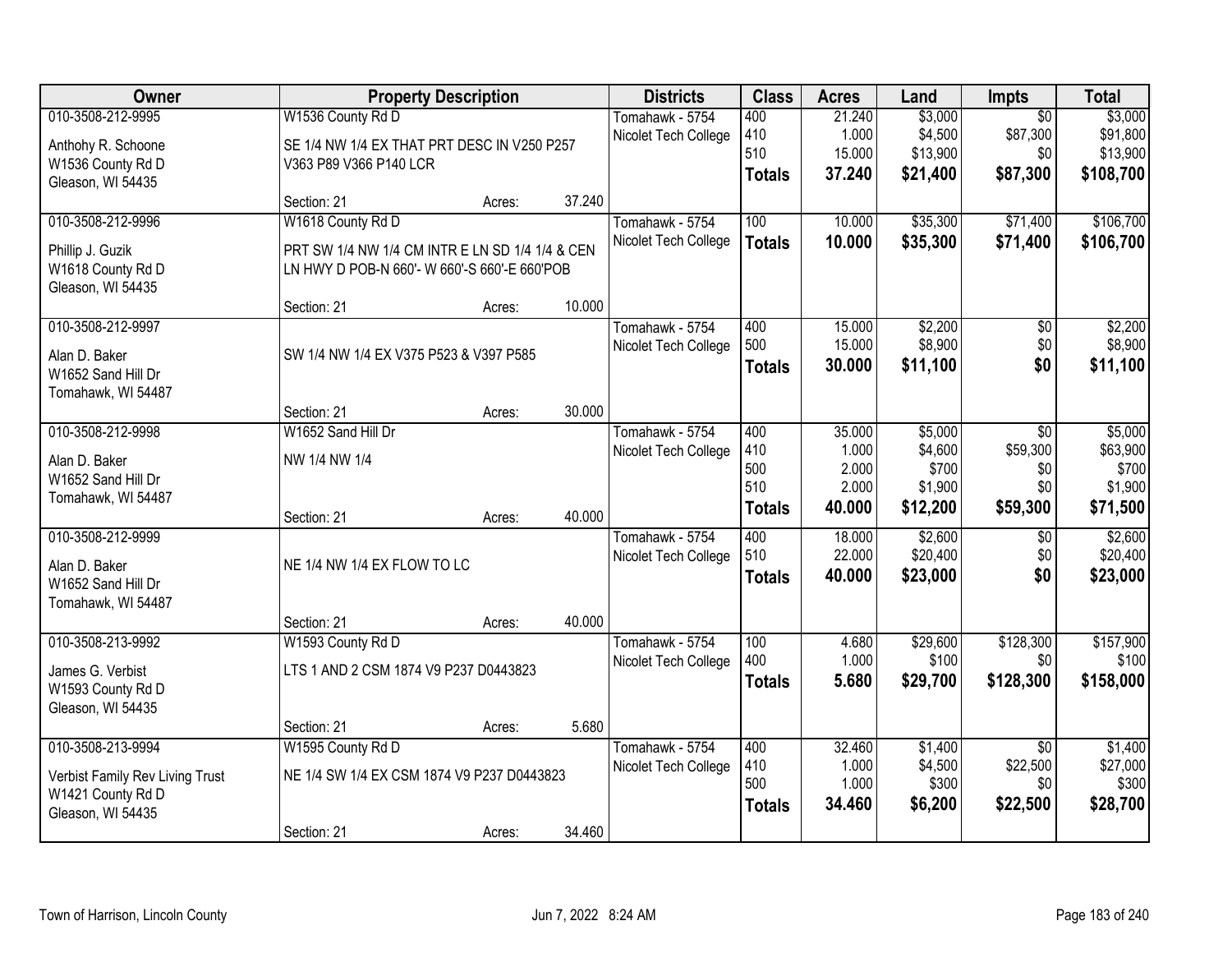| Owner | Property Description | | | Districts | Class | Acres | Land | Impts | Total |
|---|---|---|---|---|---|---|---|---|---|
| 010-3508-212-9995 | W1536 County Rd D | | | Tomahawk - 5754 | 400 | 21.240 | $3,000 | $0 | $3,000 |
| Anthohy R. Schoone | SE 1/4 NW 1/4 EX THAT PRT DESC IN V250 P257 | | | Nicolet Tech College | 410 | 1.000 | $4,500 | $87,300 | $91,800 |
| W1536 County Rd D | V363 P89 V366 P140 LCR | | | | 510 | 15.000 | $13,900 | $0 | $13,900 |
| Gleason, WI 54435 | | | | | **Totals** | **37.240** | **$21,400** | **$87,300** | **$108,700** |
| | Section: 21 | Acres: | 37.240 | | | | | | |
| 010-3508-212-9996 | W1618 County Rd D | | | Tomahawk - 5754 | 100 | 10.000 | $35,300 | $71,400 | $106,700 |
| Phillip J. Guzik | PRT SW 1/4 NW 1/4 CM INTR E LN SD 1/4 1/4 & CEN | | | Nicolet Tech College | **Totals** | **10.000** | **$35,300** | **$71,400** | **$106,700** |
| W1618 County Rd D | LN HWY D POB-N 660'- W 660'-S 660'-E 660'POB | | | | | | | | |
| Gleason, WI 54435 | | | | | | | | | |
| | Section: 21 | Acres: | 10.000 | | | | | | |
| 010-3508-212-9997 | | | | Tomahawk - 5754 | 400 | 15.000 | $2,200 | $0 | $2,200 |
| Alan D. Baker | SW 1/4 NW 1/4 EX V375 P523 & V397 P585 | | | Nicolet Tech College | 500 | 15.000 | $8,900 | $0 | $8,900 |
| W1652 Sand Hill Dr | | | | | **Totals** | **30.000** | **$11,100** | **$0** | **$11,100** |
| Tomahawk, WI 54487 | | | | | | | | | |
| | Section: 21 | Acres: | 30.000 | | | | | | |
| 010-3508-212-9998 | W1652 Sand Hill Dr | | | Tomahawk - 5754 | 400 | 35.000 | $5,000 | $0 | $5,000 |
| Alan D. Baker | NW 1/4 NW 1/4 | | | Nicolet Tech College | 410 | 1.000 | $4,600 | $59,300 | $63,900 |
| W1652 Sand Hill Dr | | | | | 500 | 2.000 | $700 | $0 | $700 |
| Tomahawk, WI 54487 | | | | | 510 | 2.000 | $1,900 | $0 | $1,900 |
| | Section: 21 | Acres: | 40.000 | | **Totals** | **40.000** | **$12,200** | **$59,300** | **$71,500** |
| 010-3508-212-9999 | | | | Tomahawk - 5754 | 400 | 18.000 | $2,600 | $0 | $2,600 |
| Alan D. Baker | NE 1/4 NW 1/4 EX FLOW TO LC | | | Nicolet Tech College | 510 | 22.000 | $20,400 | $0 | $20,400 |
| W1652 Sand Hill Dr | | | | | **Totals** | **40.000** | **$23,000** | **$0** | **$23,000** |
| Tomahawk, WI 54487 | | | | | | | | | |
| | Section: 21 | Acres: | 40.000 | | | | | | |
| 010-3508-213-9992 | W1593 County Rd D | | | Tomahawk - 5754 | 100 | 4.680 | $29,600 | $128,300 | $157,900 |
| James G. Verbist | LTS 1 AND 2 CSM 1874 V9 P237 D0443823 | | | Nicolet Tech College | 400 | 1.000 | $100 | $0 | $100 |
| W1593 County Rd D | | | | | **Totals** | **5.680** | **$29,700** | **$128,300** | **$158,000** |
| Gleason, WI 54435 | | | | | | | | | |
| | Section: 21 | Acres: | 5.680 | | | | | | |
| 010-3508-213-9994 | W1595 County Rd D | | | Tomahawk - 5754 | 400 | 32.460 | $1,400 | $0 | $1,400 |
| Verbist Family Rev Living Trust | NE 1/4 SW 1/4 EX CSM 1874 V9 P237 D0443823 | | | Nicolet Tech College | 410 | 1.000 | $4,500 | $22,500 | $27,000 |
| W1421 County Rd D | | | | | 500 | 1.000 | $300 | $0 | $300 |
| Gleason, WI 54435 | | | | | **Totals** | **34.460** | **$6,200** | **$22,500** | **$28,700** |
| | Section: 21 | Acres: | 34.460 | | | | | | |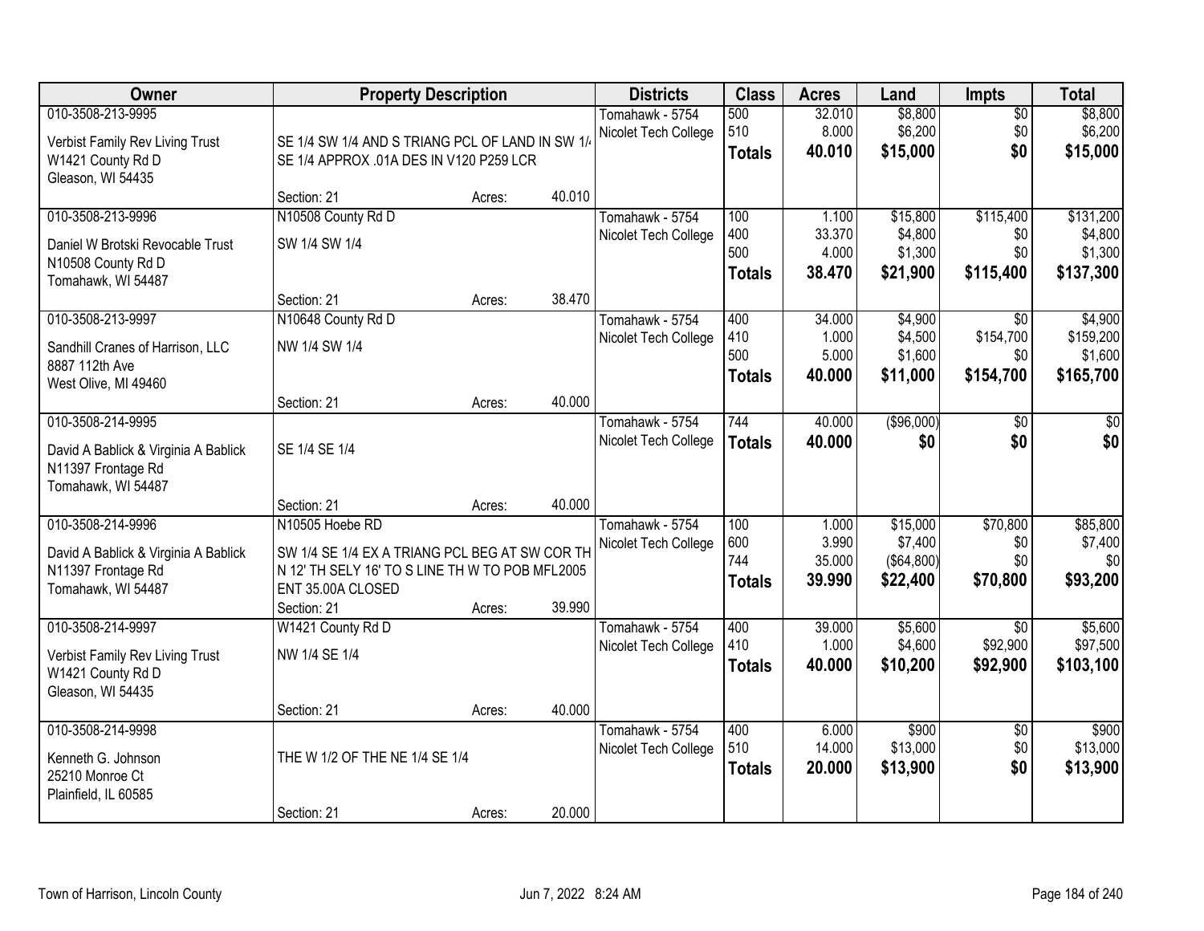| Owner | Property Description | | | Districts | Class | Acres | Land | Impts | Total |
|---|---|---|---|---|---|---|---|---|---|
| 010-3508-213-9995 | | | | Tomahawk - 5754 | 500 | 32.010 | $8,800 | $0 | $8,800 |
| Verbist Family Rev Living Trust<br>W1421 County Rd D<br>Gleason, WI 54435 | SE 1/4 SW 1/4 AND S TRIANG PCL OF LAND IN SW 1/4 SE 1/4 APPROX .01A DES IN V120 P259 LCR | | | Nicolet Tech College | 510 | 8.000 | $6,200 | $0 | $6,200 |
| | | | | | **Totals** | **40.010** | **$15,000** | **$0** | **$15,000** |
| | Section: 21 | Acres: | 40.010 | | | | | | |
| 010-3508-213-9996 | N10508 County Rd D | | | Tomahawk - 5754 | 100 | 1.100 | $15,800 | $115,400 | $131,200 |
| Daniel W Brotski Revocable Trust<br>N10508 County Rd D<br>Tomahawk, WI 54487 | SW 1/4 SW 1/4 | | | Nicolet Tech College | 400 | 33.370 | $4,800 | $0 | $4,800 |
| | | | | | 500 | 4.000 | $1,300 | $0 | $1,300 |
| | | | | | **Totals** | **38.470** | **$21,900** | **$115,400** | **$137,300** |
| | Section: 21 | Acres: | 38.470 | | | | | | |
| 010-3508-213-9997 | N10648 County Rd D | | | Tomahawk - 5754 | 400 | 34.000 | $4,900 | $0 | $4,900 |
| Sandhill Cranes of Harrison, LLC<br>8887 112th Ave<br>West Olive, MI 49460 | NW 1/4 SW 1/4 | | | Nicolet Tech College | 410 | 1.000 | $4,500 | $154,700 | $159,200 |
| | | | | | 500 | 5.000 | $1,600 | $0 | $1,600 |
| | | | | | **Totals** | **40.000** | **$11,000** | **$154,700** | **$165,700** |
| | Section: 21 | Acres: | 40.000 | | | | | | |
| 010-3508-214-9995 | | | | Tomahawk - 5754 | 744 | 40.000 | ($96,000) | $0 | $0 |
| David A Bablick & Virginia A Bablick<br>N11397 Frontage Rd<br>Tomahawk, WI 54487 | SE 1/4 SE 1/4 | | | Nicolet Tech College | **Totals** | **40.000** | **$0** | **$0** | **$0** |
| | Section: 21 | Acres: | 40.000 | | | | | | |
| 010-3508-214-9996 | N10505 Hoebe RD | | | Tomahawk - 5754 | 100 | 1.000 | $15,000 | $70,800 | $85,800 |
| David A Bablick & Virginia A Bablick<br>N11397 Frontage Rd<br>Tomahawk, WI 54487 | SW 1/4 SE 1/4 EX A TRIANG PCL BEG AT SW COR TH N 12' TH SELY 16' TO S LINE TH W TO POB MFL2005 ENT 35.00A CLOSED | | | Nicolet Tech College | 600 | 3.990 | $7,400 | $0 | $7,400 |
| | | | | | 744 | 35.000 | ($64,800) | $0 | $0 |
| | | | | | **Totals** | **39.990** | **$22,400** | **$70,800** | **$93,200** |
| | Section: 21 | Acres: | 39.990 | | | | | | |
| 010-3508-214-9997 | W1421 County Rd D | | | Tomahawk - 5754 | 400 | 39.000 | $5,600 | $0 | $5,600 |
| Verbist Family Rev Living Trust<br>W1421 County Rd D<br>Gleason, WI 54435 | NW 1/4 SE 1/4 | | | Nicolet Tech College | 410 | 1.000 | $4,600 | $92,900 | $97,500 |
| | | | | | **Totals** | **40.000** | **$10,200** | **$92,900** | **$103,100** |
| | Section: 21 | Acres: | 40.000 | | | | | | |
| 010-3508-214-9998 | | | | Tomahawk - 5754 | 400 | 6.000 | $900 | $0 | $900 |
| Kenneth G. Johnson<br>25210 Monroe Ct<br>Plainfield, IL 60585 | THE W 1/2 OF THE NE 1/4 SE 1/4 | | | Nicolet Tech College | 510 | 14.000 | $13,000 | $0 | $13,000 |
| | | | | | **Totals** | **20.000** | **$13,900** | **$0** | **$13,900** |
| | Section: 21 | Acres: | 20.000 | | | | | | |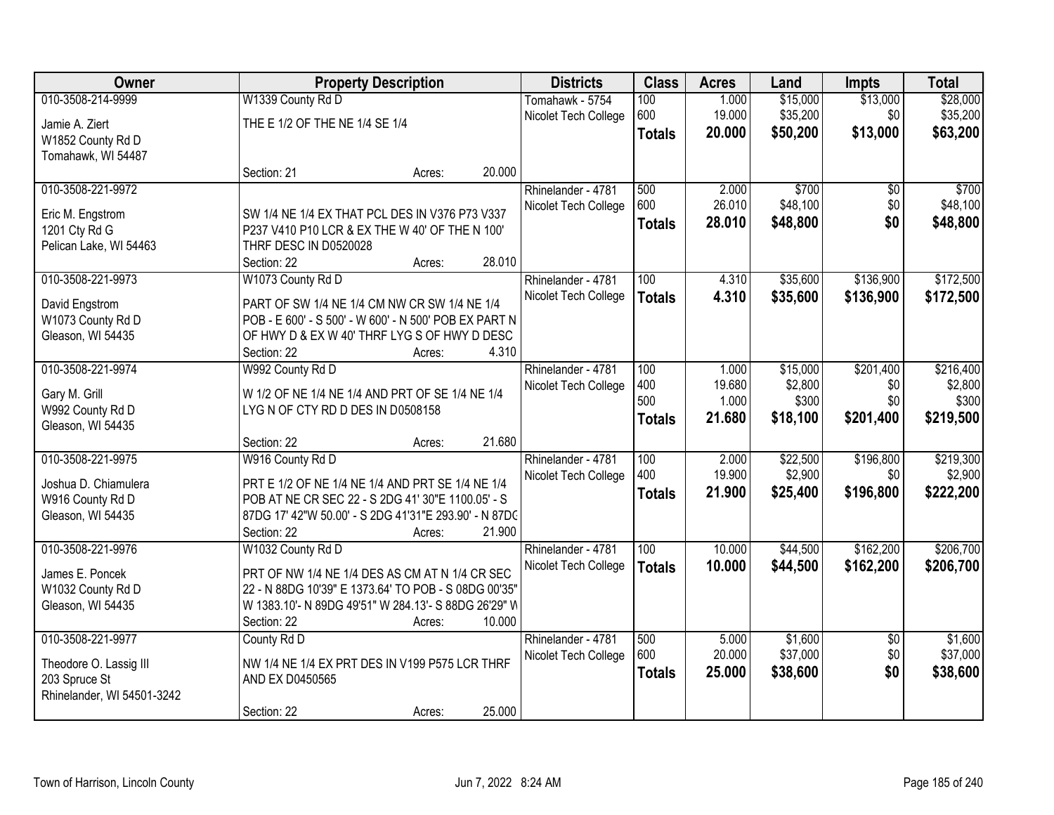| Owner | Property Description | Districts | Class | Acres | Land | Impts | Total |
|---|---|---|---|---|---|---|---|
| 010-3508-214-9999<br>Jamie A. Ziert<br>W1852 County Rd D<br>Tomahawk, WI 54487 | W1339 County Rd D<br>THE E 1/2 OF THE NE 1/4 SE 1/4<br>Section: 21 Acres: 20.000 | Tomahawk - 5754<br>Nicolet Tech College | 100<br>600<br>**Totals** | 1.000<br>19.000<br>**20.000** | $15,000<br>$35,200<br>**$50,200** | $13,000<br>$0<br>**$13,000** | $28,000<br>$35,200<br>**$63,200** |
| 010-3508-221-9972<br>Eric M. Engstrom<br>1201 Cty Rd G<br>Pelican Lake, WI 54463 | SW 1/4 NE 1/4 EX THAT PCL DES IN V376 P73 V337 P237 V410 P10 LCR & EX THE W 40' OF THE N 100' THRF DESC IN D0520028<br>Section: 22 Acres: 28.010 | Rhinelander - 4781<br>Nicolet Tech College | 500<br>600<br>**Totals** | 2.000<br>26.010<br>**28.010** | $700<br>$48,100<br>**$48,800** | $0<br>$0<br>**$0** | $700<br>$48,100<br>**$48,800** |
| 010-3508-221-9973<br>David Engstrom<br>W1073 County Rd D<br>Gleason, WI 54435 | W1073 County Rd D<br>PART OF SW 1/4 NE 1/4 CM NW CR SW 1/4 NE 1/4 POB - E 600' - S 500' - W 600' - N 500' POB EX PART N OF HWY D & EX W 40' THRF LYG S OF HWY D DESC<br>Section: 22 Acres: 4.310 | Rhinelander - 4781<br>Nicolet Tech College | 100<br>**Totals** | 4.310<br>**4.310** | $35,600<br>**$35,600** | $136,900<br>**$136,900** | $172,500<br>**$172,500** |
| 010-3508-221-9974<br>Gary M. Grill<br>W992 County Rd D<br>Gleason, WI 54435 | W992 County Rd D<br>W 1/2 OF NE 1/4 NE 1/4 AND PRT OF SE 1/4 NE 1/4 LYG N OF CTY RD D DES IN D0508158<br>Section: 22 Acres: 21.680 | Rhinelander - 4781<br>Nicolet Tech College | 100<br>400<br>500<br>**Totals** | 1.000<br>19.680<br>1.000<br>**21.680** | $15,000<br>$2,800<br>$300<br>**$18,100** | $201,400<br>$0<br>$0<br>**$201,400** | $216,400<br>$2,800<br>$300<br>**$219,500** |
| 010-3508-221-9975<br>Joshua D. Chiamulera<br>W916 County Rd D<br>Gleason, WI 54435 | W916 County Rd D<br>PRT E 1/2 OF NE 1/4 NE 1/4 AND PRT SE 1/4 NE 1/4 POB AT NE CR SEC 22 - S 2DG 41' 30"E 1100.05' - S 87DG 17' 42"W 50.00' - S 2DG 41'31"E 293.90' - N 87DG<br>Section: 22 Acres: 21.900 | Rhinelander - 4781<br>Nicolet Tech College | 100<br>400<br>**Totals** | 2.000<br>19.900<br>**21.900** | $22,500<br>$2,900<br>**$25,400** | $196,800<br>$0<br>**$196,800** | $219,300<br>$2,900<br>**$222,200** |
| 010-3508-221-9976<br>James E. Poncek<br>W1032 County Rd D<br>Gleason, WI 54435 | W1032 County Rd D<br>PRT OF NW 1/4 NE 1/4 DES AS CM AT N 1/4 CR SEC 22 - N 88DG 10'39" E 1373.64' TO POB - S 08DG 00'35" W 1383.10'- N 89DG 49'51" W 284.13'- S 88DG 26'29" W<br>Section: 22 Acres: 10.000 | Rhinelander - 4781<br>Nicolet Tech College | 100<br>**Totals** | 10.000<br>**10.000** | $44,500<br>**$44,500** | $162,200<br>**$162,200** | $206,700<br>**$206,700** |
| 010-3508-221-9977<br>Theodore O. Lassig III<br>203 Spruce St<br>Rhinelander, WI 54501-3242 | County Rd D<br>NW 1/4 NE 1/4 EX PRT DES IN V199 P575 LCR THRF AND EX D0450565<br>Section: 22 Acres: 25.000 | Rhinelander - 4781<br>Nicolet Tech College | 500<br>600<br>**Totals** | 5.000<br>20.000<br>**25.000** | $1,600<br>$37,000<br>**$38,600** | $0<br>$0<br>**$0** | $1,600<br>$37,000<br>**$38,600** |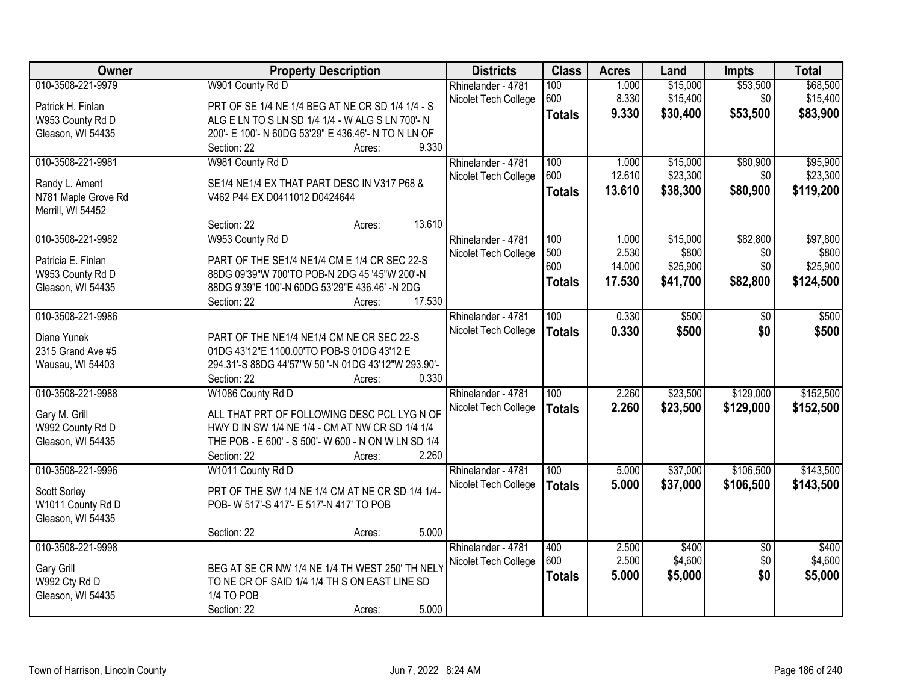| Owner | Property Description | Districts | Class | Acres | Land | Impts | Total |
|---|---|---|---|---|---|---|---|
| 010-3508-221-9979<br>Patrick H. Finlan<br>W953 County Rd D<br>Gleason, WI 54435 | W901 County Rd D<br>PRT OF SE 1/4 NE 1/4 BEG AT NE CR SD 1/4 1/4 - S ALG E LN TO S LN SD 1/4 1/4 - W ALG S LN 700'- N 200'- E 100'- N 60DG 53'29" E 436.46'- N TO N LN OF<br>Section: 22 Acres: 9.330 | Rhinelander - 4781<br>Nicolet Tech College | 100<br>600<br>**Totals** | 1.000<br>8.330<br>**9.330** | $15,000<br>$15,400<br>**$30,400** | $53,500<br>$0<br>**$53,500** | $68,500<br>$15,400<br>**$83,900** |
| 010-3508-221-9981<br>Randy L. Ament<br>N781 Maple Grove Rd<br>Merrill, WI 54452 | W981 County Rd D<br>SE1/4 NE1/4 EX THAT PART DESC IN V317 P68 & V462 P44 EX D0411012 D0424644<br>Section: 22 Acres: 13.610 | Rhinelander - 4781<br>Nicolet Tech College | 100<br>600<br>**Totals** | 1.000<br>12.610<br>**13.610** | $15,000<br>$23,300<br>**$38,300** | $80,900<br>$0<br>**$80,900** | $95,900<br>$23,300<br>**$119,200** |
| 010-3508-221-9982<br>Patricia E. Finlan<br>W953 County Rd D<br>Gleason, WI 54435 | W953 County Rd D<br>PART OF THE SE1/4 NE1/4 CM E 1/4 CR SEC 22-S 88DG 09'39"W 700'TO POB-N 2DG 45 '45"W 200'-N 88DG 9'39"E 100'-N 60DG 53'29"E 436.46' -N 2DG<br>Section: 22 Acres: 17.530 | Rhinelander - 4781<br>Nicolet Tech College | 100<br>500<br>600<br>**Totals** | 1.000<br>2.530<br>14.000<br>**17.530** | $15,000<br>$800<br>$25,900<br>**$41,700** | $82,800<br>$0<br>$0<br>**$82,800** | $97,800<br>$800<br>$25,900<br>**$124,500** |
| 010-3508-221-9986<br>Diane Yunek<br>2315 Grand Ave #5<br>Wausau, WI 54403 | PART OF THE NE1/4 NE1/4 CM NE CR SEC 22-S 01DG 43'12"E 1100.00'TO POB-S 01DG 43'12 E 294.31'-S 88DG 44'57"W 50 '-N 01DG 43'12"W 293.90'-<br>Section: 22 Acres: 0.330 | Rhinelander - 4781<br>Nicolet Tech College | 100<br>**Totals** | 0.330<br>**0.330** | $500<br>**$500** | $0<br>**$0** | $500<br>**$500** |
| 010-3508-221-9988<br>Gary M. Grill<br>W992 County Rd D<br>Gleason, WI 54435 | W1086 County Rd D<br>ALL THAT PRT OF FOLLOWING DESC PCL LYG N OF HWY D IN SW 1/4 NE 1/4 - CM AT NW CR SD 1/4 1/4 THE POB - E 600' - S 500'- W 600 - N ON W LN SD 1/4<br>Section: 22 Acres: 2.260 | Rhinelander - 4781<br>Nicolet Tech College | 100<br>**Totals** | 2.260<br>**2.260** | $23,500<br>**$23,500** | $129,000<br>**$129,000** | $152,500<br>**$152,500** |
| 010-3508-221-9996<br>Scott Sorley<br>W1011 County Rd D<br>Gleason, WI 54435 | W1011 County Rd D<br>PRT OF THE SW 1/4 NE 1/4 CM AT NE CR SD 1/4 1/4- POB- W 517'-S 417'- E 517'-N 417' TO POB<br>Section: 22 Acres: 5.000 | Rhinelander - 4781<br>Nicolet Tech College | 100<br>**Totals** | 5.000<br>**5.000** | $37,000<br>**$37,000** | $106,500<br>**$106,500** | $143,500<br>**$143,500** |
| 010-3508-221-9998<br>Gary Grill<br>W992 Cty Rd D<br>Gleason, WI 54435 | BEG AT SE CR NW 1/4 NE 1/4 TH WEST 250' TH NELY TO NE CR OF SAID 1/4 1/4 TH S ON EAST LINE SD 1/4 TO POB<br>Section: 22 Acres: 5.000 | Rhinelander - 4781<br>Nicolet Tech College | 400<br>600<br>**Totals** | 2.500<br>2.500<br>**5.000** | $400<br>$4,600<br>**$5,000** | $0<br>$0<br>**$0** | $400<br>$4,600<br>**$5,000** |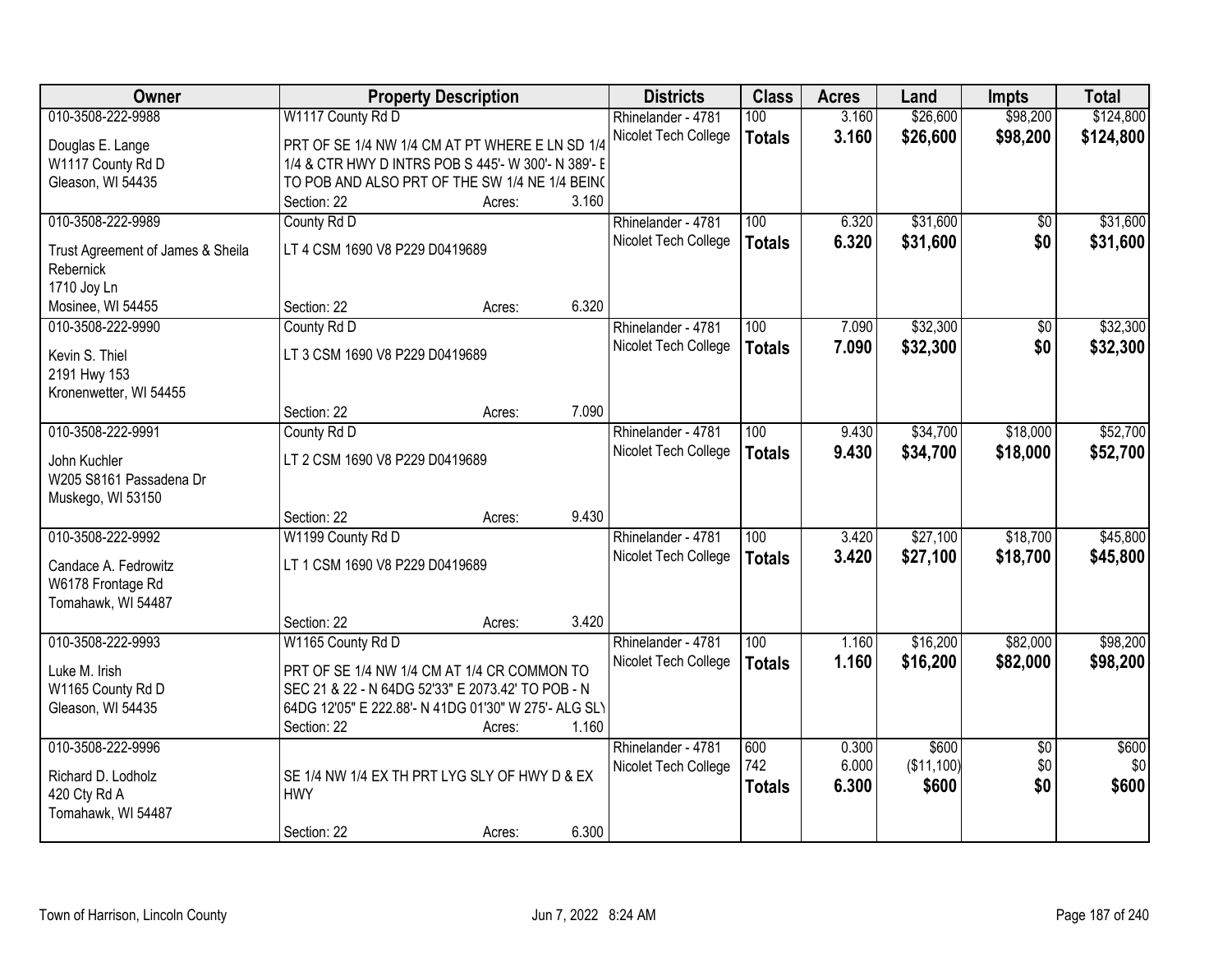| Owner | Property Description | Districts | Class | Acres | Land | Impts | Total |
|---|---|---|---|---|---|---|---|
| 010-3508-222-9988<br>Douglas E. Lange<br>W1117 County Rd D<br>Gleason, WI 54435 | W1117 County Rd D<br>PRT OF SE 1/4 NW 1/4 CM AT PT WHERE E LN SD 1/4 1/4 & CTR HWY D INTRS POB S 445'- W 300'- N 389'- E TO POB AND ALSO PRT OF THE SW 1/4 NE 1/4 BEING<br>Section: 22 Acres: 3.160 | Rhinelander - 4781<br>Nicolet Tech College | 100<br>**Totals** | 3.160<br>**3.160** | $26,600<br>**$26,600** | $98,200<br>**$98,200** | $124,800<br>**$124,800** |
| 010-3508-222-9989<br>Trust Agreement of James & Sheila Rebernick<br>1710 Joy Ln<br>Mosinee, WI 54455 | County Rd D<br>LT 4 CSM 1690 V8 P229 D0419689<br>Section: 22 Acres: 6.320 | Rhinelander - 4781<br>Nicolet Tech College | 100<br>**Totals** | 6.320<br>**6.320** | $31,600<br>**$31,600** | $0<br>**$0** | $31,600<br>**$31,600** |
| 010-3508-222-9990<br>Kevin S. Thiel<br>2191 Hwy 153<br>Kronenwetter, WI 54455 | County Rd D<br>LT 3 CSM 1690 V8 P229 D0419689<br>Section: 22 Acres: 7.090 | Rhinelander - 4781<br>Nicolet Tech College | 100<br>**Totals** | 7.090<br>**7.090** | $32,300<br>**$32,300** | $0<br>**$0** | $32,300<br>**$32,300** |
| 010-3508-222-9991<br>John Kuchler<br>W205 S8161 Passadena Dr<br>Muskego, WI 53150 | County Rd D<br>LT 2 CSM 1690 V8 P229 D0419689<br>Section: 22 Acres: 9.430 | Rhinelander - 4781<br>Nicolet Tech College | 100<br>**Totals** | 9.430<br>**9.430** | $34,700<br>**$34,700** | $18,000<br>**$18,000** | $52,700<br>**$52,700** |
| 010-3508-222-9992<br>Candace A. Fedrowitz<br>W6178 Frontage Rd<br>Tomahawk, WI 54487 | W1199 County Rd D<br>LT 1 CSM 1690 V8 P229 D0419689<br>Section: 22 Acres: 3.420 | Rhinelander - 4781<br>Nicolet Tech College | 100<br>**Totals** | 3.420<br>**3.420** | $27,100<br>**$27,100** | $18,700<br>**$18,700** | $45,800<br>**$45,800** |
| 010-3508-222-9993<br>Luke M. Irish<br>W1165 County Rd D<br>Gleason, WI 54435 | W1165 County Rd D<br>PRT OF SE 1/4 NW 1/4 CM AT 1/4 CR COMMON TO SEC 21 & 22 - N 64DG 52'33" E 2073.42' TO POB - N 64DG 12'05" E 222.88'- N 41DG 01'30" W 275'- ALG SLY<br>Section: 22 Acres: 1.160 | Rhinelander - 4781<br>Nicolet Tech College | 100<br>**Totals** | 1.160<br>**1.160** | $16,200<br>**$16,200** | $82,000<br>**$82,000** | $98,200<br>**$98,200** |
| 010-3508-222-9996<br>Richard D. Lodholz<br>420 Cty Rd A<br>Tomahawk, WI 54487 | SE 1/4 NW 1/4 EX TH PRT LYG SLY OF HWY D & EX HWY<br>Section: 22 Acres: 6.300 | Rhinelander - 4781<br>Nicolet Tech College | 600<br>742<br>**Totals** | 0.300<br>6.000<br>**6.300** | $600<br>($11,100)<br>**$600** | $0<br>$0<br>**$0** | $600<br>$0<br>**$600** |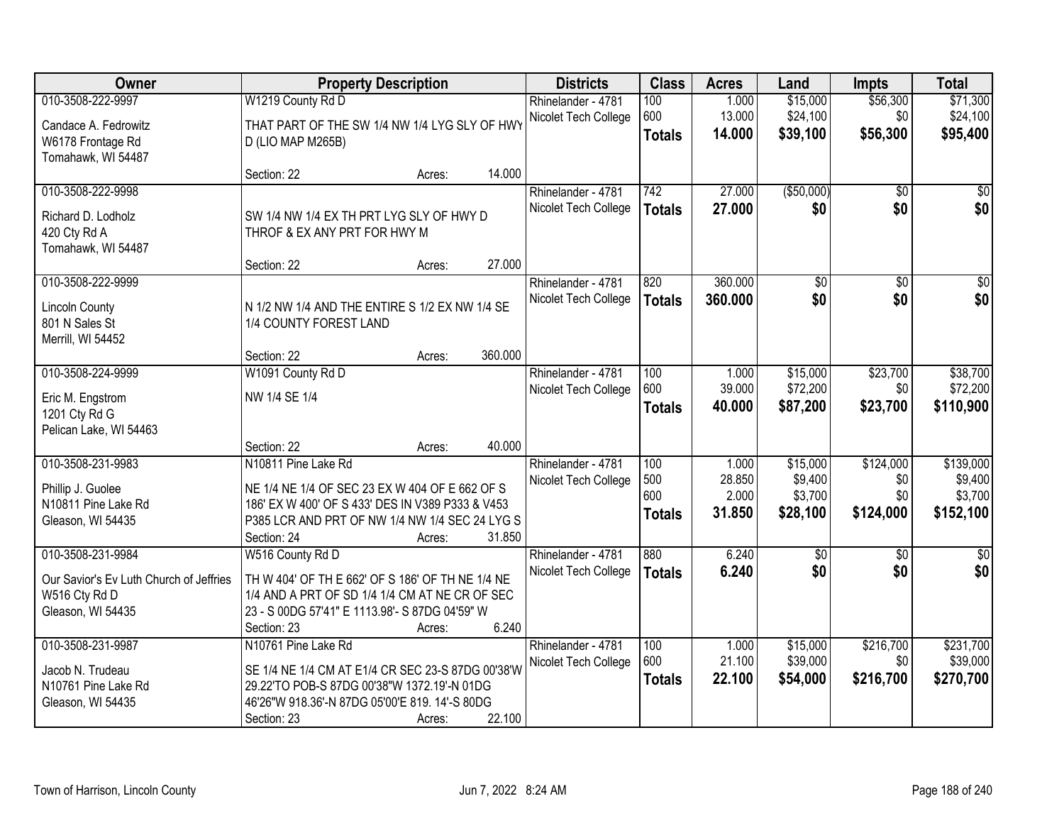| Owner | Property Description | Districts | Class | Acres | Land | Impts | Total |
|---|---|---|---|---|---|---|---|
| 010-3508-222-9997<br>Candace A. Fedrowitz<br>W6178 Frontage Rd<br>Tomahawk, WI 54487 | W1219 County Rd D<br>THAT PART OF THE SW 1/4 NW 1/4 LYG SLY OF HWY D (LIO MAP M265B)<br>Section: 22 Acres: 14.000 | Rhinelander - 4781<br>Nicolet Tech College | 100<br>600<br>**Totals** | 1.000<br>13.000<br>**14.000** | $15,000<br>$24,100<br>**$39,100** | $56,300<br>$0<br>**$56,300** | $71,300<br>$24,100<br>**$95,400** |
| 010-3508-222-9998<br>Richard D. Lodholz<br>420 Cty Rd A<br>Tomahawk, WI 54487 | SW 1/4 NW 1/4 EX TH PRT LYG SLY OF HWY D THROF & EX ANY PRT FOR HWY M<br>Section: 22 Acres: 27.000 | Rhinelander - 4781<br>Nicolet Tech College | 742<br>**Totals** | 27.000<br>**27.000** | ($50,000)<br>**$0** | $0<br>**$0** | $0<br>**$0** |
| 010-3508-222-9999<br>Lincoln County<br>801 N Sales St<br>Merrill, WI 54452 | N 1/2 NW 1/4 AND THE ENTIRE S 1/2 EX NW 1/4 SE 1/4 COUNTY FOREST LAND<br>Section: 22 Acres: 360.000 | Rhinelander - 4781<br>Nicolet Tech College | 820<br>**Totals** | 360.000<br>**360.000** | $0<br>**$0** | $0<br>**$0** | $0<br>**$0** |
| 010-3508-224-9999<br>Eric M. Engstrom<br>1201 Cty Rd G<br>Pelican Lake, WI 54463 | W1091 County Rd D<br>NW 1/4 SE 1/4<br>Section: 22 Acres: 40.000 | Rhinelander - 4781<br>Nicolet Tech College | 100<br>600<br>**Totals** | 1.000<br>39.000<br>**40.000** | $15,000<br>$72,200<br>**$87,200** | $23,700<br>$0<br>**$23,700** | $38,700<br>$72,200<br>**$110,900** |
| 010-3508-231-9983<br>Phillip J. Guolee<br>N10811 Pine Lake Rd<br>Gleason, WI 54435 | N10811 Pine Lake Rd<br>NE 1/4 NE 1/4 OF SEC 23 EX W 404 OF E 662 OF S 186' EX W 400' OF S 433' DES IN V389 P333 & V453 P385 LCR AND PRT OF NW 1/4 NW 1/4 SEC 24 LYG S<br>Section: 24 Acres: 31.850 | Rhinelander - 4781<br>Nicolet Tech College | 100<br>500<br>600<br>**Totals** | 1.000<br>28.850<br>2.000<br>**31.850** | $15,000<br>$9,400<br>$3,700<br>**$28,100** | $124,000<br>$0<br>$0<br>**$124,000** | $139,000<br>$9,400<br>$3,700<br>**$152,100** |
| 010-3508-231-9984<br>Our Savior's Ev Luth Church of Jeffries<br>W516 Cty Rd D<br>Gleason, WI 54435 | W516 County Rd D<br>TH W 404' OF TH E 662' OF S 186' OF TH NE 1/4 NE 1/4 AND A PRT OF SD 1/4 1/4 CM AT NE CR OF SEC 23 - S 00DG 57'41" E 1113.98'- S 87DG 04'59" W<br>Section: 23 Acres: 6.240 | Rhinelander - 4781<br>Nicolet Tech College | 880<br>**Totals** | 6.240<br>**6.240** | $0<br>**$0** | $0<br>**$0** | $0<br>**$0** |
| 010-3508-231-9987<br>Jacob N. Trudeau<br>N10761 Pine Lake Rd<br>Gleason, WI 54435 | N10761 Pine Lake Rd<br>SE 1/4 NE 1/4 CM AT E1/4 CR SEC 23-S 87DG 00'38'W 29.22'TO POB-S 87DG 00'38"W 1372.19'-N 01DG 46'26"W 918.36'-N 87DG 05'00'E 819. 14'-S 80DG<br>Section: 23 Acres: 22.100 | Rhinelander - 4781<br>Nicolet Tech College | 100<br>600<br>**Totals** | 1.000<br>21.100<br>**22.100** | $15,000<br>$39,000<br>**$54,000** | $216,700<br>$0<br>**$216,700** | $231,700<br>$39,000<br>**$270,700** |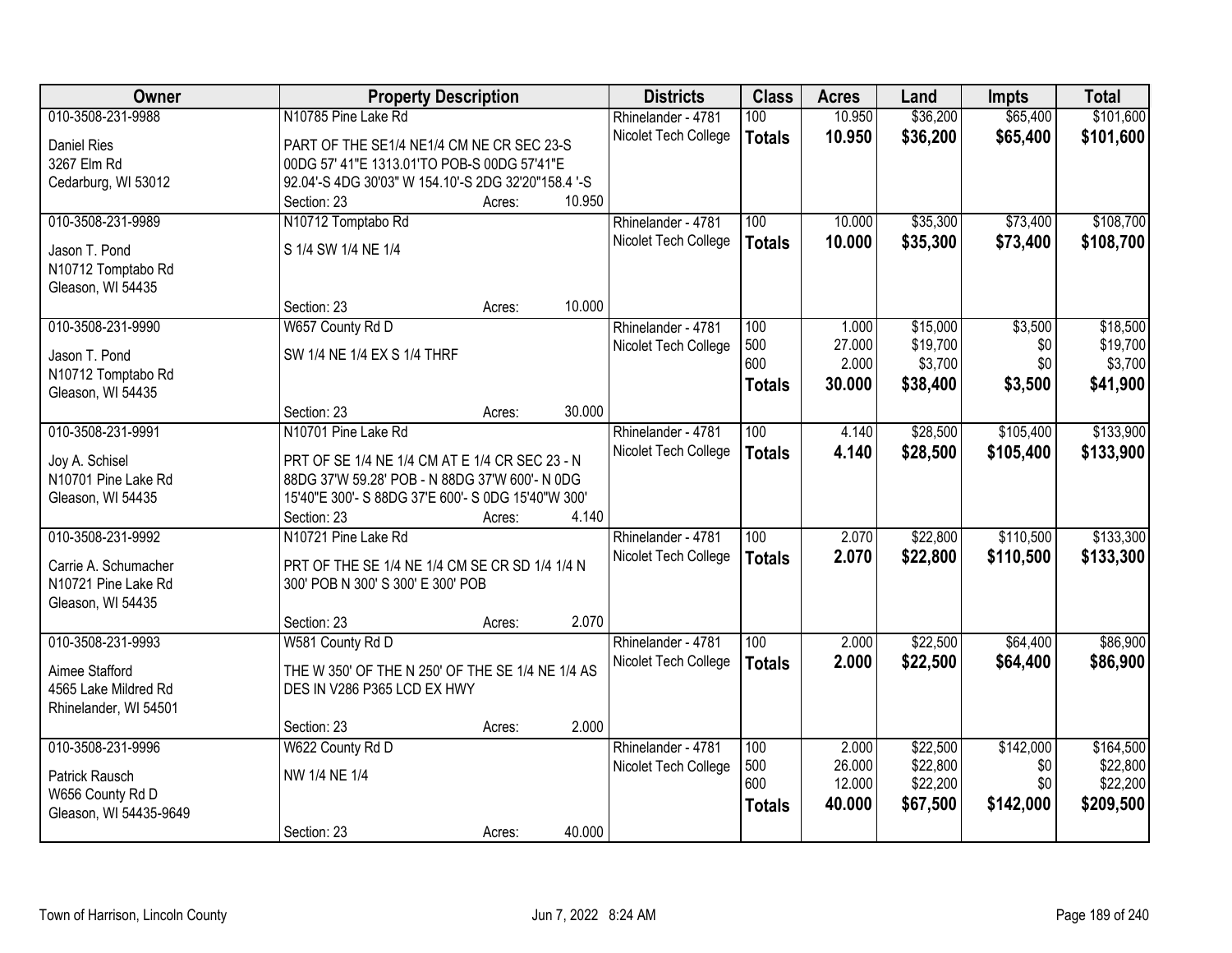| Owner | Property Description | Districts | Class | Acres | Land | Impts | Total |
|---|---|---|---|---|---|---|---|
| 010-3508-231-9988<br>Daniel Ries<br>3267 Elm Rd<br>Cedarburg, WI 53012 | N10785 Pine Lake Rd<br>PART OF THE SE1/4 NE1/4 CM NE CR SEC 23-S 00DG 57' 41"E 1313.01'TO POB-S 00DG 57'41"E 92.04'-S 4DG 30'03" W 154.10'-S 2DG 32'20"158.4 '-S<br>Section: 23 Acres: 10.950 | Rhinelander - 4781<br>Nicolet Tech College | 100<br>**Totals** | 10.950<br>**10.950** | $36,200<br>**$36,200** | $65,400<br>**$65,400** | $101,600<br>**$101,600** |
| 010-3508-231-9989<br>Jason T. Pond<br>N10712 Tomptabo Rd<br>Gleason, WI 54435 | N10712 Tomptabo Rd<br>S 1/4 SW 1/4 NE 1/4<br>Section: 23 Acres: 10.000 | Rhinelander - 4781<br>Nicolet Tech College | 100<br>**Totals** | 10.000<br>**10.000** | $35,300<br>**$35,300** | $73,400<br>**$73,400** | $108,700<br>**$108,700** |
| 010-3508-231-9990<br>Jason T. Pond<br>N10712 Tomptabo Rd<br>Gleason, WI 54435 | W657 County Rd D<br>SW 1/4 NE 1/4 EX S 1/4 THRF<br>Section: 23 Acres: 30.000 | Rhinelander - 4781<br>Nicolet Tech College | 100<br>500<br>600<br>**Totals** | 1.000<br>27.000<br>2.000<br>**30.000** | $15,000<br>$19,700<br>$3,700<br>**$38,400** | $3,500<br>$0<br>$0<br>**$3,500** | $18,500<br>$19,700<br>$3,700<br>**$41,900** |
| 010-3508-231-9991<br>Joy A. Schisel<br>N10701 Pine Lake Rd<br>Gleason, WI 54435 | N10701 Pine Lake Rd<br>PRT OF SE 1/4 NE 1/4 CM AT E 1/4 CR SEC 23 - N 88DG 37'W 59.28' POB - N 88DG 37'W 600'- N 0DG 15'40"E 300'- S 88DG 37'E 600'- S 0DG 15'40"W 300'<br>Section: 23 Acres: 4.140 | Rhinelander - 4781<br>Nicolet Tech College | 100<br>**Totals** | 4.140<br>**4.140** | $28,500<br>**$28,500** | $105,400<br>**$105,400** | $133,900<br>**$133,900** |
| 010-3508-231-9992<br>Carrie A. Schumacher<br>N10721 Pine Lake Rd<br>Gleason, WI 54435 | N10721 Pine Lake Rd<br>PRT OF THE SE 1/4 NE 1/4 CM SE CR SD 1/4 1/4 N 300' POB N 300' S 300' E 300' POB<br>Section: 23 Acres: 2.070 | Rhinelander - 4781<br>Nicolet Tech College | 100<br>**Totals** | 2.070<br>**2.070** | $22,800<br>**$22,800** | $110,500<br>**$110,500** | $133,300<br>**$133,300** |
| 010-3508-231-9993<br>Aimee Stafford<br>4565 Lake Mildred Rd<br>Rhinelander, WI 54501 | W581 County Rd D<br>THE W 350' OF THE N 250' OF THE SE 1/4 NE 1/4 AS DES IN V286 P365 LCD EX HWY<br>Section: 23 Acres: 2.000 | Rhinelander - 4781<br>Nicolet Tech College | 100<br>**Totals** | 2.000<br>**2.000** | $22,500<br>**$22,500** | $64,400<br>**$64,400** | $86,900<br>**$86,900** |
| 010-3508-231-9996<br>Patrick Rausch<br>W656 County Rd D<br>Gleason, WI 54435-9649 | W622 County Rd D<br>NW 1/4 NE 1/4<br>Section: 23 Acres: 40.000 | Rhinelander - 4781<br>Nicolet Tech College | 100<br>500<br>600<br>**Totals** | 2.000<br>26.000<br>12.000<br>**40.000** | $22,500<br>$22,800<br>$22,200<br>**$67,500** | $142,000<br>$0<br>$0<br>**$142,000** | $164,500<br>$22,800<br>$22,200<br>**$209,500** |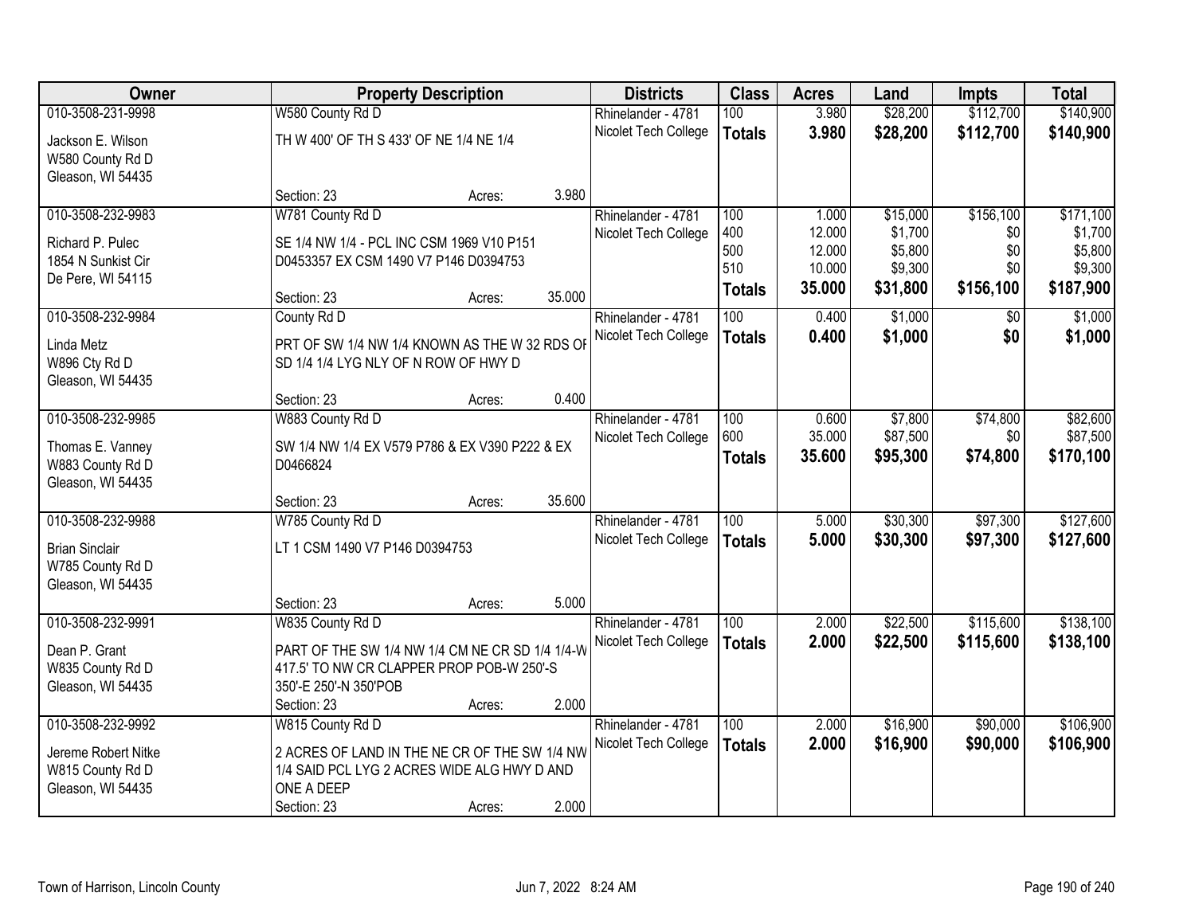| Owner | Property Description | Districts | Class | Acres | Land | Impts | Total |
|---|---|---|---|---|---|---|---|
| 010-3508-231-9998<br>Jackson E. Wilson<br>W580 County Rd D<br>Gleason, WI 54435 | W580 County Rd D<br>TH W 400' OF TH S 433' OF NE 1/4 NE 1/4<br>Section: 23 Acres: 3.980 | Rhinelander - 4781<br>Nicolet Tech College | 100<br>**Totals** | 3.980<br>**3.980** | $28,200<br>**$28,200** | $112,700<br>**$112,700** | $140,900<br>**$140,900** |
| 010-3508-232-9983<br>Richard P. Pulec<br>1854 N Sunkist Cir<br>De Pere, WI 54115 | W781 County Rd D<br>SE 1/4 NW 1/4 - PCL INC CSM 1969 V10 P151 D0453357 EX CSM 1490 V7 P146 D0394753<br>Section: 23 Acres: 35.000 | Rhinelander - 4781<br>Nicolet Tech College | 100<br>400<br>500<br>510<br>**Totals** | 1.000<br>12.000<br>12.000<br>10.000<br>**35.000** | $15,000<br>$1,700<br>$5,800<br>$9,300<br>**$31,800** | $156,100<br>$0<br>$0<br>$0<br>**$156,100** | $171,100<br>$1,700<br>$5,800<br>$9,300<br>**$187,900** |
| 010-3508-232-9984<br>Linda Metz<br>W896 Cty Rd D<br>Gleason, WI 54435 | County Rd D<br>PRT OF SW 1/4 NW 1/4 KNOWN AS THE W 32 RDS OF SD 1/4 1/4 LYG NLY OF N ROW OF HWY D<br>Section: 23 Acres: 0.400 | Rhinelander - 4781<br>Nicolet Tech College | 100<br>**Totals** | 0.400<br>**0.400** | $1,000<br>**$1,000** | $0<br>**$0** | $1,000<br>**$1,000** |
| 010-3508-232-9985<br>Thomas E. Vanney<br>W883 County Rd D<br>Gleason, WI 54435 | W883 County Rd D<br>SW 1/4 NW 1/4 EX V579 P786 & EX V390 P222 & EX D0466824<br>Section: 23 Acres: 35.600 | Rhinelander - 4781<br>Nicolet Tech College | 100<br>600<br>**Totals** | 0.600<br>35.000<br>**35.600** | $7,800<br>$87,500<br>**$95,300** | $74,800<br>$0<br>**$74,800** | $82,600<br>$87,500<br>**$170,100** |
| 010-3508-232-9988<br>Brian Sinclair<br>W785 County Rd D<br>Gleason, WI 54435 | W785 County Rd D<br>LT 1 CSM 1490 V7 P146 D0394753<br>Section: 23 Acres: 5.000 | Rhinelander - 4781<br>Nicolet Tech College | 100<br>**Totals** | 5.000<br>**5.000** | $30,300<br>**$30,300** | $97,300<br>**$97,300** | $127,600<br>**$127,600** |
| 010-3508-232-9991<br>Dean P. Grant<br>W835 County Rd D<br>Gleason, WI 54435 | W835 County Rd D<br>PART OF THE SW 1/4 NW 1/4 CM NE CR SD 1/4 1/4-W 417.5' TO NW CR CLAPPER PROP POB-W 250'-S 350'-E 250'-N 350'POB<br>Section: 23 Acres: 2.000 | Rhinelander - 4781<br>Nicolet Tech College | 100<br>**Totals** | 2.000<br>**2.000** | $22,500<br>**$22,500** | $115,600<br>**$115,600** | $138,100<br>**$138,100** |
| 010-3508-232-9992<br>Jereme Robert Nitke<br>W815 County Rd D<br>Gleason, WI 54435 | W815 County Rd D<br>2 ACRES OF LAND IN THE NE CR OF THE SW 1/4 NW 1/4 SAID PCL LYG 2 ACRES WIDE ALG HWY D AND ONE A DEEP<br>Section: 23 Acres: 2.000 | Rhinelander - 4781<br>Nicolet Tech College | 100<br>**Totals** | 2.000<br>**2.000** | $16,900<br>**$16,900** | $90,000<br>**$90,000** | $106,900<br>**$106,900** |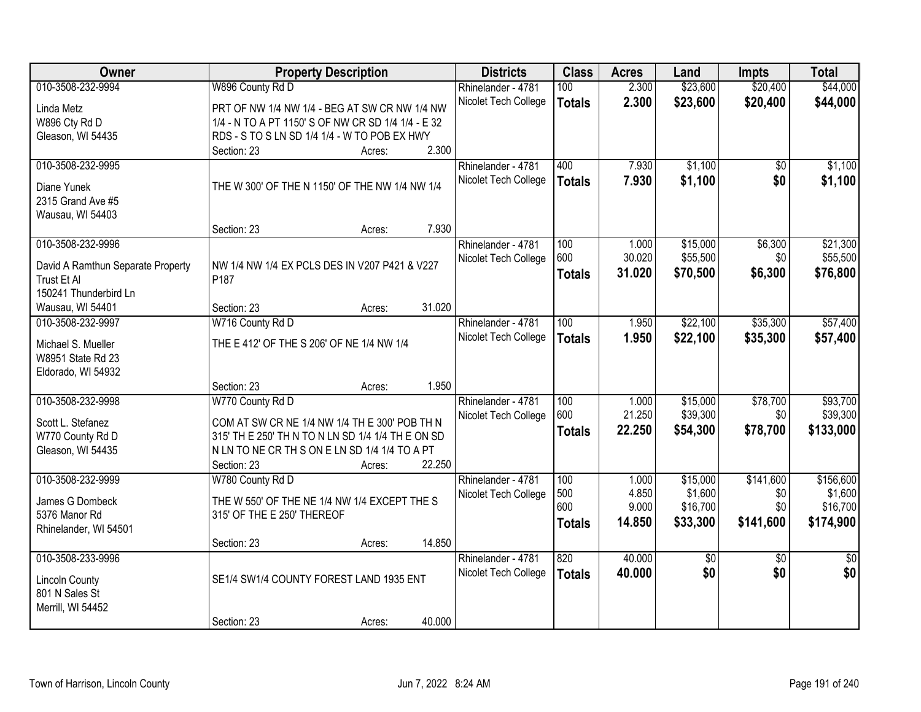| Owner | Property Description | Districts | Class | Acres | Land | Impts | Total |
|---|---|---|---|---|---|---|---|
| 010-3508-232-9994<br>Linda Metz<br>W896 Cty Rd D<br>Gleason, WI 54435 | W896 County Rd D<br>PRT OF NW 1/4 NW 1/4 - BEG AT SW CR NW 1/4 NW 1/4 - N TO A PT 1150' S OF NW CR SD 1/4 1/4 - E 32 RDS - S TO S LN SD 1/4 1/4 - W TO POB EX HWY<br>Section: 23 Acres: 2.300 | Rhinelander - 4781<br>Nicolet Tech College | 100<br>**Totals** | 2.300<br>**2.300** | $23,600<br>**$23,600** | $20,400<br>**$20,400** | $44,000<br>**$44,000** |
| 010-3508-232-9995<br>Diane Yunek<br>2315 Grand Ave #5<br>Wausau, WI 54403 | THE W 300' OF THE N 1150' OF THE NW 1/4 NW 1/4<br>Section: 23 Acres: 7.930 | Rhinelander - 4781<br>Nicolet Tech College | 400<br>**Totals** | 7.930<br>**7.930** | $1,100<br>**$1,100** | $0<br>**$0** | $1,100<br>**$1,100** |
| 010-3508-232-9996<br>David A Ramthun Separate Property Trust Et Al<br>150241 Thunderbird Ln<br>Wausau, WI 54401 | NW 1/4 NW 1/4 EX PCLS DES IN V207 P421 & V227 P187<br>Section: 23 Acres: 31.020 | Rhinelander - 4781<br>Nicolet Tech College | 100<br>600<br>**Totals** | 1.000<br>30.020<br>**31.020** | $15,000<br>$55,500<br>**$70,500** | $6,300<br>$0<br>**$6,300** | $21,300<br>$55,500<br>**$76,800** |
| 010-3508-232-9997<br>Michael S. Mueller<br>W8951 State Rd 23<br>Eldorado, WI 54932 | W716 County Rd D<br>THE E 412' OF THE S 206' OF NE 1/4 NW 1/4<br>Section: 23 Acres: 1.950 | Rhinelander - 4781<br>Nicolet Tech College | 100<br>**Totals** | 1.950<br>**1.950** | $22,100<br>**$22,100** | $35,300<br>**$35,300** | $57,400<br>**$57,400** |
| 010-3508-232-9998<br>Scott L. Stefanez<br>W770 County Rd D<br>Gleason, WI 54435 | W770 County Rd D<br>COM AT SW CR NE 1/4 NW 1/4 TH E 300' POB TH N 315' TH E 250' TH N TO N LN SD 1/4 1/4 TH E ON SD N LN TO NE CR TH S ON E LN SD 1/4 1/4 TO A PT<br>Section: 23 Acres: 22.250 | Rhinelander - 4781<br>Nicolet Tech College | 100<br>600<br>**Totals** | 1.000<br>21.250<br>**22.250** | $15,000<br>$39,300<br>**$54,300** | $78,700<br>$0<br>**$78,700** | $93,700<br>$39,300<br>**$133,000** |
| 010-3508-232-9999<br>James G Dombeck<br>5376 Manor Rd<br>Rhinelander, WI 54501 | W780 County Rd D<br>THE W 550' OF THE NE 1/4 NW 1/4 EXCEPT THE S 315' OF THE E 250' THEREOF<br>Section: 23 Acres: 14.850 | Rhinelander - 4781<br>Nicolet Tech College | 100<br>500<br>600<br>**Totals** | 1.000<br>4.850<br>9.000<br>**14.850** | $15,000<br>$1,600<br>$16,700<br>**$33,300** | $141,600<br>$0<br>$0<br>**$141,600** | $156,600<br>$1,600<br>$16,700<br>**$174,900** |
| 010-3508-233-9996<br>Lincoln County<br>801 N Sales St<br>Merrill, WI 54452 | SE1/4 SW1/4 COUNTY FOREST LAND 1935 ENT<br>Section: 23 Acres: 40.000 | Rhinelander - 4781<br>Nicolet Tech College | 820<br>**Totals** | 40.000<br>**40.000** | $0<br>**$0** | $0<br>**$0** | $0<br>**$0** |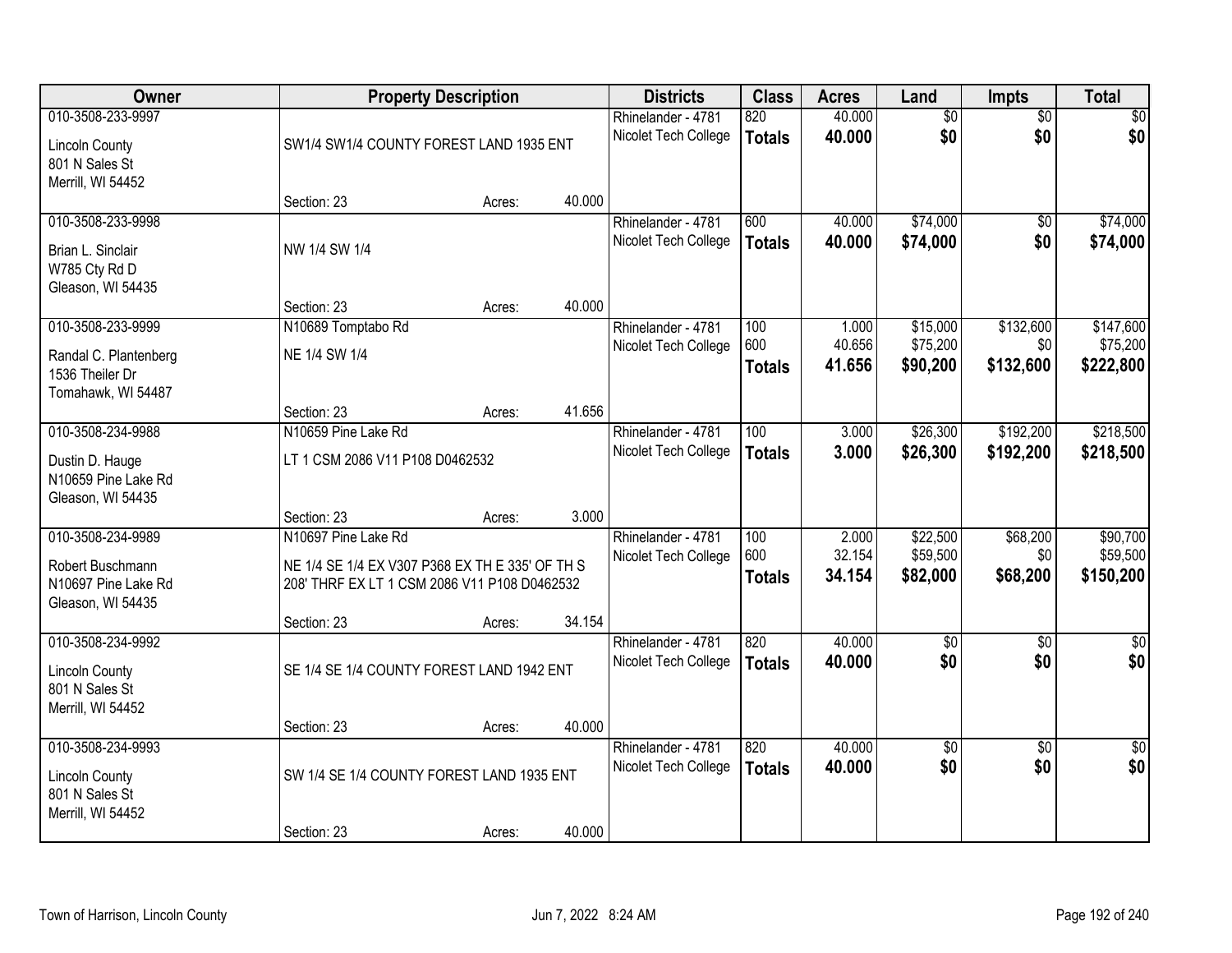| Owner | Property Description | | | Districts | Class | Acres | Land | Impts | Total |
|---|---|---|---|---|---|---|---|---|---|
| 010-3508-233-9997 | | | | Rhinelander - 4781 | 820 | 40.000 | $0 | $0 | $0 |
| Lincoln County<br>801 N Sales St<br>Merrill, WI 54452 | SW1/4 SW1/4 COUNTY FOREST LAND 1935 ENT | | | Nicolet Tech College | **Totals** | **40.000** | **$0** | **$0** | **$0** |
| | Section: 23 | Acres: | 40.000 | | | | | | |
| 010-3508-233-9998 | | | | Rhinelander - 4781 | 600 | 40.000 | $74,000 | $0 | $74,000 |
| Brian L. Sinclair<br>W785 Cty Rd D<br>Gleason, WI 54435 | NW 1/4 SW 1/4 | | | Nicolet Tech College | **Totals** | **40.000** | **$74,000** | **$0** | **$74,000** |
| | Section: 23 | Acres: | 40.000 | | | | | | |
| 010-3508-233-9999 | N10689 Tomptabo Rd | | | Rhinelander - 4781 | 100 | 1.000 | $15,000 | $132,600 | $147,600 |
| Randal C. Plantenberg<br>1536 Theiler Dr<br>Tomahawk, WI 54487 | NE 1/4 SW 1/4 | | | Nicolet Tech College | 600 | 40.656 | $75,200 | $0 | $75,200 |
| | | | | | **Totals** | **41.656** | **$90,200** | **$132,600** | **$222,800** |
| | Section: 23 | Acres: | 41.656 | | | | | | |
| 010-3508-234-9988 | N10659 Pine Lake Rd | | | Rhinelander - 4781 | 100 | 3.000 | $26,300 | $192,200 | $218,500 |
| Dustin D. Hauge<br>N10659 Pine Lake Rd<br>Gleason, WI 54435 | LT 1 CSM 2086 V11 P108 D0462532 | | | Nicolet Tech College | **Totals** | **3.000** | **$26,300** | **$192,200** | **$218,500** |
| | Section: 23 | Acres: | 3.000 | | | | | | |
| 010-3508-234-9989 | N10697 Pine Lake Rd | | | Rhinelander - 4781 | 100 | 2.000 | $22,500 | $68,200 | $90,700 |
| Robert Buschmann<br>N10697 Pine Lake Rd<br>Gleason, WI 54435 | NE 1/4 SE 1/4 EX V307 P368 EX TH E 335' OF TH S 208' THRF EX LT 1 CSM 2086 V11 P108 D0462532 | | | Nicolet Tech College | 600 | 32.154 | $59,500 | $0 | $59,500 |
| | | | | | **Totals** | **34.154** | **$82,000** | **$68,200** | **$150,200** |
| | Section: 23 | Acres: | 34.154 | | | | | | |
| 010-3508-234-9992 | | | | Rhinelander - 4781 | 820 | 40.000 | $0 | $0 | $0 |
| Lincoln County<br>801 N Sales St<br>Merrill, WI 54452 | SE 1/4 SE 1/4 COUNTY FOREST LAND 1942 ENT | | | Nicolet Tech College | **Totals** | **40.000** | **$0** | **$0** | **$0** |
| | Section: 23 | Acres: | 40.000 | | | | | | |
| 010-3508-234-9993 | | | | Rhinelander - 4781 | 820 | 40.000 | $0 | $0 | $0 |
| Lincoln County<br>801 N Sales St<br>Merrill, WI 54452 | SW 1/4 SE 1/4 COUNTY FOREST LAND 1935 ENT | | | Nicolet Tech College | **Totals** | **40.000** | **$0** | **$0** | **$0** |
| | Section: 23 | Acres: | 40.000 | | | | | | |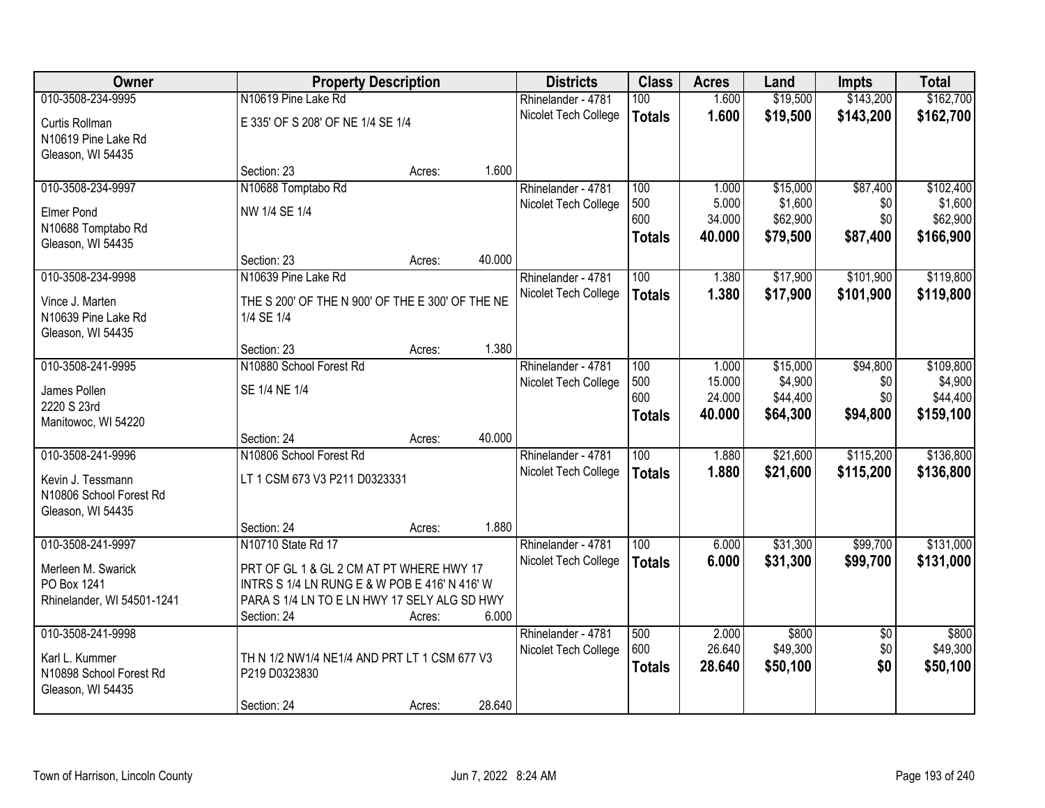| Owner | Property Description | Districts | Class | Acres | Land | Impts | Total |
|---|---|---|---|---|---|---|---|
| 010-3508-234-9995<br>Curtis Rollman<br>N10619 Pine Lake Rd<br>Gleason, WI 54435 | N10619 Pine Lake Rd<br>E 335' OF S 208' OF NE 1/4 SE 1/4<br>Section: 23 Acres: 1.600 | Rhinelander - 4781<br>Nicolet Tech College | 100<br>**Totals** | 1.600<br>**1.600** | $19,500<br>**$19,500** | $143,200<br>**$143,200** | $162,700<br>**$162,700** |
| 010-3508-234-9997<br>Elmer Pond<br>N10688 Tomptabo Rd<br>Gleason, WI 54435 | N10688 Tomptabo Rd<br>NW 1/4 SE 1/4<br>Section: 23 Acres: 40.000 | Rhinelander - 4781<br>Nicolet Tech College | 100<br>500<br>600<br>**Totals** | 1.000<br>5.000<br>34.000<br>**40.000** | $15,000<br>$1,600<br>$62,900<br>**$79,500** | $87,400<br>$0<br>$0<br>**$87,400** | $102,400<br>$1,600<br>$62,900<br>**$166,900** |
| 010-3508-234-9998<br>Vince J. Marten<br>N10639 Pine Lake Rd<br>Gleason, WI 54435 | N10639 Pine Lake Rd<br>THE S 200' OF THE N 900' OF THE E 300' OF THE NE 1/4 SE 1/4<br>Section: 23 Acres: 1.380 | Rhinelander - 4781<br>Nicolet Tech College | 100<br>**Totals** | 1.380<br>**1.380** | $17,900<br>**$17,900** | $101,900<br>**$101,900** | $119,800<br>**$119,800** |
| 010-3508-241-9995<br>James Pollen<br>2220 S 23rd<br>Manitowoc, WI 54220 | N10880 School Forest Rd<br>SE 1/4 NE 1/4<br>Section: 24 Acres: 40.000 | Rhinelander - 4781<br>Nicolet Tech College | 100<br>500<br>600<br>**Totals** | 1.000<br>15.000<br>24.000<br>**40.000** | $15,000<br>$4,900<br>$44,400<br>**$64,300** | $94,800<br>$0<br>$0<br>**$94,800** | $109,800<br>$4,900<br>$44,400<br>**$159,100** |
| 010-3508-241-9996<br>Kevin J. Tessmann<br>N10806 School Forest Rd<br>Gleason, WI 54435 | N10806 School Forest Rd<br>LT 1 CSM 673 V3 P211 D0323331<br>Section: 24 Acres: 1.880 | Rhinelander - 4781<br>Nicolet Tech College | 100<br>**Totals** | 1.880<br>**1.880** | $21,600<br>**$21,600** | $115,200<br>**$115,200** | $136,800<br>**$136,800** |
| 010-3508-241-9997<br>Merleen M. Swarick<br>PO Box 1241<br>Rhinelander, WI 54501-1241 | N10710 State Rd 17<br>PRT OF GL 1 & GL 2 CM AT PT WHERE HWY 17 INTRS S 1/4 LN RUNG E & W POB E 416' N 416' W PARA S 1/4 LN TO E LN HWY 17 SELY ALG SD HWY<br>Section: 24 Acres: 6.000 | Rhinelander - 4781<br>Nicolet Tech College | 100<br>**Totals** | 6.000<br>**6.000** | $31,300<br>**$31,300** | $99,700<br>**$99,700** | $131,000<br>**$131,000** |
| 010-3508-241-9998<br>Karl L. Kummer<br>N10898 School Forest Rd<br>Gleason, WI 54435 | TH N 1/2 NW1/4 NE1/4 AND PRT LT 1 CSM 677 V3 P219 D0323830<br>Section: 24 Acres: 28.640 | Rhinelander - 4781<br>Nicolet Tech College | 500<br>600<br>**Totals** | 2.000<br>26.640<br>**28.640** | $800<br>$49,300<br>**$50,100** | $0<br>$0<br>**$0** | $800<br>$49,300<br>**$50,100** |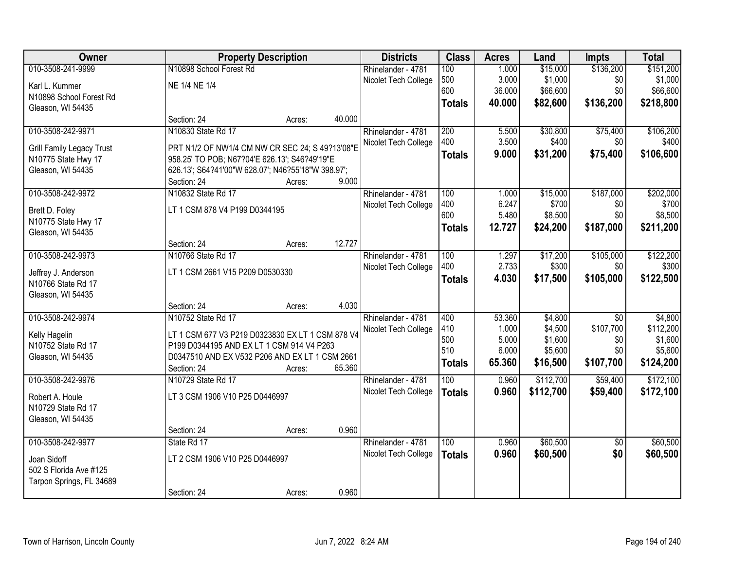| Owner | Property Description | | | Districts | Class | Acres | Land | Impts | Total |
|---|---|---|---|---|---|---|---|---|---|
| 010-3508-241-9999 | N10898 School Forest Rd | | | Rhinelander - 4781 | 100 | 1.000 | $15,000 | $136,200 | $151,200 |
| Karl L. Kummer | NE 1/4 NE 1/4 | | | Nicolet Tech College | 500 | 3.000 | $1,000 | $0 | $1,000 |
| N10898 School Forest Rd | | | | | 600 | 36.000 | $66,600 | $0 | $66,600 |
| Gleason, WI 54435 | | | | | **Totals** | **40.000** | **$82,600** | **$136,200** | **$218,800** |
| | Section: 24 | Acres: | 40.000 | | | | | | |
| 010-3508-242-9971 | N10830 State Rd 17 | | | Rhinelander - 4781 | 200 | 5.500 | $30,800 | $75,400 | $106,200 |
| Grill Family Legacy Trust | PRT N1/2 OF NW1/4 CM NW CR SEC 24; S 49?13'08"E 958.25' TO POB; N67?04'E 626.13'; S46?49'19"E 626.13'; S64?41'00"W 628.07'; N46?55'18"W 398.97'; | | | Nicolet Tech College | 400 | 3.500 | $400 | $0 | $400 |
| N10775 State Hwy 17 | | | | | **Totals** | **9.000** | **$31,200** | **$75,400** | **$106,600** |
| Gleason, WI 54435 | | | | | | | | | |
| | Section: 24 | Acres: | 9.000 | | | | | | |
| 010-3508-242-9972 | N10832 State Rd 17 | | | Rhinelander - 4781 | 100 | 1.000 | $15,000 | $187,000 | $202,000 |
| Brett D. Foley | LT 1 CSM 878 V4 P199 D0344195 | | | Nicolet Tech College | 400 | 6.247 | $700 | $0 | $700 |
| N10775 State Hwy 17 | | | | | 600 | 5.480 | $8,500 | $0 | $8,500 |
| Gleason, WI 54435 | | | | | **Totals** | **12.727** | **$24,200** | **$187,000** | **$211,200** |
| | Section: 24 | Acres: | 12.727 | | | | | | |
| 010-3508-242-9973 | N10766 State Rd 17 | | | Rhinelander - 4781 | 100 | 1.297 | $17,200 | $105,000 | $122,200 |
| Jeffrey J. Anderson | LT 1 CSM 2661 V15 P209 D0530330 | | | Nicolet Tech College | 400 | 2.733 | $300 | $0 | $300 |
| N10766 State Rd 17 | | | | | **Totals** | **4.030** | **$17,500** | **$105,000** | **$122,500** |
| Gleason, WI 54435 | | | | | | | | | |
| | Section: 24 | Acres: | 4.030 | | | | | | |
| 010-3508-242-9974 | N10752 State Rd 17 | | | Rhinelander - 4781 | 400 | 53.360 | $4,800 | $0 | $4,800 |
| Kelly Hagelin | LT 1 CSM 677 V3 P219 D0323830 EX LT 1 CSM 878 V4 P199 D0344195 AND EX LT 1 CSM 914 V4 P263 D0347510 AND EX V532 P206 AND EX LT 1 CSM 2661 | | | Nicolet Tech College | 410 | 1.000 | $4,500 | $107,700 | $112,200 |
| N10752 State Rd 17 | | | | | 500 | 5.000 | $1,600 | $0 | $1,600 |
| Gleason, WI 54435 | | | | | 510 | 6.000 | $5,600 | $0 | $5,600 |
| | Section: 24 | Acres: | 65.360 | | **Totals** | **65.360** | **$16,500** | **$107,700** | **$124,200** |
| 010-3508-242-9976 | N10729 State Rd 17 | | | Rhinelander - 4781 | 100 | 0.960 | $112,700 | $59,400 | $172,100 |
| Robert A. Houle | LT 3 CSM 1906 V10 P25 D0446997 | | | Nicolet Tech College | **Totals** | **0.960** | **$112,700** | **$59,400** | **$172,100** |
| N10729 State Rd 17 | | | | | | | | | |
| Gleason, WI 54435 | | | | | | | | | |
| | Section: 24 | Acres: | 0.960 | | | | | | |
| 010-3508-242-9977 | State Rd 17 | | | Rhinelander - 4781 | 100 | 0.960 | $60,500 | $0 | $60,500 |
| Joan Sidoff | LT 2 CSM 1906 V10 P25 D0446997 | | | Nicolet Tech College | **Totals** | **0.960** | **$60,500** | **$0** | **$60,500** |
| 502 S Florida Ave #125 | | | | | | | | | |
| Tarpon Springs, FL 34689 | | | | | | | | | |
| | Section: 24 | Acres: | 0.960 | | | | | | |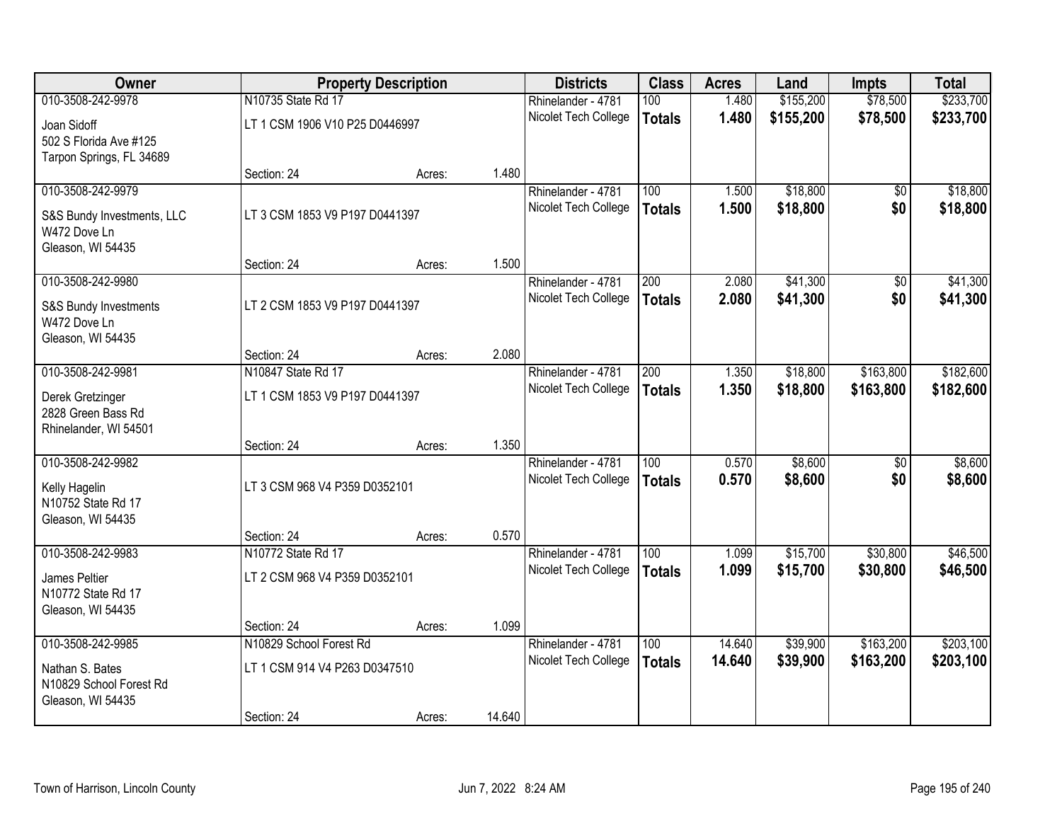| Owner | Property Description | | | Districts | Class | Acres | Land | Impts | Total |
|---|---|---|---|---|---|---|---|---|---|
| 010-3508-242-9978<br>Joan Sidoff<br>502 S Florida Ave #125<br>Tarpon Springs, FL 34689 | N10735 State Rd 17<br>LT 1 CSM 1906 V10 P25 D0446997<br>Section: 24 | Acres: | 1.480 | Rhinelander - 4781<br>Nicolet Tech College | 100<br>**Totals** | 1.480<br>**1.480** | $155,200<br>**$155,200** | $78,500<br>**$78,500** | $233,700<br>**$233,700** |
| 010-3508-242-9979<br>S&S Bundy Investments, LLC<br>W472 Dove Ln<br>Gleason, WI 54435 | LT 3 CSM 1853 V9 P197 D0441397<br>Section: 24 | Acres: | 1.500 | Rhinelander - 4781<br>Nicolet Tech College | 100<br>**Totals** | 1.500<br>**1.500** | $18,800<br>**$18,800** | $0<br>**$0** | $18,800<br>**$18,800** |
| 010-3508-242-9980<br>S&S Bundy Investments<br>W472 Dove Ln<br>Gleason, WI 54435 | LT 2 CSM 1853 V9 P197 D0441397<br>Section: 24 | Acres: | 2.080 | Rhinelander - 4781<br>Nicolet Tech College | 200<br>**Totals** | 2.080<br>**2.080** | $41,300<br>**$41,300** | $0<br>**$0** | $41,300<br>**$41,300** |
| 010-3508-242-9981<br>Derek Gretzinger<br>2828 Green Bass Rd<br>Rhinelander, WI 54501 | N10847 State Rd 17<br>LT 1 CSM 1853 V9 P197 D0441397<br>Section: 24 | Acres: | 1.350 | Rhinelander - 4781<br>Nicolet Tech College | 200<br>**Totals** | 1.350<br>**1.350** | $18,800<br>**$18,800** | $163,800<br>**$163,800** | $182,600<br>**$182,600** |
| 010-3508-242-9982<br>Kelly Hagelin<br>N10752 State Rd 17<br>Gleason, WI 54435 | LT 3 CSM 968 V4 P359 D0352101<br>Section: 24 | Acres: | 0.570 | Rhinelander - 4781<br>Nicolet Tech College | 100<br>**Totals** | 0.570<br>**0.570** | $8,600<br>**$8,600** | $0<br>**$0** | $8,600<br>**$8,600** |
| 010-3508-242-9983<br>James Peltier<br>N10772 State Rd 17<br>Gleason, WI 54435 | N10772 State Rd 17<br>LT 2 CSM 968 V4 P359 D0352101<br>Section: 24 | Acres: | 1.099 | Rhinelander - 4781<br>Nicolet Tech College | 100<br>**Totals** | 1.099<br>**1.099** | $15,700<br>**$15,700** | $30,800<br>**$30,800** | $46,500<br>**$46,500** |
| 010-3508-242-9985<br>Nathan S. Bates<br>N10829 School Forest Rd<br>Gleason, WI 54435 | N10829 School Forest Rd<br>LT 1 CSM 914 V4 P263 D0347510<br>Section: 24 | Acres: | 14.640 | Rhinelander - 4781<br>Nicolet Tech College | 100<br>**Totals** | 14.640<br>**14.640** | $39,900<br>**$39,900** | $163,200<br>**$163,200** | $203,100<br>**$203,100** |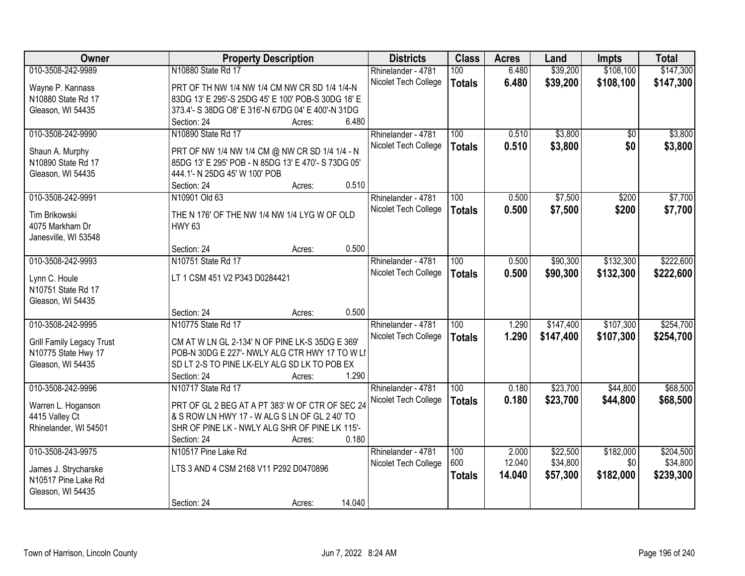| Owner | Property Description | Districts | Class | Acres | Land | Impts | Total |
|---|---|---|---|---|---|---|---|
| 010-3508-242-9989<br>Wayne P. Kannass<br>N10880 State Rd 17<br>Gleason, WI 54435 | N10880 State Rd 17<br>PRT OF TH NW 1/4 NW 1/4 CM NW CR SD 1/4 1/4-N 83DG 13' E 295'-S 25DG 45' E 100' POB-S 30DG 18' E 373.4'- S 38DG O8' E 316'-N 67DG 04' E 400'-N 31DG<br>Section: 24 Acres: 6.480 | Rhinelander - 4781<br>Nicolet Tech College | 100<br>**Totals** | 6.480<br>**6.480** | $39,200<br>**$39,200** | $108,100<br>**$108,100** | $147,300<br>**$147,300** |
| 010-3508-242-9990<br>Shaun A. Murphy<br>N10890 State Rd 17<br>Gleason, WI 54435 | N10890 State Rd 17<br>PRT OF NW 1/4 NW 1/4 CM @ NW CR SD 1/4 1/4 - N 85DG 13' E 295' POB - N 85DG 13' E 470'- S 73DG 05' 444.1'- N 25DG 45' W 100' POB<br>Section: 24 Acres: 0.510 | Rhinelander - 4781<br>Nicolet Tech College | 100<br>**Totals** | 0.510<br>**0.510** | $3,800<br>**$3,800** | $0<br>**$0** | $3,800<br>**$3,800** |
| 010-3508-242-9991<br>Tim Brikowski<br>4075 Markham Dr<br>Janesville, WI 53548 | N10901 Old 63<br>THE N 176' OF THE NW 1/4 NW 1/4 LYG W OF OLD HWY 63<br>Section: 24 Acres: 0.500 | Rhinelander - 4781<br>Nicolet Tech College | 100<br>**Totals** | 0.500<br>**0.500** | $7,500<br>**$7,500** | $200<br>**$200** | $7,700<br>**$7,700** |
| 010-3508-242-9993<br>Lynn C. Houle<br>N10751 State Rd 17<br>Gleason, WI 54435 | N10751 State Rd 17<br>LT 1 CSM 451 V2 P343 D0284421<br>Section: 24 Acres: 0.500 | Rhinelander - 4781<br>Nicolet Tech College | 100<br>**Totals** | 0.500<br>**0.500** | $90,300<br>**$90,300** | $132,300<br>**$132,300** | $222,600<br>**$222,600** |
| 010-3508-242-9995<br>Grill Family Legacy Trust<br>N10775 State Hwy 17<br>Gleason, WI 54435 | N10775 State Rd 17<br>CM AT W LN GL 2-134' N OF PINE LK-S 35DG E 369' POB-N 30DG E 227'- NWLY ALG CTR HWY 17 TO W LI SD LT 2-S TO PINE LK-ELY ALG SD LK TO POB EX<br>Section: 24 Acres: 1.290 | Rhinelander - 4781<br>Nicolet Tech College | 100<br>**Totals** | 1.290<br>**1.290** | $147,400<br>**$147,400** | $107,300<br>**$107,300** | $254,700<br>**$254,700** |
| 010-3508-242-9996<br>Warren L. Hoganson<br>4415 Valley Ct<br>Rhinelander, WI 54501 | N10717 State Rd 17<br>PRT OF GL 2 BEG AT A PT 383' W OF CTR OF SEC 24 & S ROW LN HWY 17 - W ALG S LN OF GL 2 40' TO SHR OF PINE LK - NWLY ALG SHR OF PINE LK 115'-<br>Section: 24 Acres: 0.180 | Rhinelander - 4781<br>Nicolet Tech College | 100<br>**Totals** | 0.180<br>**0.180** | $23,700<br>**$23,700** | $44,800<br>**$44,800** | $68,500<br>**$68,500** |
| 010-3508-243-9975<br>James J. Strycharske<br>N10517 Pine Lake Rd<br>Gleason, WI 54435 | N10517 Pine Lake Rd<br>LTS 3 AND 4 CSM 2168 V11 P292 D0470896<br>Section: 24 Acres: 14.040 | Rhinelander - 4781<br>Nicolet Tech College | 100<br>600<br>**Totals** | 2.000<br>12.040<br>**14.040** | $22,500<br>$34,800<br>**$57,300** | $182,000<br>$0<br>**$182,000** | $204,500<br>$34,800<br>**$239,300** |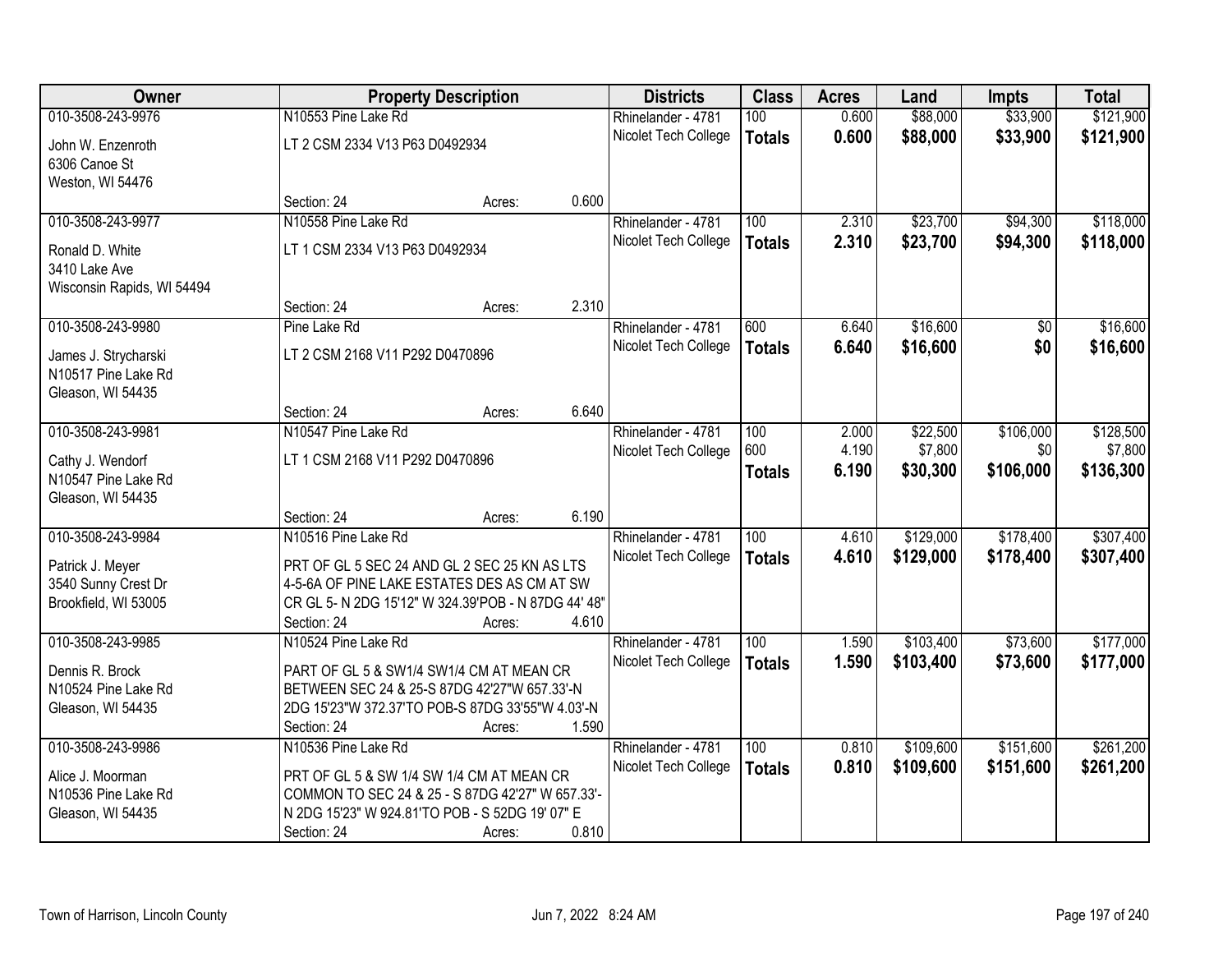| Owner | Property Description | | | Districts | Class | Acres | Land | Impts | Total |
|---|---|---|---|---|---|---|---|---|---|
| 010-3508-243-9976<br>John W. Enzenroth<br>6306 Canoe St<br>Weston, WI 54476 | N10553 Pine Lake Rd<br>LT 2 CSM 2334 V13 P63 D0492934 | | | Rhinelander - 4781<br>Nicolet Tech College | 100<br>**Totals** | 0.600<br>**0.600** | $88,000<br>**$88,000** | $33,900<br>**$33,900** | $121,900<br>**$121,900** |
| | Section: 24 | Acres: | 0.600 | | | | | | |
| 010-3508-243-9977<br>Ronald D. White<br>3410 Lake Ave<br>Wisconsin Rapids, WI 54494 | N10558 Pine Lake Rd<br>LT 1 CSM 2334 V13 P63 D0492934 | | | Rhinelander - 4781<br>Nicolet Tech College | 100<br>**Totals** | 2.310<br>**2.310** | $23,700<br>**$23,700** | $94,300<br>**$94,300** | $118,000<br>**$118,000** |
| | Section: 24 | Acres: | 2.310 | | | | | | |
| 010-3508-243-9980<br>James J. Strycharski<br>N10517 Pine Lake Rd<br>Gleason, WI 54435 | Pine Lake Rd<br>LT 2 CSM 2168 V11 P292 D0470896 | | | Rhinelander - 4781<br>Nicolet Tech College | 600<br>**Totals** | 6.640<br>**6.640** | $16,600<br>**$16,600** | $0<br>**$0** | $16,600<br>**$16,600** |
| | Section: 24 | Acres: | 6.640 | | | | | | |
| 010-3508-243-9981<br>Cathy J. Wendorf<br>N10547 Pine Lake Rd<br>Gleason, WI 54435 | N10547 Pine Lake Rd<br>LT 1 CSM 2168 V11 P292 D0470896 | | | Rhinelander - 4781<br>Nicolet Tech College | 100<br>600<br>**Totals** | 2.000<br>4.190<br>**6.190** | $22,500<br>$7,800<br>**$30,300** | $106,000<br>$0<br>**$106,000** | $128,500<br>$7,800<br>**$136,300** |
| | Section: 24 | Acres: | 6.190 | | | | | | |
| 010-3508-243-9984<br>Patrick J. Meyer<br>3540 Sunny Crest Dr<br>Brookfield, WI 53005 | N10516 Pine Lake Rd<br>PRT OF GL 5 SEC 24 AND GL 2 SEC 25 KN AS LTS 4-5-6A OF PINE LAKE ESTATES DES AS CM AT SW CR GL 5- N 2DG 15'12" W 324.39'POB - N 87DG 44' 48" | | | Rhinelander - 4781<br>Nicolet Tech College | 100<br>**Totals** | 4.610<br>**4.610** | $129,000<br>**$129,000** | $178,400<br>**$178,400** | $307,400<br>**$307,400** |
| | Section: 24 | Acres: | 4.610 | | | | | | |
| 010-3508-243-9985<br>Dennis R. Brock<br>N10524 Pine Lake Rd<br>Gleason, WI 54435 | N10524 Pine Lake Rd<br>PART OF GL 5 & SW1/4 SW1/4 CM AT MEAN CR BETWEEN SEC 24 & 25-S 87DG 42'27"W 657.33'-N 2DG 15'23"W 372.37'TO POB-S 87DG 33'55"W 4.03'-N | | | Rhinelander - 4781<br>Nicolet Tech College | 100<br>**Totals** | 1.590<br>**1.590** | $103,400<br>**$103,400** | $73,600<br>**$73,600** | $177,000<br>**$177,000** |
| | Section: 24 | Acres: | 1.590 | | | | | | |
| 010-3508-243-9986<br>Alice J. Moorman<br>N10536 Pine Lake Rd<br>Gleason, WI 54435 | N10536 Pine Lake Rd<br>PRT OF GL 5 & SW 1/4 SW 1/4 CM AT MEAN CR COMMON TO SEC 24 & 25 - S 87DG 42'27" W 657.33'- N 2DG 15'23" W 924.81'TO POB - S 52DG 19' 07" E | | | Rhinelander - 4781<br>Nicolet Tech College | 100<br>**Totals** | 0.810<br>**0.810** | $109,600<br>**$109,600** | $151,600<br>**$151,600** | $261,200<br>**$261,200** |
| | Section: 24 | Acres: | 0.810 | | | | | | |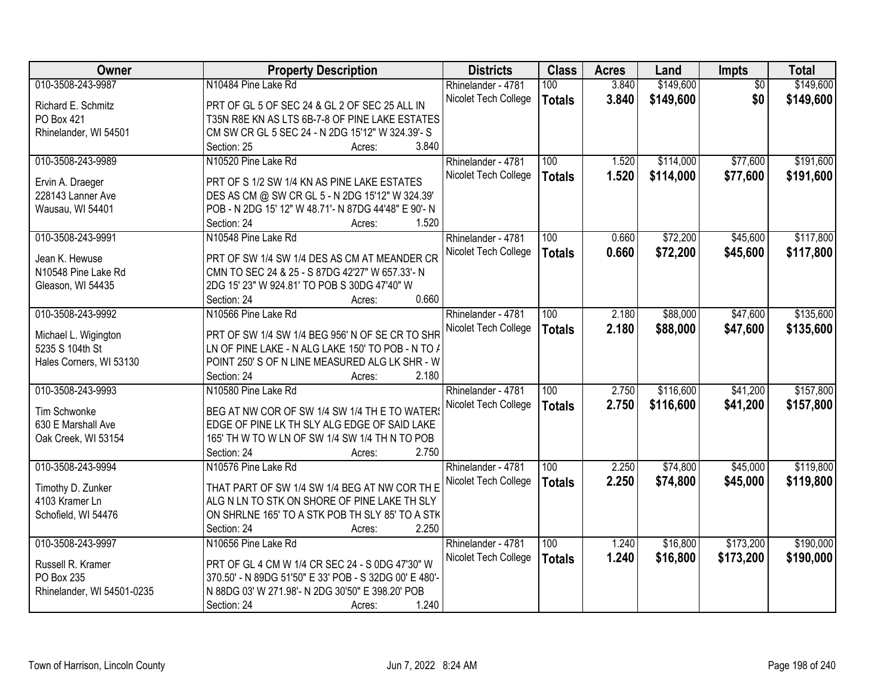| Owner | Property Description | Districts | Class | Acres | Land | Impts | Total |
|---|---|---|---|---|---|---|---|
| 010-3508-243-9987<br>Richard E. Schmitz<br>PO Box 421<br>Rhinelander, WI 54501 | N10484 Pine Lake Rd<br>PRT OF GL 5 OF SEC 24 & GL 2 OF SEC 25 ALL IN T35N R8E KN AS LTS 6B-7-8 OF PINE LAKE ESTATES CM SW CR GL 5 SEC 24 - N 2DG 15'12" W 324.39'- S<br>Section: 25 Acres: 3.840 | Rhinelander - 4781<br>Nicolet Tech College | 100<br>**Totals** | 3.840<br>**3.840** | $149,600<br>**$149,600** | $0<br>**$0** | $149,600<br>**$149,600** |
| 010-3508-243-9989<br>Ervin A. Draeger<br>228143 Lanner Ave<br>Wausau, WI 54401 | N10520 Pine Lake Rd<br>PRT OF S 1/2 SW 1/4 KN AS PINE LAKE ESTATES DES AS CM @ SW CR GL 5 - N 2DG 15'12" W 324.39' POB - N 2DG 15' 12" W 48.71'- N 87DG 44'48" E 90'- N<br>Section: 24 Acres: 1.520 | Rhinelander - 4781<br>Nicolet Tech College | 100<br>**Totals** | 1.520<br>**1.520** | $114,000<br>**$114,000** | $77,600<br>**$77,600** | $191,600<br>**$191,600** |
| 010-3508-243-9991<br>Jean K. Hewuse<br>N10548 Pine Lake Rd<br>Gleason, WI 54435 | N10548 Pine Lake Rd<br>PRT OF SW 1/4 SW 1/4 DES AS CM AT MEANDER CR CMN TO SEC 24 & 25 - S 87DG 42'27" W 657.33'- N 2DG 15' 23" W 924.81' TO POB S 30DG 47'40" W<br>Section: 24 Acres: 0.660 | Rhinelander - 4781<br>Nicolet Tech College | 100<br>**Totals** | 0.660<br>**0.660** | $72,200<br>**$72,200** | $45,600<br>**$45,600** | $117,800<br>**$117,800** |
| 010-3508-243-9992<br>Michael L. Wigington<br>5235 S 104th St<br>Hales Corners, WI 53130 | N10566 Pine Lake Rd<br>PRT OF SW 1/4 SW 1/4 BEG 956' N OF SE CR TO SHR LN OF PINE LAKE - N ALG LAKE 150' TO POB - N TO A POINT 250' S OF N LINE MEASURED ALG LK SHR - W<br>Section: 24 Acres: 2.180 | Rhinelander - 4781<br>Nicolet Tech College | 100<br>**Totals** | 2.180<br>**2.180** | $88,000<br>**$88,000** | $47,600<br>**$47,600** | $135,600<br>**$135,600** |
| 010-3508-243-9993<br>Tim Schwonke<br>630 E Marshall Ave<br>Oak Creek, WI 53154 | N10580 Pine Lake Rd<br>BEG AT NW COR OF SW 1/4 SW 1/4 TH E TO WATERS EDGE OF PINE LK TH SLY ALG EDGE OF SAID LAKE 165' TH W TO W LN OF SW 1/4 SW 1/4 TH N TO POB<br>Section: 24 Acres: 2.750 | Rhinelander - 4781<br>Nicolet Tech College | 100<br>**Totals** | 2.750<br>**2.750** | $116,600<br>**$116,600** | $41,200<br>**$41,200** | $157,800<br>**$157,800** |
| 010-3508-243-9994<br>Timothy D. Zunker<br>4103 Kramer Ln<br>Schofield, WI 54476 | N10576 Pine Lake Rd<br>THAT PART OF SW 1/4 SW 1/4 BEG AT NW COR TH E ALG N LN TO STK ON SHORE OF PINE LAKE TH SLY ON SHRLNE 165' TO A STK POB TH SLY 85' TO A STK<br>Section: 24 Acres: 2.250 | Rhinelander - 4781<br>Nicolet Tech College | 100<br>**Totals** | 2.250<br>**2.250** | $74,800<br>**$74,800** | $45,000<br>**$45,000** | $119,800<br>**$119,800** |
| 010-3508-243-9997<br>Russell R. Kramer<br>PO Box 235<br>Rhinelander, WI 54501-0235 | N10656 Pine Lake Rd<br>PRT OF GL 4 CM W 1/4 CR SEC 24 - S 0DG 47'30" W 370.50' - N 89DG 51'50" E 33' POB - S 32DG 00' E 480'- N 88DG 03' W 271.98'- N 2DG 30'50" E 398.20' POB<br>Section: 24 Acres: 1.240 | Rhinelander - 4781<br>Nicolet Tech College | 100<br>**Totals** | 1.240<br>**1.240** | $16,800<br>**$16,800** | $173,200<br>**$173,200** | $190,000<br>**$190,000** |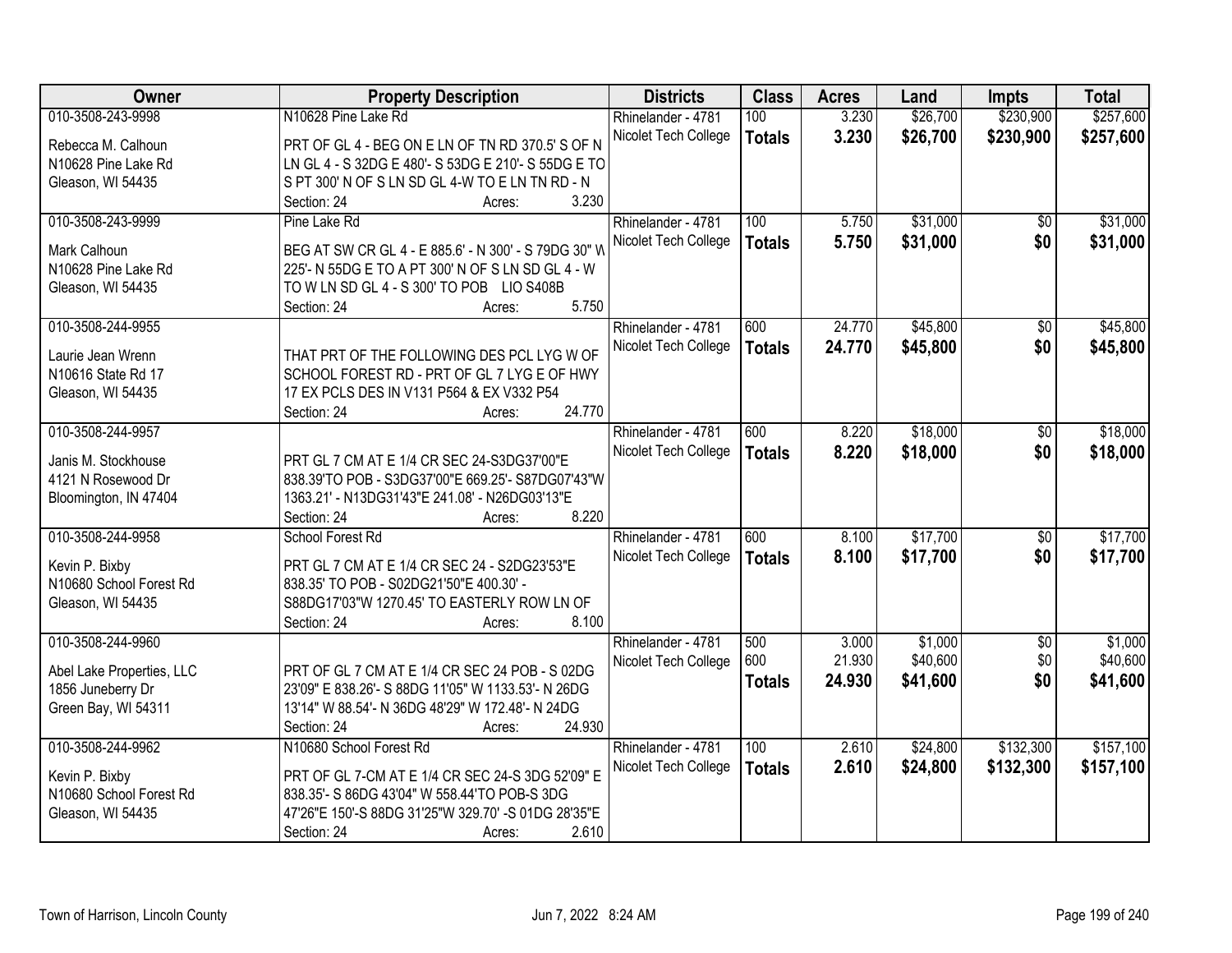| Owner | Property Description | Districts | Class | Acres | Land | Impts | Total |
|---|---|---|---|---|---|---|---|
| 010-3508-243-9998<br><br>Rebecca M. Calhoun<br>N10628 Pine Lake Rd<br>Gleason, WI 54435 | N10628 Pine Lake Rd<br><br>PRT OF GL 4 - BEG ON E LN OF TN RD 370.5' S OF N LN GL 4 - S 32DG E 480'- S 53DG E 210'- S 55DG E TO S PT 300' N OF S LN SD GL 4-W TO E LN TN RD - N<br>Section: 24 Acres: 3.230 | Rhinelander - 4781<br>Nicolet Tech College | 100<br>**Totals** | 3.230<br>**3.230** | \$26,700<br>**\$26,700** | \$230,900<br>**\$230,900** | \$257,600<br>**\$257,600** |
| 010-3508-243-9999<br><br>Mark Calhoun<br>N10628 Pine Lake Rd<br>Gleason, WI 54435 | Pine Lake Rd<br><br>BEG AT SW CR GL 4 - E 885.6' - N 300' - S 79DG 30" W 225'- N 55DG E TO A PT 300' N OF S LN SD GL 4 - W TO W LN SD GL 4 - S 300' TO POB LIO S408B<br>Section: 24 Acres: 5.750 | Rhinelander - 4781<br>Nicolet Tech College | 100<br>**Totals** | 5.750<br>**5.750** | \$31,000<br>**\$31,000** | \$0<br>**\$0** | \$31,000<br>**\$31,000** |
| 010-3508-244-9955<br><br>Laurie Jean Wrenn<br>N10616 State Rd 17<br>Gleason, WI 54435 | THAT PRT OF THE FOLLOWING DES PCL LYG W OF SCHOOL FOREST RD - PRT OF GL 7 LYG E OF HWY 17 EX PCLS DES IN V131 P564 & EX V332 P54<br>Section: 24 Acres: 24.770 | Rhinelander - 4781<br>Nicolet Tech College | 600<br>**Totals** | 24.770<br>**24.770** | \$45,800<br>**\$45,800** | \$0<br>**\$0** | \$45,800<br>**\$45,800** |
| 010-3508-244-9957<br><br>Janis M. Stockhouse<br>4121 N Rosewood Dr<br>Bloomington, IN 47404 | PRT GL 7 CM AT E 1/4 CR SEC 24-S3DG37'00"E 838.39'TO POB - S3DG37'00"E 669.25'- S87DG07'43"W 1363.21' - N13DG31'43"E 241.08' - N26DG03'13"E<br>Section: 24 Acres: 8.220 | Rhinelander - 4781<br>Nicolet Tech College | 600<br>**Totals** | 8.220<br>**8.220** | \$18,000<br>**\$18,000** | \$0<br>**\$0** | \$18,000<br>**\$18,000** |
| 010-3508-244-9958<br><br>Kevin P. Bixby<br>N10680 School Forest Rd<br>Gleason, WI 54435 | School Forest Rd<br><br>PRT GL 7 CM AT E 1/4 CR SEC 24 - S2DG23'53"E 838.35' TO POB - S02DG21'50"E 400.30' - S88DG17'03"W 1270.45' TO EASTERLY ROW LN OF<br>Section: 24 Acres: 8.100 | Rhinelander - 4781<br>Nicolet Tech College | 600<br>**Totals** | 8.100<br>**8.100** | \$17,700<br>**\$17,700** | \$0<br>**\$0** | \$17,700<br>**\$17,700** |
| 010-3508-244-9960<br><br>Abel Lake Properties, LLC<br>1856 Juneberry Dr<br>Green Bay, WI 54311 | PRT OF GL 7 CM AT E 1/4 CR SEC 24 POB - S 02DG 23'09" E 838.26'- S 88DG 11'05" W 1133.53'- N 26DG 13'14" W 88.54'- N 36DG 48'29" W 172.48'- N 24DG<br>Section: 24 Acres: 24.930 | Rhinelander - 4781<br>Nicolet Tech College | 500<br>600<br>**Totals** | 3.000<br>21.930<br>**24.930** | \$1,000<br>\$40,600<br>**\$41,600** | \$0<br>\$0<br>**\$0** | \$1,000<br>\$40,600<br>**\$41,600** |
| 010-3508-244-9962<br><br>Kevin P. Bixby<br>N10680 School Forest Rd<br>Gleason, WI 54435 | N10680 School Forest Rd<br><br>PRT OF GL 7-CM AT E 1/4 CR SEC 24-S 3DG 52'09" E 838.35'- S 86DG 43'04" W 558.44'TO POB-S 3DG 47'26"E 150'-S 88DG 31'25"W 329.70' -S 01DG 28'35"E<br>Section: 24 Acres: 2.610 | Rhinelander - 4781<br>Nicolet Tech College | 100<br>**Totals** | 2.610<br>**2.610** | \$24,800<br>**\$24,800** | \$132,300<br>**\$132,300** | \$157,100<br>**\$157,100** |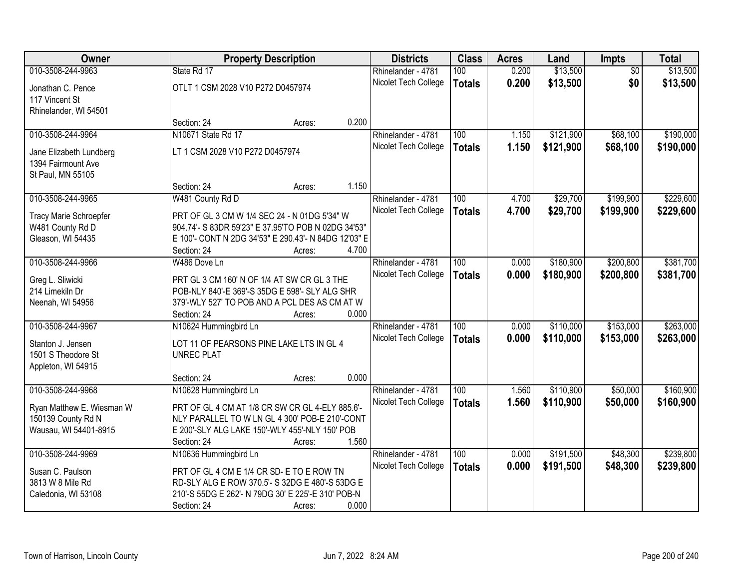| Owner | Property Description | Districts | Class | Acres | Land | Impts | Total |
|---|---|---|---|---|---|---|---|
| 010-3508-244-9963<br>Jonathan C. Pence<br>117 Vincent St<br>Rhinelander, WI 54501 | State Rd 17<br>OTLT 1 CSM 2028 V10 P272 D0457974<br>Section: 24 Acres: 0.200 | Rhinelander - 4781<br>Nicolet Tech College | 100<br>**Totals** | 0.200<br>**0.200** | $13,500<br>**$13,500** | $0<br>**$0** | $13,500<br>**$13,500** |
| 010-3508-244-9964<br>Jane Elizabeth Lundberg<br>1394 Fairmount Ave<br>St Paul, MN 55105 | N10671 State Rd 17<br>LT 1 CSM 2028 V10 P272 D0457974<br>Section: 24 Acres: 1.150 | Rhinelander - 4781<br>Nicolet Tech College | 100<br>**Totals** | 1.150<br>**1.150** | $121,900<br>**$121,900** | $68,100<br>**$68,100** | $190,000<br>**$190,000** |
| 010-3508-244-9965<br>Tracy Marie Schroepfer<br>W481 County Rd D<br>Gleason, WI 54435 | W481 County Rd D<br>PRT OF GL 3 CM W 1/4 SEC 24 - N 01DG 5'34" W 904.74'- S 83DR 59'23" E 37.95'TO POB N 02DG 34'53" E 100'- CONT N 2DG 34'53" E 290.43'- N 84DG 12'03" E<br>Section: 24 Acres: 4.700 | Rhinelander - 4781<br>Nicolet Tech College | 100<br>**Totals** | 4.700<br>**4.700** | $29,700<br>**$29,700** | $199,900<br>**$199,900** | $229,600<br>**$229,600** |
| 010-3508-244-9966<br>Greg L. Sliwicki<br>214 Limekiln Dr<br>Neenah, WI 54956 | W486 Dove Ln<br>PRT GL 3 CM 160' N OF 1/4 AT SW CR GL 3 THE POB-NLY 840'-E 369'-S 35DG E 598'- SLY ALG SHR 379'-WLY 527' TO POB AND A PCL DES AS CM AT W<br>Section: 24 Acres: 0.000 | Rhinelander - 4781<br>Nicolet Tech College | 100<br>**Totals** | 0.000<br>**0.000** | $180,900<br>**$180,900** | $200,800<br>**$200,800** | $381,700<br>**$381,700** |
| 010-3508-244-9967<br>Stanton J. Jensen<br>1501 S Theodore St<br>Appleton, WI 54915 | N10624 Hummingbird Ln<br>LOT 11 OF PEARSONS PINE LAKE LTS IN GL 4 UNREC PLAT<br>Section: 24 Acres: 0.000 | Rhinelander - 4781<br>Nicolet Tech College | 100<br>**Totals** | 0.000<br>**0.000** | $110,000<br>**$110,000** | $153,000<br>**$153,000** | $263,000<br>**$263,000** |
| 010-3508-244-9968<br>Ryan Matthew E. Wiesman W<br>150139 County Rd N<br>Wausau, WI 54401-8915 | N10628 Hummingbird Ln<br>PRT OF GL 4 CM AT 1/8 CR SW CR GL 4-ELY 885.6'- NLY PARALLEL TO W LN GL 4 300' POB-E 210'-CONT E 200'-SLY ALG LAKE 150'-WLY 455'-NLY 150' POB<br>Section: 24 Acres: 1.560 | Rhinelander - 4781<br>Nicolet Tech College | 100<br>**Totals** | 1.560<br>**1.560** | $110,900<br>**$110,900** | $50,000<br>**$50,000** | $160,900<br>**$160,900** |
| 010-3508-244-9969<br>Susan C. Paulson<br>3813 W 8 Mile Rd<br>Caledonia, WI 53108 | N10636 Hummingbird Ln<br>PRT OF GL 4 CM E 1/4 CR SD- E TO E ROW TN RD-SLY ALG E ROW 370.5'- S 32DG E 480'-S 53DG E 210'-S 55DG E 262'- N 79DG 30' E 225'-E 310' POB-N<br>Section: 24 Acres: 0.000 | Rhinelander - 4781<br>Nicolet Tech College | 100<br>**Totals** | 0.000<br>**0.000** | $191,500<br>**$191,500** | $48,300<br>**$48,300** | $239,800<br>**$239,800** |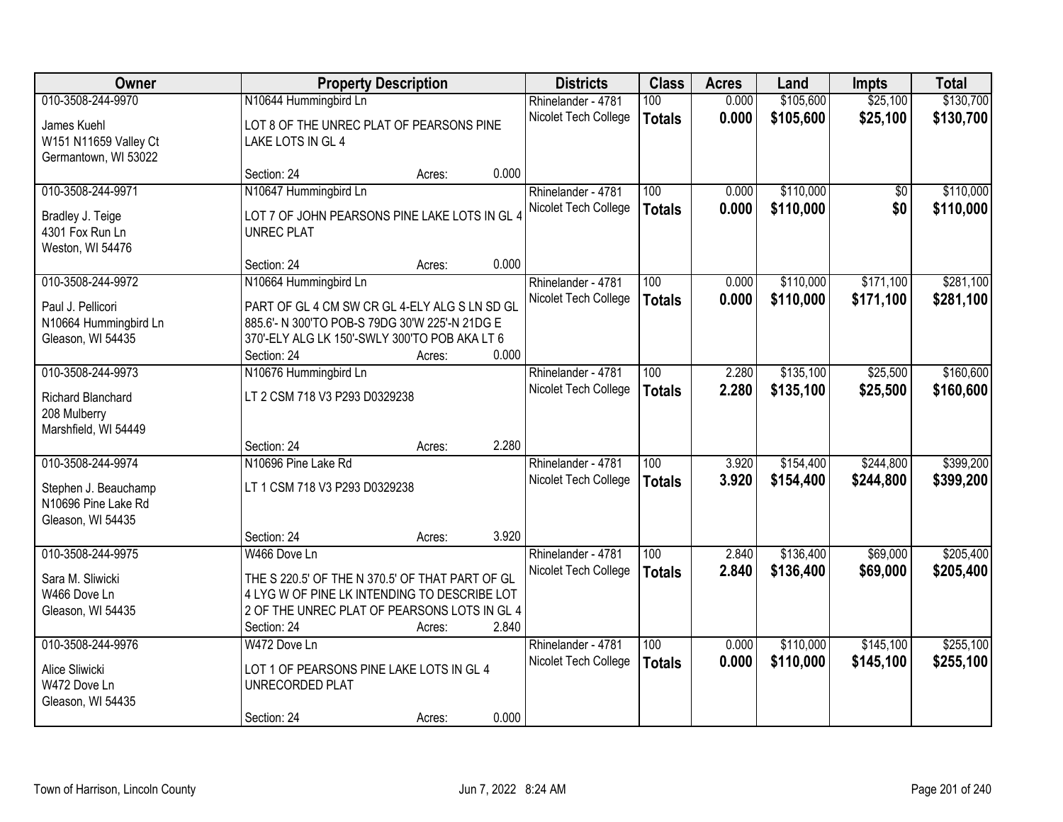| Owner | Property Description | Districts | Class | Acres | Land | Impts | Total |
|---|---|---|---|---|---|---|---|
| 010-3508-244-9970<br>James Kuehl<br>W151 N11659 Valley Ct<br>Germantown, WI 53022 | N10644 Hummingbird Ln<br>LOT 8 OF THE UNREC PLAT OF PEARSONS PINE LAKE LOTS IN GL 4<br>Section: 24 Acres: 0.000 | Rhinelander - 4781<br>Nicolet Tech College | 100<br>**Totals** | 0.000<br>**0.000** | $105,600<br>**$105,600** | $25,100<br>**$25,100** | $130,700<br>**$130,700** |
| 010-3508-244-9971<br>Bradley J. Teige<br>4301 Fox Run Ln<br>Weston, WI 54476 | N10647 Hummingbird Ln<br>LOT 7 OF JOHN PEARSONS PINE LAKE LOTS IN GL 4 UNREC PLAT<br>Section: 24 Acres: 0.000 | Rhinelander - 4781<br>Nicolet Tech College | 100<br>**Totals** | 0.000<br>**0.000** | $110,000<br>**$110,000** | $0<br>**$0** | $110,000<br>**$110,000** |
| 010-3508-244-9972<br>Paul J. Pellicori<br>N10664 Hummingbird Ln<br>Gleason, WI 54435 | N10664 Hummingbird Ln<br>PART OF GL 4 CM SW CR GL 4-ELY ALG S LN SD GL 885.6'- N 300'TO POB-S 79DG 30'W 225'-N 21DG E 370'-ELY ALG LK 150'-SWLY 300'TO POB AKA LT 6<br>Section: 24 Acres: 0.000 | Rhinelander - 4781<br>Nicolet Tech College | 100<br>**Totals** | 0.000<br>**0.000** | $110,000<br>**$110,000** | $171,100<br>**$171,100** | $281,100<br>**$281,100** |
| 010-3508-244-9973<br>Richard Blanchard<br>208 Mulberry<br>Marshfield, WI 54449 | N10676 Hummingbird Ln<br>LT 2 CSM 718 V3 P293 D0329238<br>Section: 24 Acres: 2.280 | Rhinelander - 4781<br>Nicolet Tech College | 100<br>**Totals** | 2.280<br>**2.280** | $135,100<br>**$135,100** | $25,500<br>**$25,500** | $160,600<br>**$160,600** |
| 010-3508-244-9974<br>Stephen J. Beauchamp<br>N10696 Pine Lake Rd<br>Gleason, WI 54435 | N10696 Pine Lake Rd<br>LT 1 CSM 718 V3 P293 D0329238<br>Section: 24 Acres: 3.920 | Rhinelander - 4781<br>Nicolet Tech College | 100<br>**Totals** | 3.920<br>**3.920** | $154,400<br>**$154,400** | $244,800<br>**$244,800** | $399,200<br>**$399,200** |
| 010-3508-244-9975<br>Sara M. Sliwicki<br>W466 Dove Ln<br>Gleason, WI 54435 | W466 Dove Ln<br>THE S 220.5' OF THE N 370.5' OF THAT PART OF GL 4 LYG W OF PINE LK INTENDING TO DESCRIBE LOT 2 OF THE UNREC PLAT OF PEARSONS LOTS IN GL 4<br>Section: 24 Acres: 2.840 | Rhinelander - 4781<br>Nicolet Tech College | 100<br>**Totals** | 2.840<br>**2.840** | $136,400<br>**$136,400** | $69,000<br>**$69,000** | $205,400<br>**$205,400** |
| 010-3508-244-9976<br>Alice Sliwicki<br>W472 Dove Ln<br>Gleason, WI 54435 | W472 Dove Ln<br>LOT 1 OF PEARSONS PINE LAKE LOTS IN GL 4 UNRECORDED PLAT<br>Section: 24 Acres: 0.000 | Rhinelander - 4781<br>Nicolet Tech College | 100<br>**Totals** | 0.000<br>**0.000** | $110,000<br>**$110,000** | $145,100<br>**$145,100** | $255,100<br>**$255,100** |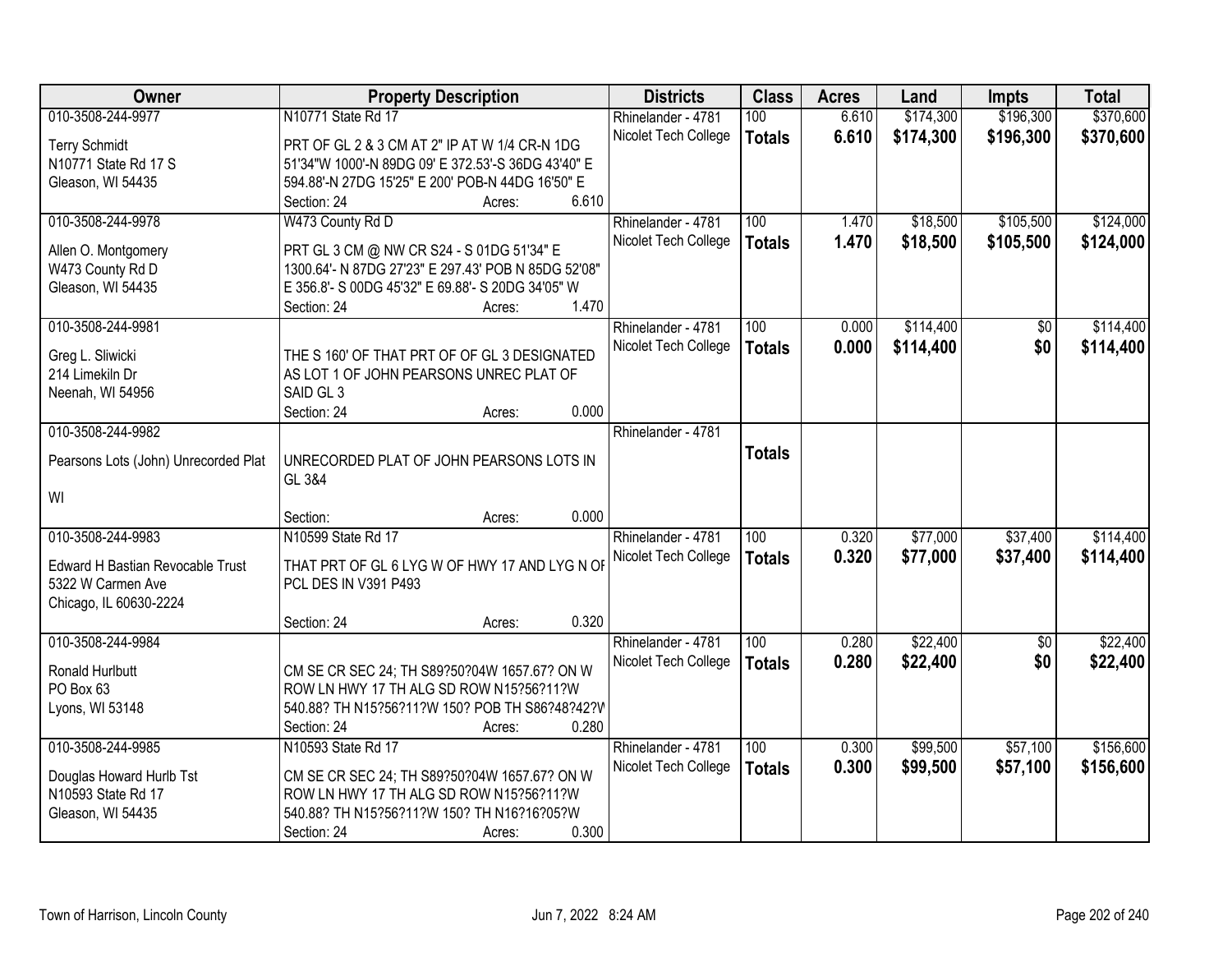| Owner | Property Description | Districts | Class | Acres | Land | Impts | Total |
|---|---|---|---|---|---|---|---|
| 010-3508-244-9977<br>Terry Schmidt<br>N10771 State Rd 17 S<br>Gleason, WI 54435 | N10771 State Rd 17<br>PRT OF GL 2 & 3 CM AT 2" IP AT W 1/4 CR-N 1DG 51'34"W 1000'-N 89DG 09' E 372.53'-S 36DG 43'40" E 594.88'-N 27DG 15'25" E 200' POB-N 44DG 16'50" E<br>Section: 24 Acres: 6.610 | Rhinelander - 4781<br>Nicolet Tech College | 100<br>**Totals** | 6.610<br>**6.610** | $174,300<br>**$174,300** | $196,300<br>**$196,300** | $370,600<br>**$370,600** |
| 010-3508-244-9978<br>Allen O. Montgomery<br>W473 County Rd D<br>Gleason, WI 54435 | W473 County Rd D<br>PRT GL 3 CM @ NW CR S24 - S 01DG 51'34" E 1300.64'- N 87DG 27'23" E 297.43' POB N 85DG 52'08" E 356.8'- S 00DG 45'32" E 69.88'- S 20DG 34'05" W<br>Section: 24 Acres: 1.470 | Rhinelander - 4781<br>Nicolet Tech College | 100<br>**Totals** | 1.470<br>**1.470** | $18,500<br>**$18,500** | $105,500<br>**$105,500** | $124,000<br>**$124,000** |
| 010-3508-244-9981<br>Greg L. Sliwicki<br>214 Limekiln Dr<br>Neenah, WI 54956 | THE S 160' OF THAT PRT OF OF GL 3 DESIGNATED AS LOT 1 OF JOHN PEARSONS UNREC PLAT OF SAID GL 3<br>Section: 24 Acres: 0.000 | Rhinelander - 4781<br>Nicolet Tech College | 100<br>**Totals** | 0.000<br>**0.000** | $114,400<br>**$114,400** | $0<br>**$0** | $114,400<br>**$114,400** |
| 010-3508-244-9982<br>Pearsons Lots (John) Unrecorded Plat<br>WI | UNRECORDED PLAT OF JOHN PEARSONS LOTS IN GL 3&4<br>Section: Acres: 0.000 | Rhinelander - 4781 | **Totals** | | | | |
| 010-3508-244-9983<br>Edward H Bastian Revocable Trust<br>5322 W Carmen Ave<br>Chicago, IL 60630-2224 | N10599 State Rd 17<br>THAT PRT OF GL 6 LYG W OF HWY 17 AND LYG N OF PCL DES IN V391 P493<br>Section: 24 Acres: 0.320 | Rhinelander - 4781<br>Nicolet Tech College | 100<br>**Totals** | 0.320<br>**0.320** | $77,000<br>**$77,000** | $37,400<br>**$37,400** | $114,400<br>**$114,400** |
| 010-3508-244-9984<br>Ronald Hurlbutt<br>PO Box 63<br>Lyons, WI 53148 | CM SE CR SEC 24; TH S89?50?04W 1657.67? ON W ROW LN HWY 17 TH ALG SD ROW N15?56?11?W 540.88? TH N15?56?11?W 150? POB TH S86?48?42?W<br>Section: 24 Acres: 0.280 | Rhinelander - 4781<br>Nicolet Tech College | 100<br>**Totals** | 0.280<br>**0.280** | $22,400<br>**$22,400** | $0<br>**$0** | $22,400<br>**$22,400** |
| 010-3508-244-9985<br>Douglas Howard Hurlb Tst<br>N10593 State Rd 17<br>Gleason, WI 54435 | N10593 State Rd 17<br>CM SE CR SEC 24; TH S89?50?04W 1657.67? ON W ROW LN HWY 17 TH ALG SD ROW N15?56?11?W 540.88? TH N15?56?11?W 150? TH N16?16?05?W<br>Section: 24 Acres: 0.300 | Rhinelander - 4781<br>Nicolet Tech College | 100<br>**Totals** | 0.300<br>**0.300** | $99,500<br>**$99,500** | $57,100<br>**$57,100** | $156,600<br>**$156,600** |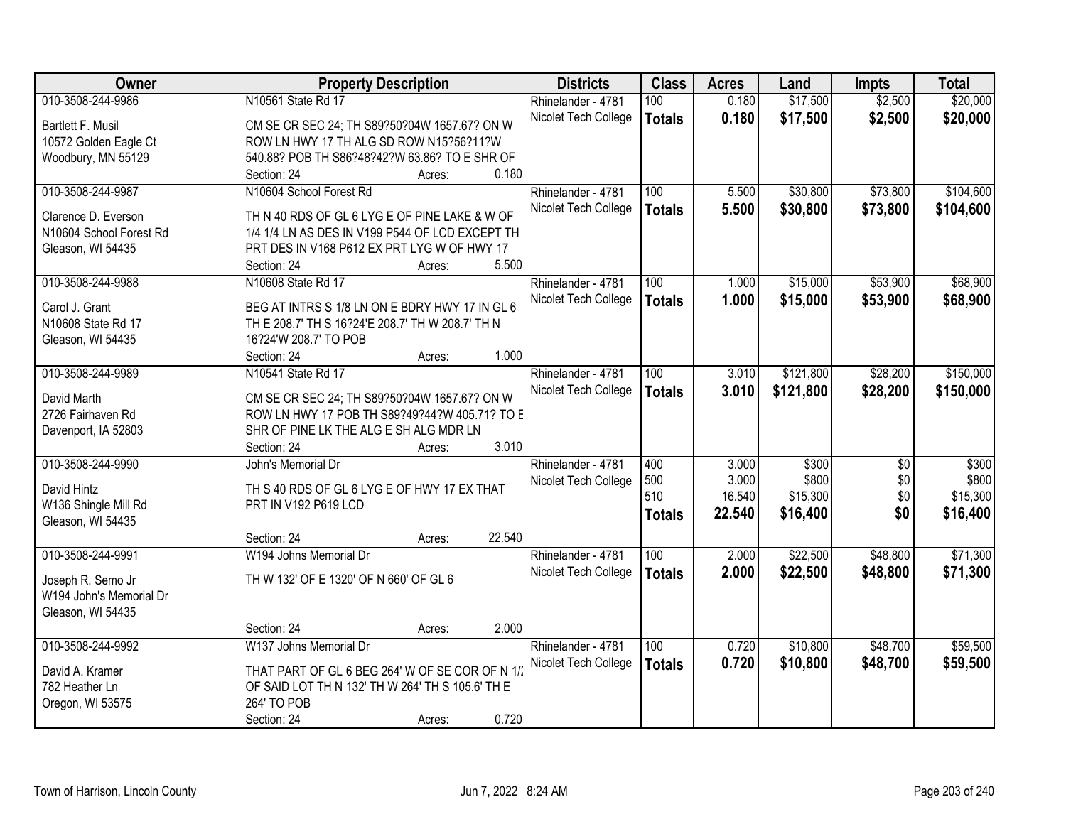| Owner | Property Description | Districts | Class | Acres | Land | Impts | Total |
|---|---|---|---|---|---|---|---|
| 010-3508-244-9986<br>Bartlett F. Musil<br>10572 Golden Eagle Ct<br>Woodbury, MN 55129 | N10561 State Rd 17<br>CM SE CR SEC 24; TH S89?50?04W 1657.67? ON W ROW LN HWY 17 TH ALG SD ROW N15?56?11?W 540.88? POB TH S86?48?42?W 63.86? TO E SHR OF<br>Section: 24 Acres: 0.180 | Rhinelander - 4781<br>Nicolet Tech College | 100<br>**Totals** | 0.180<br>**0.180** | $17,500<br>**$17,500** | $2,500<br>**$2,500** | $20,000<br>**$20,000** |
| 010-3508-244-9987<br>Clarence D. Everson<br>N10604 School Forest Rd<br>Gleason, WI 54435 | N10604 School Forest Rd<br>TH N 40 RDS OF GL 6 LYG E OF PINE LAKE & W OF 1/4 1/4 LN AS DES IN V199 P544 OF LCD EXCEPT TH PRT DES IN V168 P612 EX PRT LYG W OF HWY 17<br>Section: 24 Acres: 5.500 | Rhinelander - 4781<br>Nicolet Tech College | 100<br>**Totals** | 5.500<br>**5.500** | $30,800<br>**$30,800** | $73,800<br>**$73,800** | $104,600<br>**$104,600** |
| 010-3508-244-9988<br>Carol J. Grant<br>N10608 State Rd 17<br>Gleason, WI 54435 | N10608 State Rd 17<br>BEG AT INTRS S 1/8 LN ON E BDRY HWY 17 IN GL 6 TH E 208.7' TH S 16?24'E 208.7' TH W 208.7' TH N 16?24'W 208.7' TO POB<br>Section: 24 Acres: 1.000 | Rhinelander - 4781<br>Nicolet Tech College | 100<br>**Totals** | 1.000<br>**1.000** | $15,000<br>**$15,000** | $53,900<br>**$53,900** | $68,900<br>**$68,900** |
| 010-3508-244-9989<br>David Marth<br>2726 Fairhaven Rd<br>Davenport, IA 52803 | N10541 State Rd 17<br>CM SE CR SEC 24; TH S89?50?04W 1657.67? ON W ROW LN HWY 17 POB TH S89?49?44?W 405.71? TO E SHR OF PINE LK THE ALG E SH ALG MDR LN<br>Section: 24 Acres: 3.010 | Rhinelander - 4781<br>Nicolet Tech College | 100<br>**Totals** | 3.010<br>**3.010** | $121,800<br>**$121,800** | $28,200<br>**$28,200** | $150,000<br>**$150,000** |
| 010-3508-244-9990<br>David Hintz<br>W136 Shingle Mill Rd<br>Gleason, WI 54435 | John's Memorial Dr<br>TH S 40 RDS OF GL 6 LYG E OF HWY 17 EX THAT PRT IN V192 P619 LCD<br>Section: 24 Acres: 22.540 | Rhinelander - 4781<br>Nicolet Tech College | 400<br>500<br>510<br>**Totals** | 3.000<br>3.000<br>16.540<br>**22.540** | $300<br>$800<br>$15,300<br>**$16,400** | $0<br>$0<br>$0<br>**$0** | $300<br>$800<br>$15,300<br>**$16,400** |
| 010-3508-244-9991<br>Joseph R. Semo Jr<br>W194 John's Memorial Dr<br>Gleason, WI 54435 | W194 Johns Memorial Dr<br>TH W 132' OF E 1320' OF N 660' OF GL 6<br>Section: 24 Acres: 2.000 | Rhinelander - 4781<br>Nicolet Tech College | 100<br>**Totals** | 2.000<br>**2.000** | $22,500<br>**$22,500** | $48,800<br>**$48,800** | $71,300<br>**$71,300** |
| 010-3508-244-9992<br>David A. Kramer<br>782 Heather Ln<br>Oregon, WI 53575 | W137 Johns Memorial Dr<br>THAT PART OF GL 6 BEG 264' W OF SE COR OF N 1/2 OF SAID LOT TH N 132' TH W 264' TH S 105.6' TH E 264' TO POB<br>Section: 24 Acres: 0.720 | Rhinelander - 4781<br>Nicolet Tech College | 100<br>**Totals** | 0.720<br>**0.720** | $10,800<br>**$10,800** | $48,700<br>**$48,700** | $59,500<br>**$59,500** |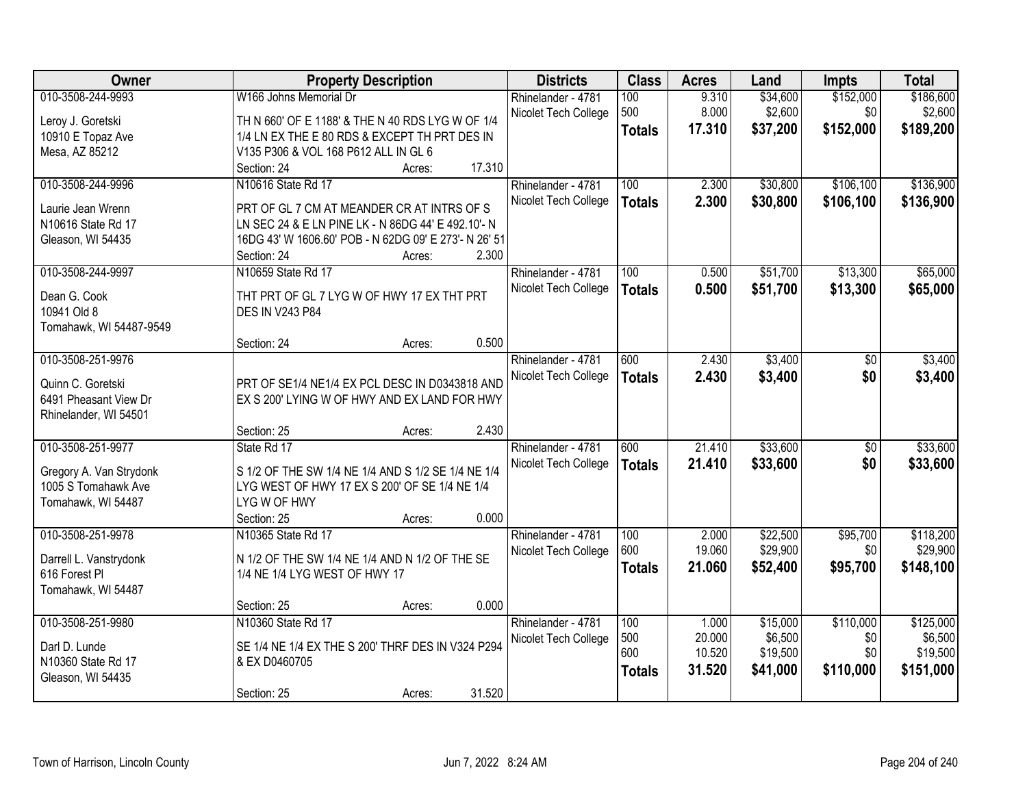| Owner | Property Description | Districts | Class | Acres | Land | Impts | Total |
|---|---|---|---|---|---|---|---|
| 010-3508-244-9993<br><br>Leroy J. Goretski<br>10910 E Topaz Ave<br>Mesa, AZ 85212 | W166 Johns Memorial Dr<br><br>TH N 660' OF E 1188' & THE N 40 RDS LYG W OF 1/4 1/4 LN EX THE E 80 RDS & EXCEPT TH PRT DES IN V135 P306 & VOL 168 P612 ALL IN GL 6<br>Section: 24 Acres: 17.310 | Rhinelander - 4781<br>Nicolet Tech College | 100<br>500<br>**Totals** | 9.310<br>8.000<br>**17.310** | $34,600<br>$2,600<br>**$37,200** | $152,000<br>$0<br>**$152,000** | $186,600<br>$2,600<br>**$189,200** |
| 010-3508-244-9996<br><br>Laurie Jean Wrenn<br>N10616 State Rd 17<br>Gleason, WI 54435 | N10616 State Rd 17<br><br>PRT OF GL 7 CM AT MEANDER CR AT INTRS OF S LN SEC 24 & E LN PINE LK - N 86DG 44' E 492.10'- N 16DG 43' W 1606.60' POB - N 62DG 09' E 273'- N 26' 51<br>Section: 24 Acres: 2.300 | Rhinelander - 4781<br>Nicolet Tech College | 100<br>**Totals** | 2.300<br>**2.300** | $30,800<br>**$30,800** | $106,100<br>**$106,100** | $136,900<br>**$136,900** |
| 010-3508-244-9997<br><br>Dean G. Cook<br>10941 Old 8<br>Tomahawk, WI 54487-9549 | N10659 State Rd 17<br><br>THT PRT OF GL 7 LYG W OF HWY 17 EX THT PRT DES IN V243 P84<br>Section: 24 Acres: 0.500 | Rhinelander - 4781<br>Nicolet Tech College | 100<br>**Totals** | 0.500<br>**0.500** | $51,700<br>**$51,700** | $13,300<br>**$13,300** | $65,000<br>**$65,000** |
| 010-3508-251-9976<br><br>Quinn C. Goretski<br>6491 Pheasant View Dr<br>Rhinelander, WI 54501 | <br><br>PRT OF SE1/4 NE1/4 EX PCL DESC IN D0343818 AND EX S 200' LYING W OF HWY AND EX LAND FOR HWY<br>Section: 25 Acres: 2.430 | Rhinelander - 4781<br>Nicolet Tech College | 600<br>**Totals** | 2.430<br>**2.430** | $3,400<br>**$3,400** | $0<br>**$0** | $3,400<br>**$3,400** |
| 010-3508-251-9977<br><br>Gregory A. Van Strydonk<br>1005 S Tomahawk Ave<br>Tomahawk, WI 54487 | State Rd 17<br><br>S 1/2 OF THE SW 1/4 NE 1/4 AND S 1/2 SE 1/4 NE 1/4 LYG WEST OF HWY 17 EX S 200' OF SE 1/4 NE 1/4 LYG W OF HWY<br>Section: 25 Acres: 0.000 | Rhinelander - 4781<br>Nicolet Tech College | 600<br>**Totals** | 21.410<br>**21.410** | $33,600<br>**$33,600** | $0<br>**$0** | $33,600<br>**$33,600** |
| 010-3508-251-9978<br><br>Darrell L. Vanstrydonk<br>616 Forest Pl<br>Tomahawk, WI 54487 | N10365 State Rd 17<br><br>N 1/2 OF THE SW 1/4 NE 1/4 AND N 1/2 OF THE SE 1/4 NE 1/4 LYG WEST OF HWY 17<br>Section: 25 Acres: 0.000 | Rhinelander - 4781<br>Nicolet Tech College | 100<br>600<br>**Totals** | 2.000<br>19.060<br>**21.060** | $22,500<br>$29,900<br>**$52,400** | $95,700<br>$0<br>**$95,700** | $118,200<br>$29,900<br>**$148,100** |
| 010-3508-251-9980<br><br>Darl D. Lunde<br>N10360 State Rd 17<br>Gleason, WI 54435 | N10360 State Rd 17<br><br>SE 1/4 NE 1/4 EX THE S 200' THRF DES IN V324 P294 & EX D0460705<br>Section: 25 Acres: 31.520 | Rhinelander - 4781<br>Nicolet Tech College | 100<br>500<br>600<br>**Totals** | 1.000<br>20.000<br>10.520<br>**31.520** | $15,000<br>$6,500<br>$19,500<br>**$41,000** | $110,000<br>$0<br>$0<br>**$110,000** | $125,000<br>$6,500<br>$19,500<br>**$151,000** |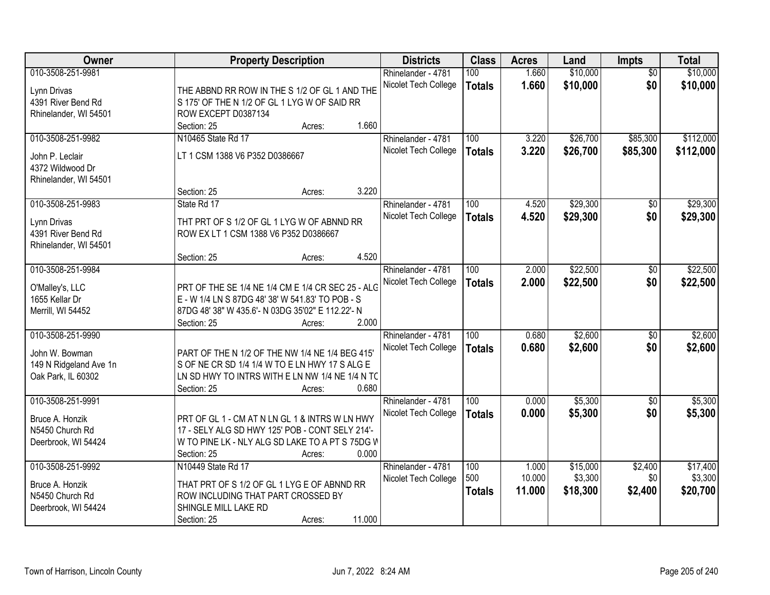| Owner | Property Description | Districts | Class | Acres | Land | Impts | Total |
|---|---|---|---|---|---|---|---|
| 010-3508-251-9981<br>Lynn Drivas<br>4391 River Bend Rd<br>Rhinelander, WI 54501 | THE ABBND RR ROW IN THE S 1/2 OF GL 1 AND THE S 175' OF THE N 1/2 OF GL 1 LYG W OF SAID RR ROW EXCEPT D0387134<br>Section: 25 Acres: 1.660 | Rhinelander - 4781<br>Nicolet Tech College | 100<br>**Totals** | 1.660<br>**1.660** | $10,000<br>**$10,000** | $0<br>**$0** | $10,000<br>**$10,000** |
| 010-3508-251-9982<br>John P. Leclair<br>4372 Wildwood Dr<br>Rhinelander, WI 54501 | N10465 State Rd 17<br>LT 1 CSM 1388 V6 P352 D0386667<br>Section: 25 Acres: 3.220 | Rhinelander - 4781<br>Nicolet Tech College | 100<br>**Totals** | 3.220<br>**3.220** | $26,700<br>**$26,700** | $85,300<br>**$85,300** | $112,000<br>**$112,000** |
| 010-3508-251-9983<br>Lynn Drivas<br>4391 River Bend Rd<br>Rhinelander, WI 54501 | State Rd 17<br>THT PRT OF S 1/2 OF GL 1 LYG W OF ABNND RR ROW EX LT 1 CSM 1388 V6 P352 D0386667<br>Section: 25 Acres: 4.520 | Rhinelander - 4781<br>Nicolet Tech College | 100<br>**Totals** | 4.520<br>**4.520** | $29,300<br>**$29,300** | $0<br>**$0** | $29,300<br>**$29,300** |
| 010-3508-251-9984<br>O'Malley's, LLC<br>1655 Kellar Dr<br>Merrill, WI 54452 | PRT OF THE SE 1/4 NE 1/4 CM E 1/4 CR SEC 25 - ALG E - W 1/4 LN S 87DG 48' 38' W 541.83' TO POB - S 87DG 48' 38" W 435.6'- N 03DG 35'02" E 112.22'- N<br>Section: 25 Acres: 2.000 | Rhinelander - 4781<br>Nicolet Tech College | 100<br>**Totals** | 2.000<br>**2.000** | $22,500<br>**$22,500** | $0<br>**$0** | $22,500<br>**$22,500** |
| 010-3508-251-9990<br>John W. Bowman<br>149 N Ridgeland Ave 1n<br>Oak Park, IL 60302 | PART OF THE N 1/2 OF THE NW 1/4 NE 1/4 BEG 415' S OF NE CR SD 1/4 1/4 W TO E LN HWY 17 S ALG E LN SD HWY TO INTRS WITH E LN NW 1/4 NE 1/4 N TC<br>Section: 25 Acres: 0.680 | Rhinelander - 4781<br>Nicolet Tech College | 100<br>**Totals** | 0.680<br>**0.680** | $2,600<br>**$2,600** | $0<br>**$0** | $2,600<br>**$2,600** |
| 010-3508-251-9991<br>Bruce A. Honzik<br>N5450 Church Rd<br>Deerbrook, WI 54424 | PRT OF GL 1 - CM AT N LN GL 1 & INTRS W LN HWY 17 - SELY ALG SD HWY 125' POB - CONT SELY 214'- W TO PINE LK - NLY ALG SD LAKE TO A PT S 75DG W<br>Section: 25 Acres: 0.000 | Rhinelander - 4781<br>Nicolet Tech College | 100<br>**Totals** | 0.000<br>**0.000** | $5,300<br>**$5,300** | $0<br>**$0** | $5,300<br>**$5,300** |
| 010-3508-251-9992<br>Bruce A. Honzik<br>N5450 Church Rd<br>Deerbrook, WI 54424 | N10449 State Rd 17<br>THAT PRT OF S 1/2 OF GL 1 LYG E OF ABNND RR ROW INCLUDING THAT PART CROSSED BY SHINGLE MILL LAKE RD<br>Section: 25 Acres: 11.000 | Rhinelander - 4781<br>Nicolet Tech College | 100<br>500<br>**Totals** | 1.000<br>10.000<br>**11.000** | $15,000<br>$3,300<br>**$18,300** | $2,400<br>$0<br>**$2,400** | $17,400<br>$3,300<br>**$20,700** |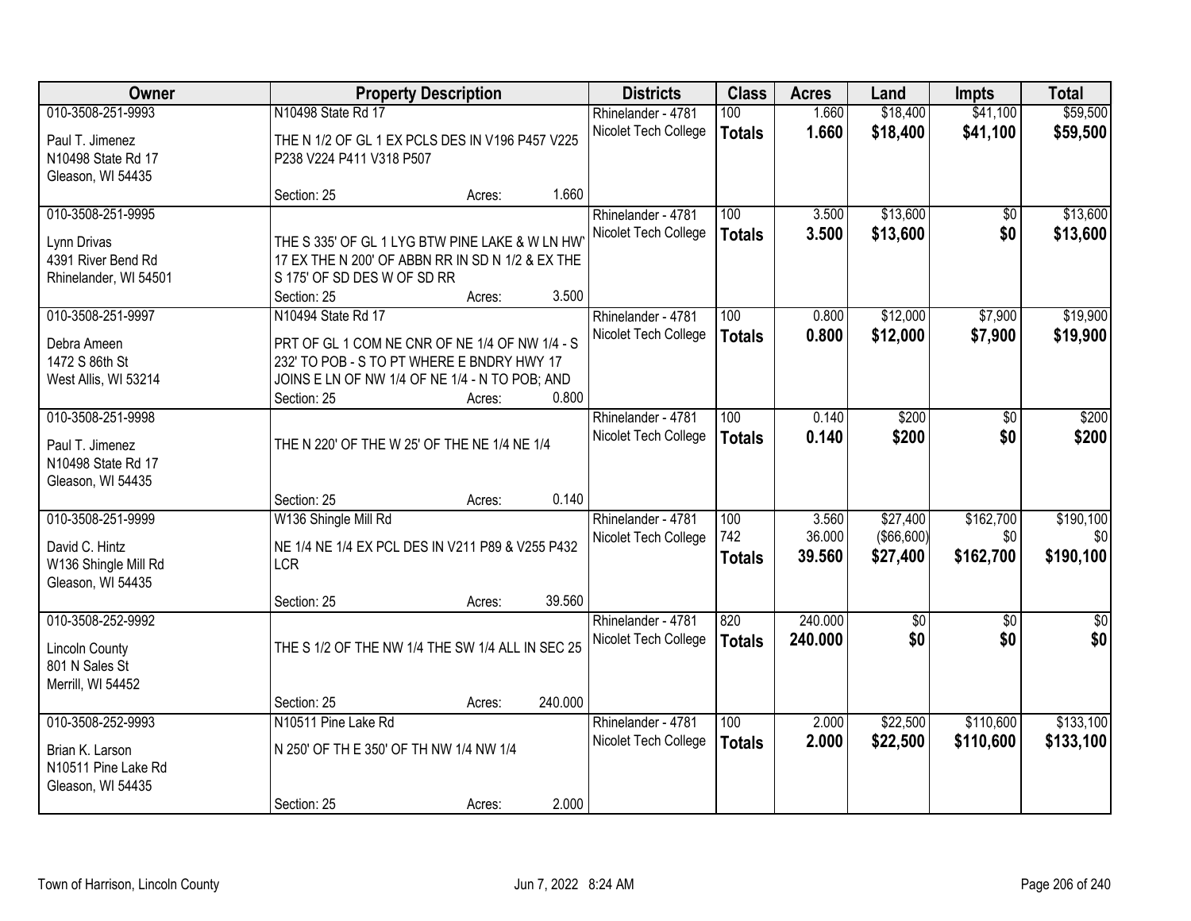| Owner | Property Description | Districts | Class | Acres | Land | Impts | Total |
|---|---|---|---|---|---|---|---|
| 010-3508-251-9993<br>Paul T. Jimenez<br>N10498 State Rd 17<br>Gleason, WI 54435 | N10498 State Rd 17<br>THE N 1/2 OF GL 1 EX PCLS DES IN V196 P457 V225 P238 V224 P411 V318 P507<br>Section: 25 Acres: 1.660 | Rhinelander - 4781<br>Nicolet Tech College | 100<br>**Totals** | 1.660<br>**1.660** | $18,400<br>**$18,400** | $41,100<br>**$41,100** | $59,500<br>**$59,500** |
| 010-3508-251-9995<br>Lynn Drivas<br>4391 River Bend Rd<br>Rhinelander, WI 54501 | THE S 335' OF GL 1 LYG BTW PINE LAKE & W LN HWY 17 EX THE N 200' OF ABBN RR IN SD N 1/2 & EX THE S 175' OF SD DES W OF SD RR<br>Section: 25 Acres: 3.500 | Rhinelander - 4781<br>Nicolet Tech College | 100<br>**Totals** | 3.500<br>**3.500** | $13,600<br>**$13,600** | $0<br>**$0** | $13,600<br>**$13,600** |
| 010-3508-251-9997<br>Debra Ameen<br>1472 S 86th St<br>West Allis, WI 53214 | N10494 State Rd 17<br>PRT OF GL 1 COM NE CNR OF NE 1/4 OF NW 1/4 - S 232' TO POB - S TO PT WHERE E BNDRY HWY 17 JOINS E LN OF NW 1/4 OF NE 1/4 - N TO POB; AND<br>Section: 25 Acres: 0.800 | Rhinelander - 4781<br>Nicolet Tech College | 100<br>**Totals** | 0.800<br>**0.800** | $12,000<br>**$12,000** | $7,900<br>**$7,900** | $19,900<br>**$19,900** |
| 010-3508-251-9998<br>Paul T. Jimenez<br>N10498 State Rd 17<br>Gleason, WI 54435 | THE N 220' OF THE W 25' OF THE NE 1/4 NE 1/4<br>Section: 25 Acres: 0.140 | Rhinelander - 4781<br>Nicolet Tech College | 100<br>**Totals** | 0.140<br>**0.140** | $200<br>**$200** | $0<br>**$0** | $200<br>**$200** |
| 010-3508-251-9999<br>David C. Hintz<br>W136 Shingle Mill Rd<br>Gleason, WI 54435 | W136 Shingle Mill Rd<br>NE 1/4 NE 1/4 EX PCL DES IN V211 P89 & V255 P432 LCR<br>Section: 25 Acres: 39.560 | Rhinelander - 4781<br>Nicolet Tech College | 100<br>742<br>**Totals** | 3.560<br>36.000<br>**39.560** | $27,400<br>($66,600)<br>**$27,400** | $162,700<br>$0<br>**$162,700** | $190,100<br>$0<br>**$190,100** |
| 010-3508-252-9992<br>Lincoln County<br>801 N Sales St<br>Merrill, WI 54452 | THE S 1/2 OF THE NW 1/4 THE SW 1/4 ALL IN SEC 25<br>Section: 25 Acres: 240.000 | Rhinelander - 4781<br>Nicolet Tech College | 820<br>**Totals** | 240.000<br>**240.000** | $0<br>**$0** | $0<br>**$0** | $0<br>**$0** |
| 010-3508-252-9993<br>Brian K. Larson<br>N10511 Pine Lake Rd<br>Gleason, WI 54435 | N10511 Pine Lake Rd<br>N 250' OF TH E 350' OF TH NW 1/4 NW 1/4<br>Section: 25 Acres: 2.000 | Rhinelander - 4781<br>Nicolet Tech College | 100<br>**Totals** | 2.000<br>**2.000** | $22,500<br>**$22,500** | $110,600<br>**$110,600** | $133,100<br>**$133,100** |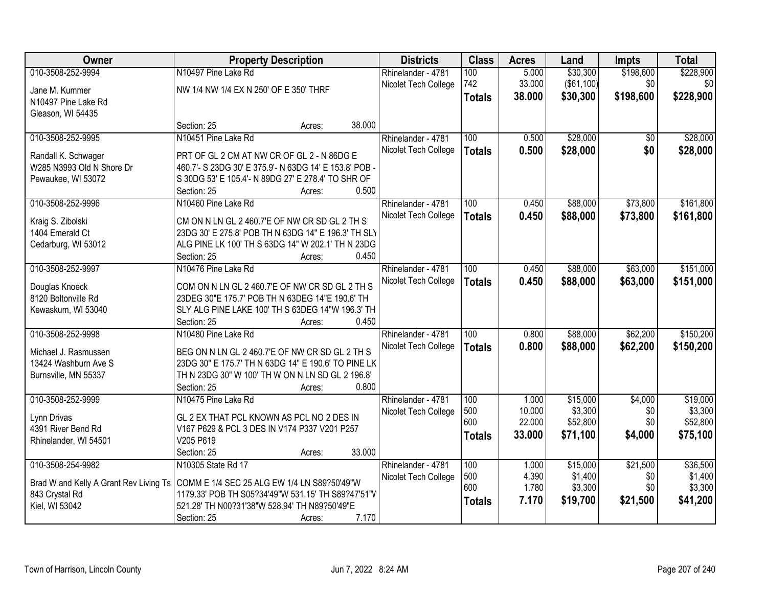| Owner | Property Description | Districts | Class | Acres | Land | Impts | Total |
|---|---|---|---|---|---|---|---|
| 010-3508-252-9994<br>Jane M. Kummer<br>N10497 Pine Lake Rd<br>Gleason, WI 54435 | N10497 Pine Lake Rd<br>NW 1/4 NW 1/4 EX N 250' OF E 350' THRF<br>Section: 25 Acres: 38.000 | Rhinelander - 4781<br>Nicolet Tech College | 100<br>742<br>**Totals** | 5.000<br>33.000<br>**38.000** | $30,300<br>($61,100)<br>**$30,300** | $198,600<br>$0<br>**$198,600** | $228,900<br>$0<br>**$228,900** |
| 010-3508-252-9995<br>Randall K. Schwager<br>W285 N3993 Old N Shore Dr<br>Pewaukee, WI 53072 | N10451 Pine Lake Rd<br>PRT OF GL 2 CM AT NW CR OF GL 2 - N 86DG E 460.7'- S 23DG 30' E 375.9'- N 63DG 14' E 153.8' POB - S 30DG 53' E 105.4'- N 89DG 27' E 278.4' TO SHR OF<br>Section: 25 Acres: 0.500 | Rhinelander - 4781<br>Nicolet Tech College | 100<br>**Totals** | 0.500<br>**0.500** | $28,000<br>**$28,000** | $0<br>**$0** | $28,000<br>**$28,000** |
| 010-3508-252-9996<br>Kraig S. Zibolski<br>1404 Emerald Ct<br>Cedarburg, WI 53012 | N10460 Pine Lake Rd<br>CM ON N LN GL 2 460.7'E OF NW CR SD GL 2 TH S 23DG 30' E 275.8' POB TH N 63DG 14" E 196.3' TH SLY ALG PINE LK 100' TH S 63DG 14" W 202.1' TH N 23DG<br>Section: 25 Acres: 0.450 | Rhinelander - 4781<br>Nicolet Tech College | 100<br>**Totals** | 0.450<br>**0.450** | $88,000<br>**$88,000** | $73,800<br>**$73,800** | $161,800<br>**$161,800** |
| 010-3508-252-9997<br>Douglas Knoeck<br>8120 Boltonville Rd<br>Kewaskum, WI 53040 | N10476 Pine Lake Rd<br>COM ON N LN GL 2 460.7'E OF NW CR SD GL 2 TH S 23DEG 30"E 175.7' POB TH N 63DEG 14"E 190.6' TH SLY ALG PINE LAKE 100' TH S 63DEG 14"W 196.3' TH<br>Section: 25 Acres: 0.450 | Rhinelander - 4781<br>Nicolet Tech College | 100<br>**Totals** | 0.450<br>**0.450** | $88,000<br>**$88,000** | $63,000<br>**$63,000** | $151,000<br>**$151,000** |
| 010-3508-252-9998<br>Michael J. Rasmussen<br>13424 Washburn Ave S<br>Burnsville, MN 55337 | N10480 Pine Lake Rd<br>BEG ON N LN GL 2 460.7'E OF NW CR SD GL 2 TH S 23DG 30" E 175.7' TH N 63DG 14" E 190.6' TO PINE LK TH N 23DG 30" W 100' TH W ON N LN SD GL 2 196.8'<br>Section: 25 Acres: 0.800 | Rhinelander - 4781<br>Nicolet Tech College | 100<br>**Totals** | 0.800<br>**0.800** | $88,000<br>**$88,000** | $62,200<br>**$62,200** | $150,200<br>**$150,200** |
| 010-3508-252-9999<br>Lynn Drivas<br>4391 River Bend Rd<br>Rhinelander, WI 54501 | N10475 Pine Lake Rd<br>GL 2 EX THAT PCL KNOWN AS PCL NO 2 DES IN V167 P629 & PCL 3 DES IN V174 P337 V201 P257 V205 P619<br>Section: 25 Acres: 33.000 | Rhinelander - 4781<br>Nicolet Tech College | 100<br>500<br>600<br>**Totals** | 1.000<br>10.000<br>22.000<br>**33.000** | $15,000<br>$3,300<br>$52,800<br>**$71,100** | $4,000<br>$0<br>$0<br>**$4,000** | $19,000<br>$3,300<br>$52,800<br>**$75,100** |
| 010-3508-254-9982<br>Brad W and Kelly A Grant Rev Living Ts<br>843 Crystal Rd<br>Kiel, WI 53042 | N10305 State Rd 17<br>COMM E 1/4 SEC 25 ALG EW 1/4 LN S89?50'49"W 1179.33' POB TH S05?34'49"W 531.15' TH S89?47'51"W 521.28' TH N00?31'38"W 528.94' TH N89?50'49"E<br>Section: 25 Acres: 7.170 | Rhinelander - 4781<br>Nicolet Tech College | 100<br>500<br>600<br>**Totals** | 1.000<br>4.390<br>1.780<br>**7.170** | $15,000<br>$1,400<br>$3,300<br>**$19,700** | $21,500<br>$0<br>$0<br>**$21,500** | $36,500<br>$1,400<br>$3,300<br>**$41,200** |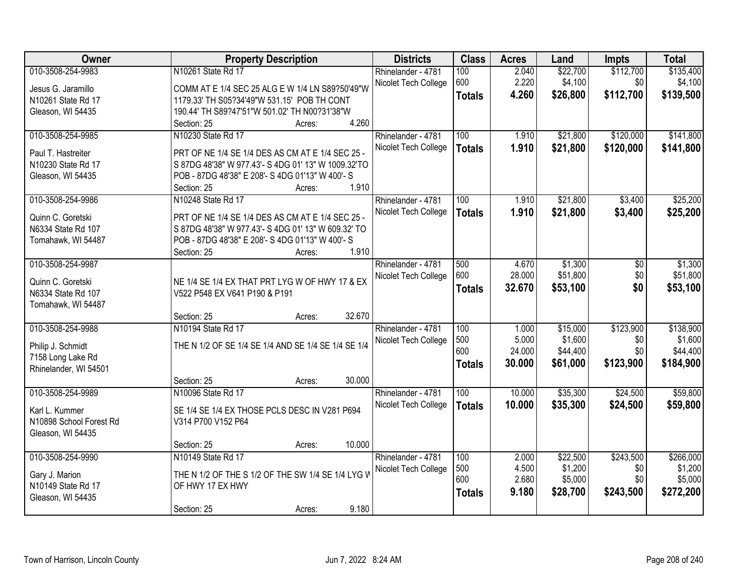| Owner | Property Description | Districts | Class | Acres | Land | Impts | Total |
|---|---|---|---|---|---|---|---|
| 010-3508-254-9983<br><br>Jesus G. Jaramillo<br>N10261 State Rd 17<br>Gleason, WI 54435 | N10261 State Rd 17<br><br>COMM AT E 1/4 SEC 25 ALG E W 1/4 LN S89?50'49"W 1179.33' TH S05?34'49"W 531.15' POB TH CONT 190.44' TH S89?47'51"W 501.02' TH N00?31'38"W<br>Section: 25 Acres: 4.260 | Rhinelander - 4781<br>Nicolet Tech College | 100<br>600<br>**Totals** | 2.040<br>2.220<br>**4.260** | $22,700<br>$4,100<br>**$26,800** | $112,700<br>$0<br>**$112,700** | $135,400<br>$4,100<br>**$139,500** |
| 010-3508-254-9985<br><br>Paul T. Hastreiter<br>N10230 State Rd 17<br>Gleason, WI 54435 | N10230 State Rd 17<br><br>PRT OF NE 1/4 SE 1/4 DES AS CM AT E 1/4 SEC 25 - S 87DG 48'38" W 977.43'- S 4DG 01' 13" W 1009.32'TO POB - 87DG 48'38" E 208'- S 4DG 01'13" W 400'- S<br>Section: 25 Acres: 1.910 | Rhinelander - 4781<br>Nicolet Tech College | 100<br>**Totals** | 1.910<br>**1.910** | $21,800<br>**$21,800** | $120,000<br>**$120,000** | $141,800<br>**$141,800** |
| 010-3508-254-9986<br><br>Quinn C. Goretski<br>N6334 State Rd 107<br>Tomahawk, WI 54487 | N10248 State Rd 17<br><br>PRT OF NE 1/4 SE 1/4 DES AS CM AT E 1/4 SEC 25 - S 87DG 48'38" W 977.43'- S 4DG 01' 13" W 609.32' TO POB - 87DG 48'38" E 208'- S 4DG 01'13" W 400'- S<br>Section: 25 Acres: 1.910 | Rhinelander - 4781<br>Nicolet Tech College | 100<br>**Totals** | 1.910<br>**1.910** | $21,800<br>**$21,800** | $3,400<br>**$3,400** | $25,200<br>**$25,200** |
| 010-3508-254-9987<br><br>Quinn C. Goretski<br>N6334 State Rd 107<br>Tomahawk, WI 54487 | NE 1/4 SE 1/4 EX THAT PRT LYG W OF HWY 17 & EX V522 P548 EX V641 P190 & P191<br>Section: 25 Acres: 32.670 | Rhinelander - 4781<br>Nicolet Tech College | 500<br>600<br>**Totals** | 4.670<br>28.000<br>**32.670** | $1,300<br>$51,800<br>**$53,100** | $0<br>$0<br>**$0** | $1,300<br>$51,800<br>**$53,100** |
| 010-3508-254-9988<br><br>Philip J. Schmidt<br>7158 Long Lake Rd<br>Rhinelander, WI 54501 | N10194 State Rd 17<br><br>THE N 1/2 OF SE 1/4 SE 1/4 AND SE 1/4 SE 1/4 SE 1/4<br>Section: 25 Acres: 30.000 | Rhinelander - 4781<br>Nicolet Tech College | 100<br>500<br>600<br>**Totals** | 1.000<br>5.000<br>24.000<br>**30.000** | $15,000<br>$1,600<br>$44,400<br>**$61,000** | $123,900<br>$0<br>$0<br>**$123,900** | $138,900<br>$1,600<br>$44,400<br>**$184,900** |
| 010-3508-254-9989<br><br>Karl L. Kummer<br>N10898 School Forest Rd<br>Gleason, WI 54435 | N10096 State Rd 17<br><br>SE 1/4 SE 1/4 EX THOSE PCLS DESC IN V281 P694 V314 P700 V152 P64<br>Section: 25 Acres: 10.000 | Rhinelander - 4781<br>Nicolet Tech College | 100<br>**Totals** | 10.000<br>**10.000** | $35,300<br>**$35,300** | $24,500<br>**$24,500** | $59,800<br>**$59,800** |
| 010-3508-254-9990<br><br>Gary J. Marion<br>N10149 State Rd 17<br>Gleason, WI 54435 | N10149 State Rd 17<br><br>THE N 1/2 OF THE S 1/2 OF THE SW 1/4 SE 1/4 LYG W OF HWY 17 EX HWY<br>Section: 25 Acres: 9.180 | Rhinelander - 4781<br>Nicolet Tech College | 100<br>500<br>600<br>**Totals** | 2.000<br>4.500<br>2.680<br>**9.180** | $22,500<br>$1,200<br>$5,000<br>**$28,700** | $243,500<br>$0<br>$0<br>**$243,500** | $266,000<br>$1,200<br>$5,000<br>**$272,200** |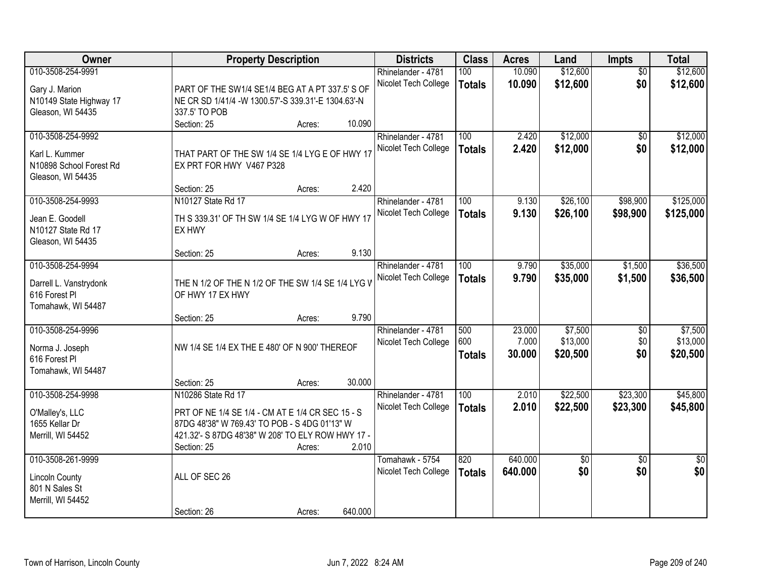| Owner | Property Description | Districts | Class | Acres | Land | Impts | Total |
|---|---|---|---|---|---|---|---|
| 010-3508-254-9991<br>Gary J. Marion<br>N10149 State Highway 17<br>Gleason, WI 54435 | PART OF THE SW1/4 SE1/4 BEG AT A PT 337.5' S OF NE CR SD 1/41/4 -W 1300.57'-S 339.31'-E 1304.63'-N 337.5' TO POB<br>Section: 25 Acres: 10.090 | Rhinelander - 4781<br>Nicolet Tech College | 100<br>**Totals** | 10.090<br>**10.090** | $12,600<br>**$12,600** | $0<br>**$0** | $12,600<br>**$12,600** |
| 010-3508-254-9992<br>Karl L. Kummer<br>N10898 School Forest Rd<br>Gleason, WI 54435 | THAT PART OF THE SW 1/4 SE 1/4 LYG E OF HWY 17 EX PRT FOR HWY V467 P328<br>Section: 25 Acres: 2.420 | Rhinelander - 4781<br>Nicolet Tech College | 100<br>**Totals** | 2.420<br>**2.420** | $12,000<br>**$12,000** | $0<br>**$0** | $12,000<br>**$12,000** |
| 010-3508-254-9993<br>Jean E. Goodell<br>N10127 State Rd 17<br>Gleason, WI 54435 | N10127 State Rd 17<br>TH S 339.31' OF TH SW 1/4 SE 1/4 LYG W OF HWY 17 EX HWY<br>Section: 25 Acres: 9.130 | Rhinelander - 4781<br>Nicolet Tech College | 100<br>**Totals** | 9.130<br>**9.130** | $26,100<br>**$26,100** | $98,900<br>**$98,900** | $125,000<br>**$125,000** |
| 010-3508-254-9994<br>Darrell L. Vanstrydonk<br>616 Forest Pl<br>Tomahawk, WI 54487 | THE N 1/2 OF THE N 1/2 OF THE SW 1/4 SE 1/4 LYG W OF HWY 17 EX HWY<br>Section: 25 Acres: 9.790 | Rhinelander - 4781<br>Nicolet Tech College | 100<br>**Totals** | 9.790<br>**9.790** | $35,000<br>**$35,000** | $1,500<br>**$1,500** | $36,500<br>**$36,500** |
| 010-3508-254-9996<br>Norma J. Joseph<br>616 Forest Pl<br>Tomahawk, WI 54487 | NW 1/4 SE 1/4 EX THE E 480' OF N 900' THEREOF<br>Section: 25 Acres: 30.000 | Rhinelander - 4781<br>Nicolet Tech College | 500<br>600<br>**Totals** | 23.000<br>7.000<br>**30.000** | $7,500<br>$13,000<br>**$20,500** | $0<br>$0<br>**$0** | $7,500<br>$13,000<br>**$20,500** |
| 010-3508-254-9998<br>O'Malley's, LLC<br>1655 Kellar Dr<br>Merrill, WI 54452 | N10286 State Rd 17<br>PRT OF NE 1/4 SE 1/4 - CM AT E 1/4 CR SEC 15 - S 87DG 48'38" W 769.43' TO POB - S 4DG 01'13" W 421.32'- S 87DG 48'38" W 208' TO ELY ROW HWY 17 -<br>Section: 25 Acres: 2.010 | Rhinelander - 4781<br>Nicolet Tech College | 100<br>**Totals** | 2.010<br>**2.010** | $22,500<br>**$22,500** | $23,300<br>**$23,300** | $45,800<br>**$45,800** |
| 010-3508-261-9999<br>Lincoln County<br>801 N Sales St<br>Merrill, WI 54452 | ALL OF SEC 26<br>Section: 26 Acres: 640.000 | Tomahawk - 5754<br>Nicolet Tech College | 820<br>**Totals** | 640.000<br>**640.000** | $0<br>**$0** | $0<br>**$0** | $0<br>**$0** |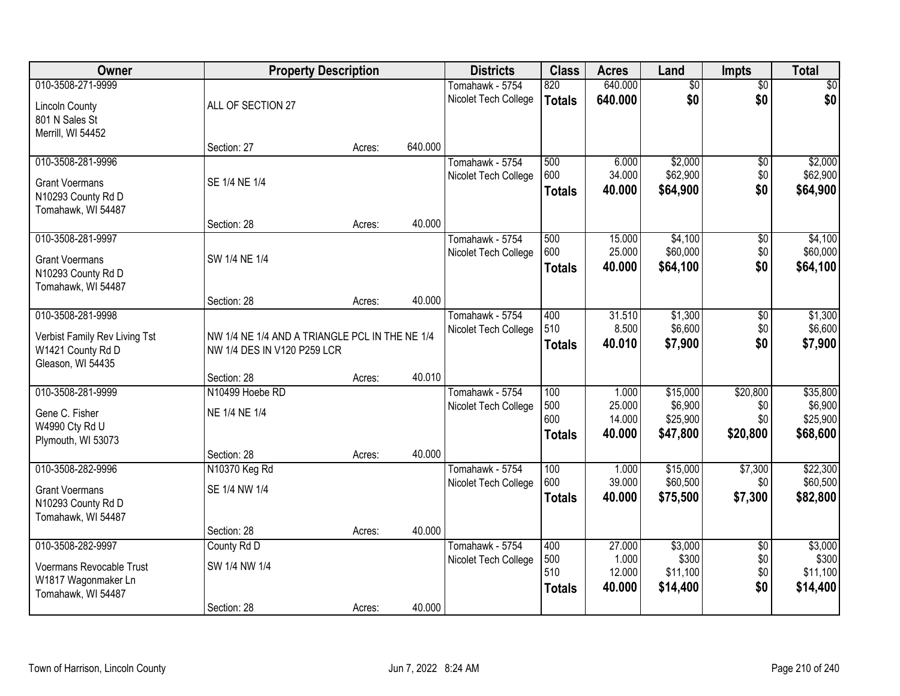| Owner | Property Description | | | Districts | Class | Acres | Land | Impts | Total |
|---|---|---|---|---|---|---|---|---|---|
| 010-3508-271-9999 | | | | Tomahawk - 5754 | 820 | 640.000 | $0 | $0 | $0 |
| Lincoln County<br>801 N Sales St<br>Merrill, WI 54452 | ALL OF SECTION 27 | | | Nicolet Tech College | **Totals** | **640.000** | **$0** | **$0** | **$0** |
| | Section: 27 | Acres: | 640.000 | | | | | | |
| 010-3508-281-9996 | | | | Tomahawk - 5754 | 500 | 6.000 | $2,000 | $0 | $2,000 |
| Grant Voermans<br>N10293 County Rd D<br>Tomahawk, WI 54487 | SE 1/4 NE 1/4 | | | Nicolet Tech College | 600 | 34.000 | $62,900 | $0 | $62,900 |
| | | | | | **Totals** | **40.000** | **$64,900** | **$0** | **$64,900** |
| | Section: 28 | Acres: | 40.000 | | | | | | |
| 010-3508-281-9997 | | | | Tomahawk - 5754 | 500 | 15.000 | $4,100 | $0 | $4,100 |
| Grant Voermans<br>N10293 County Rd D<br>Tomahawk, WI 54487 | SW 1/4 NE 1/4 | | | Nicolet Tech College | 600 | 25.000 | $60,000 | $0 | $60,000 |
| | | | | | **Totals** | **40.000** | **$64,100** | **$0** | **$64,100** |
| | Section: 28 | Acres: | 40.000 | | | | | | |
| 010-3508-281-9998 | | | | Tomahawk - 5754 | 400 | 31.510 | $1,300 | $0 | $1,300 |
| Verbist Family Rev Living Tst<br>W1421 County Rd D<br>Gleason, WI 54435 | NW 1/4 NE 1/4 AND A TRIANGLE PCL IN THE NE 1/4 NW 1/4 DES IN V120 P259 LCR | | | Nicolet Tech College | 510 | 8.500 | $6,600 | $0 | $6,600 |
| | | | | | **Totals** | **40.010** | **$7,900** | **$0** | **$7,900** |
| | Section: 28 | Acres: | 40.010 | | | | | | |
| 010-3508-281-9999 | N10499 Hoebe RD | | | Tomahawk - 5754 | 100 | 1.000 | $15,000 | $20,800 | $35,800 |
| Gene C. Fisher<br>W4990 Cty Rd U<br>Plymouth, WI 53073 | NE 1/4 NE 1/4 | | | Nicolet Tech College | 500 | 25.000 | $6,900 | $0 | $6,900 |
| | | | | | 600 | 14.000 | $25,900 | $0 | $25,900 |
| | | | | | **Totals** | **40.000** | **$47,800** | **$20,800** | **$68,600** |
| | Section: 28 | Acres: | 40.000 | | | | | | |
| 010-3508-282-9996 | N10370 Keg Rd | | | Tomahawk - 5754 | 100 | 1.000 | $15,000 | $7,300 | $22,300 |
| Grant Voermans<br>N10293 County Rd D<br>Tomahawk, WI 54487 | SE 1/4 NW 1/4 | | | Nicolet Tech College | 600 | 39.000 | $60,500 | $0 | $60,500 |
| | | | | | **Totals** | **40.000** | **$75,500** | **$7,300** | **$82,800** |
| | Section: 28 | Acres: | 40.000 | | | | | | |
| 010-3508-282-9997 | County Rd D | | | Tomahawk - 5754 | 400 | 27.000 | $3,000 | $0 | $3,000 |
| Voermans Revocable Trust<br>W1817 Wagonmaker Ln<br>Tomahawk, WI 54487 | SW 1/4 NW 1/4 | | | Nicolet Tech College | 500 | 1.000 | $300 | $0 | $300 |
| | | | | | 510 | 12.000 | $11,100 | $0 | $11,100 |
| | | | | | **Totals** | **40.000** | **$14,400** | **$0** | **$14,400** |
| | Section: 28 | Acres: | 40.000 | | | | | | |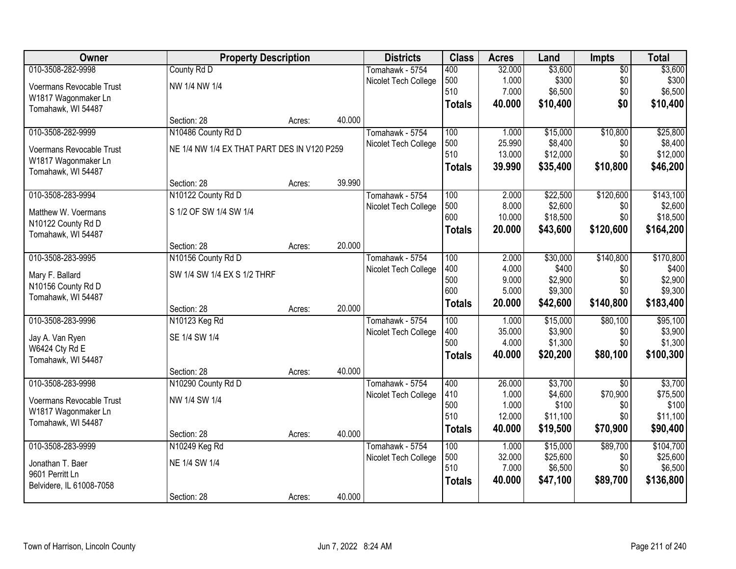| Owner | Property Description | | | Districts | Class | Acres | Land | Impts | Total |
|---|---|---|---|---|---|---|---|---|---|
| 010-3508-282-9998 | County Rd D | | | Tomahawk - 5754 | 400 | 32.000 | $3,600 | $0 | $3,600 |
| Voermans Revocable Trust | NW 1/4 NW 1/4 | | | Nicolet Tech College | 500 | 1.000 | $300 | $0 | $300 |
| W1817 Wagonmaker Ln | | | | | 510 | 7.000 | $6,500 | $0 | $6,500 |
| Tomahawk, WI 54487 | | | | | **Totals** | **40.000** | **$10,400** | **$0** | **$10,400** |
| | Section: 28 | Acres: | 40.000 | | | | | | |
| 010-3508-282-9999 | N10486 County Rd D | | | Tomahawk - 5754 | 100 | 1.000 | $15,000 | $10,800 | $25,800 |
| Voermans Revocable Trust | NE 1/4 NW 1/4 EX THAT PART DES IN V120 P259 | | | Nicolet Tech College | 500 | 25.990 | $8,400 | $0 | $8,400 |
| W1817 Wagonmaker Ln | | | | | 510 | 13.000 | $12,000 | $0 | $12,000 |
| Tomahawk, WI 54487 | | | | | **Totals** | **39.990** | **$35,400** | **$10,800** | **$46,200** |
| | Section: 28 | Acres: | 39.990 | | | | | | |
| 010-3508-283-9994 | N10122 County Rd D | | | Tomahawk - 5754 | 100 | 2.000 | $22,500 | $120,600 | $143,100 |
| Matthew W. Voermans | S 1/2 OF SW 1/4 SW 1/4 | | | Nicolet Tech College | 500 | 8.000 | $2,600 | $0 | $2,600 |
| N10122 County Rd D | | | | | 600 | 10.000 | $18,500 | $0 | $18,500 |
| Tomahawk, WI 54487 | | | | | **Totals** | **20.000** | **$43,600** | **$120,600** | **$164,200** |
| | Section: 28 | Acres: | 20.000 | | | | | | |
| 010-3508-283-9995 | N10156 County Rd D | | | Tomahawk - 5754 | 100 | 2.000 | $30,000 | $140,800 | $170,800 |
| Mary F. Ballard | SW 1/4 SW 1/4 EX S 1/2 THRF | | | Nicolet Tech College | 400 | 4.000 | $400 | $0 | $400 |
| N10156 County Rd D | | | | | 500 | 9.000 | $2,900 | $0 | $2,900 |
| Tomahawk, WI 54487 | | | | | 600 | 5.000 | $9,300 | $0 | $9,300 |
| | Section: 28 | Acres: | 20.000 | | **Totals** | **20.000** | **$42,600** | **$140,800** | **$183,400** |
| 010-3508-283-9996 | N10123 Keg Rd | | | Tomahawk - 5754 | 100 | 1.000 | $15,000 | $80,100 | $95,100 |
| Jay A. Van Ryen | SE 1/4 SW 1/4 | | | Nicolet Tech College | 400 | 35.000 | $3,900 | $0 | $3,900 |
| W6424 Cty Rd E | | | | | 500 | 4.000 | $1,300 | $0 | $1,300 |
| Tomahawk, WI 54487 | | | | | **Totals** | **40.000** | **$20,200** | **$80,100** | **$100,300** |
| | Section: 28 | Acres: | 40.000 | | | | | | |
| 010-3508-283-9998 | N10290 County Rd D | | | Tomahawk - 5754 | 400 | 26.000 | $3,700 | $0 | $3,700 |
| Voermans Revocable Trust | NW 1/4 SW 1/4 | | | Nicolet Tech College | 410 | 1.000 | $4,600 | $70,900 | $75,500 |
| W1817 Wagonmaker Ln | | | | | 500 | 1.000 | $100 | $0 | $100 |
| Tomahawk, WI 54487 | | | | | 510 | 12.000 | $11,100 | $0 | $11,100 |
| | Section: 28 | Acres: | 40.000 | | **Totals** | **40.000** | **$19,500** | **$70,900** | **$90,400** |
| 010-3508-283-9999 | N10249 Keg Rd | | | Tomahawk - 5754 | 100 | 1.000 | $15,000 | $89,700 | $104,700 |
| Jonathan T. Baer | NE 1/4 SW 1/4 | | | Nicolet Tech College | 500 | 32.000 | $25,600 | $0 | $25,600 |
| 9601 Perritt Ln | | | | | 510 | 7.000 | $6,500 | $0 | $6,500 |
| Belvidere, IL 61008-7058 | | | | | **Totals** | **40.000** | **$47,100** | **$89,700** | **$136,800** |
| | Section: 28 | Acres: | 40.000 | | | | | | |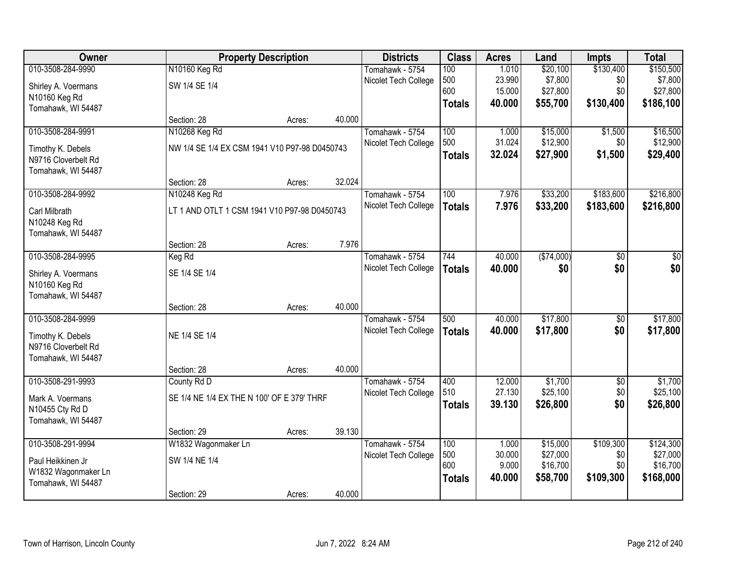| Owner | Property Description | | | Districts | Class | Acres | Land | Impts | Total |
|---|---|---|---|---|---|---|---|---|---|
| 010-3508-284-9990 | N10160 Keg Rd | | | Tomahawk - 5754 | 100 | 1.010 | $20,100 | $130,400 | $150,500 |
| Shirley A. Voermans | SW 1/4 SE 1/4 | | | Nicolet Tech College | 500 | 23.990 | $7,800 | $0 | $7,800 |
| N10160 Keg Rd | | | | | 600 | 15.000 | $27,800 | $0 | $27,800 |
| Tomahawk, WI 54487 | | | | | **Totals** | **40.000** | **$55,700** | **$130,400** | **$186,100** |
| | Section: 28 | Acres: | 40.000 | | | | | | |
| 010-3508-284-9991 | N10268 Keg Rd | | | Tomahawk - 5754 | 100 | 1.000 | $15,000 | $1,500 | $16,500 |
| Timothy K. Debels | NW 1/4 SE 1/4 EX CSM 1941 V10 P97-98 D0450743 | | | Nicolet Tech College | 500 | 31.024 | $12,900 | $0 | $12,900 |
| N9716 Cloverbelt Rd | | | | | **Totals** | **32.024** | **$27,900** | **$1,500** | **$29,400** |
| Tomahawk, WI 54487 | | | | | | | | | |
| | Section: 28 | Acres: | 32.024 | | | | | | |
| 010-3508-284-9992 | N10248 Keg Rd | | | Tomahawk - 5754 | 100 | 7.976 | $33,200 | $183,600 | $216,800 |
| Carl Milbrath | LT 1 AND OTLT 1 CSM 1941 V10 P97-98 D0450743 | | | Nicolet Tech College | **Totals** | **7.976** | **$33,200** | **$183,600** | **$216,800** |
| N10248 Keg Rd | | | | | | | | | |
| Tomahawk, WI 54487 | | | | | | | | | |
| | Section: 28 | Acres: | 7.976 | | | | | | |
| 010-3508-284-9995 | Keg Rd | | | Tomahawk - 5754 | 744 | 40.000 | ($74,000) | $0 | $0 |
| Shirley A. Voermans | SE 1/4 SE 1/4 | | | Nicolet Tech College | **Totals** | **40.000** | **$0** | **$0** | **$0** |
| N10160 Keg Rd | | | | | | | | | |
| Tomahawk, WI 54487 | | | | | | | | | |
| | Section: 28 | Acres: | 40.000 | | | | | | |
| 010-3508-284-9999 | | | | Tomahawk - 5754 | 500 | 40.000 | $17,800 | $0 | $17,800 |
| Timothy K. Debels | NE 1/4 SE 1/4 | | | Nicolet Tech College | **Totals** | **40.000** | **$17,800** | **$0** | **$17,800** |
| N9716 Cloverbelt Rd | | | | | | | | | |
| Tomahawk, WI 54487 | | | | | | | | | |
| | Section: 28 | Acres: | 40.000 | | | | | | |
| 010-3508-291-9993 | County Rd D | | | Tomahawk - 5754 | 400 | 12.000 | $1,700 | $0 | $1,700 |
| Mark A. Voermans | SE 1/4 NE 1/4 EX THE N 100' OF E 379' THRF | | | Nicolet Tech College | 510 | 27.130 | $25,100 | $0 | $25,100 |
| N10455 Cty Rd D | | | | | **Totals** | **39.130** | **$26,800** | **$0** | **$26,800** |
| Tomahawk, WI 54487 | | | | | | | | | |
| | Section: 29 | Acres: | 39.130 | | | | | | |
| 010-3508-291-9994 | W1832 Wagonmaker Ln | | | Tomahawk - 5754 | 100 | 1.000 | $15,000 | $109,300 | $124,300 |
| Paul Heikkinen Jr | SW 1/4 NE 1/4 | | | Nicolet Tech College | 500 | 30.000 | $27,000 | $0 | $27,000 |
| W1832 Wagonmaker Ln | | | | | 600 | 9.000 | $16,700 | $0 | $16,700 |
| Tomahawk, WI 54487 | | | | | **Totals** | **40.000** | **$58,700** | **$109,300** | **$168,000** |
| | Section: 29 | Acres: | 40.000 | | | | | | |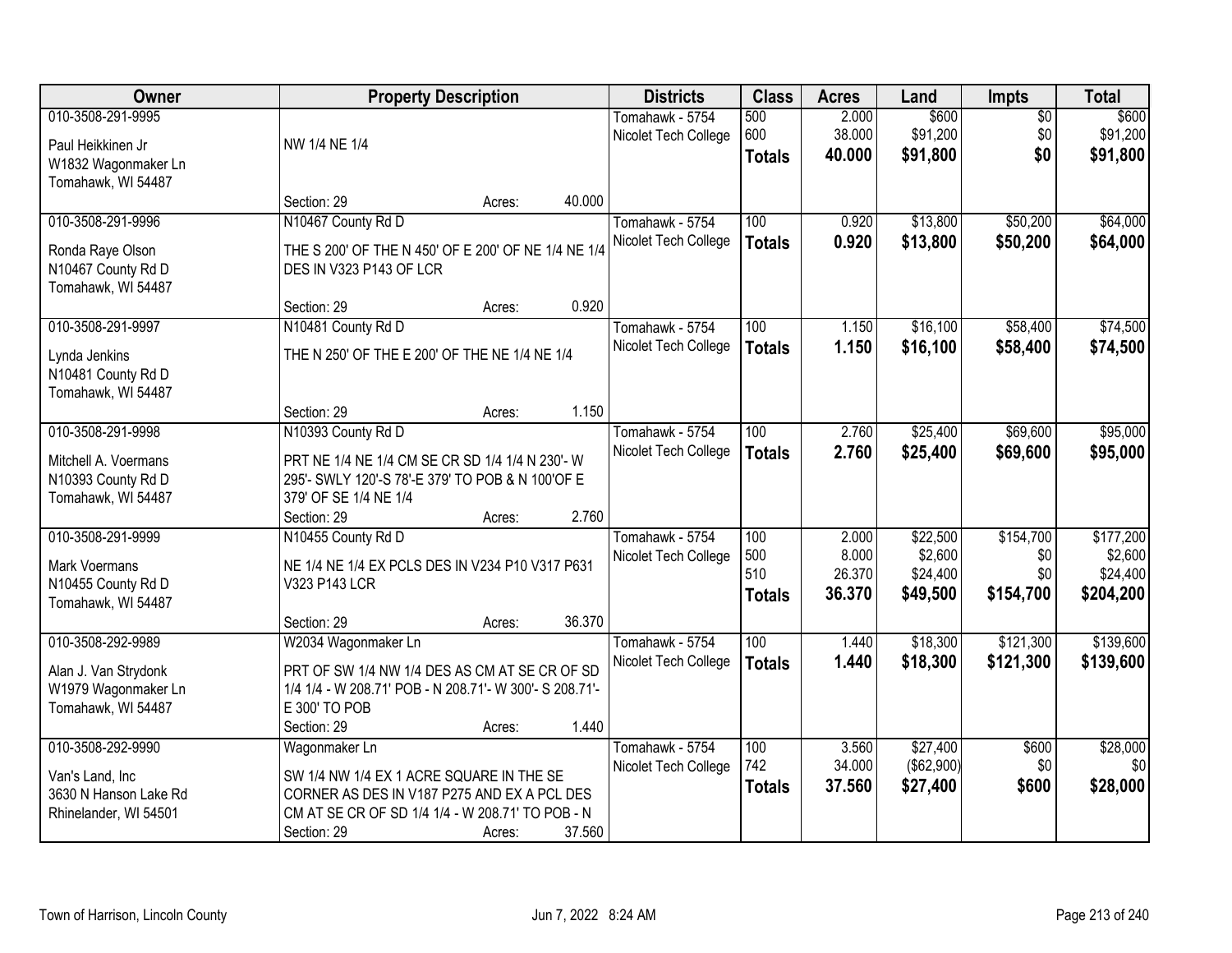| Owner | Property Description | Districts | Class | Acres | Land | Impts | Total |
|---|---|---|---|---|---|---|---|
| 010-3508-291-9995<br>Paul Heikkinen Jr<br>W1832 Wagonmaker Ln<br>Tomahawk, WI 54487 | NW 1/4 NE 1/4<br>Section: 29 Acres: 40.000 | Tomahawk - 5754<br>Nicolet Tech College | 500<br>600<br>**Totals** | 2.000<br>38.000<br>**40.000** | \$600<br>\$91,200<br>**\$91,800** | \$0<br>\$0<br>**\$0** | \$600<br>\$91,200<br>**\$91,800** |
| 010-3508-291-9996<br>Ronda Raye Olson<br>N10467 County Rd D<br>Tomahawk, WI 54487 | N10467 County Rd D<br>THE S 200' OF THE N 450' OF E 200' OF NE 1/4 NE 1/4 DES IN V323 P143 OF LCR<br>Section: 29 Acres: 0.920 | Tomahawk - 5754<br>Nicolet Tech College | 100<br>**Totals** | 0.920<br>**0.920** | \$13,800<br>**\$13,800** | \$50,200<br>**\$50,200** | \$64,000<br>**\$64,000** |
| 010-3508-291-9997<br>Lynda Jenkins<br>N10481 County Rd D<br>Tomahawk, WI 54487 | N10481 County Rd D<br>THE N 250' OF THE E 200' OF THE NE 1/4 NE 1/4<br>Section: 29 Acres: 1.150 | Tomahawk - 5754<br>Nicolet Tech College | 100<br>**Totals** | 1.150<br>**1.150** | \$16,100<br>**\$16,100** | \$58,400<br>**\$58,400** | \$74,500<br>**\$74,500** |
| 010-3508-291-9998<br>Mitchell A. Voermans<br>N10393 County Rd D<br>Tomahawk, WI 54487 | N10393 County Rd D<br>PRT NE 1/4 NE 1/4 CM SE CR SD 1/4 1/4 N 230'- W 295'- SWLY 120'-S 78'-E 379' TO POB & N 100'OF E 379' OF SE 1/4 NE 1/4<br>Section: 29 Acres: 2.760 | Tomahawk - 5754<br>Nicolet Tech College | 100<br>**Totals** | 2.760<br>**2.760** | \$25,400<br>**\$25,400** | \$69,600<br>**\$69,600** | \$95,000<br>**\$95,000** |
| 010-3508-291-9999<br>Mark Voermans<br>N10455 County Rd D<br>Tomahawk, WI 54487 | N10455 County Rd D<br>NE 1/4 NE 1/4 EX PCLS DES IN V234 P10 V317 P631 V323 P143 LCR<br>Section: 29 Acres: 36.370 | Tomahawk - 5754<br>Nicolet Tech College | 100<br>500<br>510<br>**Totals** | 2.000<br>8.000<br>26.370<br>**36.370** | \$22,500<br>\$2,600<br>\$24,400<br>**\$49,500** | \$154,700<br>\$0<br>\$0<br>**\$154,700** | \$177,200<br>\$2,600<br>\$24,400<br>**\$204,200** |
| 010-3508-292-9989<br>Alan J. Van Strydonk<br>W1979 Wagonmaker Ln<br>Tomahawk, WI 54487 | W2034 Wagonmaker Ln<br>PRT OF SW 1/4 NW 1/4 DES AS CM AT SE CR OF SD 1/4 1/4 - W 208.71' POB - N 208.71'- W 300'- S 208.71'- E 300' TO POB<br>Section: 29 Acres: 1.440 | Tomahawk - 5754<br>Nicolet Tech College | 100<br>**Totals** | 1.440<br>**1.440** | \$18,300<br>**\$18,300** | \$121,300<br>**\$121,300** | \$139,600<br>**\$139,600** |
| 010-3508-292-9990<br>Van's Land, Inc<br>3630 N Hanson Lake Rd<br>Rhinelander, WI 54501 | Wagonmaker Ln<br>SW 1/4 NW 1/4 EX 1 ACRE SQUARE IN THE SE CORNER AS DES IN V187 P275 AND EX A PCL DES CM AT SE CR OF SD 1/4 1/4 - W 208.71' TO POB - N<br>Section: 29 Acres: 37.560 | Tomahawk - 5754<br>Nicolet Tech College | 100<br>742<br>**Totals** | 3.560<br>34.000<br>**37.560** | \$27,400<br>(\$62,900)<br>**\$27,400** | \$600<br>\$0<br>**\$600** | \$28,000<br>\$0<br>**\$28,000** |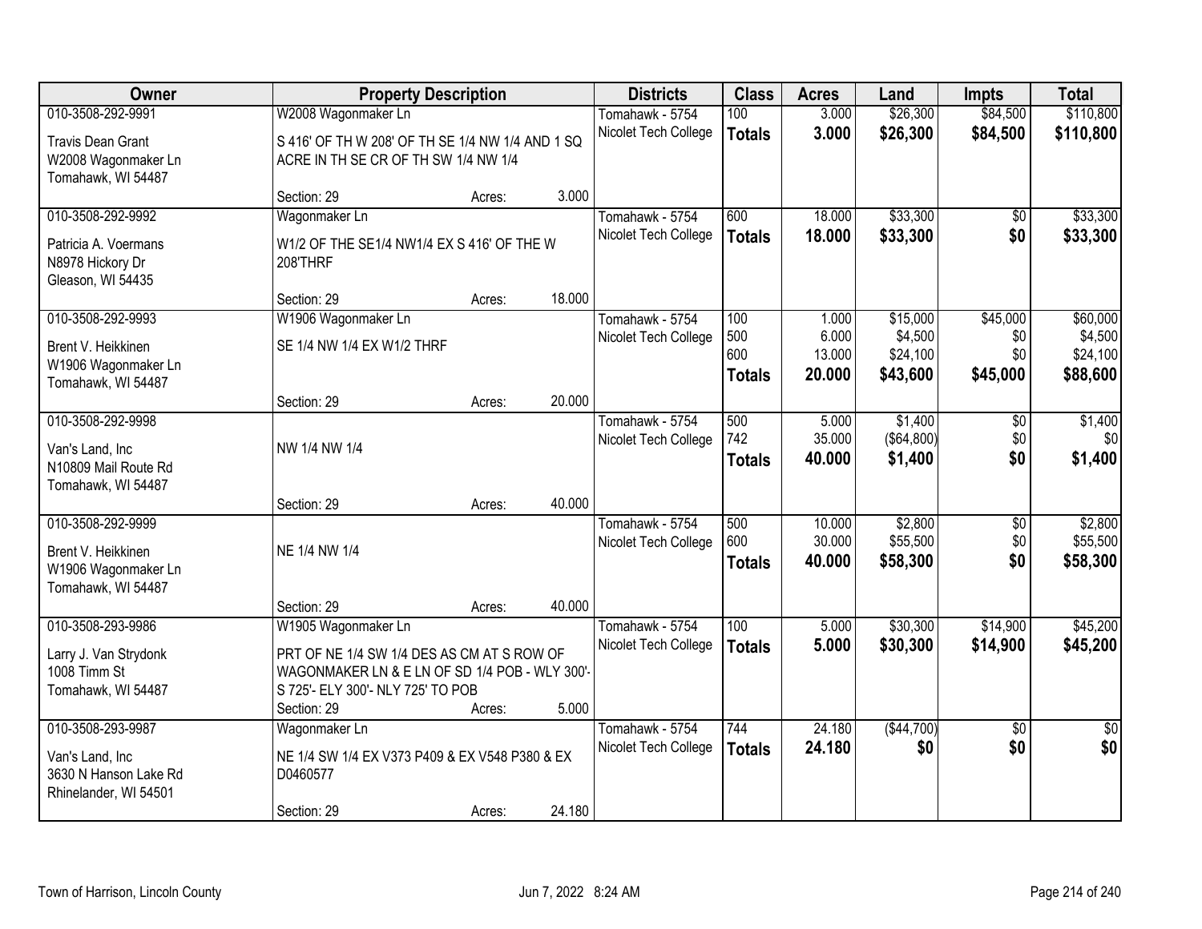| Owner | Property Description | | | Districts | Class | Acres | Land | Impts | Total |
|---|---|---|---|---|---|---|---|---|---|
| 010-3508-292-9991 | W2008 Wagonmaker Ln | | | Tomahawk - 5754 | 100 | 3.000 | $26,300 | $84,500 | $110,800 |
| Travis Dean Grant<br>W2008 Wagonmaker Ln<br>Tomahawk, WI 54487 | S 416' OF TH W 208' OF TH SE 1/4 NW 1/4 AND 1 SQ ACRE IN TH SE CR OF TH SW 1/4 NW 1/4 | | | Nicolet Tech College | **Totals** | **3.000** | **$26,300** | **$84,500** | **$110,800** |
| | Section: 29 | Acres: | 3.000 | | | | | | |
| 010-3508-292-9992 | Wagonmaker Ln | | | Tomahawk - 5754 | 600 | 18.000 | $33,300 | $0 | $33,300 |
| Patricia A. Voermans<br>N8978 Hickory Dr<br>Gleason, WI 54435 | W1/2 OF THE SE1/4 NW1/4 EX S 416' OF THE W 208'THRF | | | Nicolet Tech College | **Totals** | **18.000** | **$33,300** | **$0** | **$33,300** |
| | Section: 29 | Acres: | 18.000 | | | | | | |
| 010-3508-292-9993 | W1906 Wagonmaker Ln | | | Tomahawk - 5754 | 100 | 1.000 | $15,000 | $45,000 | $60,000 |
| Brent V. Heikkinen<br>W1906 Wagonmaker Ln<br>Tomahawk, WI 54487 | SE 1/4 NW 1/4 EX W1/2 THRF | | | Nicolet Tech College | 500 | 6.000 | $4,500 | $0 | $4,500 |
| | | | | | 600 | 13.000 | $24,100 | $0 | $24,100 |
| | | | | | **Totals** | **20.000** | **$43,600** | **$45,000** | **$88,600** |
| | Section: 29 | Acres: | 20.000 | | | | | | |
| 010-3508-292-9998 | | | | Tomahawk - 5754 | 500 | 5.000 | $1,400 | $0 | $1,400 |
| Van's Land, Inc<br>N10809 Mail Route Rd<br>Tomahawk, WI 54487 | NW 1/4 NW 1/4 | | | Nicolet Tech College | 742 | 35.000 | ($64,800) | $0 | $0 |
| | | | | | **Totals** | **40.000** | **$1,400** | **$0** | **$1,400** |
| | Section: 29 | Acres: | 40.000 | | | | | | |
| 010-3508-292-9999 | | | | Tomahawk - 5754 | 500 | 10.000 | $2,800 | $0 | $2,800 |
| Brent V. Heikkinen<br>W1906 Wagonmaker Ln<br>Tomahawk, WI 54487 | NE 1/4 NW 1/4 | | | Nicolet Tech College | 600 | 30.000 | $55,500 | $0 | $55,500 |
| | | | | | **Totals** | **40.000** | **$58,300** | **$0** | **$58,300** |
| | Section: 29 | Acres: | 40.000 | | | | | | |
| 010-3508-293-9986 | W1905 Wagonmaker Ln | | | Tomahawk - 5754 | 100 | 5.000 | $30,300 | $14,900 | $45,200 |
| Larry J. Van Strydonk<br>1008 Timm St<br>Tomahawk, WI 54487 | PRT OF NE 1/4 SW 1/4 DES AS CM AT S ROW OF WAGONMAKER LN & E LN OF SD 1/4 POB - WLY 300'- S 725'- ELY 300'- NLY 725' TO POB | | | Nicolet Tech College | **Totals** | **5.000** | **$30,300** | **$14,900** | **$45,200** |
| | Section: 29 | Acres: | 5.000 | | | | | | |
| 010-3508-293-9987 | Wagonmaker Ln | | | Tomahawk - 5754 | 744 | 24.180 | ($44,700) | $0 | $0 |
| Van's Land, Inc<br>3630 N Hanson Lake Rd<br>Rhinelander, WI 54501 | NE 1/4 SW 1/4 EX V373 P409 & EX V548 P380 & EX D0460577 | | | Nicolet Tech College | **Totals** | **24.180** | **$0** | **$0** | **$0** |
| | Section: 29 | Acres: | 24.180 | | | | | | |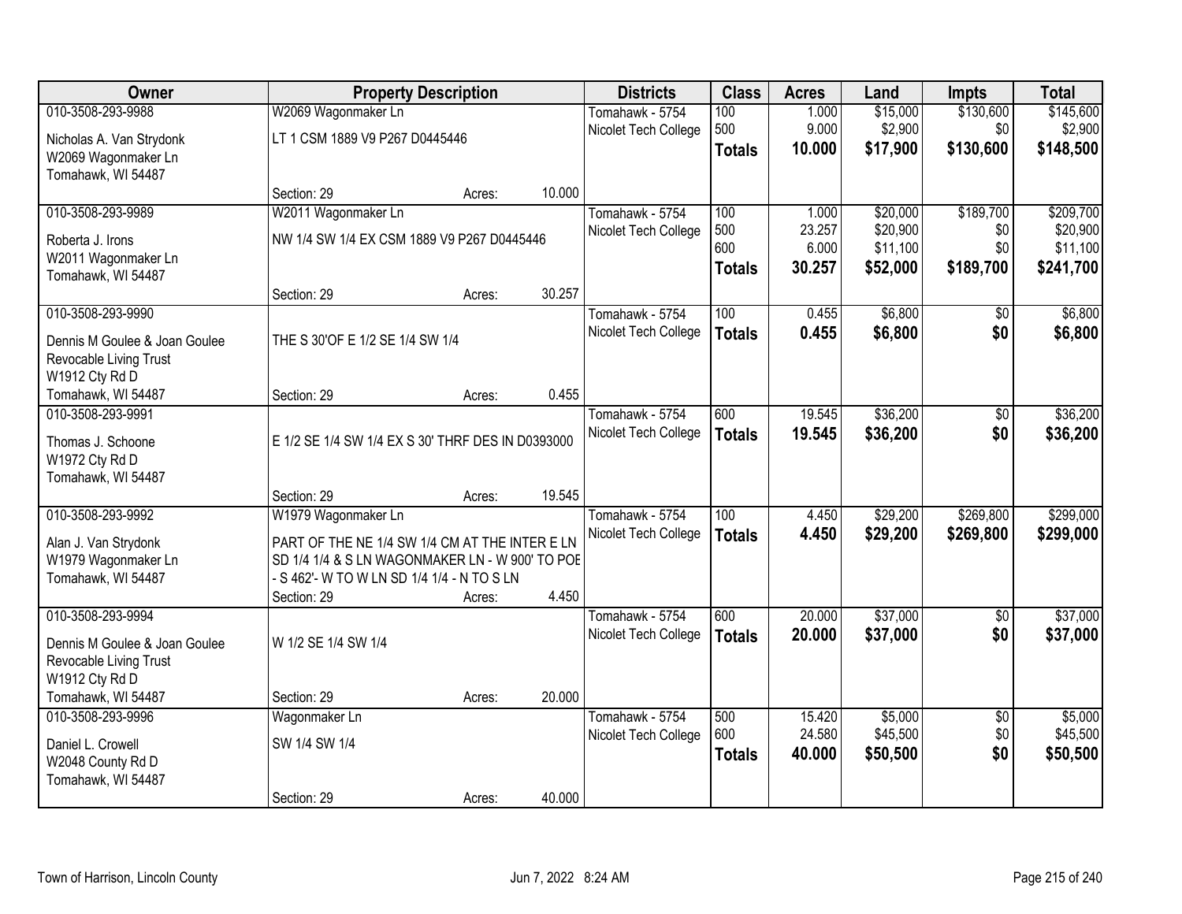| Owner | Property Description | | | Districts | Class | Acres | Land | Impts | Total |
|---|---|---|---|---|---|---|---|---|---|
| 010-3508-293-9988 | W2069 Wagonmaker Ln | | | Tomahawk - 5754 | 100 | 1.000 | $15,000 | $130,600 | $145,600 |
| Nicholas A. Van Strydonk | LT 1 CSM 1889 V9 P267 D0445446 | | | Nicolet Tech College | 500 | 9.000 | $2,900 | $0 | $2,900 |
| W2069 Wagonmaker Ln | | | | | **Totals** | **10.000** | **$17,900** | **$130,600** | **$148,500** |
| Tomahawk, WI 54487 | | | | | | | | | |
| | Section: 29 | Acres: | 10.000 | | | | | | |
| 010-3508-293-9989 | W2011 Wagonmaker Ln | | | Tomahawk - 5754 | 100 | 1.000 | $20,000 | $189,700 | $209,700 |
| Roberta J. Irons | NW 1/4 SW 1/4 EX CSM 1889 V9 P267 D0445446 | | | Nicolet Tech College | 500 | 23.257 | $20,900 | $0 | $20,900 |
| W2011 Wagonmaker Ln | | | | | 600 | 6.000 | $11,100 | $0 | $11,100 |
| Tomahawk, WI 54487 | | | | | **Totals** | **30.257** | **$52,000** | **$189,700** | **$241,700** |
| | Section: 29 | Acres: | 30.257 | | | | | | |
| 010-3508-293-9990 | | | | Tomahawk - 5754 | 100 | 0.455 | $6,800 | $0 | $6,800 |
| Dennis M Goulee & Joan Goulee | THE S 30'OF E 1/2 SE 1/4 SW 1/4 | | | Nicolet Tech College | **Totals** | **0.455** | **$6,800** | **$0** | **$6,800** |
| Revocable Living Trust | | | | | | | | | |
| W1912 Cty Rd D | | | | | | | | | |
| Tomahawk, WI 54487 | Section: 29 | Acres: | 0.455 | | | | | | |
| 010-3508-293-9991 | | | | Tomahawk - 5754 | 600 | 19.545 | $36,200 | $0 | $36,200 |
| Thomas J. Schoone | E 1/2 SE 1/4 SW 1/4 EX S 30' THRF DES IN D0393000 | | | Nicolet Tech College | **Totals** | **19.545** | **$36,200** | **$0** | **$36,200** |
| W1972 Cty Rd D | | | | | | | | | |
| Tomahawk, WI 54487 | | | | | | | | | |
| | Section: 29 | Acres: | 19.545 | | | | | | |
| 010-3508-293-9992 | W1979 Wagonmaker Ln | | | Tomahawk - 5754 | 100 | 4.450 | $29,200 | $269,800 | $299,000 |
| Alan J. Van Strydonk | PART OF THE NE 1/4 SW 1/4 CM AT THE INTER E LN | | | Nicolet Tech College | **Totals** | **4.450** | **$29,200** | **$269,800** | **$299,000** |
| W1979 Wagonmaker Ln | SD 1/4 1/4 & S LN WAGONMAKER LN - W 900' TO POE | | | | | | | | |
| Tomahawk, WI 54487 | - S 462'- W TO W LN SD 1/4 1/4 - N TO S LN | | | | | | | | |
| | Section: 29 | Acres: | 4.450 | | | | | | |
| 010-3508-293-9994 | | | | Tomahawk - 5754 | 600 | 20.000 | $37,000 | $0 | $37,000 |
| Dennis M Goulee & Joan Goulee | W 1/2 SE 1/4 SW 1/4 | | | Nicolet Tech College | **Totals** | **20.000** | **$37,000** | **$0** | **$37,000** |
| Revocable Living Trust | | | | | | | | | |
| W1912 Cty Rd D | | | | | | | | | |
| Tomahawk, WI 54487 | Section: 29 | Acres: | 20.000 | | | | | | |
| 010-3508-293-9996 | Wagonmaker Ln | | | Tomahawk - 5754 | 500 | 15.420 | $5,000 | $0 | $5,000 |
| Daniel L. Crowell | SW 1/4 SW 1/4 | | | Nicolet Tech College | 600 | 24.580 | $45,500 | $0 | $45,500 |
| W2048 County Rd D | | | | | **Totals** | **40.000** | **$50,500** | **$0** | **$50,500** |
| Tomahawk, WI 54487 | | | | | | | | | |
| | Section: 29 | Acres: | 40.000 | | | | | | |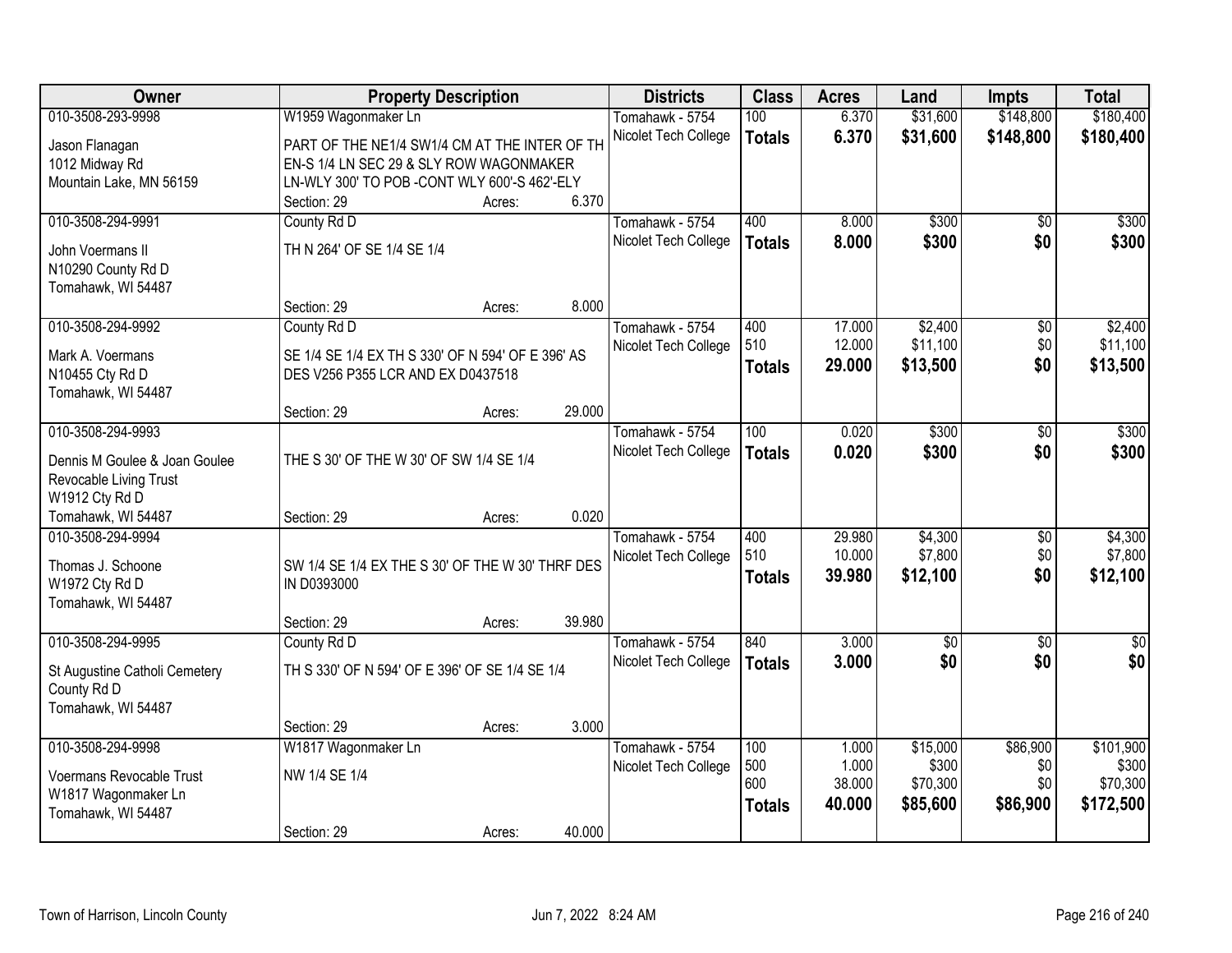| Owner | Property Description | | | Districts | Class | Acres | Land | Impts | Total |
|---|---|---|---|---|---|---|---|---|---|
| 010-3508-293-9998 | W1959 Wagonmaker Ln | | | Tomahawk - 5754 | 100 | 6.370 | $31,600 | $148,800 | $180,400 |
| Jason Flanagan<br>1012 Midway Rd<br>Mountain Lake, MN 56159 | PART OF THE NE1/4 SW1/4 CM AT THE INTER OF TH EN-S 1/4 LN SEC 29 & SLY ROW WAGONMAKER LN-WLY 300' TO POB -CONT WLY 600'-S 462'-ELY | | | Nicolet Tech College | **Totals** | **6.370** | **$31,600** | **$148,800** | **$180,400** |
| | Section: 29 | Acres: | 6.370 | | | | | | |
| 010-3508-294-9991 | County Rd D | | | Tomahawk - 5754 | 400 | 8.000 | $300 | $0 | $300 |
| John Voermans II<br>N10290 County Rd D<br>Tomahawk, WI 54487 | TH N 264' OF SE 1/4 SE 1/4 | | | Nicolet Tech College | **Totals** | **8.000** | **$300** | **$0** | **$300** |
| | Section: 29 | Acres: | 8.000 | | | | | | |
| 010-3508-294-9992 | County Rd D | | | Tomahawk - 5754 | 400 | 17.000 | $2,400 | $0 | $2,400 |
| Mark A. Voermans<br>N10455 Cty Rd D<br>Tomahawk, WI 54487 | SE 1/4 SE 1/4 EX TH S 330' OF N 594' OF E 396' AS DES V256 P355 LCR AND EX D0437518 | | | Nicolet Tech College | 510 | 12.000 | $11,100 | $0 | $11,100 |
| | | | | | **Totals** | **29.000** | **$13,500** | **$0** | **$13,500** |
| | Section: 29 | Acres: | 29.000 | | | | | | |
| 010-3508-294-9993 | | | | Tomahawk - 5754 | 100 | 0.020 | $300 | $0 | $300 |
| Dennis M Goulee & Joan Goulee<br>Revocable Living Trust<br>W1912 Cty Rd D<br>Tomahawk, WI 54487 | THE S 30' OF THE W 30' OF SW 1/4 SE 1/4 | | | Nicolet Tech College | **Totals** | **0.020** | **$300** | **$0** | **$300** |
| | Section: 29 | Acres: | 0.020 | | | | | | |
| 010-3508-294-9994 | | | | Tomahawk - 5754 | 400 | 29.980 | $4,300 | $0 | $4,300 |
| Thomas J. Schoone<br>W1972 Cty Rd D<br>Tomahawk, WI 54487 | SW 1/4 SE 1/4 EX THE S 30' OF THE W 30' THRF DES IN D0393000 | | | Nicolet Tech College | 510 | 10.000 | $7,800 | $0 | $7,800 |
| | | | | | **Totals** | **39.980** | **$12,100** | **$0** | **$12,100** |
| | Section: 29 | Acres: | 39.980 | | | | | | |
| 010-3508-294-9995 | County Rd D | | | Tomahawk - 5754 | 840 | 3.000 | $0 | $0 | $0 |
| St Augustine Catholi Cemetery<br>County Rd D<br>Tomahawk, WI 54487 | TH S 330' OF N 594' OF E 396' OF SE 1/4 SE 1/4 | | | Nicolet Tech College | **Totals** | **3.000** | **$0** | **$0** | **$0** |
| | Section: 29 | Acres: | 3.000 | | | | | | |
| 010-3508-294-9998 | W1817 Wagonmaker Ln | | | Tomahawk - 5754 | 100 | 1.000 | $15,000 | $86,900 | $101,900 |
| Voermans Revocable Trust<br>W1817 Wagonmaker Ln<br>Tomahawk, WI 54487 | NW 1/4 SE 1/4 | | | Nicolet Tech College | 500 | 1.000 | $300 | $0 | $300 |
| | | | | | 600 | 38.000 | $70,300 | $0 | $70,300 |
| | | | | | **Totals** | **40.000** | **$85,600** | **$86,900** | **$172,500** |
| | Section: 29 | Acres: | 40.000 | | | | | | |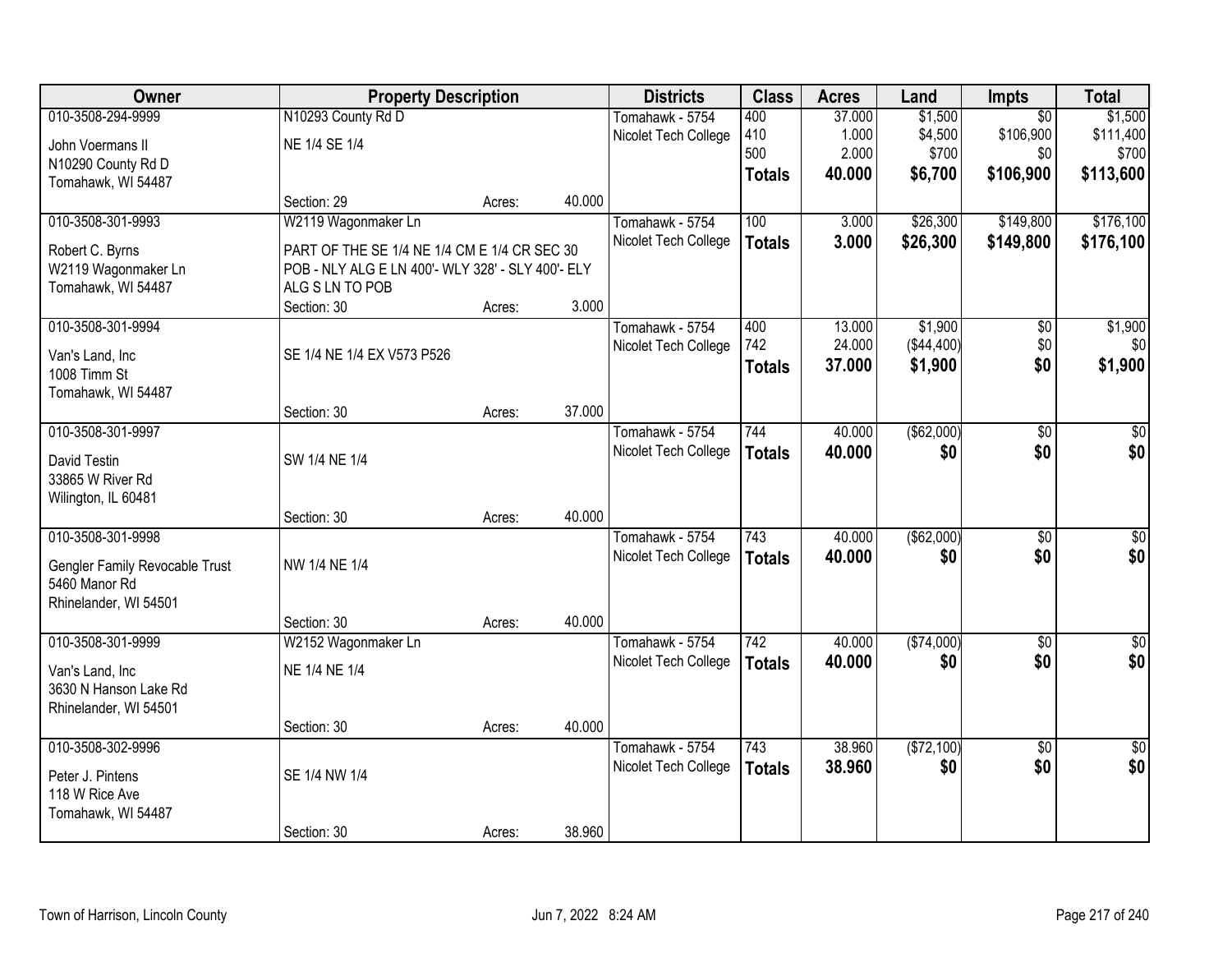| Owner | Property Description | | | Districts | Class | Acres | Land | Impts | Total |
|---|---|---|---|---|---|---|---|---|---|
| 010-3508-294-9999 | N10293 County Rd D | | | Tomahawk - 5754 | 400 | 37.000 | $1,500 | $0 | $1,500 |
| John Voermans II | NE 1/4 SE 1/4 | | | Nicolet Tech College | 410 | 1.000 | $4,500 | $106,900 | $111,400 |
| N10290 County Rd D | | | | | 500 | 2.000 | $700 | $0 | $700 |
| Tomahawk, WI 54487 | | | | | **Totals** | **40.000** | **$6,700** | **$106,900** | **$113,600** |
| | Section: 29 | Acres: | 40.000 | | | | | | |
| 010-3508-301-9993 | W2119 Wagonmaker Ln | | | Tomahawk - 5754 | 100 | 3.000 | $26,300 | $149,800 | $176,100 |
| Robert C. Byrns | PART OF THE SE 1/4 NE 1/4 CM E 1/4 CR SEC 30 | | | Nicolet Tech College | **Totals** | **3.000** | **$26,300** | **$149,800** | **$176,100** |
| W2119 Wagonmaker Ln | POB - NLY ALG E LN 400'- WLY 328' - SLY 400'- ELY | | | | | | | | |
| Tomahawk, WI 54487 | ALG S LN TO POB | | | | | | | | |
| | Section: 30 | Acres: | 3.000 | | | | | | |
| 010-3508-301-9994 | | | | Tomahawk - 5754 | 400 | 13.000 | $1,900 | $0 | $1,900 |
| Van's Land, Inc | SE 1/4 NE 1/4 EX V573 P526 | | | Nicolet Tech College | 742 | 24.000 | ($44,400) | $0 | $0 |
| 1008 Timm St | | | | | **Totals** | **37.000** | **$1,900** | **$0** | **$1,900** |
| Tomahawk, WI 54487 | | | | | | | | | |
| | Section: 30 | Acres: | 37.000 | | | | | | |
| 010-3508-301-9997 | | | | Tomahawk - 5754 | 744 | 40.000 | ($62,000) | $0 | $0 |
| David Testin | SW 1/4 NE 1/4 | | | Nicolet Tech College | **Totals** | **40.000** | **$0** | **$0** | **$0** |
| 33865 W River Rd | | | | | | | | | |
| Wilington, IL 60481 | | | | | | | | | |
| | Section: 30 | Acres: | 40.000 | | | | | | |
| 010-3508-301-9998 | | | | Tomahawk - 5754 | 743 | 40.000 | ($62,000) | $0 | $0 |
| Gengler Family Revocable Trust | NW 1/4 NE 1/4 | | | Nicolet Tech College | **Totals** | **40.000** | **$0** | **$0** | **$0** |
| 5460 Manor Rd | | | | | | | | | |
| Rhinelander, WI 54501 | | | | | | | | | |
| | Section: 30 | Acres: | 40.000 | | | | | | |
| 010-3508-301-9999 | W2152 Wagonmaker Ln | | | Tomahawk - 5754 | 742 | 40.000 | ($74,000) | $0 | $0 |
| Van's Land, Inc | NE 1/4 NE 1/4 | | | Nicolet Tech College | **Totals** | **40.000** | **$0** | **$0** | **$0** |
| 3630 N Hanson Lake Rd | | | | | | | | | |
| Rhinelander, WI 54501 | | | | | | | | | |
| | Section: 30 | Acres: | 40.000 | | | | | | |
| 010-3508-302-9996 | | | | Tomahawk - 5754 | 743 | 38.960 | ($72,100) | $0 | $0 |
| Peter J. Pintens | SE 1/4 NW 1/4 | | | Nicolet Tech College | **Totals** | **38.960** | **$0** | **$0** | **$0** |
| 118 W Rice Ave | | | | | | | | | |
| Tomahawk, WI 54487 | | | | | | | | | |
| | Section: 30 | Acres: | 38.960 | | | | | | |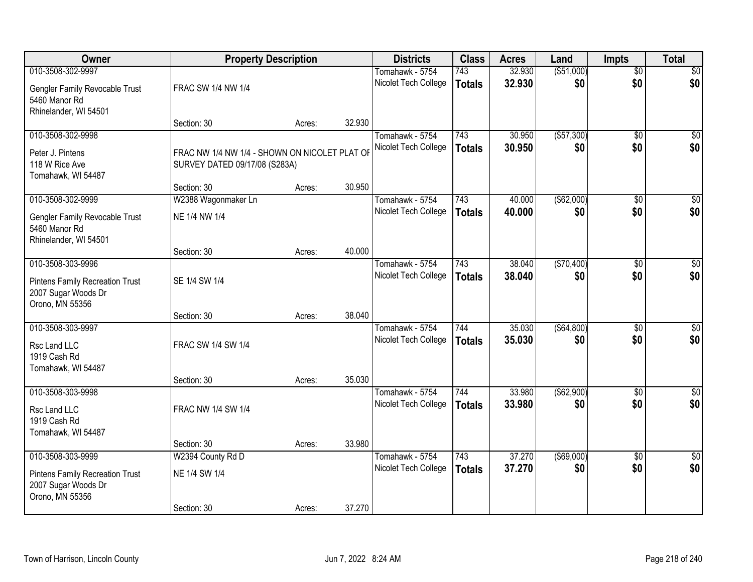| Owner | Property Description | | | Districts | Class | Acres | Land | Impts | Total |
|---|---|---|---|---|---|---|---|---|---|
| 010-3508-302-9997 | | | | Tomahawk - 5754 | 743 | 32.930 | ($51,000) | $0 | $0 |
| Gengler Family Revocable Trust<br>5460 Manor Rd<br>Rhinelander, WI 54501 | FRAC SW 1/4 NW 1/4 | | | Nicolet Tech College | **Totals** | **32.930** | **$0** | **$0** | **$0** |
| | Section: 30 | Acres: | 32.930 | | | | | | |
| 010-3508-302-9998 | | | | Tomahawk - 5754 | 743 | 30.950 | ($57,300) | $0 | $0 |
| Peter J. Pintens<br>118 W Rice Ave<br>Tomahawk, WI 54487 | FRAC NW 1/4 NW 1/4 - SHOWN ON NICOLET PLAT OF SURVEY DATED 09/17/08 (S283A) | | | Nicolet Tech College | **Totals** | **30.950** | **$0** | **$0** | **$0** |
| | Section: 30 | Acres: | 30.950 | | | | | | |
| 010-3508-302-9999 | W2388 Wagonmaker Ln | | | Tomahawk - 5754 | 743 | 40.000 | ($62,000) | $0 | $0 |
| Gengler Family Revocable Trust<br>5460 Manor Rd<br>Rhinelander, WI 54501 | NE 1/4 NW 1/4 | | | Nicolet Tech College | **Totals** | **40.000** | **$0** | **$0** | **$0** |
| | Section: 30 | Acres: | 40.000 | | | | | | |
| 010-3508-303-9996 | | | | Tomahawk - 5754 | 743 | 38.040 | ($70,400) | $0 | $0 |
| Pintens Family Recreation Trust<br>2007 Sugar Woods Dr<br>Orono, MN 55356 | SE 1/4 SW 1/4 | | | Nicolet Tech College | **Totals** | **38.040** | **$0** | **$0** | **$0** |
| | Section: 30 | Acres: | 38.040 | | | | | | |
| 010-3508-303-9997 | | | | Tomahawk - 5754 | 744 | 35.030 | ($64,800) | $0 | $0 |
| Rsc Land LLC<br>1919 Cash Rd<br>Tomahawk, WI 54487 | FRAC SW 1/4 SW 1/4 | | | Nicolet Tech College | **Totals** | **35.030** | **$0** | **$0** | **$0** |
| | Section: 30 | Acres: | 35.030 | | | | | | |
| 010-3508-303-9998 | | | | Tomahawk - 5754 | 744 | 33.980 | ($62,900) | $0 | $0 |
| Rsc Land LLC<br>1919 Cash Rd<br>Tomahawk, WI 54487 | FRAC NW 1/4 SW 1/4 | | | Nicolet Tech College | **Totals** | **33.980** | **$0** | **$0** | **$0** |
| | Section: 30 | Acres: | 33.980 | | | | | | |
| 010-3508-303-9999 | W2394 County Rd D | | | Tomahawk - 5754 | 743 | 37.270 | ($69,000) | $0 | $0 |
| Pintens Family Recreation Trust<br>2007 Sugar Woods Dr<br>Orono, MN 55356 | NE 1/4 SW 1/4 | | | Nicolet Tech College | **Totals** | **37.270** | **$0** | **$0** | **$0** |
| | Section: 30 | Acres: | 37.270 | | | | | | |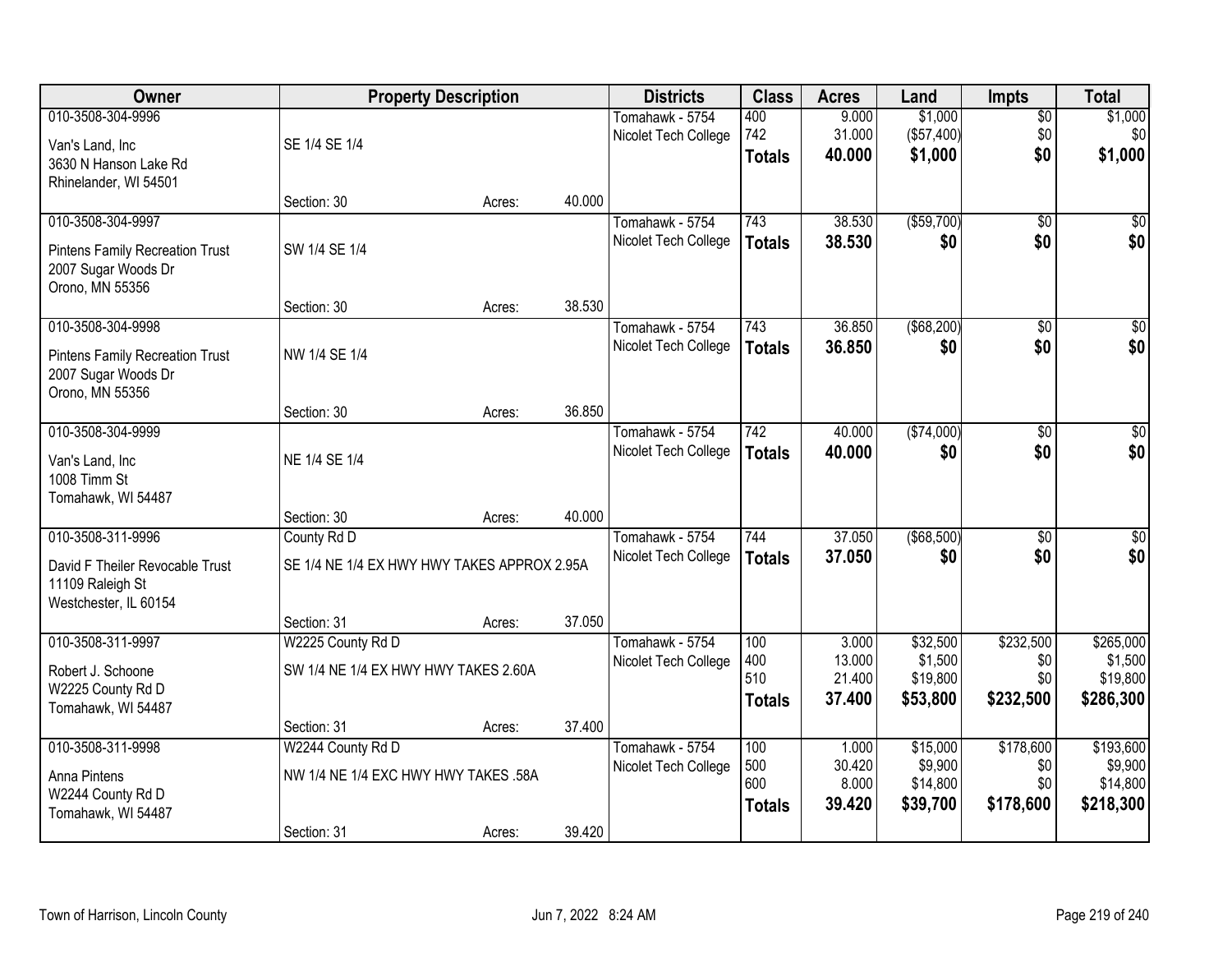| Owner | Property Description | | | Districts | Class | Acres | Land | Impts | Total |
|---|---|---|---|---|---|---|---|---|---|
| 010-3508-304-9996<br>Van's Land, Inc<br>3630 N Hanson Lake Rd<br>Rhinelander, WI 54501 | SE 1/4 SE 1/4<br>Section: 30 | Acres: | 40.000 | Tomahawk - 5754<br>Nicolet Tech College | 400<br>742<br>**Totals** | 9.000<br>31.000<br>**40.000** | $1,000<br>($57,400)<br>**$1,000** | $0<br>$0<br>**$0** | $1,000<br>$0<br>**$1,000** |
| 010-3508-304-9997<br>Pintens Family Recreation Trust<br>2007 Sugar Woods Dr<br>Orono, MN 55356 | SW 1/4 SE 1/4<br>Section: 30 | Acres: | 38.530 | Tomahawk - 5754<br>Nicolet Tech College | 743<br>**Totals** | 38.530<br>**38.530** | ($59,700)<br>**$0** | $0<br>**$0** | $0<br>**$0** |
| 010-3508-304-9998<br>Pintens Family Recreation Trust<br>2007 Sugar Woods Dr<br>Orono, MN 55356 | NW 1/4 SE 1/4<br>Section: 30 | Acres: | 36.850 | Tomahawk - 5754<br>Nicolet Tech College | 743<br>**Totals** | 36.850<br>**36.850** | ($68,200)<br>**$0** | $0<br>**$0** | $0<br>**$0** |
| 010-3508-304-9999<br>Van's Land, Inc<br>1008 Timm St<br>Tomahawk, WI 54487 | NE 1/4 SE 1/4<br>Section: 30 | Acres: | 40.000 | Tomahawk - 5754<br>Nicolet Tech College | 742<br>**Totals** | 40.000<br>**40.000** | ($74,000)<br>**$0** | $0<br>**$0** | $0<br>**$0** |
| 010-3508-311-9996<br>David F Theiler Revocable Trust<br>11109 Raleigh St<br>Westchester, IL 60154 | County Rd D<br>SE 1/4 NE 1/4 EX HWY HWY TAKES APPROX 2.95A<br>Section: 31 | Acres: | 37.050 | Tomahawk - 5754<br>Nicolet Tech College | 744<br>**Totals** | 37.050<br>**37.050** | ($68,500)<br>**$0** | $0<br>**$0** | $0<br>**$0** |
| 010-3508-311-9997<br>Robert J. Schoone<br>W2225 County Rd D<br>Tomahawk, WI 54487 | W2225 County Rd D<br>SW 1/4 NE 1/4 EX HWY HWY TAKES 2.60A<br>Section: 31 | Acres: | 37.400 | Tomahawk - 5754<br>Nicolet Tech College | 100<br>400<br>510<br>**Totals** | 3.000<br>13.000<br>21.400<br>**37.400** | $32,500<br>$1,500<br>$19,800<br>**$53,800** | $232,500<br>$0<br>$0<br>**$232,500** | $265,000<br>$1,500<br>$19,800<br>**$286,300** |
| 010-3508-311-9998<br>Anna Pintens<br>W2244 County Rd D<br>Tomahawk, WI 54487 | W2244 County Rd D<br>NW 1/4 NE 1/4 EXC HWY HWY TAKES .58A<br>Section: 31 | Acres: | 39.420 | Tomahawk - 5754<br>Nicolet Tech College | 100<br>500<br>600<br>**Totals** | 1.000<br>30.420<br>8.000<br>**39.420** | $15,000<br>$9,900<br>$14,800<br>**$39,700** | $178,600<br>$0<br>$0<br>**$178,600** | $193,600<br>$9,900<br>$14,800<br>**$218,300** |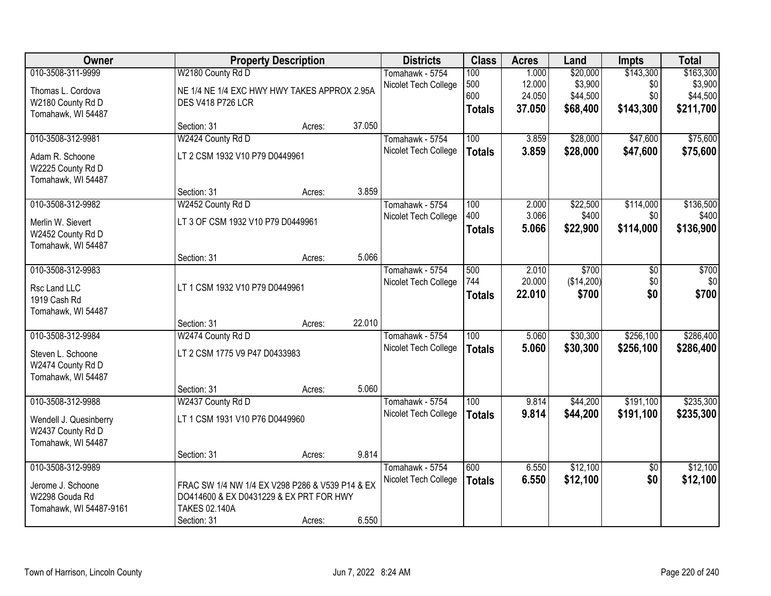| Owner | Property Description | | | Districts | Class | Acres | Land | Impts | Total |
|---|---|---|---|---|---|---|---|---|---|
| 010-3508-311-9999 | W2180 County Rd D | | | Tomahawk - 5754 | 100 | 1.000 | $20,000 | $143,300 | $163,300 |
| Thomas L. Cordova | NE 1/4 NE 1/4 EXC HWY HWY TAKES APPROX 2.95A | | | Nicolet Tech College | 500 | 12.000 | $3,900 | $0 | $3,900 |
| W2180 County Rd D | DES V418 P726 LCR | | | | 600 | 24.050 | $44,500 | $0 | $44,500 |
| Tomahawk, WI 54487 | | | | | **Totals** | **37.050** | **$68,400** | **$143,300** | **$211,700** |
| | Section: 31 | Acres: | 37.050 | | | | | | |
| 010-3508-312-9981 | W2424 County Rd D | | | Tomahawk - 5754 | 100 | 3.859 | $28,000 | $47,600 | $75,600 |
| Adam R. Schoone | LT 2 CSM 1932 V10 P79 D0449961 | | | Nicolet Tech College | **Totals** | **3.859** | **$28,000** | **$47,600** | **$75,600** |
| W2225 County Rd D | | | | | | | | | |
| Tomahawk, WI 54487 | | | | | | | | | |
| | Section: 31 | Acres: | 3.859 | | | | | | |
| 010-3508-312-9982 | W2452 County Rd D | | | Tomahawk - 5754 | 100 | 2.000 | $22,500 | $114,000 | $136,500 |
| Merlin W. Sievert | LT 3 OF CSM 1932 V10 P79 D0449961 | | | Nicolet Tech College | 400 | 3.066 | $400 | $0 | $400 |
| W2452 County Rd D | | | | | **Totals** | **5.066** | **$22,900** | **$114,000** | **$136,900** |
| Tomahawk, WI 54487 | | | | | | | | | |
| | Section: 31 | Acres: | 5.066 | | | | | | |
| 010-3508-312-9983 | | | | Tomahawk - 5754 | 500 | 2.010 | $700 | $0 | $700 |
| Rsc Land LLC | LT 1 CSM 1932 V10 P79 D0449961 | | | Nicolet Tech College | 744 | 20.000 | ($14,200) | $0 | $0 |
| 1919 Cash Rd | | | | | **Totals** | **22.010** | **$700** | **$0** | **$700** |
| Tomahawk, WI 54487 | | | | | | | | | |
| | Section: 31 | Acres: | 22.010 | | | | | | |
| 010-3508-312-9984 | W2474 County Rd D | | | Tomahawk - 5754 | 100 | 5.060 | $30,300 | $256,100 | $286,400 |
| Steven L. Schoone | LT 2 CSM 1775 V9 P47 D0433983 | | | Nicolet Tech College | **Totals** | **5.060** | **$30,300** | **$256,100** | **$286,400** |
| W2474 County Rd D | | | | | | | | | |
| Tomahawk, WI 54487 | | | | | | | | | |
| | Section: 31 | Acres: | 5.060 | | | | | | |
| 010-3508-312-9988 | W2437 County Rd D | | | Tomahawk - 5754 | 100 | 9.814 | $44,200 | $191,100 | $235,300 |
| Wendell J. Quesinberry | LT 1 CSM 1931 V10 P76 D0449960 | | | Nicolet Tech College | **Totals** | **9.814** | **$44,200** | **$191,100** | **$235,300** |
| W2437 County Rd D | | | | | | | | | |
| Tomahawk, WI 54487 | | | | | | | | | |
| | Section: 31 | Acres: | 9.814 | | | | | | |
| 010-3508-312-9989 | | | | Tomahawk - 5754 | 600 | 6.550 | $12,100 | $0 | $12,100 |
| Jerome J. Schoone | FRAC SW 1/4 NW 1/4 EX V298 P286 & V539 P14 & EX | | | Nicolet Tech College | **Totals** | **6.550** | **$12,100** | **$0** | **$12,100** |
| W2298 Gouda Rd | DO414600 & EX D0431229 & EX PRT FOR HWY | | | | | | | | |
| Tomahawk, WI 54487-9161 | TAKES 02.140A | | | | | | | | |
| | Section: 31 | Acres: | 6.550 | | | | | | |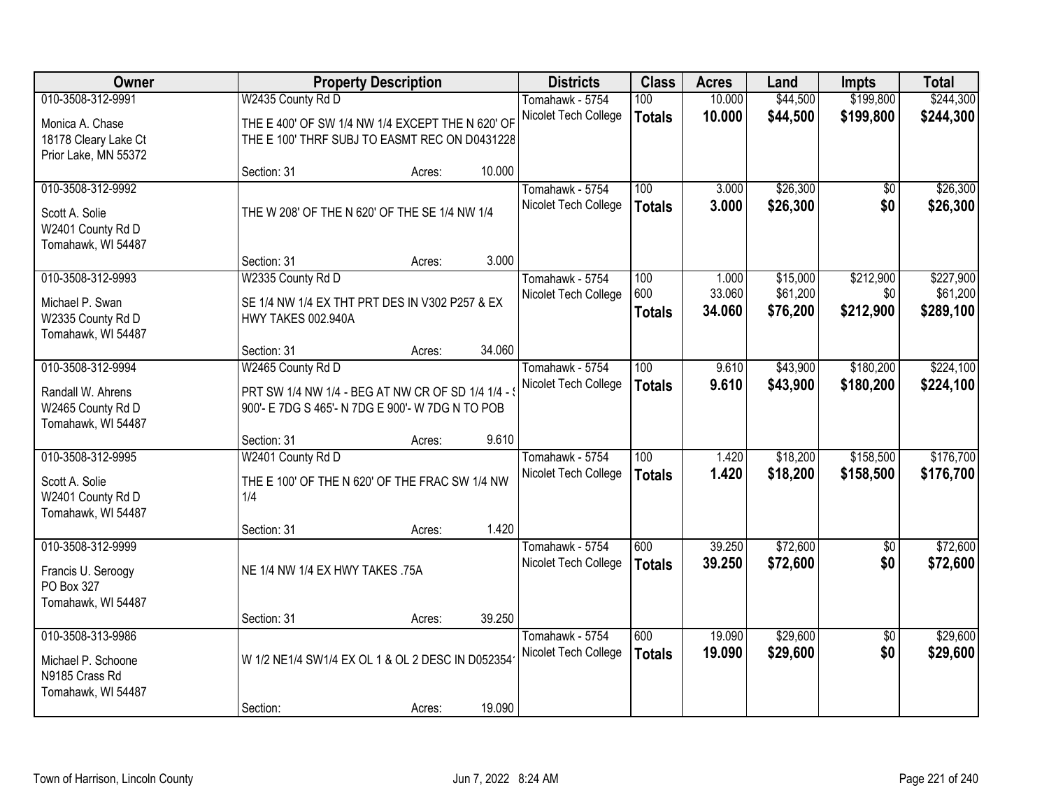| Owner | Property Description | Districts | Class | Acres | Land | Impts | Total |
|---|---|---|---|---|---|---|---|
| 010-3508-312-9991<br>Monica A. Chase<br>18178 Cleary Lake Ct<br>Prior Lake, MN 55372 | W2435 County Rd D<br>THE E 400' OF SW 1/4 NW 1/4 EXCEPT THE N 620' OF THE E 100' THRF SUBJ TO EASMT REC ON D0431228<br>Section: 31 Acres: 10.000 | Tomahawk - 5754<br>Nicolet Tech College | 100<br>**Totals** | 10.000<br>**10.000** | \$44,500<br>**\$44,500** | \$199,800<br>**\$199,800** | \$244,300<br>**\$244,300** |
| 010-3508-312-9992<br>Scott A. Solie<br>W2401 County Rd D<br>Tomahawk, WI 54487 | THE W 208' OF THE N 620' OF THE SE 1/4 NW 1/4<br>Section: 31 Acres: 3.000 | Tomahawk - 5754<br>Nicolet Tech College | 100<br>**Totals** | 3.000<br>**3.000** | \$26,300<br>**\$26,300** | \$0<br>**\$0** | \$26,300<br>**\$26,300** |
| 010-3508-312-9993<br>Michael P. Swan<br>W2335 County Rd D<br>Tomahawk, WI 54487 | W2335 County Rd D<br>SE 1/4 NW 1/4 EX THT PRT DES IN V302 P257 & EX HWY TAKES 002.940A<br>Section: 31 Acres: 34.060 | Tomahawk - 5754<br>Nicolet Tech College | 100<br>600<br>**Totals** | 1.000<br>33.060<br>**34.060** | \$15,000<br>\$61,200<br>**\$76,200** | \$212,900<br>\$0<br>**\$212,900** | \$227,900<br>\$61,200<br>**\$289,100** |
| 010-3508-312-9994<br>Randall W. Ahrens<br>W2465 County Rd D<br>Tomahawk, WI 54487 | W2465 County Rd D<br>PRT SW 1/4 NW 1/4 - BEG AT NW CR OF SD 1/4 1/4 - S 900'- E 7DG S 465'- N 7DG E 900'- W 7DG N TO POB<br>Section: 31 Acres: 9.610 | Tomahawk - 5754<br>Nicolet Tech College | 100<br>**Totals** | 9.610<br>**9.610** | \$43,900<br>**\$43,900** | \$180,200<br>**\$180,200** | \$224,100<br>**\$224,100** |
| 010-3508-312-9995<br>Scott A. Solie<br>W2401 County Rd D<br>Tomahawk, WI 54487 | W2401 County Rd D<br>THE E 100' OF THE N 620' OF THE FRAC SW 1/4 NW 1/4<br>Section: 31 Acres: 1.420 | Tomahawk - 5754<br>Nicolet Tech College | 100<br>**Totals** | 1.420<br>**1.420** | \$18,200<br>**\$18,200** | \$158,500<br>**\$158,500** | \$176,700<br>**\$176,700** |
| 010-3508-312-9999<br>Francis U. Seroogy<br>PO Box 327<br>Tomahawk, WI 54487 | NE 1/4 NW 1/4 EX HWY TAKES .75A<br>Section: 31 Acres: 39.250 | Tomahawk - 5754<br>Nicolet Tech College | 600<br>**Totals** | 39.250<br>**39.250** | \$72,600<br>**\$72,600** | \$0<br>**\$0** | \$72,600<br>**\$72,600** |
| 010-3508-313-9986<br>Michael P. Schoone<br>N9185 Crass Rd<br>Tomahawk, WI 54487 | W 1/2 NE1/4 SW1/4 EX OL 1 & OL 2 DESC IN D0523541<br>Section: Acres: 19.090 | Tomahawk - 5754<br>Nicolet Tech College | 600<br>**Totals** | 19.090<br>**19.090** | \$29,600<br>**\$29,600** | \$0<br>**\$0** | \$29,600<br>**\$29,600** |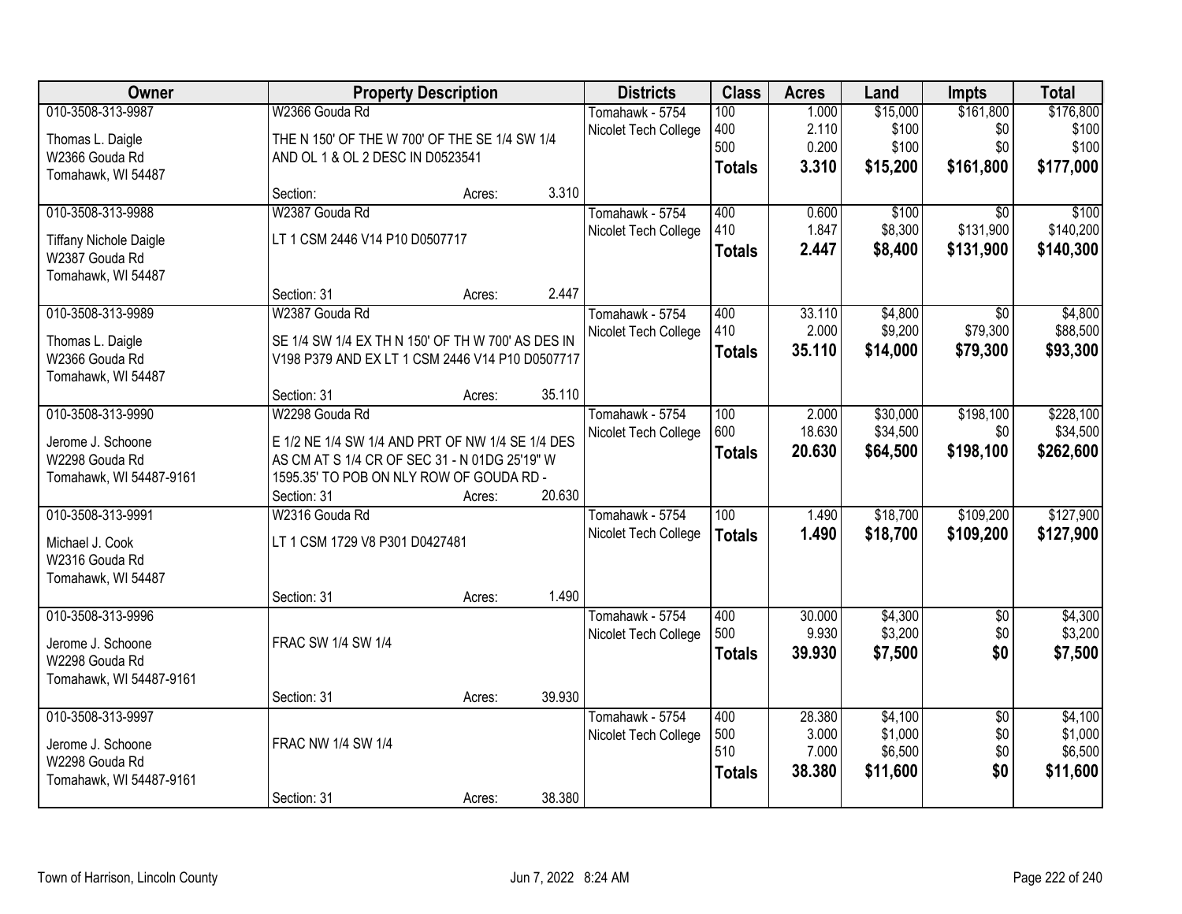| Owner | Property Description | Districts | Class | Acres | Land | Impts | Total |
|---|---|---|---|---|---|---|---|
| 010-3508-313-9987<br>Thomas L. Daigle<br>W2366 Gouda Rd<br>Tomahawk, WI 54487 | W2366 Gouda Rd<br>THE N 150' OF THE W 700' OF THE SE 1/4 SW 1/4 AND OL 1 & OL 2 DESC IN D0523541<br>Section: Acres: 3.310 | Tomahawk - 5754<br>Nicolet Tech College | 100<br>400<br>500<br>**Totals** | 1.000<br>2.110<br>0.200<br>**3.310** | $15,000<br>$100<br>$100<br>**$15,200** | $161,800<br>$0<br>$0<br>**$161,800** | $176,800<br>$100<br>$100<br>**$177,000** |
| 010-3508-313-9988<br>Tiffany Nichole Daigle<br>W2387 Gouda Rd<br>Tomahawk, WI 54487 | W2387 Gouda Rd<br>LT 1 CSM 2446 V14 P10 D0507717<br>Section: 31 Acres: 2.447 | Tomahawk - 5754<br>Nicolet Tech College | 400<br>410<br>**Totals** | 0.600<br>1.847<br>**2.447** | $100<br>$8,300<br>**$8,400** | $0<br>$131,900<br>**$131,900** | $100<br>$140,200<br>**$140,300** |
| 010-3508-313-9989<br>Thomas L. Daigle<br>W2366 Gouda Rd<br>Tomahawk, WI 54487 | W2387 Gouda Rd<br>SE 1/4 SW 1/4 EX TH N 150' OF TH W 700' AS DES IN V198 P379 AND EX LT 1 CSM 2446 V14 P10 D0507717<br>Section: 31 Acres: 35.110 | Tomahawk - 5754<br>Nicolet Tech College | 400<br>410<br>**Totals** | 33.110<br>2.000<br>**35.110** | $4,800<br>$9,200<br>**$14,000** | $0<br>$79,300<br>**$79,300** | $4,800<br>$88,500<br>**$93,300** |
| 010-3508-313-9990<br>Jerome J. Schoone<br>W2298 Gouda Rd<br>Tomahawk, WI 54487-9161 | W2298 Gouda Rd<br>E 1/2 NE 1/4 SW 1/4 AND PRT OF NW 1/4 SE 1/4 DES AS CM AT S 1/4 CR OF SEC 31 - N 01DG 25'19" W 1595.35' TO POB ON NLY ROW OF GOUDA RD -<br>Section: 31 Acres: 20.630 | Tomahawk - 5754<br>Nicolet Tech College | 100<br>600<br>**Totals** | 2.000<br>18.630<br>**20.630** | $30,000<br>$34,500<br>**$64,500** | $198,100<br>$0<br>**$198,100** | $228,100<br>$34,500<br>**$262,600** |
| 010-3508-313-9991<br>Michael J. Cook<br>W2316 Gouda Rd<br>Tomahawk, WI 54487 | W2316 Gouda Rd<br>LT 1 CSM 1729 V8 P301 D0427481<br>Section: 31 Acres: 1.490 | Tomahawk - 5754<br>Nicolet Tech College | 100<br>**Totals** | 1.490<br>**1.490** | $18,700<br>**$18,700** | $109,200<br>**$109,200** | $127,900<br>**$127,900** |
| 010-3508-313-9996<br>Jerome J. Schoone<br>W2298 Gouda Rd<br>Tomahawk, WI 54487-9161 | FRAC SW 1/4 SW 1/4<br>Section: 31 Acres: 39.930 | Tomahawk - 5754<br>Nicolet Tech College | 400<br>500<br>**Totals** | 30.000<br>9.930<br>**39.930** | $4,300<br>$3,200<br>**$7,500** | $0<br>$0<br>**$0** | $4,300<br>$3,200<br>**$7,500** |
| 010-3508-313-9997<br>Jerome J. Schoone<br>W2298 Gouda Rd<br>Tomahawk, WI 54487-9161 | FRAC NW 1/4 SW 1/4<br>Section: 31 Acres: 38.380 | Tomahawk - 5754<br>Nicolet Tech College | 400<br>500<br>510<br>**Totals** | 28.380<br>3.000<br>7.000<br>**38.380** | $4,100<br>$1,000<br>$6,500<br>**$11,600** | $0<br>$0<br>$0<br>**$0** | $4,100<br>$1,000<br>$6,500<br>**$11,600** |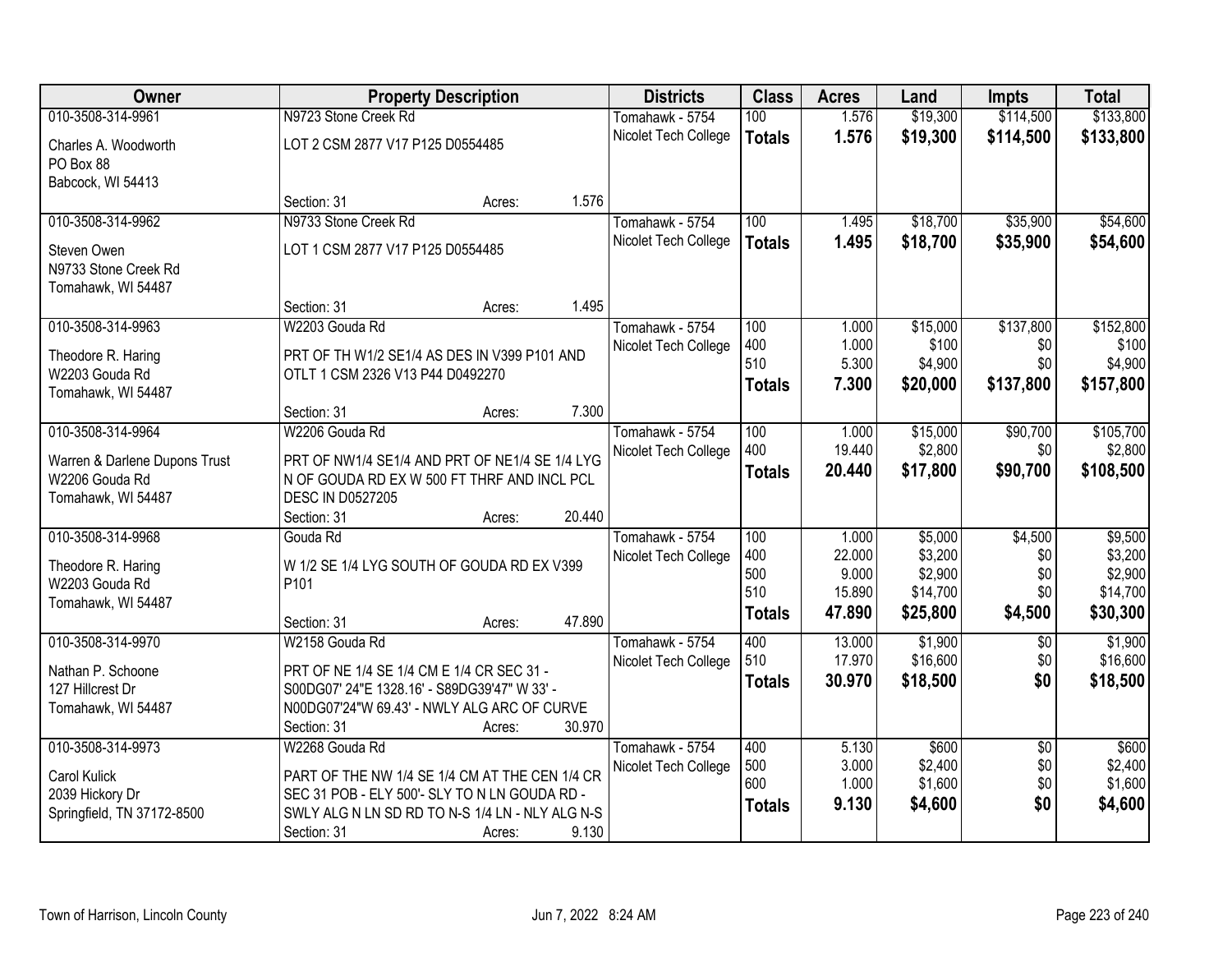| Owner | Property Description | Districts | Class | Acres | Land | Impts | Total |
|---|---|---|---|---|---|---|---|
| 010-3508-314-9961<br>Charles A. Woodworth<br>PO Box 88<br>Babcock, WI 54413 | N9723 Stone Creek Rd<br>LOT 2 CSM 2877 V17 P125 D0554485<br>Section: 31 Acres: 1.576 | Tomahawk - 5754<br>Nicolet Tech College | 100<br>**Totals** | 1.576<br>**1.576** | $19,300<br>**$19,300** | $114,500<br>**$114,500** | $133,800<br>**$133,800** |
| 010-3508-314-9962<br>Steven Owen<br>N9733 Stone Creek Rd<br>Tomahawk, WI 54487 | N9733 Stone Creek Rd<br>LOT 1 CSM 2877 V17 P125 D0554485<br>Section: 31 Acres: 1.495 | Tomahawk - 5754<br>Nicolet Tech College | 100<br>**Totals** | 1.495<br>**1.495** | $18,700<br>**$18,700** | $35,900<br>**$35,900** | $54,600<br>**$54,600** |
| 010-3508-314-9963<br>Theodore R. Haring<br>W2203 Gouda Rd<br>Tomahawk, WI 54487 | W2203 Gouda Rd<br>PRT OF TH W1/2 SE1/4 AS DES IN V399 P101 AND OTLT 1 CSM 2326 V13 P44 D0492270<br>Section: 31 Acres: 7.300 | Tomahawk - 5754<br>Nicolet Tech College | 100<br>400<br>510<br>**Totals** | 1.000<br>1.000<br>5.300<br>**7.300** | $15,000<br>$100<br>$4,900<br>**$20,000** | $137,800<br>$0<br>$0<br>**$137,800** | $152,800<br>$100<br>$4,900<br>**$157,800** |
| 010-3508-314-9964<br>Warren & Darlene Dupons Trust<br>W2206 Gouda Rd<br>Tomahawk, WI 54487 | W2206 Gouda Rd<br>PRT OF NW1/4 SE1/4 AND PRT OF NE1/4 SE 1/4 LYG N OF GOUDA RD EX W 500 FT THRF AND INCL PCL DESC IN D0527205<br>Section: 31 Acres: 20.440 | Tomahawk - 5754<br>Nicolet Tech College | 100<br>400<br>**Totals** | 1.000<br>19.440<br>**20.440** | $15,000<br>$2,800<br>**$17,800** | $90,700<br>$0<br>**$90,700** | $105,700<br>$2,800<br>**$108,500** |
| 010-3508-314-9968<br>Theodore R. Haring<br>W2203 Gouda Rd<br>Tomahawk, WI 54487 | Gouda Rd<br>W 1/2 SE 1/4 LYG SOUTH OF GOUDA RD EX V399 P101<br>Section: 31 Acres: 47.890 | Tomahawk - 5754<br>Nicolet Tech College | 100<br>400<br>500<br>510<br>**Totals** | 1.000<br>22.000<br>9.000<br>15.890<br>**47.890** | $5,000<br>$3,200<br>$2,900<br>$14,700<br>**$25,800** | $4,500<br>$0<br>$0<br>$0<br>**$4,500** | $9,500<br>$3,200<br>$2,900<br>$14,700<br>**$30,300** |
| 010-3508-314-9970<br>Nathan P. Schoone<br>127 Hillcrest Dr<br>Tomahawk, WI 54487 | W2158 Gouda Rd<br>PRT OF NE 1/4 SE 1/4 CM E 1/4 CR SEC 31 - S00DG07' 24"E 1328.16' - S89DG39'47" W 33' - N00DG07'24"W 69.43' - NWLY ALG ARC OF CURVE<br>Section: 31 Acres: 30.970 | Tomahawk - 5754<br>Nicolet Tech College | 400<br>510<br>**Totals** | 13.000<br>17.970<br>**30.970** | $1,900<br>$16,600<br>**$18,500** | $0<br>$0<br>**$0** | $1,900<br>$16,600<br>**$18,500** |
| 010-3508-314-9973<br>Carol Kulick<br>2039 Hickory Dr<br>Springfield, TN 37172-8500 | W2268 Gouda Rd<br>PART OF THE NW 1/4 SE 1/4 CM AT THE CEN 1/4 CR SEC 31 POB - ELY 500'- SLY TO N LN GOUDA RD - SWLY ALG N LN SD RD TO N-S 1/4 LN - NLY ALG N-S<br>Section: 31 Acres: 9.130 | Tomahawk - 5754<br>Nicolet Tech College | 400<br>500<br>600<br>**Totals** | 5.130<br>3.000<br>1.000<br>**9.130** | $600<br>$2,400<br>$1,600<br>**$4,600** | $0<br>$0<br>$0<br>**$0** | $600<br>$2,400<br>$1,600<br>**$4,600** |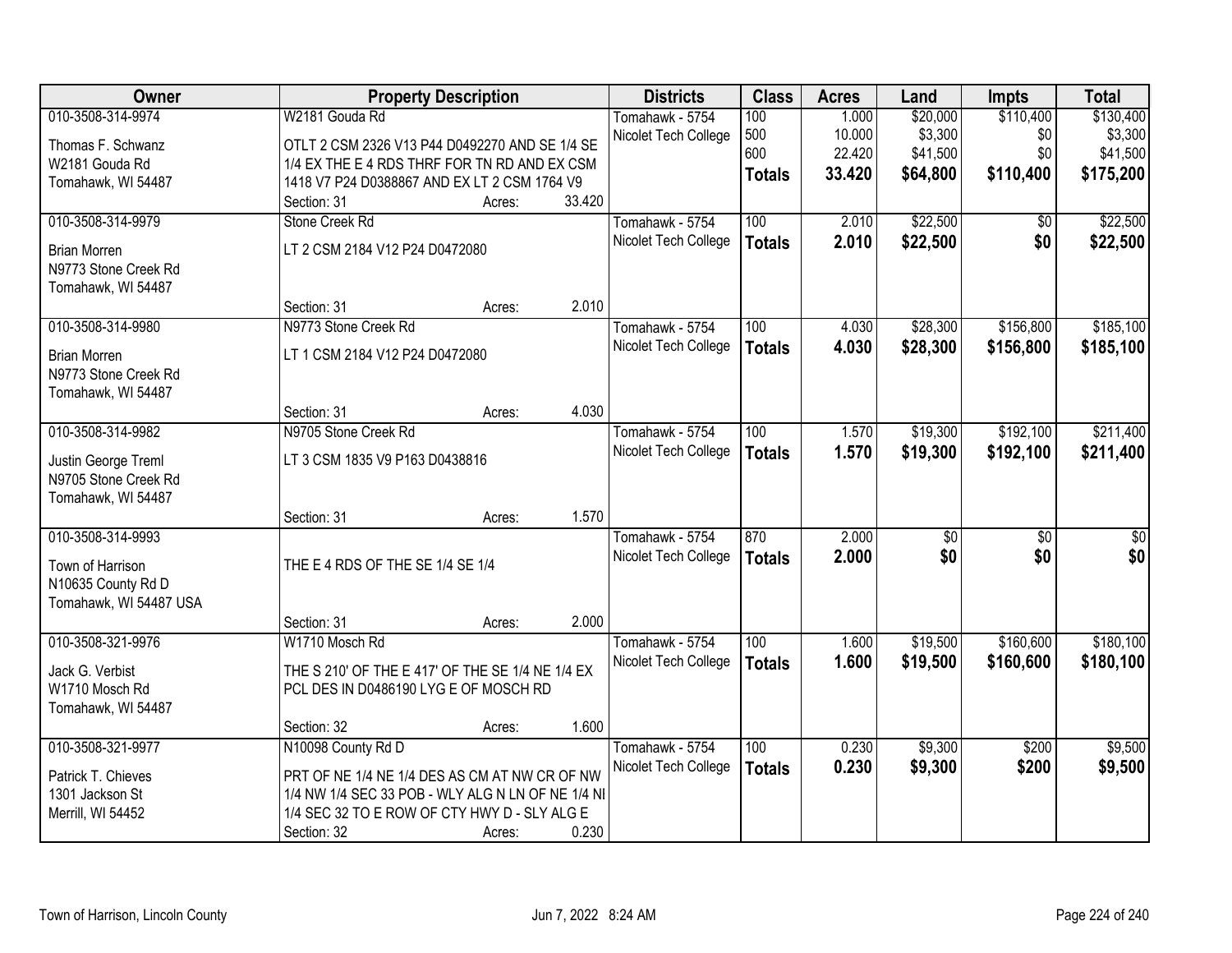| Owner | Property Description | Districts | Class | Acres | Land | Impts | Total |
|---|---|---|---|---|---|---|---|
| 010-3508-314-9974<br>Thomas F. Schwanz<br>W2181 Gouda Rd<br>Tomahawk, WI 54487 | W2181 Gouda Rd<br>OTLT 2 CSM 2326 V13 P44 D0492270 AND SE 1/4 SE 1/4 EX THE E 4 RDS THRF FOR TN RD AND EX CSM 1418 V7 P24 D0388867 AND EX LT 2 CSM 1764 V9<br>Section: 31 Acres: 33.420 | Tomahawk - 5754<br>Nicolet Tech College | 100<br>500<br>600<br>**Totals** | 1.000<br>10.000<br>22.420<br>**33.420** | $20,000<br>$3,300<br>$41,500<br>**$64,800** | $110,400<br>$0<br>$0<br>**$110,400** | $130,400<br>$3,300<br>$41,500<br>**$175,200** |
| 010-3508-314-9979<br>Brian Morren<br>N9773 Stone Creek Rd<br>Tomahawk, WI 54487 | Stone Creek Rd<br>LT 2 CSM 2184 V12 P24 D0472080<br>Section: 31 Acres: 2.010 | Tomahawk - 5754<br>Nicolet Tech College | 100<br>**Totals** | 2.010<br>**2.010** | $22,500<br>**$22,500** | $0<br>**$0** | $22,500<br>**$22,500** |
| 010-3508-314-9980<br>Brian Morren<br>N9773 Stone Creek Rd<br>Tomahawk, WI 54487 | N9773 Stone Creek Rd<br>LT 1 CSM 2184 V12 P24 D0472080<br>Section: 31 Acres: 4.030 | Tomahawk - 5754<br>Nicolet Tech College | 100<br>**Totals** | 4.030<br>**4.030** | $28,300<br>**$28,300** | $156,800<br>**$156,800** | $185,100<br>**$185,100** |
| 010-3508-314-9982<br>Justin George Treml<br>N9705 Stone Creek Rd<br>Tomahawk, WI 54487 | N9705 Stone Creek Rd<br>LT 3 CSM 1835 V9 P163 D0438816<br>Section: 31 Acres: 1.570 | Tomahawk - 5754<br>Nicolet Tech College | 100<br>**Totals** | 1.570<br>**1.570** | $19,300<br>**$19,300** | $192,100<br>**$192,100** | $211,400<br>**$211,400** |
| 010-3508-314-9993<br>Town of Harrison<br>N10635 County Rd D<br>Tomahawk, WI 54487 USA | THE E 4 RDS OF THE SE 1/4 SE 1/4<br>Section: 31 Acres: 2.000 | Tomahawk - 5754<br>Nicolet Tech College | 870<br>**Totals** | 2.000<br>**2.000** | $0<br>**$0** | $0<br>**$0** | $0<br>**$0** |
| 010-3508-321-9976<br>Jack G. Verbist<br>W1710 Mosch Rd<br>Tomahawk, WI 54487 | W1710 Mosch Rd<br>THE S 210' OF THE E 417' OF THE SE 1/4 NE 1/4 EX PCL DES IN D0486190 LYG E OF MOSCH RD<br>Section: 32 Acres: 1.600 | Tomahawk - 5754<br>Nicolet Tech College | 100<br>**Totals** | 1.600<br>**1.600** | $19,500<br>**$19,500** | $160,600<br>**$160,600** | $180,100<br>**$180,100** |
| 010-3508-321-9977<br>Patrick T. Chieves<br>1301 Jackson St<br>Merrill, WI 54452 | N10098 County Rd D<br>PRT OF NE 1/4 NE 1/4 DES AS CM AT NW CR OF NW 1/4 NW 1/4 SEC 33 POB - WLY ALG N LN OF NE 1/4 NI 1/4 SEC 32 TO E ROW OF CTY HWY D - SLY ALG E<br>Section: 32 Acres: 0.230 | Tomahawk - 5754<br>Nicolet Tech College | 100<br>**Totals** | 0.230<br>**0.230** | $9,300<br>**$9,300** | $200<br>**$200** | $9,500<br>**$9,500** |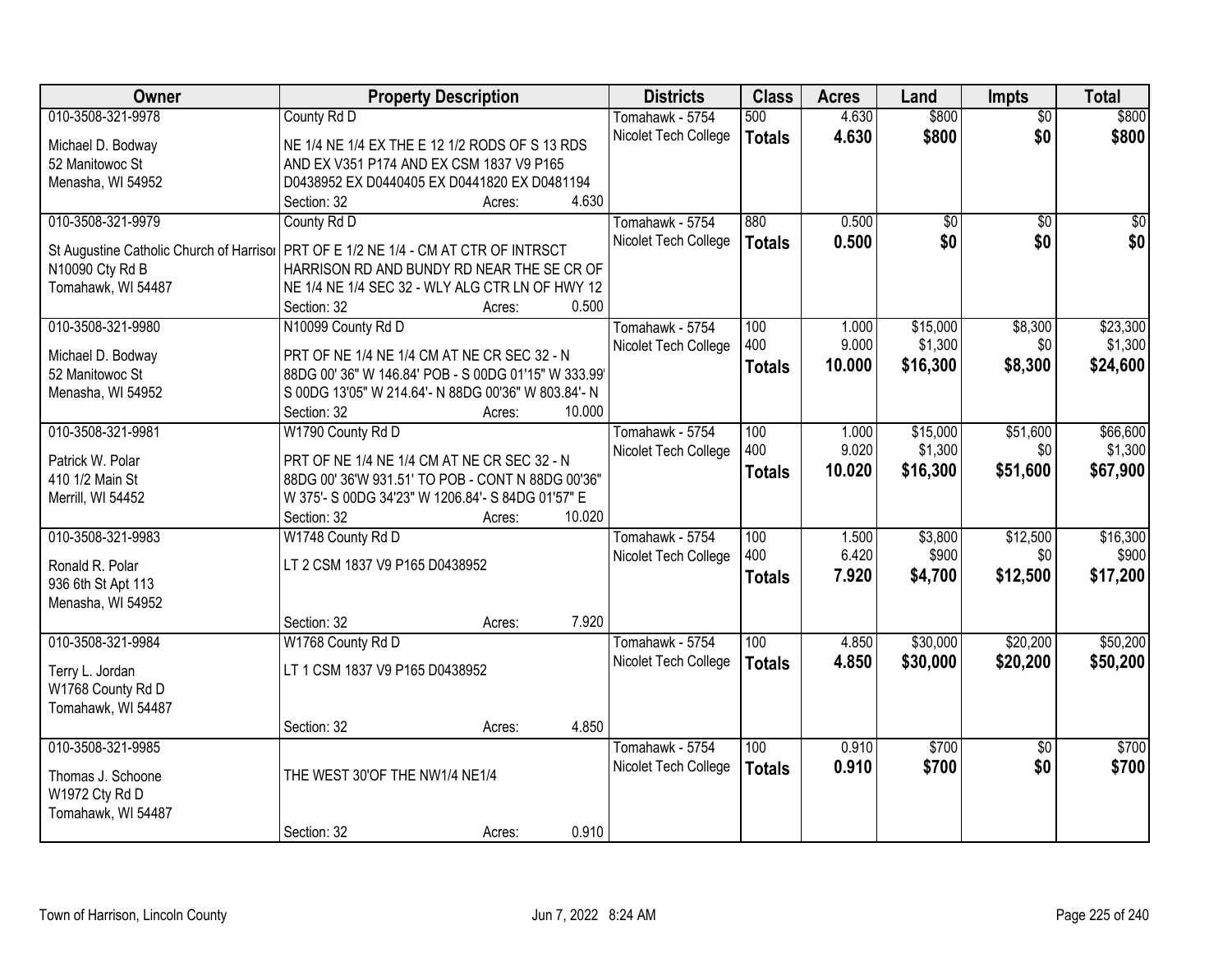| Owner | Property Description | Districts | Class | Acres | Land | Impts | Total |
|---|---|---|---|---|---|---|---|
| 010-3508-321-9978<br>Michael D. Bodway<br>52 Manitowoc St<br>Menasha, WI 54952 | County Rd D<br>NE 1/4 NE 1/4 EX THE E 12 1/2 RODS OF S 13 RDS AND EX V351 P174 AND EX CSM 1837 V9 P165 D0438952 EX D0440405 EX D0441820 EX D0481194<br>Section: 32 Acres: 4.630 | Tomahawk - 5754<br>Nicolet Tech College | 500<br>**Totals** | 4.630<br>**4.630** | $800<br>**$800** | $0<br>**$0** | $800<br>**$800** |
| 010-3508-321-9979<br>St Augustine Catholic Church of Harrison<br>N10090 Cty Rd B<br>Tomahawk, WI 54487 | County Rd D<br>PRT OF E 1/2 NE 1/4 - CM AT CTR OF INTRSCT HARRISON RD AND BUNDY RD NEAR THE SE CR OF NE 1/4 NE 1/4 SEC 32 - WLY ALG CTR LN OF HWY 12<br>Section: 32 Acres: 0.500 | Tomahawk - 5754<br>Nicolet Tech College | 880<br>**Totals** | 0.500<br>**0.500** | $0<br>**$0** | $0<br>**$0** | $0<br>**$0** |
| 010-3508-321-9980<br>Michael D. Bodway<br>52 Manitowoc St<br>Menasha, WI 54952 | N10099 County Rd D<br>PRT OF NE 1/4 NE 1/4 CM AT NE CR SEC 32 - N 88DG 00' 36" W 146.84' POB - S 00DG 01'15" W 333.99' S 00DG 13'05" W 214.64'- N 88DG 00'36" W 803.84'- N<br>Section: 32 Acres: 10.000 | Tomahawk - 5754<br>Nicolet Tech College | 100<br>400<br>**Totals** | 1.000<br>9.000<br>**10.000** | $15,000<br>$1,300<br>**$16,300** | $8,300<br>$0<br>**$8,300** | $23,300<br>$1,300<br>**$24,600** |
| 010-3508-321-9981<br>Patrick W. Polar<br>410 1/2 Main St<br>Merrill, WI 54452 | W1790 County Rd D<br>PRT OF NE 1/4 NE 1/4 CM AT NE CR SEC 32 - N 88DG 00' 36'W 931.51' TO POB - CONT N 88DG 00'36" W 375'- S 00DG 34'23" W 1206.84'- S 84DG 01'57" E<br>Section: 32 Acres: 10.020 | Tomahawk - 5754<br>Nicolet Tech College | 100<br>400<br>**Totals** | 1.000<br>9.020<br>**10.020** | $15,000<br>$1,300<br>**$16,300** | $51,600<br>$0<br>**$51,600** | $66,600<br>$1,300<br>**$67,900** |
| 010-3508-321-9983<br>Ronald R. Polar<br>936 6th St Apt 113<br>Menasha, WI 54952 | W1748 County Rd D<br>LT 2 CSM 1837 V9 P165 D0438952<br>Section: 32 Acres: 7.920 | Tomahawk - 5754<br>Nicolet Tech College | 100<br>400<br>**Totals** | 1.500<br>6.420<br>**7.920** | $3,800<br>$900<br>**$4,700** | $12,500<br>$0<br>**$12,500** | $16,300<br>$900<br>**$17,200** |
| 010-3508-321-9984<br>Terry L. Jordan<br>W1768 County Rd D<br>Tomahawk, WI 54487 | W1768 County Rd D<br>LT 1 CSM 1837 V9 P165 D0438952<br>Section: 32 Acres: 4.850 | Tomahawk - 5754<br>Nicolet Tech College | 100<br>**Totals** | 4.850<br>**4.850** | $30,000<br>**$30,000** | $20,200<br>**$20,200** | $50,200<br>**$50,200** |
| 010-3508-321-9985<br>Thomas J. Schoone<br>W1972 Cty Rd D<br>Tomahawk, WI 54487 | THE WEST 30'OF THE NW1/4 NE1/4<br>Section: 32 Acres: 0.910 | Tomahawk - 5754<br>Nicolet Tech College | 100<br>**Totals** | 0.910<br>**0.910** | $700<br>**$700** | $0<br>**$0** | $700<br>**$700** |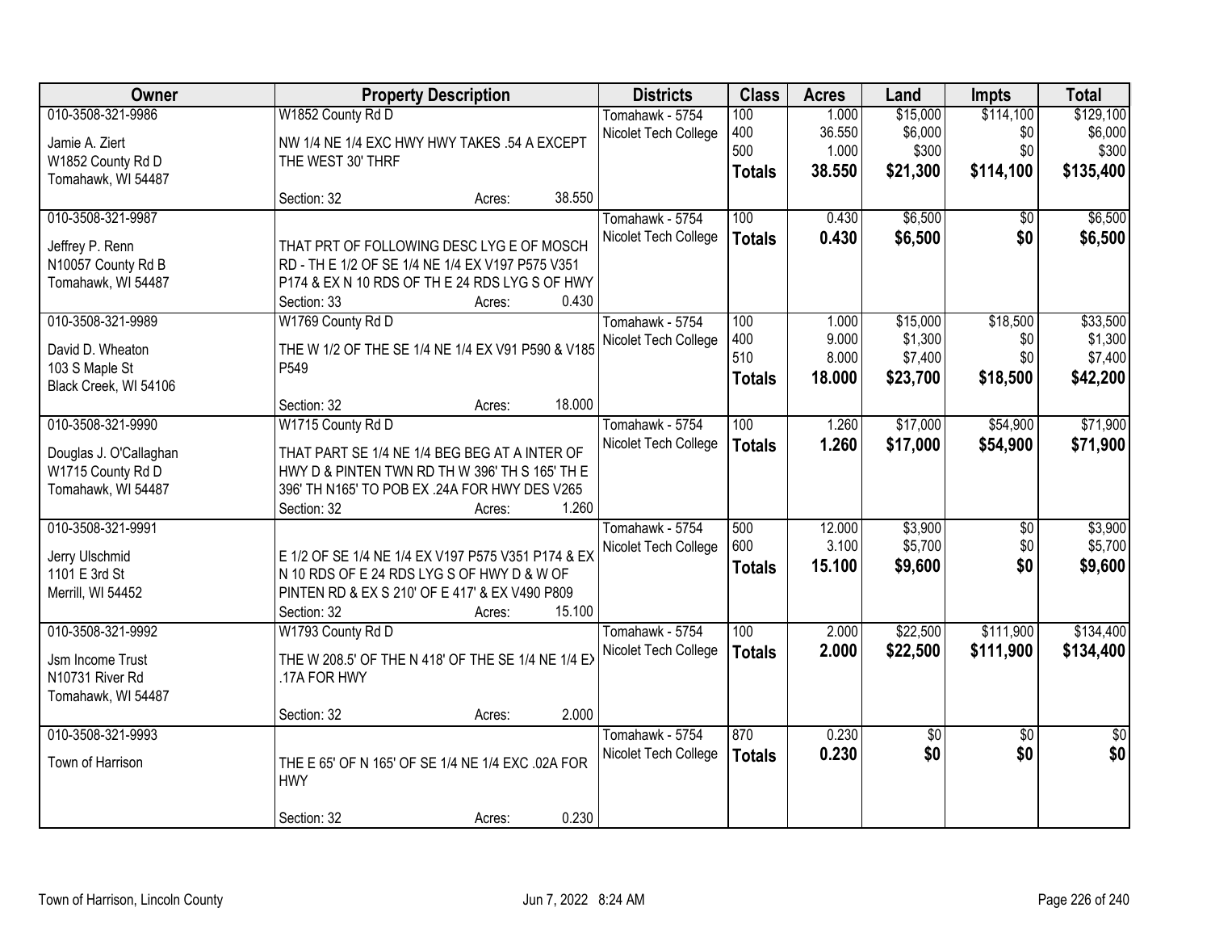| Owner | Property Description | Districts | Class | Acres | Land | Impts | Total |
|---|---|---|---|---|---|---|---|
| 010-3508-321-9986<br>Jamie A. Ziert<br>W1852 County Rd D<br>Tomahawk, WI 54487 | W1852 County Rd D<br>NW 1/4 NE 1/4 EXC HWY HWY TAKES .54 A EXCEPT THE WEST 30' THRF<br>Section: 32 Acres: 38.550 | Tomahawk - 5754<br>Nicolet Tech College | 100<br>400<br>500<br>**Totals** | 1.000<br>36.550<br>1.000<br>**38.550** | $15,000<br>$6,000<br>$300<br>**$21,300** | $114,100<br>$0<br>$0<br>**$114,100** | $129,100<br>$6,000<br>$300<br>**$135,400** |
| 010-3508-321-9987<br>Jeffrey P. Renn<br>N10057 County Rd B<br>Tomahawk, WI 54487 | THAT PRT OF FOLLOWING DESC LYG E OF MOSCH RD - TH E 1/2 OF SE 1/4 NE 1/4 EX V197 P575 V351 P174 & EX N 10 RDS OF TH E 24 RDS LYG S OF HWY<br>Section: 33 Acres: 0.430 | Tomahawk - 5754<br>Nicolet Tech College | 100<br>**Totals** | 0.430<br>**0.430** | $6,500<br>**$6,500** | $0<br>**$0** | $6,500<br>**$6,500** |
| 010-3508-321-9989<br>David D. Wheaton<br>103 S Maple St<br>Black Creek, WI 54106 | W1769 County Rd D<br>THE W 1/2 OF THE SE 1/4 NE 1/4 EX V91 P590 & V185 P549<br>Section: 32 Acres: 18.000 | Tomahawk - 5754<br>Nicolet Tech College | 100<br>400<br>510<br>**Totals** | 1.000<br>9.000<br>8.000<br>**18.000** | $15,000<br>$1,300<br>$7,400<br>**$23,700** | $18,500<br>$0<br>$0<br>**$18,500** | $33,500<br>$1,300<br>$7,400<br>**$42,200** |
| 010-3508-321-9990<br>Douglas J. O'Callaghan<br>W1715 County Rd D<br>Tomahawk, WI 54487 | W1715 County Rd D<br>THAT PART SE 1/4 NE 1/4 BEG BEG AT A INTER OF HWY D & PINTEN TWN RD TH W 396' TH S 165' TH E 396' TH N165' TO POB EX .24A FOR HWY DES V265<br>Section: 32 Acres: 1.260 | Tomahawk - 5754<br>Nicolet Tech College | 100<br>**Totals** | 1.260<br>**1.260** | $17,000<br>**$17,000** | $54,900<br>**$54,900** | $71,900<br>**$71,900** |
| 010-3508-321-9991<br>Jerry Ulschmid<br>1101 E 3rd St<br>Merrill, WI 54452 | E 1/2 OF SE 1/4 NE 1/4 EX V197 P575 V351 P174 & EX N 10 RDS OF E 24 RDS LYG S OF HWY D & W OF PINTEN RD & EX S 210' OF E 417' & EX V490 P809<br>Section: 32 Acres: 15.100 | Tomahawk - 5754<br>Nicolet Tech College | 500<br>600<br>**Totals** | 12.000<br>3.100<br>**15.100** | $3,900<br>$5,700<br>**$9,600** | $0<br>$0<br>**$0** | $3,900<br>$5,700<br>**$9,600** |
| 010-3508-321-9992<br>Jsm Income Trust<br>N10731 River Rd<br>Tomahawk, WI 54487 | W1793 County Rd D<br>THE W 208.5' OF THE N 418' OF THE SE 1/4 NE 1/4 EX .17A FOR HWY<br>Section: 32 Acres: 2.000 | Tomahawk - 5754<br>Nicolet Tech College | 100<br>**Totals** | 2.000<br>**2.000** | $22,500<br>**$22,500** | $111,900<br>**$111,900** | $134,400<br>**$134,400** |
| 010-3508-321-9993<br>Town of Harrison | THE E 65' OF N 165' OF SE 1/4 NE 1/4 EXC .02A FOR HWY<br>Section: 32 Acres: 0.230 | Tomahawk - 5754<br>Nicolet Tech College | 870<br>**Totals** | 0.230<br>**0.230** | $0<br>**$0** | $0<br>**$0** | $0<br>**$0** |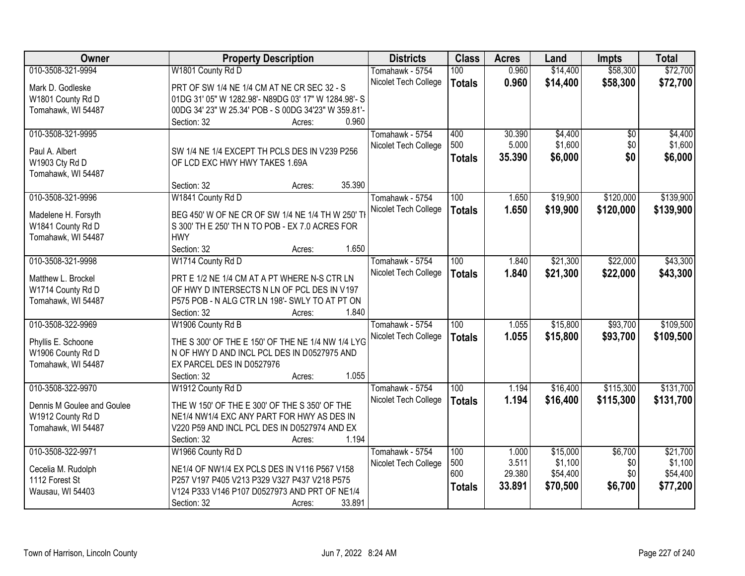| Owner | Property Description | Districts | Class | Acres | Land | Impts | Total |
|---|---|---|---|---|---|---|---|
| 010-3508-321-9994<br>Mark D. Godleske<br>W1801 County Rd D<br>Tomahawk, WI 54487 | W1801 County Rd D<br>PRT OF SW 1/4 NE 1/4 CM AT NE CR SEC 32 - S 01DG 31' 05" W 1282.98'- N89DG 03' 17" W 1284.98'- S 00DG 34' 23" W 25.34' POB - S 00DG 34'23" W 359.81'-<br>Section: 32 Acres: 0.960 | Tomahawk - 5754<br>Nicolet Tech College | 100<br>**Totals** | 0.960<br>**0.960** | $14,400<br>**$14,400** | $58,300<br>**$58,300** | $72,700<br>**$72,700** |
| 010-3508-321-9995<br>Paul A. Albert<br>W1903 Cty Rd D<br>Tomahawk, WI 54487 | SW 1/4 NE 1/4 EXCEPT TH PCLS DES IN V239 P256 OF LCD EXC HWY HWY TAKES 1.69A<br>Section: 32 Acres: 35.390 | Tomahawk - 5754<br>Nicolet Tech College | 400<br>500<br>**Totals** | 30.390<br>5.000<br>**35.390** | $4,400<br>$1,600<br>**$6,000** | $0<br>$0<br>**$0** | $4,400<br>$1,600<br>**$6,000** |
| 010-3508-321-9996<br>Madelene H. Forsyth<br>W1841 County Rd D<br>Tomahawk, WI 54487 | W1841 County Rd D<br>BEG 450' W OF NE CR OF SW 1/4 NE 1/4 TH W 250' TH S 300' TH E 250' TH N TO POB - EX 7.0 ACRES FOR HWY<br>Section: 32 Acres: 1.650 | Tomahawk - 5754<br>Nicolet Tech College | 100<br>**Totals** | 1.650<br>**1.650** | $19,900<br>**$19,900** | $120,000<br>**$120,000** | $139,900<br>**$139,900** |
| 010-3508-321-9998<br>Matthew L. Brockel<br>W1714 County Rd D<br>Tomahawk, WI 54487 | W1714 County Rd D<br>PRT E 1/2 NE 1/4 CM AT A PT WHERE N-S CTR LN OF HWY D INTERSECTS N LN OF PCL DES IN V197 P575 POB - N ALG CTR LN 198'- SWLY TO AT PT ON<br>Section: 32 Acres: 1.840 | Tomahawk - 5754<br>Nicolet Tech College | 100<br>**Totals** | 1.840<br>**1.840** | $21,300<br>**$21,300** | $22,000<br>**$22,000** | $43,300<br>**$43,300** |
| 010-3508-322-9969<br>Phyllis E. Schoone<br>W1906 County Rd D<br>Tomahawk, WI 54487 | W1906 County Rd B<br>THE S 300' OF THE E 150' OF THE NE 1/4 NW 1/4 LYG N OF HWY D AND INCL PCL DES IN D0527975 AND EX PARCEL DES IN D0527976<br>Section: 32 Acres: 1.055 | Tomahawk - 5754<br>Nicolet Tech College | 100<br>**Totals** | 1.055<br>**1.055** | $15,800<br>**$15,800** | $93,700<br>**$93,700** | $109,500<br>**$109,500** |
| 010-3508-322-9970<br>Dennis M Goulee and Goulee<br>W1912 County Rd D<br>Tomahawk, WI 54487 | W1912 County Rd D<br>THE W 150' OF THE E 300' OF THE S 350' OF THE NE1/4 NW1/4 EXC ANY PART FOR HWY AS DES IN V220 P59 AND INCL PCL DES IN D0527974 AND EX<br>Section: 32 Acres: 1.194 | Tomahawk - 5754<br>Nicolet Tech College | 100<br>**Totals** | 1.194<br>**1.194** | $16,400<br>**$16,400** | $115,300<br>**$115,300** | $131,700<br>**$131,700** |
| 010-3508-322-9971<br>Cecelia M. Rudolph<br>1112 Forest St<br>Wausau, WI 54403 | W1966 County Rd D<br>NE1/4 OF NW1/4 EX PCLS DES IN V116 P567 V158 P257 V197 P405 V213 P329 V327 P437 V218 P575 V124 P333 V146 P107 D0527973 AND PRT OF NE1/4<br>Section: 32 Acres: 33.891 | Tomahawk - 5754<br>Nicolet Tech College | 100<br>500<br>600<br>**Totals** | 1.000<br>3.511<br>29.380<br>**33.891** | $15,000<br>$1,100<br>$54,400<br>**$70,500** | $6,700<br>$0<br>$0<br>**$6,700** | $21,700<br>$1,100<br>$54,400<br>**$77,200** |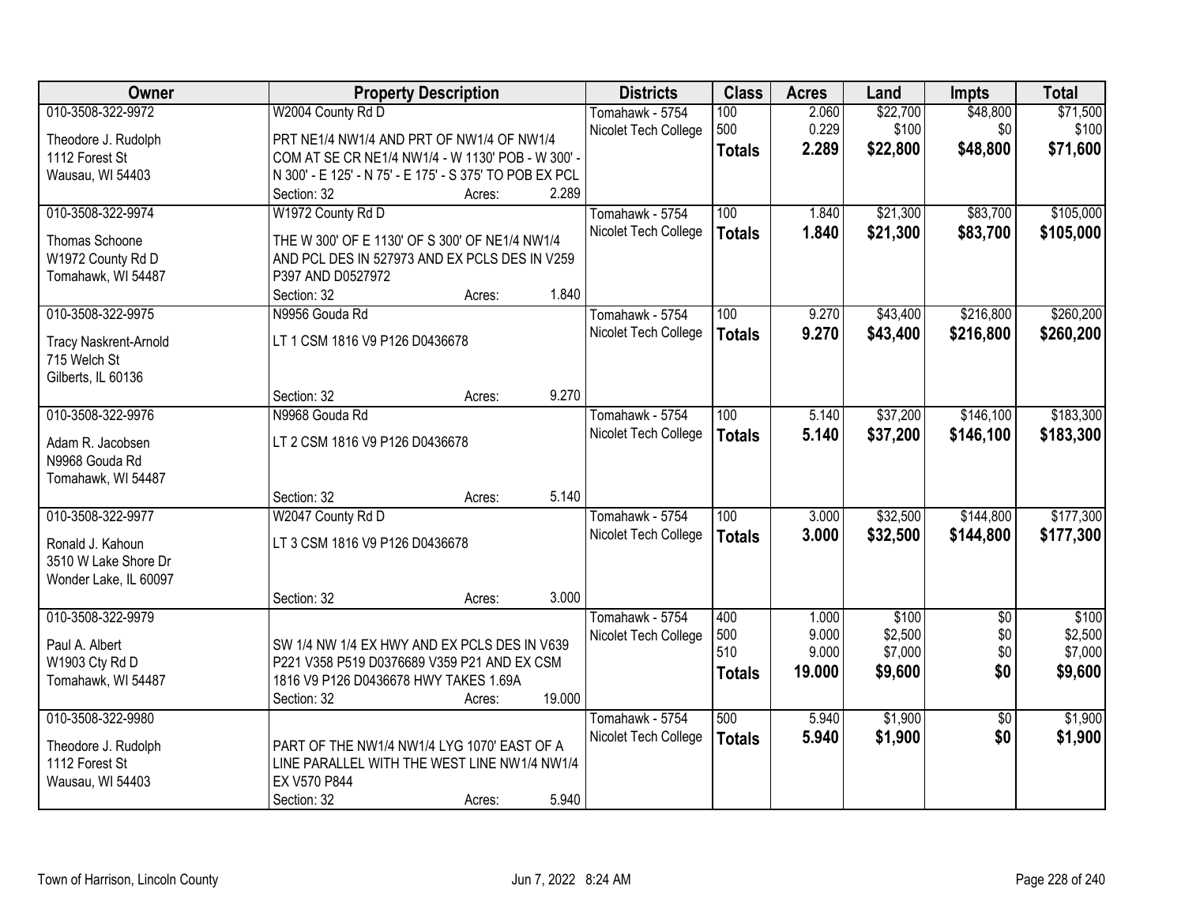| Owner | Property Description | Districts | Class | Acres | Land | Impts | Total |
|---|---|---|---|---|---|---|---|
| 010-3508-322-9972<br><br>Theodore J. Rudolph<br>1112 Forest St<br>Wausau, WI 54403 | W2004 County Rd D<br><br>PRT NE1/4 NW1/4 AND PRT OF NW1/4 OF NW1/4 COM AT SE CR NE1/4 NW1/4 - W 1130' POB - W 300' - N 300' - E 125' - N 75' - E 175' - S 375' TO POB EX PCL<br>Section: 32 Acres: 2.289 | Tomahawk - 5754<br>Nicolet Tech College | 100<br>500<br>**Totals** | 2.060<br>0.229<br>**2.289** | $22,700<br>$100<br>**$22,800** | $48,800<br>$0<br>**$48,800** | $71,500<br>$100<br>**$71,600** |
| 010-3508-322-9974<br><br>Thomas Schoone<br>W1972 County Rd D<br>Tomahawk, WI 54487 | W1972 County Rd D<br><br>THE W 300' OF E 1130' OF S 300' OF NE1/4 NW1/4 AND PCL DES IN 527973 AND EX PCLS DES IN V259 P397 AND D0527972<br>Section: 32 Acres: 1.840 | Tomahawk - 5754<br>Nicolet Tech College | 100<br>**Totals** | 1.840<br>**1.840** | $21,300<br>**$21,300** | $83,700<br>**$83,700** | $105,000<br>**$105,000** |
| 010-3508-322-9975<br><br>Tracy Naskrent-Arnold<br>715 Welch St<br>Gilberts, IL 60136 | N9956 Gouda Rd<br><br>LT 1 CSM 1816 V9 P126 D0436678<br><br>Section: 32 Acres: 9.270 | Tomahawk - 5754<br>Nicolet Tech College | 100<br>**Totals** | 9.270<br>**9.270** | $43,400<br>**$43,400** | $216,800<br>**$216,800** | $260,200<br>**$260,200** |
| 010-3508-322-9976<br><br>Adam R. Jacobsen<br>N9968 Gouda Rd<br>Tomahawk, WI 54487 | N9968 Gouda Rd<br><br>LT 2 CSM 1816 V9 P126 D0436678<br><br>Section: 32 Acres: 5.140 | Tomahawk - 5754<br>Nicolet Tech College | 100<br>**Totals** | 5.140<br>**5.140** | $37,200<br>**$37,200** | $146,100<br>**$146,100** | $183,300<br>**$183,300** |
| 010-3508-322-9977<br><br>Ronald J. Kahoun<br>3510 W Lake Shore Dr<br>Wonder Lake, IL 60097 | W2047 County Rd D<br><br>LT 3 CSM 1816 V9 P126 D0436678<br><br>Section: 32 Acres: 3.000 | Tomahawk - 5754<br>Nicolet Tech College | 100<br>**Totals** | 3.000<br>**3.000** | $32,500<br>**$32,500** | $144,800<br>**$144,800** | $177,300<br>**$177,300** |
| 010-3508-322-9979<br><br>Paul A. Albert<br>W1903 Cty Rd D<br>Tomahawk, WI 54487 | <br><br>SW 1/4 NW 1/4 EX HWY AND EX PCLS DES IN V639 P221 V358 P519 D0376689 V359 P21 AND EX CSM 1816 V9 P126 D0436678 HWY TAKES 1.69A<br>Section: 32 Acres: 19.000 | Tomahawk - 5754<br>Nicolet Tech College | 400<br>500<br>510<br>**Totals** | 1.000<br>9.000<br>9.000<br>**19.000** | $100<br>$2,500<br>$7,000<br>**$9,600** | $0<br>$0<br>$0<br>**$0** | $100<br>$2,500<br>$7,000<br>**$9,600** |
| 010-3508-322-9980<br><br>Theodore J. Rudolph<br>1112 Forest St<br>Wausau, WI 54403 | <br><br>PART OF THE NW1/4 NW1/4 LYG 1070' EAST OF A LINE PARALLEL WITH THE WEST LINE NW1/4 NW1/4 EX V570 P844<br>Section: 32 Acres: 5.940 | Tomahawk - 5754<br>Nicolet Tech College | 500<br>**Totals** | 5.940<br>**5.940** | $1,900<br>**$1,900** | $0<br>**$0** | $1,900<br>**$1,900** |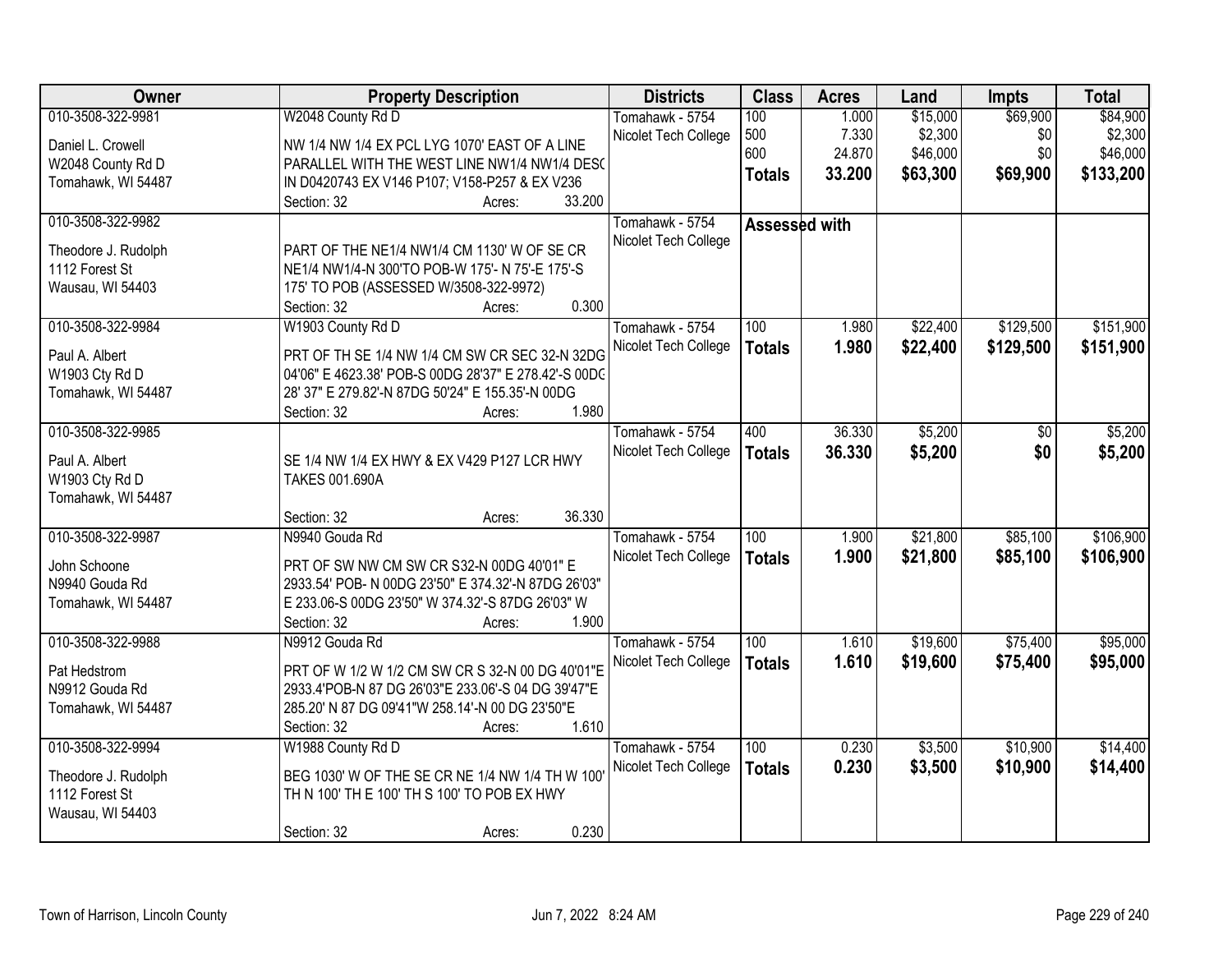| Owner | Property Description | Districts | Class | Acres | Land | Impts | Total |
|---|---|---|---|---|---|---|---|
| 010-3508-322-9981<br>Daniel L. Crowell<br>W2048 County Rd D<br>Tomahawk, WI 54487 | W2048 County Rd D<br>NW 1/4 NW 1/4 EX PCL LYG 1070' EAST OF A LINE PARALLEL WITH THE WEST LINE NW1/4 NW1/4 DESC IN D0420743 EX V146 P107; V158-P257 & EX V236<br>Section: 32 Acres: 33.200 | Tomahawk - 5754<br>Nicolet Tech College | 100<br>500<br>600<br>**Totals** | 1.000<br>7.330<br>24.870<br>**33.200** | $15,000<br>$2,300<br>$46,000<br>**$63,300** | $69,900<br>$0<br>$0<br>**$69,900** | $84,900<br>$2,300<br>$46,000<br>**$133,200** |
| 010-3508-322-9982<br>Theodore J. Rudolph<br>1112 Forest St<br>Wausau, WI 54403 | PART OF THE NE1/4 NW1/4 CM 1130' W OF SE CR NE1/4 NW1/4-N 300'TO POB-W 175'- N 75'-E 175'-S 175' TO POB (ASSESSED W/3508-322-9972)<br>Section: 32 Acres: 0.300 | Tomahawk - 5754<br>Nicolet Tech College | **Assessed with** | | | | |
| 010-3508-322-9984<br>Paul A. Albert<br>W1903 Cty Rd D<br>Tomahawk, WI 54487 | W1903 County Rd D<br>PRT OF TH SE 1/4 NW 1/4 CM SW CR SEC 32-N 32DG 04'06" E 4623.38' POB-S 00DG 28'37" E 278.42'-S 00DG 28' 37" E 279.82'-N 87DG 50'24" E 155.35'-N 00DG<br>Section: 32 Acres: 1.980 | Tomahawk - 5754<br>Nicolet Tech College | 100<br>**Totals** | 1.980<br>**1.980** | $22,400<br>**$22,400** | $129,500<br>**$129,500** | $151,900<br>**$151,900** |
| 010-3508-322-9985<br>Paul A. Albert<br>W1903 Cty Rd D<br>Tomahawk, WI 54487 | SE 1/4 NW 1/4 EX HWY & EX V429 P127 LCR HWY TAKES 001.690A<br>Section: 32 Acres: 36.330 | Tomahawk - 5754<br>Nicolet Tech College | 400<br>**Totals** | 36.330<br>**36.330** | $5,200<br>**$5,200** | $0<br>**$0** | $5,200<br>**$5,200** |
| 010-3508-322-9987<br>John Schoone<br>N9940 Gouda Rd<br>Tomahawk, WI 54487 | N9940 Gouda Rd<br>PRT OF SW NW CM SW CR S32-N 00DG 40'01" E 2933.54' POB- N 00DG 23'50" E 374.32'-N 87DG 26'03" E 233.06-S 00DG 23'50" W 374.32'-S 87DG 26'03" W<br>Section: 32 Acres: 1.900 | Tomahawk - 5754<br>Nicolet Tech College | 100<br>**Totals** | 1.900<br>**1.900** | $21,800<br>**$21,800** | $85,100<br>**$85,100** | $106,900<br>**$106,900** |
| 010-3508-322-9988<br>Pat Hedstrom<br>N9912 Gouda Rd<br>Tomahawk, WI 54487 | N9912 Gouda Rd<br>PRT OF W 1/2 W 1/2 CM SW CR S 32-N 00 DG 40'01"E 2933.4'POB-N 87 DG 26'03"E 233.06'-S 04 DG 39'47"E 285.20' N 87 DG 09'41"W 258.14'-N 00 DG 23'50"E<br>Section: 32 Acres: 1.610 | Tomahawk - 5754<br>Nicolet Tech College | 100<br>**Totals** | 1.610<br>**1.610** | $19,600<br>**$19,600** | $75,400<br>**$75,400** | $95,000<br>**$95,000** |
| 010-3508-322-9994<br>Theodore J. Rudolph<br>1112 Forest St<br>Wausau, WI 54403 | W1988 County Rd D<br>BEG 1030' W OF THE SE CR NE 1/4 NW 1/4 TH W 100' TH N 100' TH E 100' TH S 100' TO POB EX HWY<br>Section: 32 Acres: 0.230 | Tomahawk - 5754<br>Nicolet Tech College | 100<br>**Totals** | 0.230<br>**0.230** | $3,500<br>**$3,500** | $10,900<br>**$10,900** | $14,400<br>**$14,400** |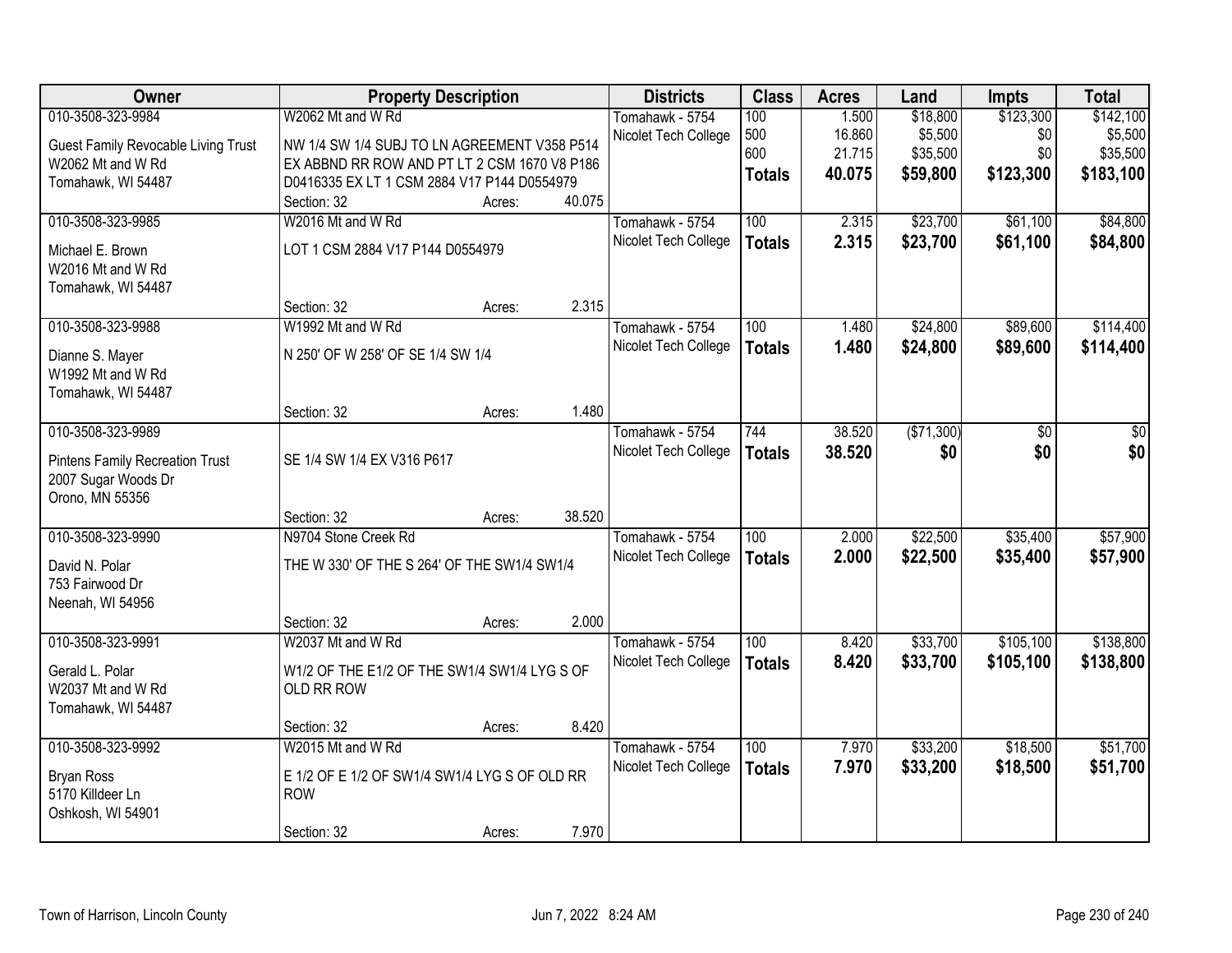| Owner | Property Description | Districts | Class | Acres | Land | Impts | Total |
|---|---|---|---|---|---|---|---|
| 010-3508-323-9984<br>Guest Family Revocable Living Trust<br>W2062 Mt and W Rd<br>Tomahawk, WI 54487 | W2062 Mt and W Rd<br>NW 1/4 SW 1/4 SUBJ TO LN AGREEMENT V358 P514 EX ABBND RR ROW AND PT LT 2 CSM 1670 V8 P186 D0416335 EX LT 1 CSM 2884 V17 P144 D0554979<br>Section: 32 Acres: 40.075 | Tomahawk - 5754<br>Nicolet Tech College | 100<br>500<br>600<br>**Totals** | 1.500<br>16.860<br>21.715<br>**40.075** | $18,800<br>$5,500<br>$35,500<br>**$59,800** | $123,300<br>$0<br>$0<br>**$123,300** | $142,100<br>$5,500<br>$35,500<br>**$183,100** |
| 010-3508-323-9985<br>Michael E. Brown<br>W2016 Mt and W Rd<br>Tomahawk, WI 54487 | W2016 Mt and W Rd<br>LOT 1 CSM 2884 V17 P144 D0554979<br>Section: 32 Acres: 2.315 | Tomahawk - 5754<br>Nicolet Tech College | 100<br>**Totals** | 2.315<br>**2.315** | $23,700<br>**$23,700** | $61,100<br>**$61,100** | $84,800<br>**$84,800** |
| 010-3508-323-9988<br>Dianne S. Mayer<br>W1992 Mt and W Rd<br>Tomahawk, WI 54487 | W1992 Mt and W Rd<br>N 250' OF W 258' OF SE 1/4 SW 1/4<br>Section: 32 Acres: 1.480 | Tomahawk - 5754<br>Nicolet Tech College | 100<br>**Totals** | 1.480<br>**1.480** | $24,800<br>**$24,800** | $89,600<br>**$89,600** | $114,400<br>**$114,400** |
| 010-3508-323-9989<br>Pintens Family Recreation Trust<br>2007 Sugar Woods Dr<br>Orono, MN 55356 | SE 1/4 SW 1/4 EX V316 P617<br>Section: 32 Acres: 38.520 | Tomahawk - 5754<br>Nicolet Tech College | 744<br>**Totals** | 38.520<br>**38.520** | ($71,300)<br>**$0** | $0<br>**$0** | $0<br>**$0** |
| 010-3508-323-9990<br>David N. Polar<br>753 Fairwood Dr<br>Neenah, WI 54956 | N9704 Stone Creek Rd<br>THE W 330' OF THE S 264' OF THE SW1/4 SW1/4<br>Section: 32 Acres: 2.000 | Tomahawk - 5754<br>Nicolet Tech College | 100<br>**Totals** | 2.000<br>**2.000** | $22,500<br>**$22,500** | $35,400<br>**$35,400** | $57,900<br>**$57,900** |
| 010-3508-323-9991<br>Gerald L. Polar<br>W2037 Mt and W Rd<br>Tomahawk, WI 54487 | W2037 Mt and W Rd<br>W1/2 OF THE E1/2 OF THE SW1/4 SW1/4 LYG S OF OLD RR ROW<br>Section: 32 Acres: 8.420 | Tomahawk - 5754<br>Nicolet Tech College | 100<br>**Totals** | 8.420<br>**8.420** | $33,700<br>**$33,700** | $105,100<br>**$105,100** | $138,800<br>**$138,800** |
| 010-3508-323-9992<br>Bryan Ross<br>5170 Killdeer Ln<br>Oshkosh, WI 54901 | W2015 Mt and W Rd<br>E 1/2 OF E 1/2 OF SW1/4 SW1/4 LYG S OF OLD RR ROW<br>Section: 32 Acres: 7.970 | Tomahawk - 5754<br>Nicolet Tech College | 100<br>**Totals** | 7.970<br>**7.970** | $33,200<br>**$33,200** | $18,500<br>**$18,500** | $51,700<br>**$51,700** |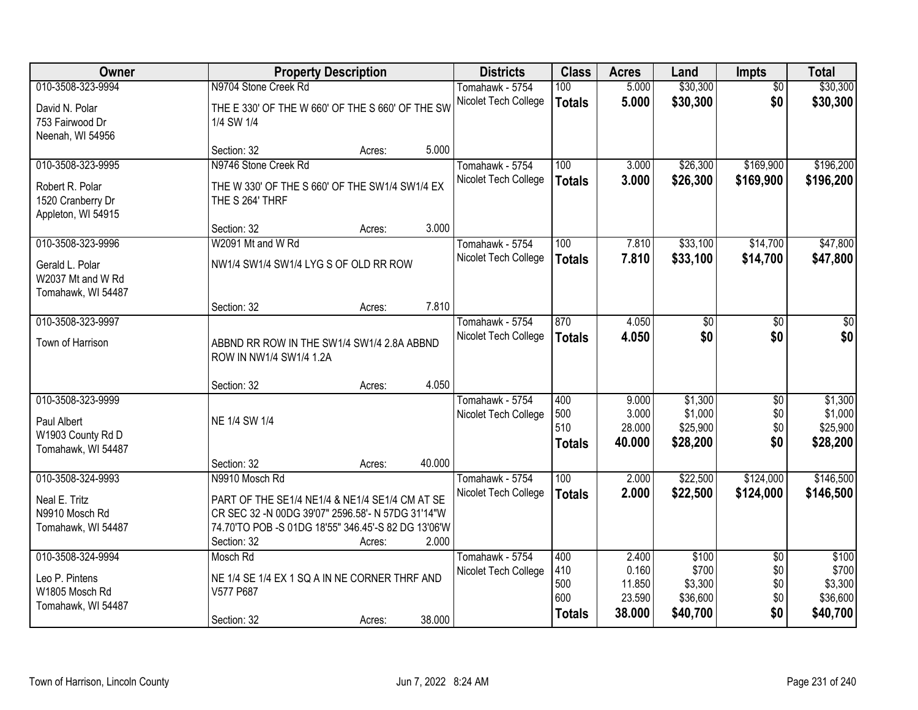| Owner | Property Description | Districts | Class | Acres | Land | Impts | Total |
|---|---|---|---|---|---|---|---|
| 010-3508-323-9994<br>David N. Polar<br>753 Fairwood Dr<br>Neenah, WI 54956 | N9704 Stone Creek Rd<br>THE E 330' OF THE W 660' OF THE S 660' OF THE SW 1/4 SW 1/4<br>Section: 32 Acres: 5.000 | Tomahawk - 5754<br>Nicolet Tech College | 100<br>**Totals** | 5.000<br>**5.000** | $30,300<br>**$30,300** | $0<br>**$0** | $30,300<br>**$30,300** |
| 010-3508-323-9995<br>Robert R. Polar<br>1520 Cranberry Dr<br>Appleton, WI 54915 | N9746 Stone Creek Rd<br>THE W 330' OF THE S 660' OF THE SW1/4 SW1/4 EX THE S 264' THRF<br>Section: 32 Acres: 3.000 | Tomahawk - 5754<br>Nicolet Tech College | 100<br>**Totals** | 3.000<br>**3.000** | $26,300<br>**$26,300** | $169,900<br>**$169,900** | $196,200<br>**$196,200** |
| 010-3508-323-9996<br>Gerald L. Polar<br>W2037 Mt and W Rd<br>Tomahawk, WI 54487 | W2091 Mt and W Rd<br>NW1/4 SW1/4 SW1/4 LYG S OF OLD RR ROW<br>Section: 32 Acres: 7.810 | Tomahawk - 5754<br>Nicolet Tech College | 100<br>**Totals** | 7.810<br>**7.810** | $33,100<br>**$33,100** | $14,700<br>**$14,700** | $47,800<br>**$47,800** |
| 010-3508-323-9997<br>Town of Harrison | ABBND RR ROW IN THE SW1/4 SW1/4 2.8A ABBND ROW IN NW1/4 SW1/4 1.2A<br>Section: 32 Acres: 4.050 | Tomahawk - 5754<br>Nicolet Tech College | 870<br>**Totals** | 4.050<br>**4.050** | $0<br>**$0** | $0<br>**$0** | $0<br>**$0** |
| 010-3508-323-9999<br>Paul Albert<br>W1903 County Rd D<br>Tomahawk, WI 54487 | NE 1/4 SW 1/4<br>Section: 32 Acres: 40.000 | Tomahawk - 5754<br>Nicolet Tech College | 400<br>500<br>510<br>**Totals** | 9.000<br>3.000<br>28.000<br>**40.000** | $1,300<br>$1,000<br>$25,900<br>**$28,200** | $0<br>$0<br>$0<br>**$0** | $1,300<br>$1,000<br>$25,900<br>**$28,200** |
| 010-3508-324-9993<br>Neal E. Tritz<br>N9910 Mosch Rd<br>Tomahawk, WI 54487 | N9910 Mosch Rd<br>PART OF THE SE1/4 NE1/4 & NE1/4 SE1/4 CM AT SE CR SEC 32 -N 00DG 39'07" 2596.58'- N 57DG 31'14"W 74.70'TO POB -S 01DG 18'55" 346.45'-S 82 DG 13'06'W<br>Section: 32 Acres: 2.000 | Tomahawk - 5754<br>Nicolet Tech College | 100<br>**Totals** | 2.000<br>**2.000** | $22,500<br>**$22,500** | $124,000<br>**$124,000** | $146,500<br>**$146,500** |
| 010-3508-324-9994<br>Leo P. Pintens<br>W1805 Mosch Rd<br>Tomahawk, WI 54487 | Mosch Rd<br>NE 1/4 SE 1/4 EX 1 SQ A IN NE CORNER THRF AND V577 P687<br>Section: 32 Acres: 38.000 | Tomahawk - 5754<br>Nicolet Tech College | 400<br>410<br>500<br>600<br>**Totals** | 2.400<br>0.160<br>11.850<br>23.590<br>**38.000** | $100<br>$700<br>$3,300<br>$36,600<br>**$40,700** | $0<br>$0<br>$0<br>$0<br>**$0** | $100<br>$700<br>$3,300<br>$36,600<br>**$40,700** |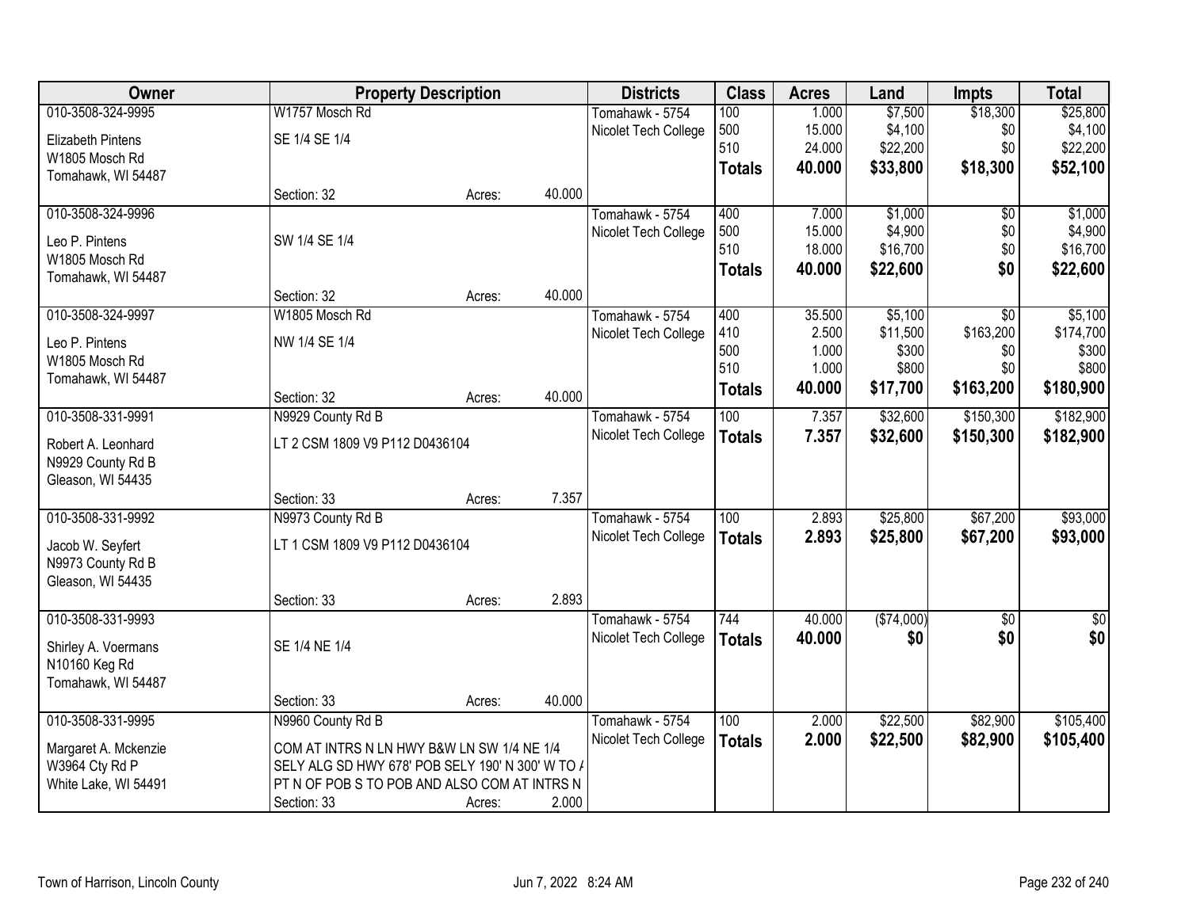| Owner | Property Description | | | Districts | Class | Acres | Land | Impts | Total |
|---|---|---|---|---|---|---|---|---|---|
| 010-3508-324-9995 | W1757 Mosch Rd | | | Tomahawk - 5754 | 100 | 1.000 | $7,500 | $18,300 | $25,800 |
| Elizabeth Pintens | SE 1/4 SE 1/4 | | | Nicolet Tech College | 500 | 15.000 | $4,100 | $0 | $4,100 |
| W1805 Mosch Rd | | | | | 510 | 24.000 | $22,200 | $0 | $22,200 |
| Tomahawk, WI 54487 | | | | | **Totals** | **40.000** | **$33,800** | **$18,300** | **$52,100** |
| | Section: 32 | Acres: | 40.000 | | | | | | |
| 010-3508-324-9996 | | | | Tomahawk - 5754 | 400 | 7.000 | $1,000 | $0 | $1,000 |
| Leo P. Pintens | SW 1/4 SE 1/4 | | | Nicolet Tech College | 500 | 15.000 | $4,900 | $0 | $4,900 |
| W1805 Mosch Rd | | | | | 510 | 18.000 | $16,700 | $0 | $16,700 |
| Tomahawk, WI 54487 | | | | | **Totals** | **40.000** | **$22,600** | **$0** | **$22,600** |
| | Section: 32 | Acres: | 40.000 | | | | | | |
| 010-3508-324-9997 | W1805 Mosch Rd | | | Tomahawk - 5754 | 400 | 35.500 | $5,100 | $0 | $5,100 |
| Leo P. Pintens | NW 1/4 SE 1/4 | | | Nicolet Tech College | 410 | 2.500 | $11,500 | $163,200 | $174,700 |
| W1805 Mosch Rd | | | | | 500 | 1.000 | $300 | $0 | $300 |
| Tomahawk, WI 54487 | | | | | 510 | 1.000 | $800 | $0 | $800 |
| | Section: 32 | Acres: | 40.000 | | **Totals** | **40.000** | **$17,700** | **$163,200** | **$180,900** |
| 010-3508-331-9991 | N9929 County Rd B | | | Tomahawk - 5754 | 100 | 7.357 | $32,600 | $150,300 | $182,900 |
| Robert A. Leonhard | LT 2 CSM 1809 V9 P112 D0436104 | | | Nicolet Tech College | **Totals** | **7.357** | **$32,600** | **$150,300** | **$182,900** |
| N9929 County Rd B | | | | | | | | | |
| Gleason, WI 54435 | | | | | | | | | |
| | Section: 33 | Acres: | 7.357 | | | | | | |
| 010-3508-331-9992 | N9973 County Rd B | | | Tomahawk - 5754 | 100 | 2.893 | $25,800 | $67,200 | $93,000 |
| Jacob W. Seyfert | LT 1 CSM 1809 V9 P112 D0436104 | | | Nicolet Tech College | **Totals** | **2.893** | **$25,800** | **$67,200** | **$93,000** |
| N9973 County Rd B | | | | | | | | | |
| Gleason, WI 54435 | | | | | | | | | |
| | Section: 33 | Acres: | 2.893 | | | | | | |
| 010-3508-331-9993 | | | | Tomahawk - 5754 | 744 | 40.000 | ($74,000) | $0 | $0 |
| Shirley A. Voermans | SE 1/4 NE 1/4 | | | Nicolet Tech College | **Totals** | **40.000** | **$0** | **$0** | **$0** |
| N10160 Keg Rd | | | | | | | | | |
| Tomahawk, WI 54487 | | | | | | | | | |
| | Section: 33 | Acres: | 40.000 | | | | | | |
| 010-3508-331-9995 | N9960 County Rd B | | | Tomahawk - 5754 | 100 | 2.000 | $22,500 | $82,900 | $105,400 |
| Margaret A. Mckenzie | COM AT INTRS N LN HWY B&W LN SW 1/4 NE 1/4 | | | Nicolet Tech College | **Totals** | **2.000** | **$22,500** | **$82,900** | **$105,400** |
| W3964 Cty Rd P | SELY ALG SD HWY 678' POB SELY 190' N 300' W TO A | | | | | | | | |
| White Lake, WI 54491 | PT N OF POB S TO POB AND ALSO COM AT INTRS N | | | | | | | | |
| | Section: 33 | Acres: | 2.000 | | | | | | |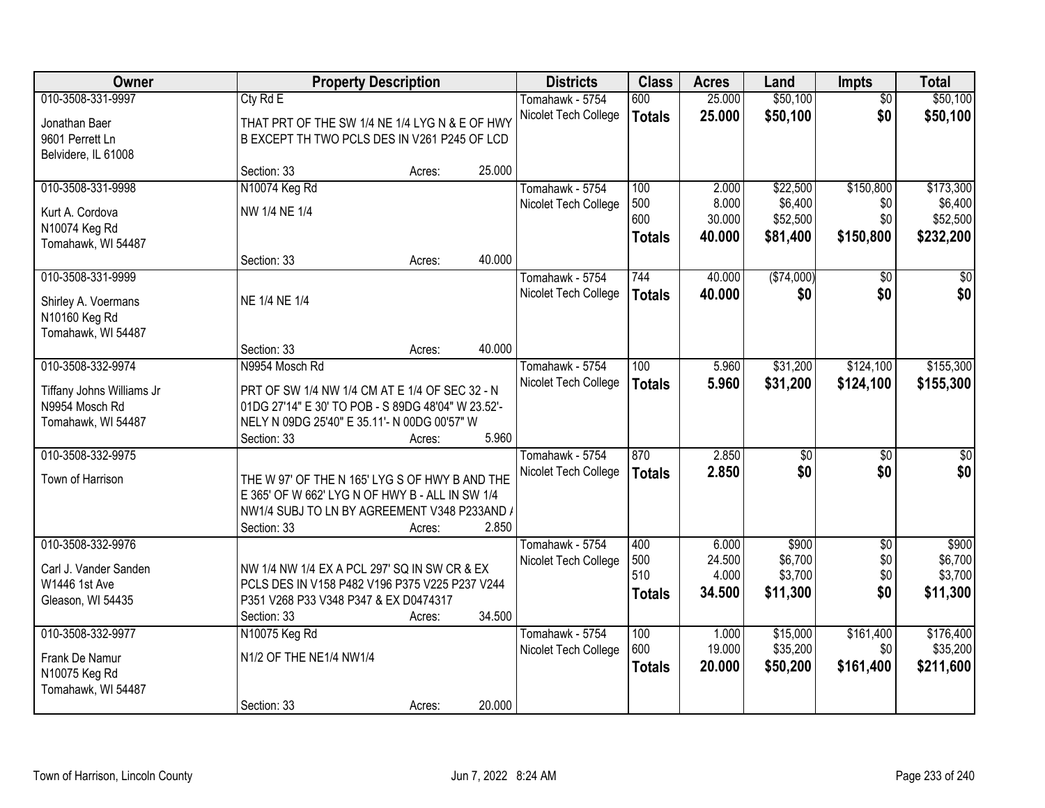| Owner | Property Description | Districts | Class | Acres | Land | Impts | Total |
|---|---|---|---|---|---|---|---|
| 010-3508-331-9997<br>Jonathan Baer<br>9601 Perrett Ln<br>Belvidere, IL 61008 | Cty Rd E<br>THAT PRT OF THE SW 1/4 NE 1/4 LYG N & E OF HWY B EXCEPT TH TWO PCLS DES IN V261 P245 OF LCD<br>Section: 33 Acres: 25.000 | Tomahawk - 5754<br>Nicolet Tech College | 600<br>**Totals** | 25.000<br>**25.000** | $50,100<br>**$50,100** | $0<br>**$0** | $50,100<br>**$50,100** |
| 010-3508-331-9998<br>Kurt A. Cordova<br>N10074 Keg Rd<br>Tomahawk, WI 54487 | N10074 Keg Rd<br>NW 1/4 NE 1/4<br>Section: 33 Acres: 40.000 | Tomahawk - 5754<br>Nicolet Tech College | 100<br>500<br>600<br>**Totals** | 2.000<br>8.000<br>30.000<br>**40.000** | $22,500<br>$6,400<br>$52,500<br>**$81,400** | $150,800<br>$0<br>$0<br>**$150,800** | $173,300<br>$6,400<br>$52,500<br>**$232,200** |
| 010-3508-331-9999<br>Shirley A. Voermans<br>N10160 Keg Rd<br>Tomahawk, WI 54487 | NE 1/4 NE 1/4<br>Section: 33 Acres: 40.000 | Tomahawk - 5754<br>Nicolet Tech College | 744<br>**Totals** | 40.000<br>**40.000** | ($74,000)<br>**$0** | $0<br>**$0** | $0<br>**$0** |
| 010-3508-332-9974<br>Tiffany Johns Williams Jr<br>N9954 Mosch Rd<br>Tomahawk, WI 54487 | N9954 Mosch Rd<br>PRT OF SW 1/4 NW 1/4 CM AT E 1/4 OF SEC 32 - N 01DG 27'14" E 30' TO POB - S 89DG 48'04" W 23.52'- NELY N 09DG 25'40" E 35.11'- N 00DG 00'57" W<br>Section: 33 Acres: 5.960 | Tomahawk - 5754<br>Nicolet Tech College | 100<br>**Totals** | 5.960<br>**5.960** | $31,200<br>**$31,200** | $124,100<br>**$124,100** | $155,300<br>**$155,300** |
| 010-3508-332-9975<br>Town of Harrison | THE W 97' OF THE N 165' LYG S OF HWY B AND THE E 365' OF W 662' LYG N OF HWY B - ALL IN SW 1/4 NW1/4 SUBJ TO LN BY AGREEMENT V348 P233AND /<br>Section: 33 Acres: 2.850 | Tomahawk - 5754<br>Nicolet Tech College | 870<br>**Totals** | 2.850<br>**2.850** | $0<br>**$0** | $0<br>**$0** | $0<br>**$0** |
| 010-3508-332-9976<br>Carl J. Vander Sanden<br>W1446 1st Ave<br>Gleason, WI 54435 | NW 1/4 NW 1/4 EX A PCL 297' SQ IN SW CR & EX PCLS DES IN V158 P482 V196 P375 V225 P237 V244 P351 V268 P33 V348 P347 & EX D0474317<br>Section: 33 Acres: 34.500 | Tomahawk - 5754<br>Nicolet Tech College | 400<br>500<br>510<br>**Totals** | 6.000<br>24.500<br>4.000<br>**34.500** | $900<br>$6,700<br>$3,700<br>**$11,300** | $0<br>$0<br>$0<br>**$0** | $900<br>$6,700<br>$3,700<br>**$11,300** |
| 010-3508-332-9977<br>Frank De Namur<br>N10075 Keg Rd<br>Tomahawk, WI 54487 | N10075 Keg Rd<br>N1/2 OF THE NE1/4 NW1/4<br>Section: 33 Acres: 20.000 | Tomahawk - 5754<br>Nicolet Tech College | 100<br>600<br>**Totals** | 1.000<br>19.000<br>**20.000** | $15,000<br>$35,200<br>**$50,200** | $161,400<br>$0<br>**$161,400** | $176,400<br>$35,200<br>**$211,600** |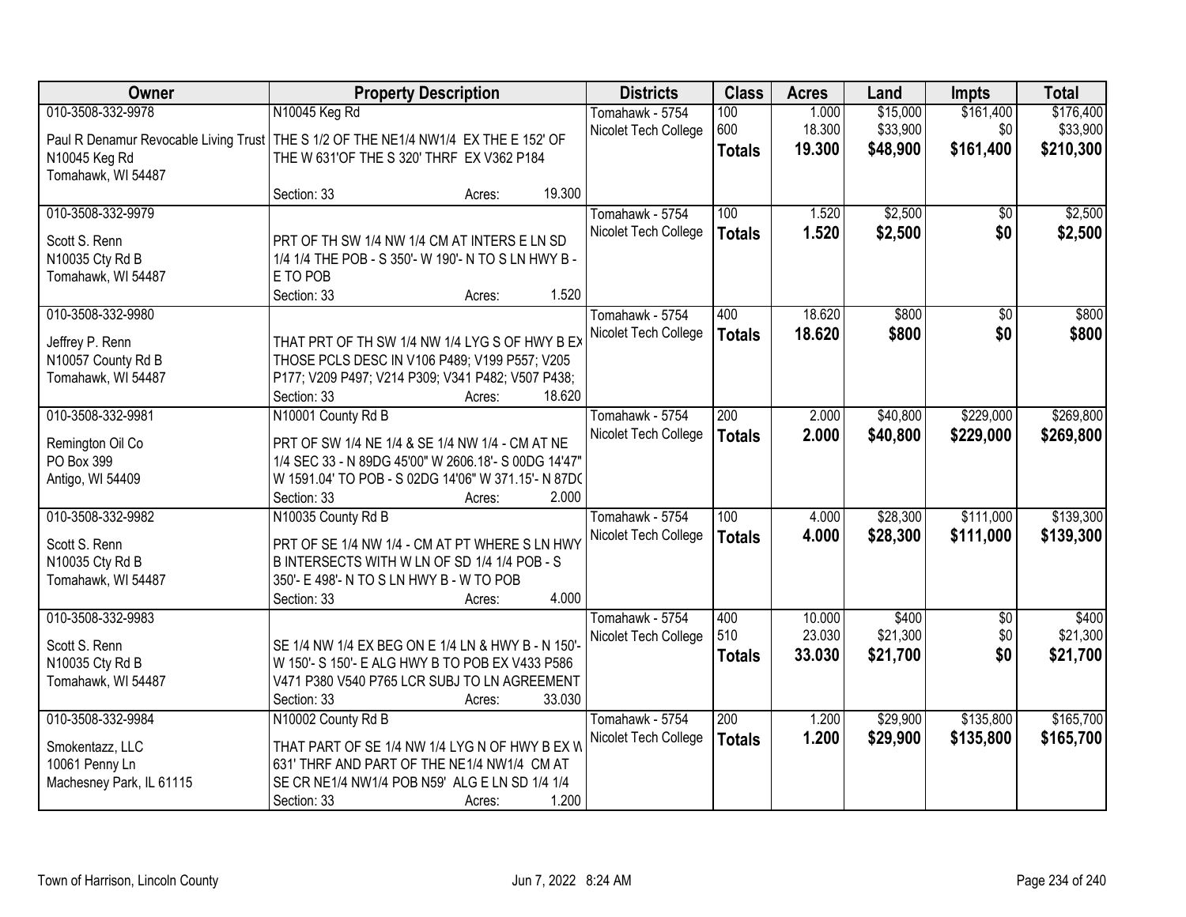| Owner | Property Description | Districts | Class | Acres | Land | Impts | Total |
|---|---|---|---|---|---|---|---|
| 010-3508-332-9978<br>Paul R Denamur Revocable Living Trust<br>N10045 Keg Rd<br>Tomahawk, WI 54487 | N10045 Keg Rd<br>THE S 1/2 OF THE NE1/4 NW1/4 EX THE E 152' OF THE W 631'OF THE S 320' THRF EX V362 P184<br>Section: 33 Acres: 19.300 | Tomahawk - 5754<br>Nicolet Tech College | 100<br>600<br>**Totals** | 1.000<br>18.300<br>**19.300** | $15,000<br>$33,900<br>**$48,900** | $161,400<br>$0<br>**$161,400** | $176,400<br>$33,900<br>**$210,300** |
| 010-3508-332-9979<br>Scott S. Renn<br>N10035 Cty Rd B<br>Tomahawk, WI 54487 | PRT OF TH SW 1/4 NW 1/4 CM AT INTERS E LN SD 1/4 1/4 THE POB - S 350'- W 190'- N TO S LN HWY B - E TO POB<br>Section: 33 Acres: 1.520 | Tomahawk - 5754<br>Nicolet Tech College | 100<br>**Totals** | 1.520<br>**1.520** | $2,500<br>**$2,500** | $0<br>**$0** | $2,500<br>**$2,500** |
| 010-3508-332-9980<br>Jeffrey P. Renn<br>N10057 County Rd B<br>Tomahawk, WI 54487 | THAT PRT OF TH SW 1/4 NW 1/4 LYG S OF HWY B EX THOSE PCLS DESC IN V106 P489; V199 P557; V205 P177; V209 P497; V214 P309; V341 P482; V507 P438;<br>Section: 33 Acres: 18.620 | Tomahawk - 5754<br>Nicolet Tech College | 400<br>**Totals** | 18.620<br>**18.620** | $800<br>**$800** | $0<br>**$0** | $800<br>**$800** |
| 010-3508-332-9981<br>Remington Oil Co<br>PO Box 399<br>Antigo, WI 54409 | N10001 County Rd B<br>PRT OF SW 1/4 NE 1/4 & SE 1/4 NW 1/4 - CM AT NE 1/4 SEC 33 - N 89DG 45'00" W 2606.18'- S 00DG 14'47" W 1591.04' TO POB - S 02DG 14'06" W 371.15'- N 87DG<br>Section: 33 Acres: 2.000 | Tomahawk - 5754<br>Nicolet Tech College | 200<br>**Totals** | 2.000<br>**2.000** | $40,800<br>**$40,800** | $229,000<br>**$229,000** | $269,800<br>**$269,800** |
| 010-3508-332-9982<br>Scott S. Renn<br>N10035 Cty Rd B<br>Tomahawk, WI 54487 | N10035 County Rd B<br>PRT OF SE 1/4 NW 1/4 - CM AT PT WHERE S LN HWY B INTERSECTS WITH W LN OF SD 1/4 1/4 POB - S 350'- E 498'- N TO S LN HWY B - W TO POB<br>Section: 33 Acres: 4.000 | Tomahawk - 5754<br>Nicolet Tech College | 100<br>**Totals** | 4.000<br>**4.000** | $28,300<br>**$28,300** | $111,000<br>**$111,000** | $139,300<br>**$139,300** |
| 010-3508-332-9983<br>Scott S. Renn<br>N10035 Cty Rd B<br>Tomahawk, WI 54487 | SE 1/4 NW 1/4 EX BEG ON E 1/4 LN & HWY B - N 150'- W 150'- S 150'- E ALG HWY B TO POB EX V433 P586 V471 P380 V540 P765 LCR SUBJ TO LN AGREEMENT<br>Section: 33 Acres: 33.030 | Tomahawk - 5754<br>Nicolet Tech College | 400<br>510<br>**Totals** | 10.000<br>23.030<br>**33.030** | $400<br>$21,300<br>**$21,700** | $0<br>$0<br>**$0** | $400<br>$21,300<br>**$21,700** |
| 010-3508-332-9984<br>Smokentazz, LLC<br>10061 Penny Ln<br>Machesney Park, IL 61115 | N10002 County Rd B<br>THAT PART OF SE 1/4 NW 1/4 LYG N OF HWY B EX W 631' THRF AND PART OF THE NE1/4 NW1/4 CM AT SE CR NE1/4 NW1/4 POB N59' ALG E LN SD 1/4 1/4<br>Section: 33 Acres: 1.200 | Tomahawk - 5754<br>Nicolet Tech College | 200<br>**Totals** | 1.200<br>**1.200** | $29,900<br>**$29,900** | $135,800<br>**$135,800** | $165,700<br>**$165,700** |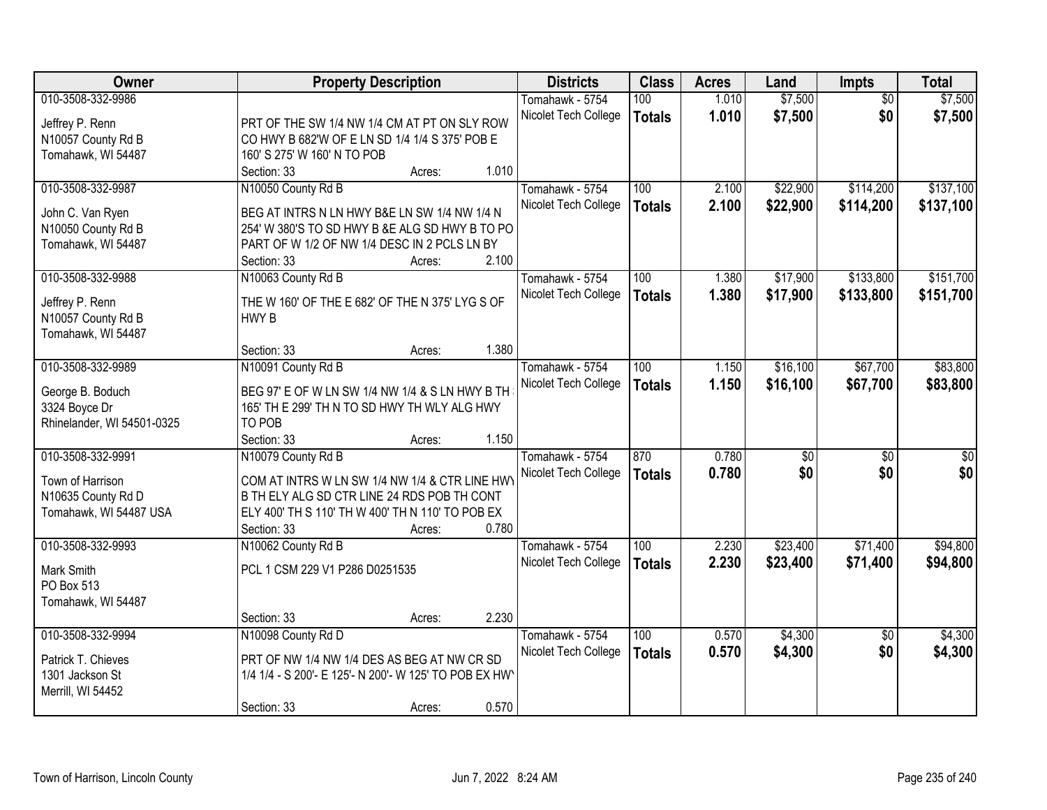| Owner | Property Description | Districts | Class | Acres | Land | Impts | Total |
|---|---|---|---|---|---|---|---|
| 010-3508-332-9986<br>Jeffrey P. Renn<br>N10057 County Rd B<br>Tomahawk, WI 54487 | PRT OF THE SW 1/4 NW 1/4 CM AT PT ON SLY ROW CO HWY B 682'W OF E LN SD 1/4 1/4 S 375' POB E 160' S 275' W 160' N TO POB<br>Section: 33 Acres: 1.010 | Tomahawk - 5754<br>Nicolet Tech College | 100<br>**Totals** | 1.010<br>**1.010** | $7,500<br>**$7,500** | $0<br>**$0** | $7,500<br>**$7,500** |
| 010-3508-332-9987<br>John C. Van Ryen<br>N10050 County Rd B<br>Tomahawk, WI 54487 | N10050 County Rd B<br>BEG AT INTRS N LN HWY B&E LN SW 1/4 NW 1/4 N 254' W 380'S TO SD HWY B &E ALG SD HWY B TO PO PART OF W 1/2 OF NW 1/4 DESC IN 2 PCLS LN BY<br>Section: 33 Acres: 2.100 | Tomahawk - 5754<br>Nicolet Tech College | 100<br>**Totals** | 2.100<br>**2.100** | $22,900<br>**$22,900** | $114,200<br>**$114,200** | $137,100<br>**$137,100** |
| 010-3508-332-9988<br>Jeffrey P. Renn<br>N10057 County Rd B<br>Tomahawk, WI 54487 | N10063 County Rd B<br>THE W 160' OF THE E 682' OF THE N 375' LYG S OF HWY B<br>Section: 33 Acres: 1.380 | Tomahawk - 5754<br>Nicolet Tech College | 100<br>**Totals** | 1.380<br>**1.380** | $17,900<br>**$17,900** | $133,800<br>**$133,800** | $151,700<br>**$151,700** |
| 010-3508-332-9989<br>George B. Boduch<br>3324 Boyce Dr<br>Rhinelander, WI 54501-0325 | N10091 County Rd B<br>BEG 97' E OF W LN SW 1/4 NW 1/4 & S LN HWY B TH 165' TH E 299' TH N TO SD HWY TH WLY ALG HWY TO POB<br>Section: 33 Acres: 1.150 | Tomahawk - 5754<br>Nicolet Tech College | 100<br>**Totals** | 1.150<br>**1.150** | $16,100<br>**$16,100** | $67,700<br>**$67,700** | $83,800<br>**$83,800** |
| 010-3508-332-9991<br>Town of Harrison<br>N10635 County Rd D<br>Tomahawk, WI 54487 USA | N10079 County Rd B<br>COM AT INTRS W LN SW 1/4 NW 1/4 & CTR LINE HWY B TH ELY ALG SD CTR LINE 24 RDS POB TH CONT ELY 400' TH S 110' TH W 400' TH N 110' TO POB EX<br>Section: 33 Acres: 0.780 | Tomahawk - 5754<br>Nicolet Tech College | 870<br>**Totals** | 0.780<br>**0.780** | $0<br>**$0** | $0<br>**$0** | $0<br>**$0** |
| 010-3508-332-9993<br>Mark Smith<br>PO Box 513<br>Tomahawk, WI 54487 | N10062 County Rd B<br>PCL 1 CSM 229 V1 P286 D0251535<br>Section: 33 Acres: 2.230 | Tomahawk - 5754<br>Nicolet Tech College | 100<br>**Totals** | 2.230<br>**2.230** | $23,400<br>**$23,400** | $71,400<br>**$71,400** | $94,800<br>**$94,800** |
| 010-3508-332-9994<br>Patrick T. Chieves<br>1301 Jackson St<br>Merrill, WI 54452 | N10098 County Rd D<br>PRT OF NW 1/4 NW 1/4 DES AS BEG AT NW CR SD 1/4 1/4 - S 200'- E 125'- N 200'- W 125' TO POB EX HWY<br>Section: 33 Acres: 0.570 | Tomahawk - 5754<br>Nicolet Tech College | 100<br>**Totals** | 0.570<br>**0.570** | $4,300<br>**$4,300** | $0<br>**$0** | $4,300<br>**$4,300** |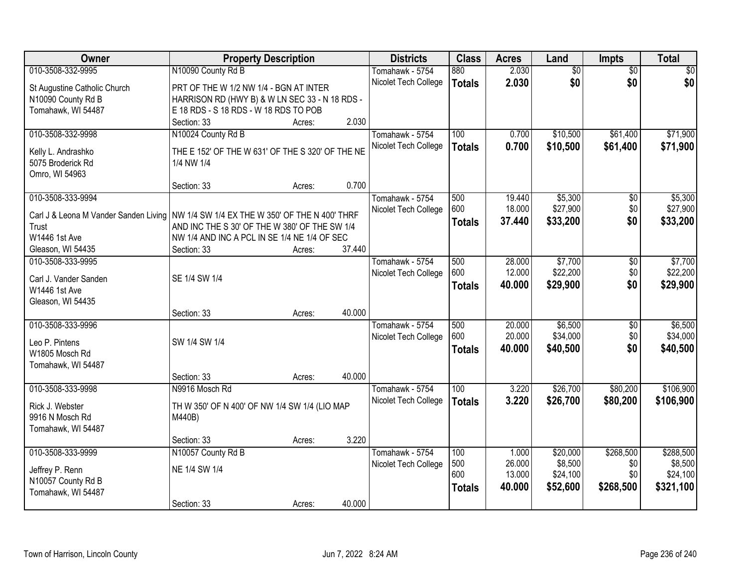| Owner | Property Description | Districts | Class | Acres | Land | Impts | Total |
|---|---|---|---|---|---|---|---|
| 010-3508-332-9995 | N10090 County Rd B | Tomahawk - 5754 | 880 | 2.030 | $0 | $0 | $0 |
| St Augustine Catholic Church<br>N10090 County Rd B<br>Tomahawk, WI 54487 | PRT OF THE W 1/2 NW 1/4 - BGN AT INTER HARRISON RD (HWY B) & W LN SEC 33 - N 18 RDS - E 18 RDS - S 18 RDS - W 18 RDS TO POB<br>Section: 33 Acres: 2.030 | Nicolet Tech College | **Totals** | **2.030** | **$0** | **$0** | **$0** |
| 010-3508-332-9998 | N10024 County Rd B | Tomahawk - 5754 | 100 | 0.700 | $10,500 | $61,400 | $71,900 |
| Kelly L. Andrashko<br>5075 Broderick Rd<br>Omro, WI 54963 | THE E 152' OF THE W 631' OF THE S 320' OF THE NE 1/4 NW 1/4<br>Section: 33 Acres: 0.700 | Nicolet Tech College | **Totals** | **0.700** | **$10,500** | **$61,400** | **$71,900** |
| 010-3508-333-9994 | | Tomahawk - 5754 | 500 | 19.440 | $5,300 | $0 | $5,300 |
| Carl J & Leona M Vander Sanden Living Trust<br>W1446 1st Ave<br>Gleason, WI 54435 | NW 1/4 SW 1/4 EX THE W 350' OF THE N 400' THRF AND INC THE S 30' OF THE W 380' OF THE SW 1/4 NW 1/4 AND INC A PCL IN SE 1/4 NE 1/4 OF SEC<br>Section: 33 Acres: 37.440 | Nicolet Tech College | 600 | 18.000 | $27,900 | $0 | $27,900 |
| | | | **Totals** | **37.440** | **$33,200** | **$0** | **$33,200** |
| 010-3508-333-9995 | | Tomahawk - 5754 | 500 | 28.000 | $7,700 | $0 | $7,700 |
| Carl J. Vander Sanden<br>W1446 1st Ave<br>Gleason, WI 54435 | SE 1/4 SW 1/4<br>Section: 33 Acres: 40.000 | Nicolet Tech College | 600 | 12.000 | $22,200 | $0 | $22,200 |
| | | | **Totals** | **40.000** | **$29,900** | **$0** | **$29,900** |
| 010-3508-333-9996 | | Tomahawk - 5754 | 500 | 20.000 | $6,500 | $0 | $6,500 |
| Leo P. Pintens<br>W1805 Mosch Rd<br>Tomahawk, WI 54487 | SW 1/4 SW 1/4<br>Section: 33 Acres: 40.000 | Nicolet Tech College | 600 | 20.000 | $34,000 | $0 | $34,000 |
| | | | **Totals** | **40.000** | **$40,500** | **$0** | **$40,500** |
| 010-3508-333-9998 | N9916 Mosch Rd | Tomahawk - 5754 | 100 | 3.220 | $26,700 | $80,200 | $106,900 |
| Rick J. Webster<br>9916 N Mosch Rd<br>Tomahawk, WI 54487 | TH W 350' OF N 400' OF NW 1/4 SW 1/4 (LIO MAP M440B)<br>Section: 33 Acres: 3.220 | Nicolet Tech College | **Totals** | **3.220** | **$26,700** | **$80,200** | **$106,900** |
| 010-3508-333-9999 | N10057 County Rd B | Tomahawk - 5754 | 100 | 1.000 | $20,000 | $268,500 | $288,500 |
| Jeffrey P. Renn<br>N10057 County Rd B<br>Tomahawk, WI 54487 | NE 1/4 SW 1/4<br>Section: 33 Acres: 40.000 | Nicolet Tech College | 500 | 26.000 | $8,500 | $0 | $8,500 |
| | | | 600 | 13.000 | $24,100 | $0 | $24,100 |
| | | | **Totals** | **40.000** | **$52,600** | **$268,500** | **$321,100** |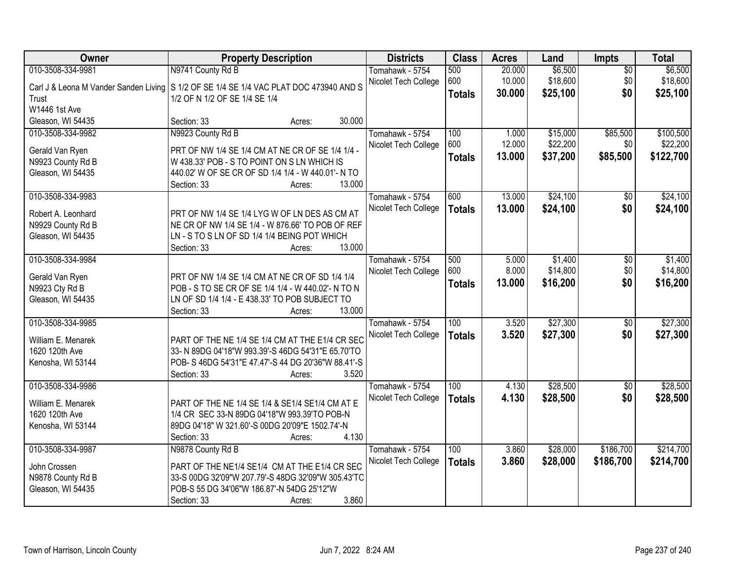| Owner | Property Description | Districts | Class | Acres | Land | Impts | Total |
|---|---|---|---|---|---|---|---|
| 010-3508-334-9981<br>Carl J & Leona M Vander Sanden Living Trust<br>W1446 1st Ave<br>Gleason, WI 54435 | N9741 County Rd B<br>S 1/2 OF SE 1/4 SE 1/4 VAC PLAT DOC 473940 AND S 1/2 OF N 1/2 OF SE 1/4 SE 1/4<br>Section: 33 Acres: 30.000 | Tomahawk - 5754<br>Nicolet Tech College | 500<br>600<br>**Totals** | 20.000<br>10.000<br>**30.000** | $6,500<br>$18,600<br>**$25,100** | $0<br>$0<br>**$0** | $6,500<br>$18,600<br>**$25,100** |
| 010-3508-334-9982<br>Gerald Van Ryen<br>N9923 County Rd B<br>Gleason, WI 54435 | N9923 County Rd B<br>PRT OF NW 1/4 SE 1/4 CM AT NE CR OF SE 1/4 1/4 - W 438.33' POB - S TO POINT ON S LN WHICH IS 440.02' W OF SE CR OF SD 1/4 1/4 - W 440.01'- N TO<br>Section: 33 Acres: 13.000 | Tomahawk - 5754<br>Nicolet Tech College | 100<br>600<br>**Totals** | 1.000<br>12.000<br>**13.000** | $15,000<br>$22,200<br>**$37,200** | $85,500<br>$0<br>**$85,500** | $100,500<br>$22,200<br>**$122,700** |
| 010-3508-334-9983<br>Robert A. Leonhard<br>N9929 County Rd B<br>Gleason, WI 54435 | PRT OF NW 1/4 SE 1/4 LYG W OF LN DES AS CM AT NE CR OF NW 1/4 SE 1/4 - W 876.66' TO POB OF REF LN - S TO S LN OF SD 1/4 1/4 BEING POT WHICH<br>Section: 33 Acres: 13.000 | Tomahawk - 5754<br>Nicolet Tech College | 600<br>**Totals** | 13.000<br>**13.000** | $24,100<br>**$24,100** | $0<br>**$0** | $24,100<br>**$24,100** |
| 010-3508-334-9984<br>Gerald Van Ryen<br>N9923 Cty Rd B<br>Gleason, WI 54435 | PRT OF NW 1/4 SE 1/4 CM AT NE CR OF SD 1/4 1/4 POB - S TO SE CR OF SE 1/4 1/4 - W 440.02'- N TO N LN OF SD 1/4 1/4 - E 438.33' TO POB SUBJECT TO<br>Section: 33 Acres: 13.000 | Tomahawk - 5754<br>Nicolet Tech College | 500<br>600<br>**Totals** | 5.000<br>8.000<br>**13.000** | $1,400<br>$14,800<br>**$16,200** | $0<br>$0<br>**$0** | $1,400<br>$14,800<br>**$16,200** |
| 010-3508-334-9985<br>William E. Menarek<br>1620 120th Ave<br>Kenosha, WI 53144 | PART OF THE NE 1/4 SE 1/4 CM AT THE E1/4 CR SEC 33- N 89DG 04'18"W 993.39'-S 46DG 54'31"E 65.70'TO POB- S 46DG 54'31"E 47.47'-S 44 DG 20'36"W 88.41'-S<br>Section: 33 Acres: 3.520 | Tomahawk - 5754<br>Nicolet Tech College | 100<br>**Totals** | 3.520<br>**3.520** | $27,300<br>**$27,300** | $0<br>**$0** | $27,300<br>**$27,300** |
| 010-3508-334-9986<br>William E. Menarek<br>1620 120th Ave<br>Kenosha, WI 53144 | PART OF THE NE 1/4 SE 1/4 & SE1/4 SE1/4 CM AT E 1/4 CR SEC 33-N 89DG 04'18"W 993.39'TO POB-N 89DG 04'18" W 321.60'-S 00DG 20'09"E 1502.74'-N<br>Section: 33 Acres: 4.130 | Tomahawk - 5754<br>Nicolet Tech College | 100<br>**Totals** | 4.130<br>**4.130** | $28,500<br>**$28,500** | $0<br>**$0** | $28,500<br>**$28,500** |
| 010-3508-334-9987<br>John Crossen<br>N9878 County Rd B<br>Gleason, WI 54435 | N9878 County Rd B<br>PART OF THE NE1/4 SE1/4 CM AT THE E1/4 CR SEC 33-S 00DG 32'09"W 207.79'-S 48DG 32'09"W 305.43'TO POB-S 55 DG 34'06"W 186.87'-N 54DG 25'12"W<br>Section: 33 Acres: 3.860 | Tomahawk - 5754<br>Nicolet Tech College | 100<br>**Totals** | 3.860<br>**3.860** | $28,000<br>**$28,000** | $186,700<br>**$186,700** | $214,700<br>**$214,700** |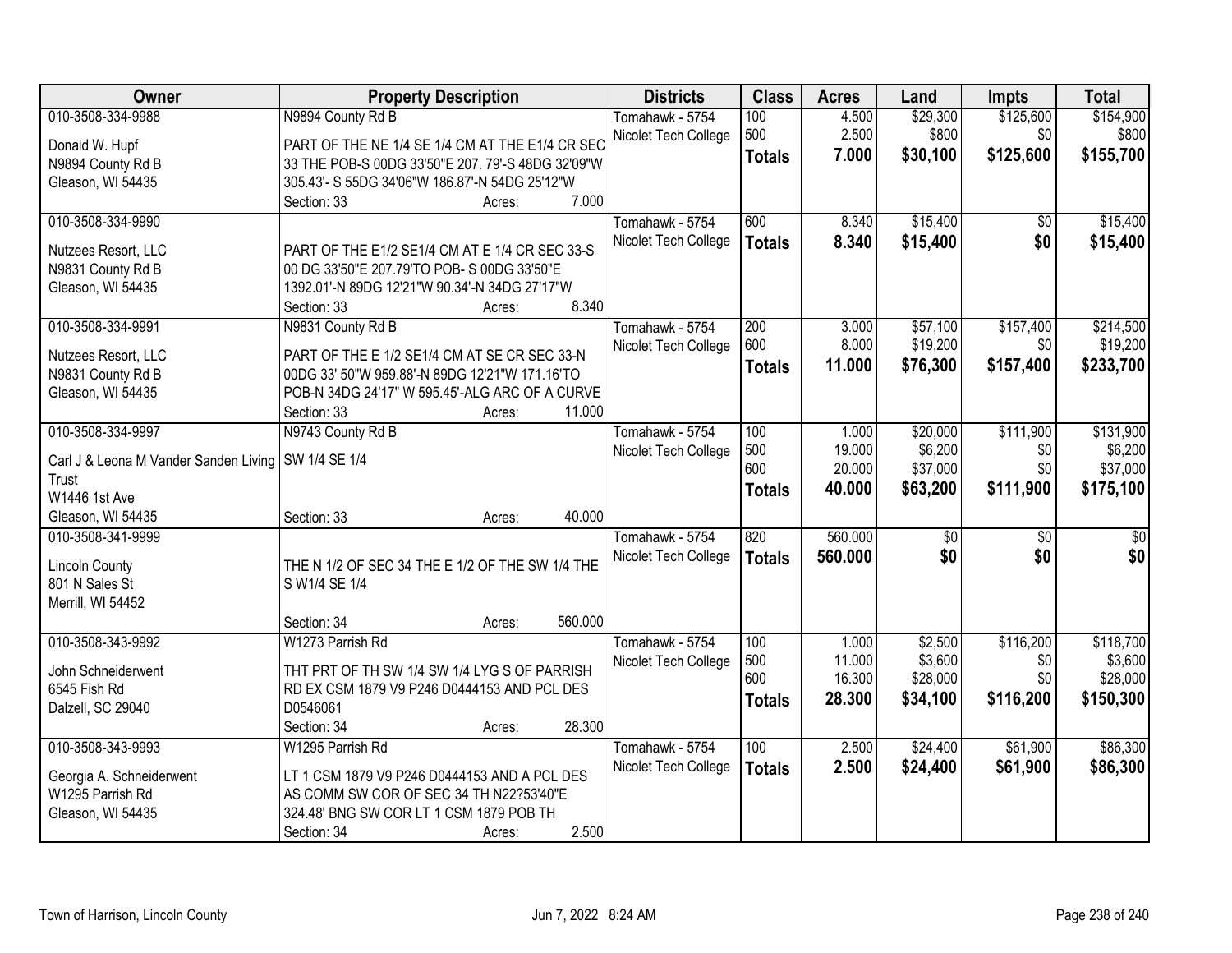| Owner | Property Description | Districts | Class | Acres | Land | Impts | Total |
|---|---|---|---|---|---|---|---|
| 010-3508-334-9988<br><br>Donald W. Hupf<br>N9894 County Rd B<br>Gleason, WI 54435 | N9894 County Rd B<br><br>PART OF THE NE 1/4 SE 1/4 CM AT THE E1/4 CR SEC 33 THE POB-S 00DG 33'50"E 207. 79'-S 48DG 32'09"W 305.43'- S 55DG 34'06"W 186.87'-N 54DG 25'12"W<br>Section: 33 Acres: 7.000 | Tomahawk - 5754<br>Nicolet Tech College | 100<br>500<br>**Totals** | 4.500<br>2.500<br>**7.000** | $29,300<br>$800<br>**$30,100** | $125,600<br>$0<br>**$125,600** | $154,900<br>$800<br>**$155,700** |
| 010-3508-334-9990<br><br>Nutzees Resort, LLC<br>N9831 County Rd B<br>Gleason, WI 54435 | <br><br>PART OF THE E1/2 SE1/4 CM AT E 1/4 CR SEC 33-S 00 DG 33'50"E 207.79'TO POB- S 00DG 33'50"E 1392.01'-N 89DG 12'21"W 90.34'-N 34DG 27'17"W<br>Section: 33 Acres: 8.340 | Tomahawk - 5754<br>Nicolet Tech College | 600<br>**Totals** | 8.340<br>**8.340** | $15,400<br>**$15,400** | $0<br>**$0** | $15,400<br>**$15,400** |
| 010-3508-334-9991<br><br>Nutzees Resort, LLC<br>N9831 County Rd B<br>Gleason, WI 54435 | N9831 County Rd B<br><br>PART OF THE E 1/2 SE1/4 CM AT SE CR SEC 33-N 00DG 33' 50"W 959.88'-N 89DG 12'21"W 171.16'TO POB-N 34DG 24'17" W 595.45'-ALG ARC OF A CURVE<br>Section: 33 Acres: 11.000 | Tomahawk - 5754<br>Nicolet Tech College | 200<br>600<br>**Totals** | 3.000<br>8.000<br>**11.000** | $57,100<br>$19,200<br>**$76,300** | $157,400<br>$0<br>**$157,400** | $214,500<br>$19,200<br>**$233,700** |
| 010-3508-334-9997<br><br>Carl J & Leona M Vander Sanden Living Trust<br>W1446 1st Ave<br>Gleason, WI 54435 | N9743 County Rd B<br><br>SW 1/4 SE 1/4<br><br>Section: 33 Acres: 40.000 | Tomahawk - 5754<br>Nicolet Tech College | 100<br>500<br>600<br>**Totals** | 1.000<br>19.000<br>20.000<br>**40.000** | $20,000<br>$6,200<br>$37,000<br>**$63,200** | $111,900<br>$0<br>$0<br>**$111,900** | $131,900<br>$6,200<br>$37,000<br>**$175,100** |
| 010-3508-341-9999<br><br>Lincoln County<br>801 N Sales St<br>Merrill, WI 54452 | <br><br>THE N 1/2 OF SEC 34 THE E 1/2 OF THE SW 1/4 THE S W1/4 SE 1/4<br><br>Section: 34 Acres: 560.000 | Tomahawk - 5754<br>Nicolet Tech College | 820<br>**Totals** | 560.000<br>**560.000** | $0<br>**$0** | $0<br>**$0** | $0<br>**$0** |
| 010-3508-343-9992<br><br>John Schneiderwent<br>6545 Fish Rd<br>Dalzell, SC 29040 | W1273 Parrish Rd<br><br>THT PRT OF TH SW 1/4 SW 1/4 LYG S OF PARRISH RD EX CSM 1879 V9 P246 D0444153 AND PCL DES D0546061<br>Section: 34 Acres: 28.300 | Tomahawk - 5754<br>Nicolet Tech College | 100<br>500<br>600<br>**Totals** | 1.000<br>11.000<br>16.300<br>**28.300** | $2,500<br>$3,600<br>$28,000<br>**$34,100** | $116,200<br>$0<br>$0<br>**$116,200** | $118,700<br>$3,600<br>$28,000<br>**$150,300** |
| 010-3508-343-9993<br><br>Georgia A. Schneiderwent<br>W1295 Parrish Rd<br>Gleason, WI 54435 | W1295 Parrish Rd<br><br>LT 1 CSM 1879 V9 P246 D0444153 AND A PCL DES AS COMM SW COR OF SEC 34 TH N22?53'40"E 324.48' BNG SW COR LT 1 CSM 1879 POB TH<br>Section: 34 Acres: 2.500 | Tomahawk - 5754<br>Nicolet Tech College | 100<br>**Totals** | 2.500<br>**2.500** | $24,400<br>**$24,400** | $61,900<br>**$61,900** | $86,300<br>**$86,300** |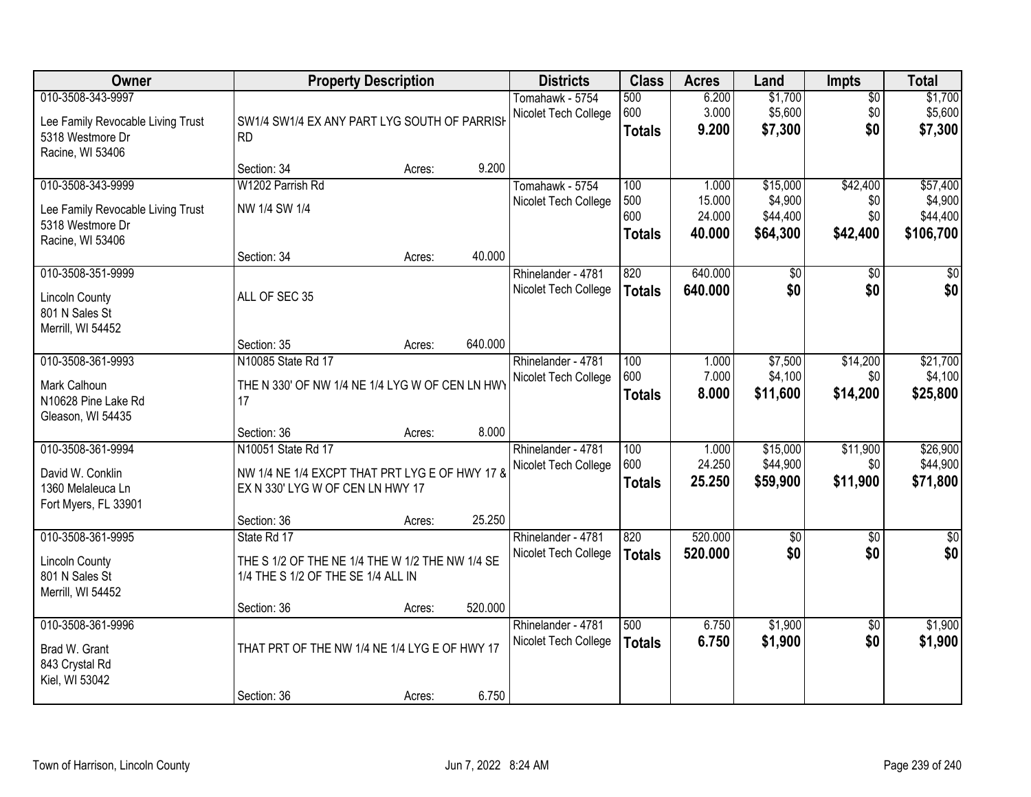| Owner | Property Description | Districts | Class | Acres | Land | Impts | Total |
|---|---|---|---|---|---|---|---|
| 010-3508-343-9997<br>Lee Family Revocable Living Trust<br>5318 Westmore Dr<br>Racine, WI 53406 | SW1/4 SW1/4 EX ANY PART LYG SOUTH OF PARRISH RD<br>Section: 34 Acres: 9.200 | Tomahawk - 5754<br>Nicolet Tech College | 500<br>600<br>**Totals** | 6.200<br>3.000<br>**9.200** | $1,700<br>$5,600<br>**$7,300** | $0<br>$0<br>**$0** | $1,700<br>$5,600<br>**$7,300** |
| 010-3508-343-9999<br>Lee Family Revocable Living Trust<br>5318 Westmore Dr<br>Racine, WI 53406 | W1202 Parrish Rd<br>NW 1/4 SW 1/4<br>Section: 34 Acres: 40.000 | Tomahawk - 5754<br>Nicolet Tech College | 100<br>500<br>600<br>**Totals** | 1.000<br>15.000<br>24.000<br>**40.000** | $15,000<br>$4,900<br>$44,400<br>**$64,300** | $42,400<br>$0<br>$0<br>**$42,400** | $57,400<br>$4,900<br>$44,400<br>**$106,700** |
| 010-3508-351-9999<br>Lincoln County<br>801 N Sales St<br>Merrill, WI 54452 | ALL OF SEC 35<br>Section: 35 Acres: 640.000 | Rhinelander - 4781<br>Nicolet Tech College | 820<br>**Totals** | 640.000<br>**640.000** | $0<br>**$0** | $0<br>**$0** | $0<br>**$0** |
| 010-3508-361-9993<br>Mark Calhoun<br>N10628 Pine Lake Rd<br>Gleason, WI 54435 | N10085 State Rd 17<br>THE N 330' OF NW 1/4 NE 1/4 LYG W OF CEN LN HWY 17<br>Section: 36 Acres: 8.000 | Rhinelander - 4781<br>Nicolet Tech College | 100<br>600<br>**Totals** | 1.000<br>7.000<br>**8.000** | $7,500<br>$4,100<br>**$11,600** | $14,200<br>$0<br>**$14,200** | $21,700<br>$4,100<br>**$25,800** |
| 010-3508-361-9994<br>David W. Conklin<br>1360 Melaleuca Ln<br>Fort Myers, FL 33901 | N10051 State Rd 17<br>NW 1/4 NE 1/4 EXCPT THAT PRT LYG E OF HWY 17 & EX N 330' LYG W OF CEN LN HWY 17<br>Section: 36 Acres: 25.250 | Rhinelander - 4781<br>Nicolet Tech College | 100<br>600<br>**Totals** | 1.000<br>24.250<br>**25.250** | $15,000<br>$44,900<br>**$59,900** | $11,900<br>$0<br>**$11,900** | $26,900<br>$44,900<br>**$71,800** |
| 010-3508-361-9995<br>Lincoln County<br>801 N Sales St<br>Merrill, WI 54452 | State Rd 17<br>THE S 1/2 OF THE NE 1/4 THE W 1/2 THE NW 1/4 SE 1/4 THE S 1/2 OF THE SE 1/4 ALL IN<br>Section: 36 Acres: 520.000 | Rhinelander - 4781<br>Nicolet Tech College | 820<br>**Totals** | 520.000<br>**520.000** | $0<br>**$0** | $0<br>**$0** | $0<br>**$0** |
| 010-3508-361-9996<br>Brad W. Grant<br>843 Crystal Rd<br>Kiel, WI 53042 | THAT PRT OF THE NW 1/4 NE 1/4 LYG E OF HWY 17<br>Section: 36 Acres: 6.750 | Rhinelander - 4781<br>Nicolet Tech College | 500<br>**Totals** | 6.750<br>**6.750** | $1,900<br>**$1,900** | $0<br>**$0** | $1,900<br>**$1,900** |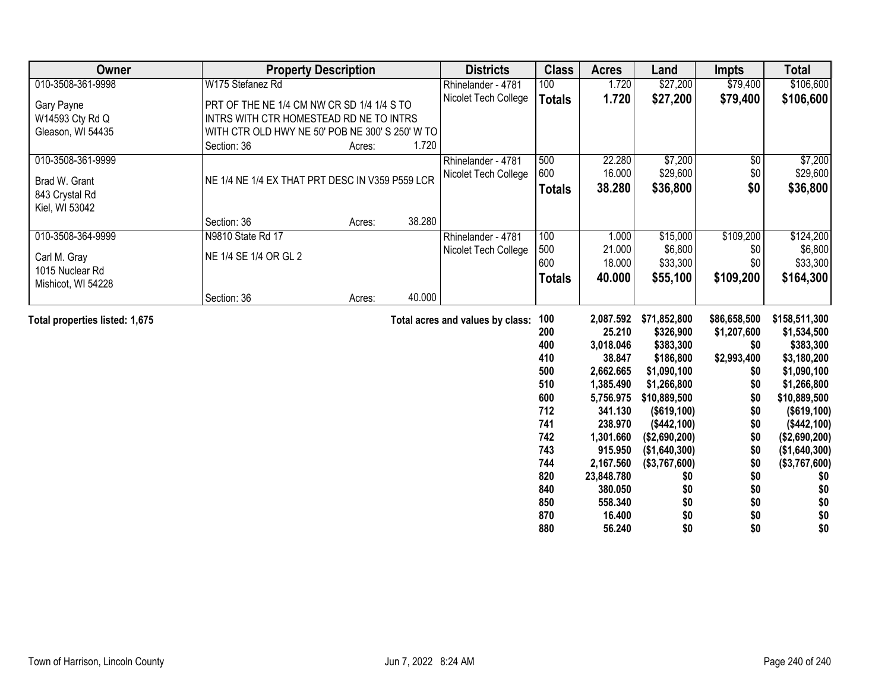| Owner | Property Description | Districts | Class | Acres | Land | Impts | Total |
|---|---|---|---|---|---|---|---|
| 010-3508-361-9998<br>Gary Payne<br>W14593 Cty Rd Q<br>Gleason, WI 54435 | W175 Stefanez Rd<br>PRT OF THE NE 1/4 CM NW CR SD 1/4 1/4 S TO INTRS WITH CTR HOMESTEAD RD NE TO INTRS WITH CTR OLD HWY NE 50' POB NE 300' S 250' W TO<br>Section: 36 Acres: 1.720 | Rhinelander - 4781<br>Nicolet Tech College | 100<br>**Totals** | 1.720<br>**1.720** | $27,200<br>**$27,200** | $79,400<br>**$79,400** | $106,600<br>**$106,600** |
| 010-3508-361-9999<br>Brad W. Grant<br>843 Crystal Rd<br>Kiel, WI 53042 | NE 1/4 NE 1/4 EX THAT PRT DESC IN V359 P559 LCR<br>Section: 36 Acres: 38.280 | Rhinelander - 4781<br>Nicolet Tech College | 500<br>600<br>**Totals** | 22.280<br>16.000<br>**38.280** | $7,200<br>$29,600<br>**$36,800** | $0<br>$0<br>**$0** | $7,200<br>$29,600<br>**$36,800** |
| 010-3508-364-9999<br>Carl M. Gray<br>1015 Nuclear Rd<br>Mishicot, WI 54228 | N9810 State Rd 17<br>NE 1/4 SE 1/4 OR GL 2<br>Section: 36 Acres: 40.000 | Rhinelander - 4781<br>Nicolet Tech College | 100<br>500<br>600<br>**Totals** | 1.000<br>21.000<br>18.000<br>**40.000** | $15,000<br>$6,800<br>$33,300<br>**$55,100** | $109,200<br>$0<br>$0<br>**$109,200** | $124,200<br>$6,800<br>$33,300<br>**$164,300** |

**Total properties listed: 1,675**

**Total acres and values by class:**

| Class | Acres | Land | Impts | Total |
|---|---|---|---|---|
| 100 | 2,087.592 | $71,852,800 | $86,658,500 | $158,511,300 |
| 200 | 25.210 | $326,900 | $1,207,600 | $1,534,500 |
| 400 | 3,018.046 | $383,300 | $0 | $383,300 |
| 410 | 38.847 | $186,800 | $2,993,400 | $3,180,200 |
| 500 | 2,662.665 | $1,090,100 | $0 | $1,090,100 |
| 510 | 1,385.490 | $1,266,800 | $0 | $1,266,800 |
| 600 | 5,756.975 | $10,889,500 | $0 | $10,889,500 |
| 712 | 341.130 | ($619,100) | $0 | ($619,100) |
| 741 | 238.970 | ($442,100) | $0 | ($442,100) |
| 742 | 1,301.660 | ($2,690,200) | $0 | ($2,690,200) |
| 743 | 915.950 | ($1,640,300) | $0 | ($1,640,300) |
| 744 | 2,167.560 | ($3,767,600) | $0 | ($3,767,600) |
| 820 | 23,848.780 | $0 | $0 | $0 |
| 840 | 380.050 | $0 | $0 | $0 |
| 850 | 558.340 | $0 | $0 | $0 |
| 870 | 16.400 | $0 | $0 | $0 |
| 880 | 56.240 | $0 | $0 | $0 |